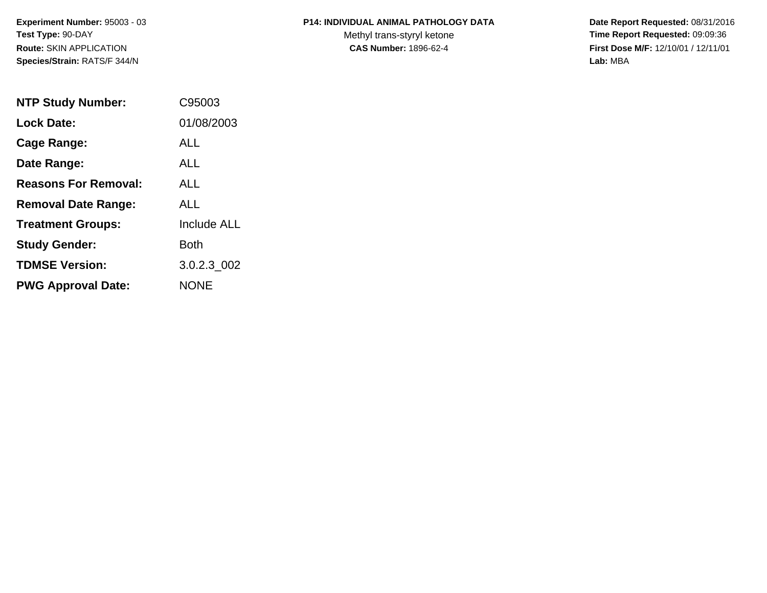**Experiment Number:** 95003 - 03
**Test Type:** 90-DAY
**Route:** SKIN APPLICATION
**Species/Strain:** RATS/F 344/N

**P14: INDIVIDUAL ANIMAL PATHOLOGY DATA**
Methyl trans-styryl ketone
**CAS Number:** 1896-62-4

**Date Report Requested:** 08/31/2016
**Time Report Requested:** 09:09:36
**First Dose M/F:** 12/10/01 / 12/11/01
**Lab:** MBA

| | |
|---|---|
| **NTP Study Number:** | C95003 |
| **Lock Date:** | 01/08/2003 |
| **Cage Range:** | ALL |
| **Date Range:** | ALL |
| **Reasons For Removal:** | ALL |
| **Removal Date Range:** | ALL |
| **Treatment Groups:** | Include ALL |
| **Study Gender:** | Both |
| **TDMSE Version:** | 3.0.2.3_002 |
| **PWG Approval Date:** | NONE |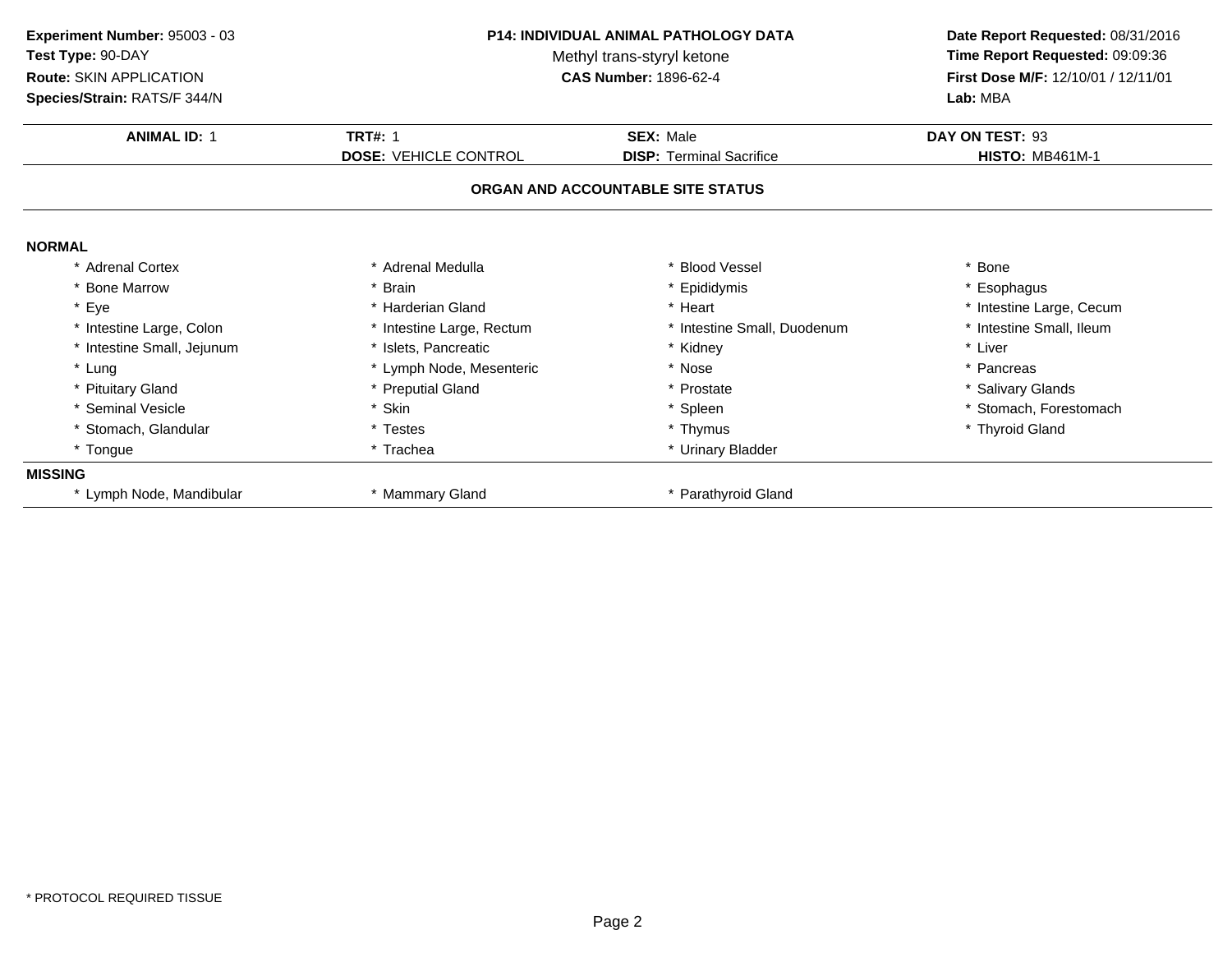**Experiment Number:** 95003 - 03
**Test Type:** 90-DAY
**Route:** SKIN APPLICATION
**Species/Strain:** RATS/F 344/N

**P14: INDIVIDUAL ANIMAL PATHOLOGY DATA**
Methyl trans-styryl ketone
**CAS Number:** 1896-62-4

**Date Report Requested:** 08/31/2016
**Time Report Requested:** 09:09:36
**First Dose M/F:** 12/10/01 / 12/11/01
**Lab:** MBA

| **ANIMAL ID:** 1 | **TRT#:** 1 | **SEX:** Male | **DAY ON TEST:** 93 |
|---|---|---|---|
| | **DOSE:** VEHICLE CONTROL | **DISP:** Terminal Sacrifice | **HISTO:** MB461M-1 |

## ORGAN AND ACCOUNTABLE SITE STATUS

**NORMAL**

| | | | |
|---|---|---|---|
| * Adrenal Cortex | * Adrenal Medulla | * Blood Vessel | * Bone |
| * Bone Marrow | * Brain | * Epididymis | * Esophagus |
| * Eye | * Harderian Gland | * Heart | * Intestine Large, Cecum |
| * Intestine Large, Colon | * Intestine Large, Rectum | * Intestine Small, Duodenum | * Intestine Small, Ileum |
| * Intestine Small, Jejunum | * Islets, Pancreatic | * Kidney | * Liver |
| * Lung | * Lymph Node, Mesenteric | * Nose | * Pancreas |
| * Pituitary Gland | * Preputial Gland | * Prostate | * Salivary Glands |
| * Seminal Vesicle | * Skin | * Spleen | * Stomach, Forestomach |
| * Stomach, Glandular | * Testes | * Thymus | * Thyroid Gland |
| * Tongue | * Trachea | * Urinary Bladder | |

**MISSING**

| | | |
|---|---|---|
| * Lymph Node, Mandibular | * Mammary Gland | * Parathyroid Gland |

* PROTOCOL REQUIRED TISSUE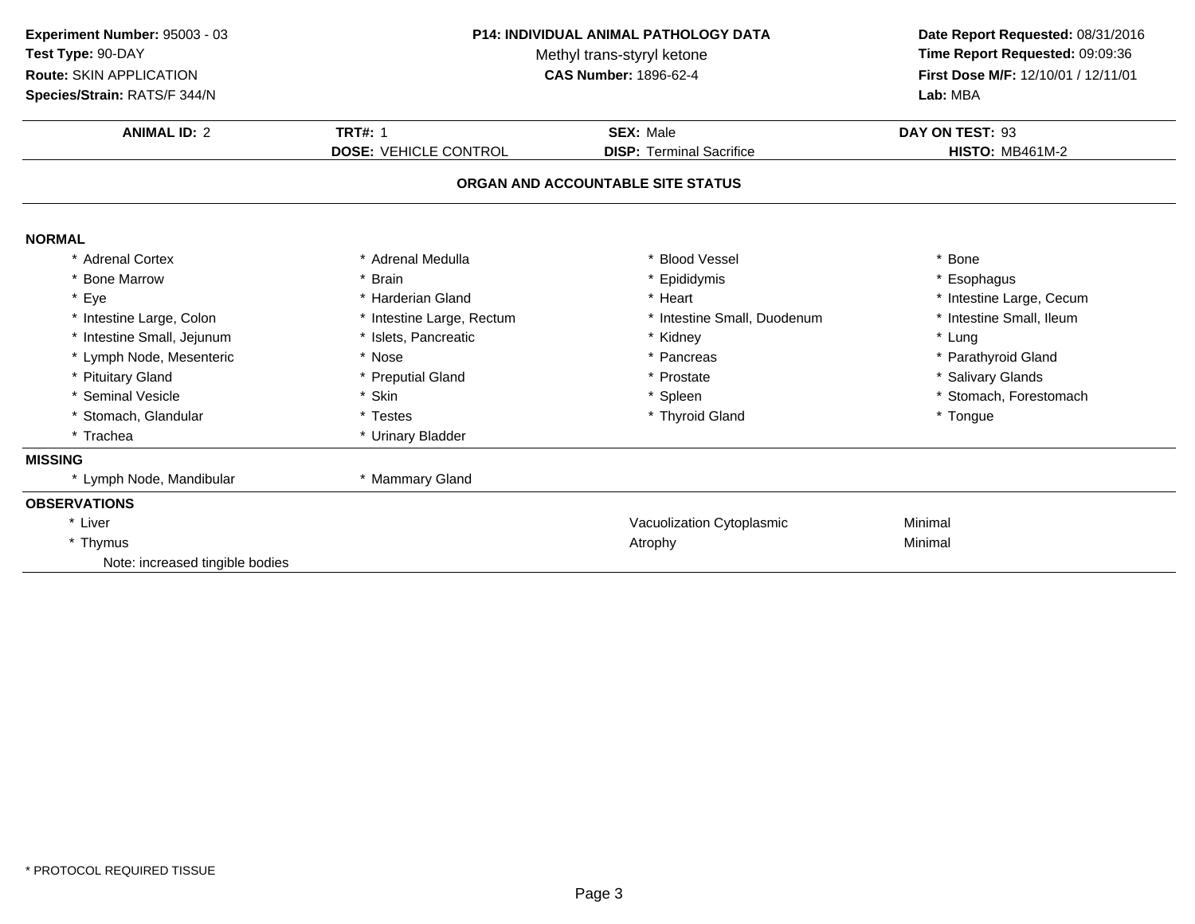**Experiment Number:** 95003 - 03
**Test Type:** 90-DAY
**Route:** SKIN APPLICATION
**Species/Strain:** RATS/F 344/N

**P14: INDIVIDUAL ANIMAL PATHOLOGY DATA**
Methyl trans-styryl ketone
**CAS Number:** 1896-62-4

**Date Report Requested:** 08/31/2016
**Time Report Requested:** 09:09:36
**First Dose M/F:** 12/10/01 / 12/11/01
**Lab:** MBA

| **ANIMAL ID:** 2 | **TRT#:** 1 | **SEX:** Male | **DAY ON TEST:** 93 |
|---|---|---|---|
| | **DOSE:** VEHICLE CONTROL | **DISP:** Terminal Sacrifice | **HISTO:** MB461M-2 |

**ORGAN AND ACCOUNTABLE SITE STATUS**

**NORMAL**

| | | | |
|---|---|---|---|
| * Adrenal Cortex | * Adrenal Medulla | * Blood Vessel | * Bone |
| * Bone Marrow | * Brain | * Epididymis | * Esophagus |
| * Eye | * Harderian Gland | * Heart | * Intestine Large, Cecum |
| * Intestine Large, Colon | * Intestine Large, Rectum | * Intestine Small, Duodenum | * Intestine Small, Ileum |
| * Intestine Small, Jejunum | * Islets, Pancreatic | * Kidney | * Lung |
| * Lymph Node, Mesenteric | * Nose | * Pancreas | * Parathyroid Gland |
| * Pituitary Gland | * Preputial Gland | * Prostate | * Salivary Glands |
| * Seminal Vesicle | * Skin | * Spleen | * Stomach, Forestomach |
| * Stomach, Glandular | * Testes | * Thyroid Gland | * Tongue |
| * Trachea | * Urinary Bladder | | |

**MISSING**

| | |
|---|---|
| * Lymph Node, Mandibular | * Mammary Gland |

**OBSERVATIONS**

| | | |
|---|---|---|
| * Liver | Vacuolization Cytoplasmic | Minimal |
| * Thymus | Atrophy | Minimal |
| Note: increased tingible bodies | | |

* PROTOCOL REQUIRED TISSUE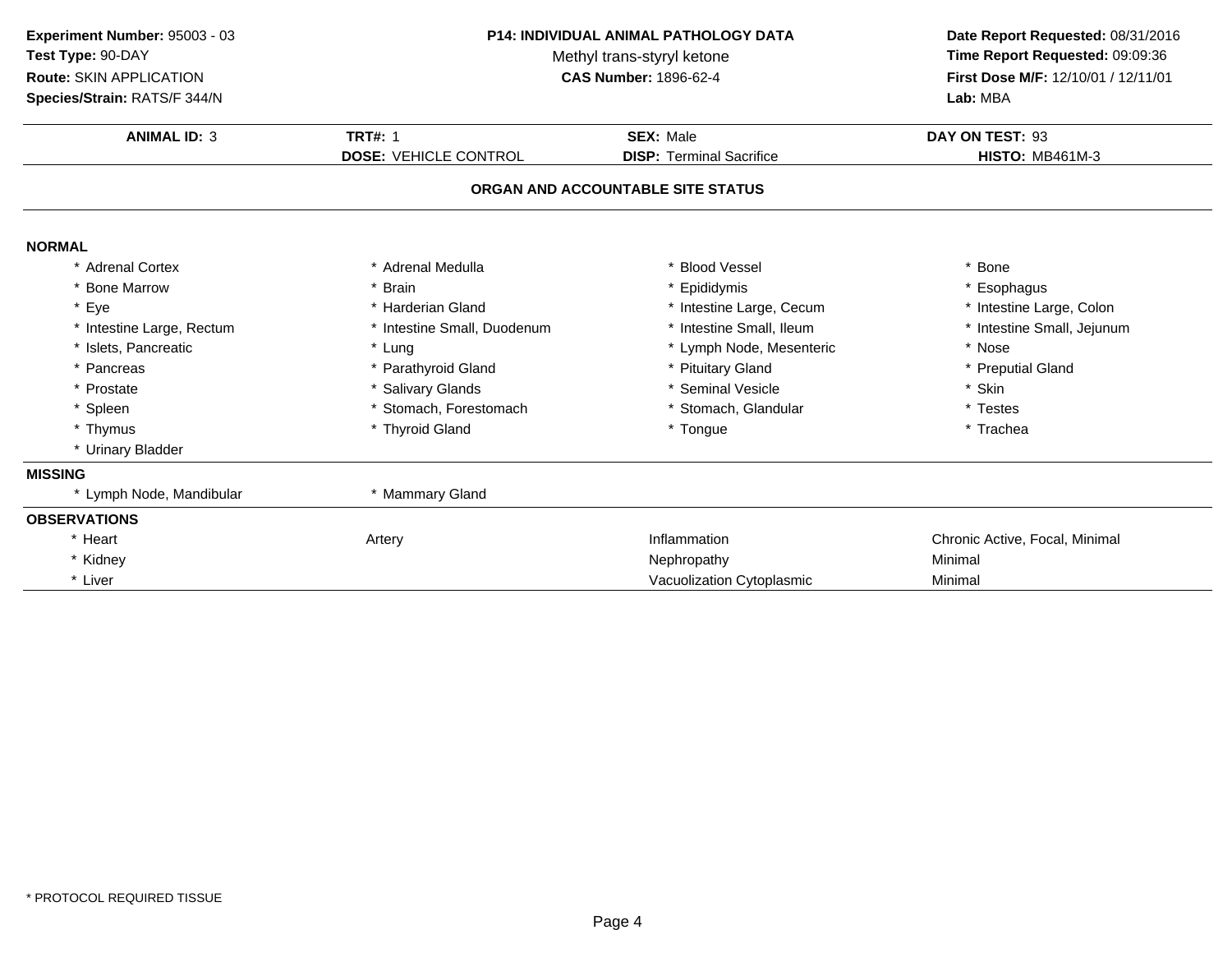**Experiment Number:** 95003 - 03
**Test Type:** 90-DAY
**Route:** SKIN APPLICATION
**Species/Strain:** RATS/F 344/N

**P14: INDIVIDUAL ANIMAL PATHOLOGY DATA**
Methyl trans-styryl ketone
**CAS Number:** 1896-62-4

**Date Report Requested:** 08/31/2016
**Time Report Requested:** 09:09:36
**First Dose M/F:** 12/10/01 / 12/11/01
**Lab:** MBA

| **ANIMAL ID:** 3 | **TRT#:** 1 | **SEX:** Male | **DAY ON TEST:** 93 |
|---|---|---|---|
| | **DOSE:** VEHICLE CONTROL | **DISP:** Terminal Sacrifice | **HISTO:** MB461M-3 |

## ORGAN AND ACCOUNTABLE SITE STATUS

**NORMAL**

| | | | |
|---|---|---|---|
| * Adrenal Cortex | * Adrenal Medulla | * Blood Vessel | * Bone |
| * Bone Marrow | * Brain | * Epididymis | * Esophagus |
| * Eye | * Harderian Gland | * Intestine Large, Cecum | * Intestine Large, Colon |
| * Intestine Large, Rectum | * Intestine Small, Duodenum | * Intestine Small, Ileum | * Intestine Small, Jejunum |
| * Islets, Pancreatic | * Lung | * Lymph Node, Mesenteric | * Nose |
| * Pancreas | * Parathyroid Gland | * Pituitary Gland | * Preputial Gland |
| * Prostate | * Salivary Glands | * Seminal Vesicle | * Skin |
| * Spleen | * Stomach, Forestomach | * Stomach, Glandular | * Testes |
| * Thymus | * Thyroid Gland | * Tongue | * Trachea |
| * Urinary Bladder | | | |

**MISSING**

| | |
|---|---|
| * Lymph Node, Mandibular | * Mammary Gland |

**OBSERVATIONS**

| | | | |
|---|---|---|---|
| * Heart | Artery | Inflammation | Chronic Active, Focal, Minimal |
| * Kidney | | Nephropathy | Minimal |
| * Liver | | Vacuolization Cytoplasmic | Minimal |

\* PROTOCOL REQUIRED TISSUE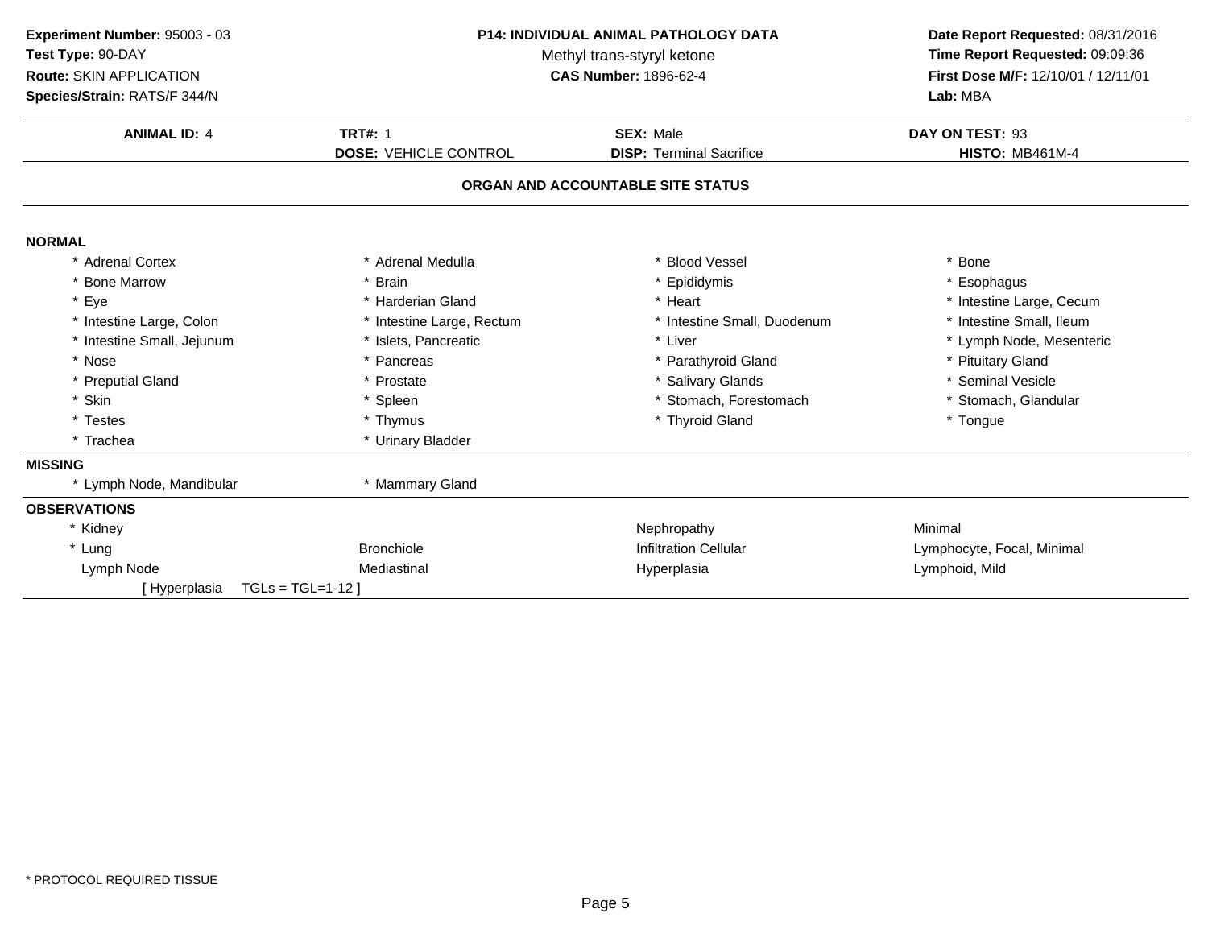**Experiment Number:** 95003 - 03
**Test Type:** 90-DAY
**Route:** SKIN APPLICATION
**Species/Strain:** RATS/F 344/N

**P14: INDIVIDUAL ANIMAL PATHOLOGY DATA**
Methyl trans-styryl ketone
**CAS Number:** 1896-62-4

**Date Report Requested:** 08/31/2016
**Time Report Requested:** 09:09:36
**First Dose M/F:** 12/10/01 / 12/11/01
**Lab:** MBA

| **ANIMAL ID:** 4 | **TRT#:** 1 | **SEX:** Male | **DAY ON TEST:** 93 |
|---|---|---|---|
| | **DOSE:** VEHICLE CONTROL | **DISP:** Terminal Sacrifice | **HISTO:** MB461M-4 |

**ORGAN AND ACCOUNTABLE SITE STATUS**

**NORMAL**

| | | | |
|---|---|---|---|
| * Adrenal Cortex | * Adrenal Medulla | * Blood Vessel | * Bone |
| * Bone Marrow | * Brain | * Epididymis | * Esophagus |
| * Eye | * Harderian Gland | * Heart | * Intestine Large, Cecum |
| * Intestine Large, Colon | * Intestine Large, Rectum | * Intestine Small, Duodenum | * Intestine Small, Ileum |
| * Intestine Small, Jejunum | * Islets, Pancreatic | * Liver | * Lymph Node, Mesenteric |
| * Nose | * Pancreas | * Parathyroid Gland | * Pituitary Gland |
| * Preputial Gland | * Prostate | * Salivary Glands | * Seminal Vesicle |
| * Skin | * Spleen | * Stomach, Forestomach | * Stomach, Glandular |
| * Testes | * Thymus | * Thyroid Gland | * Tongue |
| * Trachea | * Urinary Bladder | | |

**MISSING**

| | |
|---|---|
| * Lymph Node, Mandibular | * Mammary Gland |

**OBSERVATIONS**

| | | | |
|---|---|---|---|
| * Kidney | | Nephropathy | Minimal |
| * Lung | Bronchiole | Infiltration Cellular | Lymphocyte, Focal, Minimal |
| Lymph Node | Mediastinal | Hyperplasia | Lymphoid, Mild |
| [ Hyperplasia TGLs = TGL=1-12 ] | | | |

* PROTOCOL REQUIRED TISSUE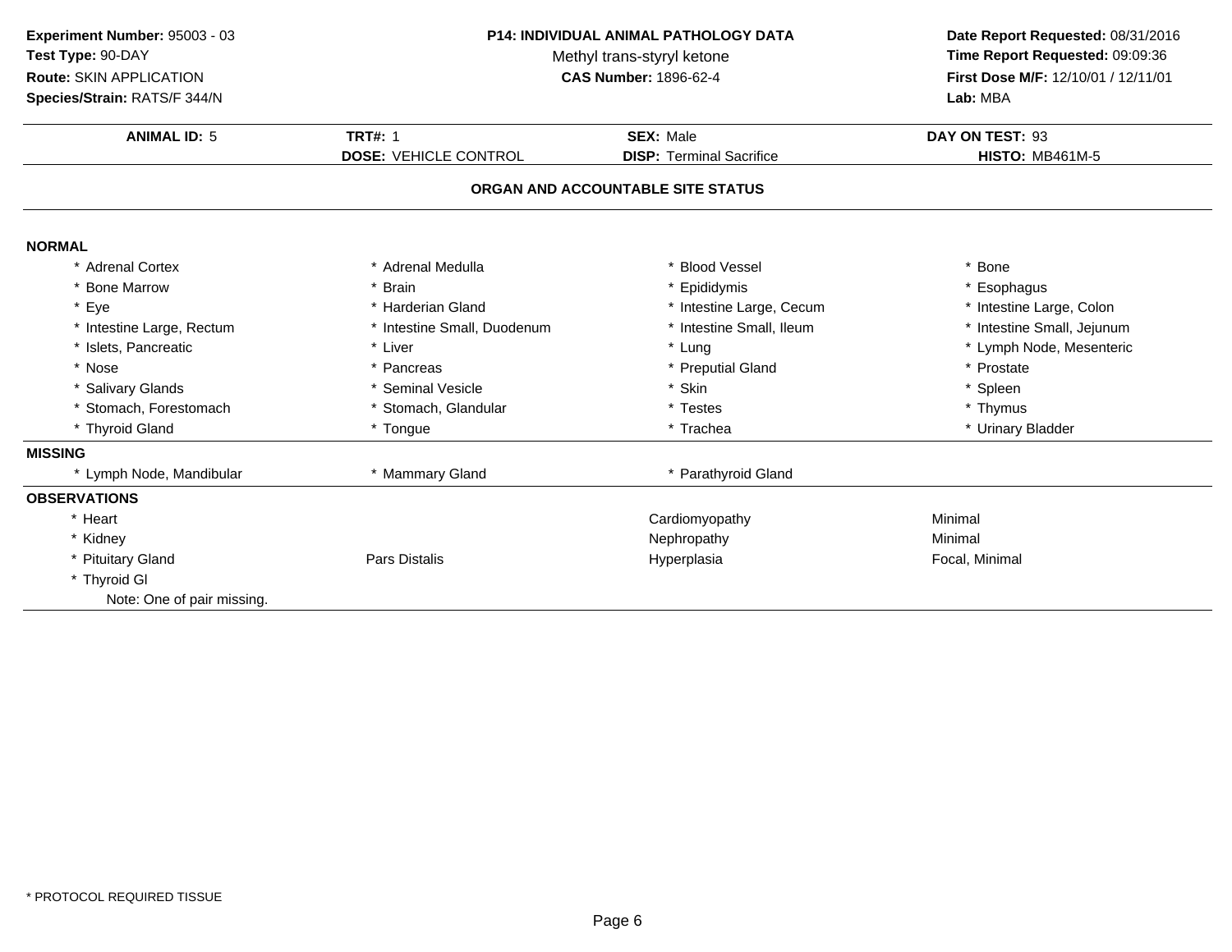**Experiment Number:** 95003 - 03
**Test Type:** 90-DAY
**Route:** SKIN APPLICATION
**Species/Strain:** RATS/F 344/N

**P14: INDIVIDUAL ANIMAL PATHOLOGY DATA**
Methyl trans-styryl ketone
**CAS Number:** 1896-62-4

**Date Report Requested:** 08/31/2016
**Time Report Requested:** 09:09:36
**First Dose M/F:** 12/10/01 / 12/11/01
**Lab:** MBA

| **ANIMAL ID:** 5 | **TRT#:** 1 | **SEX:** Male | **DAY ON TEST:** 93 |
|---|---|---|---|
| | **DOSE:** VEHICLE CONTROL | **DISP:** Terminal Sacrifice | **HISTO:** MB461M-5 |

## ORGAN AND ACCOUNTABLE SITE STATUS

**NORMAL**

| | | | |
|---|---|---|---|
| * Adrenal Cortex | * Adrenal Medulla | * Blood Vessel | * Bone |
| * Bone Marrow | * Brain | * Epididymis | * Esophagus |
| * Eye | * Harderian Gland | * Intestine Large, Cecum | * Intestine Large, Colon |
| * Intestine Large, Rectum | * Intestine Small, Duodenum | * Intestine Small, Ileum | * Intestine Small, Jejunum |
| * Islets, Pancreatic | * Liver | * Lung | * Lymph Node, Mesenteric |
| * Nose | * Pancreas | * Preputial Gland | * Prostate |
| * Salivary Glands | * Seminal Vesicle | * Skin | * Spleen |
| * Stomach, Forestomach | * Stomach, Glandular | * Testes | * Thymus |
| * Thyroid Gland | * Tongue | * Trachea | * Urinary Bladder |

**MISSING**

| | | |
|---|---|---|
| * Lymph Node, Mandibular | * Mammary Gland | * Parathyroid Gland |

**OBSERVATIONS**

| | | | |
|---|---|---|---|
| * Heart | | Cardiomyopathy | Minimal |
| * Kidney | | Nephropathy | Minimal |
| * Pituitary Gland | Pars Distalis | Hyperplasia | Focal, Minimal |
| * Thyroid Gl | | | |

Note: One of pair missing.

* PROTOCOL REQUIRED TISSUE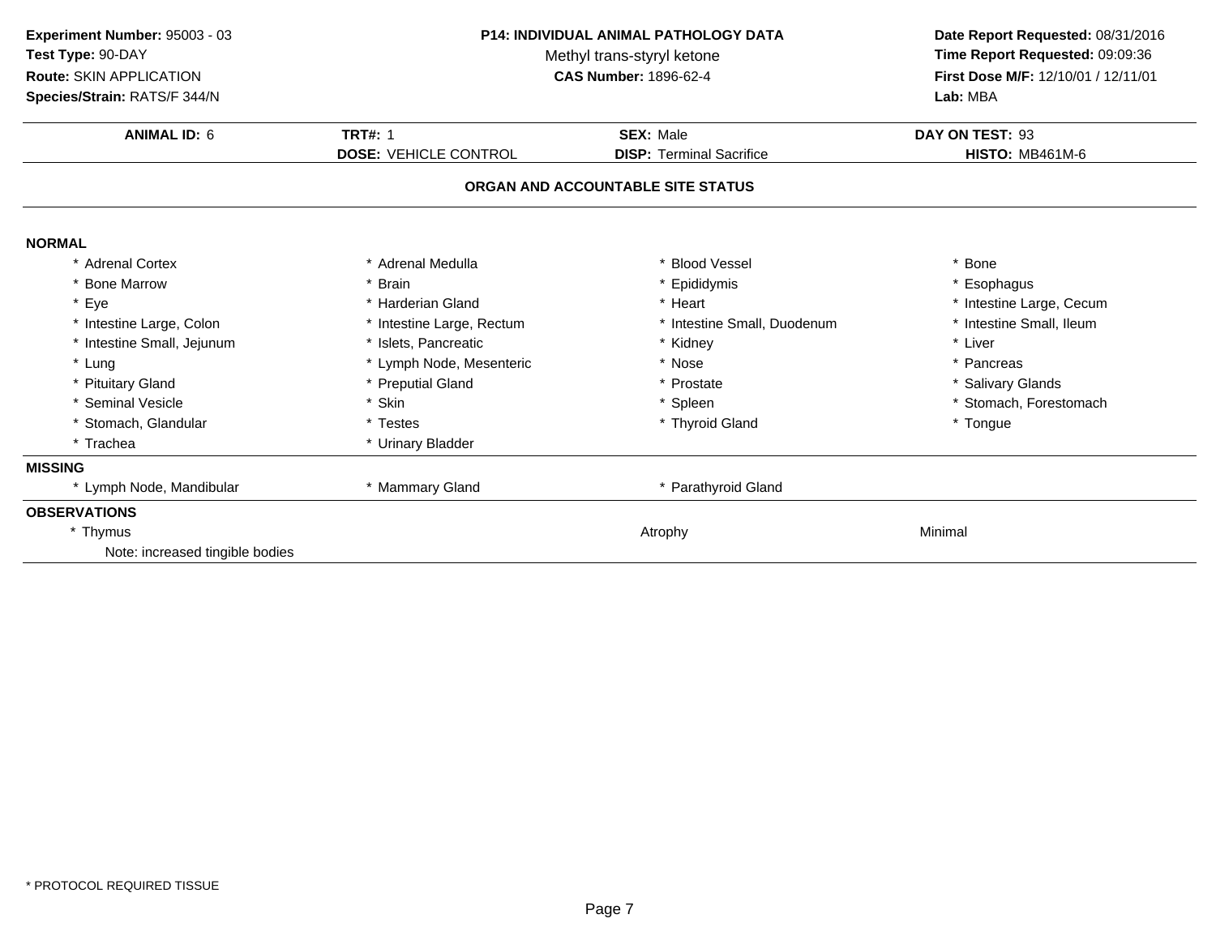**Experiment Number:** 95003 - 03
**Test Type:** 90-DAY
**Route:** SKIN APPLICATION
**Species/Strain:** RATS/F 344/N

**P14: INDIVIDUAL ANIMAL PATHOLOGY DATA**
Methyl trans-styryl ketone
**CAS Number:** 1896-62-4

**Date Report Requested:** 08/31/2016
**Time Report Requested:** 09:09:36
**First Dose M/F:** 12/10/01 / 12/11/01
**Lab:** MBA

| **ANIMAL ID:** 6 | **TRT#:** 1 | **SEX:** Male | **DAY ON TEST:** 93 |
|---|---|---|---|
| | **DOSE:** VEHICLE CONTROL | **DISP:** Terminal Sacrifice | **HISTO:** MB461M-6 |

**ORGAN AND ACCOUNTABLE SITE STATUS**

**NORMAL**

| | | | |
|---|---|---|---|
| * Adrenal Cortex | * Adrenal Medulla | * Blood Vessel | * Bone |
| * Bone Marrow | * Brain | * Epididymis | * Esophagus |
| * Eye | * Harderian Gland | * Heart | * Intestine Large, Cecum |
| * Intestine Large, Colon | * Intestine Large, Rectum | * Intestine Small, Duodenum | * Intestine Small, Ileum |
| * Intestine Small, Jejunum | * Islets, Pancreatic | * Kidney | * Liver |
| * Lung | * Lymph Node, Mesenteric | * Nose | * Pancreas |
| * Pituitary Gland | * Preputial Gland | * Prostate | * Salivary Glands |
| * Seminal Vesicle | * Skin | * Spleen | * Stomach, Forestomach |
| * Stomach, Glandular | * Testes | * Thyroid Gland | * Tongue |
| * Trachea | * Urinary Bladder | | |

**MISSING**

| | | |
|---|---|---|
| * Lymph Node, Mandibular | * Mammary Gland | * Parathyroid Gland |

**OBSERVATIONS**

| | | |
|---|---|---|
| * Thymus | Atrophy | Minimal |
| Note: increased tingible bodies | | |

* PROTOCOL REQUIRED TISSUE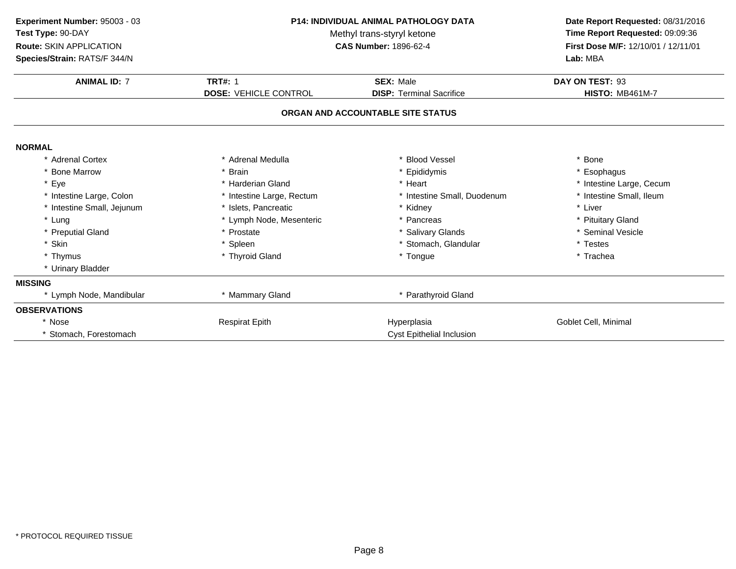**Experiment Number:** 95003 - 03
**Test Type:** 90-DAY
**Route:** SKIN APPLICATION
**Species/Strain:** RATS/F 344/N

**P14: INDIVIDUAL ANIMAL PATHOLOGY DATA**
Methyl trans-styryl ketone
**CAS Number:** 1896-62-4

**Date Report Requested:** 08/31/2016
**Time Report Requested:** 09:09:36
**First Dose M/F:** 12/10/01 / 12/11/01
**Lab:** MBA

| **ANIMAL ID:** 7 | **TRT#:** 1 | **SEX:** Male | **DAY ON TEST:** 93 |
|---|---|---|---|
| | **DOSE:** VEHICLE CONTROL | **DISP:** Terminal Sacrifice | **HISTO:** MB461M-7 |

## ORGAN AND ACCOUNTABLE SITE STATUS

**NORMAL**

| | | | |
|---|---|---|---|
| * Adrenal Cortex | * Adrenal Medulla | * Blood Vessel | * Bone |
| * Bone Marrow | * Brain | * Epididymis | * Esophagus |
| * Eye | * Harderian Gland | * Heart | * Intestine Large, Cecum |
| * Intestine Large, Colon | * Intestine Large, Rectum | * Intestine Small, Duodenum | * Intestine Small, Ileum |
| * Intestine Small, Jejunum | * Islets, Pancreatic | * Kidney | * Liver |
| * Lung | * Lymph Node, Mesenteric | * Pancreas | * Pituitary Gland |
| * Preputial Gland | * Prostate | * Salivary Glands | * Seminal Vesicle |
| * Skin | * Spleen | * Stomach, Glandular | * Testes |
| * Thymus | * Thyroid Gland | * Tongue | * Trachea |
| * Urinary Bladder | | | |

**MISSING**

| | | | |
|---|---|---|---|
| * Lymph Node, Mandibular | * Mammary Gland | * Parathyroid Gland | |

**OBSERVATIONS**

| | | | |
|---|---|---|---|
| * Nose | Respirat Epith | Hyperplasia | Goblet Cell, Minimal |
| * Stomach, Forestomach | | Cyst Epithelial Inclusion | |

* PROTOCOL REQUIRED TISSUE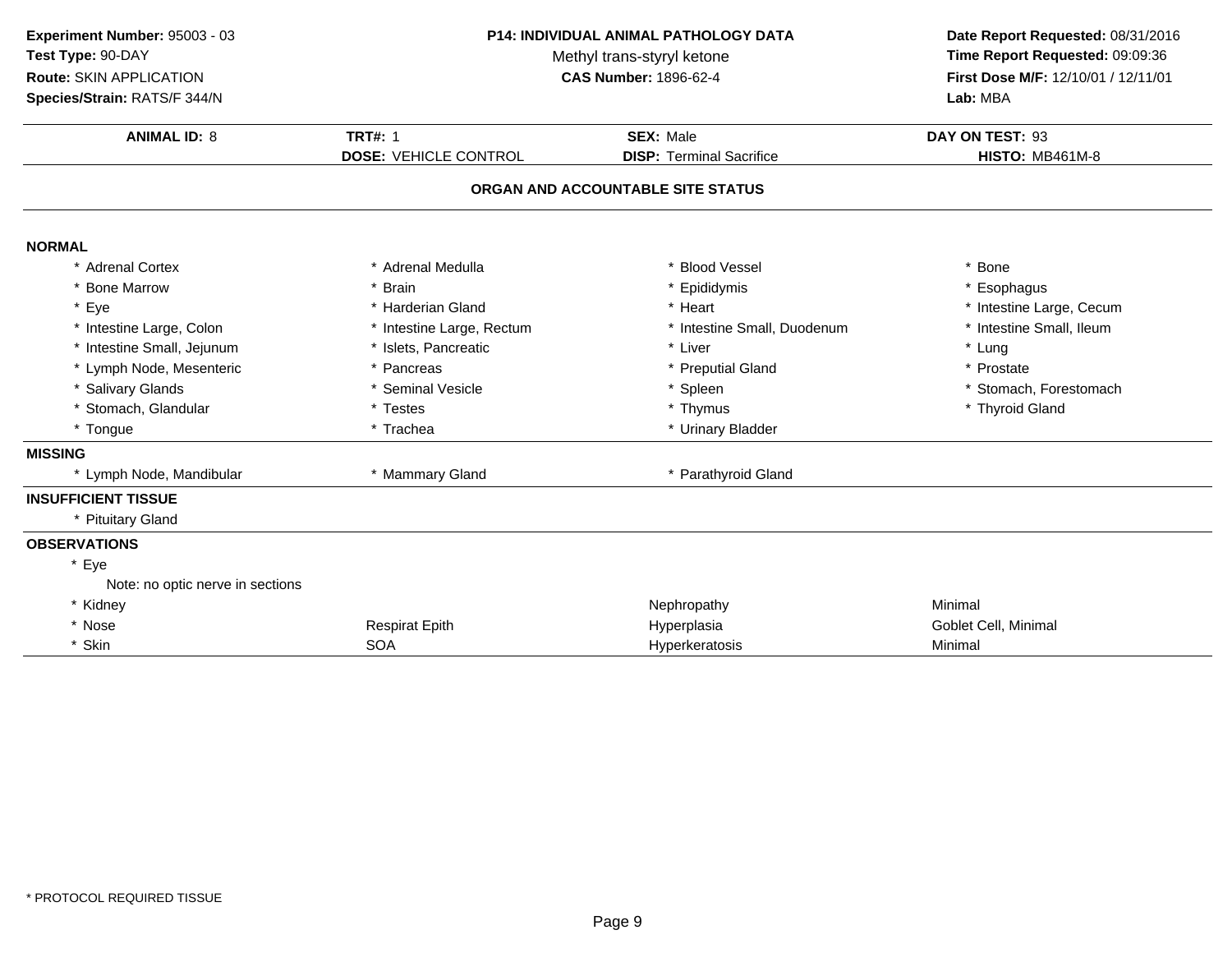**Experiment Number:** 95003 - 03
**Test Type:** 90-DAY
**Route:** SKIN APPLICATION
**Species/Strain:** RATS/F 344/N

**P14: INDIVIDUAL ANIMAL PATHOLOGY DATA**
Methyl trans-styryl ketone
**CAS Number:** 1896-62-4

**Date Report Requested:** 08/31/2016
**Time Report Requested:** 09:09:36
**First Dose M/F:** 12/10/01 / 12/11/01
**Lab:** MBA

| **ANIMAL ID:** 8 | **TRT#:** 1 | **SEX:** Male | **DAY ON TEST:** 93 |
|---|---|---|---|
| | **DOSE:** VEHICLE CONTROL | **DISP:** Terminal Sacrifice | **HISTO:** MB461M-8 |

## ORGAN AND ACCOUNTABLE SITE STATUS

### NORMAL

| | | | |
|---|---|---|---|
| * Adrenal Cortex | * Adrenal Medulla | * Blood Vessel | * Bone |
| * Bone Marrow | * Brain | * Epididymis | * Esophagus |
| * Eye | * Harderian Gland | * Heart | * Intestine Large, Cecum |
| * Intestine Large, Colon | * Intestine Large, Rectum | * Intestine Small, Duodenum | * Intestine Small, Ileum |
| * Intestine Small, Jejunum | * Islets, Pancreatic | * Liver | * Lung |
| * Lymph Node, Mesenteric | * Pancreas | * Preputial Gland | * Prostate |
| * Salivary Glands | * Seminal Vesicle | * Spleen | * Stomach, Forestomach |
| * Stomach, Glandular | * Testes | * Thymus | * Thyroid Gland |
| * Tongue | * Trachea | * Urinary Bladder | |

### MISSING

| | | |
|---|---|---|
| * Lymph Node, Mandibular | * Mammary Gland | * Parathyroid Gland |

### INSUFFICIENT TISSUE

* Pituitary Gland

### OBSERVATIONS

| | | | |
|---|---|---|---|
| * Eye | | | |
| Note: no optic nerve in sections | | | |
| * Kidney | | Nephropathy | Minimal |
| * Nose | Respirat Epith | Hyperplasia | Goblet Cell, Minimal |
| * Skin | SOA | Hyperkeratosis | Minimal |

* PROTOCOL REQUIRED TISSUE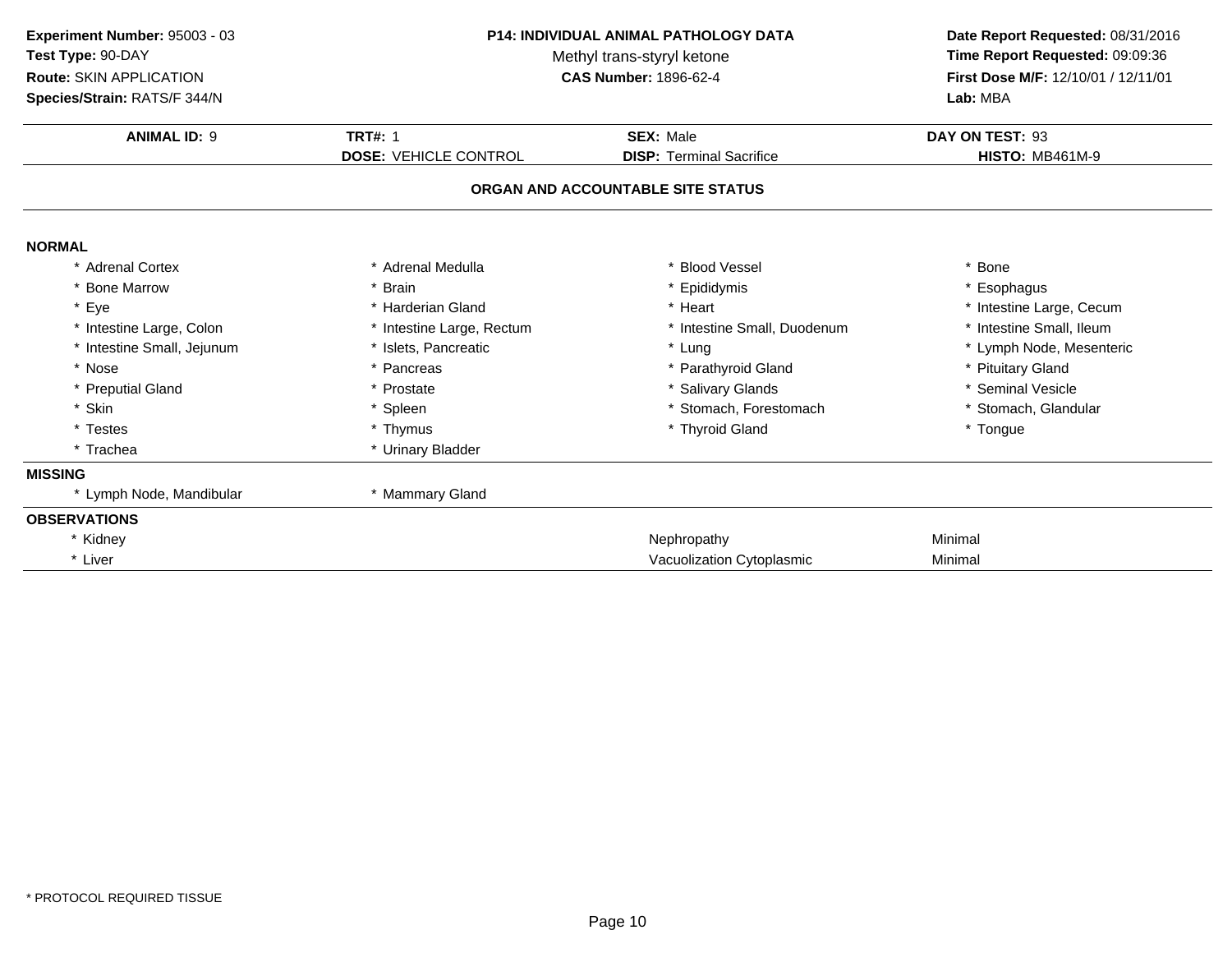**Experiment Number:** 95003 - 03
**Test Type:** 90-DAY
**Route:** SKIN APPLICATION
**Species/Strain:** RATS/F 344/N

**P14: INDIVIDUAL ANIMAL PATHOLOGY DATA**
Methyl trans-styryl ketone
**CAS Number:** 1896-62-4

**Date Report Requested:** 08/31/2016
**Time Report Requested:** 09:09:36
**First Dose M/F:** 12/10/01 / 12/11/01
**Lab:** MBA

| **ANIMAL ID:** 9 | **TRT#:** 1 | **SEX:** Male | **DAY ON TEST:** 93 |
|---|---|---|---|
| | **DOSE:** VEHICLE CONTROL | **DISP:** Terminal Sacrifice | **HISTO:** MB461M-9 |

**ORGAN AND ACCOUNTABLE SITE STATUS**

**NORMAL**

| | | | |
|---|---|---|---|
| * Adrenal Cortex | * Adrenal Medulla | * Blood Vessel | * Bone |
| * Bone Marrow | * Brain | * Epididymis | * Esophagus |
| * Eye | * Harderian Gland | * Heart | * Intestine Large, Cecum |
| * Intestine Large, Colon | * Intestine Large, Rectum | * Intestine Small, Duodenum | * Intestine Small, Ileum |
| * Intestine Small, Jejunum | * Islets, Pancreatic | * Lung | * Lymph Node, Mesenteric |
| * Nose | * Pancreas | * Parathyroid Gland | * Pituitary Gland |
| * Preputial Gland | * Prostate | * Salivary Glands | * Seminal Vesicle |
| * Skin | * Spleen | * Stomach, Forestomach | * Stomach, Glandular |
| * Testes | * Thymus | * Thyroid Gland | * Tongue |
| * Trachea | * Urinary Bladder | | |

**MISSING**

| | |
|---|---|
| * Lymph Node, Mandibular | * Mammary Gland |

**OBSERVATIONS**

| | | |
|---|---|---|
| * Kidney | Nephropathy | Minimal |
| * Liver | Vacuolization Cytoplasmic | Minimal |

* PROTOCOL REQUIRED TISSUE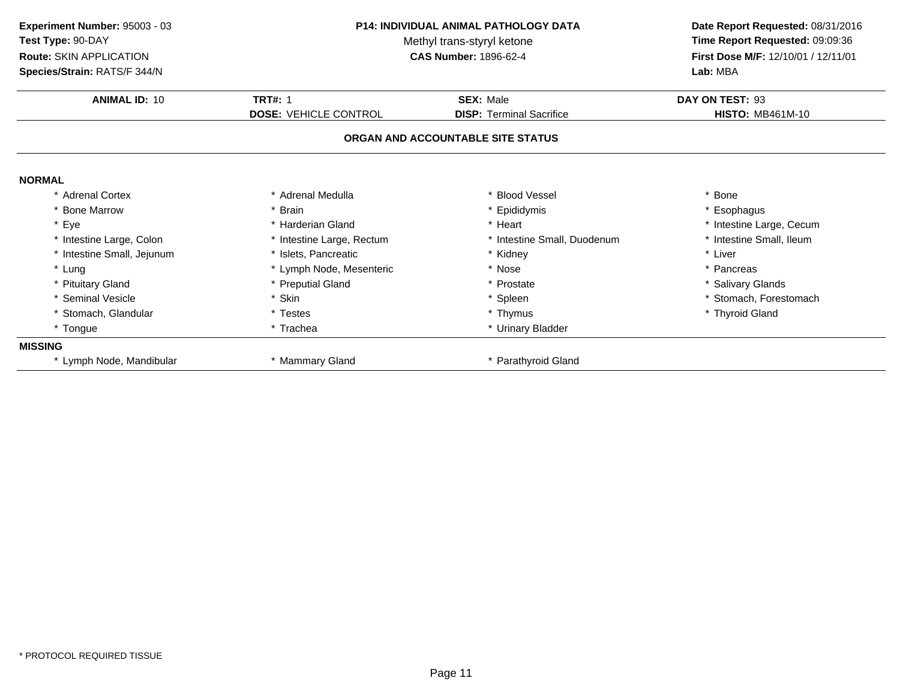**Experiment Number:** 95003 - 03
**Test Type:** 90-DAY
**Route:** SKIN APPLICATION
**Species/Strain:** RATS/F 344/N

**P14: INDIVIDUAL ANIMAL PATHOLOGY DATA**
Methyl trans-styryl ketone
**CAS Number:** 1896-62-4

**Date Report Requested:** 08/31/2016
**Time Report Requested:** 09:09:36
**First Dose M/F:** 12/10/01 / 12/11/01
**Lab:** MBA

| **ANIMAL ID:** 10 | **TRT#:** 1 | **SEX:** Male | **DAY ON TEST:** 93 |
|---|---|---|---|
| | **DOSE:** VEHICLE CONTROL | **DISP:** Terminal Sacrifice | **HISTO:** MB461M-10 |

## ORGAN AND ACCOUNTABLE SITE STATUS

**NORMAL**

| | | | |
|---|---|---|---|
| * Adrenal Cortex | * Adrenal Medulla | * Blood Vessel | * Bone |
| * Bone Marrow | * Brain | * Epididymis | * Esophagus |
| * Eye | * Harderian Gland | * Heart | * Intestine Large, Cecum |
| * Intestine Large, Colon | * Intestine Large, Rectum | * Intestine Small, Duodenum | * Intestine Small, Ileum |
| * Intestine Small, Jejunum | * Islets, Pancreatic | * Kidney | * Liver |
| * Lung | * Lymph Node, Mesenteric | * Nose | * Pancreas |
| * Pituitary Gland | * Preputial Gland | * Prostate | * Salivary Glands |
| * Seminal Vesicle | * Skin | * Spleen | * Stomach, Forestomach |
| * Stomach, Glandular | * Testes | * Thymus | * Thyroid Gland |
| * Tongue | * Trachea | * Urinary Bladder | |

**MISSING**

| | | |
|---|---|---|
| * Lymph Node, Mandibular | * Mammary Gland | * Parathyroid Gland |

* PROTOCOL REQUIRED TISSUE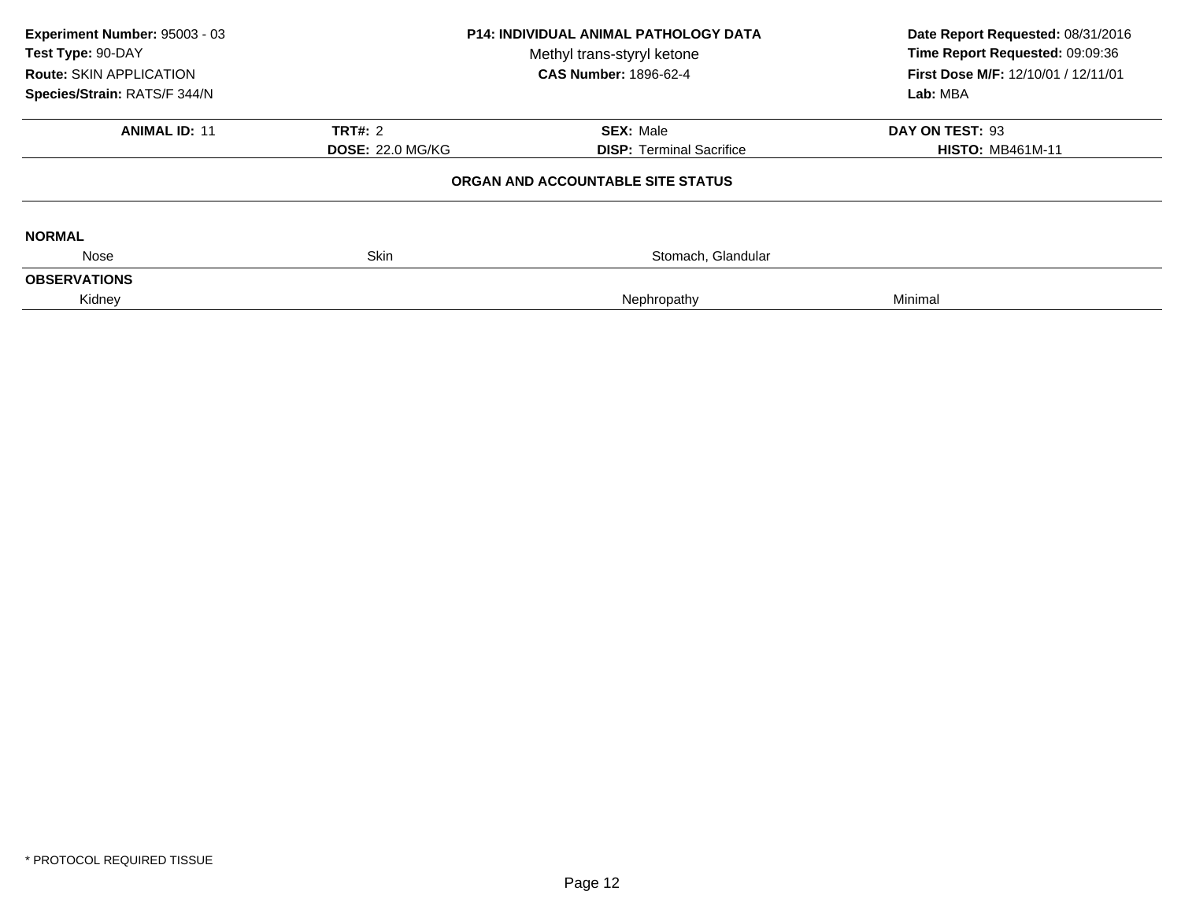**Experiment Number:** 95003 - 03
**Test Type:** 90-DAY
**Route:** SKIN APPLICATION
**Species/Strain:** RATS/F 344/N

**P14: INDIVIDUAL ANIMAL PATHOLOGY DATA**
Methyl trans-styryl ketone
**CAS Number:** 1896-62-4

**Date Report Requested:** 08/31/2016
**Time Report Requested:** 09:09:36
**First Dose M/F:** 12/10/01 / 12/11/01
**Lab:** MBA

| **ANIMAL ID:** 11 | **TRT#:** 2 | **SEX:** Male | **DAY ON TEST:** 93 |
|---|---|---|---|
| | **DOSE:** 22.0 MG/KG | **DISP:** Terminal Sacrifice | **HISTO:** MB461M-11 |

**ORGAN AND ACCOUNTABLE SITE STATUS**

**NORMAL**

| Nose | Skin | Stomach, Glandular | |
|---|---|---|---|

**OBSERVATIONS**

| Kidney | | Nephropathy | Minimal |
|---|---|---|---|

* PROTOCOL REQUIRED TISSUE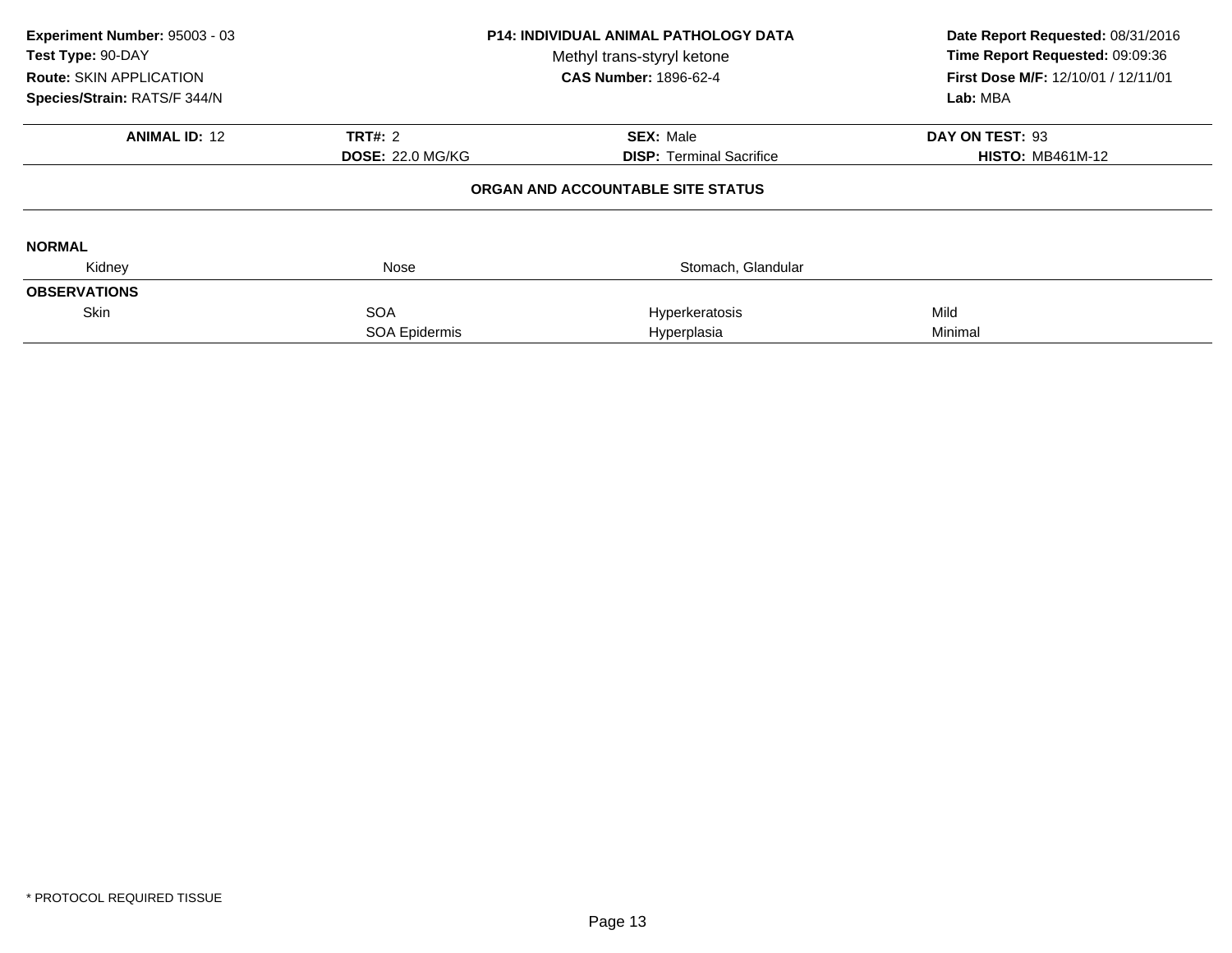**Experiment Number:** 95003 - 03
**Test Type:** 90-DAY
**Route:** SKIN APPLICATION
**Species/Strain:** RATS/F 344/N

**P14: INDIVIDUAL ANIMAL PATHOLOGY DATA**
Methyl trans-styryl ketone
**CAS Number:** 1896-62-4

**Date Report Requested:** 08/31/2016
**Time Report Requested:** 09:09:36
**First Dose M/F:** 12/10/01 / 12/11/01
**Lab:** MBA

| **ANIMAL ID:** 12 | **TRT#:** 2 | **SEX:** Male | **DAY ON TEST:** 93 |
|---|---|---|---|
| | **DOSE:** 22.0 MG/KG | **DISP:** Terminal Sacrifice | **HISTO:** MB461M-12 |

**ORGAN AND ACCOUNTABLE SITE STATUS**

| | | | |
|---|---|---|---|
| **NORMAL** | | | |
| Kidney | Nose | Stomach, Glandular | |
| **OBSERVATIONS** | | | |
| Skin | SOA | Hyperkeratosis | Mild |
| | SOA Epidermis | Hyperplasia | Minimal |

* PROTOCOL REQUIRED TISSUE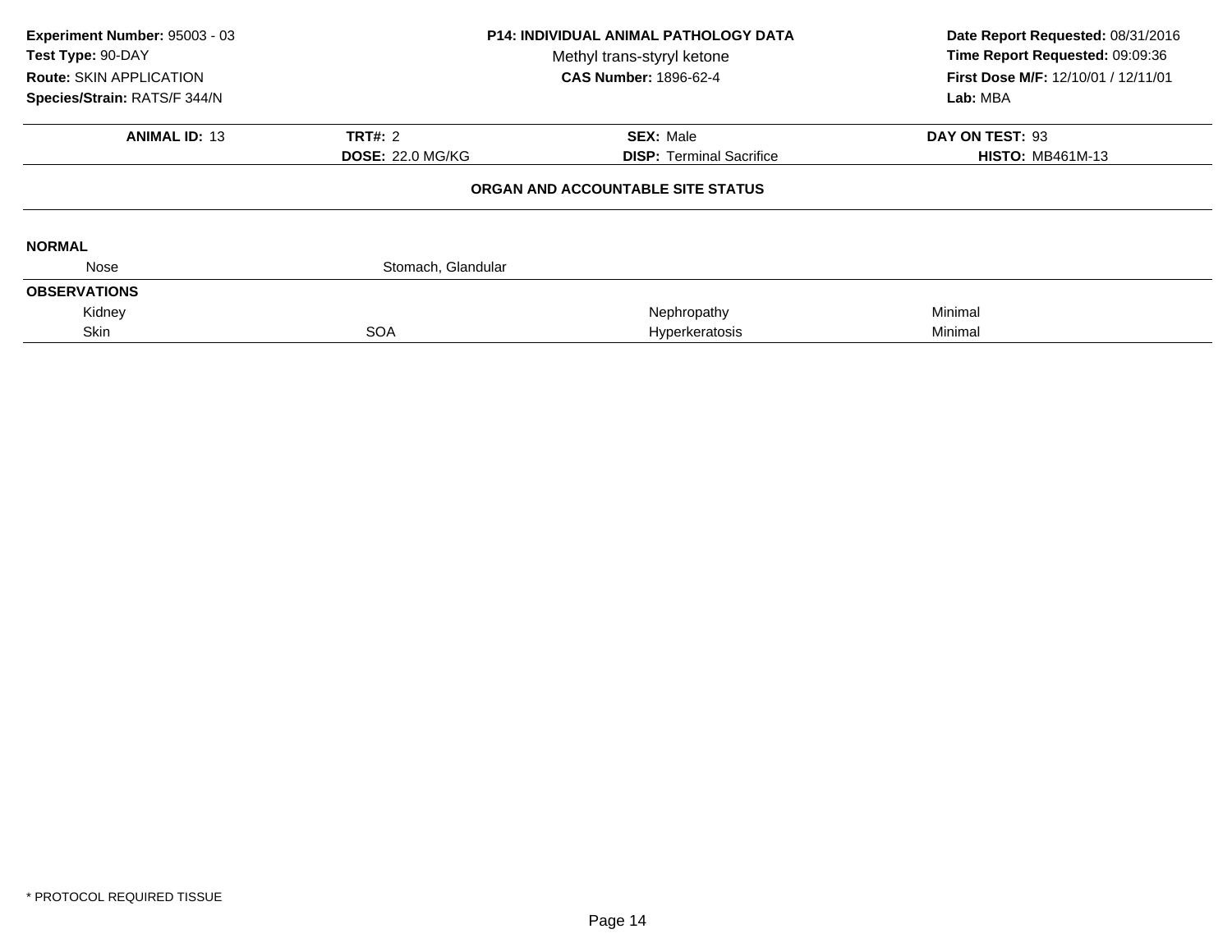**Experiment Number:** 95003 - 03
**Test Type:** 90-DAY
**Route:** SKIN APPLICATION
**Species/Strain:** RATS/F 344/N

**P14: INDIVIDUAL ANIMAL PATHOLOGY DATA**
Methyl trans-styryl ketone
**CAS Number:** 1896-62-4

**Date Report Requested:** 08/31/2016
**Time Report Requested:** 09:09:36
**First Dose M/F:** 12/10/01 / 12/11/01
**Lab:** MBA

| **ANIMAL ID:** 13 | **TRT#:** 2 | **SEX:** Male | **DAY ON TEST:** 93 |
|---|---|---|---|
| | **DOSE:** 22.0 MG/KG | **DISP:** Terminal Sacrifice | **HISTO:** MB461M-13 |

**ORGAN AND ACCOUNTABLE SITE STATUS**

| | | | |
|---|---|---|---|
| **NORMAL** | | | |
| Nose | Stomach, Glandular | | |
| **OBSERVATIONS** | | | |
| Kidney | | Nephropathy | Minimal |
| Skin | SOA | Hyperkeratosis | Minimal |

* PROTOCOL REQUIRED TISSUE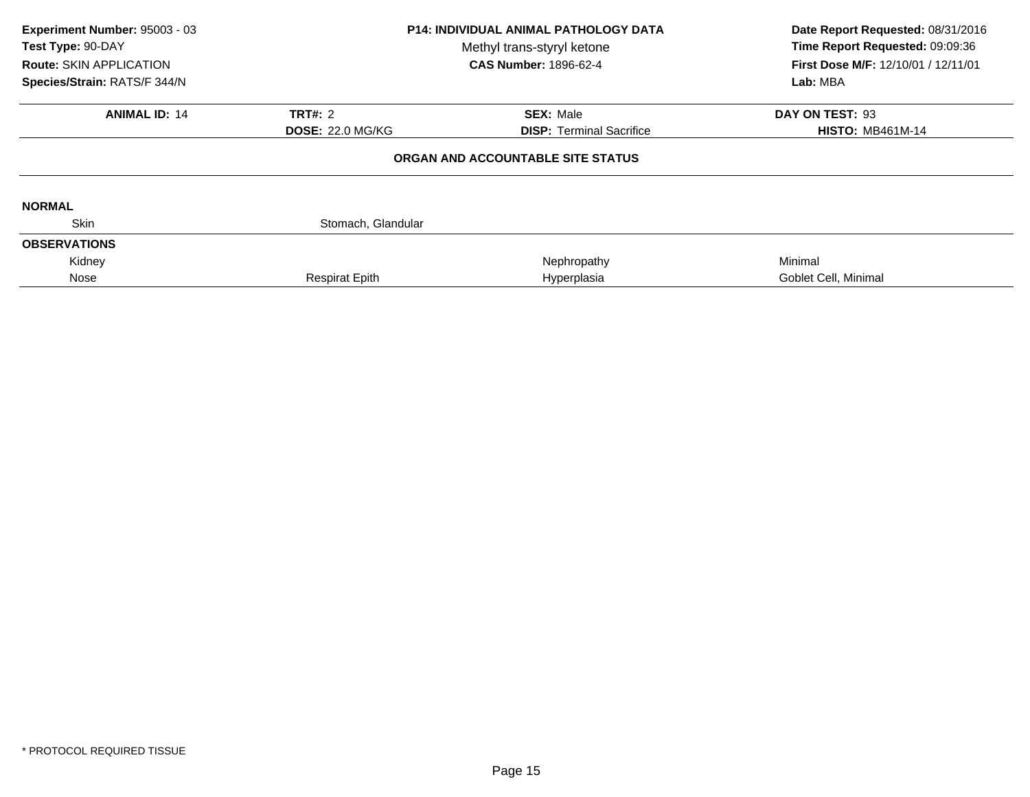**Experiment Number:** 95003 - 03
**Test Type:** 90-DAY
**Route:** SKIN APPLICATION
**Species/Strain:** RATS/F 344/N

**P14: INDIVIDUAL ANIMAL PATHOLOGY DATA**
Methyl trans-styryl ketone
**CAS Number:** 1896-62-4

**Date Report Requested:** 08/31/2016
**Time Report Requested:** 09:09:36
**First Dose M/F:** 12/10/01 / 12/11/01
**Lab:** MBA

| **ANIMAL ID:** 14 | **TRT#:** 2 | **SEX:** Male | **DAY ON TEST:** 93 |
|---|---|---|---|
| | **DOSE:** 22.0 MG/KG | **DISP:** Terminal Sacrifice | **HISTO:** MB461M-14 |

**ORGAN AND ACCOUNTABLE SITE STATUS**

**NORMAL**

| | | | |
|---|---|---|---|
| Skin | Stomach, Glandular | | |

**OBSERVATIONS**

| | | | |
|---|---|---|---|
| Kidney | | Nephropathy | Minimal |
| Nose | Respirat Epith | Hyperplasia | Goblet Cell, Minimal |

* PROTOCOL REQUIRED TISSUE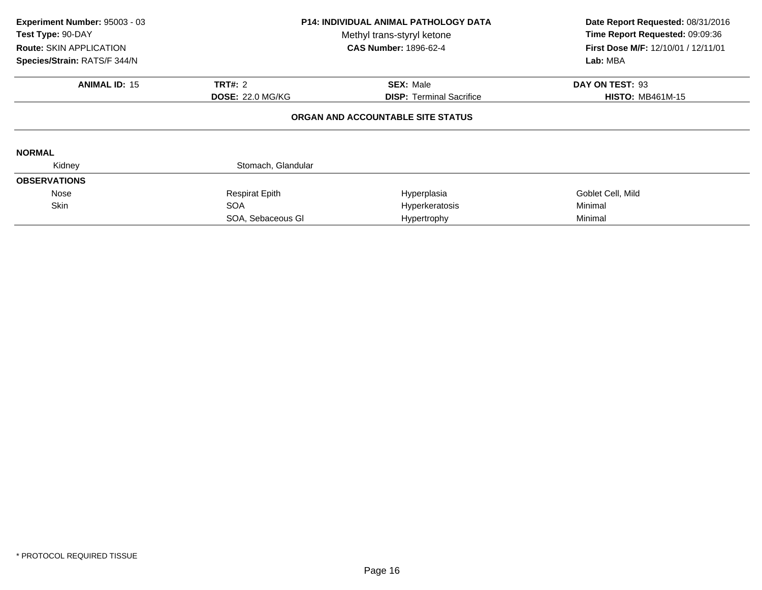**Experiment Number:** 95003 - 03
**Test Type:** 90-DAY
**Route:** SKIN APPLICATION
**Species/Strain:** RATS/F 344/N

**P14: INDIVIDUAL ANIMAL PATHOLOGY DATA**
Methyl trans-styryl ketone
**CAS Number:** 1896-62-4

**Date Report Requested:** 08/31/2016
**Time Report Requested:** 09:09:36
**First Dose M/F:** 12/10/01 / 12/11/01
**Lab:** MBA

| **ANIMAL ID:** 15 | **TRT#:** 2 | **SEX:** Male | **DAY ON TEST:** 93 |
|---|---|---|---|
| | **DOSE:** 22.0 MG/KG | **DISP:** Terminal Sacrifice | **HISTO:** MB461M-15 |

**ORGAN AND ACCOUNTABLE SITE STATUS**

**NORMAL**

| | | | |
|---|---|---|---|
| Kidney | Stomach, Glandular | | |

**OBSERVATIONS**

| | | | |
|---|---|---|---|
| Nose | Respirat Epith | Hyperplasia | Goblet Cell, Mild |
| Skin | SOA | Hyperkeratosis | Minimal |
| | SOA, Sebaceous Gl | Hypertrophy | Minimal |

* PROTOCOL REQUIRED TISSUE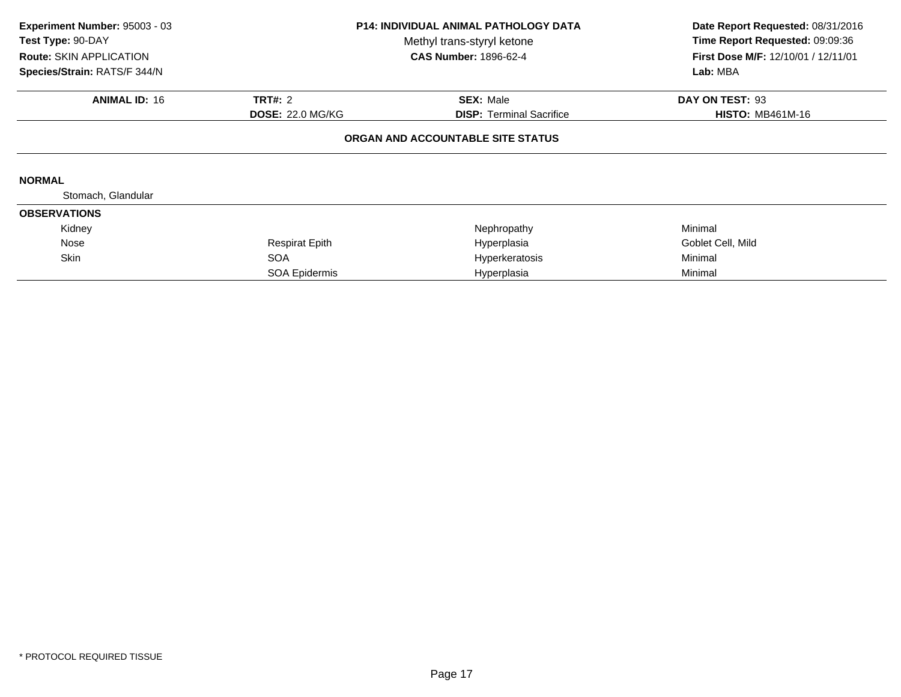**Experiment Number:** 95003 - 03
**Test Type:** 90-DAY
**Route:** SKIN APPLICATION
**Species/Strain:** RATS/F 344/N

**P14: INDIVIDUAL ANIMAL PATHOLOGY DATA**
Methyl trans-styryl ketone
**CAS Number:** 1896-62-4

**Date Report Requested:** 08/31/2016
**Time Report Requested:** 09:09:36
**First Dose M/F:** 12/10/01 / 12/11/01
**Lab:** MBA

| **ANIMAL ID:** 16 | **TRT#:** 2 | **SEX:** Male | **DAY ON TEST:** 93 |
|---|---|---|---|
| | **DOSE:** 22.0 MG/KG | **DISP:** Terminal Sacrifice | **HISTO:** MB461M-16 |

**ORGAN AND ACCOUNTABLE SITE STATUS**

**NORMAL**

Stomach, Glandular

**OBSERVATIONS**

| | | | |
|---|---|---|---|
| Kidney | | Nephropathy | Minimal |
| Nose | Respirat Epith | Hyperplasia | Goblet Cell, Mild |
| Skin | SOA | Hyperkeratosis | Minimal |
| | SOA Epidermis | Hyperplasia | Minimal |

* PROTOCOL REQUIRED TISSUE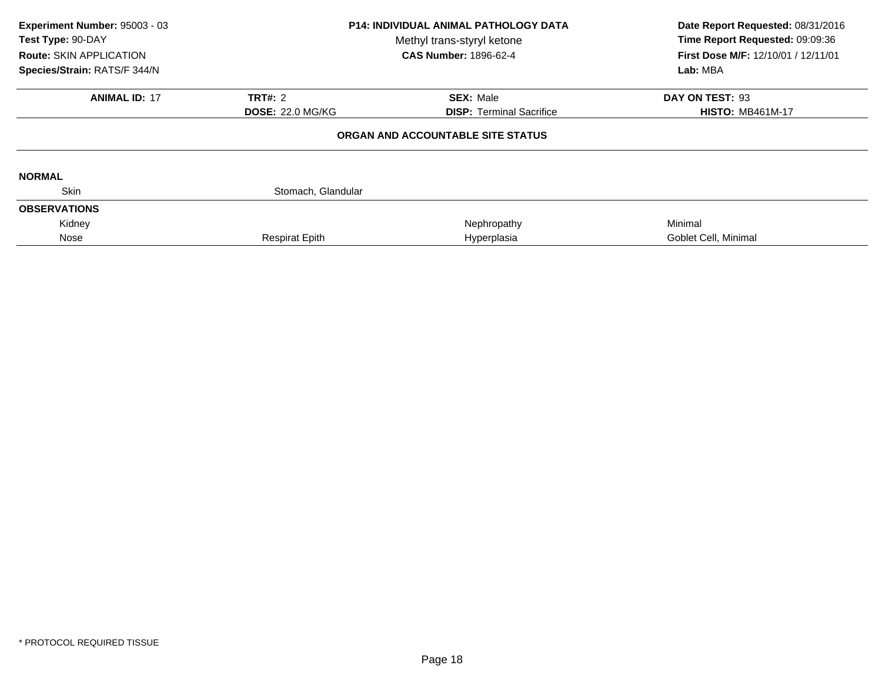**Experiment Number:** 95003 - 03
**Test Type:** 90-DAY
**Route:** SKIN APPLICATION
**Species/Strain:** RATS/F 344/N

**P14: INDIVIDUAL ANIMAL PATHOLOGY DATA**
Methyl trans-styryl ketone
**CAS Number:** 1896-62-4

**Date Report Requested:** 08/31/2016
**Time Report Requested:** 09:09:36
**First Dose M/F:** 12/10/01 / 12/11/01
**Lab:** MBA

| **ANIMAL ID:** 17 | **TRT#:** 2 | **SEX:** Male | **DAY ON TEST:** 93 |
|---|---|---|---|
| | **DOSE:** 22.0 MG/KG | **DISP:** Terminal Sacrifice | **HISTO:** MB461M-17 |

**ORGAN AND ACCOUNTABLE SITE STATUS**

**NORMAL**

| | | | |
|---|---|---|---|
| Skin | Stomach, Glandular | | |

**OBSERVATIONS**

| | | | |
|---|---|---|---|
| Kidney | | Nephropathy | Minimal |
| Nose | Respirat Epith | Hyperplasia | Goblet Cell, Minimal |

* PROTOCOL REQUIRED TISSUE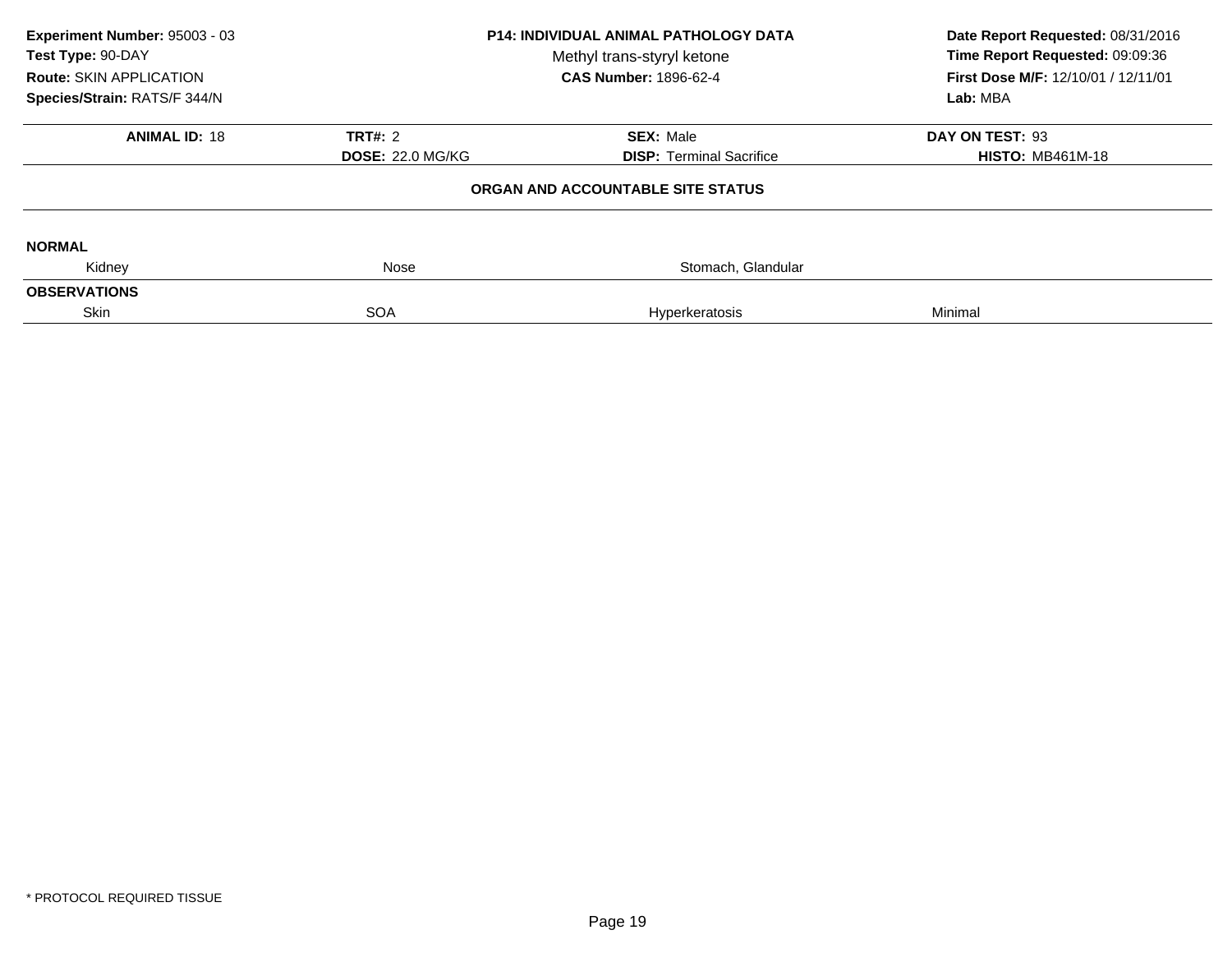**Experiment Number:** 95003 - 03
**Test Type:** 90-DAY
**Route:** SKIN APPLICATION
**Species/Strain:** RATS/F 344/N

**P14: INDIVIDUAL ANIMAL PATHOLOGY DATA**
Methyl trans-styryl ketone
**CAS Number:** 1896-62-4

**Date Report Requested:** 08/31/2016
**Time Report Requested:** 09:09:36
**First Dose M/F:** 12/10/01 / 12/11/01
**Lab:** MBA

| **ANIMAL ID:** 18 | **TRT#:** 2 | **SEX:** Male | **DAY ON TEST:** 93 |
|---|---|---|---|
| | **DOSE:** 22.0 MG/KG | **DISP:** Terminal Sacrifice | **HISTO:** MB461M-18 |

**ORGAN AND ACCOUNTABLE SITE STATUS**

| | | | |
|---|---|---|---|
| **NORMAL** | | | |
| Kidney | Nose | Stomach, Glandular | |
| **OBSERVATIONS** | | | |
| Skin | SOA | Hyperkeratosis | Minimal |

* PROTOCOL REQUIRED TISSUE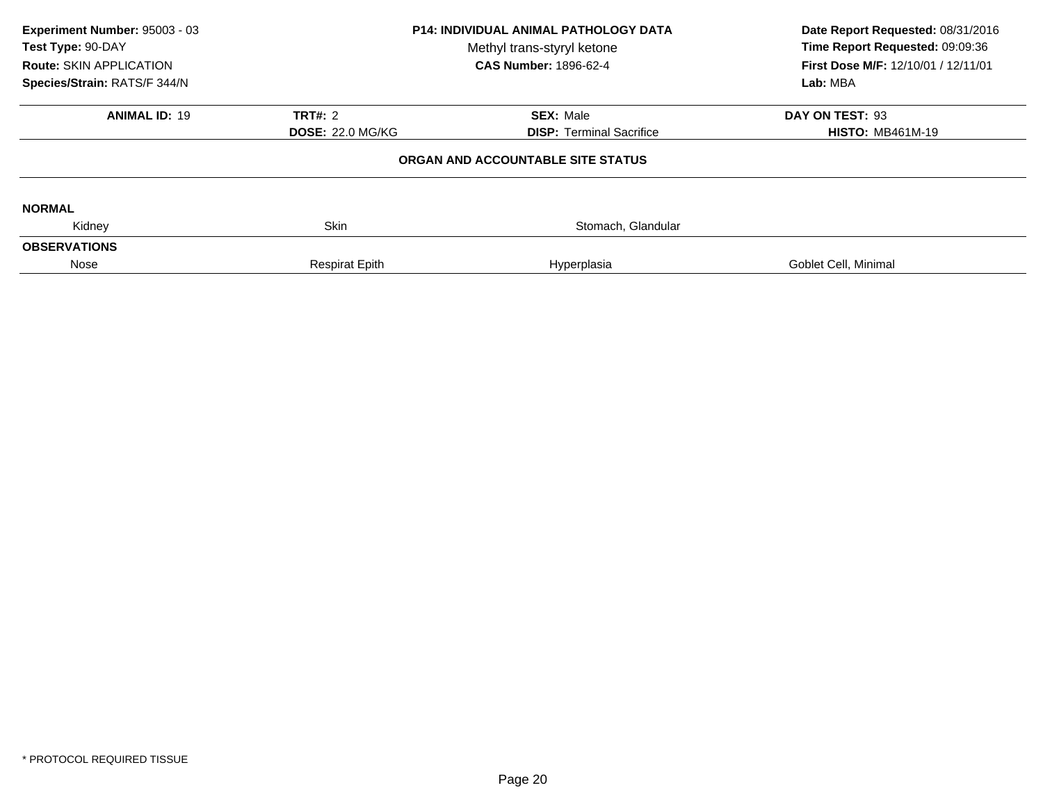**Experiment Number:** 95003 - 03
**Test Type:** 90-DAY
**Route:** SKIN APPLICATION
**Species/Strain:** RATS/F 344/N

**P14: INDIVIDUAL ANIMAL PATHOLOGY DATA**
Methyl trans-styryl ketone
**CAS Number:** 1896-62-4

**Date Report Requested:** 08/31/2016
**Time Report Requested:** 09:09:36
**First Dose M/F:** 12/10/01 / 12/11/01
**Lab:** MBA

| **ANIMAL ID:** 19 | **TRT#:** 2 | **SEX:** Male | **DAY ON TEST:** 93 |
|---|---|---|---|
| | **DOSE:** 22.0 MG/KG | **DISP:** Terminal Sacrifice | **HISTO:** MB461M-19 |

**ORGAN AND ACCOUNTABLE SITE STATUS**

**NORMAL**

| Kidney | Skin | Stomach, Glandular | |
|---|---|---|---|

**OBSERVATIONS**

| Nose | Respirat Epith | Hyperplasia | Goblet Cell, Minimal |
|---|---|---|---|

\* PROTOCOL REQUIRED TISSUE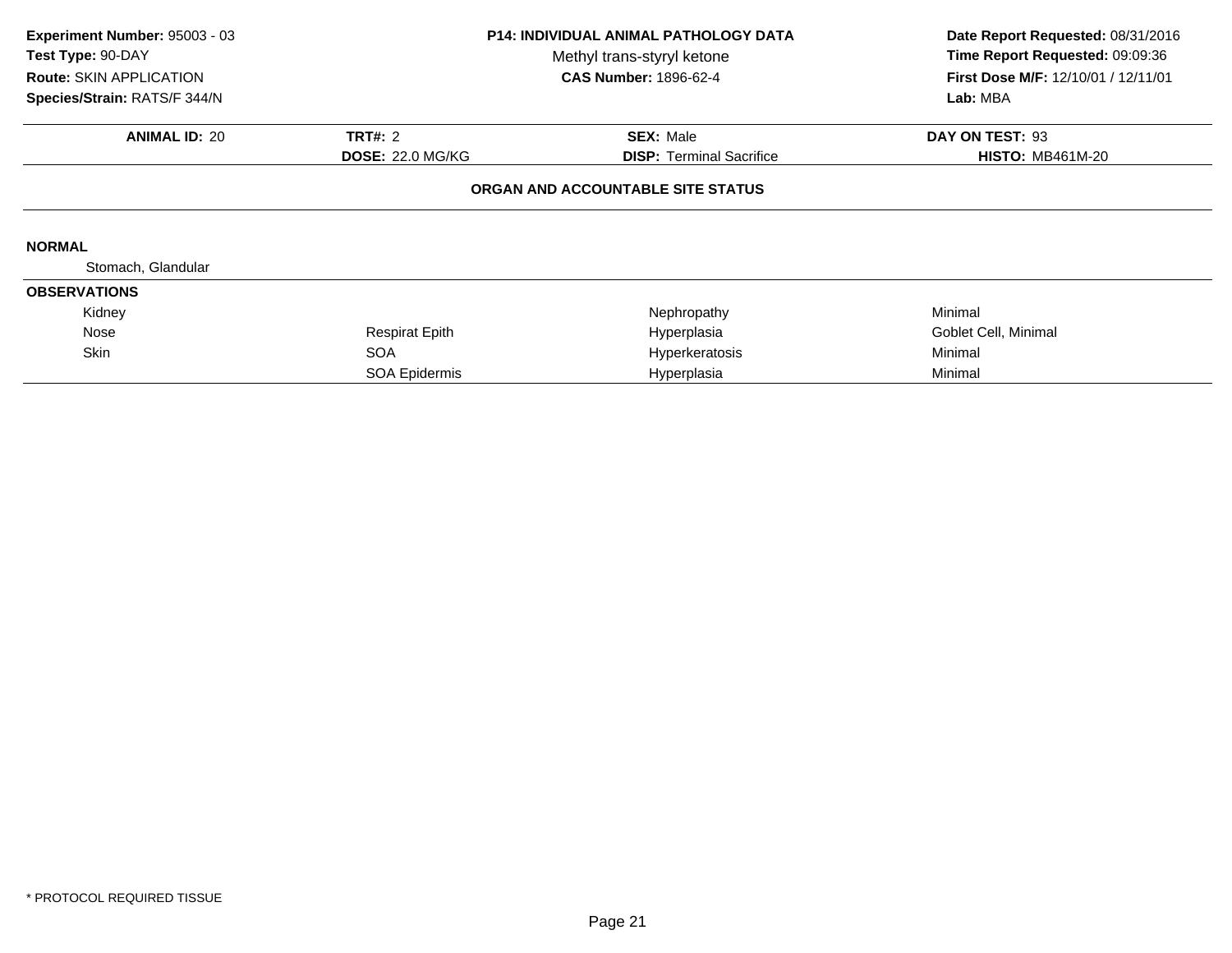**Experiment Number:** 95003 - 03
**Test Type:** 90-DAY
**Route:** SKIN APPLICATION
**Species/Strain:** RATS/F 344/N

**P14: INDIVIDUAL ANIMAL PATHOLOGY DATA**
Methyl trans-styryl ketone
**CAS Number:** 1896-62-4

**Date Report Requested:** 08/31/2016
**Time Report Requested:** 09:09:36
**First Dose M/F:** 12/10/01 / 12/11/01
**Lab:** MBA

| **ANIMAL ID:** 20 | **TRT#:** 2 | **SEX:** Male | **DAY ON TEST:** 93 |
|---|---|---|---|
| | **DOSE:** 22.0 MG/KG | **DISP:** Terminal Sacrifice | **HISTO:** MB461M-20 |

**ORGAN AND ACCOUNTABLE SITE STATUS**

**NORMAL**

Stomach, Glandular

**OBSERVATIONS**

| | | | |
|---|---|---|---|
| Kidney | | Nephropathy | Minimal |
| Nose | Respirat Epith | Hyperplasia | Goblet Cell, Minimal |
| Skin | SOA | Hyperkeratosis | Minimal |
| | SOA Epidermis | Hyperplasia | Minimal |

* PROTOCOL REQUIRED TISSUE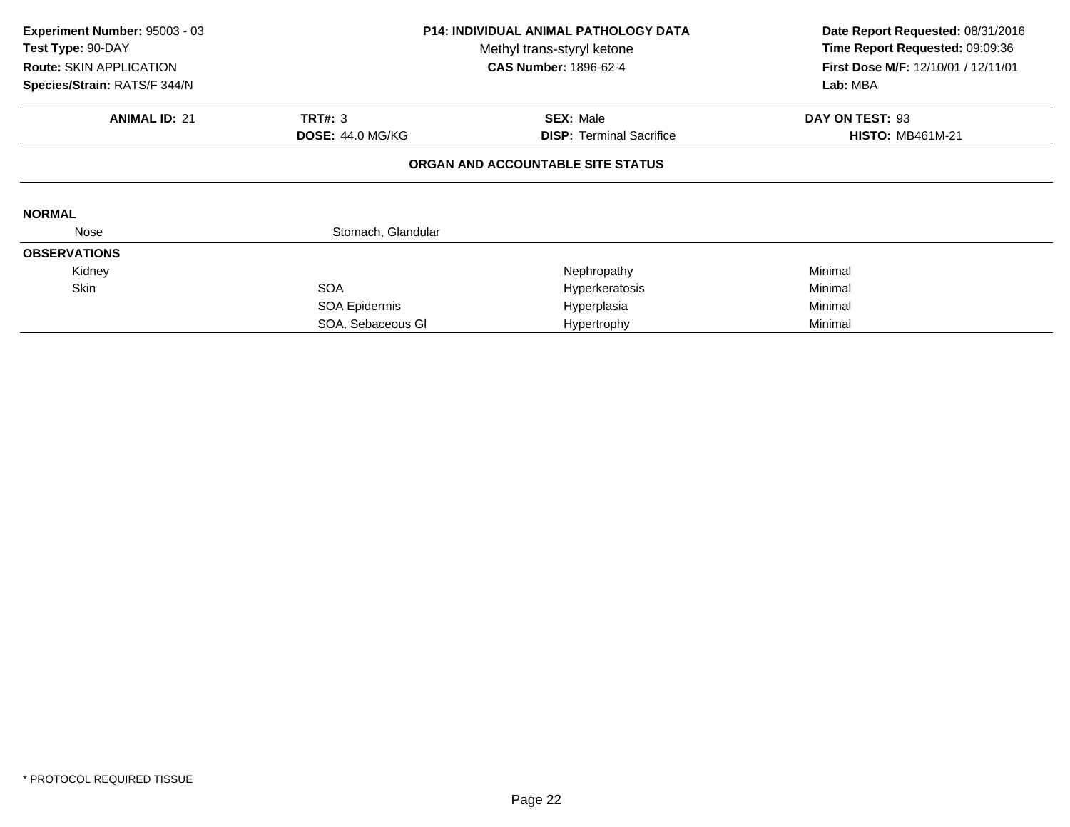**Experiment Number:** 95003 - 03
**Test Type:** 90-DAY
**Route:** SKIN APPLICATION
**Species/Strain:** RATS/F 344/N

**P14: INDIVIDUAL ANIMAL PATHOLOGY DATA**
Methyl trans-styryl ketone
**CAS Number:** 1896-62-4

**Date Report Requested:** 08/31/2016
**Time Report Requested:** 09:09:36
**First Dose M/F:** 12/10/01 / 12/11/01
**Lab:** MBA

| **ANIMAL ID:** 21 | **TRT#:** 3 | **SEX:** Male | **DAY ON TEST:** 93 |
|---|---|---|---|
| | **DOSE:** 44.0 MG/KG | **DISP:** Terminal Sacrifice | **HISTO:** MB461M-21 |

**ORGAN AND ACCOUNTABLE SITE STATUS**

**NORMAL**

| | | | |
|---|---|---|---|
| Nose | Stomach, Glandular | | |

**OBSERVATIONS**

| | | | |
|---|---|---|---|
| Kidney | | Nephropathy | Minimal |
| Skin | SOA | Hyperkeratosis | Minimal |
| | SOA Epidermis | Hyperplasia | Minimal |
| | SOA, Sebaceous Gl | Hypertrophy | Minimal |

* PROTOCOL REQUIRED TISSUE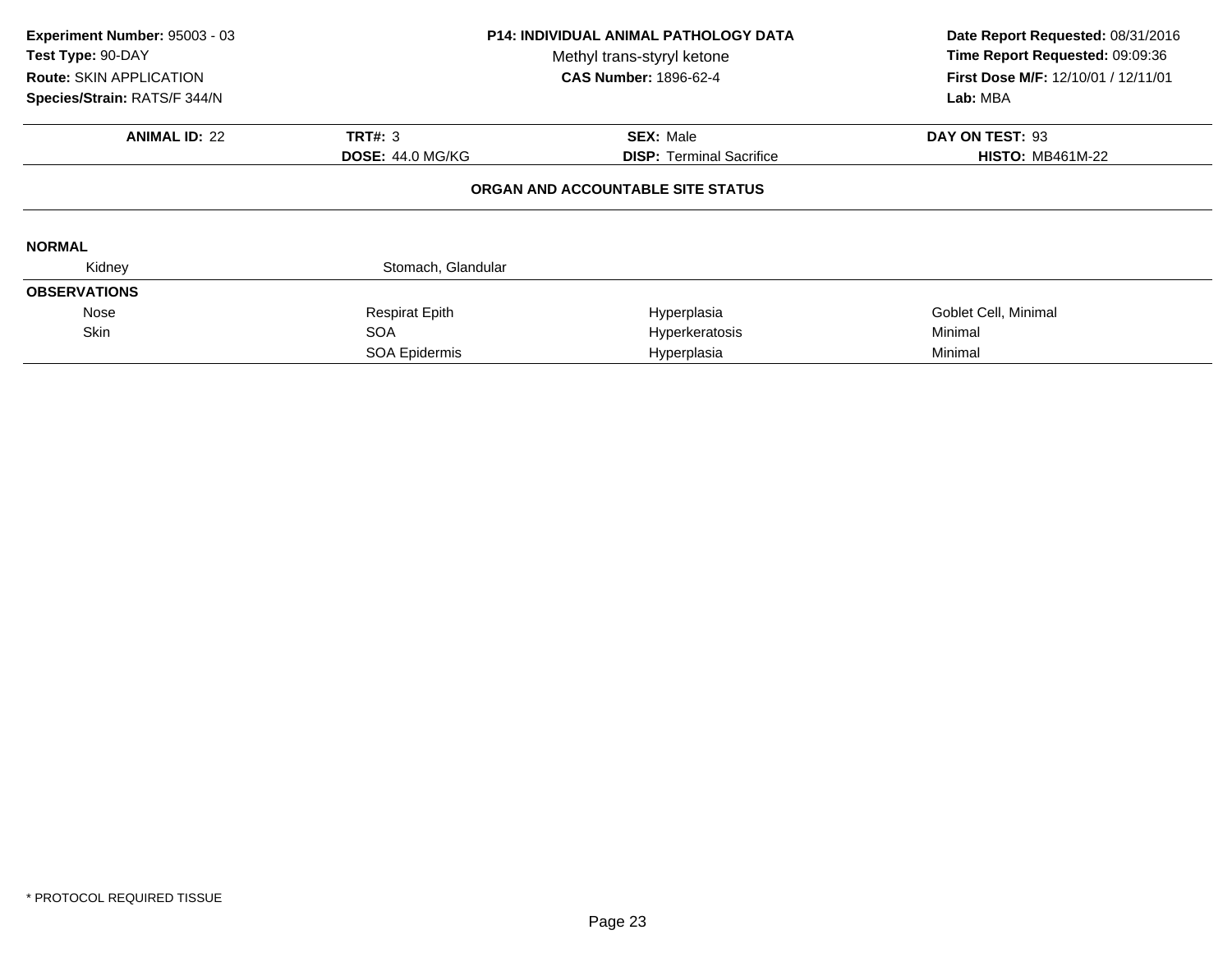**Experiment Number:** 95003 - 03
**Test Type:** 90-DAY
**Route:** SKIN APPLICATION
**Species/Strain:** RATS/F 344/N

**P14: INDIVIDUAL ANIMAL PATHOLOGY DATA**
Methyl trans-styryl ketone
**CAS Number:** 1896-62-4

**Date Report Requested:** 08/31/2016
**Time Report Requested:** 09:09:36
**First Dose M/F:** 12/10/01 / 12/11/01
**Lab:** MBA

| **ANIMAL ID:** 22 | **TRT#:** 3 | **SEX:** Male | **DAY ON TEST:** 93 |
|---|---|---|---|
| | **DOSE:** 44.0 MG/KG | **DISP:** Terminal Sacrifice | **HISTO:** MB461M-22 |

## ORGAN AND ACCOUNTABLE SITE STATUS

**NORMAL**

| | | | |
|---|---|---|---|
| Kidney | Stomach, Glandular | | |

**OBSERVATIONS**

| | | | |
|---|---|---|---|
| Nose | Respirat Epith | Hyperplasia | Goblet Cell, Minimal |
| Skin | SOA | Hyperkeratosis | Minimal |
| | SOA Epidermis | Hyperplasia | Minimal |

* PROTOCOL REQUIRED TISSUE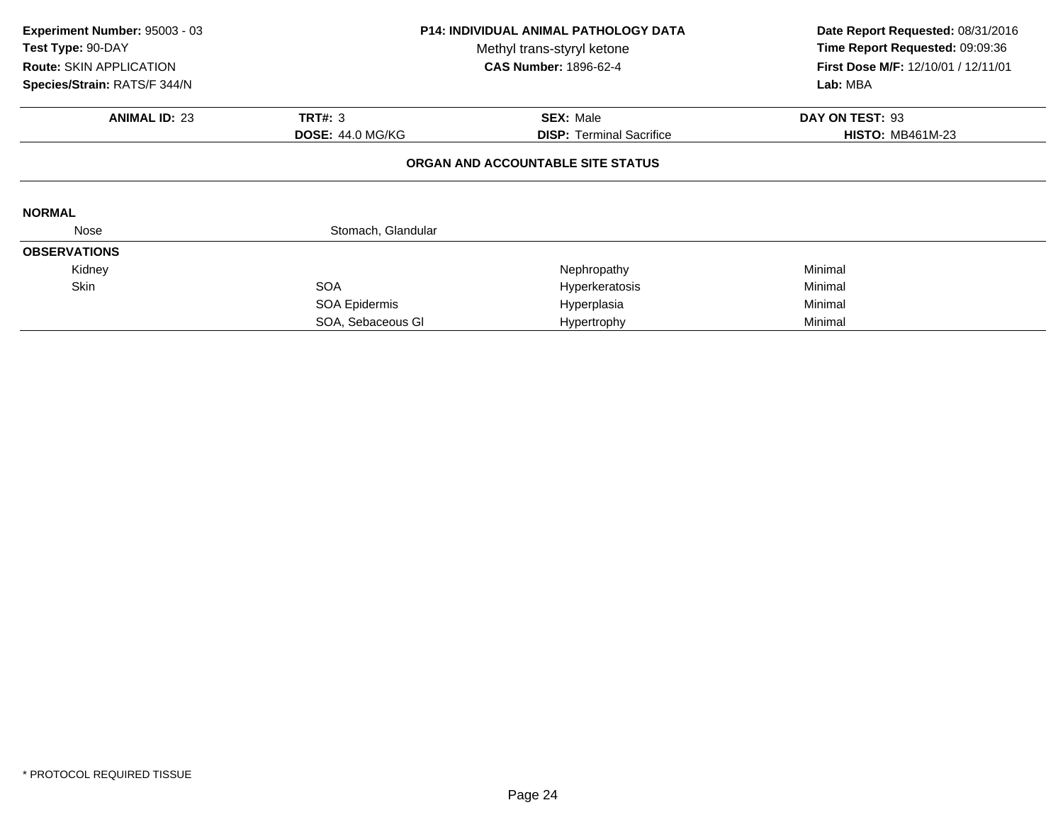**Experiment Number:** 95003 - 03
**Test Type:** 90-DAY
**Route:** SKIN APPLICATION
**Species/Strain:** RATS/F 344/N

**P14: INDIVIDUAL ANIMAL PATHOLOGY DATA**
Methyl trans-styryl ketone
**CAS Number:** 1896-62-4

**Date Report Requested:** 08/31/2016
**Time Report Requested:** 09:09:36
**First Dose M/F:** 12/10/01 / 12/11/01
**Lab:** MBA

| **ANIMAL ID:** 23 | **TRT#:** 3 | **SEX:** Male | **DAY ON TEST:** 93 |
|---|---|---|---|
| | **DOSE:** 44.0 MG/KG | **DISP:** Terminal Sacrifice | **HISTO:** MB461M-23 |

**ORGAN AND ACCOUNTABLE SITE STATUS**

**NORMAL**

| | |
|---|---|
| Nose | Stomach, Glandular |

**OBSERVATIONS**

| Organ | Site | Observation | Severity |
|---|---|---|---|
| Kidney | | Nephropathy | Minimal |
| Skin | SOA | Hyperkeratosis | Minimal |
| | SOA Epidermis | Hyperplasia | Minimal |
| | SOA, Sebaceous Gl | Hypertrophy | Minimal |

* PROTOCOL REQUIRED TISSUE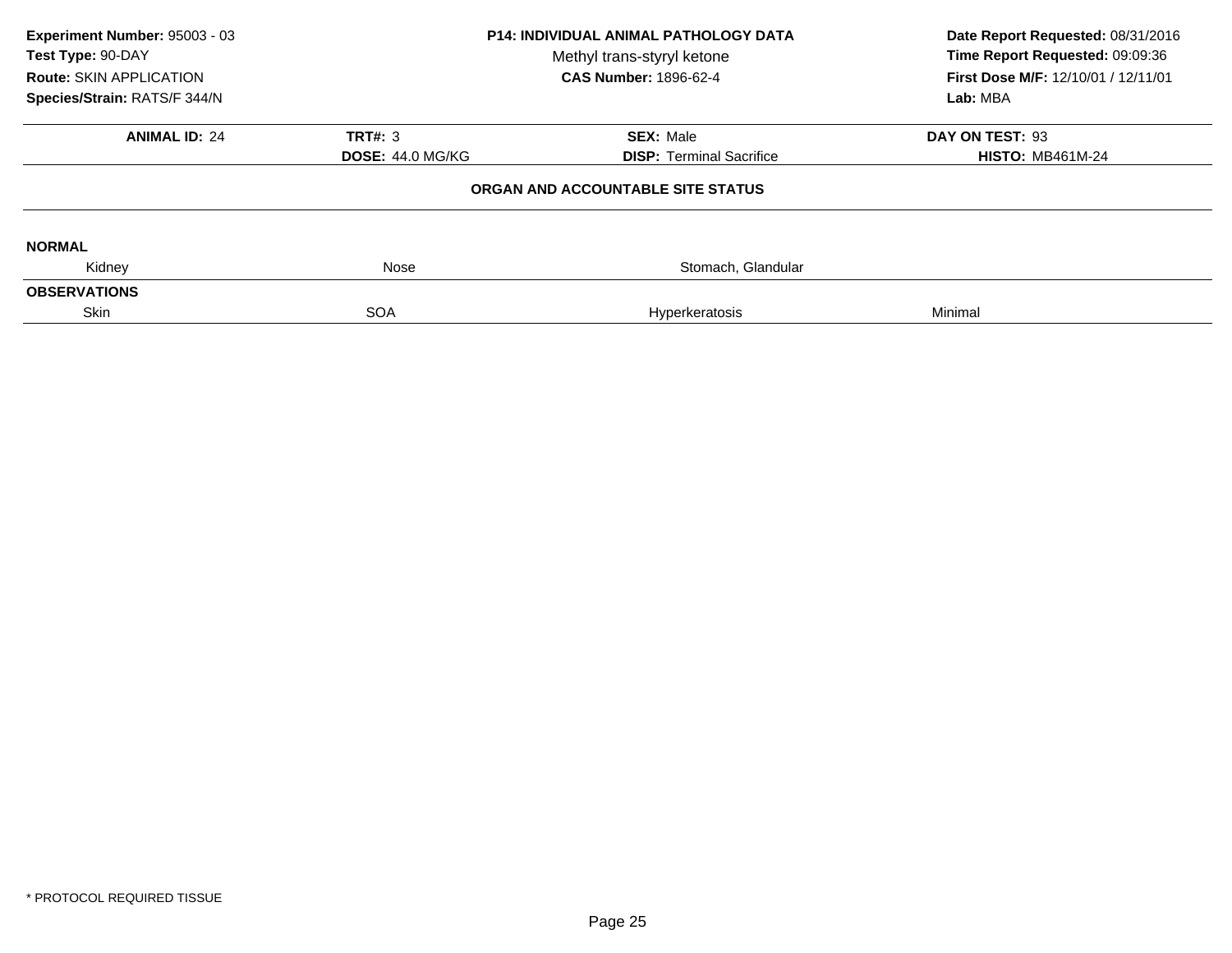**Experiment Number:** 95003 - 03
**Test Type:** 90-DAY
**Route:** SKIN APPLICATION
**Species/Strain:** RATS/F 344/N

**P14: INDIVIDUAL ANIMAL PATHOLOGY DATA**
Methyl trans-styryl ketone
**CAS Number:** 1896-62-4

**Date Report Requested:** 08/31/2016
**Time Report Requested:** 09:09:36
**First Dose M/F:** 12/10/01 / 12/11/01
**Lab:** MBA

| **ANIMAL ID:** 24 | **TRT#:** 3 | **SEX:** Male | **DAY ON TEST:** 93 |
|---|---|---|---|
| | **DOSE:** 44.0 MG/KG | **DISP:** Terminal Sacrifice | **HISTO:** MB461M-24 |

**ORGAN AND ACCOUNTABLE SITE STATUS**

**NORMAL**

| Kidney | Nose | Stomach, Glandular | |
|---|---|---|---|

**OBSERVATIONS**

| Skin | SOA | Hyperkeratosis | Minimal |
|---|---|---|---|

* PROTOCOL REQUIRED TISSUE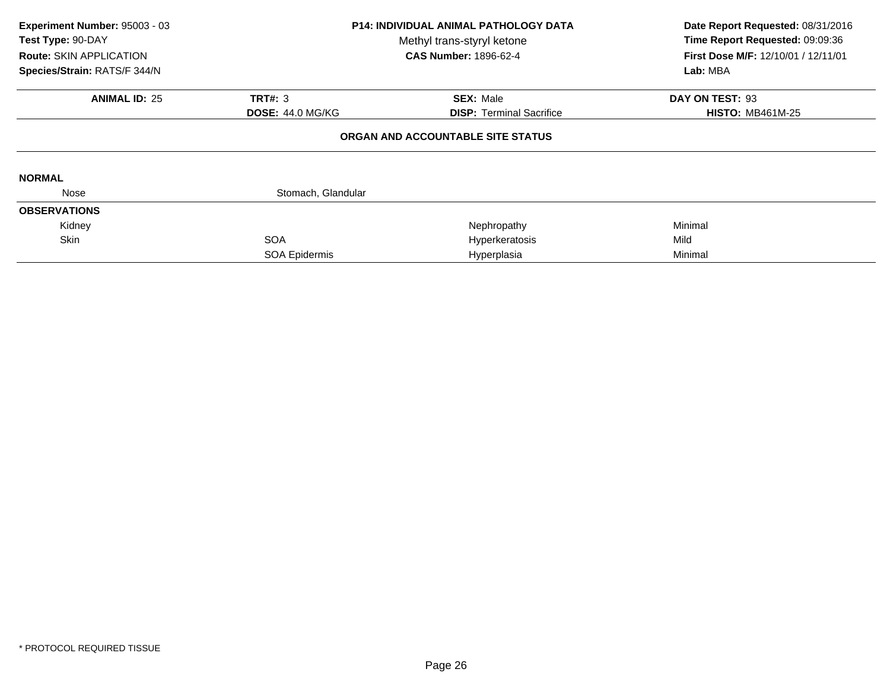**Experiment Number:** 95003 - 03
**Test Type:** 90-DAY
**Route:** SKIN APPLICATION
**Species/Strain:** RATS/F 344/N

**P14: INDIVIDUAL ANIMAL PATHOLOGY DATA**
Methyl trans-styryl ketone
**CAS Number:** 1896-62-4

**Date Report Requested:** 08/31/2016
**Time Report Requested:** 09:09:36
**First Dose M/F:** 12/10/01 / 12/11/01
**Lab:** MBA

| **ANIMAL ID:** 25 | **TRT#:** 3 | **SEX:** Male | **DAY ON TEST:** 93 |
|---|---|---|---|
| | **DOSE:** 44.0 MG/KG | **DISP:** Terminal Sacrifice | **HISTO:** MB461M-25 |

**ORGAN AND ACCOUNTABLE SITE STATUS**

**NORMAL**

| | | | |
|---|---|---|---|
| Nose | Stomach, Glandular | | |

**OBSERVATIONS**

| | | | |
|---|---|---|---|
| Kidney | | Nephropathy | Minimal |
| Skin | SOA | Hyperkeratosis | Mild |
| | SOA Epidermis | Hyperplasia | Minimal |

* PROTOCOL REQUIRED TISSUE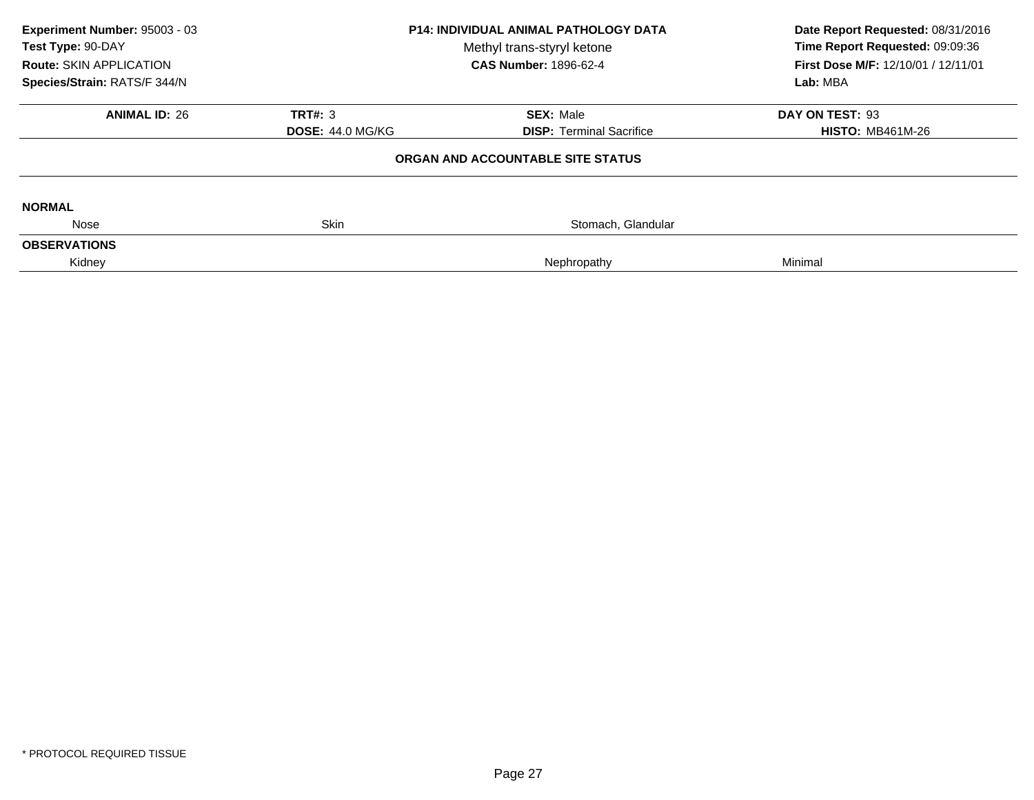**Experiment Number:** 95003 - 03
**Test Type:** 90-DAY
**Route:** SKIN APPLICATION
**Species/Strain:** RATS/F 344/N

**P14: INDIVIDUAL ANIMAL PATHOLOGY DATA**
Methyl trans-styryl ketone
**CAS Number:** 1896-62-4

**Date Report Requested:** 08/31/2016
**Time Report Requested:** 09:09:36
**First Dose M/F:** 12/10/01 / 12/11/01
**Lab:** MBA

| **ANIMAL ID:** 26 | **TRT#:** 3 | **SEX:** Male | **DAY ON TEST:** 93 |
|---|---|---|---|
| | **DOSE:** 44.0 MG/KG | **DISP:** Terminal Sacrifice | **HISTO:** MB461M-26 |

**ORGAN AND ACCOUNTABLE SITE STATUS**

**NORMAL**

| Nose | Skin | Stomach, Glandular | |
|---|---|---|---|

**OBSERVATIONS**

| Kidney | | Nephropathy | Minimal |
|---|---|---|---|

\* PROTOCOL REQUIRED TISSUE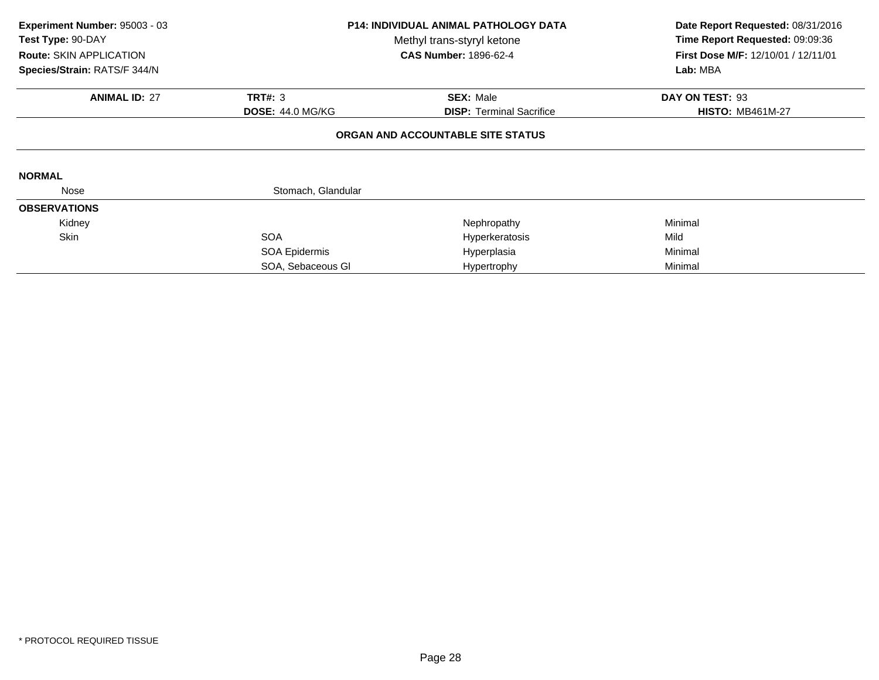**Experiment Number:** 95003 - 03
**Test Type:** 90-DAY
**Route:** SKIN APPLICATION
**Species/Strain:** RATS/F 344/N

**P14: INDIVIDUAL ANIMAL PATHOLOGY DATA**
Methyl trans-styryl ketone
**CAS Number:** 1896-62-4

**Date Report Requested:** 08/31/2016
**Time Report Requested:** 09:09:36
**First Dose M/F:** 12/10/01 / 12/11/01
**Lab:** MBA

| **ANIMAL ID:** 27 | **TRT#:** 3 | **SEX:** Male | **DAY ON TEST:** 93 |
|---|---|---|---|
| | **DOSE:** 44.0 MG/KG | **DISP:** Terminal Sacrifice | **HISTO:** MB461M-27 |

**ORGAN AND ACCOUNTABLE SITE STATUS**

**NORMAL**

| | | | |
|---|---|---|---|
| Nose | Stomach, Glandular | | |

**OBSERVATIONS**

| | | | |
|---|---|---|---|
| Kidney | | Nephropathy | Minimal |
| Skin | SOA | Hyperkeratosis | Mild |
| | SOA Epidermis | Hyperplasia | Minimal |
| | SOA, Sebaceous Gl | Hypertrophy | Minimal |

* PROTOCOL REQUIRED TISSUE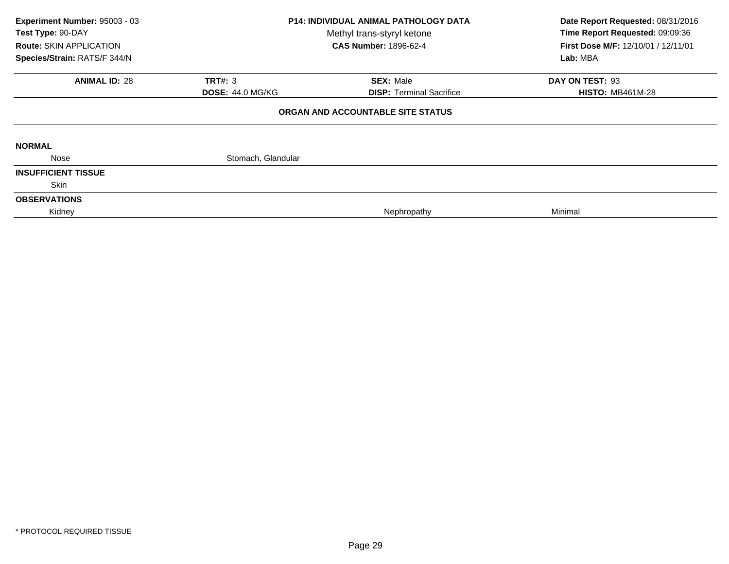**Experiment Number:** 95003 - 03
**Test Type:** 90-DAY
**Route:** SKIN APPLICATION
**Species/Strain:** RATS/F 344/N

**P14: INDIVIDUAL ANIMAL PATHOLOGY DATA**
Methyl trans-styryl ketone
**CAS Number:** 1896-62-4

**Date Report Requested:** 08/31/2016
**Time Report Requested:** 09:09:36
**First Dose M/F:** 12/10/01 / 12/11/01
**Lab:** MBA

| **ANIMAL ID:** 28 | **TRT#:** 3 | **SEX:** Male | **DAY ON TEST:** 93 |
|---|---|---|---|
| | **DOSE:** 44.0 MG/KG | **DISP:** Terminal Sacrifice | **HISTO:** MB461M-28 |

**ORGAN AND ACCOUNTABLE SITE STATUS**

**NORMAL**

| Nose | Stomach, Glandular |
|---|---|

**INSUFFICIENT TISSUE**

Skin

**OBSERVATIONS**

| Kidney | Nephropathy | Minimal |
|---|---|---|

* PROTOCOL REQUIRED TISSUE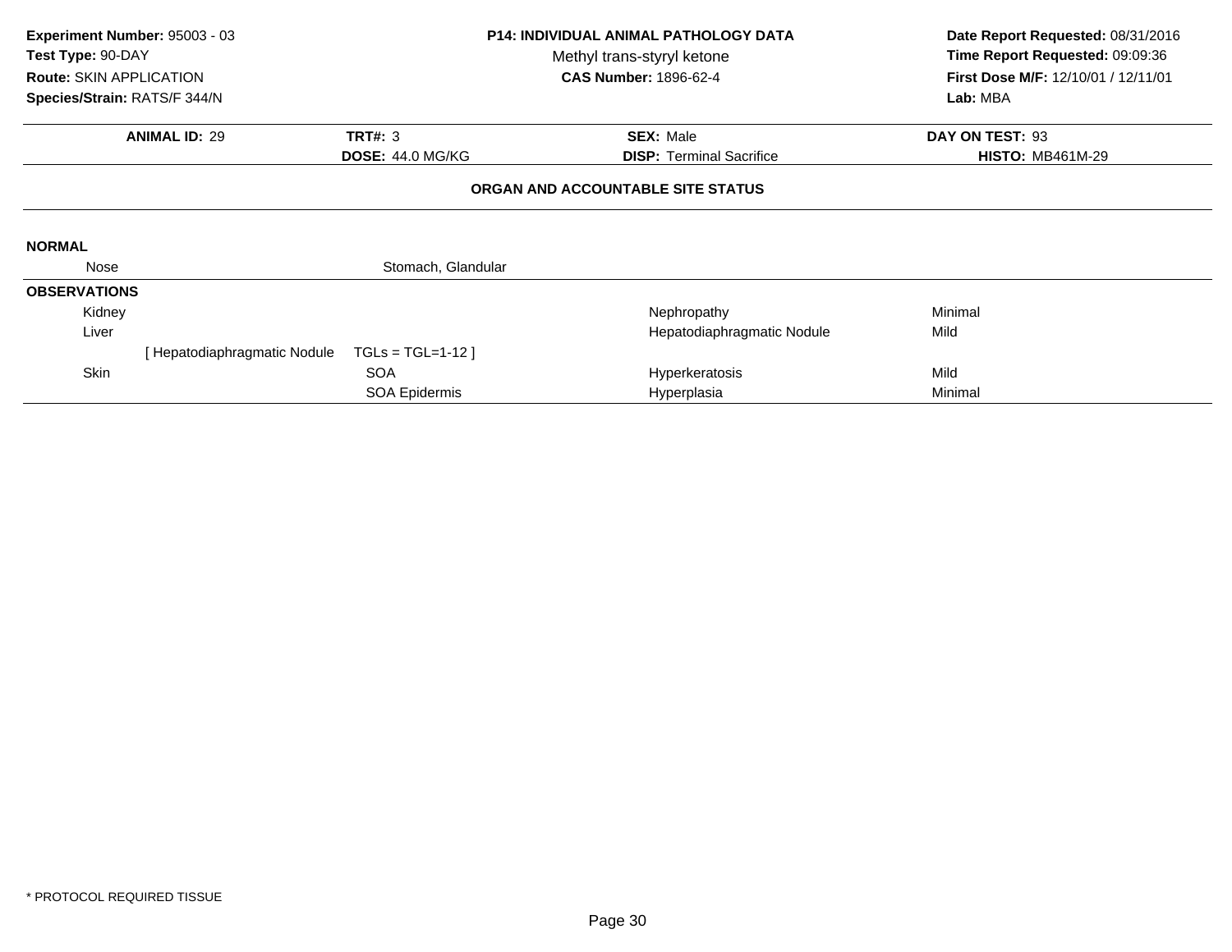**Experiment Number:** 95003 - 03
**Test Type:** 90-DAY
**Route:** SKIN APPLICATION
**Species/Strain:** RATS/F 344/N

**P14: INDIVIDUAL ANIMAL PATHOLOGY DATA**
Methyl trans-styryl ketone
**CAS Number:** 1896-62-4

**Date Report Requested:** 08/31/2016
**Time Report Requested:** 09:09:36
**First Dose M/F:** 12/10/01 / 12/11/01
**Lab:** MBA

| **ANIMAL ID:** 29 | **TRT#:** 3 | **SEX:** Male | **DAY ON TEST:** 93 |
|---|---|---|---|
| | **DOSE:** 44.0 MG/KG | **DISP:** Terminal Sacrifice | **HISTO:** MB461M-29 |

**ORGAN AND ACCOUNTABLE SITE STATUS**

**NORMAL**

| | | | |
|---|---|---|---|
| Nose | Stomach, Glandular | | |

**OBSERVATIONS**

| | | | |
|---|---|---|---|
| Kidney | | Nephropathy | Minimal |
| Liver | | Hepatodiaphragmatic Nodule | Mild |
| [ Hepatodiaphragmatic Nodule | TGLs = TGL=1-12 ] | | |
| Skin | SOA | Hyperkeratosis | Mild |
| | SOA Epidermis | Hyperplasia | Minimal |

* PROTOCOL REQUIRED TISSUE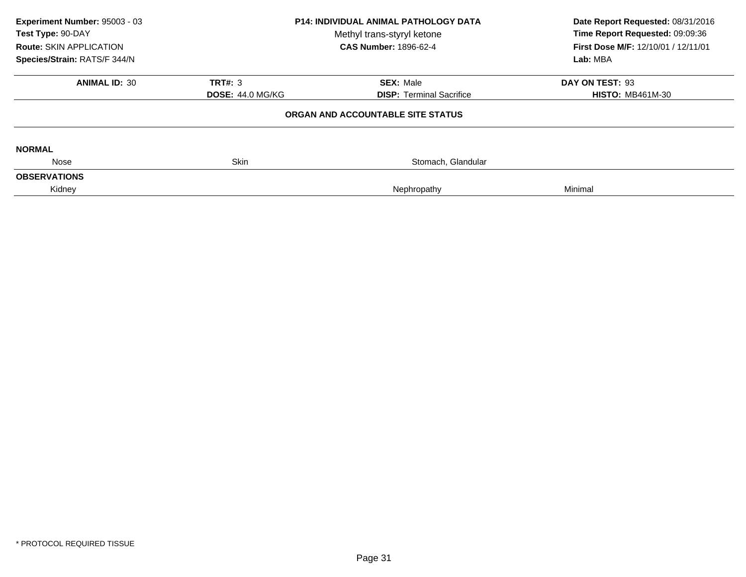**Experiment Number:** 95003 - 03
**Test Type:** 90-DAY
**Route:** SKIN APPLICATION
**Species/Strain:** RATS/F 344/N

**P14: INDIVIDUAL ANIMAL PATHOLOGY DATA**
Methyl trans-styryl ketone
**CAS Number:** 1896-62-4

**Date Report Requested:** 08/31/2016
**Time Report Requested:** 09:09:36
**First Dose M/F:** 12/10/01 / 12/11/01
**Lab:** MBA

| **ANIMAL ID:** 30 | **TRT#:** 3 | **SEX:** Male | **DAY ON TEST:** 93 |
|---|---|---|---|
| | **DOSE:** 44.0 MG/KG | **DISP:** Terminal Sacrifice | **HISTO:** MB461M-30 |

**ORGAN AND ACCOUNTABLE SITE STATUS**

**NORMAL**

| Nose | Skin | Stomach, Glandular | |
|---|---|---|---|

**OBSERVATIONS**

| Kidney | | Nephropathy | Minimal |
|---|---|---|---|

* PROTOCOL REQUIRED TISSUE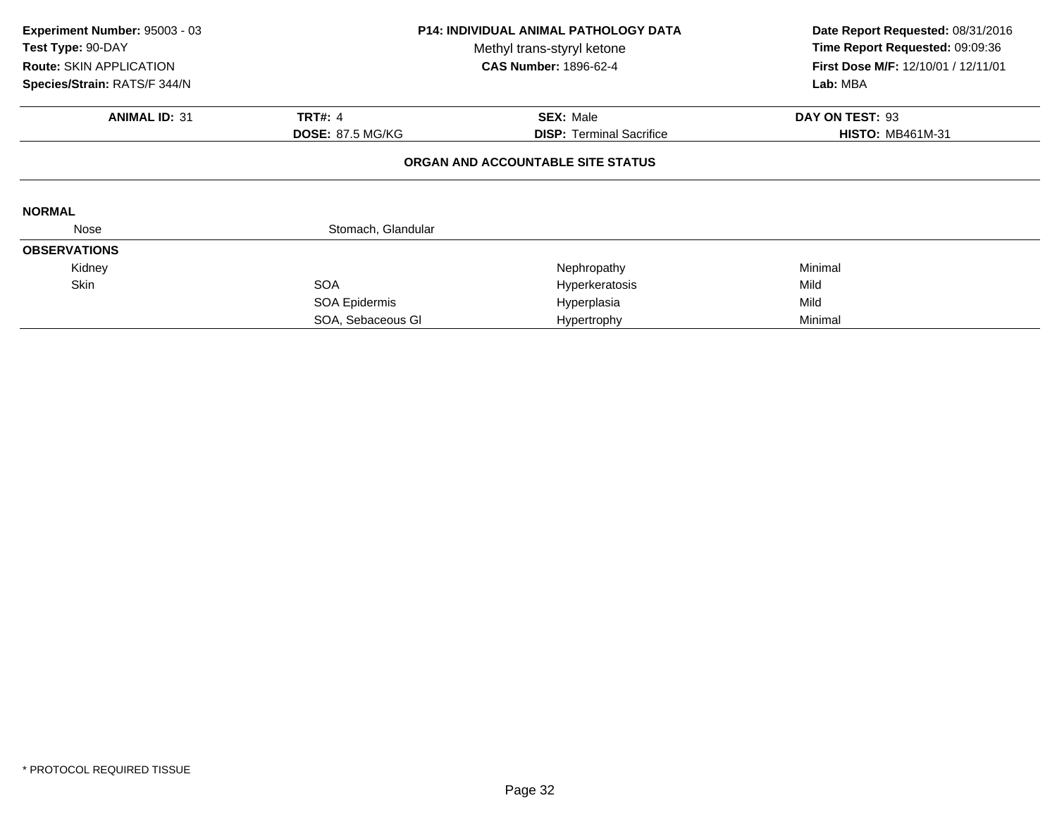**Experiment Number:** 95003 - 03
**Test Type:** 90-DAY
**Route:** SKIN APPLICATION
**Species/Strain:** RATS/F 344/N

**P14: INDIVIDUAL ANIMAL PATHOLOGY DATA**
Methyl trans-styryl ketone
**CAS Number:** 1896-62-4

**Date Report Requested:** 08/31/2016
**Time Report Requested:** 09:09:36
**First Dose M/F:** 12/10/01 / 12/11/01
**Lab:** MBA

| **ANIMAL ID:** 31 | **TRT#:** 4 | **SEX:** Male | **DAY ON TEST:** 93 |
|---|---|---|---|
| | **DOSE:** 87.5 MG/KG | **DISP:** Terminal Sacrifice | **HISTO:** MB461M-31 |

**ORGAN AND ACCOUNTABLE SITE STATUS**

**NORMAL**

| | | | |
|---|---|---|---|
| Nose | Stomach, Glandular | | |

**OBSERVATIONS**

| | | | |
|---|---|---|---|
| Kidney | | Nephropathy | Minimal |
| Skin | SOA | Hyperkeratosis | Mild |
| | SOA Epidermis | Hyperplasia | Mild |
| | SOA, Sebaceous Gl | Hypertrophy | Minimal |

* PROTOCOL REQUIRED TISSUE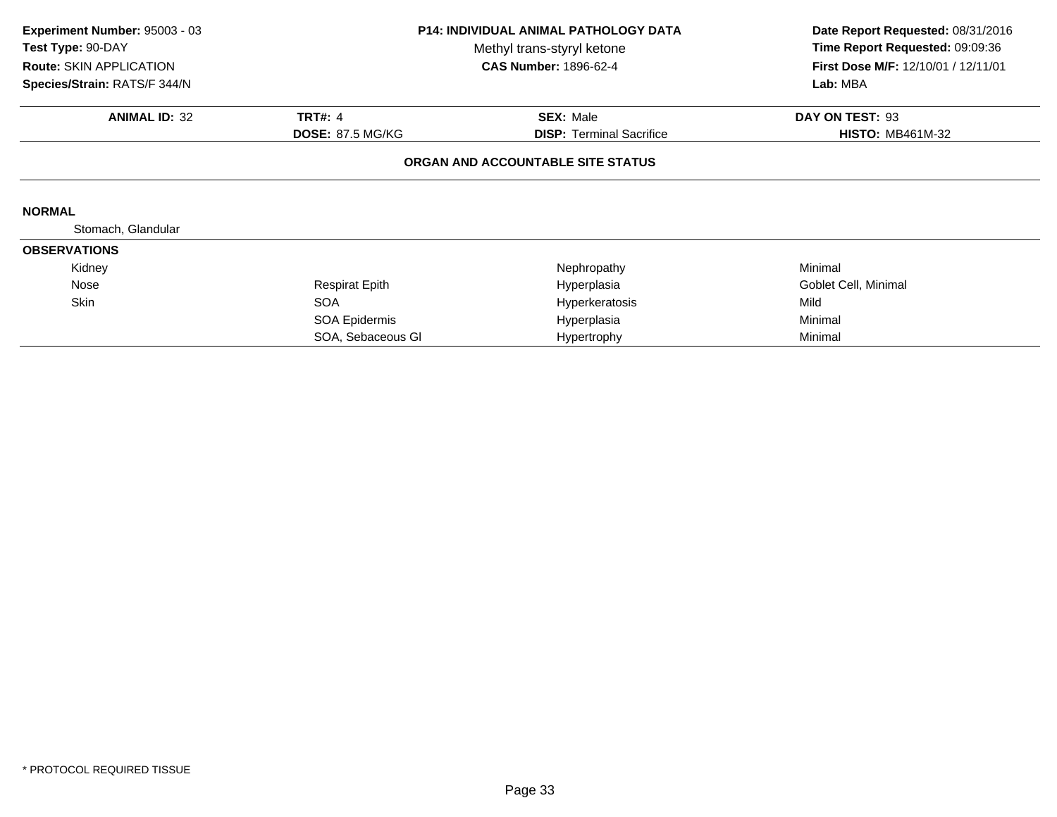**Experiment Number:** 95003 - 03
**Test Type:** 90-DAY
**Route:** SKIN APPLICATION
**Species/Strain:** RATS/F 344/N

**P14: INDIVIDUAL ANIMAL PATHOLOGY DATA**
Methyl trans-styryl ketone
**CAS Number:** 1896-62-4

**Date Report Requested:** 08/31/2016
**Time Report Requested:** 09:09:36
**First Dose M/F:** 12/10/01 / 12/11/01
**Lab:** MBA

| **ANIMAL ID:** 32 | **TRT#:** 4 | **SEX:** Male | **DAY ON TEST:** 93 |
|---|---|---|---|
| | **DOSE:** 87.5 MG/KG | **DISP:** Terminal Sacrifice | **HISTO:** MB461M-32 |

**ORGAN AND ACCOUNTABLE SITE STATUS**

**NORMAL**

Stomach, Glandular

**OBSERVATIONS**

| Organ | Site | Observation | Severity |
|---|---|---|---|
| Kidney | | Nephropathy | Minimal |
| Nose | Respirat Epith | Hyperplasia | Goblet Cell, Minimal |
| Skin | SOA | Hyperkeratosis | Mild |
| | SOA Epidermis | Hyperplasia | Minimal |
| | SOA, Sebaceous Gl | Hypertrophy | Minimal |

* PROTOCOL REQUIRED TISSUE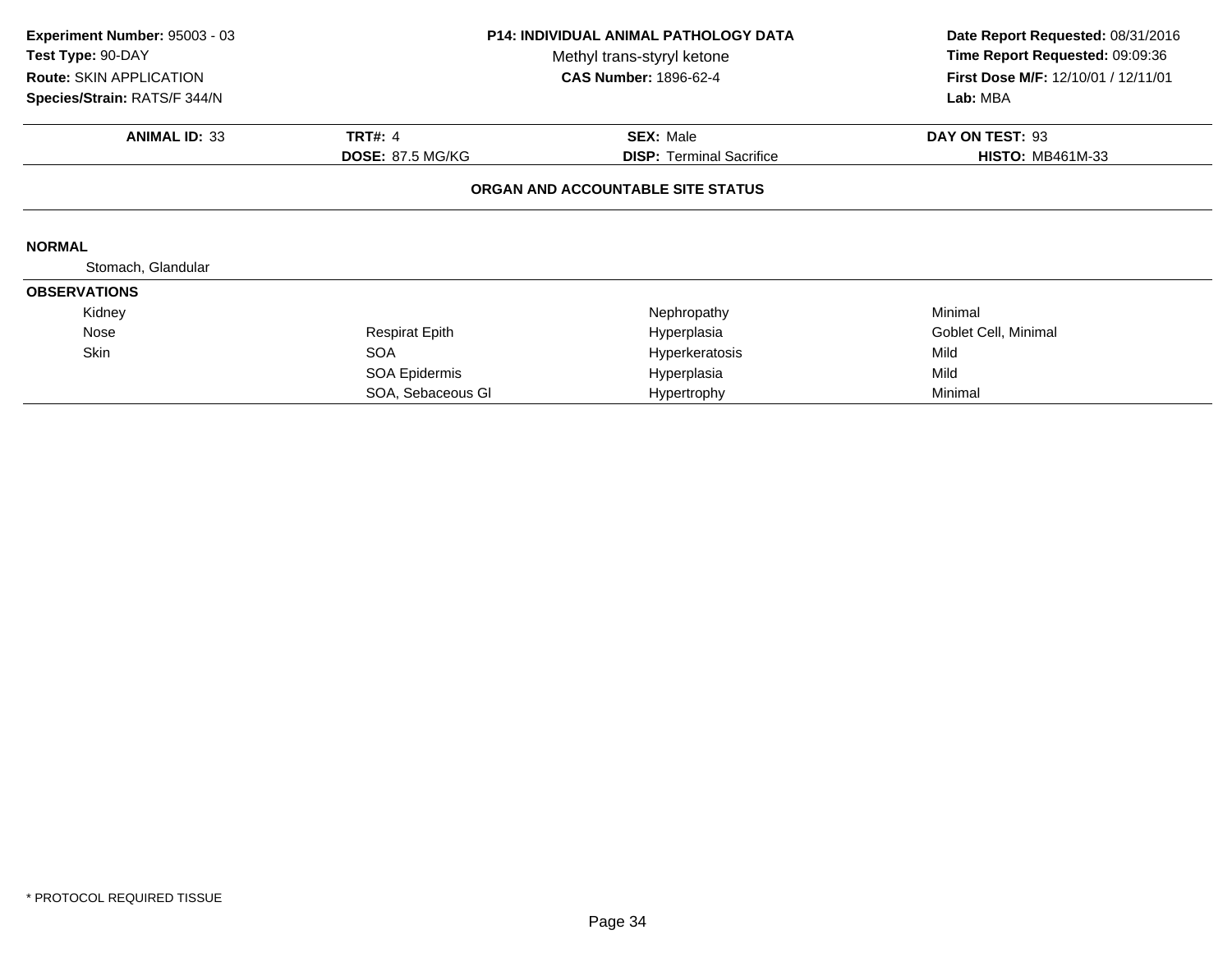**Experiment Number:** 95003 - 03
**Test Type:** 90-DAY
**Route:** SKIN APPLICATION
**Species/Strain:** RATS/F 344/N

**P14: INDIVIDUAL ANIMAL PATHOLOGY DATA**
Methyl trans-styryl ketone
**CAS Number:** 1896-62-4

**Date Report Requested:** 08/31/2016
**Time Report Requested:** 09:09:36
**First Dose M/F:** 12/10/01 / 12/11/01
**Lab:** MBA

| **ANIMAL ID:** 33 | **TRT#:** 4 | **SEX:** Male | **DAY ON TEST:** 93 |
|---|---|---|---|
| | **DOSE:** 87.5 MG/KG | **DISP:** Terminal Sacrifice | **HISTO:** MB461M-33 |

**ORGAN AND ACCOUNTABLE SITE STATUS**

**NORMAL**

Stomach, Glandular

**OBSERVATIONS**

| Organ | Site | Finding | Severity |
|---|---|---|---|
| Kidney | | Nephropathy | Minimal |
| Nose | Respirat Epith | Hyperplasia | Goblet Cell, Minimal |
| Skin | SOA | Hyperkeratosis | Mild |
| | SOA Epidermis | Hyperplasia | Mild |
| | SOA, Sebaceous Gl | Hypertrophy | Minimal |

* PROTOCOL REQUIRED TISSUE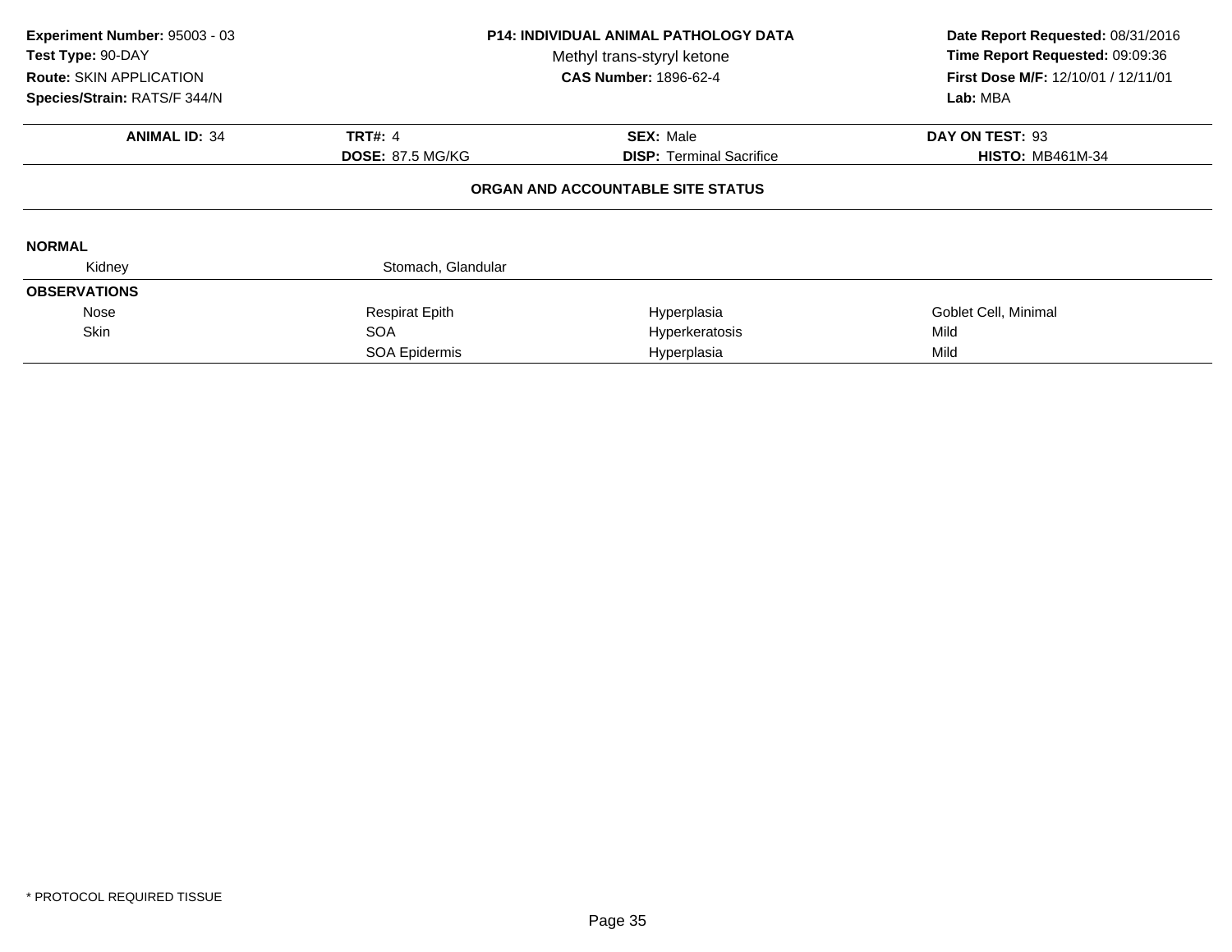**Experiment Number:** 95003 - 03
**Test Type:** 90-DAY
**Route:** SKIN APPLICATION
**Species/Strain:** RATS/F 344/N

**P14: INDIVIDUAL ANIMAL PATHOLOGY DATA**
Methyl trans-styryl ketone
**CAS Number:** 1896-62-4

**Date Report Requested:** 08/31/2016
**Time Report Requested:** 09:09:36
**First Dose M/F:** 12/10/01 / 12/11/01
**Lab:** MBA

| **ANIMAL ID:** 34 | **TRT#:** 4 | **SEX:** Male | **DAY ON TEST:** 93 |
|---|---|---|---|
| | **DOSE:** 87.5 MG/KG | **DISP:** Terminal Sacrifice | **HISTO:** MB461M-34 |

**ORGAN AND ACCOUNTABLE SITE STATUS**

**NORMAL**

| Kidney | Stomach, Glandular | | |
|---|---|---|---|

**OBSERVATIONS**

| | | | |
|---|---|---|---|
| Nose | Respirat Epith | Hyperplasia | Goblet Cell, Minimal |
| Skin | SOA | Hyperkeratosis | Mild |
| | SOA Epidermis | Hyperplasia | Mild |

* PROTOCOL REQUIRED TISSUE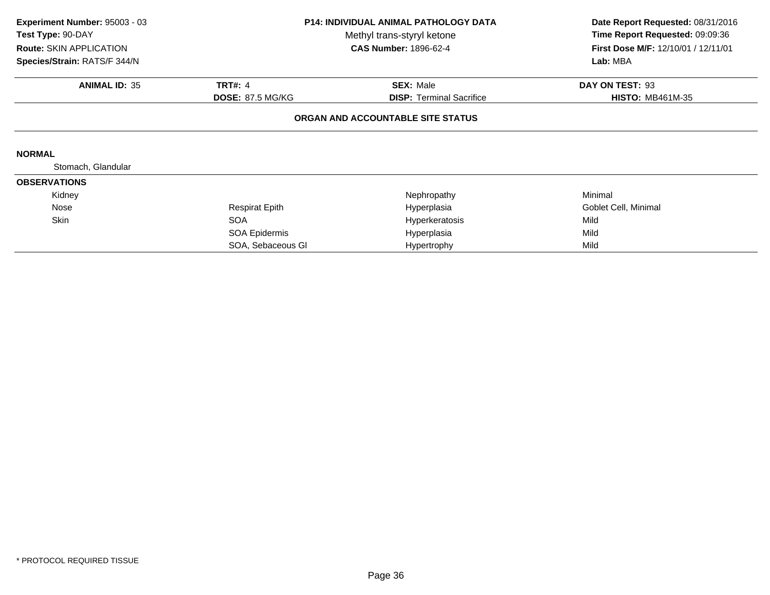**Experiment Number:** 95003 - 03
**Test Type:** 90-DAY
**Route:** SKIN APPLICATION
**Species/Strain:** RATS/F 344/N

**P14: INDIVIDUAL ANIMAL PATHOLOGY DATA**
Methyl trans-styryl ketone
**CAS Number:** 1896-62-4

**Date Report Requested:** 08/31/2016
**Time Report Requested:** 09:09:36
**First Dose M/F:** 12/10/01 / 12/11/01
**Lab:** MBA

| **ANIMAL ID:** 35 | **TRT#:** 4 | **SEX:** Male | **DAY ON TEST:** 93 |
|---|---|---|---|
| | **DOSE:** 87.5 MG/KG | **DISP:** Terminal Sacrifice | **HISTO:** MB461M-35 |

**ORGAN AND ACCOUNTABLE SITE STATUS**

**NORMAL**

Stomach, Glandular

**OBSERVATIONS**

| Organ | Site | Finding | Severity |
|---|---|---|---|
| Kidney | | Nephropathy | Minimal |
| Nose | Respirat Epith | Hyperplasia | Goblet Cell, Minimal |
| Skin | SOA | Hyperkeratosis | Mild |
| | SOA Epidermis | Hyperplasia | Mild |
| | SOA, Sebaceous Gl | Hypertrophy | Mild |

\* PROTOCOL REQUIRED TISSUE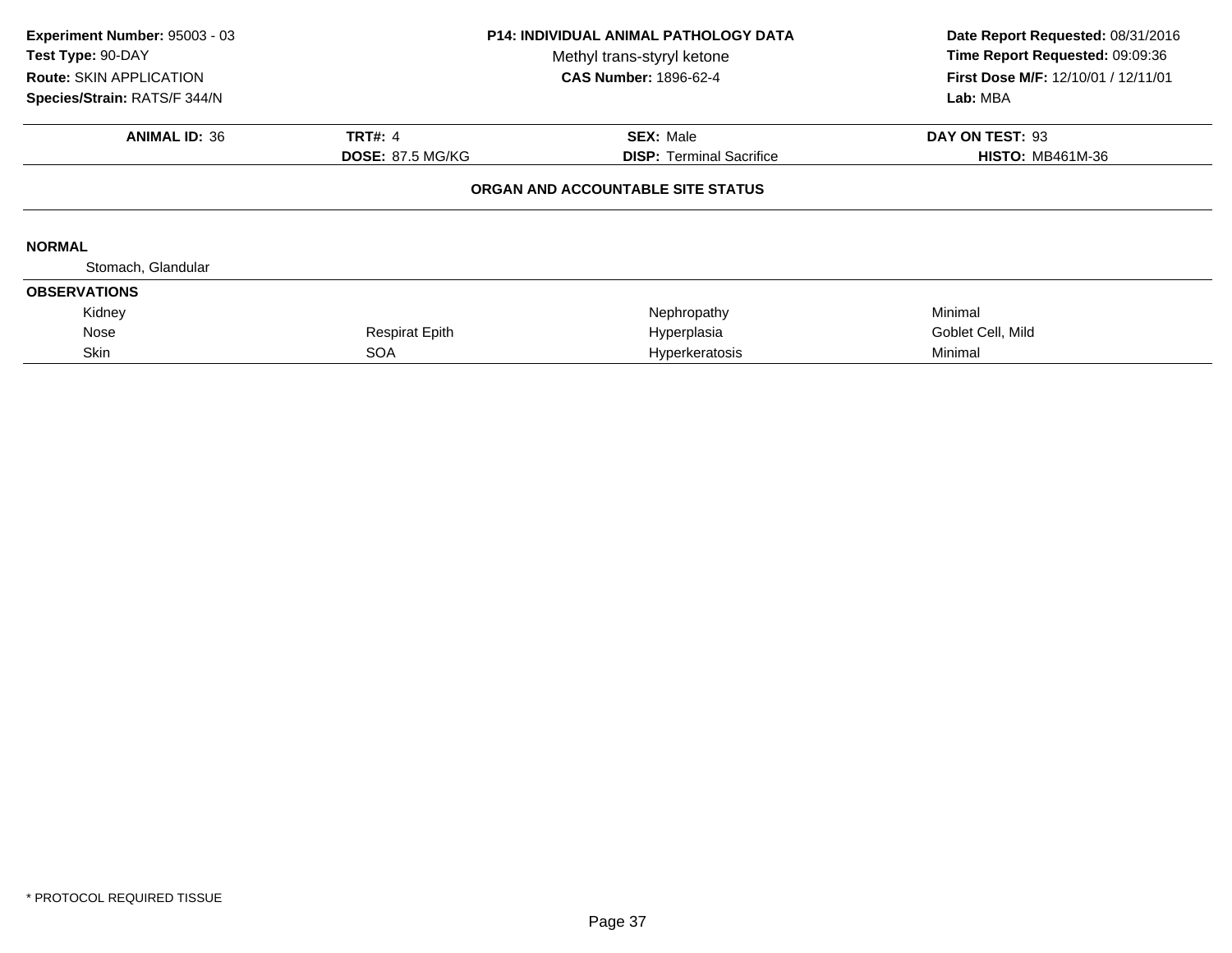**Experiment Number:** 95003 - 03
**Test Type:** 90-DAY
**Route:** SKIN APPLICATION
**Species/Strain:** RATS/F 344/N

**P14: INDIVIDUAL ANIMAL PATHOLOGY DATA**
Methyl trans-styryl ketone
**CAS Number:** 1896-62-4

**Date Report Requested:** 08/31/2016
**Time Report Requested:** 09:09:36
**First Dose M/F:** 12/10/01 / 12/11/01
**Lab:** MBA

| **ANIMAL ID:** 36 | **TRT#:** 4 | **SEX:** Male | **DAY ON TEST:** 93 |
|---|---|---|---|
| | **DOSE:** 87.5 MG/KG | **DISP:** Terminal Sacrifice | **HISTO:** MB461M-36 |

**ORGAN AND ACCOUNTABLE SITE STATUS**

**NORMAL**

Stomach, Glandular

**OBSERVATIONS**

| | | | |
|---|---|---|---|
| Kidney | | Nephropathy | Minimal |
| Nose | Respirat Epith | Hyperplasia | Goblet Cell, Mild |
| Skin | SOA | Hyperkeratosis | Minimal |

* PROTOCOL REQUIRED TISSUE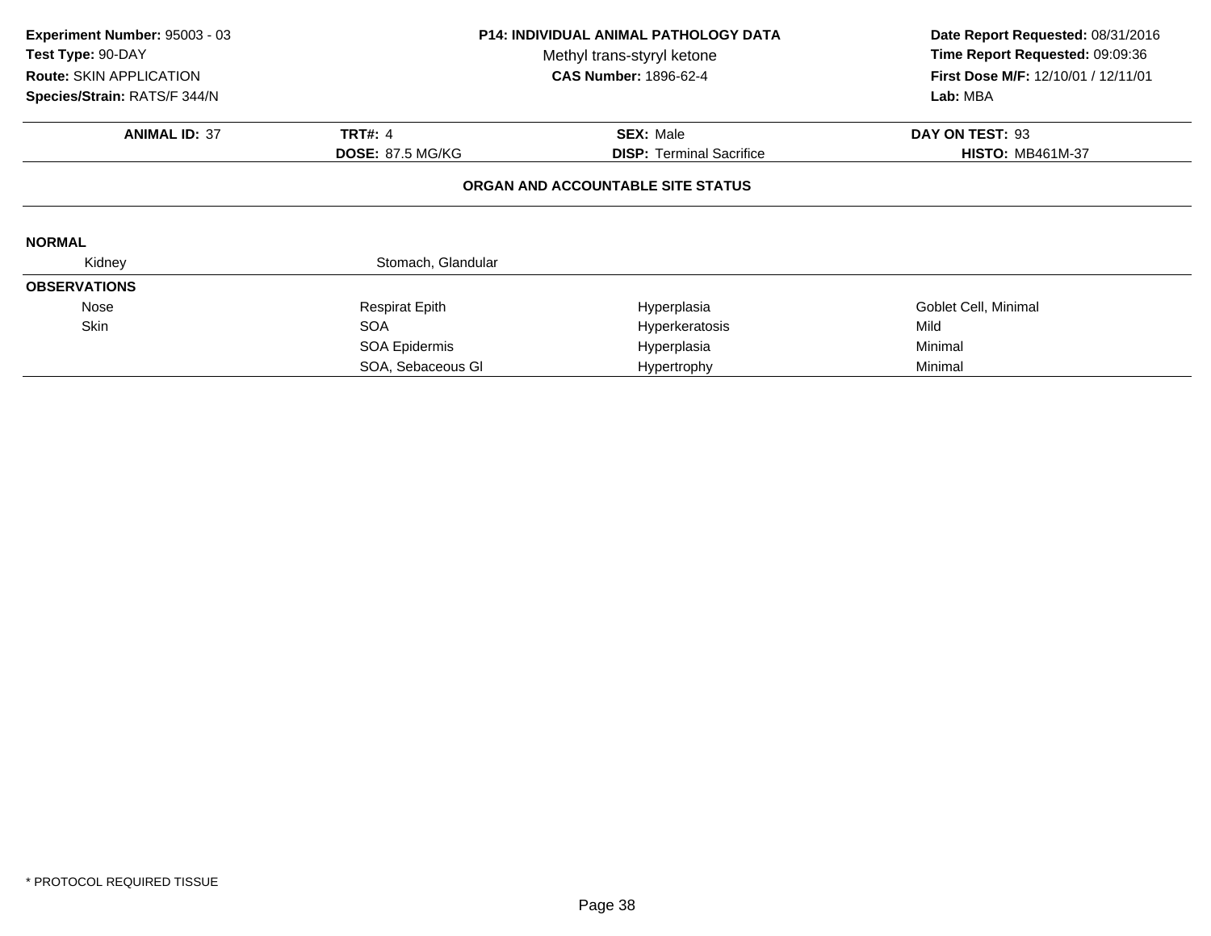**Experiment Number:** 95003 - 03
**Test Type:** 90-DAY
**Route:** SKIN APPLICATION
**Species/Strain:** RATS/F 344/N

**P14: INDIVIDUAL ANIMAL PATHOLOGY DATA**
Methyl trans-styryl ketone
**CAS Number:** 1896-62-4

**Date Report Requested:** 08/31/2016
**Time Report Requested:** 09:09:36
**First Dose M/F:** 12/10/01 / 12/11/01
**Lab:** MBA

| **ANIMAL ID:** 37 | **TRT#:** 4 | **SEX:** Male | **DAY ON TEST:** 93 |
|---|---|---|---|
| | **DOSE:** 87.5 MG/KG | **DISP:** Terminal Sacrifice | **HISTO:** MB461M-37 |

**ORGAN AND ACCOUNTABLE SITE STATUS**

**NORMAL**

| | | | |
|---|---|---|---|
| Kidney | Stomach, Glandular | | |

**OBSERVATIONS**

| | | | |
|---|---|---|---|
| Nose | Respirat Epith | Hyperplasia | Goblet Cell, Minimal |
| Skin | SOA | Hyperkeratosis | Mild |
| | SOA Epidermis | Hyperplasia | Minimal |
| | SOA, Sebaceous Gl | Hypertrophy | Minimal |

* PROTOCOL REQUIRED TISSUE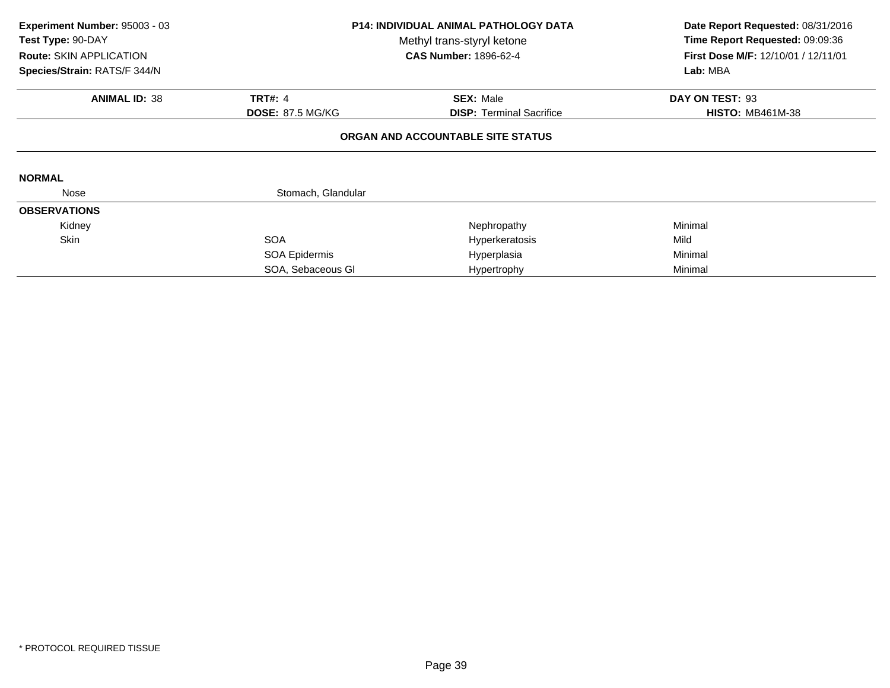**Experiment Number:** 95003 - 03
**Test Type:** 90-DAY
**Route:** SKIN APPLICATION
**Species/Strain:** RATS/F 344/N

**P14: INDIVIDUAL ANIMAL PATHOLOGY DATA**
Methyl trans-styryl ketone
**CAS Number:** 1896-62-4

**Date Report Requested:** 08/31/2016
**Time Report Requested:** 09:09:36
**First Dose M/F:** 12/10/01 / 12/11/01
**Lab:** MBA

| **ANIMAL ID:** 38 | **TRT#:** 4 | **SEX:** Male | **DAY ON TEST:** 93 |
|---|---|---|---|
| | **DOSE:** 87.5 MG/KG | **DISP:** Terminal Sacrifice | **HISTO:** MB461M-38 |

**ORGAN AND ACCOUNTABLE SITE STATUS**

**NORMAL**

| | | | |
|---|---|---|---|
| Nose | Stomach, Glandular | | |

**OBSERVATIONS**

| | | | |
|---|---|---|---|
| Kidney | | Nephropathy | Minimal |
| Skin | SOA | Hyperkeratosis | Mild |
| | SOA Epidermis | Hyperplasia | Minimal |
| | SOA, Sebaceous Gl | Hypertrophy | Minimal |

* PROTOCOL REQUIRED TISSUE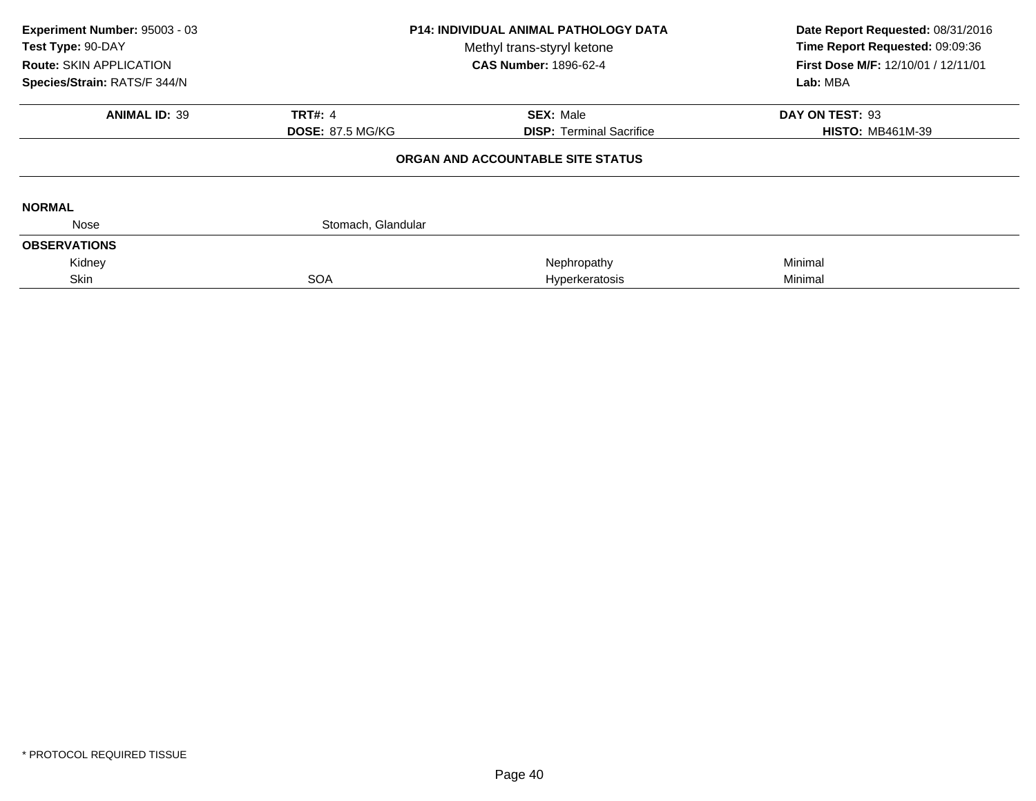**Experiment Number:** 95003 - 03
**Test Type:** 90-DAY
**Route:** SKIN APPLICATION
**Species/Strain:** RATS/F 344/N

**P14: INDIVIDUAL ANIMAL PATHOLOGY DATA**
Methyl trans-styryl ketone
**CAS Number:** 1896-62-4

**Date Report Requested:** 08/31/2016
**Time Report Requested:** 09:09:36
**First Dose M/F:** 12/10/01 / 12/11/01
**Lab:** MBA

| **ANIMAL ID:** 39 | **TRT#:** 4 | **SEX:** Male | **DAY ON TEST:** 93 |
|---|---|---|---|
| | **DOSE:** 87.5 MG/KG | **DISP:** Terminal Sacrifice | **HISTO:** MB461M-39 |

**ORGAN AND ACCOUNTABLE SITE STATUS**

**NORMAL**

| | | | |
|---|---|---|---|
| Nose | Stomach, Glandular | | |

**OBSERVATIONS**

| | | | |
|---|---|---|---|
| Kidney | | Nephropathy | Minimal |
| Skin | SOA | Hyperkeratosis | Minimal |

\* PROTOCOL REQUIRED TISSUE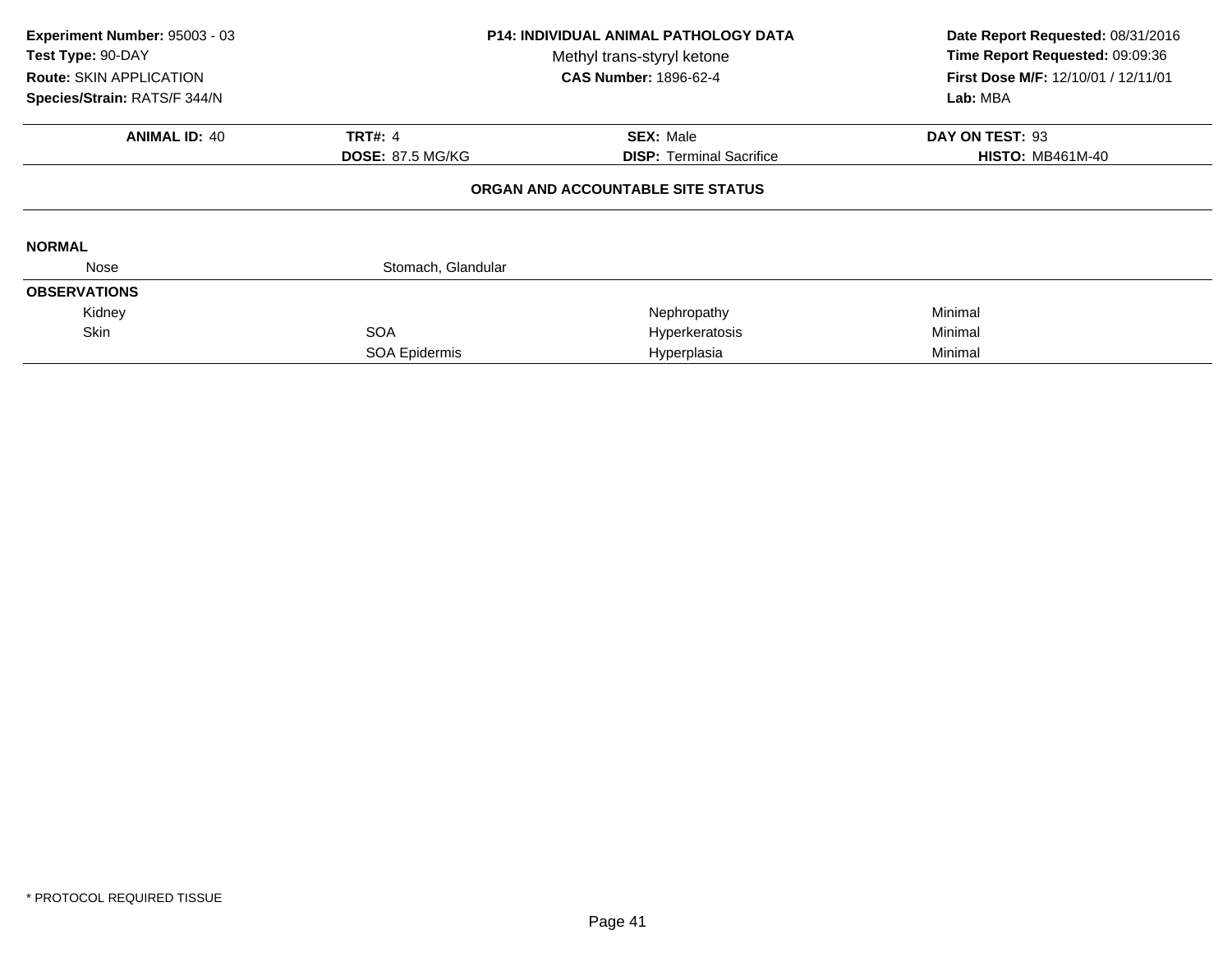**Experiment Number:** 95003 - 03
**Test Type:** 90-DAY
**Route:** SKIN APPLICATION
**Species/Strain:** RATS/F 344/N

**P14: INDIVIDUAL ANIMAL PATHOLOGY DATA**
Methyl trans-styryl ketone
**CAS Number:** 1896-62-4

**Date Report Requested:** 08/31/2016
**Time Report Requested:** 09:09:36
**First Dose M/F:** 12/10/01 / 12/11/01
**Lab:** MBA

| **ANIMAL ID:** 40 | **TRT#:** 4 | **SEX:** Male | **DAY ON TEST:** 93 |
|---|---|---|---|
| | **DOSE:** 87.5 MG/KG | **DISP:** Terminal Sacrifice | **HISTO:** MB461M-40 |

**ORGAN AND ACCOUNTABLE SITE STATUS**

**NORMAL**

| | | | |
|---|---|---|---|
| Nose | Stomach, Glandular | | |

**OBSERVATIONS**

| | | | |
|---|---|---|---|
| Kidney | | Nephropathy | Minimal |
| Skin | SOA | Hyperkeratosis | Minimal |
| | SOA Epidermis | Hyperplasia | Minimal |

* PROTOCOL REQUIRED TISSUE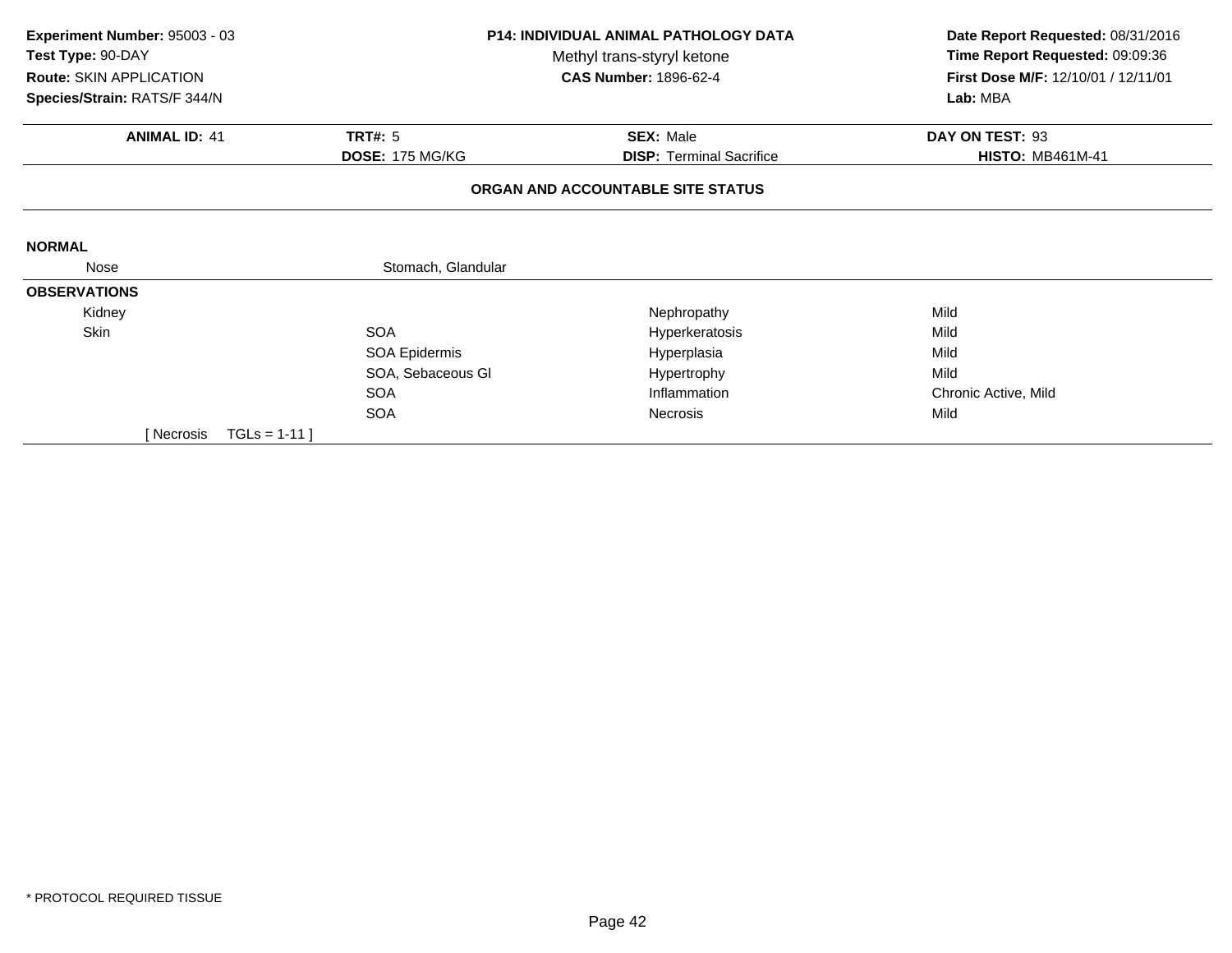**Experiment Number:** 95003 - 03
**Test Type:** 90-DAY
**Route:** SKIN APPLICATION
**Species/Strain:** RATS/F 344/N

**P14: INDIVIDUAL ANIMAL PATHOLOGY DATA**
Methyl trans-styryl ketone
**CAS Number:** 1896-62-4

**Date Report Requested:** 08/31/2016
**Time Report Requested:** 09:09:36
**First Dose M/F:** 12/10/01 / 12/11/01
**Lab:** MBA

| **ANIMAL ID:** 41 | **TRT#:** 5 | **SEX:** Male | **DAY ON TEST:** 93 |
|---|---|---|---|
| | **DOSE:** 175 MG/KG | **DISP:** Terminal Sacrifice | **HISTO:** MB461M-41 |

**ORGAN AND ACCOUNTABLE SITE STATUS**

**NORMAL**

| Nose | Stomach, Glandular | | |
|---|---|---|---|

**OBSERVATIONS**

| Organ | Site | Observation | Severity |
|---|---|---|---|
| Kidney | | Nephropathy | Mild |
| Skin | SOA | Hyperkeratosis | Mild |
| | SOA Epidermis | Hyperplasia | Mild |
| | SOA, Sebaceous Gl | Hypertrophy | Mild |
| | SOA | Inflammation | Chronic Active, Mild |
| | SOA | Necrosis | Mild |

[ Necrosis TGLs = 1-11 ]

* PROTOCOL REQUIRED TISSUE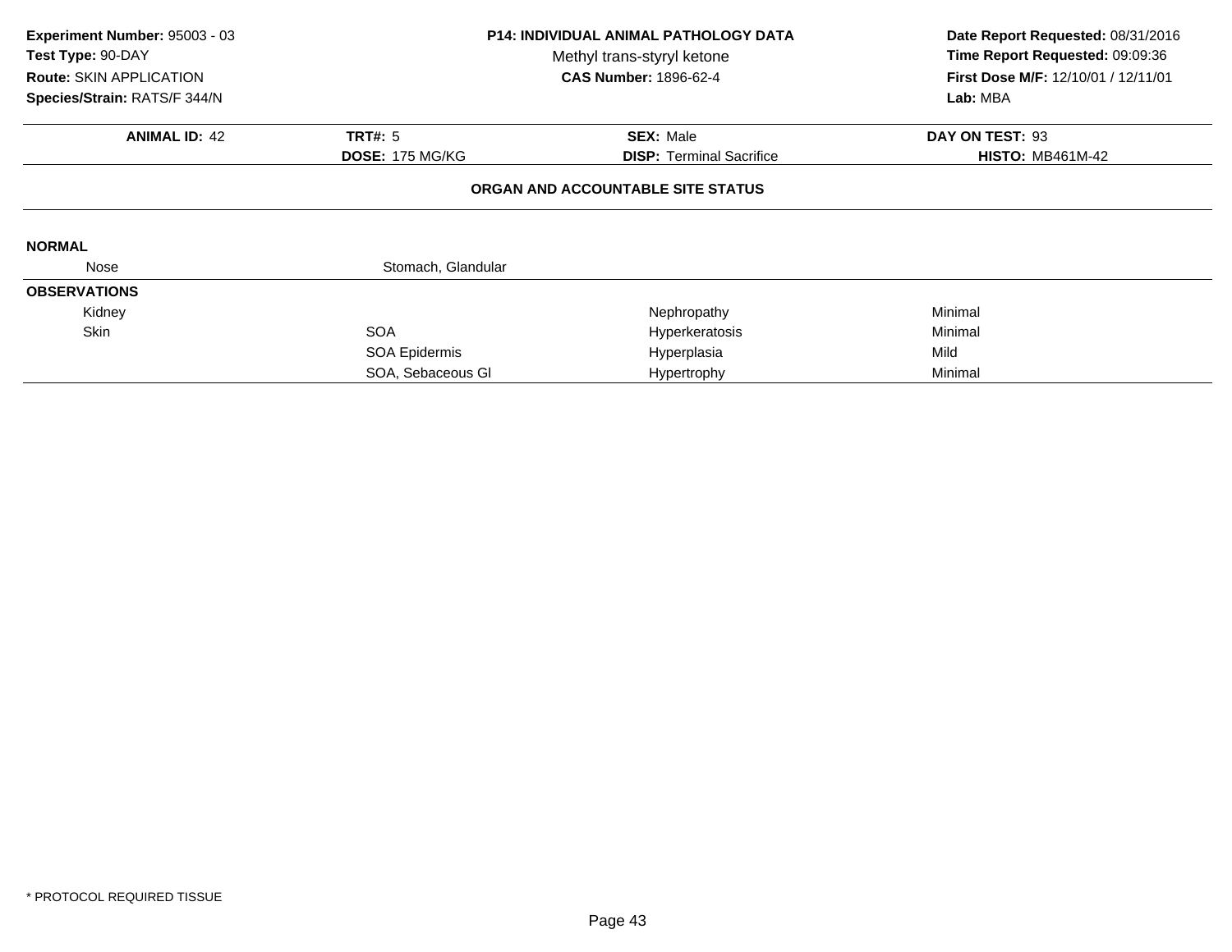**Experiment Number:** 95003 - 03
**Test Type:** 90-DAY
**Route:** SKIN APPLICATION
**Species/Strain:** RATS/F 344/N

**P14: INDIVIDUAL ANIMAL PATHOLOGY DATA**
Methyl trans-styryl ketone
**CAS Number:** 1896-62-4

**Date Report Requested:** 08/31/2016
**Time Report Requested:** 09:09:36
**First Dose M/F:** 12/10/01 / 12/11/01
**Lab:** MBA

| **ANIMAL ID:** 42 | **TRT#:** 5 | **SEX:** Male | **DAY ON TEST:** 93 |
|---|---|---|---|
| | **DOSE:** 175 MG/KG | **DISP:** Terminal Sacrifice | **HISTO:** MB461M-42 |

**ORGAN AND ACCOUNTABLE SITE STATUS**

**NORMAL**

| | | | |
|---|---|---|---|
| Nose | Stomach, Glandular | | |

**OBSERVATIONS**

| | | | |
|---|---|---|---|
| Kidney | | Nephropathy | Minimal |
| Skin | SOA | Hyperkeratosis | Minimal |
| | SOA Epidermis | Hyperplasia | Mild |
| | SOA, Sebaceous Gl | Hypertrophy | Minimal |

* PROTOCOL REQUIRED TISSUE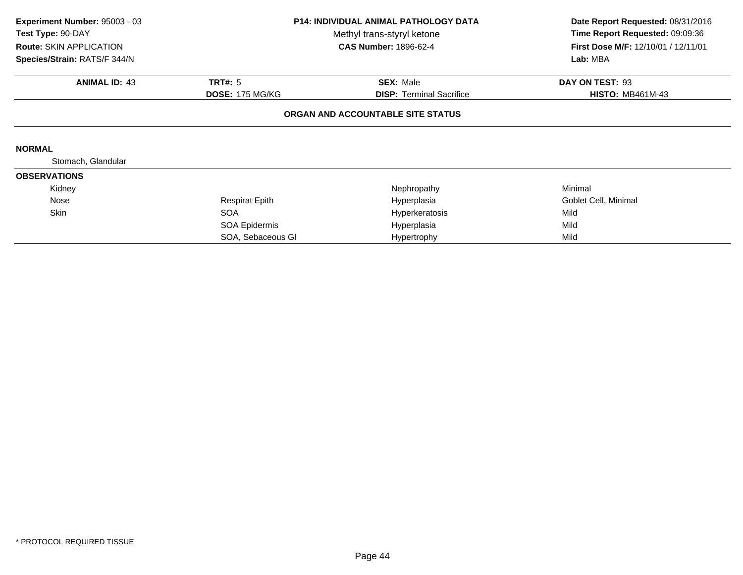**Experiment Number:** 95003 - 03
**Test Type:** 90-DAY
**Route:** SKIN APPLICATION
**Species/Strain:** RATS/F 344/N

**P14: INDIVIDUAL ANIMAL PATHOLOGY DATA**
Methyl trans-styryl ketone
**CAS Number:** 1896-62-4

**Date Report Requested:** 08/31/2016
**Time Report Requested:** 09:09:36
**First Dose M/F:** 12/10/01 / 12/11/01
**Lab:** MBA

| **ANIMAL ID:** 43 | **TRT#:** 5 | **SEX:** Male | **DAY ON TEST:** 93 |
|---|---|---|---|
| | **DOSE:** 175 MG/KG | **DISP:** Terminal Sacrifice | **HISTO:** MB461M-43 |

### ORGAN AND ACCOUNTABLE SITE STATUS

**NORMAL**

Stomach, Glandular

**OBSERVATIONS**

| Organ | Site | Observation | Severity |
|---|---|---|---|
| Kidney | | Nephropathy | Minimal |
| Nose | Respirat Epith | Hyperplasia | Goblet Cell, Minimal |
| Skin | SOA | Hyperkeratosis | Mild |
| | SOA Epidermis | Hyperplasia | Mild |
| | SOA, Sebaceous Gl | Hypertrophy | Mild |

\* PROTOCOL REQUIRED TISSUE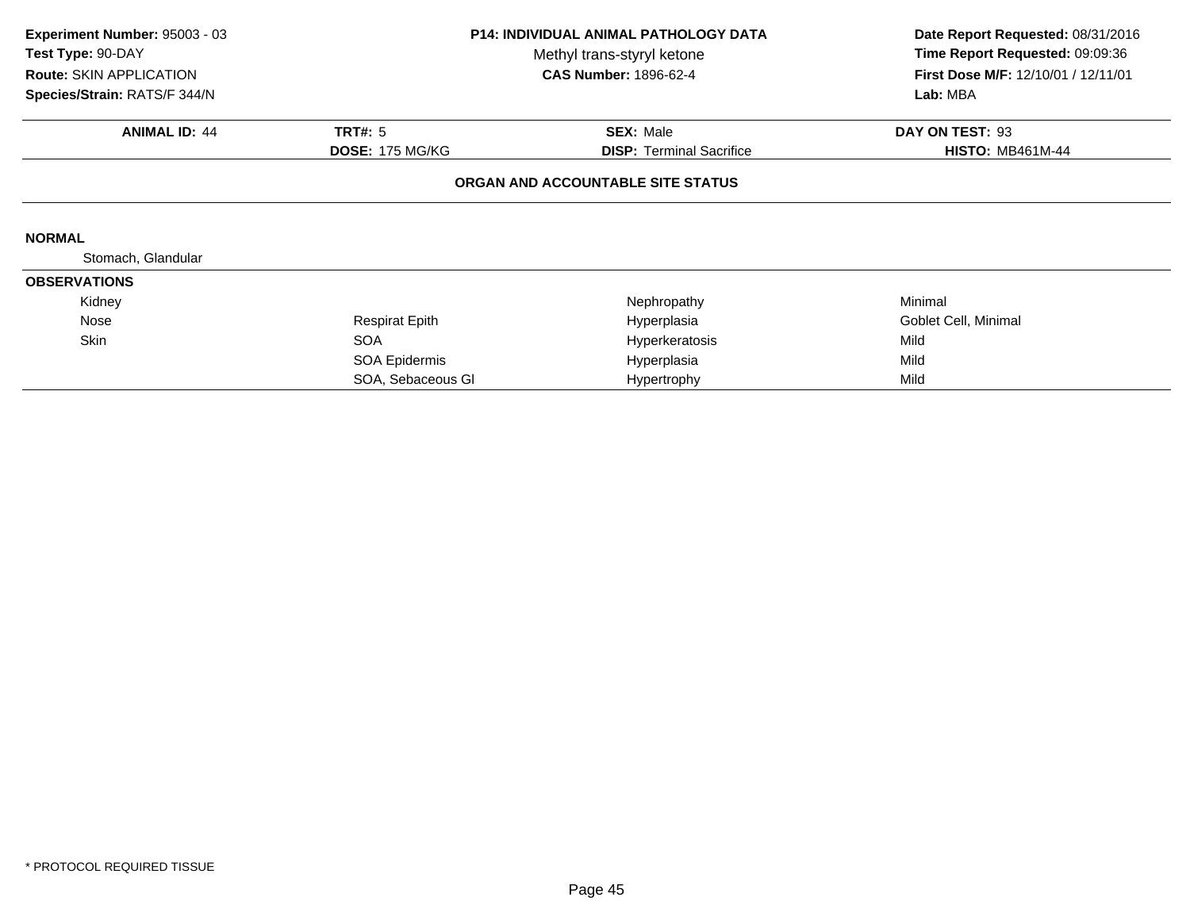**Experiment Number:** 95003 - 03
**Test Type:** 90-DAY
**Route:** SKIN APPLICATION
**Species/Strain:** RATS/F 344/N

**P14: INDIVIDUAL ANIMAL PATHOLOGY DATA**
Methyl trans-styryl ketone
**CAS Number:** 1896-62-4

**Date Report Requested:** 08/31/2016
**Time Report Requested:** 09:09:36
**First Dose M/F:** 12/10/01 / 12/11/01
**Lab:** MBA

| **ANIMAL ID:** 44 | **TRT#:** 5 | **SEX:** Male | **DAY ON TEST:** 93 |
|---|---|---|---|
| | **DOSE:** 175 MG/KG | **DISP:** Terminal Sacrifice | **HISTO:** MB461M-44 |

**ORGAN AND ACCOUNTABLE SITE STATUS**

**NORMAL**

Stomach, Glandular

**OBSERVATIONS**

| Organ | Site | Observation | Severity |
|---|---|---|---|
| Kidney | | Nephropathy | Minimal |
| Nose | Respirat Epith | Hyperplasia | Goblet Cell, Minimal |
| Skin | SOA | Hyperkeratosis | Mild |
| | SOA Epidermis | Hyperplasia | Mild |
| | SOA, Sebaceous Gl | Hypertrophy | Mild |

* PROTOCOL REQUIRED TISSUE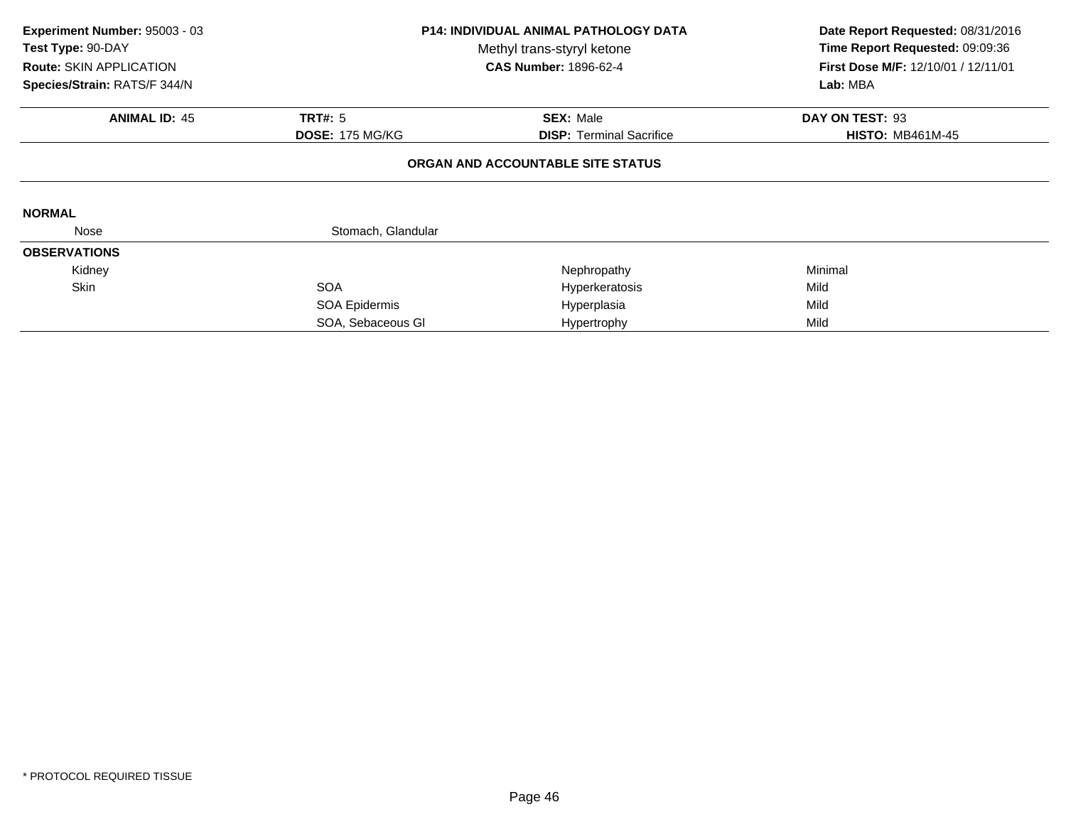**Experiment Number:** 95003 - 03
**Test Type:** 90-DAY
**Route:** SKIN APPLICATION
**Species/Strain:** RATS/F 344/N

**P14: INDIVIDUAL ANIMAL PATHOLOGY DATA**
Methyl trans-styryl ketone
**CAS Number:** 1896-62-4

**Date Report Requested:** 08/31/2016
**Time Report Requested:** 09:09:36
**First Dose M/F:** 12/10/01 / 12/11/01
**Lab:** MBA

| **ANIMAL ID:** 45 | **TRT#:** 5 | **SEX:** Male | **DAY ON TEST:** 93 |
|---|---|---|---|
| | **DOSE:** 175 MG/KG | **DISP:** Terminal Sacrifice | **HISTO:** MB461M-45 |

**ORGAN AND ACCOUNTABLE SITE STATUS**

**NORMAL**

| | | | |
|---|---|---|---|
| Nose | Stomach, Glandular | | |

**OBSERVATIONS**

| | | | |
|---|---|---|---|
| Kidney | | Nephropathy | Minimal |
| Skin | SOA | Hyperkeratosis | Mild |
| | SOA Epidermis | Hyperplasia | Mild |
| | SOA, Sebaceous Gl | Hypertrophy | Mild |

* PROTOCOL REQUIRED TISSUE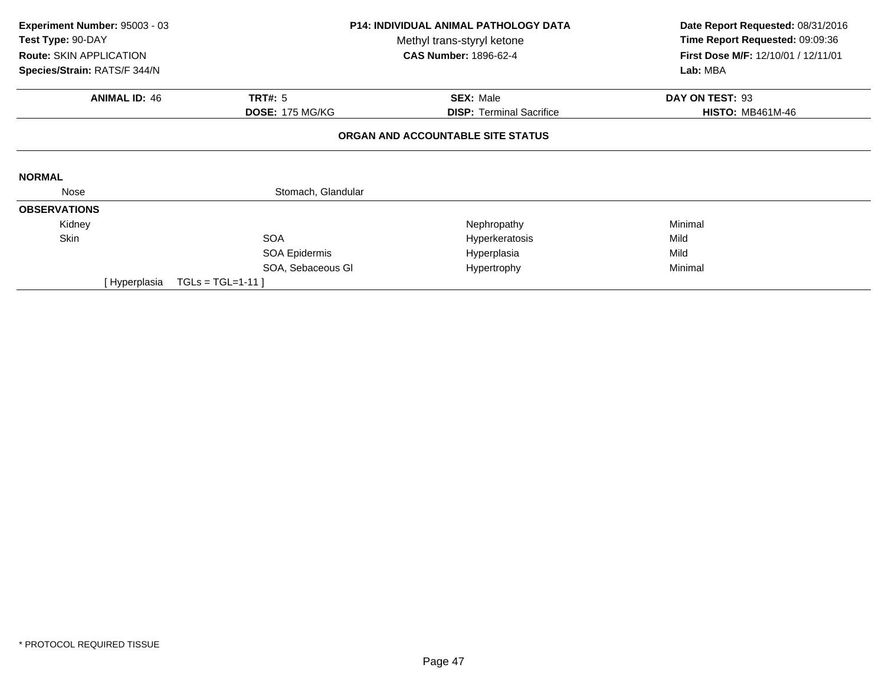**Experiment Number:** 95003 - 03
**Test Type:** 90-DAY
**Route:** SKIN APPLICATION
**Species/Strain:** RATS/F 344/N

**P14: INDIVIDUAL ANIMAL PATHOLOGY DATA**
Methyl trans-styryl ketone
**CAS Number:** 1896-62-4

**Date Report Requested:** 08/31/2016
**Time Report Requested:** 09:09:36
**First Dose M/F:** 12/10/01 / 12/11/01
**Lab:** MBA

| **ANIMAL ID:** 46 | **TRT#:** 5 | **SEX:** Male | **DAY ON TEST:** 93 |
|---|---|---|---|
| | **DOSE:** 175 MG/KG | **DISP:** Terminal Sacrifice | **HISTO:** MB461M-46 |

**ORGAN AND ACCOUNTABLE SITE STATUS**

**NORMAL**

| | |
|---|---|
| Nose | Stomach, Glandular |

**OBSERVATIONS**

| Organ | Site | Observation | Severity |
|---|---|---|---|
| Kidney | | Nephropathy | Minimal |
| Skin | SOA | Hyperkeratosis | Mild |
| | SOA Epidermis | Hyperplasia | Mild |
| | SOA, Sebaceous Gl | Hypertrophy | Minimal |

[ Hyperplasia TGLs = TGL=1-11 ]

* PROTOCOL REQUIRED TISSUE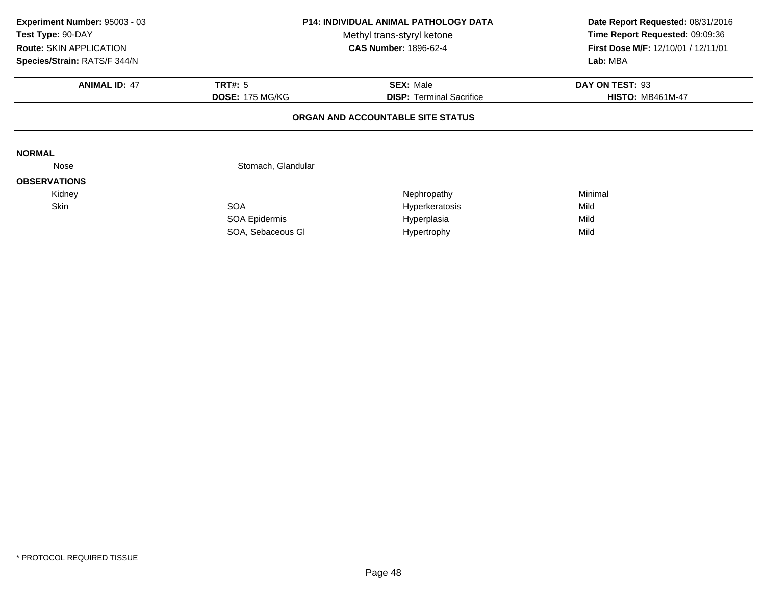**Experiment Number:** 95003 - 03
**Test Type:** 90-DAY
**Route:** SKIN APPLICATION
**Species/Strain:** RATS/F 344/N

**P14: INDIVIDUAL ANIMAL PATHOLOGY DATA**
Methyl trans-styryl ketone
**CAS Number:** 1896-62-4

**Date Report Requested:** 08/31/2016
**Time Report Requested:** 09:09:36
**First Dose M/F:** 12/10/01 / 12/11/01
**Lab:** MBA

| **ANIMAL ID:** 47 | **TRT#:** 5 | **SEX:** Male | **DAY ON TEST:** 93 |
|---|---|---|---|
| | **DOSE:** 175 MG/KG | **DISP:** Terminal Sacrifice | **HISTO:** MB461M-47 |

**ORGAN AND ACCOUNTABLE SITE STATUS**

**NORMAL**

| | | | |
|---|---|---|---|
| Nose | Stomach, Glandular | | |

**OBSERVATIONS**

| | | | |
|---|---|---|---|
| Kidney | | Nephropathy | Minimal |
| Skin | SOA | Hyperkeratosis | Mild |
| | SOA Epidermis | Hyperplasia | Mild |
| | SOA, Sebaceous Gl | Hypertrophy | Mild |

* PROTOCOL REQUIRED TISSUE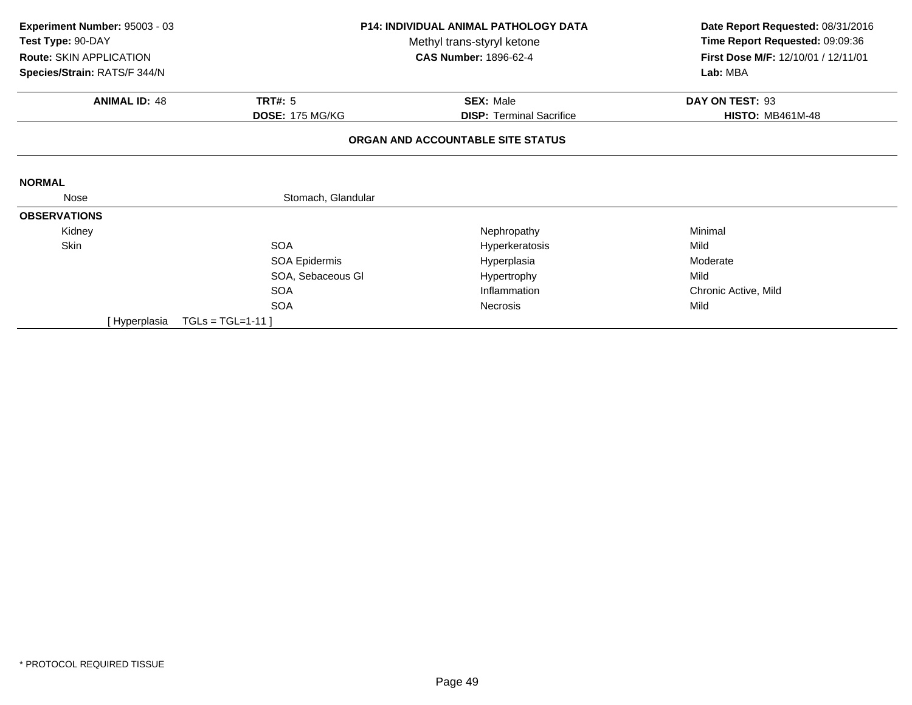**Experiment Number:** 95003 - 03
**Test Type:** 90-DAY
**Route:** SKIN APPLICATION
**Species/Strain:** RATS/F 344/N

**P14: INDIVIDUAL ANIMAL PATHOLOGY DATA**
Methyl trans-styryl ketone
**CAS Number:** 1896-62-4

**Date Report Requested:** 08/31/2016
**Time Report Requested:** 09:09:36
**First Dose M/F:** 12/10/01 / 12/11/01
**Lab:** MBA

| **ANIMAL ID:** 48 | **TRT#:** 5 | **SEX:** Male | **DAY ON TEST:** 93 |
|---|---|---|---|
| | **DOSE:** 175 MG/KG | **DISP:** Terminal Sacrifice | **HISTO:** MB461M-48 |

**ORGAN AND ACCOUNTABLE SITE STATUS**

**NORMAL**

| | | | |
|---|---|---|---|
| Nose | Stomach, Glandular | | |

**OBSERVATIONS**

| | | | |
|---|---|---|---|
| Kidney | | Nephropathy | Minimal |
| Skin | SOA | Hyperkeratosis | Mild |
| | SOA Epidermis | Hyperplasia | Moderate |
| | SOA, Sebaceous Gl | Hypertrophy | Mild |
| | SOA | Inflammation | Chronic Active, Mild |
| | SOA | Necrosis | Mild |

[ Hyperplasia TGLs = TGL=1-11 ]

* PROTOCOL REQUIRED TISSUE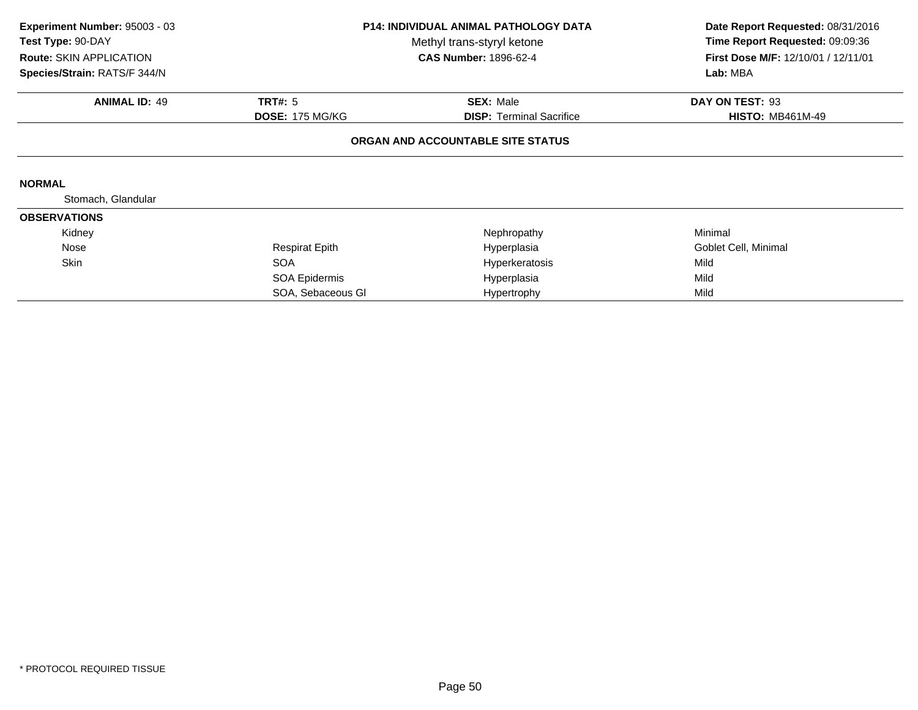**Experiment Number:** 95003 - 03
**Test Type:** 90-DAY
**Route:** SKIN APPLICATION
**Species/Strain:** RATS/F 344/N

**P14: INDIVIDUAL ANIMAL PATHOLOGY DATA**
Methyl trans-styryl ketone
**CAS Number:** 1896-62-4

**Date Report Requested:** 08/31/2016
**Time Report Requested:** 09:09:36
**First Dose M/F:** 12/10/01 / 12/11/01
**Lab:** MBA

| **ANIMAL ID:** 49 | **TRT#:** 5 | **SEX:** Male | **DAY ON TEST:** 93 |
|---|---|---|---|
| | **DOSE:** 175 MG/KG | **DISP:** Terminal Sacrifice | **HISTO:** MB461M-49 |

**ORGAN AND ACCOUNTABLE SITE STATUS**

**NORMAL**

Stomach, Glandular

**OBSERVATIONS**

| | | | |
|---|---|---|---|
| Kidney | | Nephropathy | Minimal |
| Nose | Respirat Epith | Hyperplasia | Goblet Cell, Minimal |
| Skin | SOA | Hyperkeratosis | Mild |
| | SOA Epidermis | Hyperplasia | Mild |
| | SOA, Sebaceous Gl | Hypertrophy | Mild |

* PROTOCOL REQUIRED TISSUE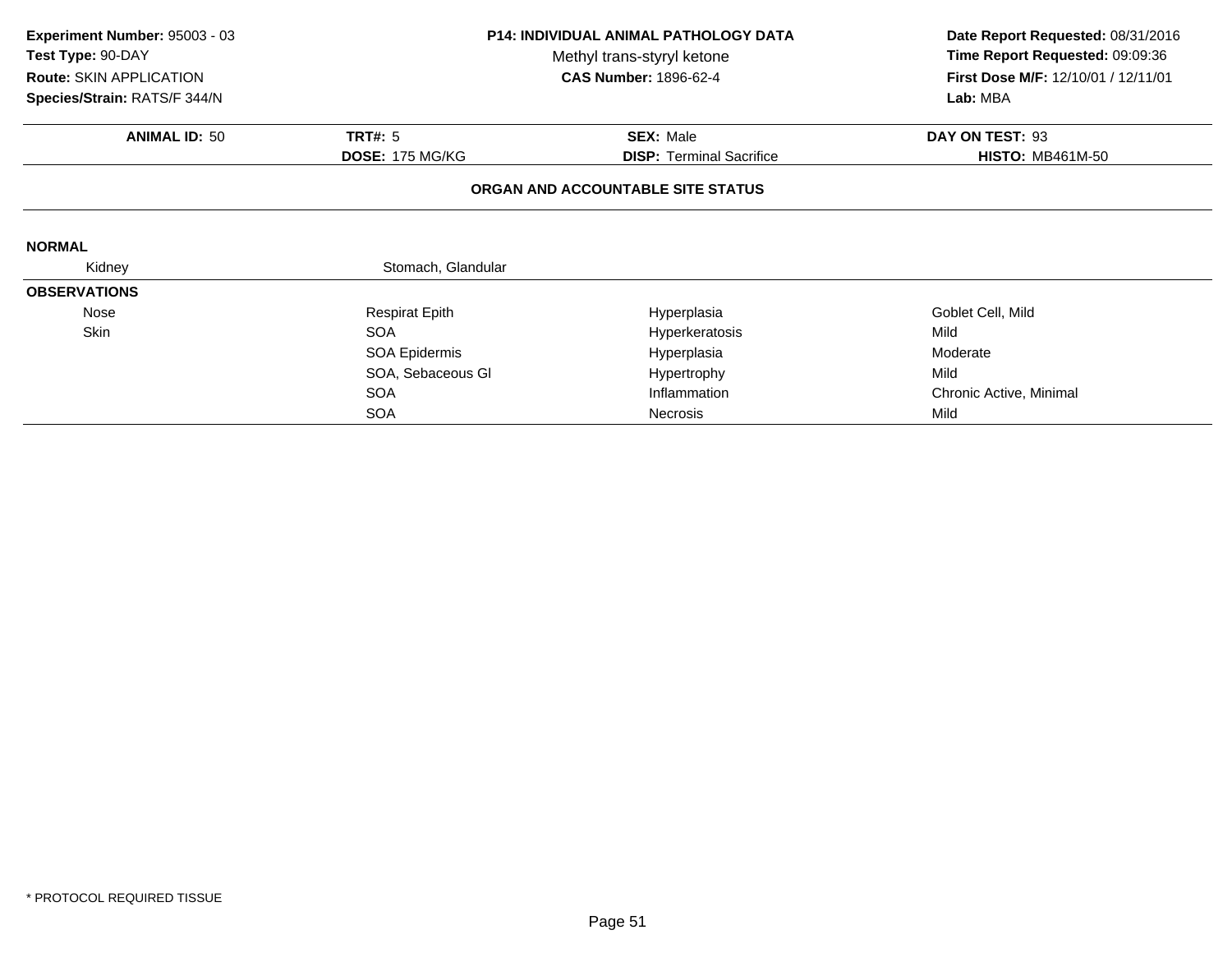**Experiment Number:** 95003 - 03
**Test Type:** 90-DAY
**Route:** SKIN APPLICATION
**Species/Strain:** RATS/F 344/N

**P14: INDIVIDUAL ANIMAL PATHOLOGY DATA**
Methyl trans-styryl ketone
**CAS Number:** 1896-62-4

**Date Report Requested:** 08/31/2016
**Time Report Requested:** 09:09:36
**First Dose M/F:** 12/10/01 / 12/11/01
**Lab:** MBA

| **ANIMAL ID:** 50 | **TRT#:** 5 | **SEX:** Male | **DAY ON TEST:** 93 |
|---|---|---|---|
| | **DOSE:** 175 MG/KG | **DISP:** Terminal Sacrifice | **HISTO:** MB461M-50 |

**ORGAN AND ACCOUNTABLE SITE STATUS**

**NORMAL**

| | |
|---|---|
| Kidney | Stomach, Glandular |

**OBSERVATIONS**

| Organ | Site | Observation | Qualifier |
|---|---|---|---|
| Nose | Respirat Epith | Hyperplasia | Goblet Cell, Mild |
| Skin | SOA | Hyperkeratosis | Mild |
| | SOA Epidermis | Hyperplasia | Moderate |
| | SOA, Sebaceous Gl | Hypertrophy | Mild |
| | SOA | Inflammation | Chronic Active, Minimal |
| | SOA | Necrosis | Mild |

* PROTOCOL REQUIRED TISSUE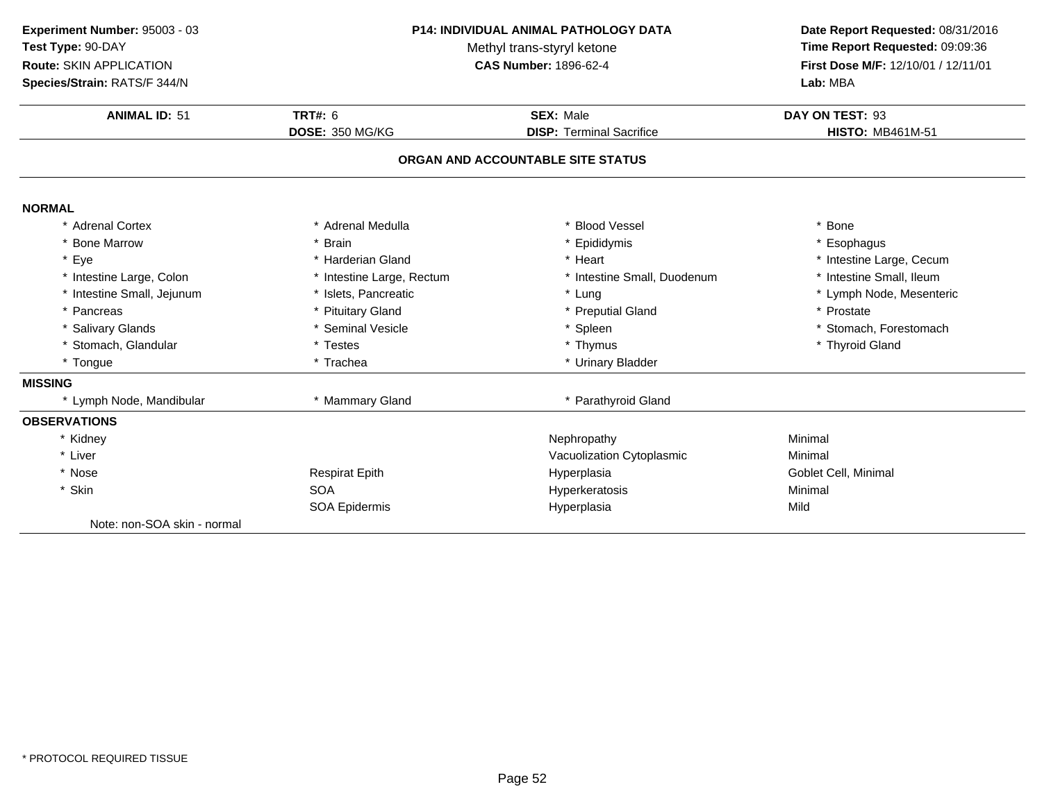**Experiment Number:** 95003 - 03
**Test Type:** 90-DAY
**Route:** SKIN APPLICATION
**Species/Strain:** RATS/F 344/N

**P14: INDIVIDUAL ANIMAL PATHOLOGY DATA**
Methyl trans-styryl ketone
**CAS Number:** 1896-62-4

**Date Report Requested:** 08/31/2016
**Time Report Requested:** 09:09:36
**First Dose M/F:** 12/10/01 / 12/11/01
**Lab:** MBA

| **ANIMAL ID:** 51 | **TRT#:** 6 | **SEX:** Male | **DAY ON TEST:** 93 |
|---|---|---|---|
| | **DOSE:** 350 MG/KG | **DISP:** Terminal Sacrifice | **HISTO:** MB461M-51 |

## ORGAN AND ACCOUNTABLE SITE STATUS

**NORMAL**

| | | | |
|---|---|---|---|
| * Adrenal Cortex | * Adrenal Medulla | * Blood Vessel | * Bone |
| * Bone Marrow | * Brain | * Epididymis | * Esophagus |
| * Eye | * Harderian Gland | * Heart | * Intestine Large, Cecum |
| * Intestine Large, Colon | * Intestine Large, Rectum | * Intestine Small, Duodenum | * Intestine Small, Ileum |
| * Intestine Small, Jejunum | * Islets, Pancreatic | * Lung | * Lymph Node, Mesenteric |
| * Pancreas | * Pituitary Gland | * Preputial Gland | * Prostate |
| * Salivary Glands | * Seminal Vesicle | * Spleen | * Stomach, Forestomach |
| * Stomach, Glandular | * Testes | * Thymus | * Thyroid Gland |
| * Tongue | * Trachea | * Urinary Bladder | |

**MISSING**

| | | |
|---|---|---|
| * Lymph Node, Mandibular | * Mammary Gland | * Parathyroid Gland |

**OBSERVATIONS**

| | | | |
|---|---|---|---|
| * Kidney | | Nephropathy | Minimal |
| * Liver | | Vacuolization Cytoplasmic | Minimal |
| * Nose | Respirat Epith | Hyperplasia | Goblet Cell, Minimal |
| * Skin | SOA | Hyperkeratosis | Minimal |
| | SOA Epidermis | Hyperplasia | Mild |

Note: non-SOA skin - normal

* PROTOCOL REQUIRED TISSUE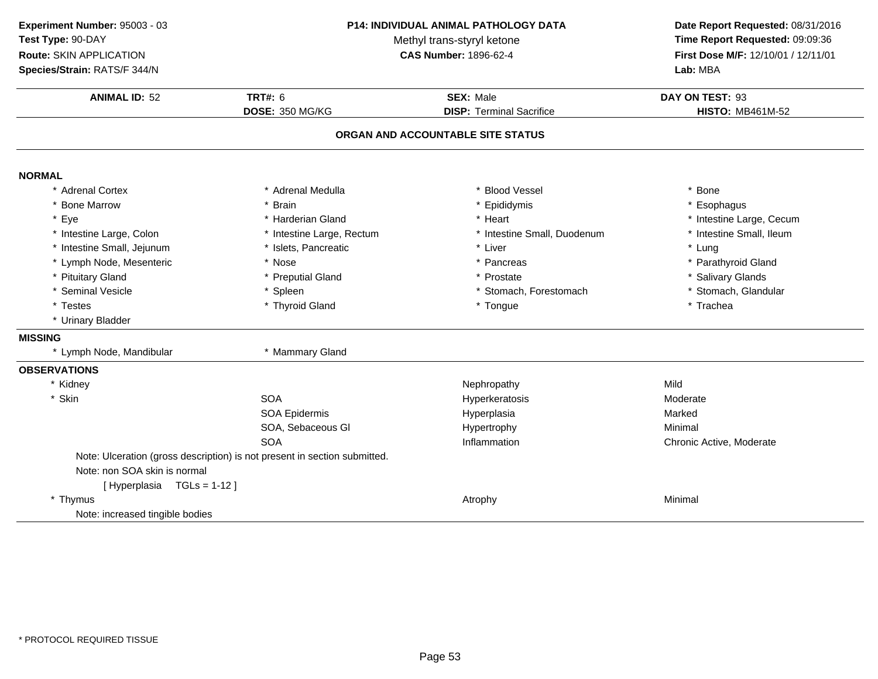**Experiment Number:** 95003 - 03
**Test Type:** 90-DAY
**Route:** SKIN APPLICATION
**Species/Strain:** RATS/F 344/N

**P14: INDIVIDUAL ANIMAL PATHOLOGY DATA**
Methyl trans-styryl ketone
**CAS Number:** 1896-62-4

**Date Report Requested:** 08/31/2016
**Time Report Requested:** 09:09:36
**First Dose M/F:** 12/10/01 / 12/11/01
**Lab:** MBA

| **ANIMAL ID:** 52 | **TRT#:** 6 | **SEX:** Male | **DAY ON TEST:** 93 |
|---|---|---|---|
| | **DOSE:** 350 MG/KG | **DISP:** Terminal Sacrifice | **HISTO:** MB461M-52 |

## ORGAN AND ACCOUNTABLE SITE STATUS

**NORMAL**

| | | | |
|---|---|---|---|
| * Adrenal Cortex | * Adrenal Medulla | * Blood Vessel | * Bone |
| * Bone Marrow | * Brain | * Epididymis | * Esophagus |
| * Eye | * Harderian Gland | * Heart | * Intestine Large, Cecum |
| * Intestine Large, Colon | * Intestine Large, Rectum | * Intestine Small, Duodenum | * Intestine Small, Ileum |
| * Intestine Small, Jejunum | * Islets, Pancreatic | * Liver | * Lung |
| * Lymph Node, Mesenteric | * Nose | * Pancreas | * Parathyroid Gland |
| * Pituitary Gland | * Preputial Gland | * Prostate | * Salivary Glands |
| * Seminal Vesicle | * Spleen | * Stomach, Forestomach | * Stomach, Glandular |
| * Testes | * Thyroid Gland | * Tongue | * Trachea |
| * Urinary Bladder | | | |

**MISSING**

| | |
|---|---|
| * Lymph Node, Mandibular | * Mammary Gland |

**OBSERVATIONS**

| Organ | Site | Observation | Severity |
|---|---|---|---|
| * Kidney | | Nephropathy | Mild |
| * Skin | SOA | Hyperkeratosis | Moderate |
| | SOA Epidermis | Hyperplasia | Marked |
| | SOA, Sebaceous Gl | Hypertrophy | Minimal |
| | SOA | Inflammation | Chronic Active, Moderate |

Note: Ulceration (gross description) is not present in section submitted.
Note: non SOA skin is normal
[ Hyperplasia TGLs = 1-12 ]

| Organ | Site | Observation | Severity |
|---|---|---|---|
| * Thymus | | Atrophy | Minimal |

Note: increased tingible bodies

* PROTOCOL REQUIRED TISSUE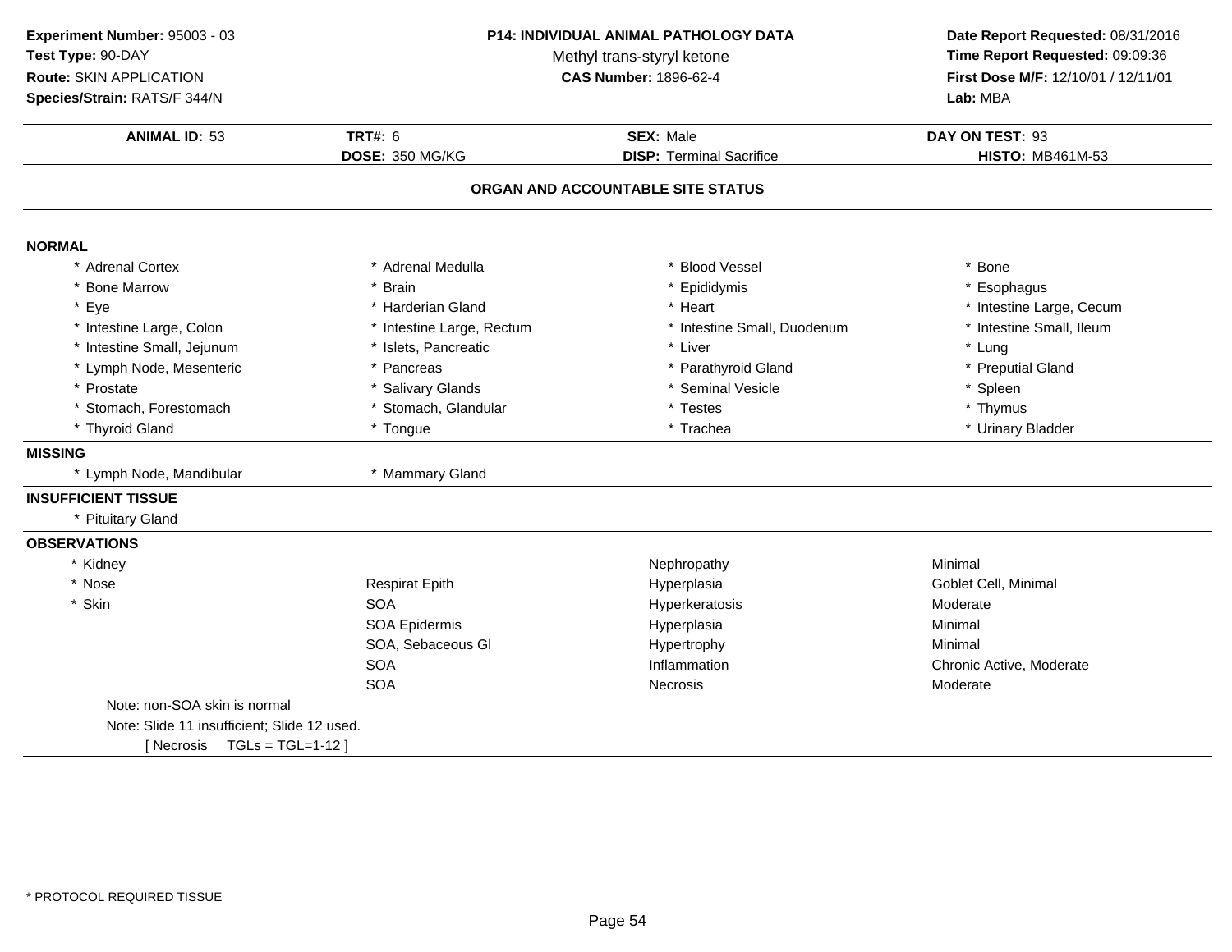**Experiment Number:** 95003 - 03
**Test Type:** 90-DAY
**Route:** SKIN APPLICATION
**Species/Strain:** RATS/F 344/N

**P14: INDIVIDUAL ANIMAL PATHOLOGY DATA**
Methyl trans-styryl ketone
**CAS Number:** 1896-62-4

**Date Report Requested:** 08/31/2016
**Time Report Requested:** 09:09:36
**First Dose M/F:** 12/10/01 / 12/11/01
**Lab:** MBA

| **ANIMAL ID:** 53 | **TRT#:** 6 | **SEX:** Male | **DAY ON TEST:** 93 |
|---|---|---|---|
| | **DOSE:** 350 MG/KG | **DISP:** Terminal Sacrifice | **HISTO:** MB461M-53 |

## ORGAN AND ACCOUNTABLE SITE STATUS

**NORMAL**

| | | | |
|---|---|---|---|
| * Adrenal Cortex | * Adrenal Medulla | * Blood Vessel | * Bone |
| * Bone Marrow | * Brain | * Epididymis | * Esophagus |
| * Eye | * Harderian Gland | * Heart | * Intestine Large, Cecum |
| * Intestine Large, Colon | * Intestine Large, Rectum | * Intestine Small, Duodenum | * Intestine Small, Ileum |
| * Intestine Small, Jejunum | * Islets, Pancreatic | * Liver | * Lung |
| * Lymph Node, Mesenteric | * Pancreas | * Parathyroid Gland | * Preputial Gland |
| * Prostate | * Salivary Glands | * Seminal Vesicle | * Spleen |
| * Stomach, Forestomach | * Stomach, Glandular | * Testes | * Thymus |
| * Thyroid Gland | * Tongue | * Trachea | * Urinary Bladder |

**MISSING**

* Lymph Node, Mandibular
* Mammary Gland

**INSUFFICIENT TISSUE**

* Pituitary Gland

**OBSERVATIONS**

| | | | |
|---|---|---|---|
| * Kidney | | Nephropathy | Minimal |
| * Nose | Respirat Epith | Hyperplasia | Goblet Cell, Minimal |
| * Skin | SOA | Hyperkeratosis | Moderate |
| | SOA Epidermis | Hyperplasia | Minimal |
| | SOA, Sebaceous Gl | Hypertrophy | Minimal |
| | SOA | Inflammation | Chronic Active, Moderate |
| | SOA | Necrosis | Moderate |

Note: non-SOA skin is normal
Note: Slide 11 insufficient; Slide 12 used.
[ Necrosis TGLs = TGL=1-12 ]

* PROTOCOL REQUIRED TISSUE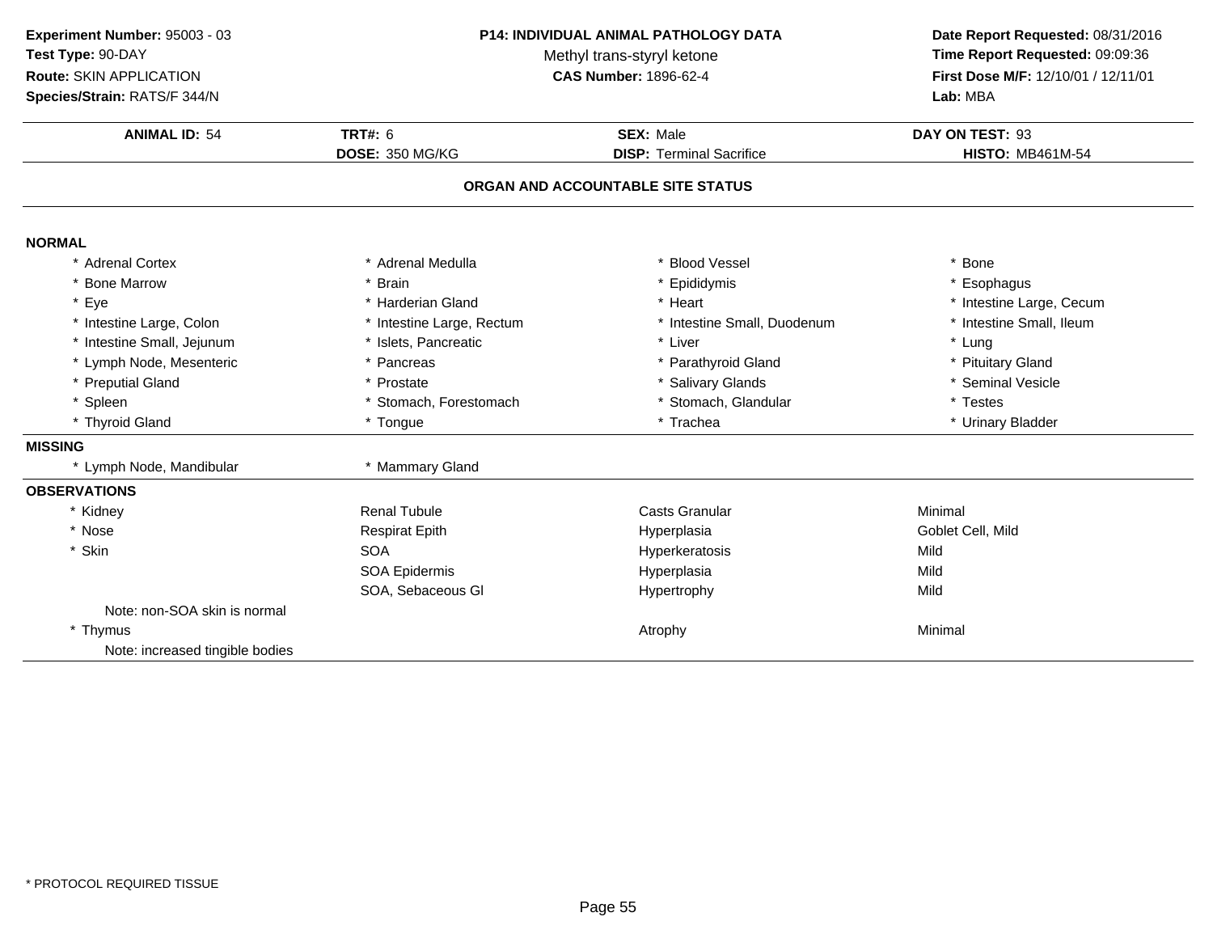**Experiment Number:** 95003 - 03
**Test Type:** 90-DAY
**Route:** SKIN APPLICATION
**Species/Strain:** RATS/F 344/N

**P14: INDIVIDUAL ANIMAL PATHOLOGY DATA**
Methyl trans-styryl ketone
**CAS Number:** 1896-62-4

**Date Report Requested:** 08/31/2016
**Time Report Requested:** 09:09:36
**First Dose M/F:** 12/10/01 / 12/11/01
**Lab:** MBA

| **ANIMAL ID:** 54 | **TRT#:** 6 | **SEX:** Male | **DAY ON TEST:** 93 |
|---|---|---|---|
| | **DOSE:** 350 MG/KG | **DISP:** Terminal Sacrifice | **HISTO:** MB461M-54 |

## ORGAN AND ACCOUNTABLE SITE STATUS

### NORMAL

| | | | |
|---|---|---|---|
| * Adrenal Cortex | * Adrenal Medulla | * Blood Vessel | * Bone |
| * Bone Marrow | * Brain | * Epididymis | * Esophagus |
| * Eye | * Harderian Gland | * Heart | * Intestine Large, Cecum |
| * Intestine Large, Colon | * Intestine Large, Rectum | * Intestine Small, Duodenum | * Intestine Small, Ileum |
| * Intestine Small, Jejunum | * Islets, Pancreatic | * Liver | * Lung |
| * Lymph Node, Mesenteric | * Pancreas | * Parathyroid Gland | * Pituitary Gland |
| * Preputial Gland | * Prostate | * Salivary Glands | * Seminal Vesicle |
| * Spleen | * Stomach, Forestomach | * Stomach, Glandular | * Testes |
| * Thyroid Gland | * Tongue | * Trachea | * Urinary Bladder |

### MISSING

| | |
|---|---|
| * Lymph Node, Mandibular | * Mammary Gland |

### OBSERVATIONS

| | | | |
|---|---|---|---|
| * Kidney | Renal Tubule | Casts Granular | Minimal |
| * Nose | Respirat Epith | Hyperplasia | Goblet Cell, Mild |
| * Skin | SOA | Hyperkeratosis | Mild |
| | SOA Epidermis | Hyperplasia | Mild |
| | SOA, Sebaceous Gl | Hypertrophy | Mild |
| Note: non-SOA skin is normal | | | |
| * Thymus | | Atrophy | Minimal |
| Note: increased tingible bodies | | | |

\* PROTOCOL REQUIRED TISSUE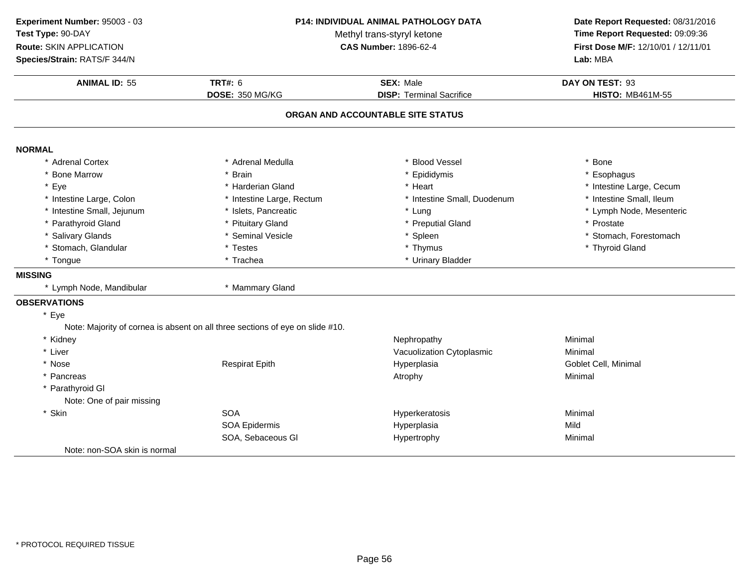**Experiment Number:** 95003 - 03
**Test Type:** 90-DAY
**Route:** SKIN APPLICATION
**Species/Strain:** RATS/F 344/N

**P14: INDIVIDUAL ANIMAL PATHOLOGY DATA**
Methyl trans-styryl ketone
**CAS Number:** 1896-62-4

**Date Report Requested:** 08/31/2016
**Time Report Requested:** 09:09:36
**First Dose M/F:** 12/10/01 / 12/11/01
**Lab:** MBA

| **ANIMAL ID:** 55 | **TRT#:** 6 | **SEX:** Male | **DAY ON TEST:** 93 |
|---|---|---|---|
| | **DOSE:** 350 MG/KG | **DISP:** Terminal Sacrifice | **HISTO:** MB461M-55 |

## ORGAN AND ACCOUNTABLE SITE STATUS

**NORMAL**

| | | | |
|---|---|---|---|
| * Adrenal Cortex | * Adrenal Medulla | * Blood Vessel | * Bone |
| * Bone Marrow | * Brain | * Epididymis | * Esophagus |
| * Eye | * Harderian Gland | * Heart | * Intestine Large, Cecum |
| * Intestine Large, Colon | * Intestine Large, Rectum | * Intestine Small, Duodenum | * Intestine Small, Ileum |
| * Intestine Small, Jejunum | * Islets, Pancreatic | * Lung | * Lymph Node, Mesenteric |
| * Parathyroid Gland | * Pituitary Gland | * Preputial Gland | * Prostate |
| * Salivary Glands | * Seminal Vesicle | * Spleen | * Stomach, Forestomach |
| * Stomach, Glandular | * Testes | * Thymus | * Thyroid Gland |
| * Tongue | * Trachea | * Urinary Bladder | |

**MISSING**

| | |
|---|---|
| * Lymph Node, Mandibular | * Mammary Gland |

**OBSERVATIONS**

| | | | |
|---|---|---|---|
| * Eye | | | |
| Note: Majority of cornea is absent on all three sections of eye on slide #10. | | | |
| * Kidney | | Nephropathy | Minimal |
| * Liver | | Vacuolization Cytoplasmic | Minimal |
| * Nose | Respirat Epith | Hyperplasia | Goblet Cell, Minimal |
| * Pancreas | | Atrophy | Minimal |
| * Parathyroid Gl | | | |
| Note: One of pair missing | | | |
| * Skin | SOA | Hyperkeratosis | Minimal |
| | SOA Epidermis | Hyperplasia | Mild |
| | SOA, Sebaceous Gl | Hypertrophy | Minimal |
| Note: non-SOA skin is normal | | | |

\* PROTOCOL REQUIRED TISSUE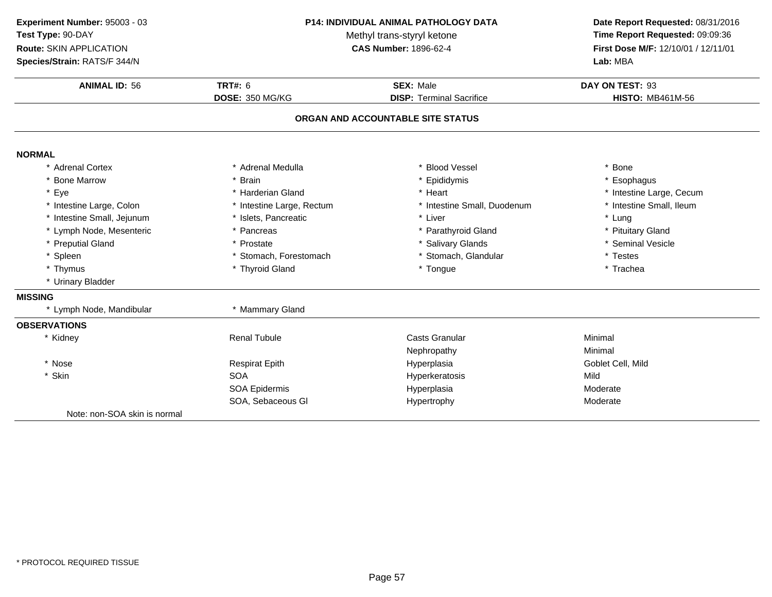**Experiment Number:** 95003 - 03
**Test Type:** 90-DAY
**Route:** SKIN APPLICATION
**Species/Strain:** RATS/F 344/N

**P14: INDIVIDUAL ANIMAL PATHOLOGY DATA**
Methyl trans-styryl ketone
**CAS Number:** 1896-62-4

**Date Report Requested:** 08/31/2016
**Time Report Requested:** 09:09:36
**First Dose M/F:** 12/10/01 / 12/11/01
**Lab:** MBA

| **ANIMAL ID:** 56 | **TRT#:** 6 | **SEX:** Male | **DAY ON TEST:** 93 |
|---|---|---|---|
| | **DOSE:** 350 MG/KG | **DISP:** Terminal Sacrifice | **HISTO:** MB461M-56 |

## ORGAN AND ACCOUNTABLE SITE STATUS

**NORMAL**

| | | | |
|---|---|---|---|
| * Adrenal Cortex | * Adrenal Medulla | * Blood Vessel | * Bone |
| * Bone Marrow | * Brain | * Epididymis | * Esophagus |
| * Eye | * Harderian Gland | * Heart | * Intestine Large, Cecum |
| * Intestine Large, Colon | * Intestine Large, Rectum | * Intestine Small, Duodenum | * Intestine Small, Ileum |
| * Intestine Small, Jejunum | * Islets, Pancreatic | * Liver | * Lung |
| * Lymph Node, Mesenteric | * Pancreas | * Parathyroid Gland | * Pituitary Gland |
| * Preputial Gland | * Prostate | * Salivary Glands | * Seminal Vesicle |
| * Spleen | * Stomach, Forestomach | * Stomach, Glandular | * Testes |
| * Thymus | * Thyroid Gland | * Tongue | * Trachea |
| * Urinary Bladder | | | |

**MISSING**

| | |
|---|---|
| * Lymph Node, Mandibular | * Mammary Gland |

**OBSERVATIONS**

| | | | |
|---|---|---|---|
| * Kidney | Renal Tubule | Casts Granular | Minimal |
| | | Nephropathy | Minimal |
| * Nose | Respirat Epith | Hyperplasia | Goblet Cell, Mild |
| * Skin | SOA | Hyperkeratosis | Mild |
| | SOA Epidermis | Hyperplasia | Moderate |
| | SOA, Sebaceous Gl | Hypertrophy | Moderate |

Note: non-SOA skin is normal

* PROTOCOL REQUIRED TISSUE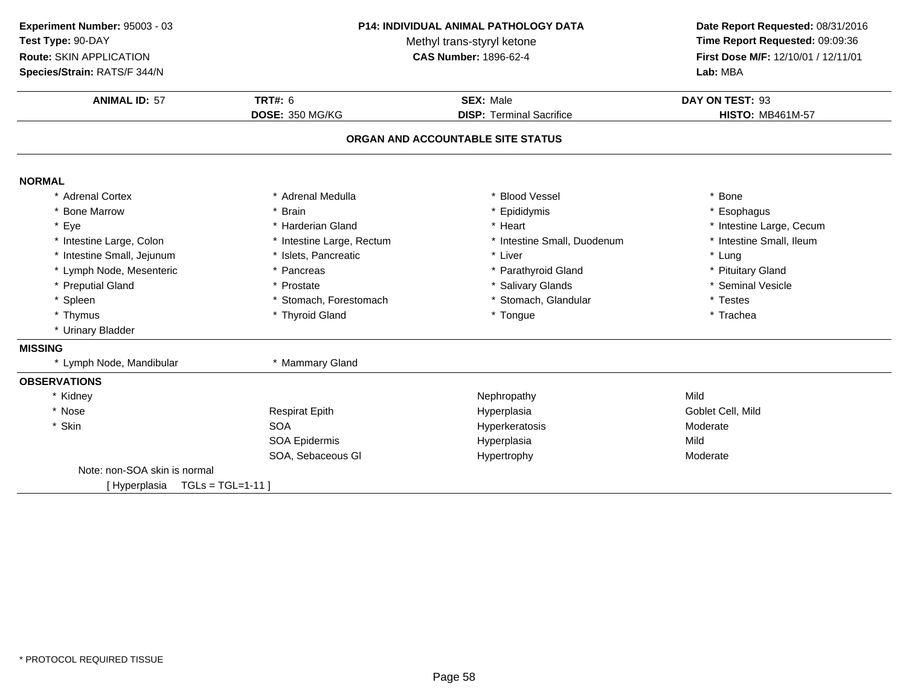**Experiment Number:** 95003 - 03
**Test Type:** 90-DAY
**Route:** SKIN APPLICATION
**Species/Strain:** RATS/F 344/N

**P14: INDIVIDUAL ANIMAL PATHOLOGY DATA**
Methyl trans-styryl ketone
**CAS Number:** 1896-62-4

**Date Report Requested:** 08/31/2016
**Time Report Requested:** 09:09:36
**First Dose M/F:** 12/10/01 / 12/11/01
**Lab:** MBA

| **ANIMAL ID:** 57 | **TRT#:** 6 | **SEX:** Male | **DAY ON TEST:** 93 |
|---|---|---|---|
| | **DOSE:** 350 MG/KG | **DISP:** Terminal Sacrifice | **HISTO:** MB461M-57 |

## ORGAN AND ACCOUNTABLE SITE STATUS

**NORMAL**

| | | | |
|---|---|---|---|
| * Adrenal Cortex | * Adrenal Medulla | * Blood Vessel | * Bone |
| * Bone Marrow | * Brain | * Epididymis | * Esophagus |
| * Eye | * Harderian Gland | * Heart | * Intestine Large, Cecum |
| * Intestine Large, Colon | * Intestine Large, Rectum | * Intestine Small, Duodenum | * Intestine Small, Ileum |
| * Intestine Small, Jejunum | * Islets, Pancreatic | * Liver | * Lung |
| * Lymph Node, Mesenteric | * Pancreas | * Parathyroid Gland | * Pituitary Gland |
| * Preputial Gland | * Prostate | * Salivary Glands | * Seminal Vesicle |
| * Spleen | * Stomach, Forestomach | * Stomach, Glandular | * Testes |
| * Thymus | * Thyroid Gland | * Tongue | * Trachea |
| * Urinary Bladder | | | |

**MISSING**

| | |
|---|---|
| * Lymph Node, Mandibular | * Mammary Gland |

**OBSERVATIONS**

| | | | |
|---|---|---|---|
| * Kidney | | Nephropathy | Mild |
| * Nose | Respirat Epith | Hyperplasia | Goblet Cell, Mild |
| * Skin | SOA | Hyperkeratosis | Moderate |
| | SOA Epidermis | Hyperplasia | Mild |
| | SOA, Sebaceous Gl | Hypertrophy | Moderate |

Note: non-SOA skin is normal
[ Hyperplasia TGLs = TGL=1-11 ]

* PROTOCOL REQUIRED TISSUE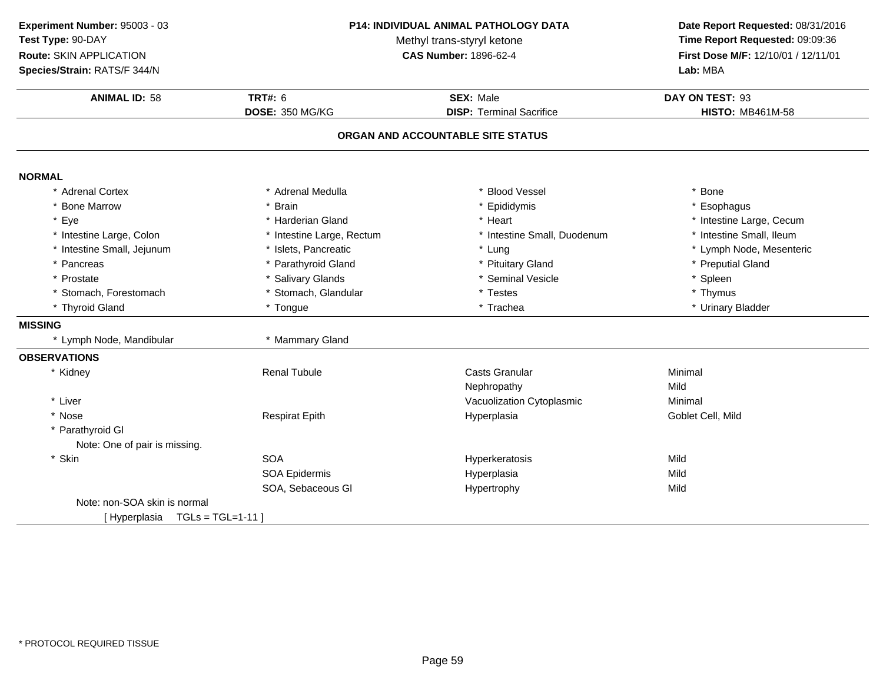**Experiment Number:** 95003 - 03
**Test Type:** 90-DAY
**Route:** SKIN APPLICATION
**Species/Strain:** RATS/F 344/N

**P14: INDIVIDUAL ANIMAL PATHOLOGY DATA**
Methyl trans-styryl ketone
**CAS Number:** 1896-62-4

**Date Report Requested:** 08/31/2016
**Time Report Requested:** 09:09:36
**First Dose M/F:** 12/10/01 / 12/11/01
**Lab:** MBA

| **ANIMAL ID:** 58 | **TRT#:** 6 | **SEX:** Male | **DAY ON TEST:** 93 |
|---|---|---|---|
| | **DOSE:** 350 MG/KG | **DISP:** Terminal Sacrifice | **HISTO:** MB461M-58 |

## ORGAN AND ACCOUNTABLE SITE STATUS

**NORMAL**

| | | | |
|---|---|---|---|
| * Adrenal Cortex | * Adrenal Medulla | * Blood Vessel | * Bone |
| * Bone Marrow | * Brain | * Epididymis | * Esophagus |
| * Eye | * Harderian Gland | * Heart | * Intestine Large, Cecum |
| * Intestine Large, Colon | * Intestine Large, Rectum | * Intestine Small, Duodenum | * Intestine Small, Ileum |
| * Intestine Small, Jejunum | * Islets, Pancreatic | * Lung | * Lymph Node, Mesenteric |
| * Pancreas | * Parathyroid Gland | * Pituitary Gland | * Preputial Gland |
| * Prostate | * Salivary Glands | * Seminal Vesicle | * Spleen |
| * Stomach, Forestomach | * Stomach, Glandular | * Testes | * Thymus |
| * Thyroid Gland | * Tongue | * Trachea | * Urinary Bladder |

**MISSING**

| | |
|---|---|
| * Lymph Node, Mandibular | * Mammary Gland |

**OBSERVATIONS**

| | | | |
|---|---|---|---|
| * Kidney | Renal Tubule | Casts Granular | Minimal |
| | | Nephropathy | Mild |
| * Liver | | Vacuolization Cytoplasmic | Minimal |
| * Nose | Respirat Epith | Hyperplasia | Goblet Cell, Mild |
| * Parathyroid Gl | | | |
| Note: One of pair is missing. | | | |
| * Skin | SOA | Hyperkeratosis | Mild |
| | SOA Epidermis | Hyperplasia | Mild |
| | SOA, Sebaceous Gl | Hypertrophy | Mild |
| Note: non-SOA skin is normal | | | |
| [ Hyperplasia TGLs = TGL=1-11 ] | | | |

* PROTOCOL REQUIRED TISSUE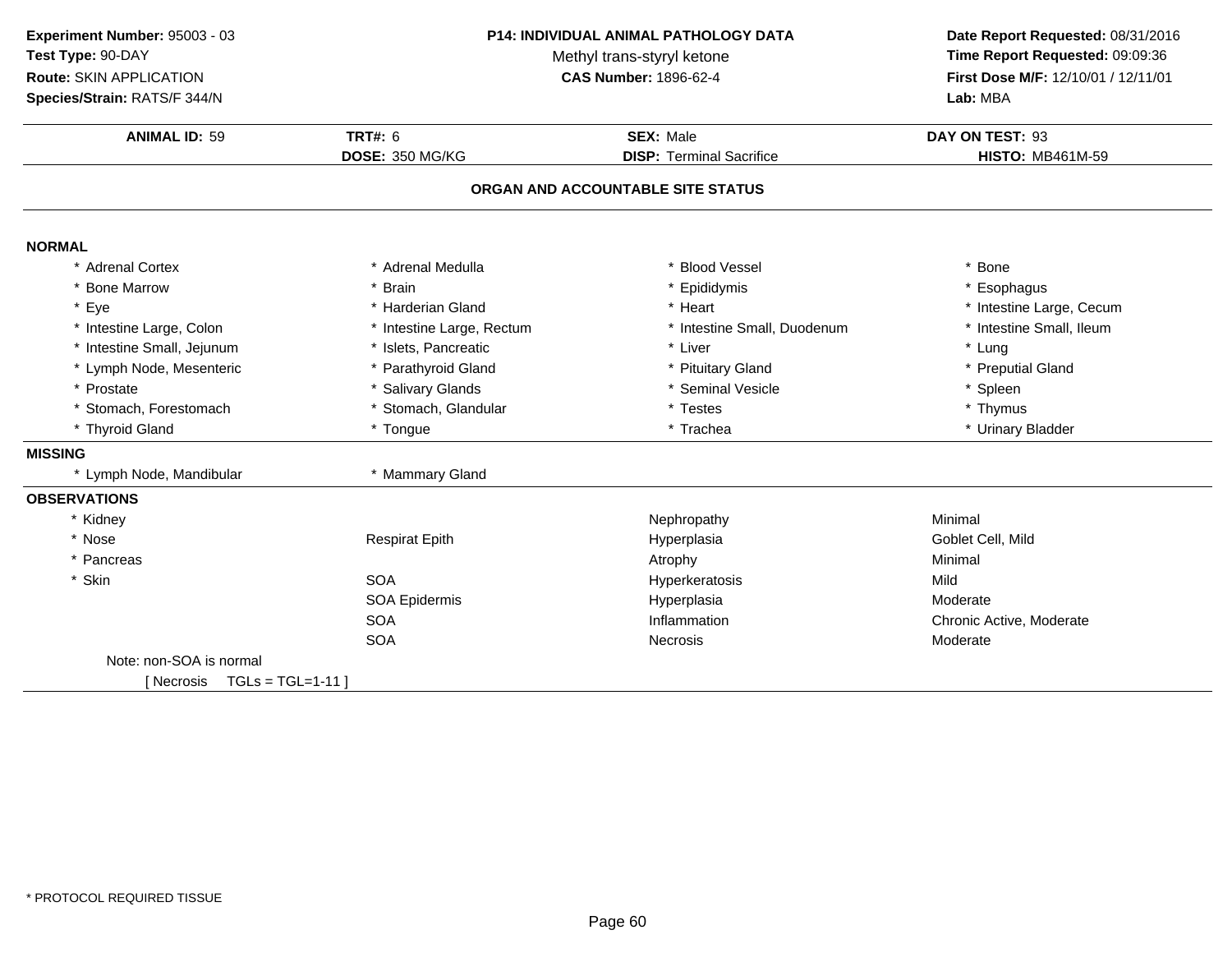**Experiment Number:** 95003 - 03
**Test Type:** 90-DAY
**Route:** SKIN APPLICATION
**Species/Strain:** RATS/F 344/N

**P14: INDIVIDUAL ANIMAL PATHOLOGY DATA**
Methyl trans-styryl ketone
**CAS Number:** 1896-62-4

**Date Report Requested:** 08/31/2016
**Time Report Requested:** 09:09:36
**First Dose M/F:** 12/10/01 / 12/11/01
**Lab:** MBA

| **ANIMAL ID:** 59 | **TRT#:** 6 | **SEX:** Male | **DAY ON TEST:** 93 |
|---|---|---|---|
| | **DOSE:** 350 MG/KG | **DISP:** Terminal Sacrifice | **HISTO:** MB461M-59 |

## ORGAN AND ACCOUNTABLE SITE STATUS

**NORMAL**

| | | | |
|---|---|---|---|
| * Adrenal Cortex | * Adrenal Medulla | * Blood Vessel | * Bone |
| * Bone Marrow | * Brain | * Epididymis | * Esophagus |
| * Eye | * Harderian Gland | * Heart | * Intestine Large, Cecum |
| * Intestine Large, Colon | * Intestine Large, Rectum | * Intestine Small, Duodenum | * Intestine Small, Ileum |
| * Intestine Small, Jejunum | * Islets, Pancreatic | * Liver | * Lung |
| * Lymph Node, Mesenteric | * Parathyroid Gland | * Pituitary Gland | * Preputial Gland |
| * Prostate | * Salivary Glands | * Seminal Vesicle | * Spleen |
| * Stomach, Forestomach | * Stomach, Glandular | * Testes | * Thymus |
| * Thyroid Gland | * Tongue | * Trachea | * Urinary Bladder |

**MISSING**

| | |
|---|---|
| * Lymph Node, Mandibular | * Mammary Gland |

**OBSERVATIONS**

| | | | |
|---|---|---|---|
| * Kidney | | Nephropathy | Minimal |
| * Nose | Respirat Epith | Hyperplasia | Goblet Cell, Mild |
| * Pancreas | | Atrophy | Minimal |
| * Skin | SOA | Hyperkeratosis | Mild |
| | SOA Epidermis | Hyperplasia | Moderate |
| | SOA | Inflammation | Chronic Active, Moderate |
| | SOA | Necrosis | Moderate |

Note: non-SOA is normal

[ Necrosis TGLs = TGL=1-11 ]

* PROTOCOL REQUIRED TISSUE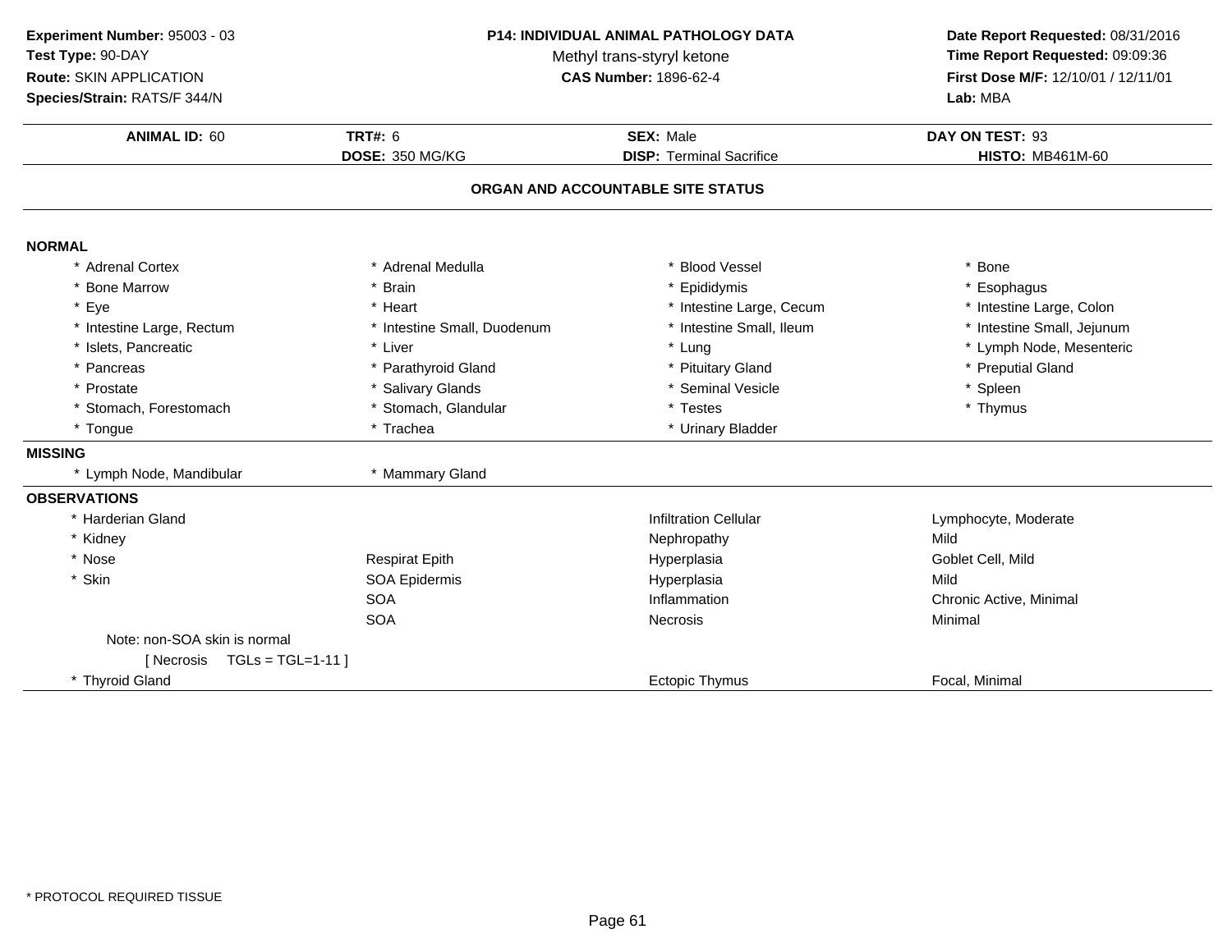**Experiment Number:** 95003 - 03
**Test Type:** 90-DAY
**Route:** SKIN APPLICATION
**Species/Strain:** RATS/F 344/N

**P14: INDIVIDUAL ANIMAL PATHOLOGY DATA**
Methyl trans-styryl ketone
**CAS Number:** 1896-62-4

**Date Report Requested:** 08/31/2016
**Time Report Requested:** 09:09:36
**First Dose M/F:** 12/10/01 / 12/11/01
**Lab:** MBA

| **ANIMAL ID:** 60 | **TRT#:** 6 | **SEX:** Male | **DAY ON TEST:** 93 |
|---|---|---|---|
| | **DOSE:** 350 MG/KG | **DISP:** Terminal Sacrifice | **HISTO:** MB461M-60 |

## ORGAN AND ACCOUNTABLE SITE STATUS

**NORMAL**

| | | | |
|---|---|---|---|
| * Adrenal Cortex | * Adrenal Medulla | * Blood Vessel | * Bone |
| * Bone Marrow | * Brain | * Epididymis | * Esophagus |
| * Eye | * Heart | * Intestine Large, Cecum | * Intestine Large, Colon |
| * Intestine Large, Rectum | * Intestine Small, Duodenum | * Intestine Small, Ileum | * Intestine Small, Jejunum |
| * Islets, Pancreatic | * Liver | * Lung | * Lymph Node, Mesenteric |
| * Pancreas | * Parathyroid Gland | * Pituitary Gland | * Preputial Gland |
| * Prostate | * Salivary Glands | * Seminal Vesicle | * Spleen |
| * Stomach, Forestomach | * Stomach, Glandular | * Testes | * Thymus |
| * Tongue | * Trachea | * Urinary Bladder | |

**MISSING**

| | |
|---|---|
| * Lymph Node, Mandibular | * Mammary Gland |

**OBSERVATIONS**

| | | | |
|---|---|---|---|
| * Harderian Gland | | Infiltration Cellular | Lymphocyte, Moderate |
| * Kidney | | Nephropathy | Mild |
| * Nose | Respirat Epith | Hyperplasia | Goblet Cell, Mild |
| * Skin | SOA Epidermis | Hyperplasia | Mild |
| | SOA | Inflammation | Chronic Active, Minimal |
| | SOA | Necrosis | Minimal |
| Note: non-SOA skin is normal | | | |
| [ Necrosis TGLs = TGL=1-11 ] | | | |
| * Thyroid Gland | | Ectopic Thymus | Focal, Minimal |

* PROTOCOL REQUIRED TISSUE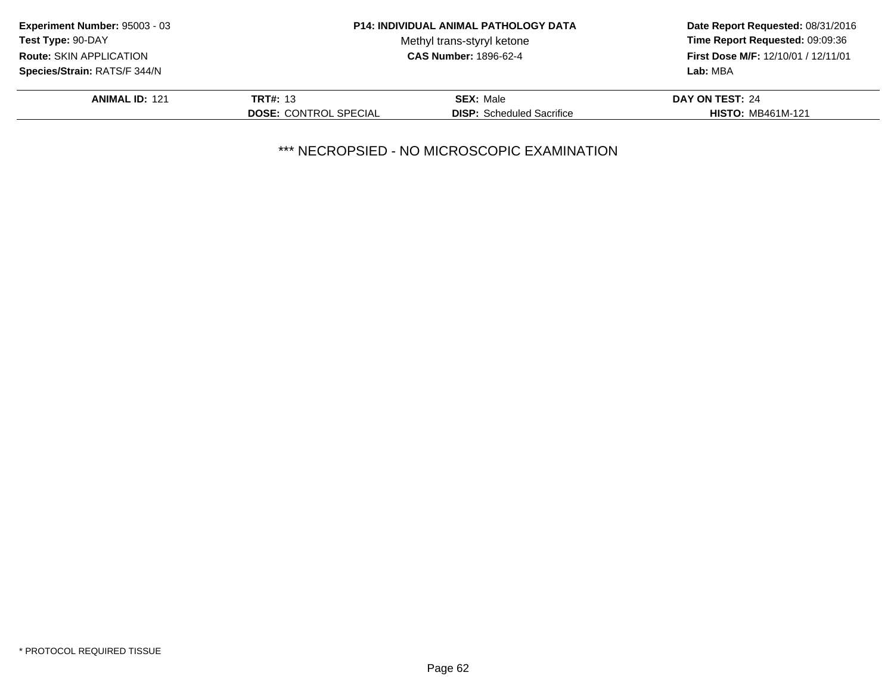**Experiment Number:** 95003 - 03
**Test Type:** 90-DAY
**Route:** SKIN APPLICATION
**Species/Strain:** RATS/F 344/N

**P14: INDIVIDUAL ANIMAL PATHOLOGY DATA**
Methyl trans-styryl ketone
**CAS Number:** 1896-62-4

**Date Report Requested:** 08/31/2016
**Time Report Requested:** 09:09:36
**First Dose M/F:** 12/10/01 / 12/11/01
**Lab:** MBA

| **ANIMAL ID:** 121 | **TRT#:** 13 | **SEX:** Male | **DAY ON TEST:** 24 |
|---|---|---|---|
| | **DOSE:** CONTROL SPECIAL | **DISP:** Scheduled Sacrifice | **HISTO:** MB461M-121 |

*** NECROPSIED - NO MICROSCOPIC EXAMINATION

* PROTOCOL REQUIRED TISSUE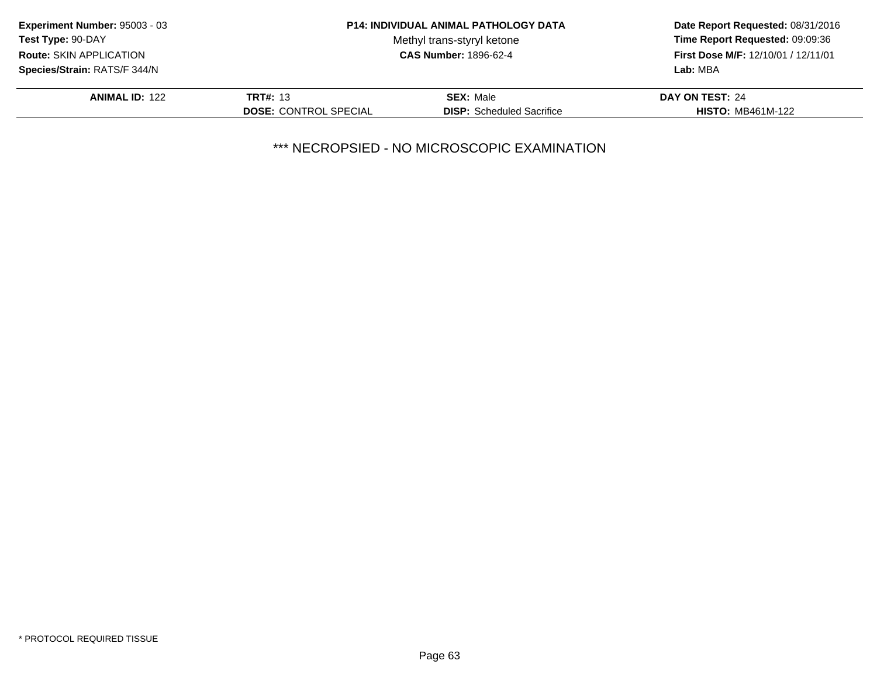| ANIMAL ID: 122 | TRT#: 13 | SEX: Male | DAY ON TEST: 24 |
| --- | --- | --- | --- |
| | DOSE: CONTROL SPECIAL | DISP: Scheduled Sacrifice | HISTO: MB461M-122 |

*** NECROPSIED - NO MICROSCOPIC EXAMINATION

* PROTOCOL REQUIRED TISSUE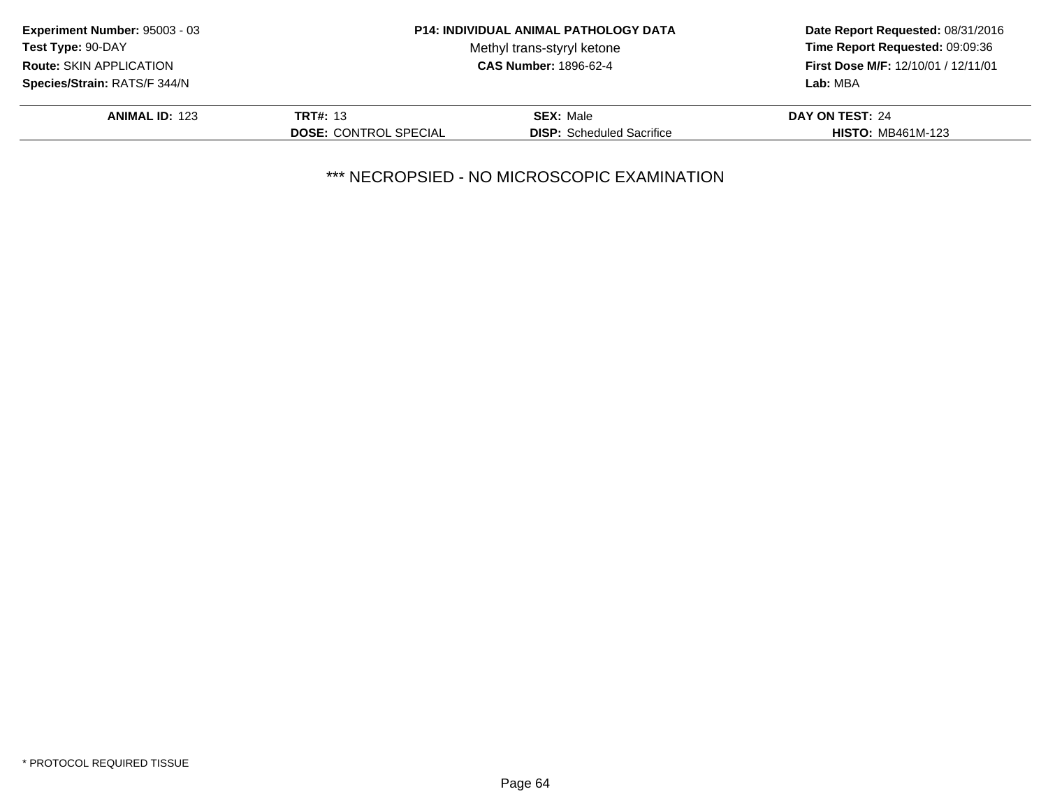**Experiment Number:** 95003 - 03
**Test Type:** 90-DAY
**Route:** SKIN APPLICATION
**Species/Strain:** RATS/F 344/N

**P14: INDIVIDUAL ANIMAL PATHOLOGY DATA**
Methyl trans-styryl ketone
**CAS Number:** 1896-62-4

**Date Report Requested:** 08/31/2016
**Time Report Requested:** 09:09:36
**First Dose M/F:** 12/10/01 / 12/11/01
**Lab:** MBA

| **ANIMAL ID:** 123 | **TRT#:** 13 | **SEX:** Male | **DAY ON TEST:** 24 |
|---|---|---|---|
| | **DOSE:** CONTROL SPECIAL | **DISP:** Scheduled Sacrifice | **HISTO:** MB461M-123 |

*** NECROPSIED - NO MICROSCOPIC EXAMINATION

* PROTOCOL REQUIRED TISSUE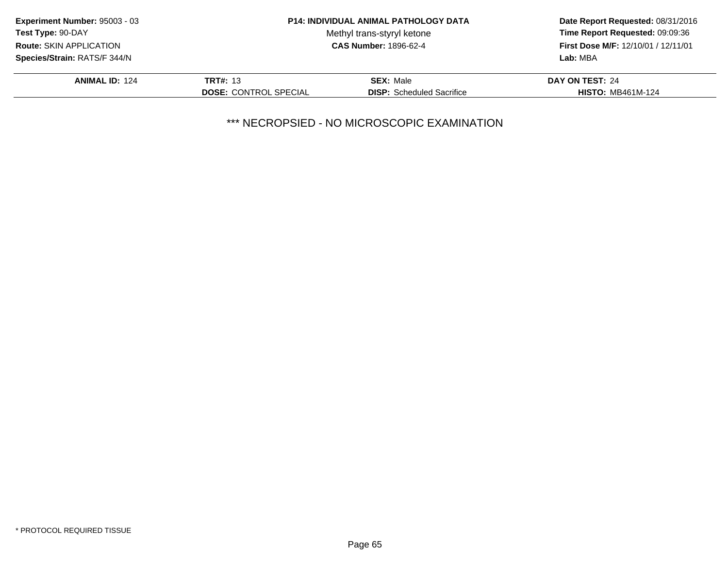**Experiment Number:** 95003 - 03
**Test Type:** 90-DAY
**Route:** SKIN APPLICATION
**Species/Strain:** RATS/F 344/N

**P14: INDIVIDUAL ANIMAL PATHOLOGY DATA**
Methyl trans-styryl ketone
**CAS Number:** 1896-62-4

**Date Report Requested:** 08/31/2016
**Time Report Requested:** 09:09:36
**First Dose M/F:** 12/10/01 / 12/11/01
**Lab:** MBA

| **ANIMAL ID:** 124 | **TRT#:** 13 | **SEX:** Male | **DAY ON TEST:** 24 |
|---|---|---|---|
| | **DOSE:** CONTROL SPECIAL | **DISP:** Scheduled Sacrifice | **HISTO:** MB461M-124 |

*** NECROPSIED - NO MICROSCOPIC EXAMINATION

* PROTOCOL REQUIRED TISSUE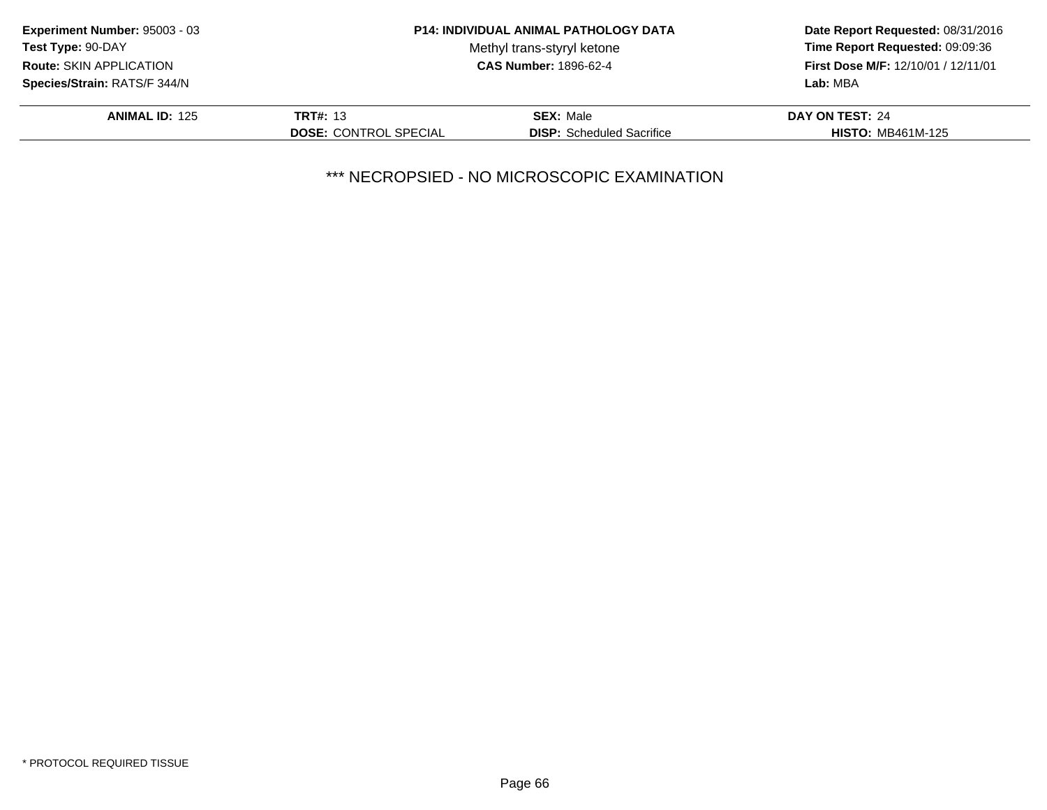**Experiment Number:** 95003 - 03
**Test Type:** 90-DAY
**Route:** SKIN APPLICATION
**Species/Strain:** RATS/F 344/N

**P14: INDIVIDUAL ANIMAL PATHOLOGY DATA**
Methyl trans-styryl ketone
**CAS Number:** 1896-62-4

**Date Report Requested:** 08/31/2016
**Time Report Requested:** 09:09:36
**First Dose M/F:** 12/10/01 / 12/11/01
**Lab:** MBA

| **ANIMAL ID:** 125 | **TRT#:** 13 | **SEX:** Male | **DAY ON TEST:** 24 |
|---|---|---|---|
| | **DOSE:** CONTROL SPECIAL | **DISP:** Scheduled Sacrifice | **HISTO:** MB461M-125 |

*** NECROPSIED - NO MICROSCOPIC EXAMINATION

* PROTOCOL REQUIRED TISSUE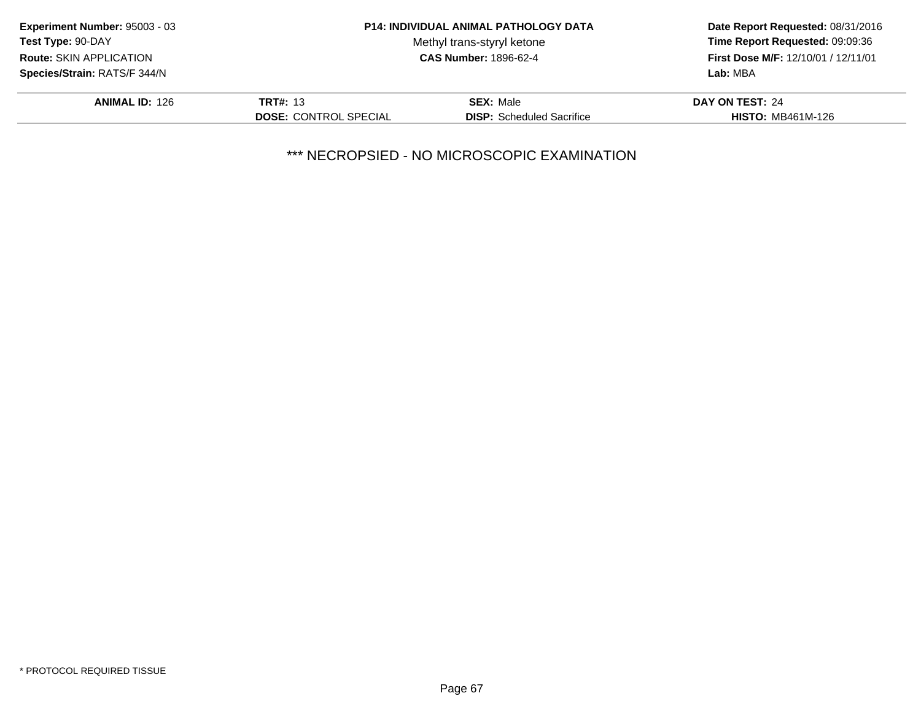**Experiment Number:** 95003 - 03
**Test Type:** 90-DAY
**Route:** SKIN APPLICATION
**Species/Strain:** RATS/F 344/N

**P14: INDIVIDUAL ANIMAL PATHOLOGY DATA**
Methyl trans-styryl ketone
**CAS Number:** 1896-62-4

**Date Report Requested:** 08/31/2016
**Time Report Requested:** 09:09:36
**First Dose M/F:** 12/10/01 / 12/11/01
**Lab:** MBA

| **ANIMAL ID:** 126 | **TRT#:** 13 | **SEX:** Male | **DAY ON TEST:** 24 |
|---|---|---|---|
| | **DOSE:** CONTROL SPECIAL | **DISP:** Scheduled Sacrifice | **HISTO:** MB461M-126 |

*** NECROPSIED - NO MICROSCOPIC EXAMINATION

* PROTOCOL REQUIRED TISSUE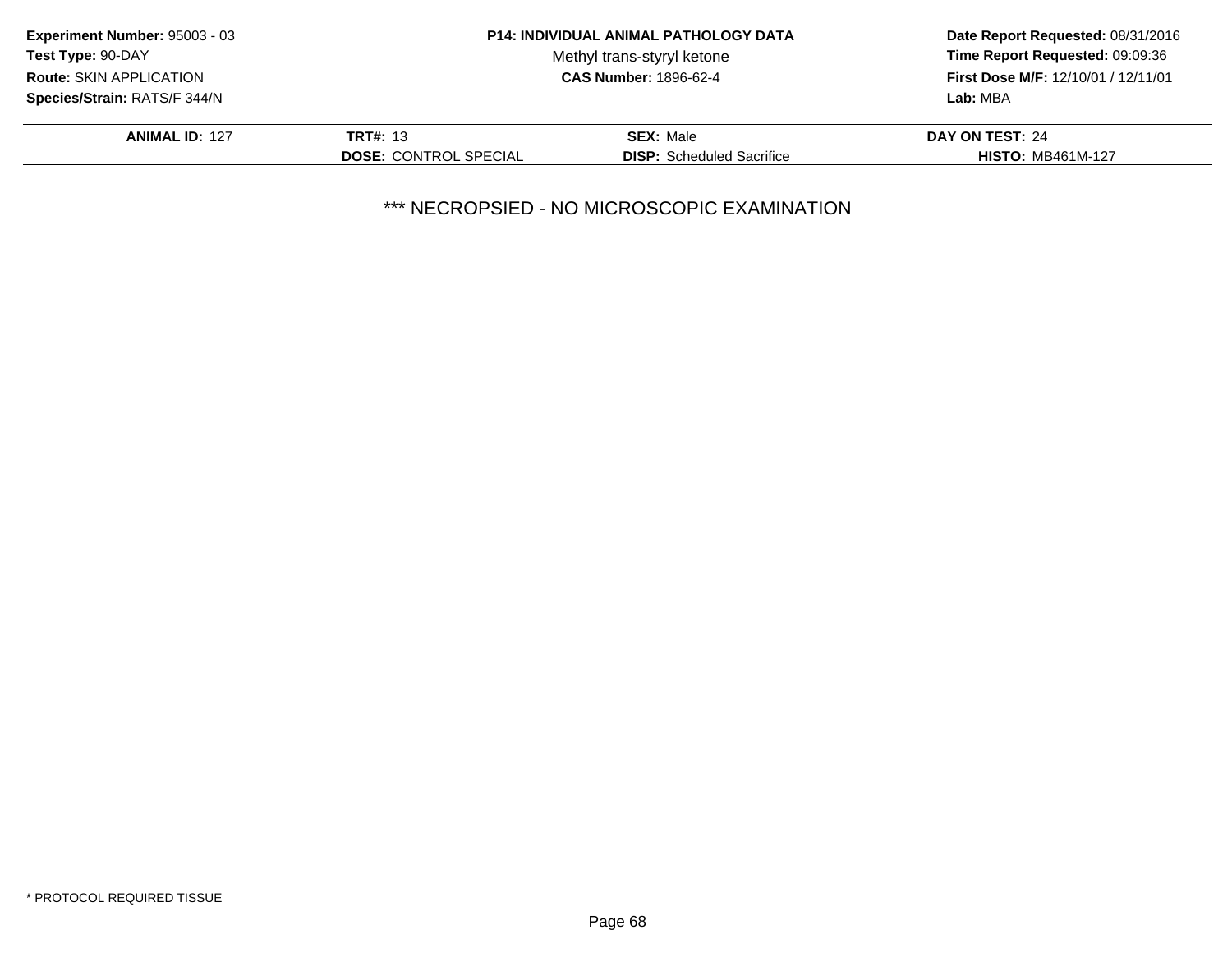**Experiment Number:** 95003 - 03
**Test Type:** 90-DAY
**Route:** SKIN APPLICATION
**Species/Strain:** RATS/F 344/N

**P14: INDIVIDUAL ANIMAL PATHOLOGY DATA**
Methyl trans-styryl ketone
**CAS Number:** 1896-62-4

**Date Report Requested:** 08/31/2016
**Time Report Requested:** 09:09:36
**First Dose M/F:** 12/10/01 / 12/11/01
**Lab:** MBA

| **ANIMAL ID:** 127 | **TRT#:** 13 | **SEX:** Male | **DAY ON TEST:** 24 |
|---|---|---|---|
| | **DOSE:** CONTROL SPECIAL | **DISP:** Scheduled Sacrifice | **HISTO:** MB461M-127 |

\*\*\* NECROPSIED - NO MICROSCOPIC EXAMINATION

\* PROTOCOL REQUIRED TISSUE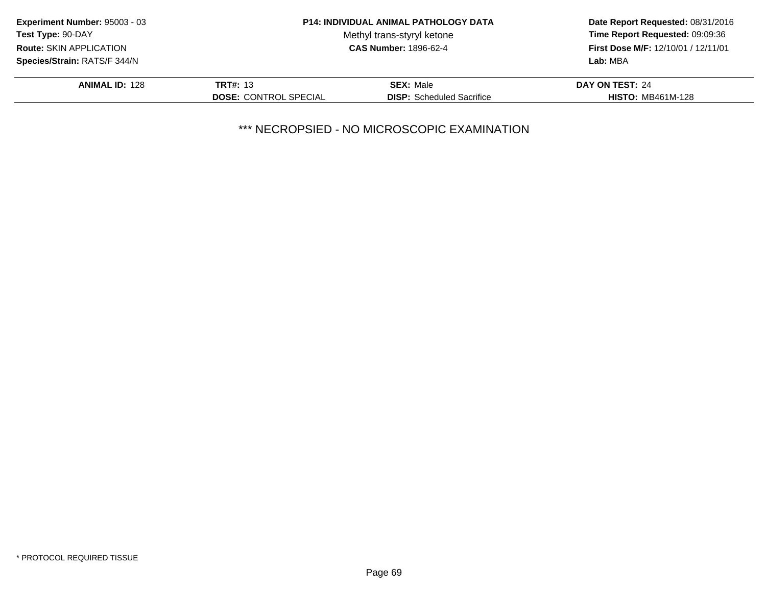**Experiment Number:** 95003 - 03
**Test Type:** 90-DAY
**Route:** SKIN APPLICATION
**Species/Strain:** RATS/F 344/N

**P14: INDIVIDUAL ANIMAL PATHOLOGY DATA**
Methyl trans-styryl ketone
**CAS Number:** 1896-62-4

**Date Report Requested:** 08/31/2016
**Time Report Requested:** 09:09:36
**First Dose M/F:** 12/10/01 / 12/11/01
**Lab:** MBA

| **ANIMAL ID:** 128 | **TRT#:** 13 | **SEX:** Male | **DAY ON TEST:** 24 |
|---|---|---|---|
| | **DOSE:** CONTROL SPECIAL | **DISP:** Scheduled Sacrifice | **HISTO:** MB461M-128 |

*** NECROPSIED - NO MICROSCOPIC EXAMINATION

* PROTOCOL REQUIRED TISSUE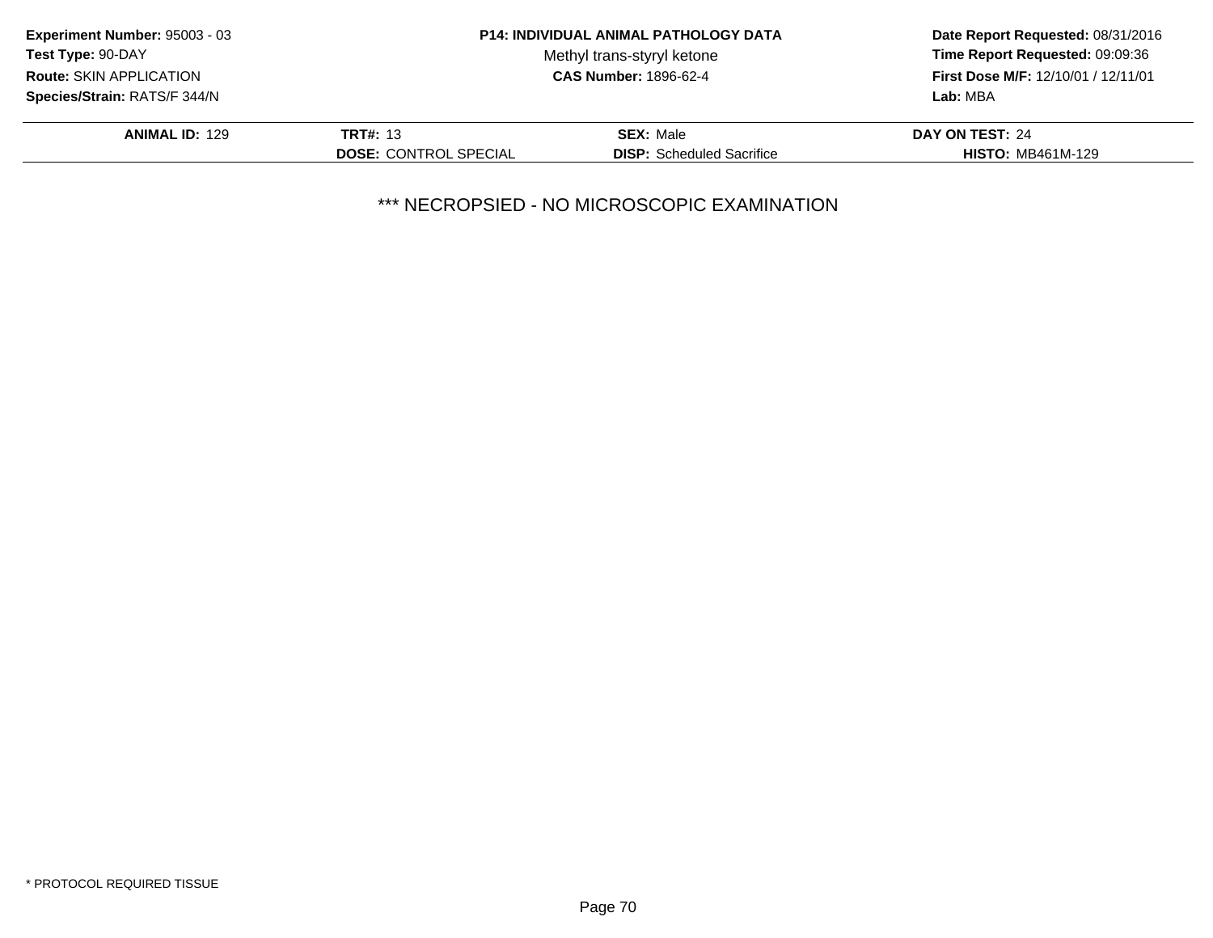**Experiment Number:** 95003 - 03
**Test Type:** 90-DAY
**Route:** SKIN APPLICATION
**Species/Strain:** RATS/F 344/N

**P14: INDIVIDUAL ANIMAL PATHOLOGY DATA**
Methyl trans-styryl ketone
**CAS Number:** 1896-62-4

**Date Report Requested:** 08/31/2016
**Time Report Requested:** 09:09:36
**First Dose M/F:** 12/10/01 / 12/11/01
**Lab:** MBA

| **ANIMAL ID:** 129 | **TRT#:** 13 | **SEX:** Male | **DAY ON TEST:** 24 |
|---|---|---|---|
| | **DOSE:** CONTROL SPECIAL | **DISP:** Scheduled Sacrifice | **HISTO:** MB461M-129 |

*** NECROPSIED - NO MICROSCOPIC EXAMINATION

* PROTOCOL REQUIRED TISSUE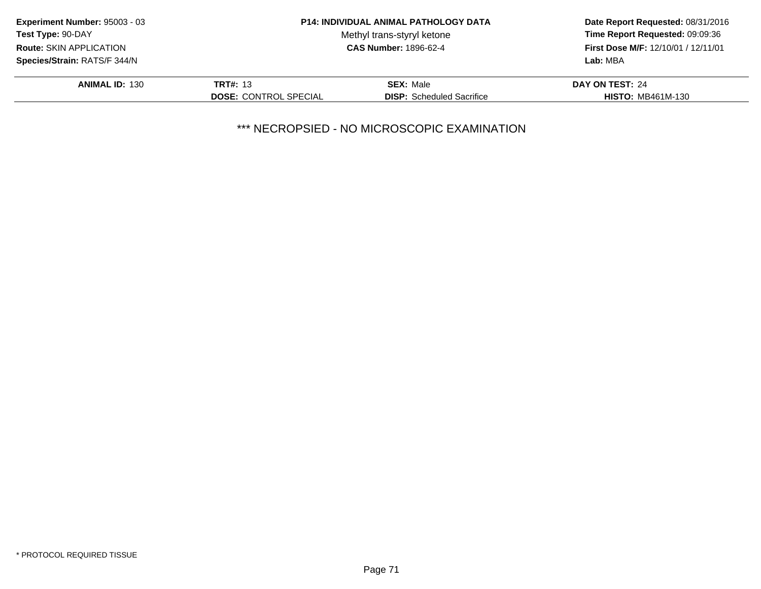**Experiment Number:** 95003 - 03
**Test Type:** 90-DAY
**Route:** SKIN APPLICATION
**Species/Strain:** RATS/F 344/N

**P14: INDIVIDUAL ANIMAL PATHOLOGY DATA**
Methyl trans-styryl ketone
**CAS Number:** 1896-62-4

**Date Report Requested:** 08/31/2016
**Time Report Requested:** 09:09:36
**First Dose M/F:** 12/10/01 / 12/11/01
**Lab:** MBA

| **ANIMAL ID:** 130 | **TRT#:** 13 | **SEX:** Male | **DAY ON TEST:** 24 |
|---|---|---|---|
| | **DOSE:** CONTROL SPECIAL | **DISP:** Scheduled Sacrifice | **HISTO:** MB461M-130 |

*** NECROPSIED - NO MICROSCOPIC EXAMINATION

* PROTOCOL REQUIRED TISSUE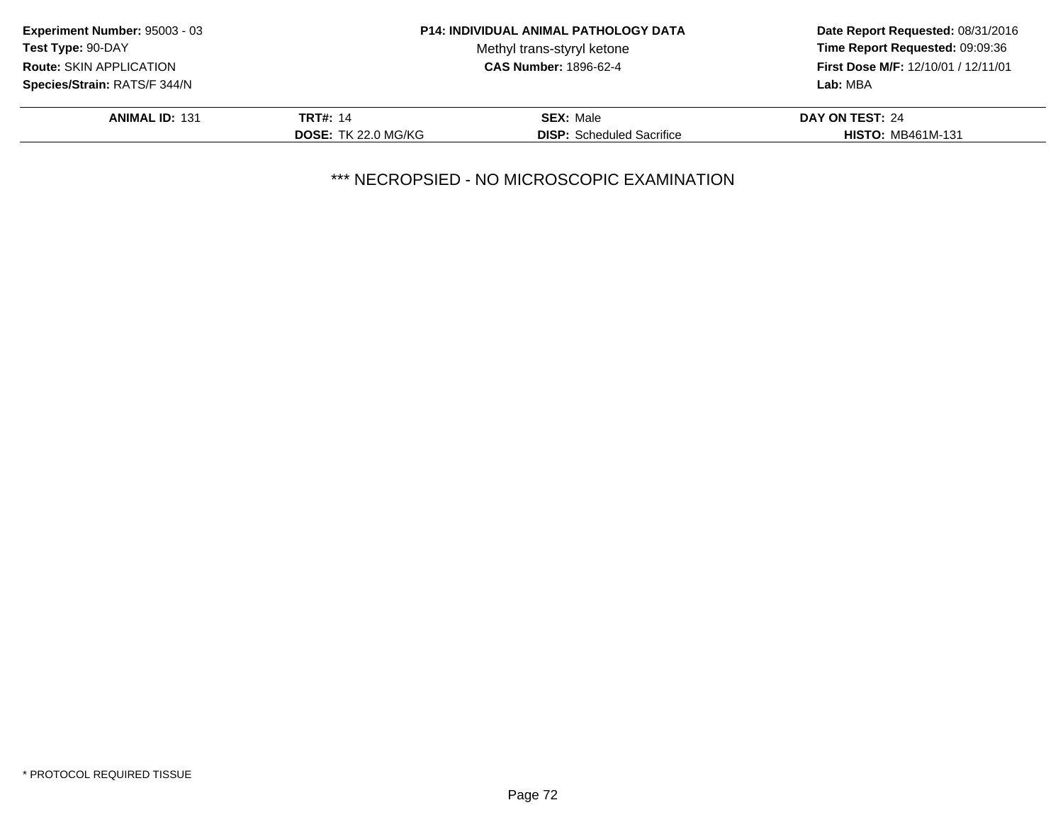**Experiment Number:** 95003 - 03
**Test Type:** 90-DAY
**Route:** SKIN APPLICATION
**Species/Strain:** RATS/F 344/N

**P14: INDIVIDUAL ANIMAL PATHOLOGY DATA**
Methyl trans-styryl ketone
**CAS Number:** 1896-62-4

**Date Report Requested:** 08/31/2016
**Time Report Requested:** 09:09:36
**First Dose M/F:** 12/10/01 / 12/11/01
**Lab:** MBA

| **ANIMAL ID:** 131 | **TRT#:** 14 | **SEX:** Male | **DAY ON TEST:** 24 |
|---|---|---|---|
| | **DOSE:** TK 22.0 MG/KG | **DISP:** Scheduled Sacrifice | **HISTO:** MB461M-131 |

*** NECROPSIED - NO MICROSCOPIC EXAMINATION

* PROTOCOL REQUIRED TISSUE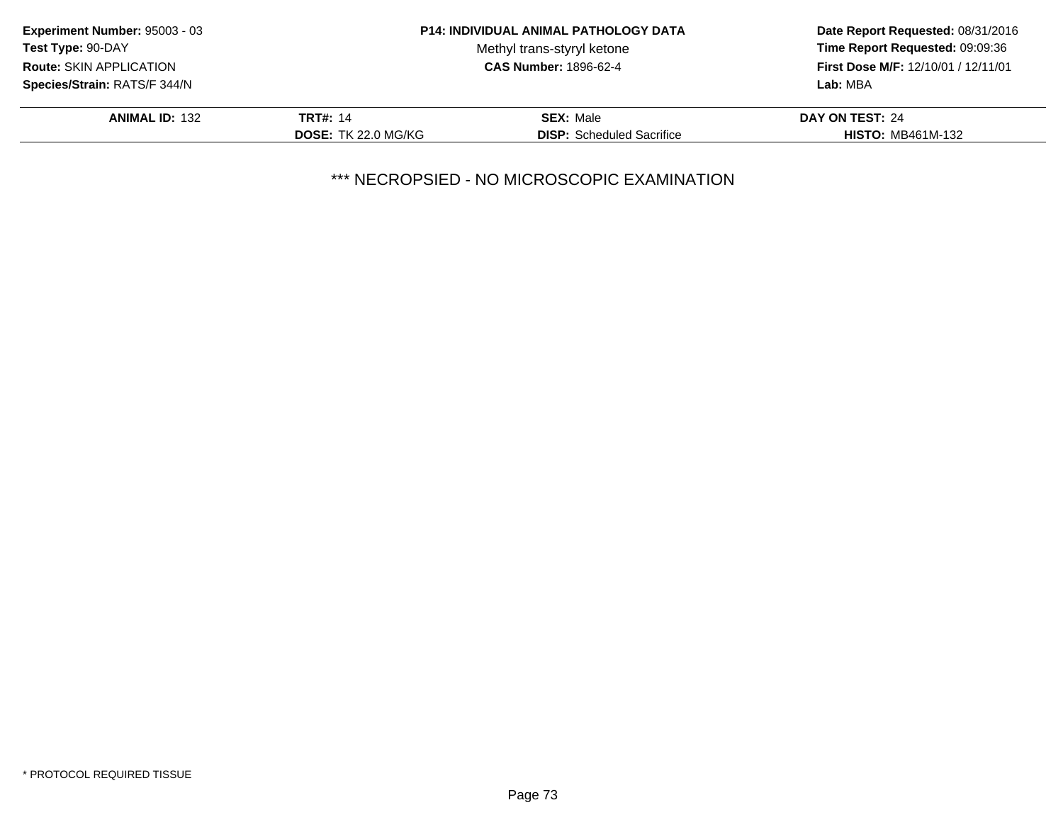**Experiment Number:** 95003 - 03
**Test Type:** 90-DAY
**Route:** SKIN APPLICATION
**Species/Strain:** RATS/F 344/N

**P14: INDIVIDUAL ANIMAL PATHOLOGY DATA**
Methyl trans-styryl ketone
**CAS Number:** 1896-62-4

**Date Report Requested:** 08/31/2016
**Time Report Requested:** 09:09:36
**First Dose M/F:** 12/10/01 / 12/11/01
**Lab:** MBA

| **ANIMAL ID:** 132 | **TRT#:** 14 | **SEX:** Male | **DAY ON TEST:** 24 |
|---|---|---|---|
| | **DOSE:** TK 22.0 MG/KG | **DISP:** Scheduled Sacrifice | **HISTO:** MB461M-132 |

*** NECROPSIED - NO MICROSCOPIC EXAMINATION

* PROTOCOL REQUIRED TISSUE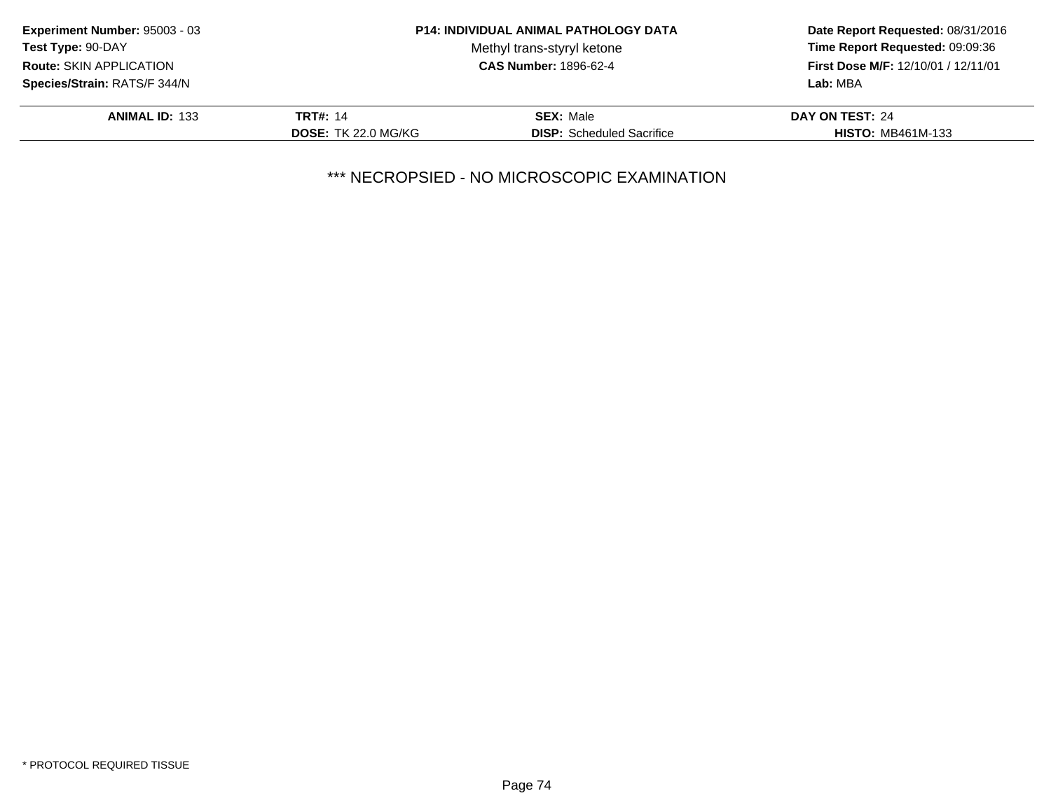**Experiment Number:** 95003 - 03
**Test Type:** 90-DAY
**Route:** SKIN APPLICATION
**Species/Strain:** RATS/F 344/N

**P14: INDIVIDUAL ANIMAL PATHOLOGY DATA**
Methyl trans-styryl ketone
**CAS Number:** 1896-62-4

**Date Report Requested:** 08/31/2016
**Time Report Requested:** 09:09:36
**First Dose M/F:** 12/10/01 / 12/11/01
**Lab:** MBA

| **ANIMAL ID:** 133 | **TRT#:** 14 | **SEX:** Male | **DAY ON TEST:** 24 |
|---|---|---|---|
| | **DOSE:** TK 22.0 MG/KG | **DISP:** Scheduled Sacrifice | **HISTO:** MB461M-133 |

*** NECROPSIED - NO MICROSCOPIC EXAMINATION

* PROTOCOL REQUIRED TISSUE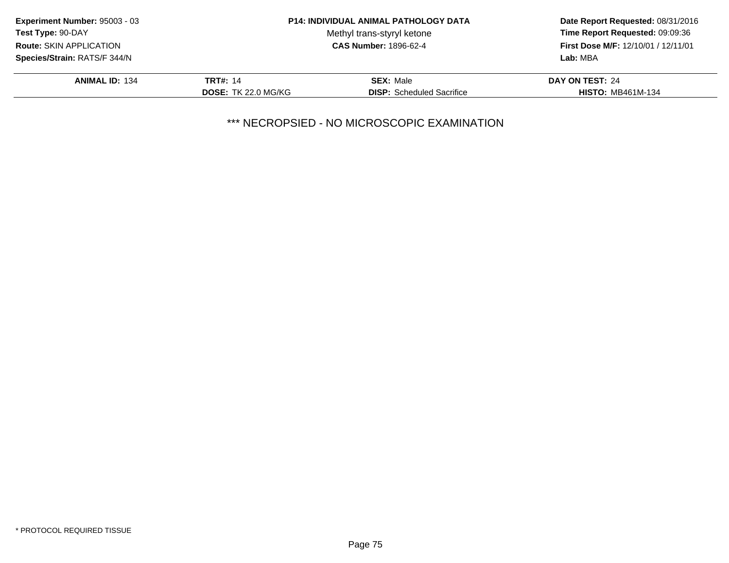**Experiment Number:** 95003 - 03
**Test Type:** 90-DAY
**Route:** SKIN APPLICATION
**Species/Strain:** RATS/F 344/N

**P14: INDIVIDUAL ANIMAL PATHOLOGY DATA**
Methyl trans-styryl ketone
**CAS Number:** 1896-62-4

**Date Report Requested:** 08/31/2016
**Time Report Requested:** 09:09:36
**First Dose M/F:** 12/10/01 / 12/11/01
**Lab:** MBA

| **ANIMAL ID:** 134 | **TRT#:** 14 | **SEX:** Male | **DAY ON TEST:** 24 |
|---|---|---|---|
| | **DOSE:** TK 22.0 MG/KG | **DISP:** Scheduled Sacrifice | **HISTO:** MB461M-134 |

*** NECROPSIED - NO MICROSCOPIC EXAMINATION

* PROTOCOL REQUIRED TISSUE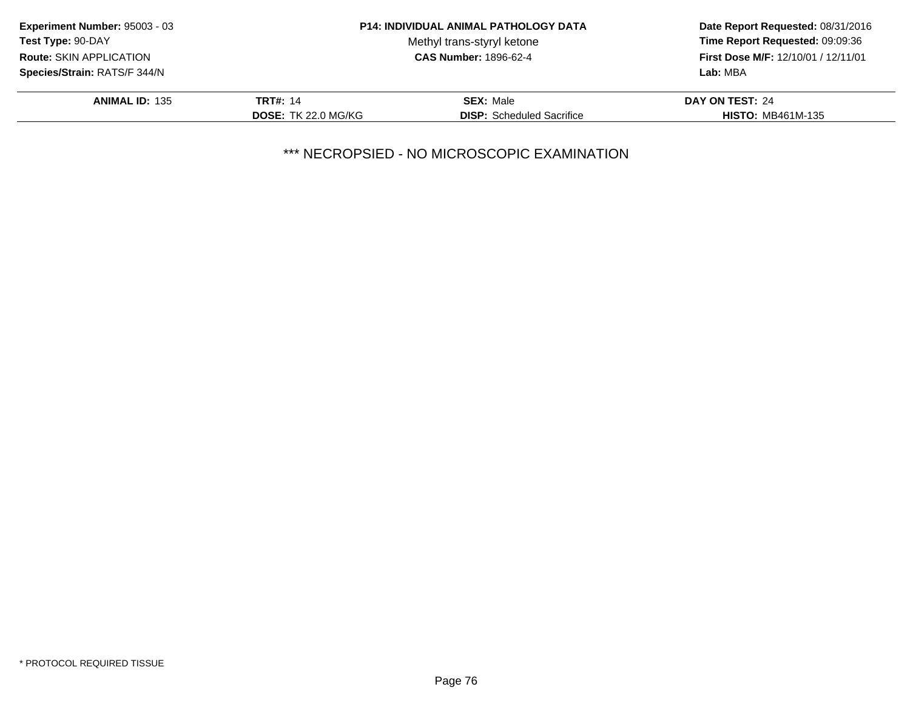**Experiment Number:** 95003 - 03
**Test Type:** 90-DAY
**Route:** SKIN APPLICATION
**Species/Strain:** RATS/F 344/N

**P14: INDIVIDUAL ANIMAL PATHOLOGY DATA**
Methyl trans-styryl ketone
**CAS Number:** 1896-62-4

**Date Report Requested:** 08/31/2016
**Time Report Requested:** 09:09:36
**First Dose M/F:** 12/10/01 / 12/11/01
**Lab:** MBA

| **ANIMAL ID:** 135 | **TRT#:** 14 | **SEX:** Male | **DAY ON TEST:** 24 |
|---|---|---|---|
| | **DOSE:** TK 22.0 MG/KG | **DISP:** Scheduled Sacrifice | **HISTO:** MB461M-135 |

*** NECROPSIED - NO MICROSCOPIC EXAMINATION

* PROTOCOL REQUIRED TISSUE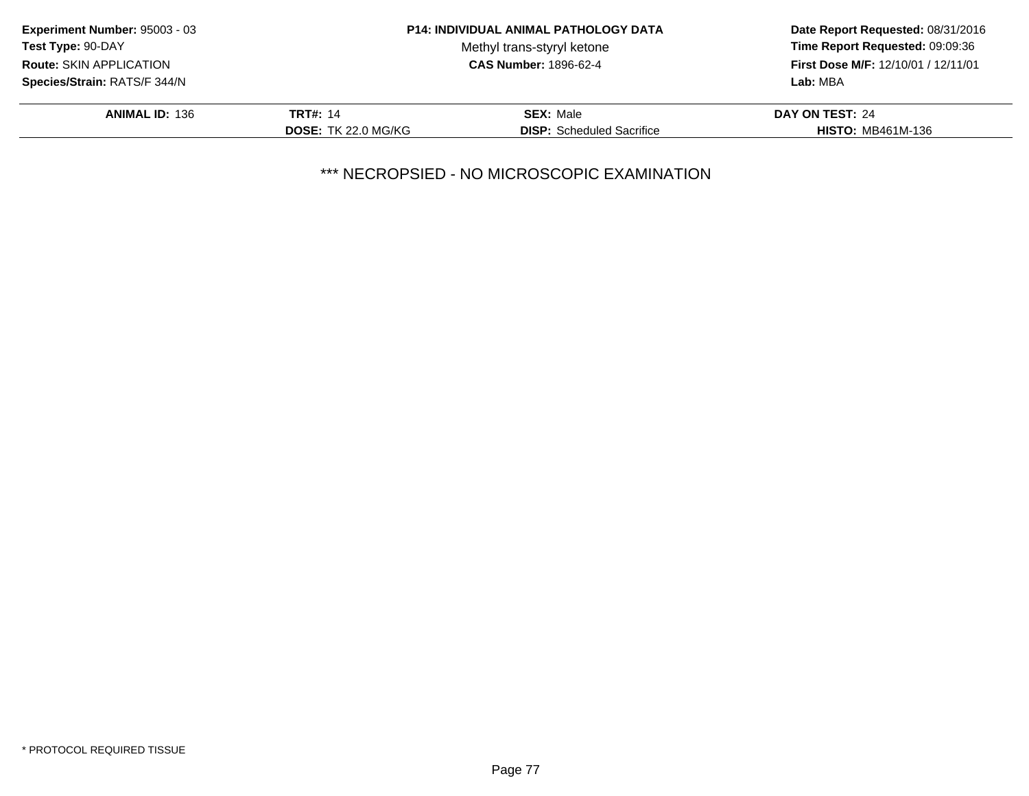**Experiment Number:** 95003 - 03
**Test Type:** 90-DAY
**Route:** SKIN APPLICATION
**Species/Strain:** RATS/F 344/N

**P14: INDIVIDUAL ANIMAL PATHOLOGY DATA**
Methyl trans-styryl ketone
**CAS Number:** 1896-62-4

**Date Report Requested:** 08/31/2016
**Time Report Requested:** 09:09:36
**First Dose M/F:** 12/10/01 / 12/11/01
**Lab:** MBA

| **ANIMAL ID:** 136 | **TRT#:** 14 | **SEX:** Male | **DAY ON TEST:** 24 |
|---|---|---|---|
| | **DOSE:** TK 22.0 MG/KG | **DISP:** Scheduled Sacrifice | **HISTO:** MB461M-136 |

*** NECROPSIED - NO MICROSCOPIC EXAMINATION

* PROTOCOL REQUIRED TISSUE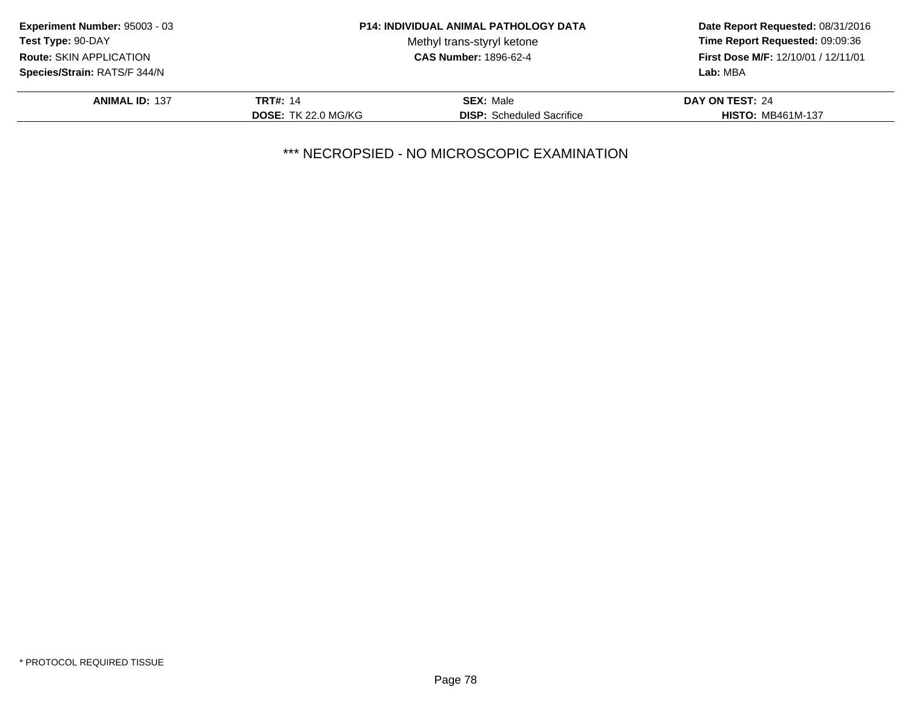**Experiment Number:** 95003 - 03
**Test Type:** 90-DAY
**Route:** SKIN APPLICATION
**Species/Strain:** RATS/F 344/N

**P14: INDIVIDUAL ANIMAL PATHOLOGY DATA**
Methyl trans-styryl ketone
**CAS Number:** 1896-62-4

**Date Report Requested:** 08/31/2016
**Time Report Requested:** 09:09:36
**First Dose M/F:** 12/10/01 / 12/11/01
**Lab:** MBA

| **ANIMAL ID:** 137 | **TRT#:** 14 | **SEX:** Male | **DAY ON TEST:** 24 |
|---|---|---|---|
| | **DOSE:** TK 22.0 MG/KG | **DISP:** Scheduled Sacrifice | **HISTO:** MB461M-137 |

\*\*\* NECROPSIED - NO MICROSCOPIC EXAMINATION

* PROTOCOL REQUIRED TISSUE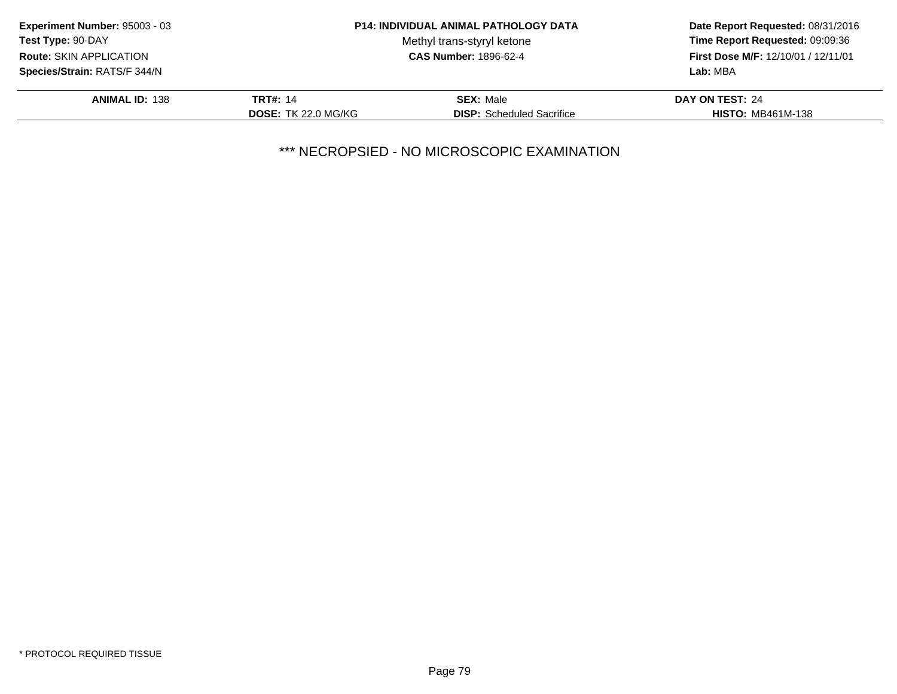**Experiment Number:** 95003 - 03
**Test Type:** 90-DAY
**Route:** SKIN APPLICATION
**Species/Strain:** RATS/F 344/N

**P14: INDIVIDUAL ANIMAL PATHOLOGY DATA**
Methyl trans-styryl ketone
**CAS Number:** 1896-62-4

**Date Report Requested:** 08/31/2016
**Time Report Requested:** 09:09:36
**First Dose M/F:** 12/10/01 / 12/11/01
**Lab:** MBA

| **ANIMAL ID:** 138 | **TRT#:** 14 | **SEX:** Male | **DAY ON TEST:** 24 |
|---|---|---|---|
| | **DOSE:** TK 22.0 MG/KG | **DISP:** Scheduled Sacrifice | **HISTO:** MB461M-138 |

*** NECROPSIED - NO MICROSCOPIC EXAMINATION

* PROTOCOL REQUIRED TISSUE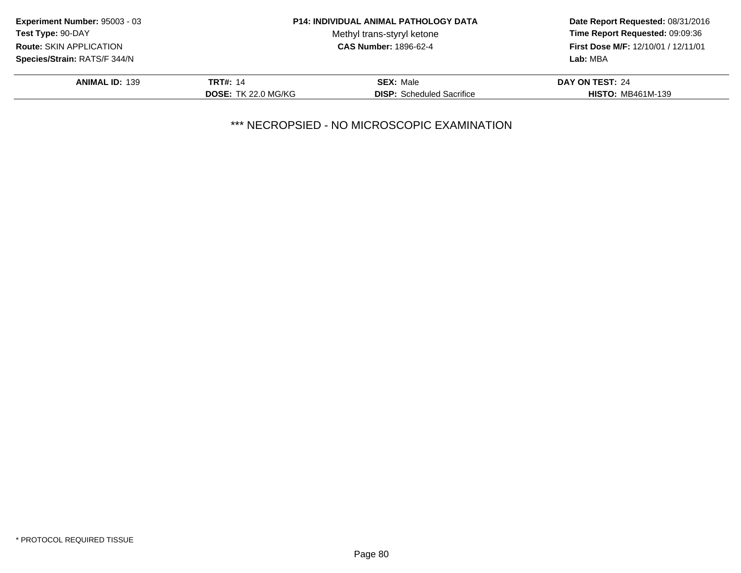**Experiment Number:** 95003 - 03
**Test Type:** 90-DAY
**Route:** SKIN APPLICATION
**Species/Strain:** RATS/F 344/N

**P14: INDIVIDUAL ANIMAL PATHOLOGY DATA**
Methyl trans-styryl ketone
**CAS Number:** 1896-62-4

**Date Report Requested:** 08/31/2016
**Time Report Requested:** 09:09:36
**First Dose M/F:** 12/10/01 / 12/11/01
**Lab:** MBA

| **ANIMAL ID:** 139 | **TRT#:** 14 | **SEX:** Male | **DAY ON TEST:** 24 |
|---|---|---|---|
| | **DOSE:** TK 22.0 MG/KG | **DISP:** Scheduled Sacrifice | **HISTO:** MB461M-139 |

*** NECROPSIED - NO MICROSCOPIC EXAMINATION

* PROTOCOL REQUIRED TISSUE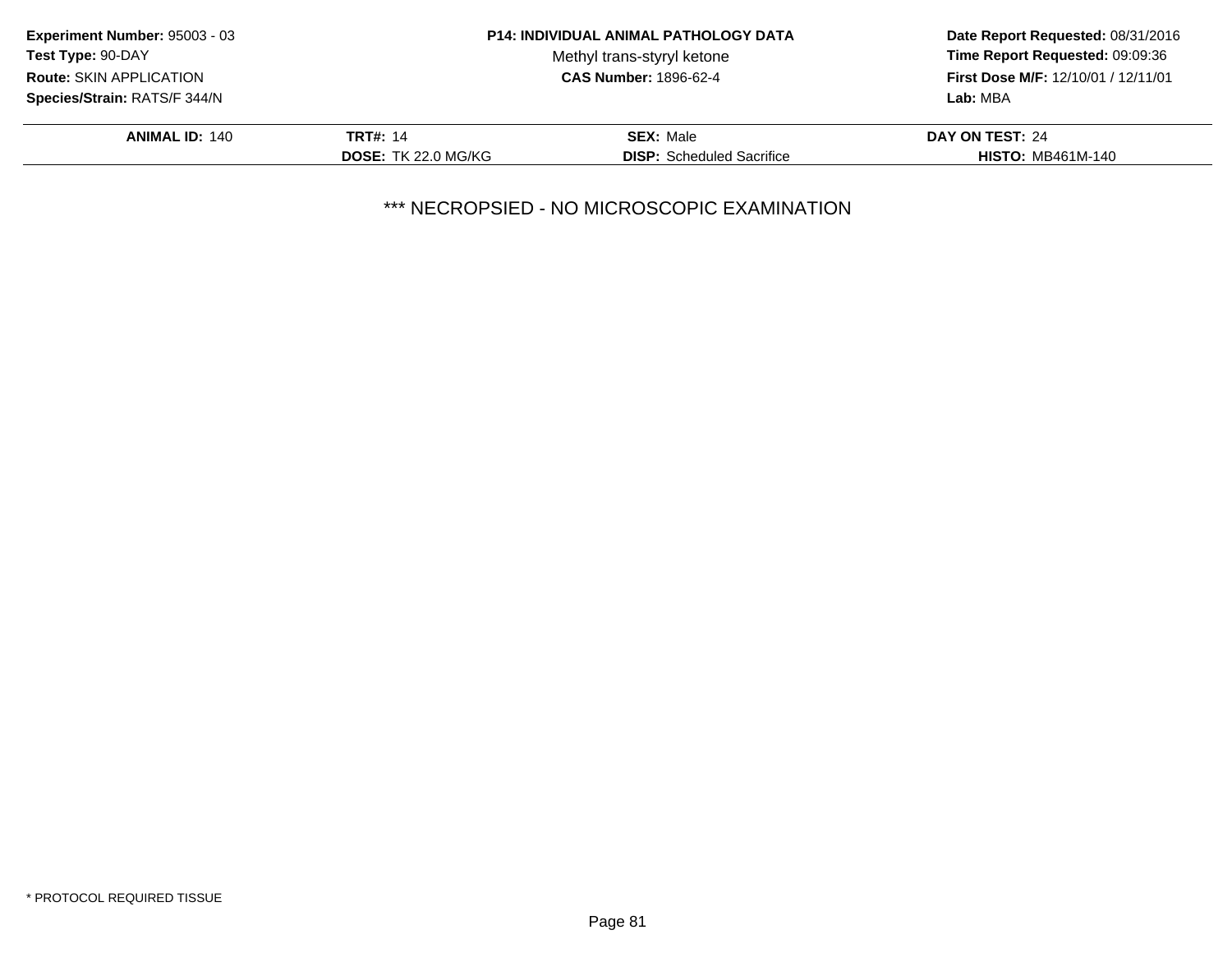**Experiment Number:** 95003 - 03
**Test Type:** 90-DAY
**Route:** SKIN APPLICATION
**Species/Strain:** RATS/F 344/N

**P14: INDIVIDUAL ANIMAL PATHOLOGY DATA**
Methyl trans-styryl ketone
**CAS Number:** 1896-62-4

**Date Report Requested:** 08/31/2016
**Time Report Requested:** 09:09:36
**First Dose M/F:** 12/10/01 / 12/11/01
**Lab:** MBA

| **ANIMAL ID:** 140 | **TRT#:** 14 | **SEX:** Male | **DAY ON TEST:** 24 |
|---|---|---|---|
| | **DOSE:** TK 22.0 MG/KG | **DISP:** Scheduled Sacrifice | **HISTO:** MB461M-140 |

*** NECROPSIED - NO MICROSCOPIC EXAMINATION

* PROTOCOL REQUIRED TISSUE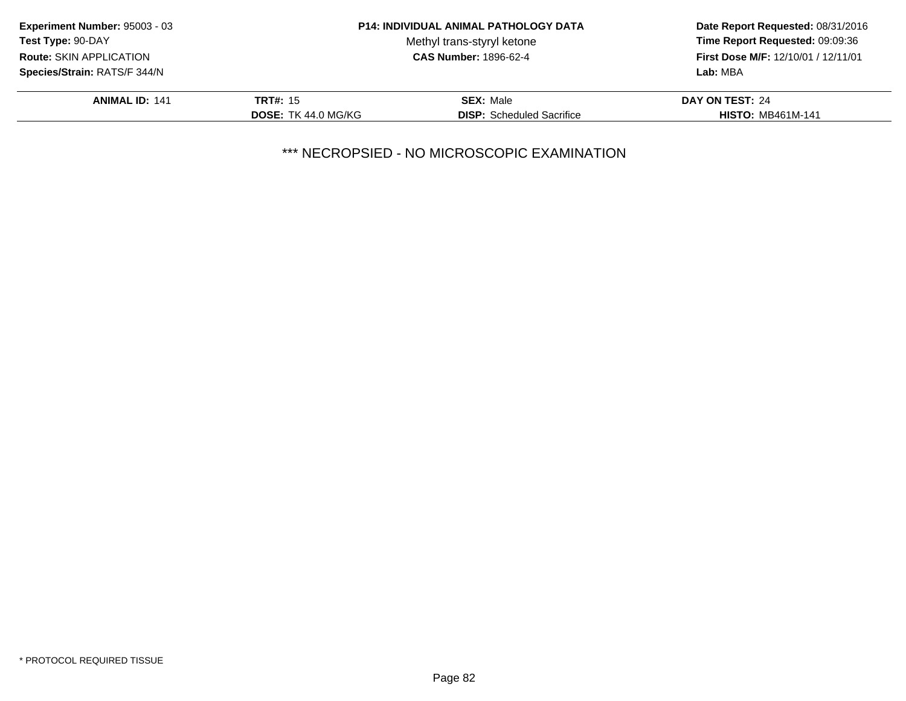**Experiment Number:** 95003 - 03
**Test Type:** 90-DAY
**Route:** SKIN APPLICATION
**Species/Strain:** RATS/F 344/N

**P14: INDIVIDUAL ANIMAL PATHOLOGY DATA**
Methyl trans-styryl ketone
**CAS Number:** 1896-62-4

**Date Report Requested:** 08/31/2016
**Time Report Requested:** 09:09:36
**First Dose M/F:** 12/10/01 / 12/11/01
**Lab:** MBA

| **ANIMAL ID:** 141 | **TRT#:** 15 | **SEX:** Male | **DAY ON TEST:** 24 |
|---|---|---|---|
| | **DOSE:** TK 44.0 MG/KG | **DISP:** Scheduled Sacrifice | **HISTO:** MB461M-141 |

*** NECROPSIED - NO MICROSCOPIC EXAMINATION

* PROTOCOL REQUIRED TISSUE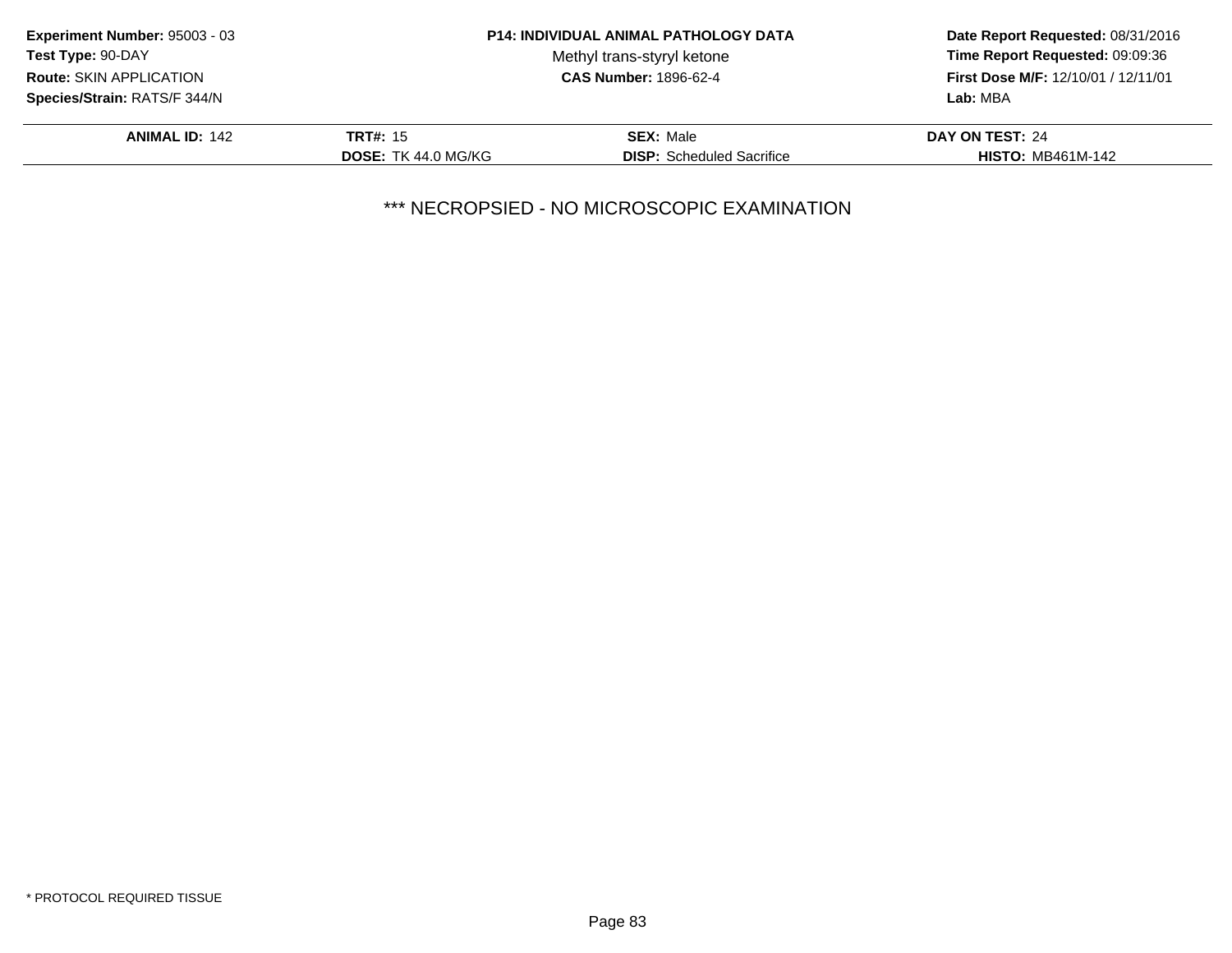**Experiment Number:** 95003 - 03
**Test Type:** 90-DAY
**Route:** SKIN APPLICATION
**Species/Strain:** RATS/F 344/N

**P14: INDIVIDUAL ANIMAL PATHOLOGY DATA**
Methyl trans-styryl ketone
**CAS Number:** 1896-62-4

**Date Report Requested:** 08/31/2016
**Time Report Requested:** 09:09:36
**First Dose M/F:** 12/10/01 / 12/11/01
**Lab:** MBA

| **ANIMAL ID:** 142 | **TRT#:** 15 | **SEX:** Male | **DAY ON TEST:** 24 |
|---|---|---|---|
| | **DOSE:** TK 44.0 MG/KG | **DISP:** Scheduled Sacrifice | **HISTO:** MB461M-142 |

*** NECROPSIED - NO MICROSCOPIC EXAMINATION

* PROTOCOL REQUIRED TISSUE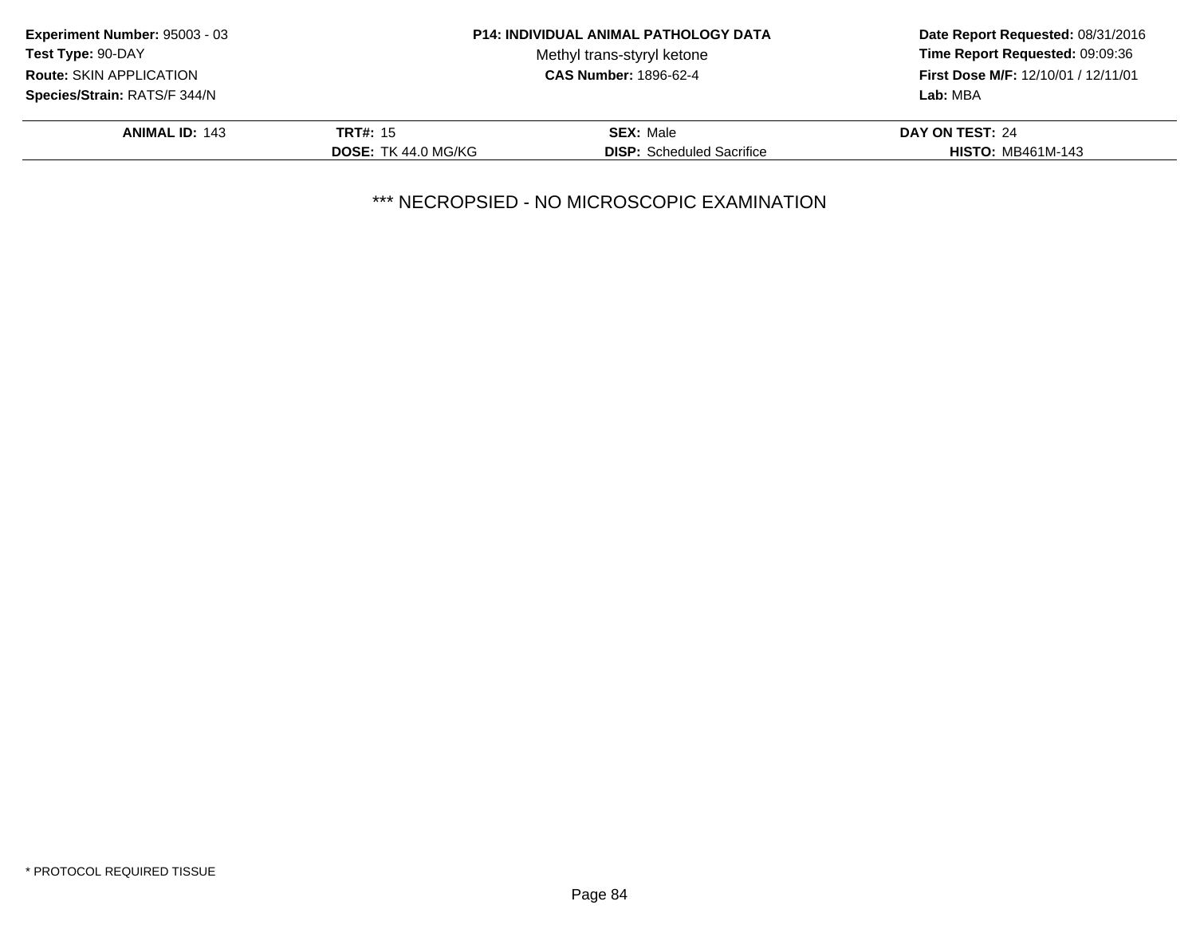**Experiment Number:** 95003 - 03
**Test Type:** 90-DAY
**Route:** SKIN APPLICATION
**Species/Strain:** RATS/F 344/N

**P14: INDIVIDUAL ANIMAL PATHOLOGY DATA**
Methyl trans-styryl ketone
**CAS Number:** 1896-62-4

**Date Report Requested:** 08/31/2016
**Time Report Requested:** 09:09:36
**First Dose M/F:** 12/10/01 / 12/11/01
**Lab:** MBA

| **ANIMAL ID:** 143 | **TRT#:** 15 | **SEX:** Male | **DAY ON TEST:** 24 |
|---|---|---|---|
| | **DOSE:** TK 44.0 MG/KG | **DISP:** Scheduled Sacrifice | **HISTO:** MB461M-143 |

*** NECROPSIED - NO MICROSCOPIC EXAMINATION

* PROTOCOL REQUIRED TISSUE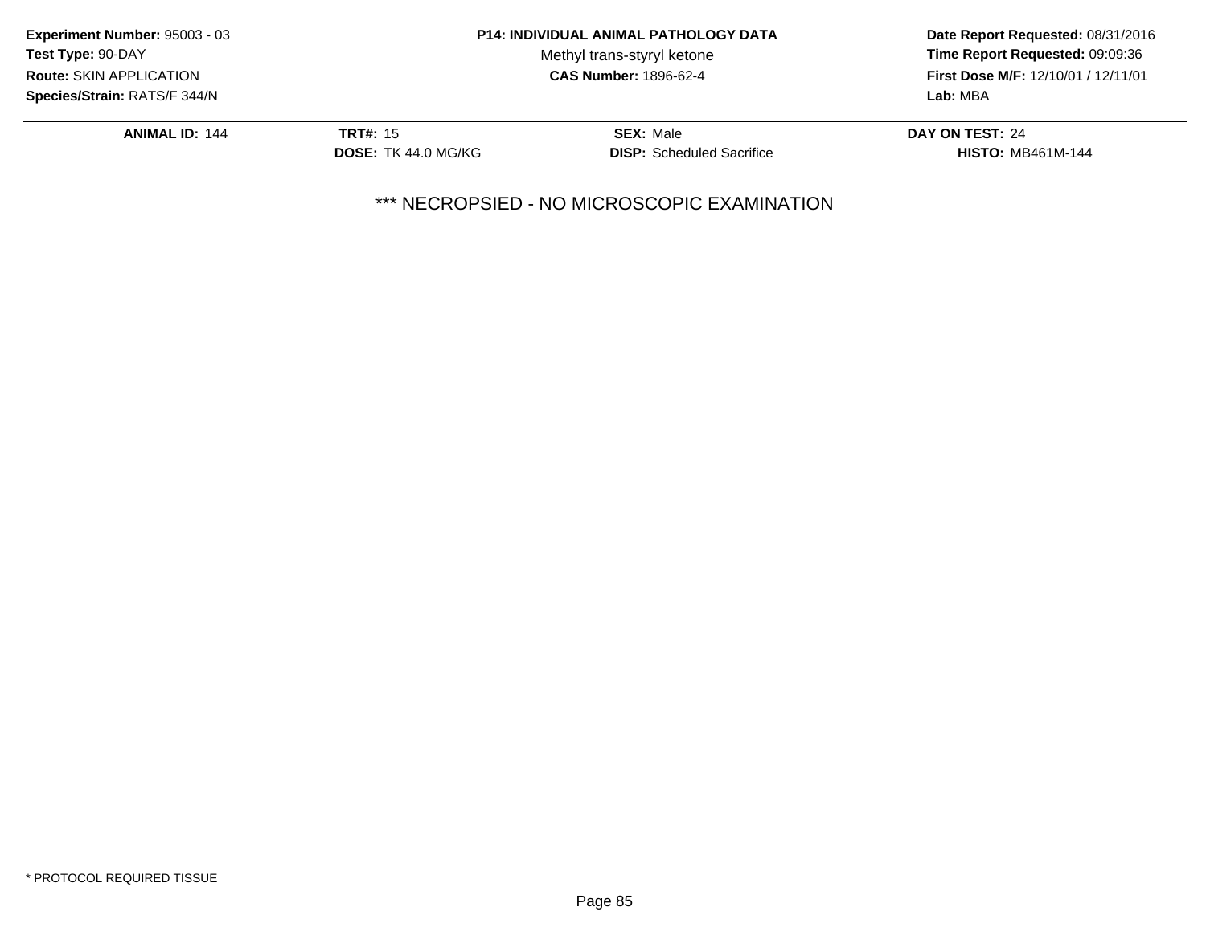**Experiment Number:** 95003 - 03
**Test Type:** 90-DAY
**Route:** SKIN APPLICATION
**Species/Strain:** RATS/F 344/N

**P14: INDIVIDUAL ANIMAL PATHOLOGY DATA**
Methyl trans-styryl ketone
**CAS Number:** 1896-62-4

**Date Report Requested:** 08/31/2016
**Time Report Requested:** 09:09:36
**First Dose M/F:** 12/10/01 / 12/11/01
**Lab:** MBA

| **ANIMAL ID:** 144 | **TRT#:** 15 | **SEX:** Male | **DAY ON TEST:** 24 |
|---|---|---|---|
| | **DOSE:** TK 44.0 MG/KG | **DISP:** Scheduled Sacrifice | **HISTO:** MB461M-144 |

*** NECROPSIED - NO MICROSCOPIC EXAMINATION

* PROTOCOL REQUIRED TISSUE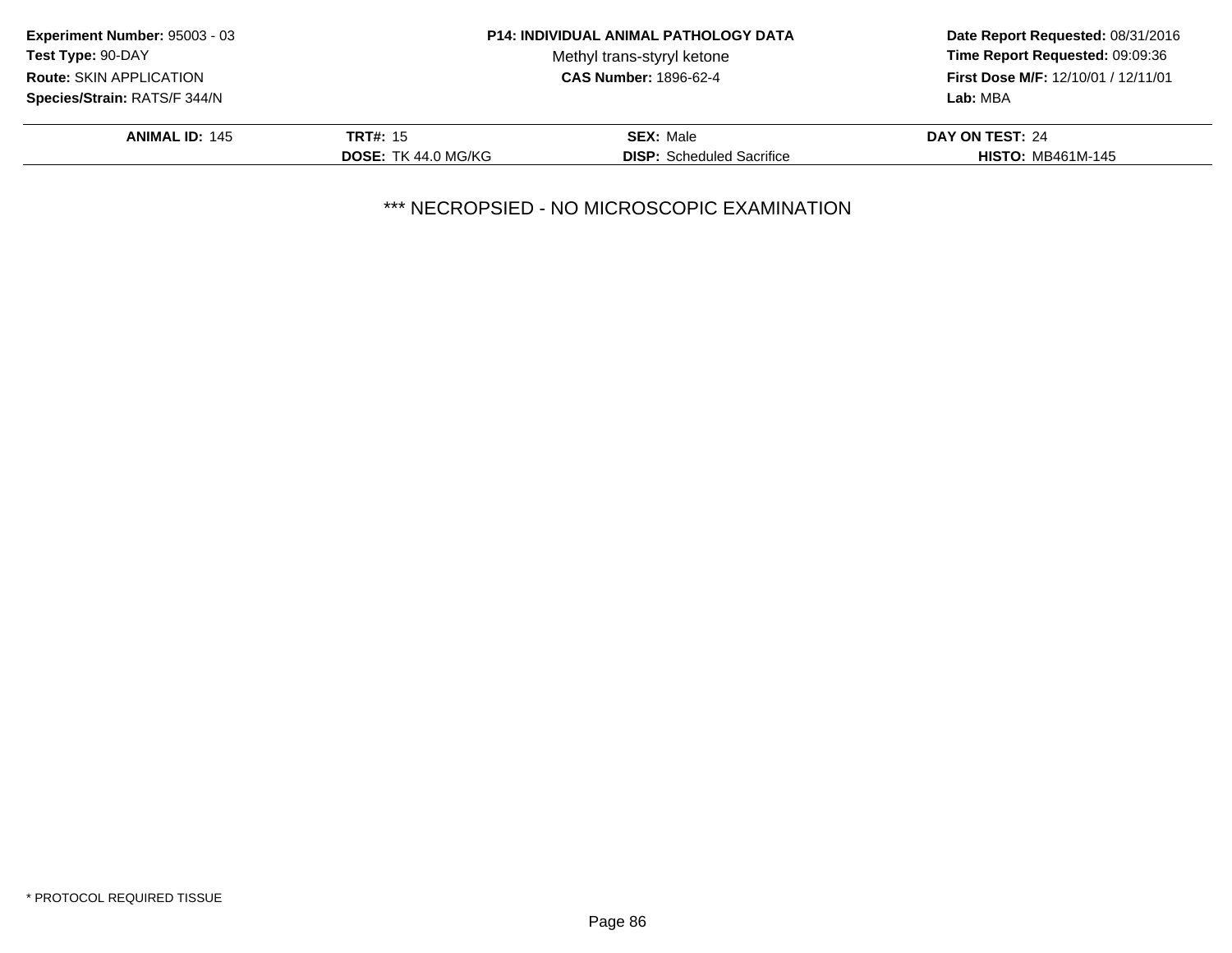**Experiment Number:** 95003 - 03
**Test Type:** 90-DAY
**Route:** SKIN APPLICATION
**Species/Strain:** RATS/F 344/N

**P14: INDIVIDUAL ANIMAL PATHOLOGY DATA**
Methyl trans-styryl ketone
**CAS Number:** 1896-62-4

**Date Report Requested:** 08/31/2016
**Time Report Requested:** 09:09:36
**First Dose M/F:** 12/10/01 / 12/11/01
**Lab:** MBA

| **ANIMAL ID:** 145 | **TRT#:** 15 | **SEX:** Male | **DAY ON TEST:** 24 |
|---|---|---|---|
| | **DOSE:** TK 44.0 MG/KG | **DISP:** Scheduled Sacrifice | **HISTO:** MB461M-145 |

*** NECROPSIED - NO MICROSCOPIC EXAMINATION

* PROTOCOL REQUIRED TISSUE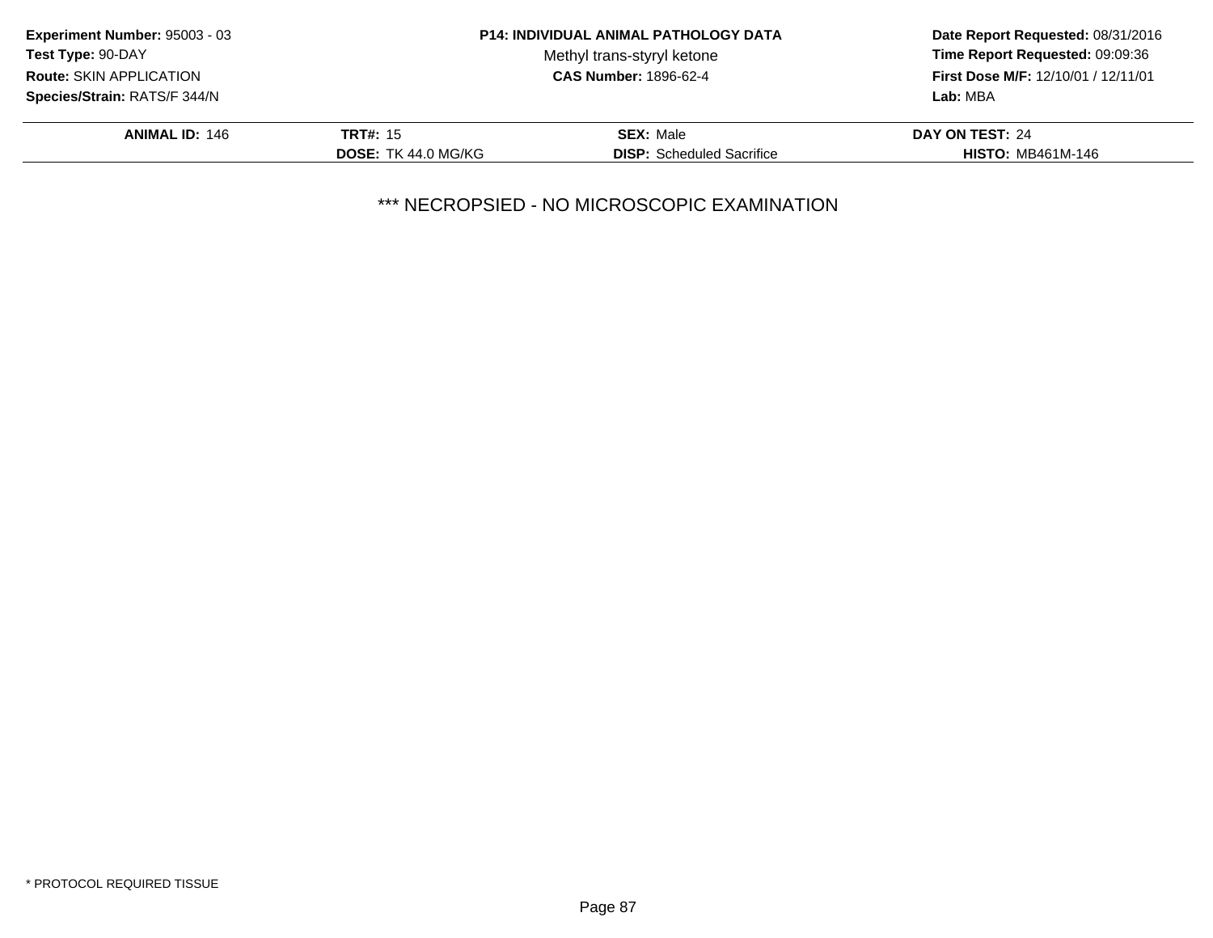**Experiment Number:** 95003 - 03
**Test Type:** 90-DAY
**Route:** SKIN APPLICATION
**Species/Strain:** RATS/F 344/N

**P14: INDIVIDUAL ANIMAL PATHOLOGY DATA**
Methyl trans-styryl ketone
**CAS Number:** 1896-62-4

**Date Report Requested:** 08/31/2016
**Time Report Requested:** 09:09:36
**First Dose M/F:** 12/10/01 / 12/11/01
**Lab:** MBA

| **ANIMAL ID:** 146 | **TRT#:** 15 | **SEX:** Male | **DAY ON TEST:** 24 |
|---|---|---|---|
| | **DOSE:** TK 44.0 MG/KG | **DISP:** Scheduled Sacrifice | **HISTO:** MB461M-146 |

*** NECROPSIED - NO MICROSCOPIC EXAMINATION

* PROTOCOL REQUIRED TISSUE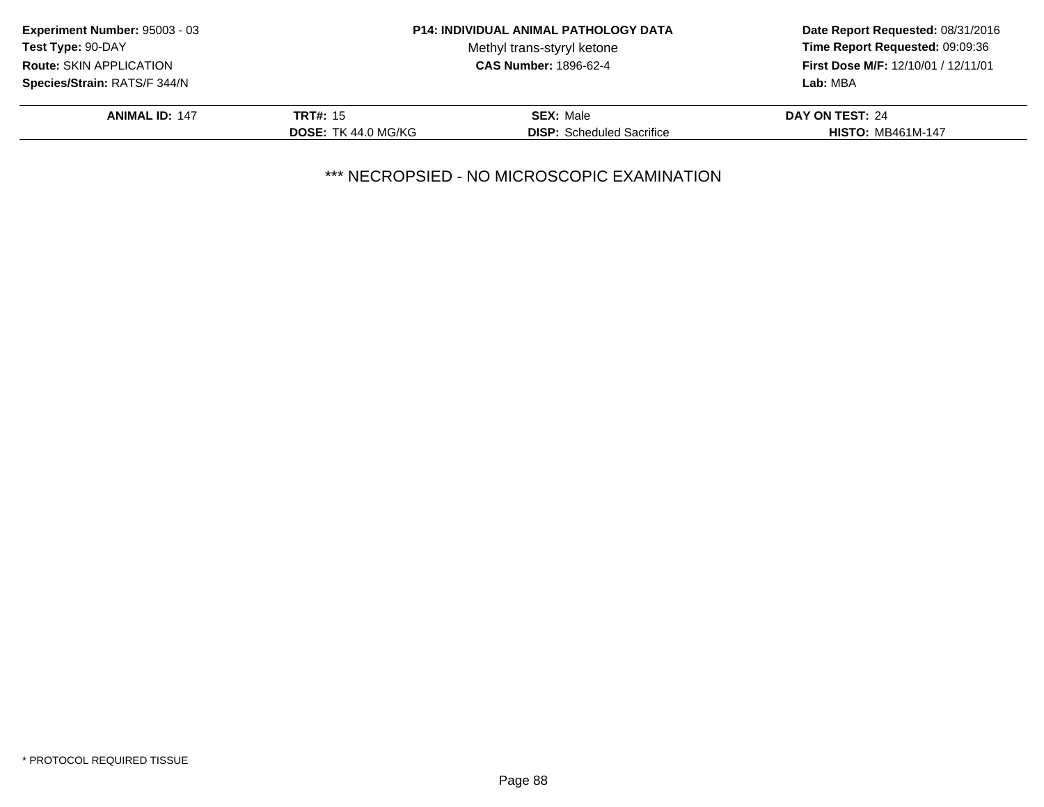**Experiment Number:** 95003 - 03
**Test Type:** 90-DAY
**Route:** SKIN APPLICATION
**Species/Strain:** RATS/F 344/N

**P14: INDIVIDUAL ANIMAL PATHOLOGY DATA**
Methyl trans-styryl ketone
**CAS Number:** 1896-62-4

**Date Report Requested:** 08/31/2016
**Time Report Requested:** 09:09:36
**First Dose M/F:** 12/10/01 / 12/11/01
**Lab:** MBA

| **ANIMAL ID:** 147 | **TRT#:** 15 | **SEX:** Male | **DAY ON TEST:** 24 |
|---|---|---|---|
| | **DOSE:** TK 44.0 MG/KG | **DISP:** Scheduled Sacrifice | **HISTO:** MB461M-147 |

\*\*\* NECROPSIED - NO MICROSCOPIC EXAMINATION

\* PROTOCOL REQUIRED TISSUE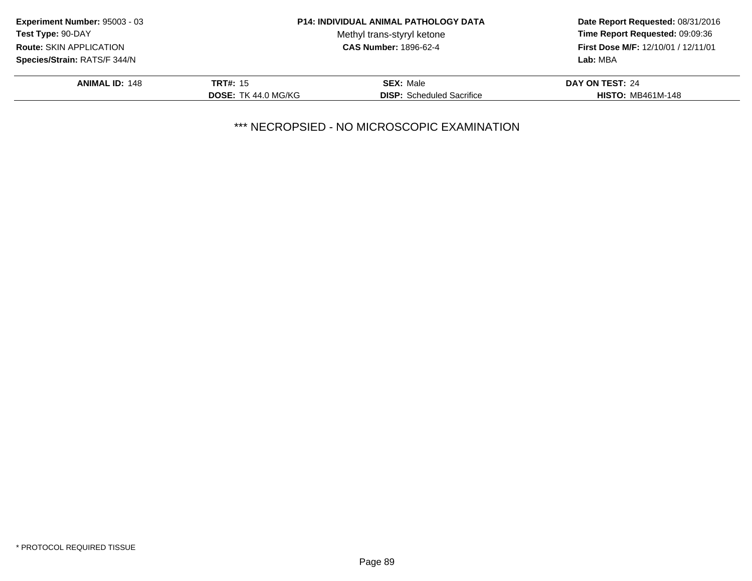**Experiment Number:** 95003 - 03
**Test Type:** 90-DAY
**Route:** SKIN APPLICATION
**Species/Strain:** RATS/F 344/N

**P14: INDIVIDUAL ANIMAL PATHOLOGY DATA**
Methyl trans-styryl ketone
**CAS Number:** 1896-62-4

**Date Report Requested:** 08/31/2016
**Time Report Requested:** 09:09:36
**First Dose M/F:** 12/10/01 / 12/11/01
**Lab:** MBA

| **ANIMAL ID:** 148 | **TRT#:** 15 | **SEX:** Male | **DAY ON TEST:** 24 |
|---|---|---|---|
| | **DOSE:** TK 44.0 MG/KG | **DISP:** Scheduled Sacrifice | **HISTO:** MB461M-148 |

*** NECROPSIED - NO MICROSCOPIC EXAMINATION

* PROTOCOL REQUIRED TISSUE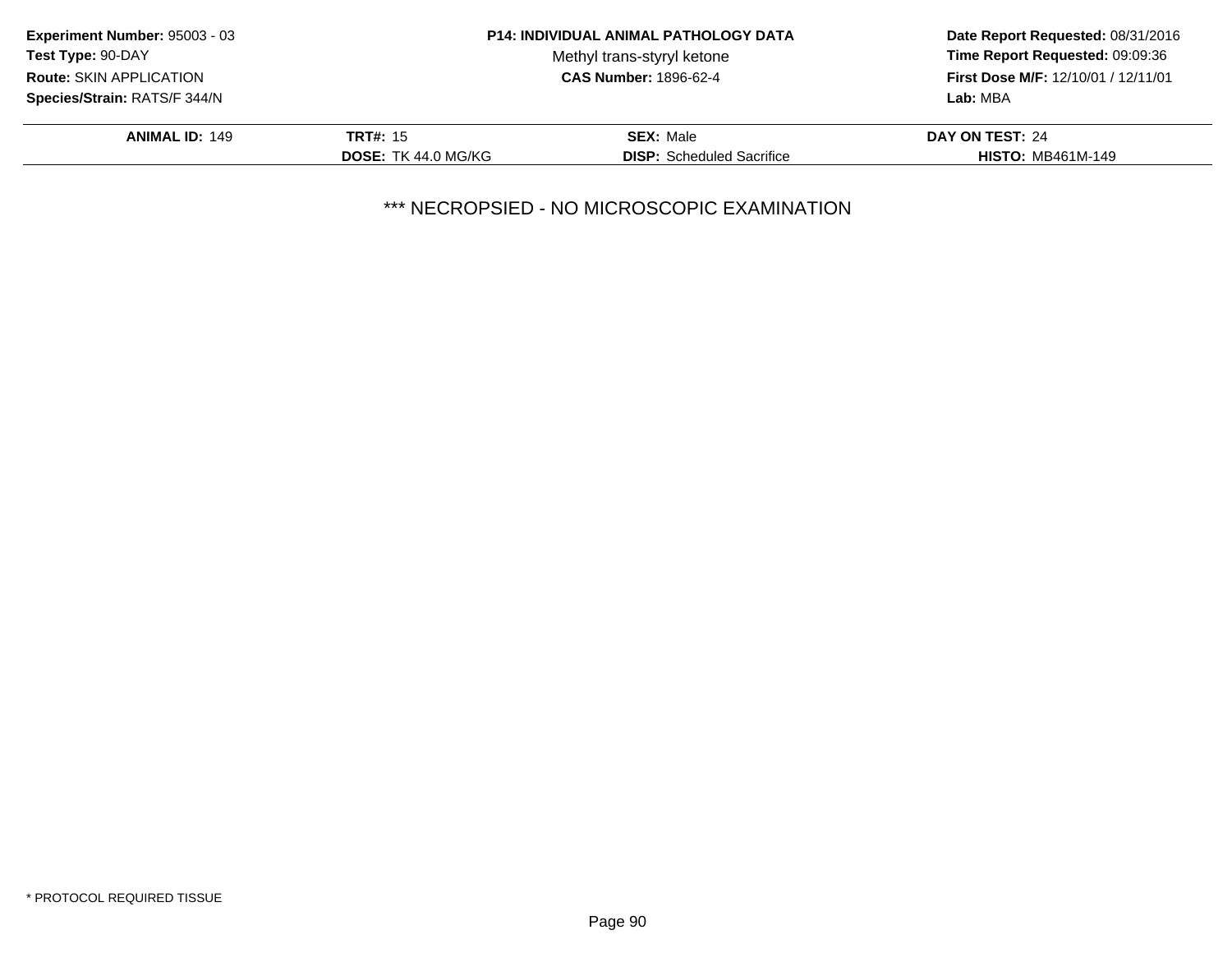**Experiment Number:** 95003 - 03
**Test Type:** 90-DAY
**Route:** SKIN APPLICATION
**Species/Strain:** RATS/F 344/N

**P14: INDIVIDUAL ANIMAL PATHOLOGY DATA**
Methyl trans-styryl ketone
**CAS Number:** 1896-62-4

**Date Report Requested:** 08/31/2016
**Time Report Requested:** 09:09:36
**First Dose M/F:** 12/10/01 / 12/11/01
**Lab:** MBA

| **ANIMAL ID:** 149 | **TRT#:** 15 | **SEX:** Male | **DAY ON TEST:** 24 |
|---|---|---|---|
| | **DOSE:** TK 44.0 MG/KG | **DISP:** Scheduled Sacrifice | **HISTO:** MB461M-149 |

*** NECROPSIED - NO MICROSCOPIC EXAMINATION

* PROTOCOL REQUIRED TISSUE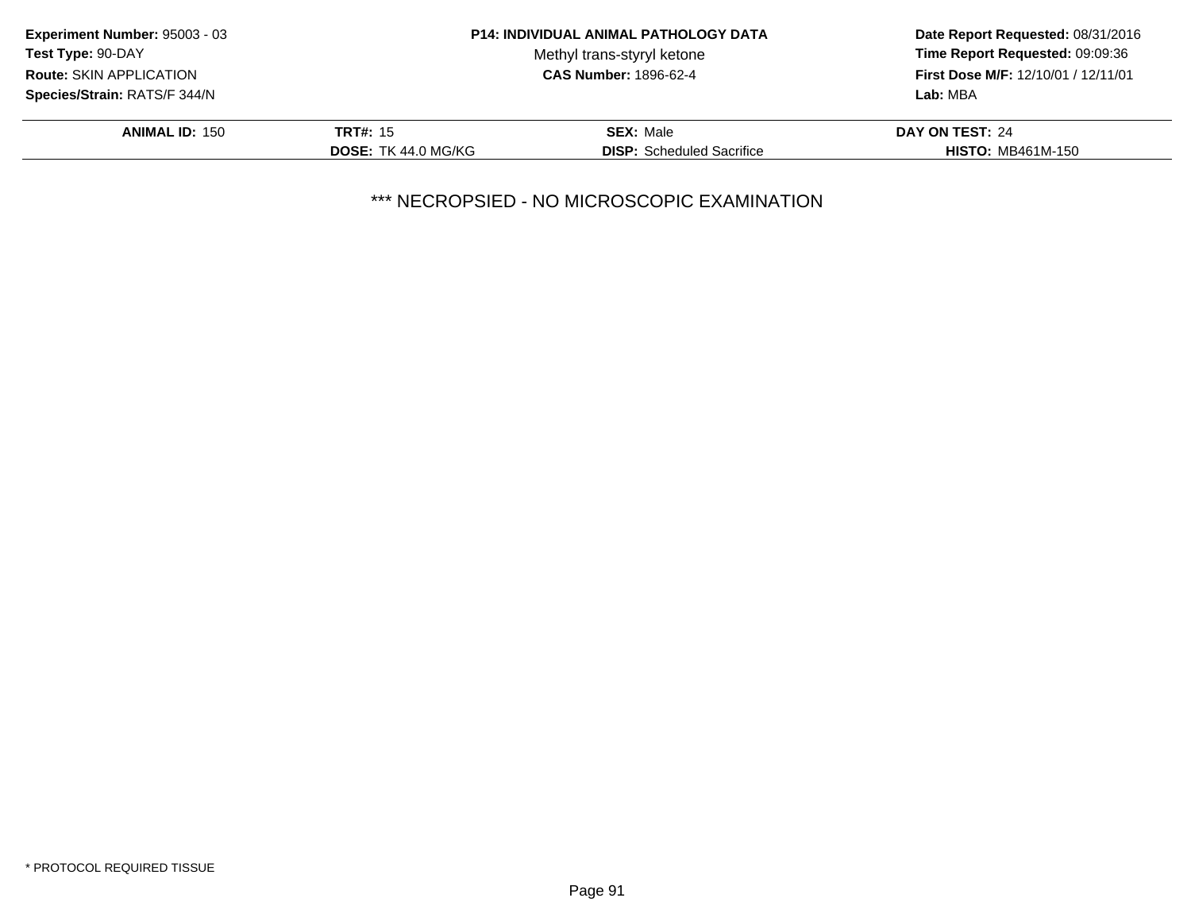**Experiment Number:** 95003 - 03
**Test Type:** 90-DAY
**Route:** SKIN APPLICATION
**Species/Strain:** RATS/F 344/N

**P14: INDIVIDUAL ANIMAL PATHOLOGY DATA**
Methyl trans-styryl ketone
**CAS Number:** 1896-62-4

**Date Report Requested:** 08/31/2016
**Time Report Requested:** 09:09:36
**First Dose M/F:** 12/10/01 / 12/11/01
**Lab:** MBA

| **ANIMAL ID:** 150 | **TRT#:** 15 | **SEX:** Male | **DAY ON TEST:** 24 |
|---|---|---|---|
| | **DOSE:** TK 44.0 MG/KG | **DISP:** Scheduled Sacrifice | **HISTO:** MB461M-150 |

*** NECROPSIED - NO MICROSCOPIC EXAMINATION

* PROTOCOL REQUIRED TISSUE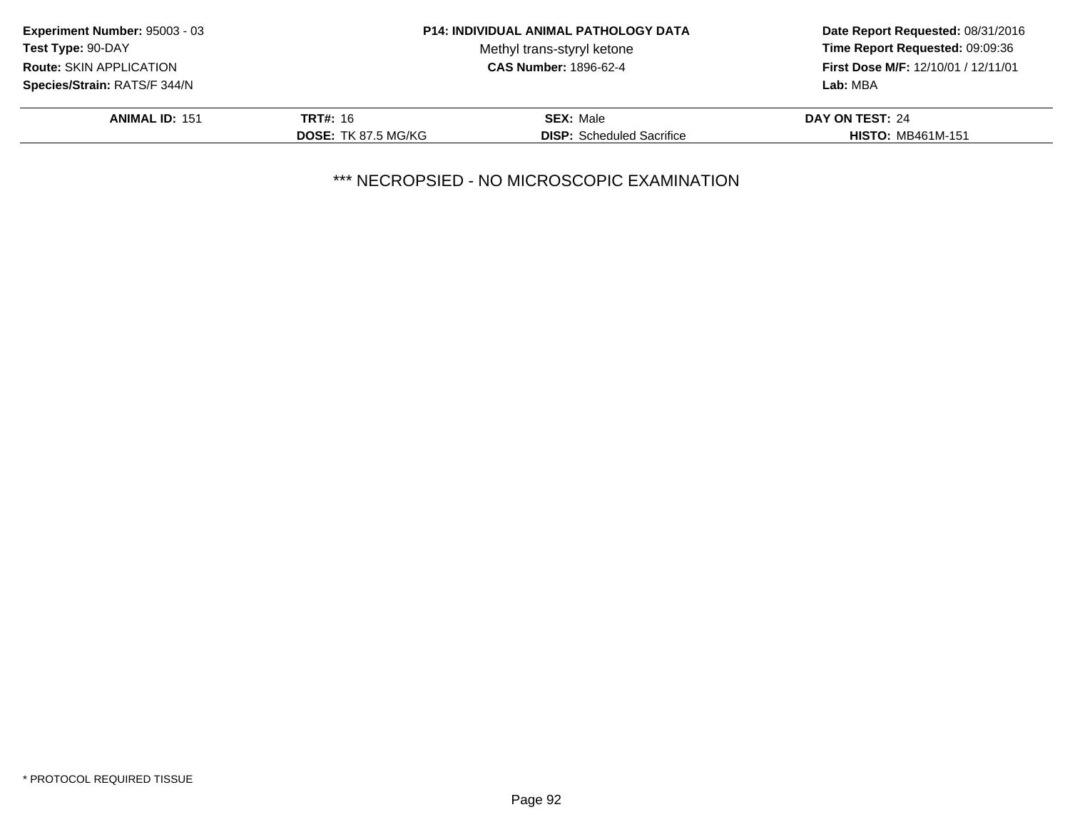**Experiment Number:** 95003 - 03
**Test Type:** 90-DAY
**Route:** SKIN APPLICATION
**Species/Strain:** RATS/F 344/N

**P14: INDIVIDUAL ANIMAL PATHOLOGY DATA**
Methyl trans-styryl ketone
**CAS Number:** 1896-62-4

**Date Report Requested:** 08/31/2016
**Time Report Requested:** 09:09:36
**First Dose M/F:** 12/10/01 / 12/11/01
**Lab:** MBA

| **ANIMAL ID:** 151 | **TRT#:** 16 | **SEX:** Male | **DAY ON TEST:** 24 |
|---|---|---|---|
| | **DOSE:** TK 87.5 MG/KG | **DISP:** Scheduled Sacrifice | **HISTO:** MB461M-151 |

*** NECROPSIED - NO MICROSCOPIC EXAMINATION

* PROTOCOL REQUIRED TISSUE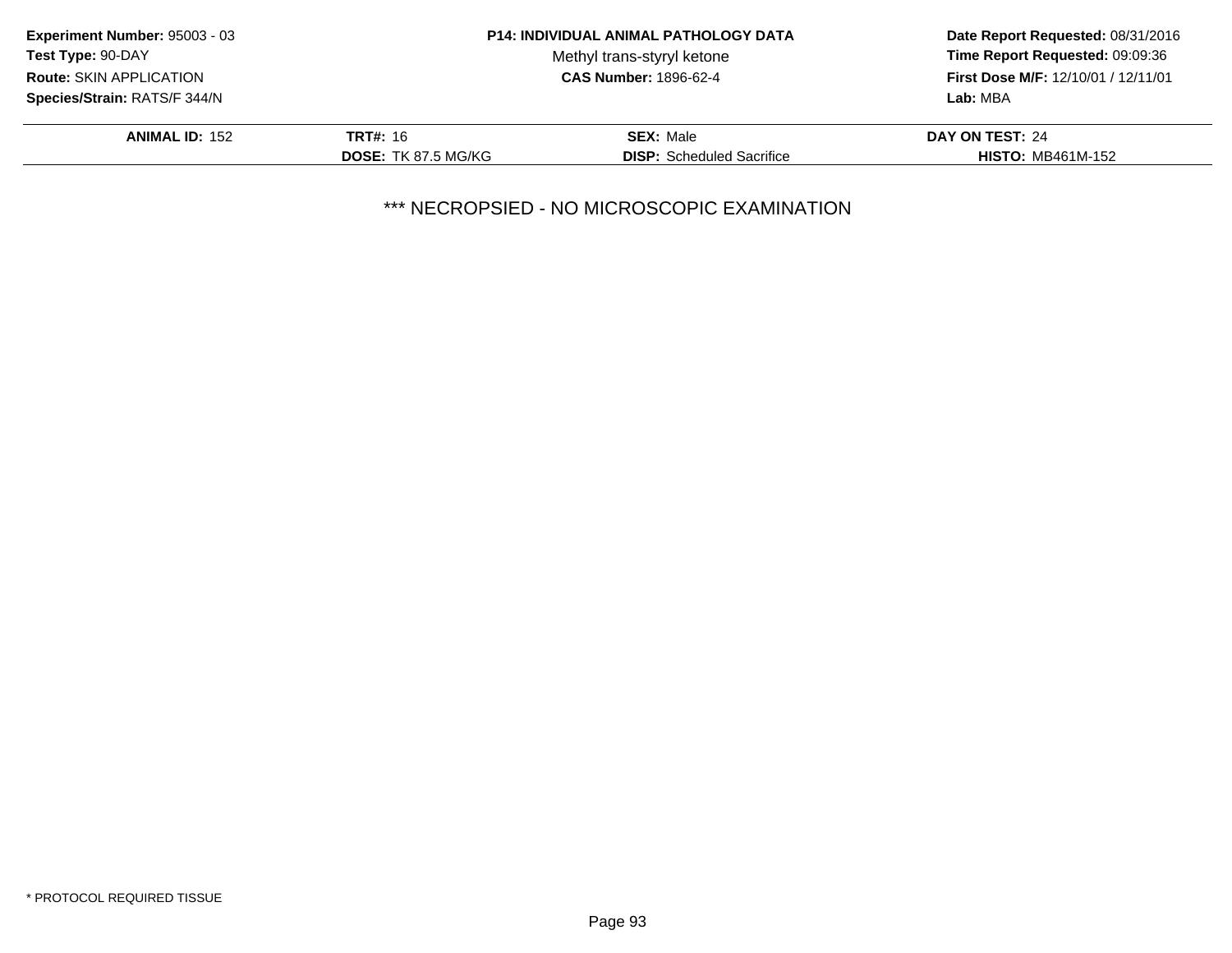**Experiment Number:** 95003 - 03
**Test Type:** 90-DAY
**Route:** SKIN APPLICATION
**Species/Strain:** RATS/F 344/N

**P14: INDIVIDUAL ANIMAL PATHOLOGY DATA**
Methyl trans-styryl ketone
**CAS Number:** 1896-62-4

**Date Report Requested:** 08/31/2016
**Time Report Requested:** 09:09:36
**First Dose M/F:** 12/10/01 / 12/11/01
**Lab:** MBA

| | | | |
|---|---|---|---|
| **ANIMAL ID:** 152 | **TRT#:** 16 | **SEX:** Male | **DAY ON TEST:** 24 |
| | **DOSE:** TK 87.5 MG/KG | **DISP:** Scheduled Sacrifice | **HISTO:** MB461M-152 |

*** NECROPSIED - NO MICROSCOPIC EXAMINATION

* PROTOCOL REQUIRED TISSUE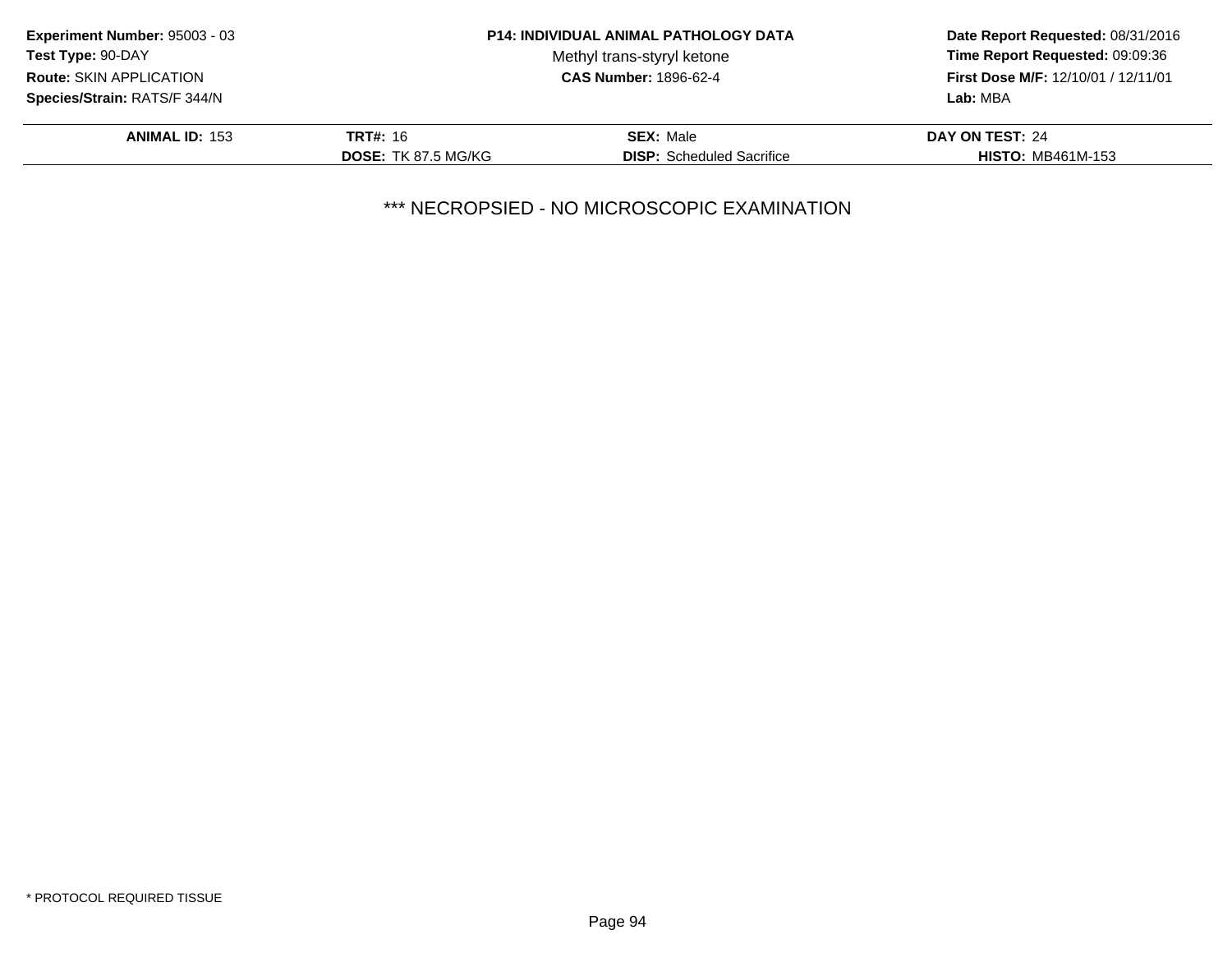**Experiment Number:** 95003 - 03
**Test Type:** 90-DAY
**Route:** SKIN APPLICATION
**Species/Strain:** RATS/F 344/N

**P14: INDIVIDUAL ANIMAL PATHOLOGY DATA**
Methyl trans-styryl ketone
**CAS Number:** 1896-62-4

**Date Report Requested:** 08/31/2016
**Time Report Requested:** 09:09:36
**First Dose M/F:** 12/10/01 / 12/11/01
**Lab:** MBA

| **ANIMAL ID:** 153 | **TRT#:** 16 | **SEX:** Male | **DAY ON TEST:** 24 |
|---|---|---|---|
| | **DOSE:** TK 87.5 MG/KG | **DISP:** Scheduled Sacrifice | **HISTO:** MB461M-153 |

*** NECROPSIED - NO MICROSCOPIC EXAMINATION

* PROTOCOL REQUIRED TISSUE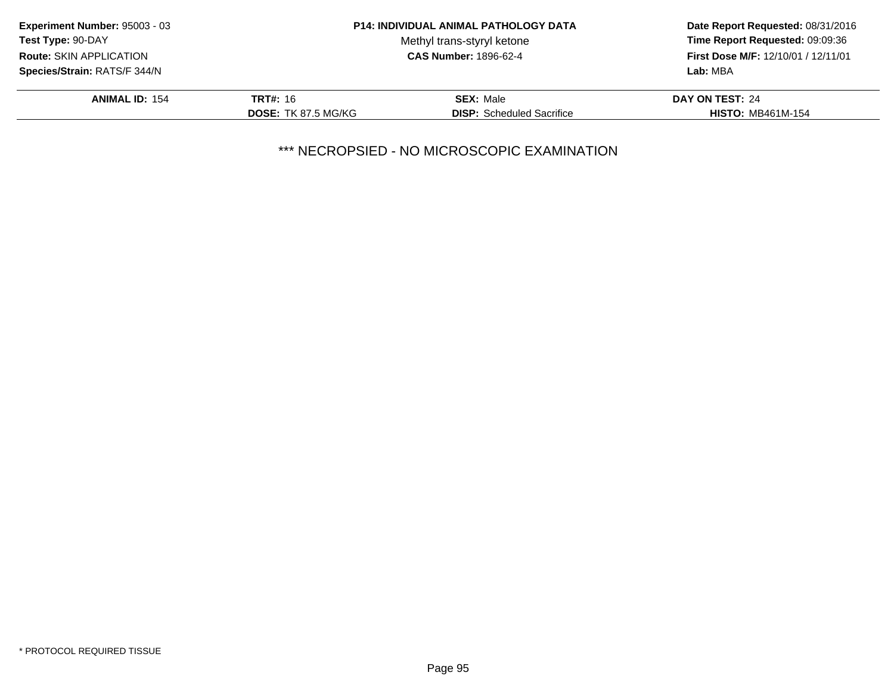**Experiment Number:** 95003 - 03
**Test Type:** 90-DAY
**Route:** SKIN APPLICATION
**Species/Strain:** RATS/F 344/N

**P14: INDIVIDUAL ANIMAL PATHOLOGY DATA**
Methyl trans-styryl ketone
**CAS Number:** 1896-62-4

**Date Report Requested:** 08/31/2016
**Time Report Requested:** 09:09:36
**First Dose M/F:** 12/10/01 / 12/11/01
**Lab:** MBA

| **ANIMAL ID:** 154 | **TRT#:** 16 | **SEX:** Male | **DAY ON TEST:** 24 |
|---|---|---|---|
| | **DOSE:** TK 87.5 MG/KG | **DISP:** Scheduled Sacrifice | **HISTO:** MB461M-154 |

*** NECROPSIED - NO MICROSCOPIC EXAMINATION

* PROTOCOL REQUIRED TISSUE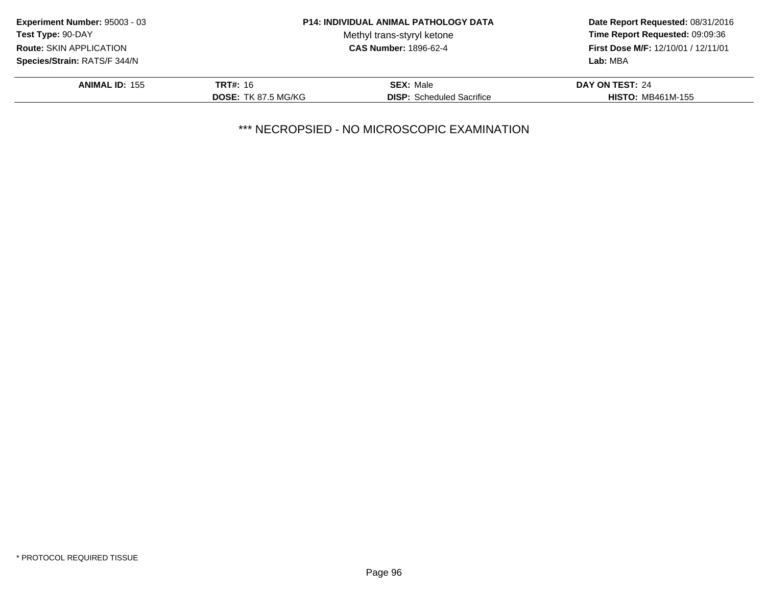**Experiment Number:** 95003 - 03
**Test Type:** 90-DAY
**Route:** SKIN APPLICATION
**Species/Strain:** RATS/F 344/N

**P14: INDIVIDUAL ANIMAL PATHOLOGY DATA**
Methyl trans-styryl ketone
**CAS Number:** 1896-62-4

**Date Report Requested:** 08/31/2016
**Time Report Requested:** 09:09:36
**First Dose M/F:** 12/10/01 / 12/11/01
**Lab:** MBA

| **ANIMAL ID:** 155 | **TRT#:** 16 | **SEX:** Male | **DAY ON TEST:** 24 |
|---|---|---|---|
| | **DOSE:** TK 87.5 MG/KG | **DISP:** Scheduled Sacrifice | **HISTO:** MB461M-155 |

*** NECROPSIED - NO MICROSCOPIC EXAMINATION

* PROTOCOL REQUIRED TISSUE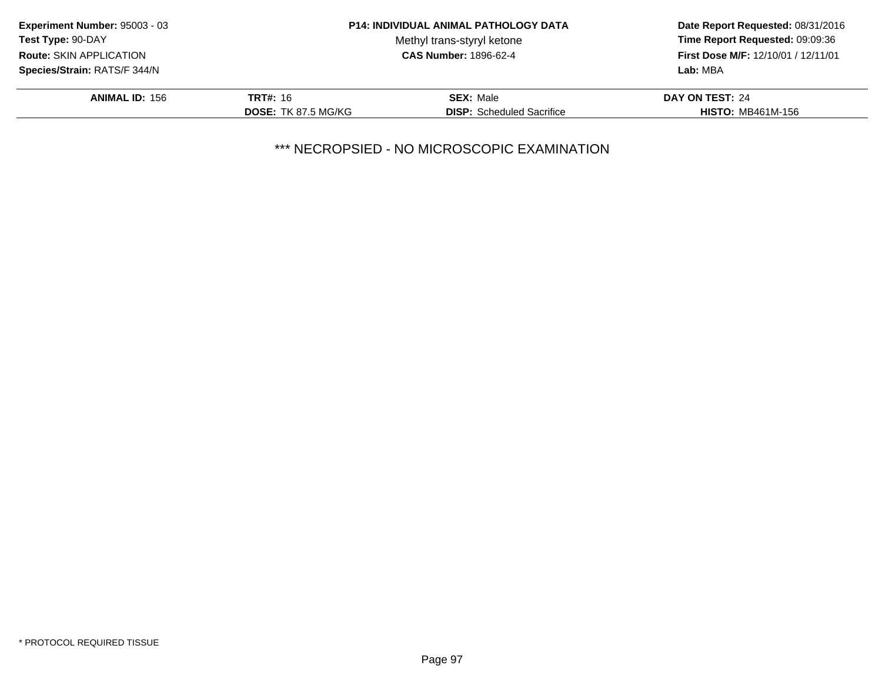**Experiment Number:** 95003 - 03
**Test Type:** 90-DAY
**Route:** SKIN APPLICATION
**Species/Strain:** RATS/F 344/N

**P14: INDIVIDUAL ANIMAL PATHOLOGY DATA**
Methyl trans-styryl ketone
**CAS Number:** 1896-62-4

**Date Report Requested:** 08/31/2016
**Time Report Requested:** 09:09:36
**First Dose M/F:** 12/10/01 / 12/11/01
**Lab:** MBA

| **ANIMAL ID:** 156 | **TRT#:** 16 | **SEX:** Male | **DAY ON TEST:** 24 |
|---|---|---|---|
| | **DOSE:** TK 87.5 MG/KG | **DISP:** Scheduled Sacrifice | **HISTO:** MB461M-156 |

*** NECROPSIED - NO MICROSCOPIC EXAMINATION

* PROTOCOL REQUIRED TISSUE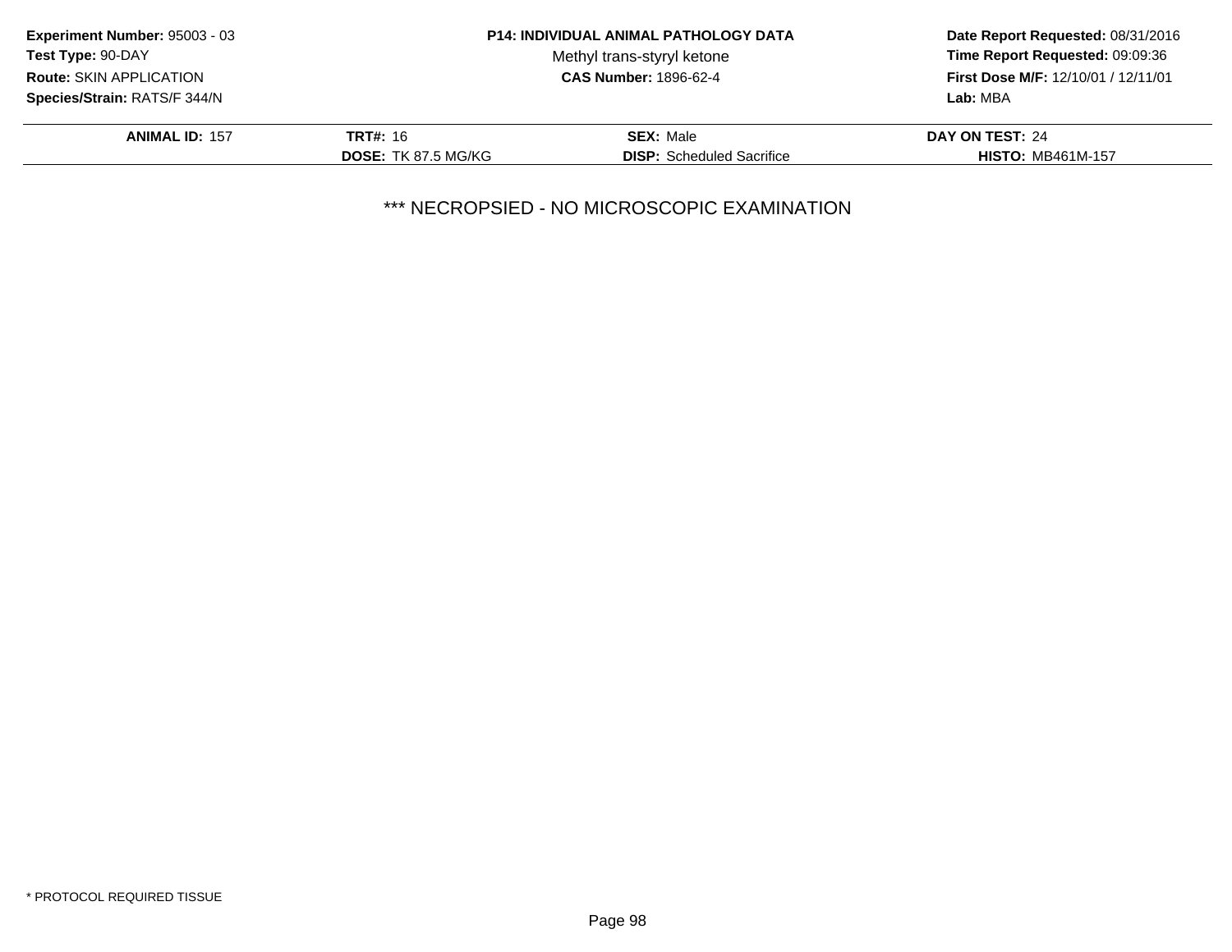**Experiment Number:** 95003 - 03
**Test Type:** 90-DAY
**Route:** SKIN APPLICATION
**Species/Strain:** RATS/F 344/N

**P14: INDIVIDUAL ANIMAL PATHOLOGY DATA**
Methyl trans-styryl ketone
**CAS Number:** 1896-62-4

**Date Report Requested:** 08/31/2016
**Time Report Requested:** 09:09:36
**First Dose M/F:** 12/10/01 / 12/11/01
**Lab:** MBA

| **ANIMAL ID:** 157 | **TRT#:** 16 | **SEX:** Male | **DAY ON TEST:** 24 |
|---|---|---|---|
| | **DOSE:** TK 87.5 MG/KG | **DISP:** Scheduled Sacrifice | **HISTO:** MB461M-157 |

*** NECROPSIED - NO MICROSCOPIC EXAMINATION

* PROTOCOL REQUIRED TISSUE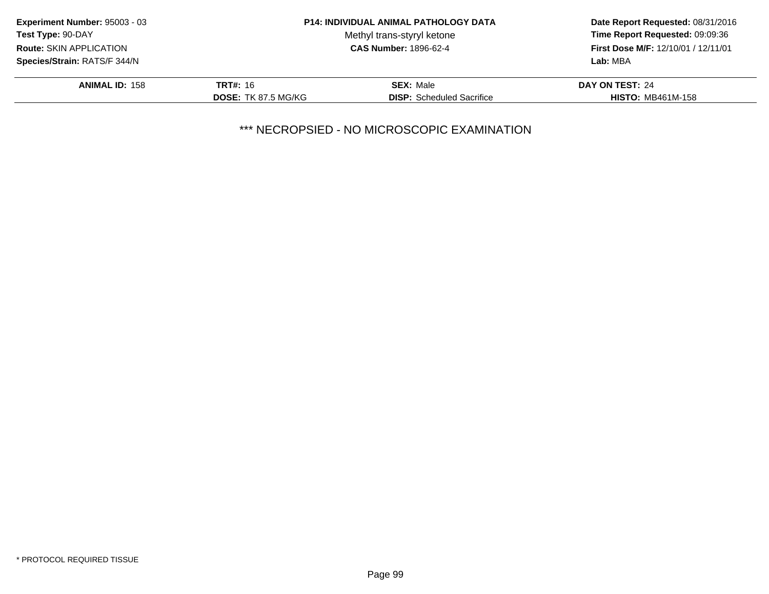**Experiment Number:** 95003 - 03
**Test Type:** 90-DAY
**Route:** SKIN APPLICATION
**Species/Strain:** RATS/F 344/N

**P14: INDIVIDUAL ANIMAL PATHOLOGY DATA**
Methyl trans-styryl ketone
**CAS Number:** 1896-62-4

**Date Report Requested:** 08/31/2016
**Time Report Requested:** 09:09:36
**First Dose M/F:** 12/10/01 / 12/11/01
**Lab:** MBA

| **ANIMAL ID:** 158 | **TRT#:** 16 | **SEX:** Male | **DAY ON TEST:** 24 |
|---|---|---|---|
| | **DOSE:** TK 87.5 MG/KG | **DISP:** Scheduled Sacrifice | **HISTO:** MB461M-158 |

*** NECROPSIED - NO MICROSCOPIC EXAMINATION

* PROTOCOL REQUIRED TISSUE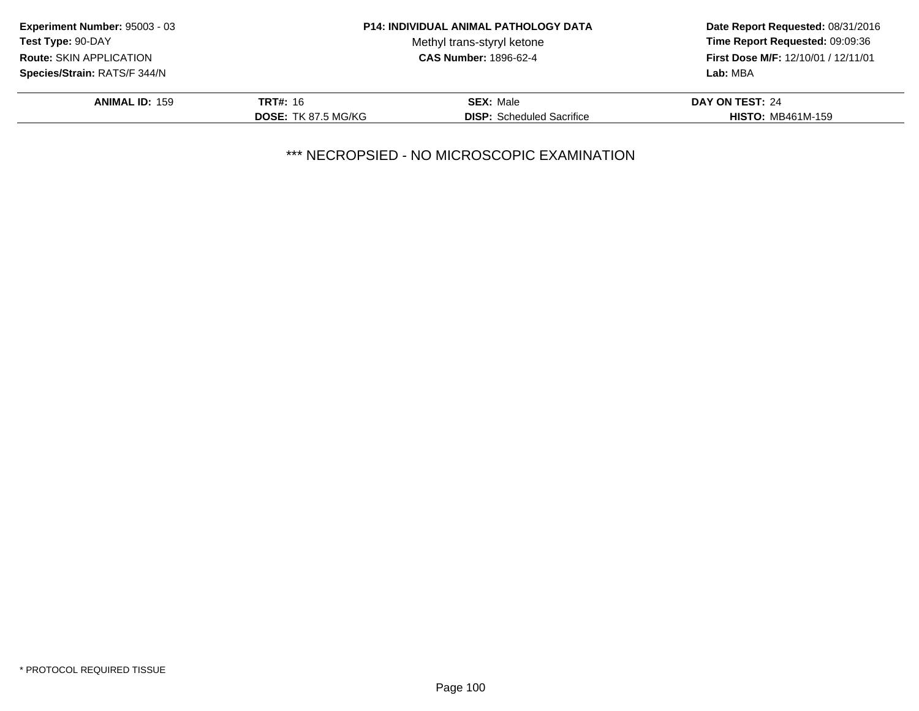**Experiment Number:** 95003 - 03
**Test Type:** 90-DAY
**Route:** SKIN APPLICATION
**Species/Strain:** RATS/F 344/N

**P14: INDIVIDUAL ANIMAL PATHOLOGY DATA**
Methyl trans-styryl ketone
**CAS Number:** 1896-62-4

**Date Report Requested:** 08/31/2016
**Time Report Requested:** 09:09:36
**First Dose M/F:** 12/10/01 / 12/11/01
**Lab:** MBA

| **ANIMAL ID:** 159 | **TRT#:** 16 | **SEX:** Male | **DAY ON TEST:** 24 |
|---|---|---|---|
| | **DOSE:** TK 87.5 MG/KG | **DISP:** Scheduled Sacrifice | **HISTO:** MB461M-159 |

*** NECROPSIED - NO MICROSCOPIC EXAMINATION

* PROTOCOL REQUIRED TISSUE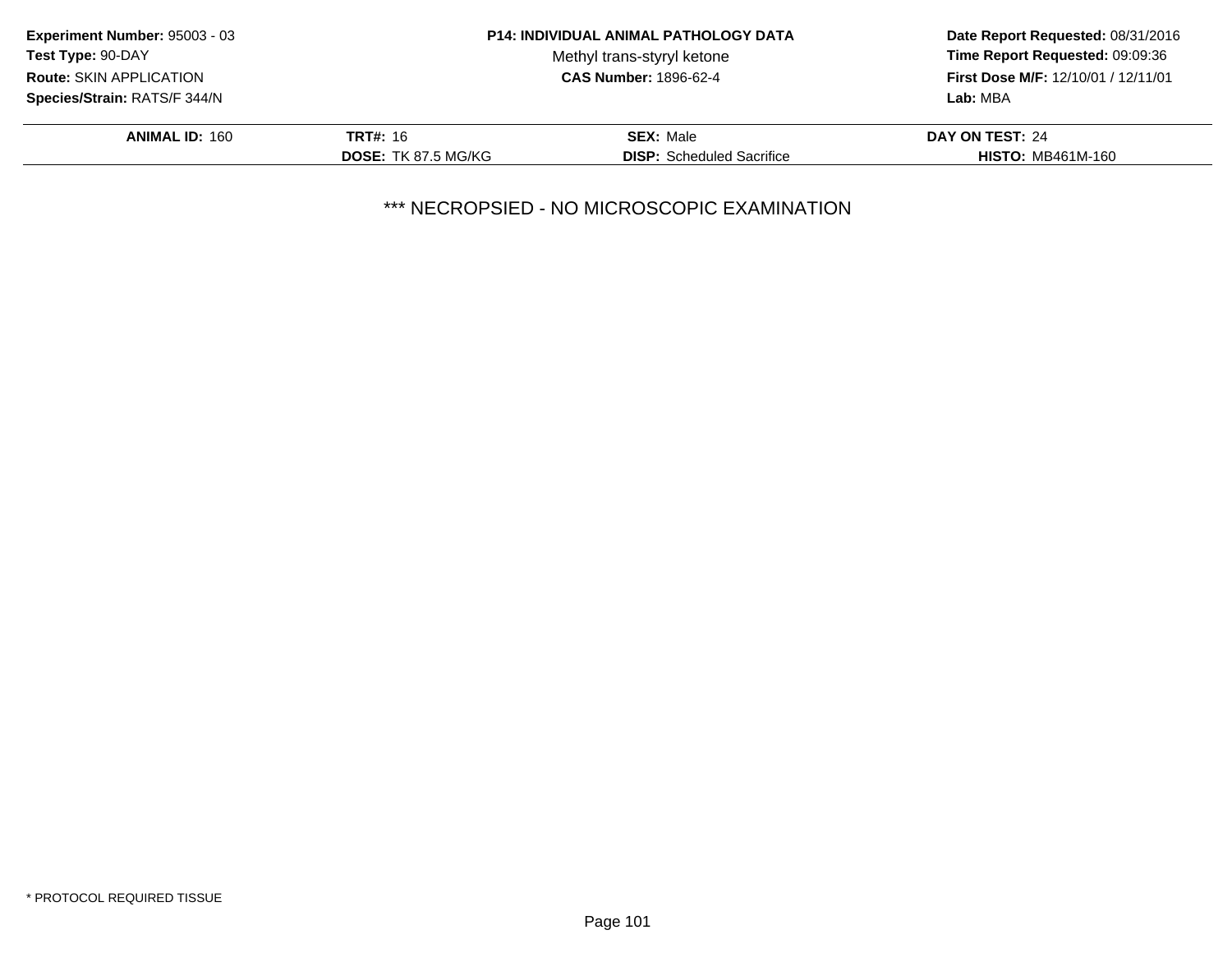**Experiment Number:** 95003 - 03
**Test Type:** 90-DAY
**Route:** SKIN APPLICATION
**Species/Strain:** RATS/F 344/N

**P14: INDIVIDUAL ANIMAL PATHOLOGY DATA**
Methyl trans-styryl ketone
**CAS Number:** 1896-62-4

**Date Report Requested:** 08/31/2016
**Time Report Requested:** 09:09:36
**First Dose M/F:** 12/10/01 / 12/11/01
**Lab:** MBA

| **ANIMAL ID:** 160 | **TRT#:** 16 | **SEX:** Male | **DAY ON TEST:** 24 |
|---|---|---|---|
| | **DOSE:** TK 87.5 MG/KG | **DISP:** Scheduled Sacrifice | **HISTO:** MB461M-160 |

*** NECROPSIED - NO MICROSCOPIC EXAMINATION

* PROTOCOL REQUIRED TISSUE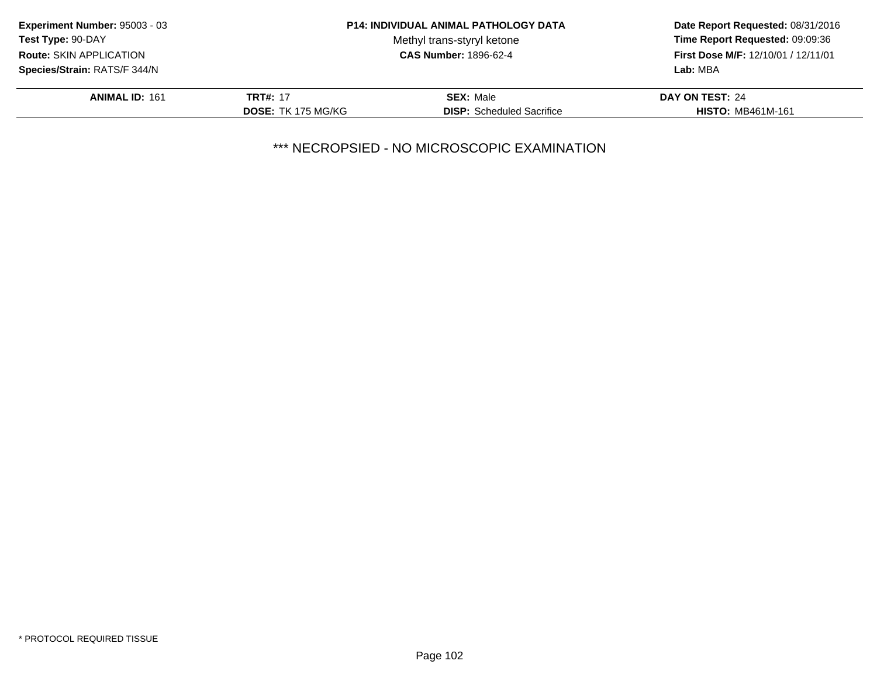**Experiment Number:** 95003 - 03
**Test Type:** 90-DAY
**Route:** SKIN APPLICATION
**Species/Strain:** RATS/F 344/N

**P14: INDIVIDUAL ANIMAL PATHOLOGY DATA**
Methyl trans-styryl ketone
**CAS Number:** 1896-62-4

**Date Report Requested:** 08/31/2016
**Time Report Requested:** 09:09:36
**First Dose M/F:** 12/10/01 / 12/11/01
**Lab:** MBA

| **ANIMAL ID:** 161 | **TRT#:** 17 | **SEX:** Male | **DAY ON TEST:** 24 |
|---|---|---|---|
| | **DOSE:** TK 175 MG/KG | **DISP:** Scheduled Sacrifice | **HISTO:** MB461M-161 |

*** NECROPSIED - NO MICROSCOPIC EXAMINATION

* PROTOCOL REQUIRED TISSUE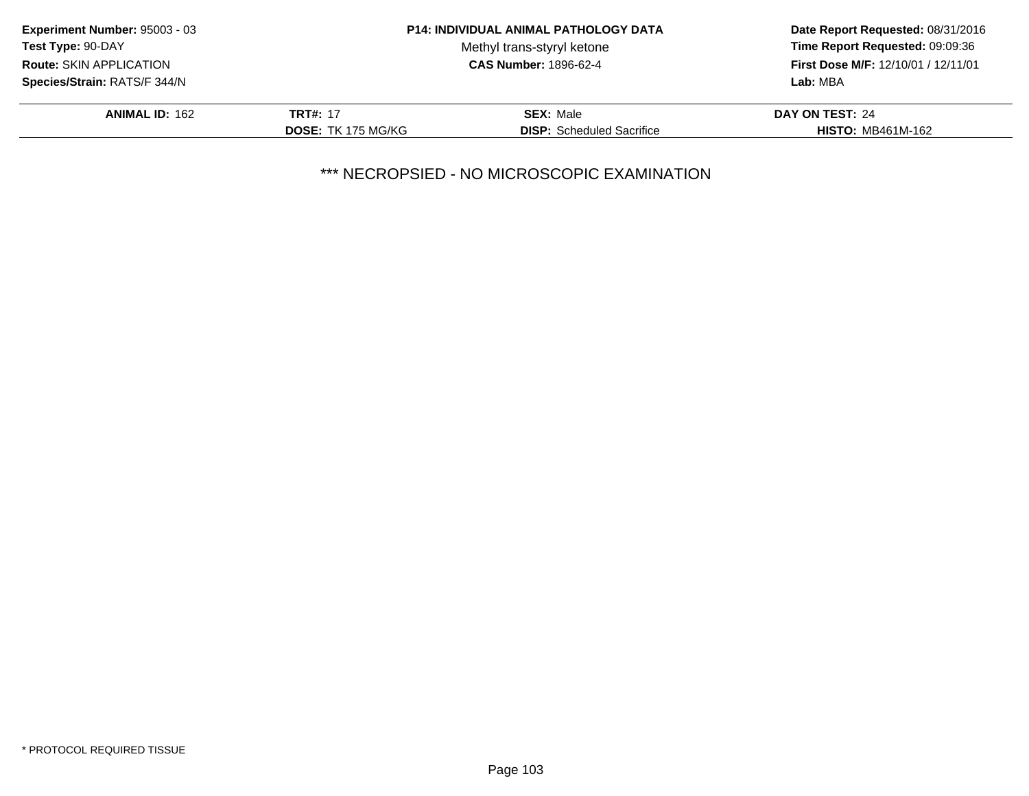**Experiment Number:** 95003 - 03
**Test Type:** 90-DAY
**Route:** SKIN APPLICATION
**Species/Strain:** RATS/F 344/N

**P14: INDIVIDUAL ANIMAL PATHOLOGY DATA**
Methyl trans-styryl ketone
**CAS Number:** 1896-62-4

**Date Report Requested:** 08/31/2016
**Time Report Requested:** 09:09:36
**First Dose M/F:** 12/10/01 / 12/11/01
**Lab:** MBA

| **ANIMAL ID:** 162 | **TRT#:** 17 | **SEX:** Male | **DAY ON TEST:** 24 |
|---|---|---|---|
| | **DOSE:** TK 175 MG/KG | **DISP:** Scheduled Sacrifice | **HISTO:** MB461M-162 |

\*\*\* NECROPSIED - NO MICROSCOPIC EXAMINATION

* PROTOCOL REQUIRED TISSUE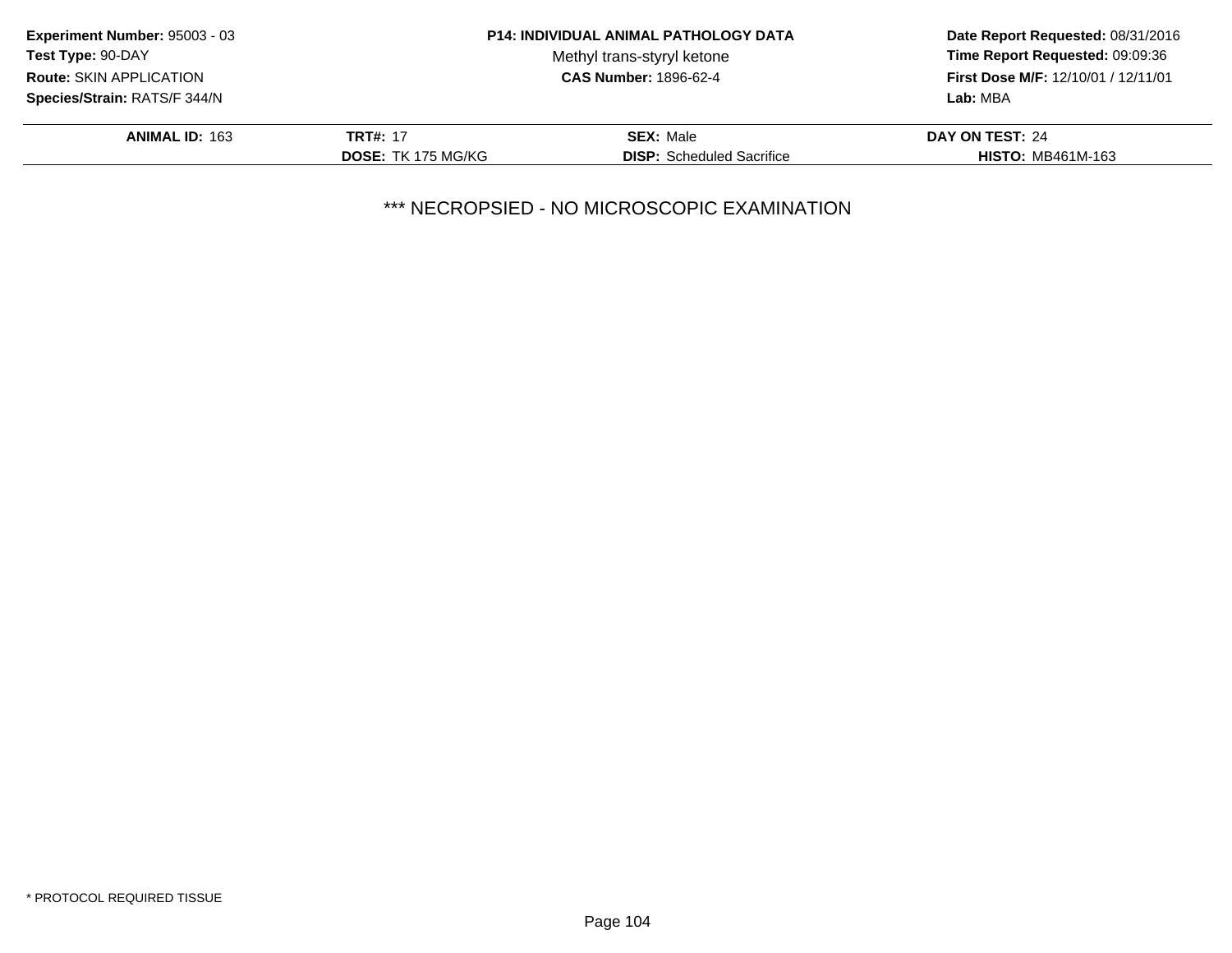**Experiment Number:** 95003 - 03
**Test Type:** 90-DAY
**Route:** SKIN APPLICATION
**Species/Strain:** RATS/F 344/N

**P14: INDIVIDUAL ANIMAL PATHOLOGY DATA**
Methyl trans-styryl ketone
**CAS Number:** 1896-62-4

**Date Report Requested:** 08/31/2016
**Time Report Requested:** 09:09:36
**First Dose M/F:** 12/10/01 / 12/11/01
**Lab:** MBA

| **ANIMAL ID:** 163 | **TRT#:** 17 | **SEX:** Male | **DAY ON TEST:** 24 |
|---|---|---|---|
| | **DOSE:** TK 175 MG/KG | **DISP:** Scheduled Sacrifice | **HISTO:** MB461M-163 |

*** NECROPSIED - NO MICROSCOPIC EXAMINATION

* PROTOCOL REQUIRED TISSUE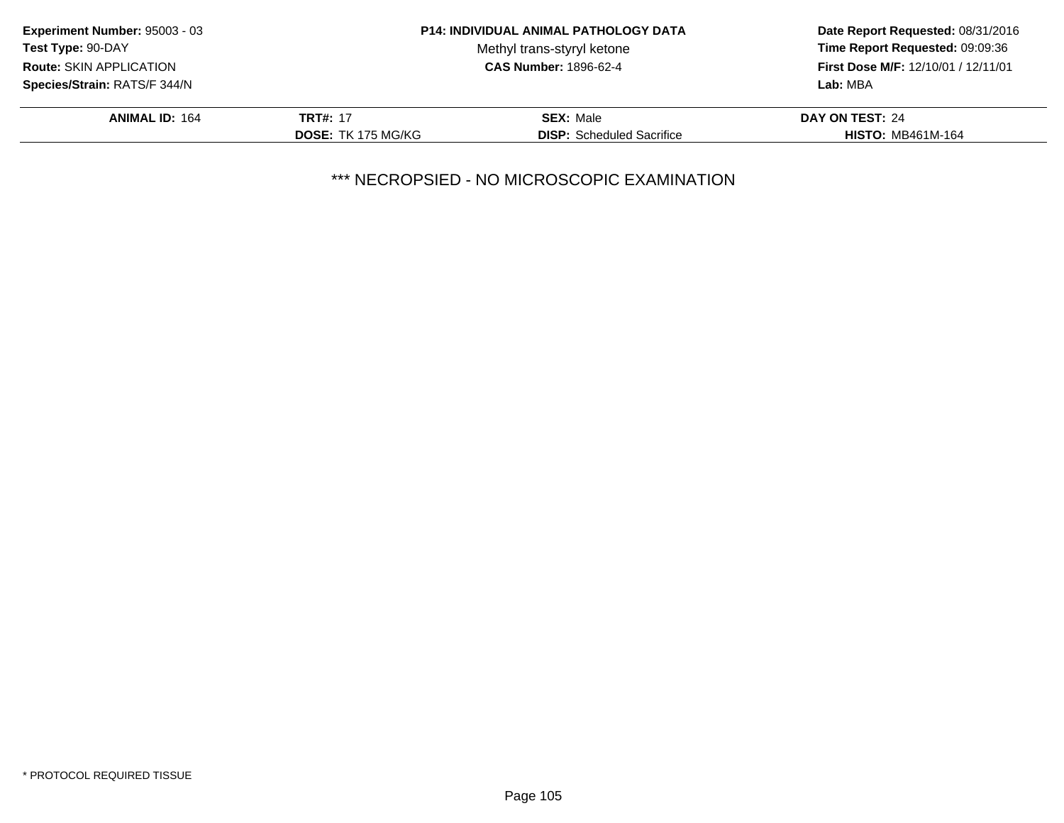**Experiment Number:** 95003 - 03
**Test Type:** 90-DAY
**Route:** SKIN APPLICATION
**Species/Strain:** RATS/F 344/N

**P14: INDIVIDUAL ANIMAL PATHOLOGY DATA**
Methyl trans-styryl ketone
**CAS Number:** 1896-62-4

**Date Report Requested:** 08/31/2016
**Time Report Requested:** 09:09:36
**First Dose M/F:** 12/10/01 / 12/11/01
**Lab:** MBA

| **ANIMAL ID:** 164 | **TRT#:** 17 | **SEX:** Male | **DAY ON TEST:** 24 |
|---|---|---|---|
| | **DOSE:** TK 175 MG/KG | **DISP:** Scheduled Sacrifice | **HISTO:** MB461M-164 |

*** NECROPSIED - NO MICROSCOPIC EXAMINATION

* PROTOCOL REQUIRED TISSUE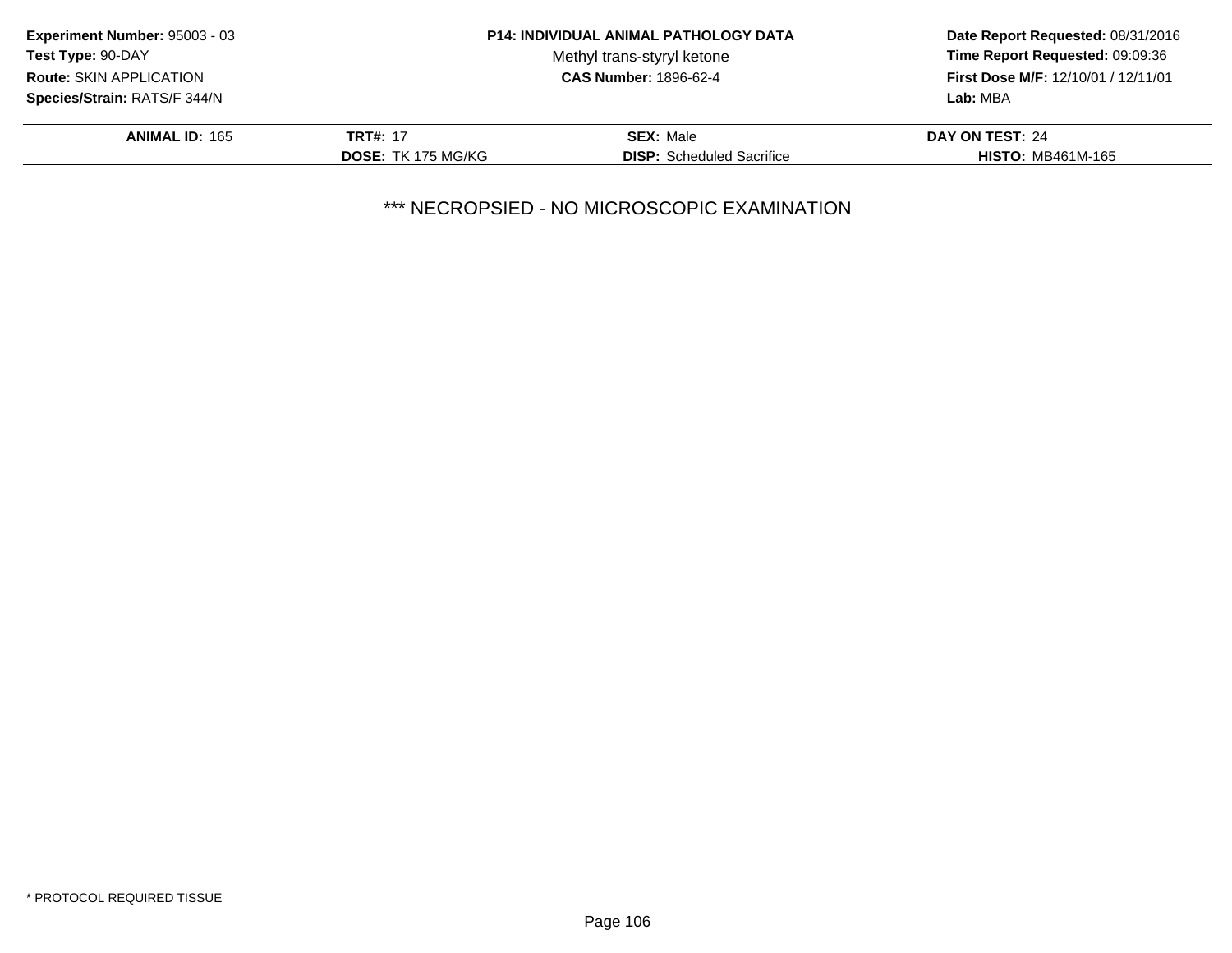**Experiment Number:** 95003 - 03
**Test Type:** 90-DAY
**Route:** SKIN APPLICATION
**Species/Strain:** RATS/F 344/N

**P14: INDIVIDUAL ANIMAL PATHOLOGY DATA**
Methyl trans-styryl ketone
**CAS Number:** 1896-62-4

**Date Report Requested:** 08/31/2016
**Time Report Requested:** 09:09:36
**First Dose M/F:** 12/10/01 / 12/11/01
**Lab:** MBA

| **ANIMAL ID:** 165 | **TRT#:** 17 | **SEX:** Male | **DAY ON TEST:** 24 |
|---|---|---|---|
| | **DOSE:** TK 175 MG/KG | **DISP:** Scheduled Sacrifice | **HISTO:** MB461M-165 |

*** NECROPSIED - NO MICROSCOPIC EXAMINATION

* PROTOCOL REQUIRED TISSUE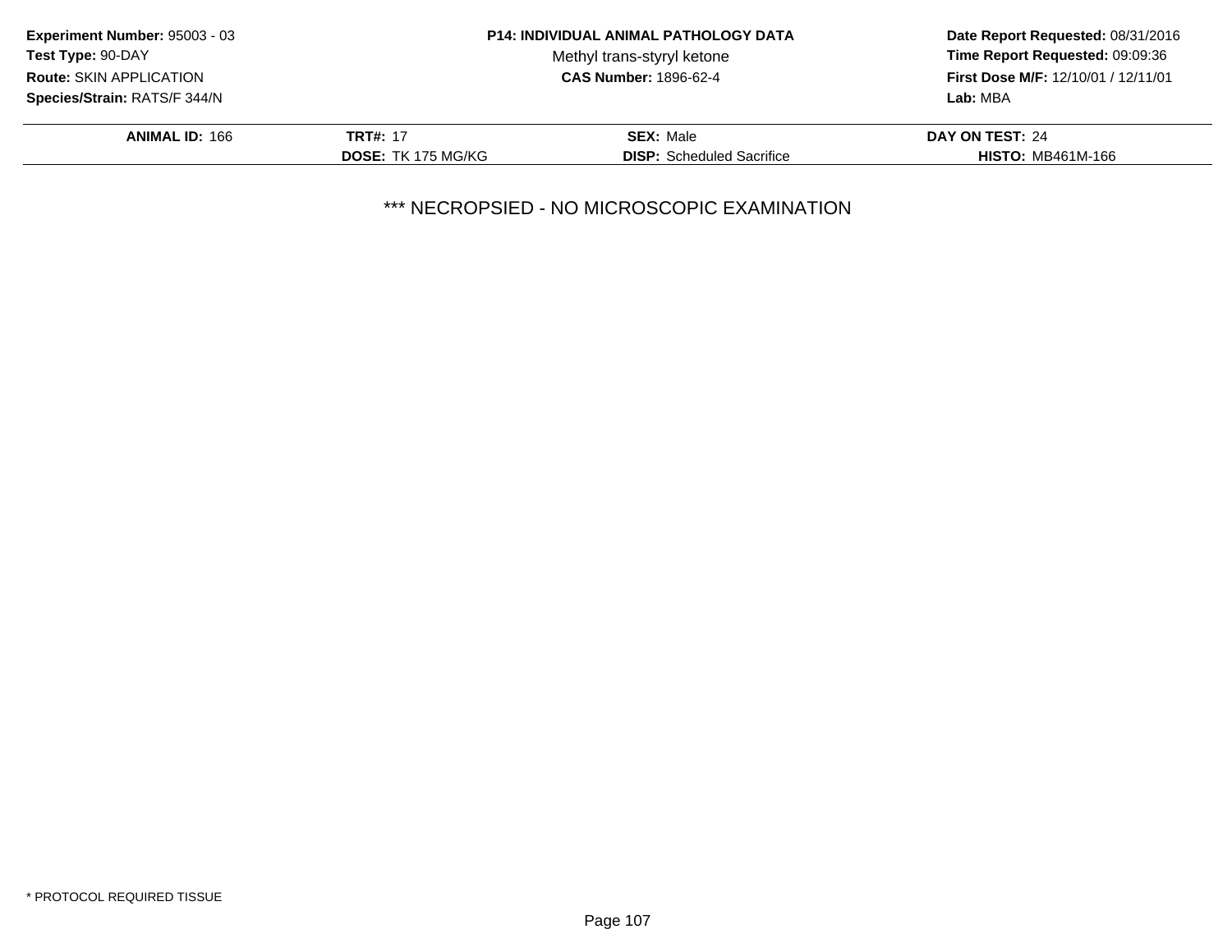**Experiment Number:** 95003 - 03
**Test Type:** 90-DAY
**Route:** SKIN APPLICATION
**Species/Strain:** RATS/F 344/N

**P14: INDIVIDUAL ANIMAL PATHOLOGY DATA**
Methyl trans-styryl ketone
**CAS Number:** 1896-62-4

**Date Report Requested:** 08/31/2016
**Time Report Requested:** 09:09:36
**First Dose M/F:** 12/10/01 / 12/11/01
**Lab:** MBA

| **ANIMAL ID:** 166 | **TRT#:** 17 | **SEX:** Male | **DAY ON TEST:** 24 |
|---|---|---|---|
| | **DOSE:** TK 175 MG/KG | **DISP:** Scheduled Sacrifice | **HISTO:** MB461M-166 |

\*\*\* NECROPSIED - NO MICROSCOPIC EXAMINATION

\* PROTOCOL REQUIRED TISSUE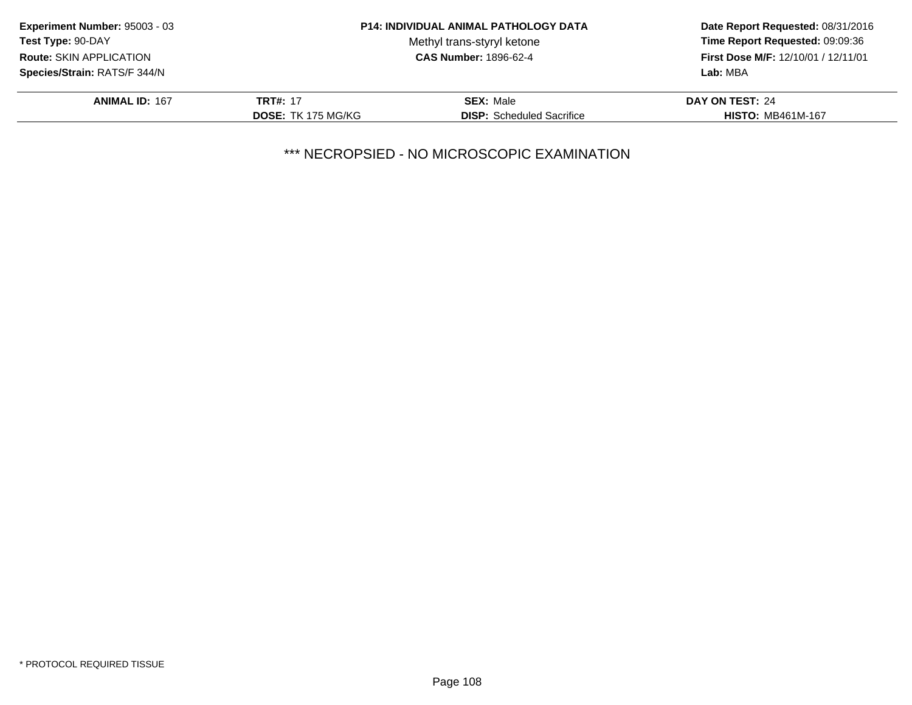**Experiment Number:** 95003 - 03
**Test Type:** 90-DAY
**Route:** SKIN APPLICATION
**Species/Strain:** RATS/F 344/N

**P14: INDIVIDUAL ANIMAL PATHOLOGY DATA**
Methyl trans-styryl ketone
**CAS Number:** 1896-62-4

**Date Report Requested:** 08/31/2016
**Time Report Requested:** 09:09:36
**First Dose M/F:** 12/10/01 / 12/11/01
**Lab:** MBA

| **ANIMAL ID:** 167 | **TRT#:** 17 | **SEX:** Male | **DAY ON TEST:** 24 |
|---|---|---|---|
| | **DOSE:** TK 175 MG/KG | **DISP:** Scheduled Sacrifice | **HISTO:** MB461M-167 |

*** NECROPSIED - NO MICROSCOPIC EXAMINATION

* PROTOCOL REQUIRED TISSUE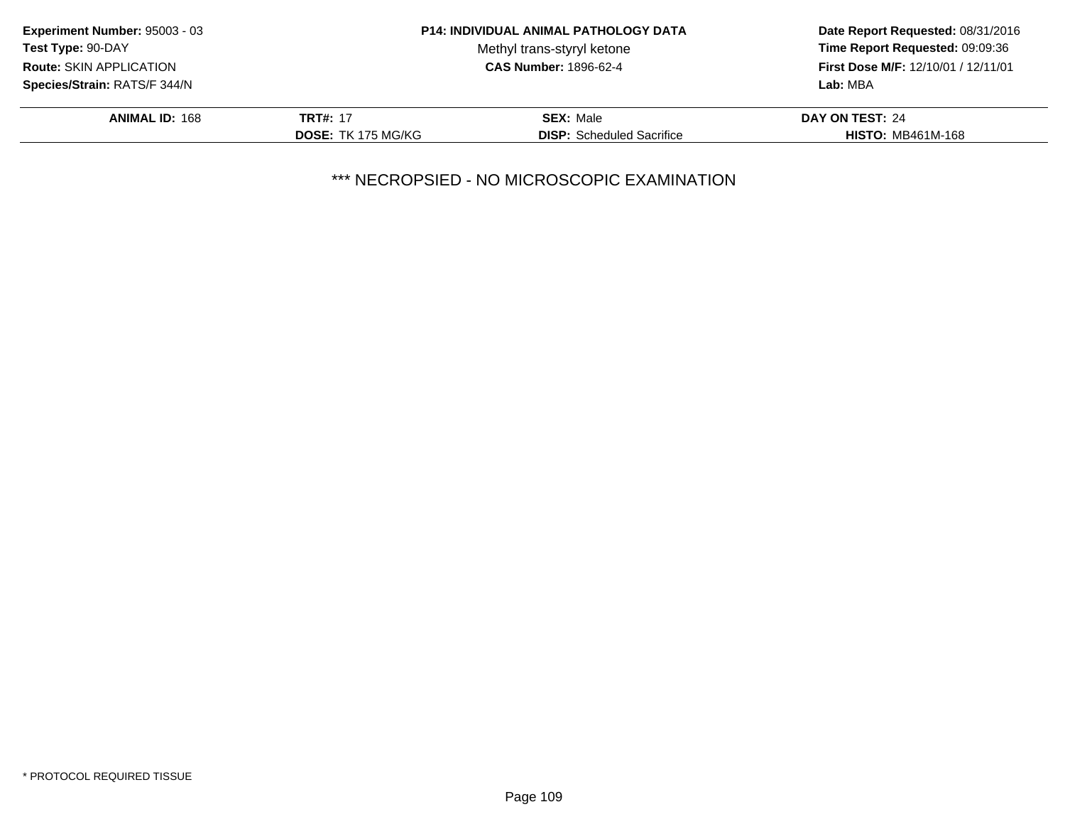**Experiment Number:** 95003 - 03
**Test Type:** 90-DAY
**Route:** SKIN APPLICATION
**Species/Strain:** RATS/F 344/N

**P14: INDIVIDUAL ANIMAL PATHOLOGY DATA**
Methyl trans-styryl ketone
**CAS Number:** 1896-62-4

**Date Report Requested:** 08/31/2016
**Time Report Requested:** 09:09:36
**First Dose M/F:** 12/10/01 / 12/11/01
**Lab:** MBA

| **ANIMAL ID:** 168 | **TRT#:** 17 | **SEX:** Male | **DAY ON TEST:** 24 |
|---|---|---|---|
| | **DOSE:** TK 175 MG/KG | **DISP:** Scheduled Sacrifice | **HISTO:** MB461M-168 |

*** NECROPSIED - NO MICROSCOPIC EXAMINATION

* PROTOCOL REQUIRED TISSUE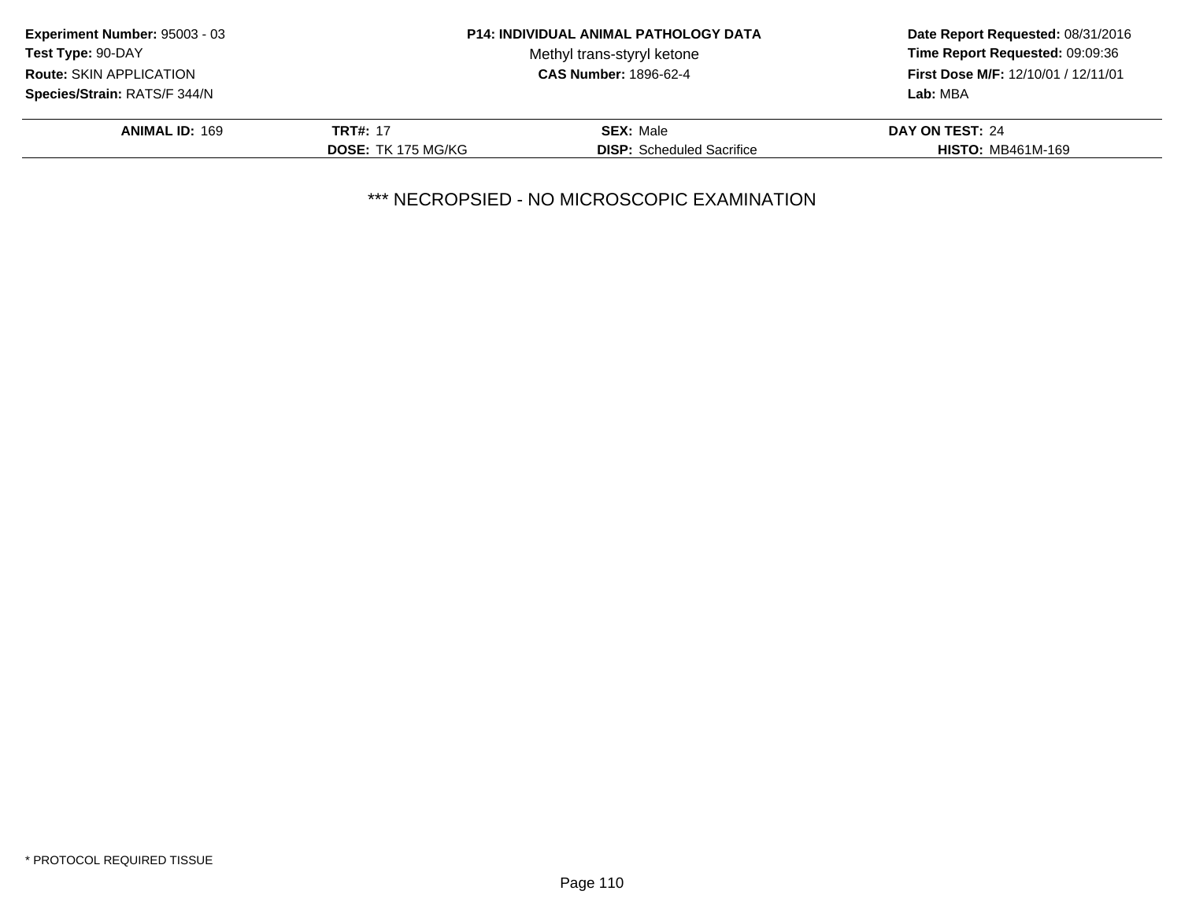**Experiment Number:** 95003 - 03
**Test Type:** 90-DAY
**Route:** SKIN APPLICATION
**Species/Strain:** RATS/F 344/N

**P14: INDIVIDUAL ANIMAL PATHOLOGY DATA**
Methyl trans-styryl ketone
**CAS Number:** 1896-62-4

**Date Report Requested:** 08/31/2016
**Time Report Requested:** 09:09:36
**First Dose M/F:** 12/10/01 / 12/11/01
**Lab:** MBA

| **ANIMAL ID:** 169 | **TRT#:** 17 | **SEX:** Male | **DAY ON TEST:** 24 |
|---|---|---|---|
| | **DOSE:** TK 175 MG/KG | **DISP:** Scheduled Sacrifice | **HISTO:** MB461M-169 |

*** NECROPSIED - NO MICROSCOPIC EXAMINATION

* PROTOCOL REQUIRED TISSUE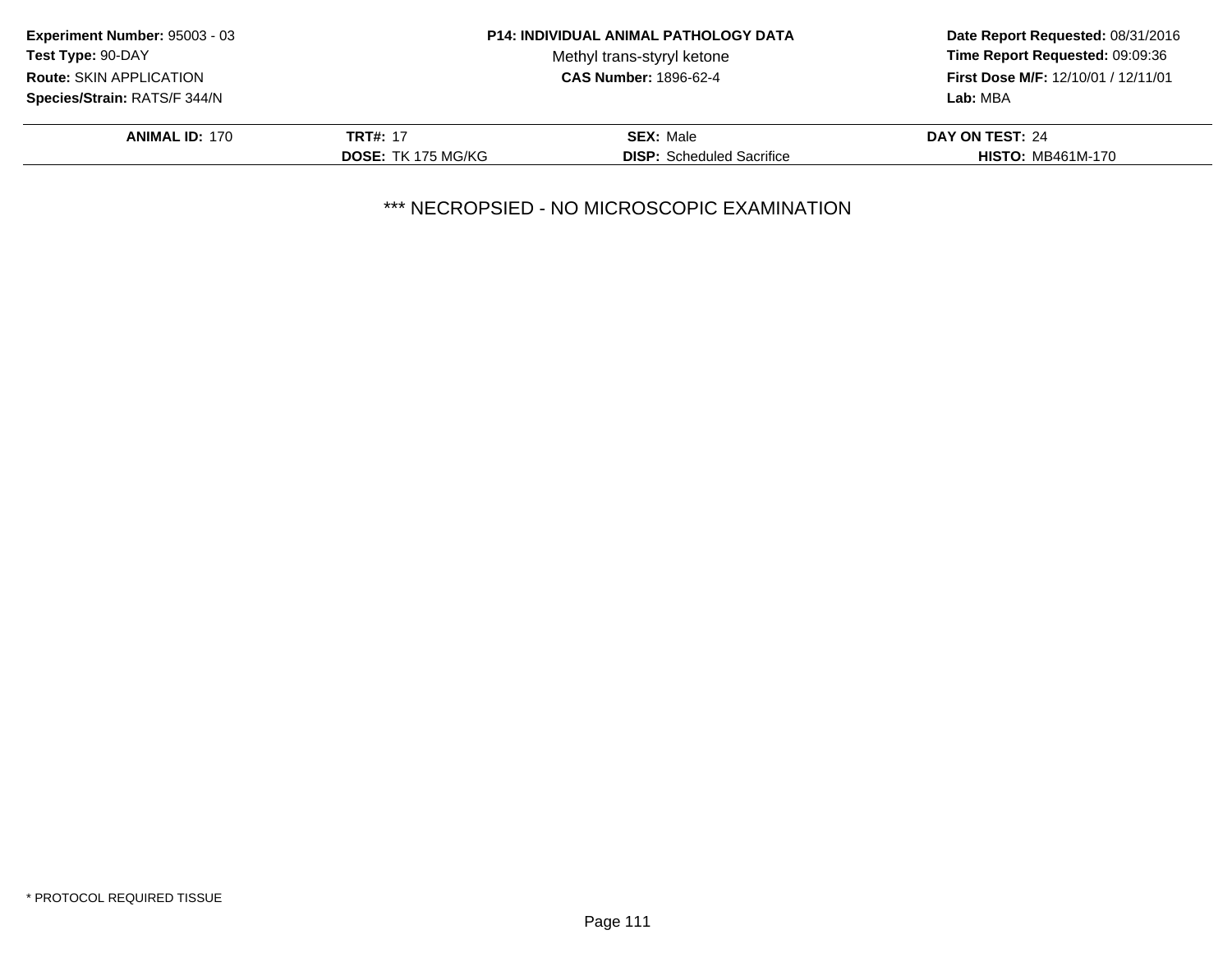**Experiment Number:** 95003 - 03
**Test Type:** 90-DAY
**Route:** SKIN APPLICATION
**Species/Strain:** RATS/F 344/N

**P14: INDIVIDUAL ANIMAL PATHOLOGY DATA**
Methyl trans-styryl ketone
**CAS Number:** 1896-62-4

**Date Report Requested:** 08/31/2016
**Time Report Requested:** 09:09:36
**First Dose M/F:** 12/10/01 / 12/11/01
**Lab:** MBA

| **ANIMAL ID:** 170 | **TRT#:** 17 | **SEX:** Male | **DAY ON TEST:** 24 |
|---|---|---|---|
| | **DOSE:** TK 175 MG/KG | **DISP:** Scheduled Sacrifice | **HISTO:** MB461M-170 |

*** NECROPSIED - NO MICROSCOPIC EXAMINATION

* PROTOCOL REQUIRED TISSUE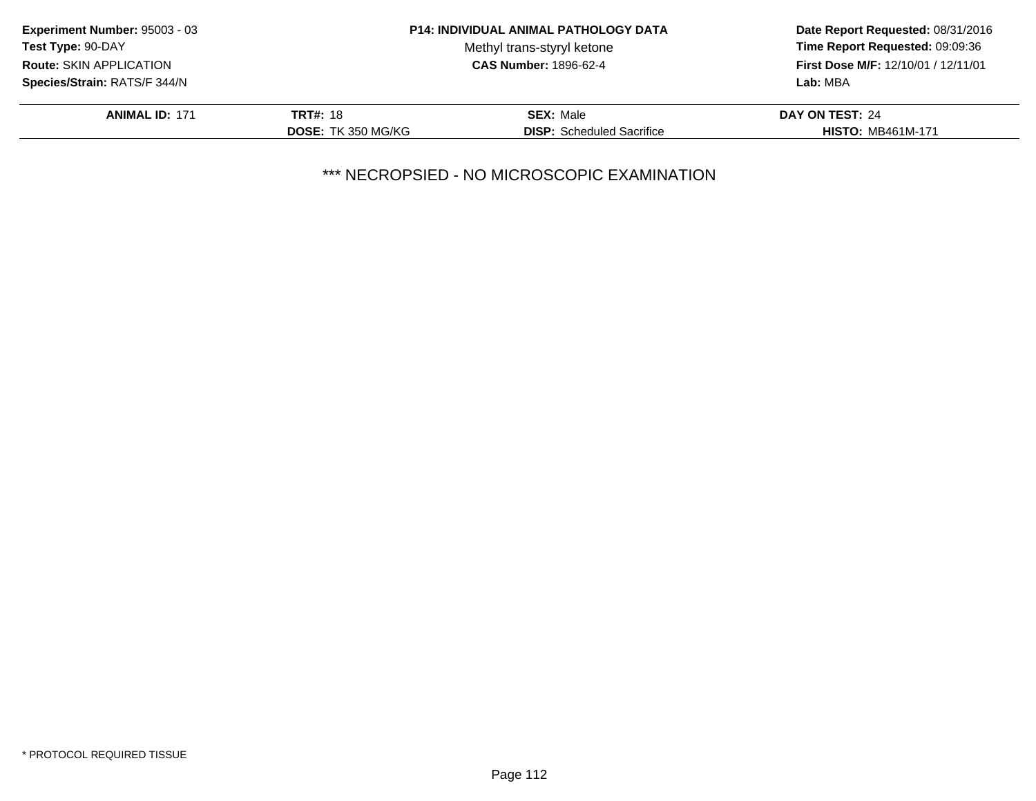**Experiment Number:** 95003 - 03
**Test Type:** 90-DAY
**Route:** SKIN APPLICATION
**Species/Strain:** RATS/F 344/N

**P14: INDIVIDUAL ANIMAL PATHOLOGY DATA**
Methyl trans-styryl ketone
**CAS Number:** 1896-62-4

**Date Report Requested:** 08/31/2016
**Time Report Requested:** 09:09:36
**First Dose M/F:** 12/10/01 / 12/11/01
**Lab:** MBA

| **ANIMAL ID:** 171 | **TRT#:** 18 | **SEX:** Male | **DAY ON TEST:** 24 |
|---|---|---|---|
| | **DOSE:** TK 350 MG/KG | **DISP:** Scheduled Sacrifice | **HISTO:** MB461M-171 |

*** NECROPSIED - NO MICROSCOPIC EXAMINATION

* PROTOCOL REQUIRED TISSUE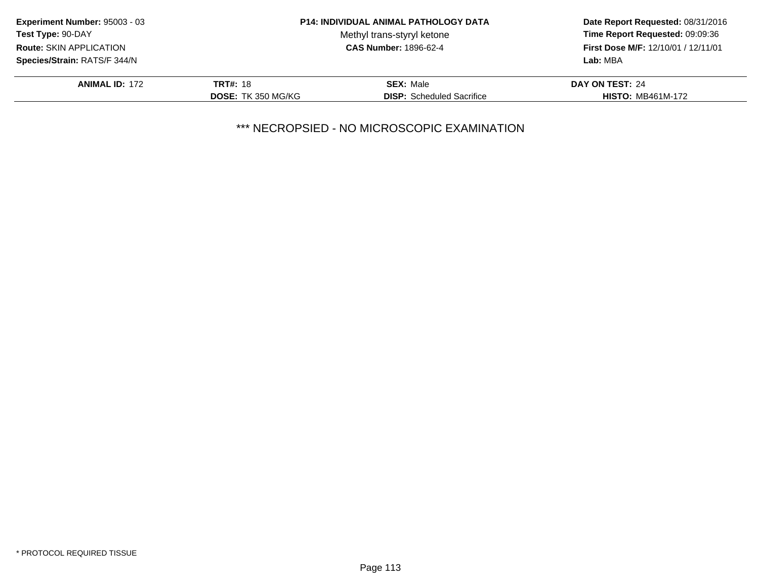**Experiment Number:** 95003 - 03
**Test Type:** 90-DAY
**Route:** SKIN APPLICATION
**Species/Strain:** RATS/F 344/N

**P14: INDIVIDUAL ANIMAL PATHOLOGY DATA**
Methyl trans-styryl ketone
**CAS Number:** 1896-62-4

**Date Report Requested:** 08/31/2016
**Time Report Requested:** 09:09:36
**First Dose M/F:** 12/10/01 / 12/11/01
**Lab:** MBA

| **ANIMAL ID:** 172 | **TRT#:** 18 | **SEX:** Male | **DAY ON TEST:** 24 |
|---|---|---|---|
| | **DOSE:** TK 350 MG/KG | **DISP:** Scheduled Sacrifice | **HISTO:** MB461M-172 |

*** NECROPSIED - NO MICROSCOPIC EXAMINATION

* PROTOCOL REQUIRED TISSUE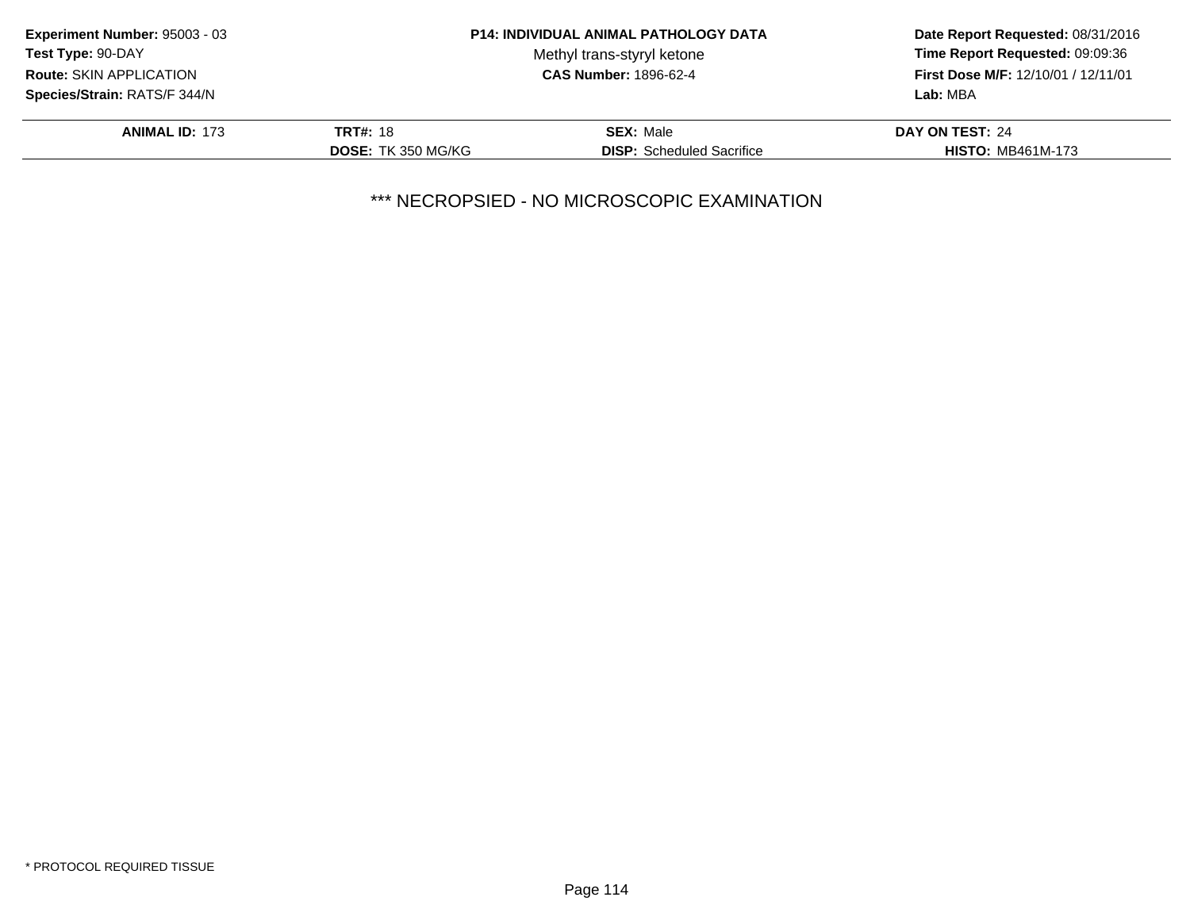| **Experiment Number:** 95003 - 03 | **P14: INDIVIDUAL ANIMAL PATHOLOGY DATA** | **Date Report Requested:** 08/31/2016 |
|---|---|---|
| **Test Type:** 90-DAY | Methyl trans-styryl ketone | **Time Report Requested:** 09:09:36 |
| **Route:** SKIN APPLICATION | **CAS Number:** 1896-62-4 | **First Dose M/F:** 12/10/01 / 12/11/01 |
| **Species/Strain:** RATS/F 344/N | | **Lab:** MBA |

| **ANIMAL ID:** 173 | **TRT#:** 18 | **SEX:** Male | **DAY ON TEST:** 24 |
|---|---|---|---|
| | **DOSE:** TK 350 MG/KG | **DISP:** Scheduled Sacrifice | **HISTO:** MB461M-173 |

*** NECROPSIED - NO MICROSCOPIC EXAMINATION

* PROTOCOL REQUIRED TISSUE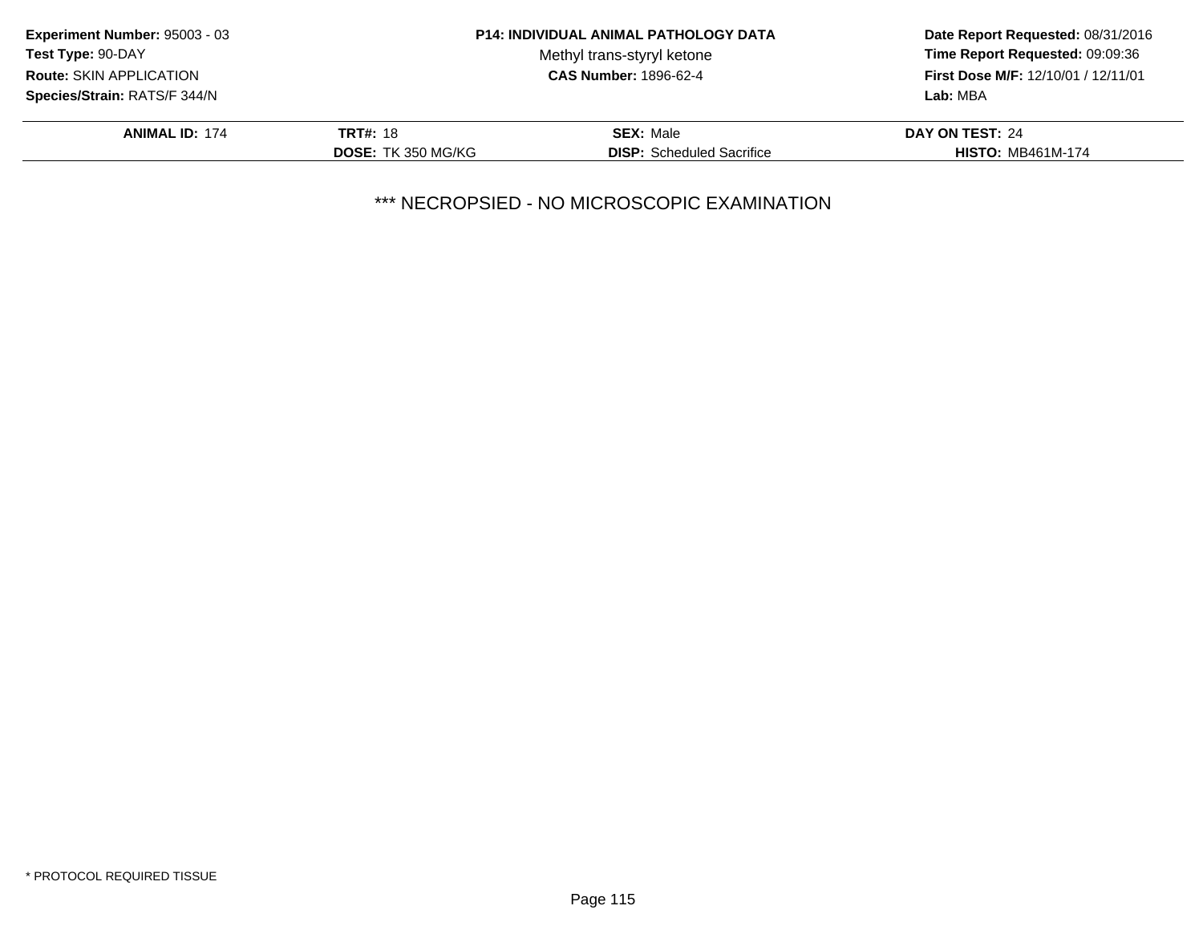**Experiment Number:** 95003 - 03
**Test Type:** 90-DAY
**Route:** SKIN APPLICATION
**Species/Strain:** RATS/F 344/N

**P14: INDIVIDUAL ANIMAL PATHOLOGY DATA**
Methyl trans-styryl ketone
**CAS Number:** 1896-62-4

**Date Report Requested:** 08/31/2016
**Time Report Requested:** 09:09:36
**First Dose M/F:** 12/10/01 / 12/11/01
**Lab:** MBA

| **ANIMAL ID:** 174 | **TRT#:** 18 | **SEX:** Male | **DAY ON TEST:** 24 |
|---|---|---|---|
| | **DOSE:** TK 350 MG/KG | **DISP:** Scheduled Sacrifice | **HISTO:** MB461M-174 |

*** NECROPSIED - NO MICROSCOPIC EXAMINATION

* PROTOCOL REQUIRED TISSUE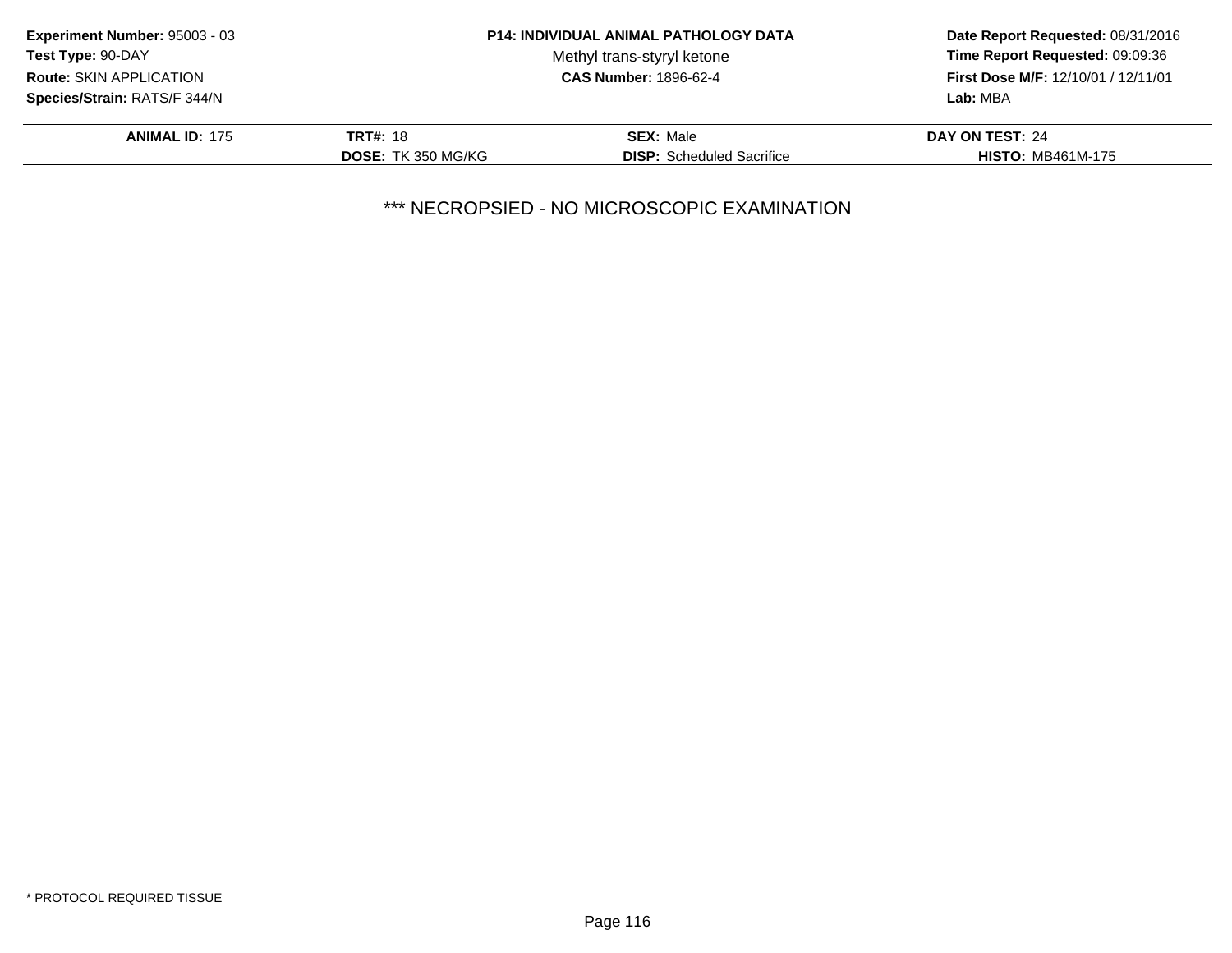**Experiment Number:** 95003 - 03
**Test Type:** 90-DAY
**Route:** SKIN APPLICATION
**Species/Strain:** RATS/F 344/N

**P14: INDIVIDUAL ANIMAL PATHOLOGY DATA**
Methyl trans-styryl ketone
**CAS Number:** 1896-62-4

**Date Report Requested:** 08/31/2016
**Time Report Requested:** 09:09:36
**First Dose M/F:** 12/10/01 / 12/11/01
**Lab:** MBA

| **ANIMAL ID:** 175 | **TRT#:** 18 | **SEX:** Male | **DAY ON TEST:** 24 |
|---|---|---|---|
| | **DOSE:** TK 350 MG/KG | **DISP:** Scheduled Sacrifice | **HISTO:** MB461M-175 |

*** NECROPSIED - NO MICROSCOPIC EXAMINATION

* PROTOCOL REQUIRED TISSUE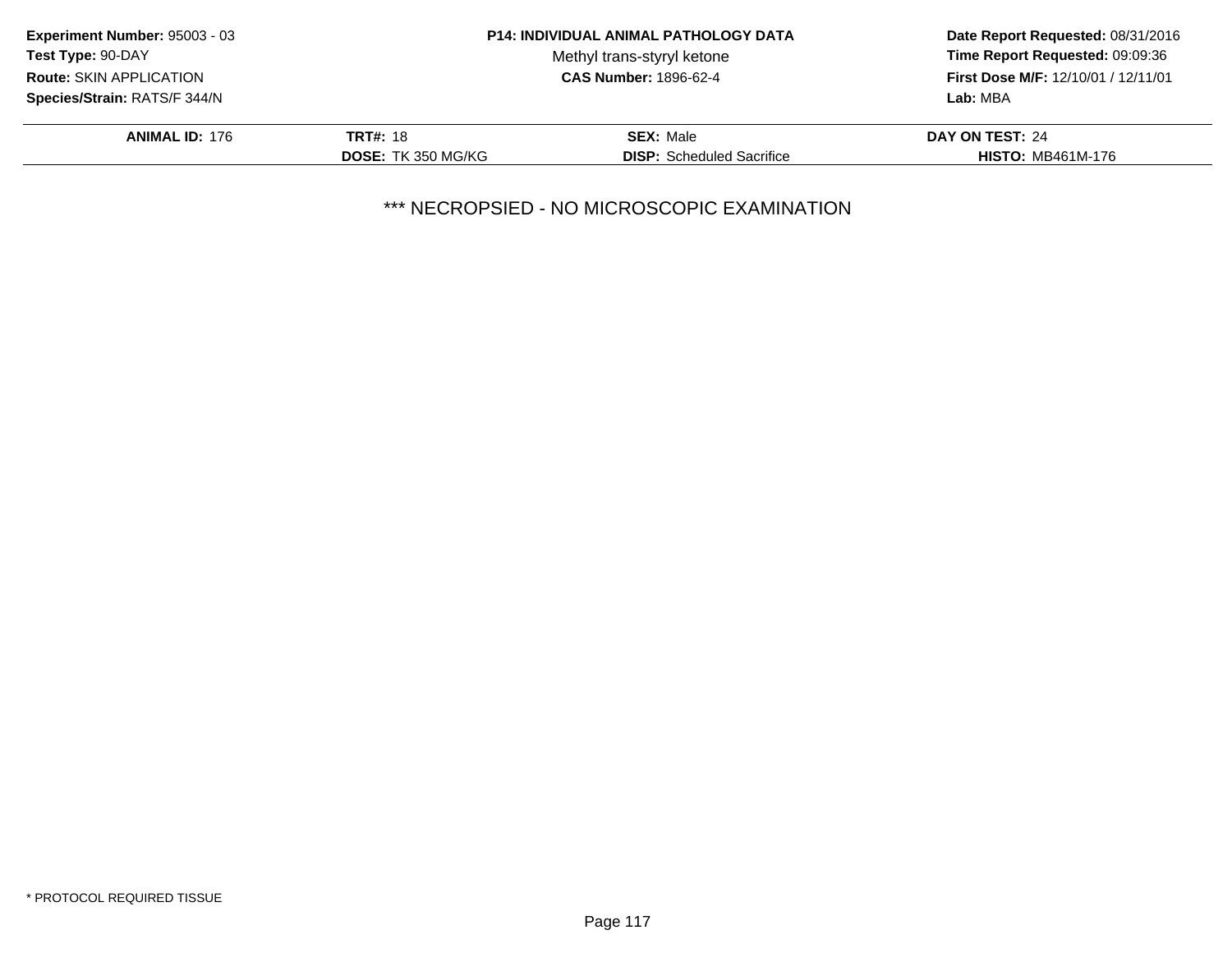**Experiment Number:** 95003 - 03
**Test Type:** 90-DAY
**Route:** SKIN APPLICATION
**Species/Strain:** RATS/F 344/N

**P14: INDIVIDUAL ANIMAL PATHOLOGY DATA**
Methyl trans-styryl ketone
**CAS Number:** 1896-62-4

**Date Report Requested:** 08/31/2016
**Time Report Requested:** 09:09:36
**First Dose M/F:** 12/10/01 / 12/11/01
**Lab:** MBA

| **ANIMAL ID:** 176 | **TRT#:** 18 | **SEX:** Male | **DAY ON TEST:** 24 |
|---|---|---|---|
| | **DOSE:** TK 350 MG/KG | **DISP:** Scheduled Sacrifice | **HISTO:** MB461M-176 |

*** NECROPSIED - NO MICROSCOPIC EXAMINATION

* PROTOCOL REQUIRED TISSUE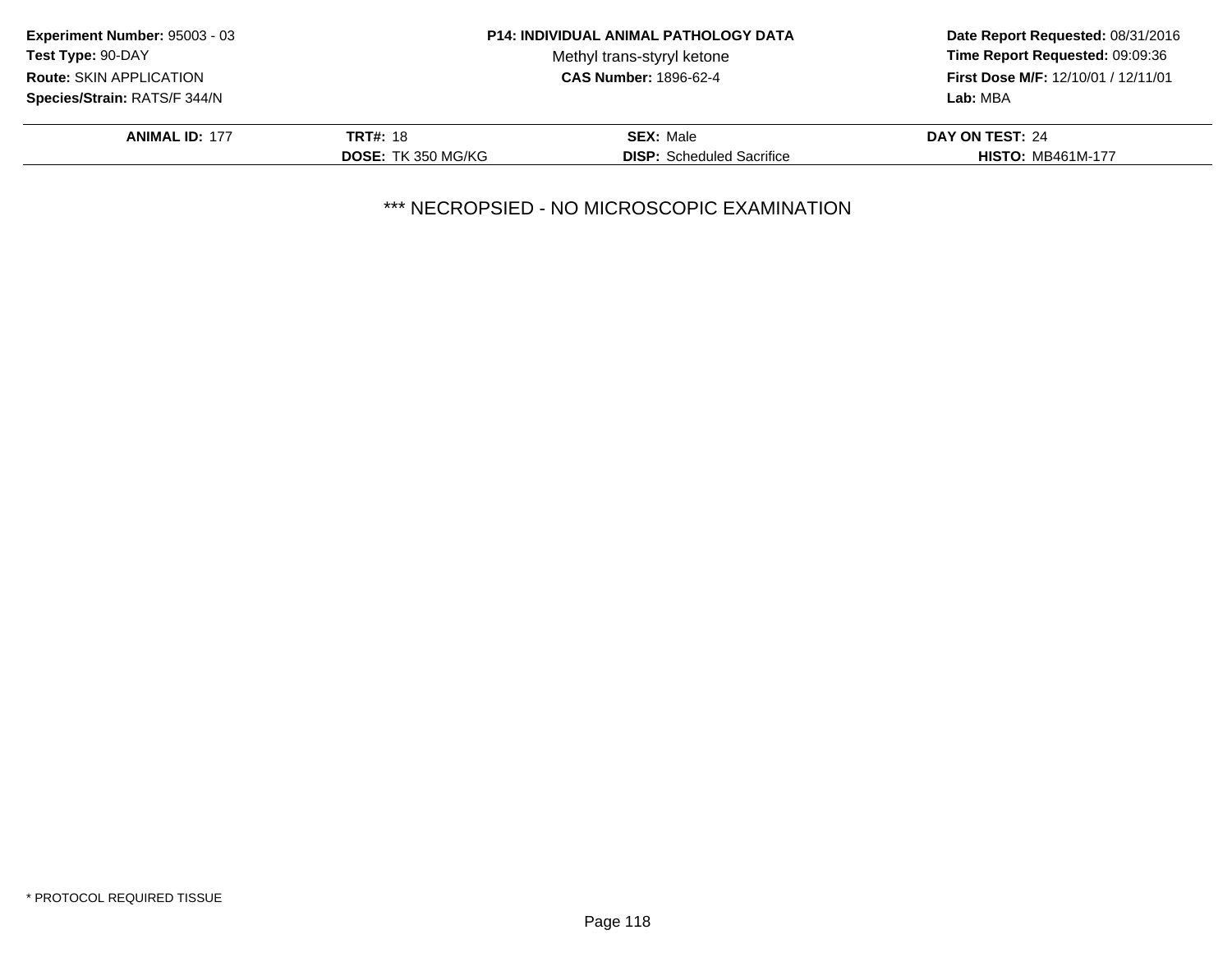**Experiment Number:** 95003 - 03
**Test Type:** 90-DAY
**Route:** SKIN APPLICATION
**Species/Strain:** RATS/F 344/N

**P14: INDIVIDUAL ANIMAL PATHOLOGY DATA**
Methyl trans-styryl ketone
**CAS Number:** 1896-62-4

**Date Report Requested:** 08/31/2016
**Time Report Requested:** 09:09:36
**First Dose M/F:** 12/10/01 / 12/11/01
**Lab:** MBA

| **ANIMAL ID:** 177 | **TRT#:** 18 | **SEX:** Male | **DAY ON TEST:** 24 |
|---|---|---|---|
| | **DOSE:** TK 350 MG/KG | **DISP:** Scheduled Sacrifice | **HISTO:** MB461M-177 |

*** NECROPSIED - NO MICROSCOPIC EXAMINATION

* PROTOCOL REQUIRED TISSUE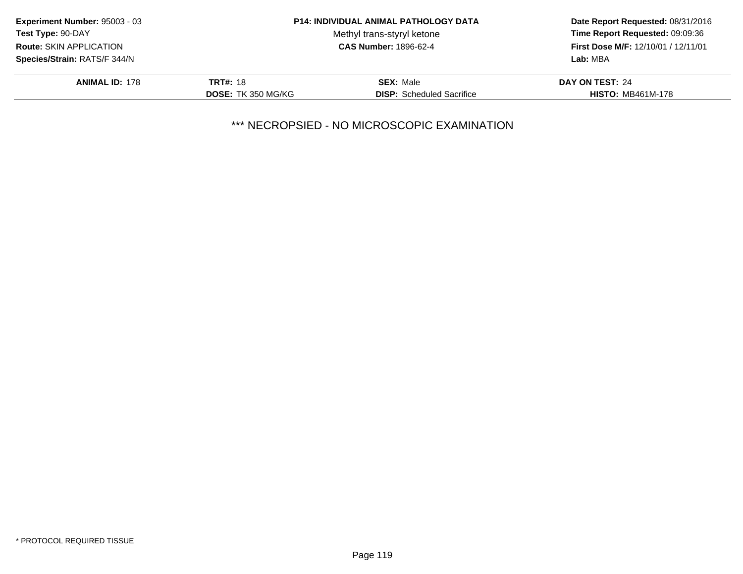**Experiment Number:** 95003 - 03
**Test Type:** 90-DAY
**Route:** SKIN APPLICATION
**Species/Strain:** RATS/F 344/N

**P14: INDIVIDUAL ANIMAL PATHOLOGY DATA**
Methyl trans-styryl ketone
**CAS Number:** 1896-62-4

**Date Report Requested:** 08/31/2016
**Time Report Requested:** 09:09:36
**First Dose M/F:** 12/10/01 / 12/11/01
**Lab:** MBA

| **ANIMAL ID:** 178 | **TRT#:** 18 | **SEX:** Male | **DAY ON TEST:** 24 |
|---|---|---|---|
| | **DOSE:** TK 350 MG/KG | **DISP:** Scheduled Sacrifice | **HISTO:** MB461M-178 |

*** NECROPSIED - NO MICROSCOPIC EXAMINATION

* PROTOCOL REQUIRED TISSUE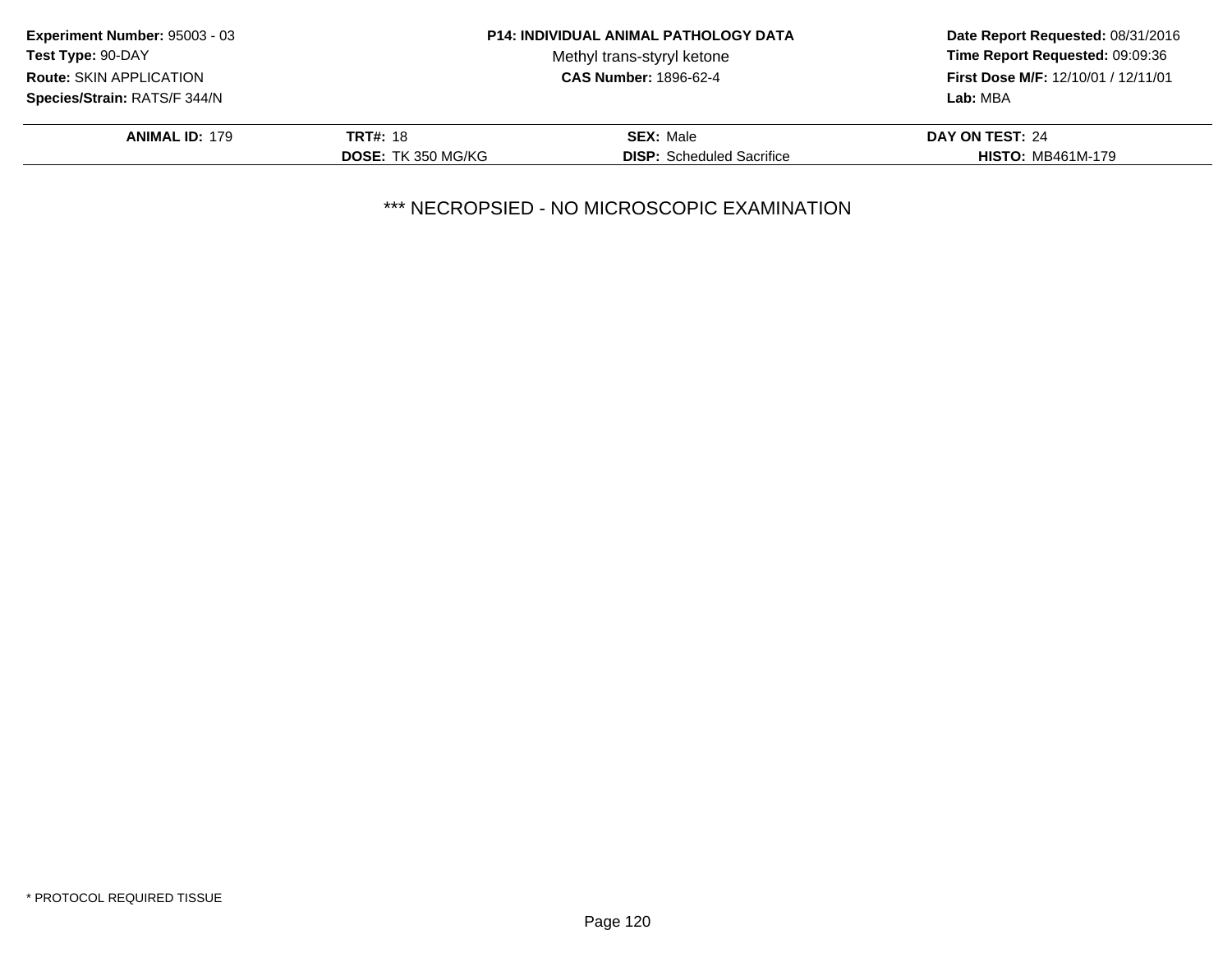**Experiment Number:** 95003 - 03
**Test Type:** 90-DAY
**Route:** SKIN APPLICATION
**Species/Strain:** RATS/F 344/N

**P14: INDIVIDUAL ANIMAL PATHOLOGY DATA**
Methyl trans-styryl ketone
**CAS Number:** 1896-62-4

**Date Report Requested:** 08/31/2016
**Time Report Requested:** 09:09:36
**First Dose M/F:** 12/10/01 / 12/11/01
**Lab:** MBA

| **ANIMAL ID:** 179 | **TRT#:** 18 | **SEX:** Male | **DAY ON TEST:** 24 |
|---|---|---|---|
| | **DOSE:** TK 350 MG/KG | **DISP:** Scheduled Sacrifice | **HISTO:** MB461M-179 |

*** NECROPSIED - NO MICROSCOPIC EXAMINATION

* PROTOCOL REQUIRED TISSUE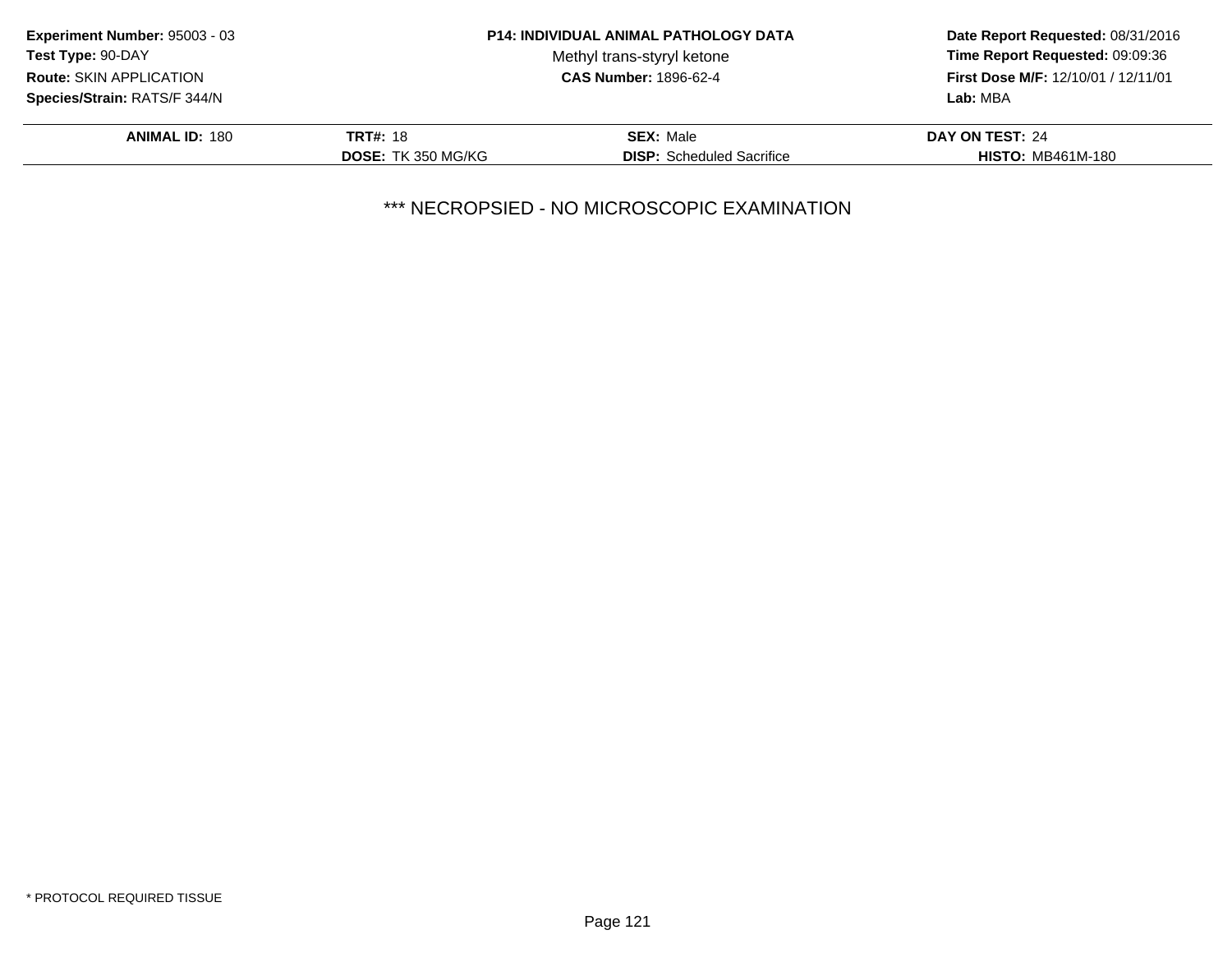**Experiment Number:** 95003 - 03
**Test Type:** 90-DAY
**Route:** SKIN APPLICATION
**Species/Strain:** RATS/F 344/N

**P14: INDIVIDUAL ANIMAL PATHOLOGY DATA**
Methyl trans-styryl ketone
**CAS Number:** 1896-62-4

**Date Report Requested:** 08/31/2016
**Time Report Requested:** 09:09:36
**First Dose M/F:** 12/10/01 / 12/11/01
**Lab:** MBA

| **ANIMAL ID:** 180 | **TRT#:** 18 | **SEX:** Male | **DAY ON TEST:** 24 |
|---|---|---|---|
| | **DOSE:** TK 350 MG/KG | **DISP:** Scheduled Sacrifice | **HISTO:** MB461M-180 |

*** NECROPSIED - NO MICROSCOPIC EXAMINATION

* PROTOCOL REQUIRED TISSUE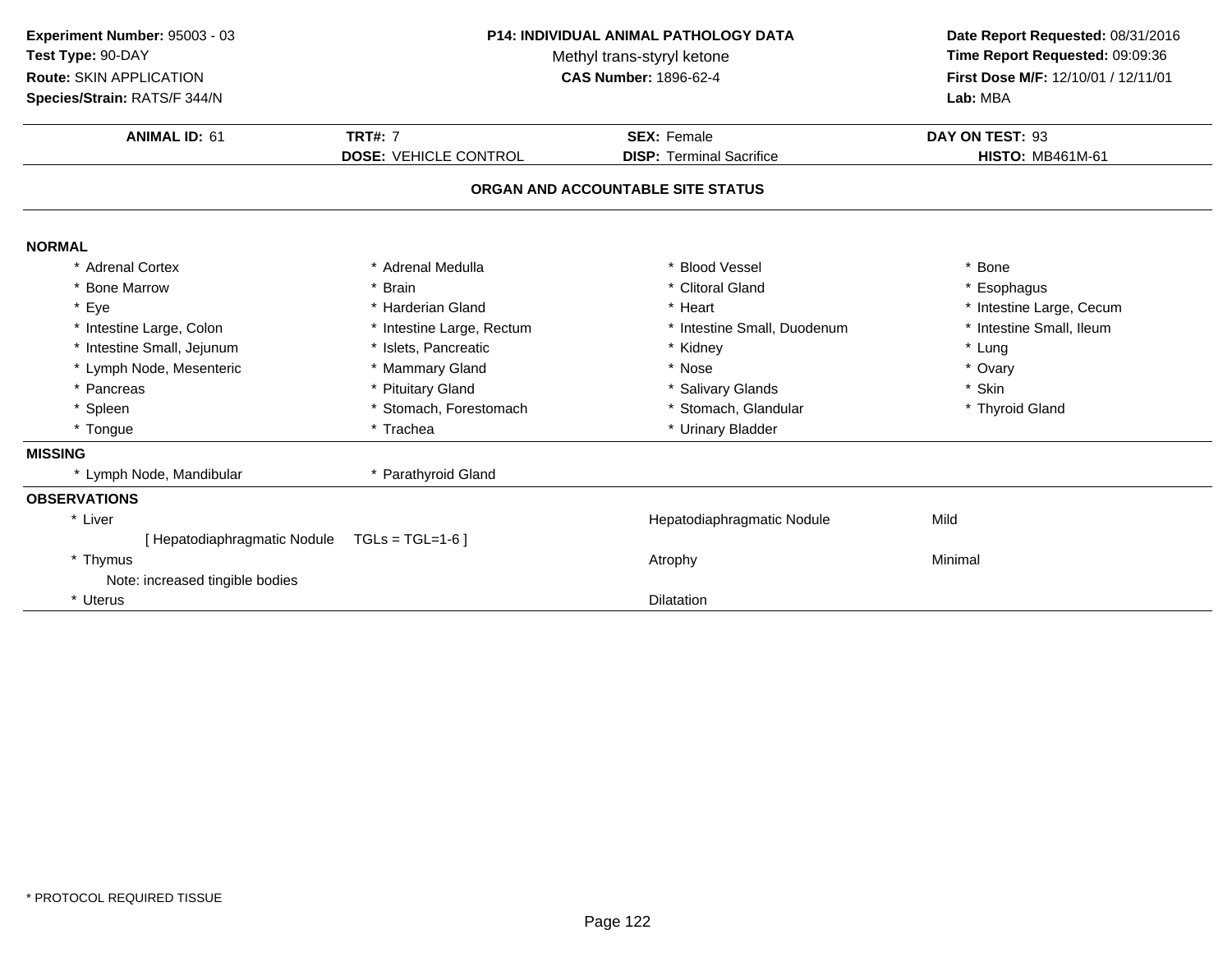**Experiment Number:** 95003 - 03
**Test Type:** 90-DAY
**Route:** SKIN APPLICATION
**Species/Strain:** RATS/F 344/N

**P14: INDIVIDUAL ANIMAL PATHOLOGY DATA**
Methyl trans-styryl ketone
**CAS Number:** 1896-62-4

**Date Report Requested:** 08/31/2016
**Time Report Requested:** 09:09:36
**First Dose M/F:** 12/10/01 / 12/11/01
**Lab:** MBA

| **ANIMAL ID:** 61 | **TRT#:** 7 | **SEX:** Female | **DAY ON TEST:** 93 |
|---|---|---|---|
| | **DOSE:** VEHICLE CONTROL | **DISP:** Terminal Sacrifice | **HISTO:** MB461M-61 |

## ORGAN AND ACCOUNTABLE SITE STATUS

**NORMAL**

| | | | |
|---|---|---|---|
| * Adrenal Cortex | * Adrenal Medulla | * Blood Vessel | * Bone |
| * Bone Marrow | * Brain | * Clitoral Gland | * Esophagus |
| * Eye | * Harderian Gland | * Heart | * Intestine Large, Cecum |
| * Intestine Large, Colon | * Intestine Large, Rectum | * Intestine Small, Duodenum | * Intestine Small, Ileum |
| * Intestine Small, Jejunum | * Islets, Pancreatic | * Kidney | * Lung |
| * Lymph Node, Mesenteric | * Mammary Gland | * Nose | * Ovary |
| * Pancreas | * Pituitary Gland | * Salivary Glands | * Skin |
| * Spleen | * Stomach, Forestomach | * Stomach, Glandular | * Thyroid Gland |
| * Tongue | * Trachea | * Urinary Bladder | |

**MISSING**

| | |
|---|---|
| * Lymph Node, Mandibular | * Parathyroid Gland |

**OBSERVATIONS**

| | | |
|---|---|---|
| * Liver | Hepatodiaphragmatic Nodule | Mild |
| [ Hepatodiaphragmatic Nodule TGLs = TGL=1-6 ] | | |
| * Thymus | Atrophy | Minimal |
| Note: increased tingible bodies | | |
| * Uterus | Dilatation | |

* PROTOCOL REQUIRED TISSUE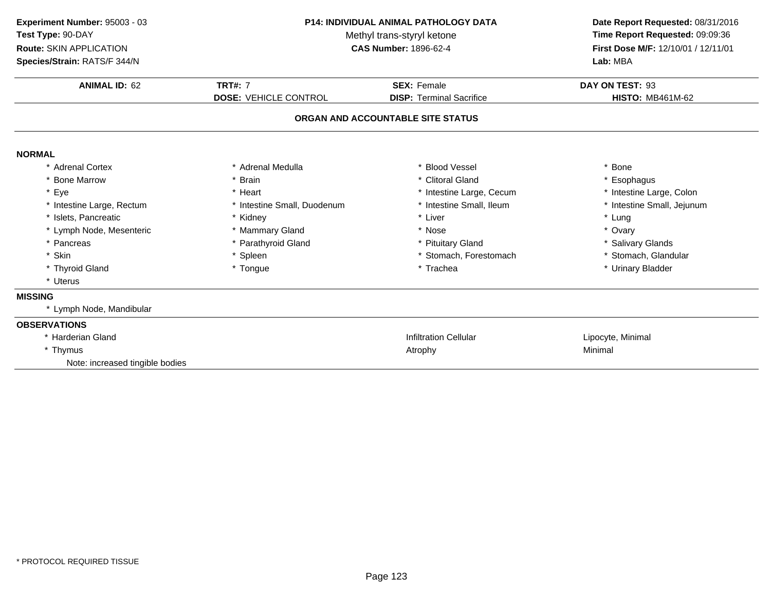**Experiment Number:** 95003 - 03
**Test Type:** 90-DAY
**Route:** SKIN APPLICATION
**Species/Strain:** RATS/F 344/N

**P14: INDIVIDUAL ANIMAL PATHOLOGY DATA**
Methyl trans-styryl ketone
**CAS Number:** 1896-62-4

**Date Report Requested:** 08/31/2016
**Time Report Requested:** 09:09:36
**First Dose M/F:** 12/10/01 / 12/11/01
**Lab:** MBA

| **ANIMAL ID:** 62 | **TRT#:** 7 | **SEX:** Female | **DAY ON TEST:** 93 |
|---|---|---|---|
| | **DOSE:** VEHICLE CONTROL | **DISP:** Terminal Sacrifice | **HISTO:** MB461M-62 |

**ORGAN AND ACCOUNTABLE SITE STATUS**

**NORMAL**

| | | | |
|---|---|---|---|
| * Adrenal Cortex | * Adrenal Medulla | * Blood Vessel | * Bone |
| * Bone Marrow | * Brain | * Clitoral Gland | * Esophagus |
| * Eye | * Heart | * Intestine Large, Cecum | * Intestine Large, Colon |
| * Intestine Large, Rectum | * Intestine Small, Duodenum | * Intestine Small, Ileum | * Intestine Small, Jejunum |
| * Islets, Pancreatic | * Kidney | * Liver | * Lung |
| * Lymph Node, Mesenteric | * Mammary Gland | * Nose | * Ovary |
| * Pancreas | * Parathyroid Gland | * Pituitary Gland | * Salivary Glands |
| * Skin | * Spleen | * Stomach, Forestomach | * Stomach, Glandular |
| * Thyroid Gland | * Tongue | * Trachea | * Urinary Bladder |
| * Uterus | | | |

**MISSING**

* Lymph Node, Mandibular

**OBSERVATIONS**

| | | |
|---|---|---|
| * Harderian Gland | Infiltration Cellular | Lipocyte, Minimal |
| * Thymus | Atrophy | Minimal |
| Note: increased tingible bodies | | |

* PROTOCOL REQUIRED TISSUE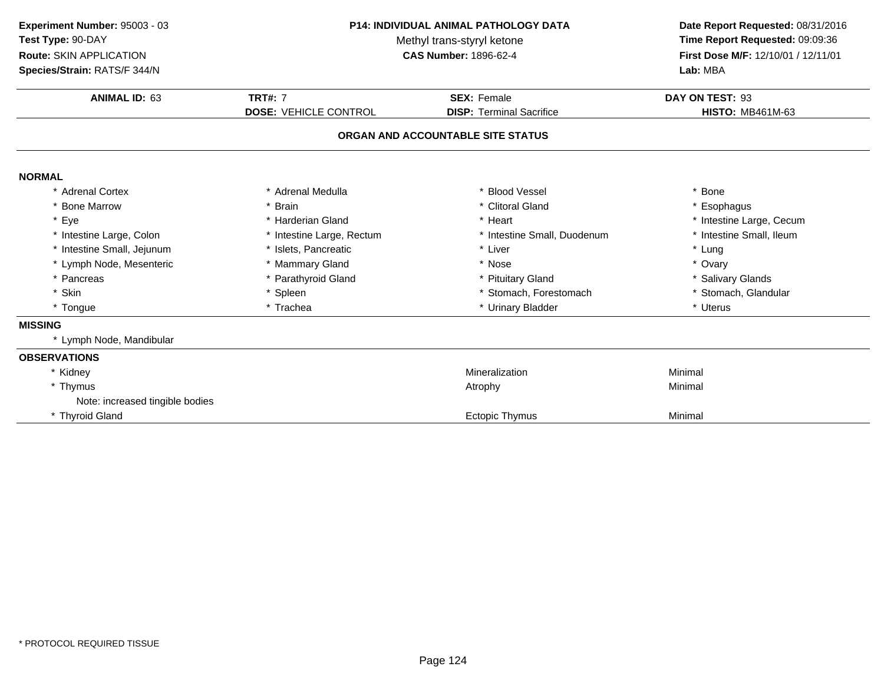**Experiment Number:** 95003 - 03
**Test Type:** 90-DAY
**Route:** SKIN APPLICATION
**Species/Strain:** RATS/F 344/N

**P14: INDIVIDUAL ANIMAL PATHOLOGY DATA**
Methyl trans-styryl ketone
**CAS Number:** 1896-62-4

**Date Report Requested:** 08/31/2016
**Time Report Requested:** 09:09:36
**First Dose M/F:** 12/10/01 / 12/11/01
**Lab:** MBA

| **ANIMAL ID:** 63 | **TRT#:** 7 | **SEX:** Female | **DAY ON TEST:** 93 |
|---|---|---|---|
| | **DOSE:** VEHICLE CONTROL | **DISP:** Terminal Sacrifice | **HISTO:** MB461M-63 |

## ORGAN AND ACCOUNTABLE SITE STATUS

### NORMAL

| | | | |
|---|---|---|---|
| * Adrenal Cortex | * Adrenal Medulla | * Blood Vessel | * Bone |
| * Bone Marrow | * Brain | * Clitoral Gland | * Esophagus |
| * Eye | * Harderian Gland | * Heart | * Intestine Large, Cecum |
| * Intestine Large, Colon | * Intestine Large, Rectum | * Intestine Small, Duodenum | * Intestine Small, Ileum |
| * Intestine Small, Jejunum | * Islets, Pancreatic | * Liver | * Lung |
| * Lymph Node, Mesenteric | * Mammary Gland | * Nose | * Ovary |
| * Pancreas | * Parathyroid Gland | * Pituitary Gland | * Salivary Glands |
| * Skin | * Spleen | * Stomach, Forestomach | * Stomach, Glandular |
| * Tongue | * Trachea | * Urinary Bladder | * Uterus |

### MISSING

* Lymph Node, Mandibular

### OBSERVATIONS

| | | |
|---|---|---|
| * Kidney | Mineralization | Minimal |
| * Thymus | Atrophy | Minimal |
| Note: increased tingible bodies | | |
| * Thyroid Gland | Ectopic Thymus | Minimal |

* PROTOCOL REQUIRED TISSUE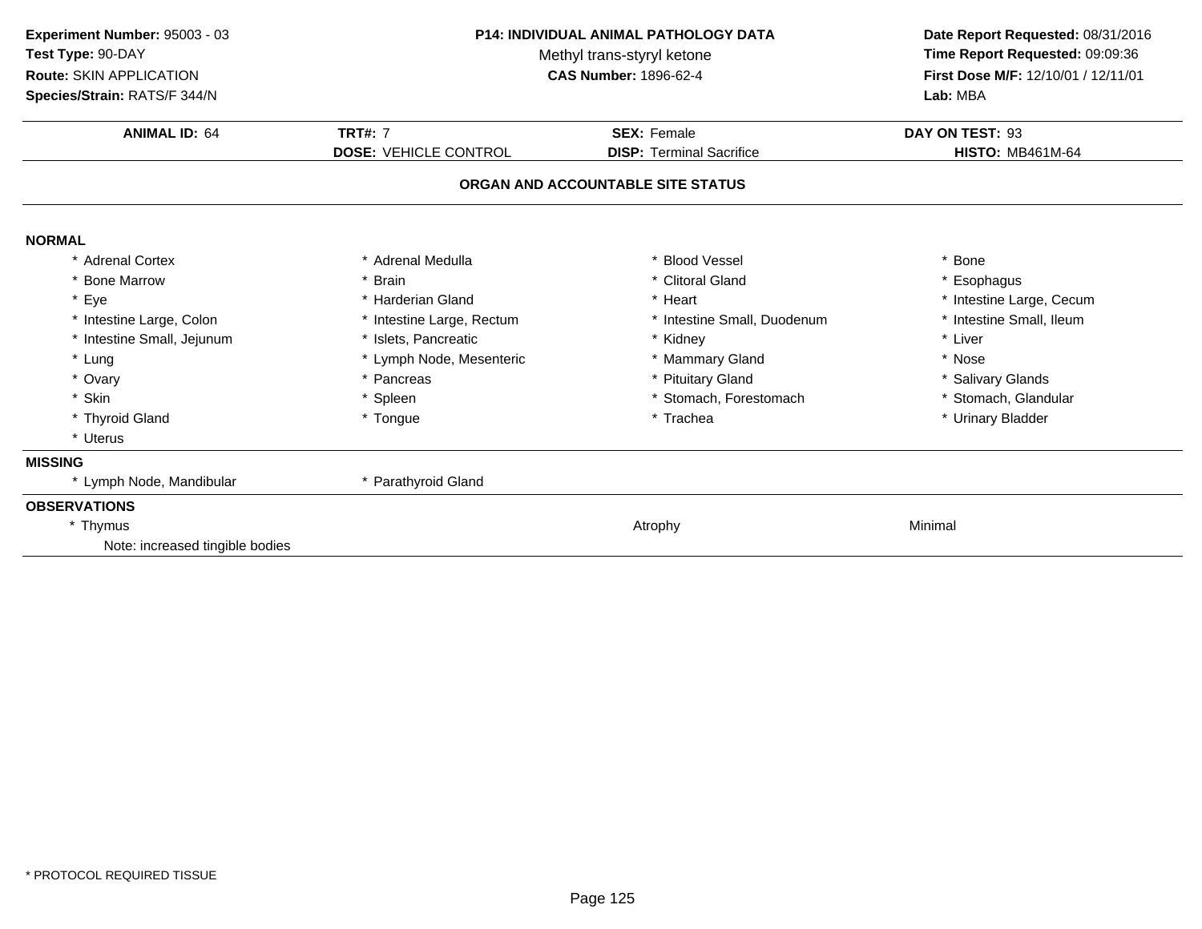**Experiment Number:** 95003 - 03
**Test Type:** 90-DAY
**Route:** SKIN APPLICATION
**Species/Strain:** RATS/F 344/N

**P14: INDIVIDUAL ANIMAL PATHOLOGY DATA**
Methyl trans-styryl ketone
**CAS Number:** 1896-62-4

**Date Report Requested:** 08/31/2016
**Time Report Requested:** 09:09:36
**First Dose M/F:** 12/10/01 / 12/11/01
**Lab:** MBA

| **ANIMAL ID:** 64 | **TRT#:** 7 | **SEX:** Female | **DAY ON TEST:** 93 |
|---|---|---|---|
| | **DOSE:** VEHICLE CONTROL | **DISP:** Terminal Sacrifice | **HISTO:** MB461M-64 |

**ORGAN AND ACCOUNTABLE SITE STATUS**

**NORMAL**

| | | | |
|---|---|---|---|
| * Adrenal Cortex | * Adrenal Medulla | * Blood Vessel | * Bone |
| * Bone Marrow | * Brain | * Clitoral Gland | * Esophagus |
| * Eye | * Harderian Gland | * Heart | * Intestine Large, Cecum |
| * Intestine Large, Colon | * Intestine Large, Rectum | * Intestine Small, Duodenum | * Intestine Small, Ileum |
| * Intestine Small, Jejunum | * Islets, Pancreatic | * Kidney | * Liver |
| * Lung | * Lymph Node, Mesenteric | * Mammary Gland | * Nose |
| * Ovary | * Pancreas | * Pituitary Gland | * Salivary Glands |
| * Skin | * Spleen | * Stomach, Forestomach | * Stomach, Glandular |
| * Thyroid Gland | * Tongue | * Trachea | * Urinary Bladder |
| * Uterus | | | |

**MISSING**

| | |
|---|---|
| * Lymph Node, Mandibular | * Parathyroid Gland |

**OBSERVATIONS**

| | | |
|---|---|---|
| * Thymus | Atrophy | Minimal |
| Note: increased tingible bodies | | |

* PROTOCOL REQUIRED TISSUE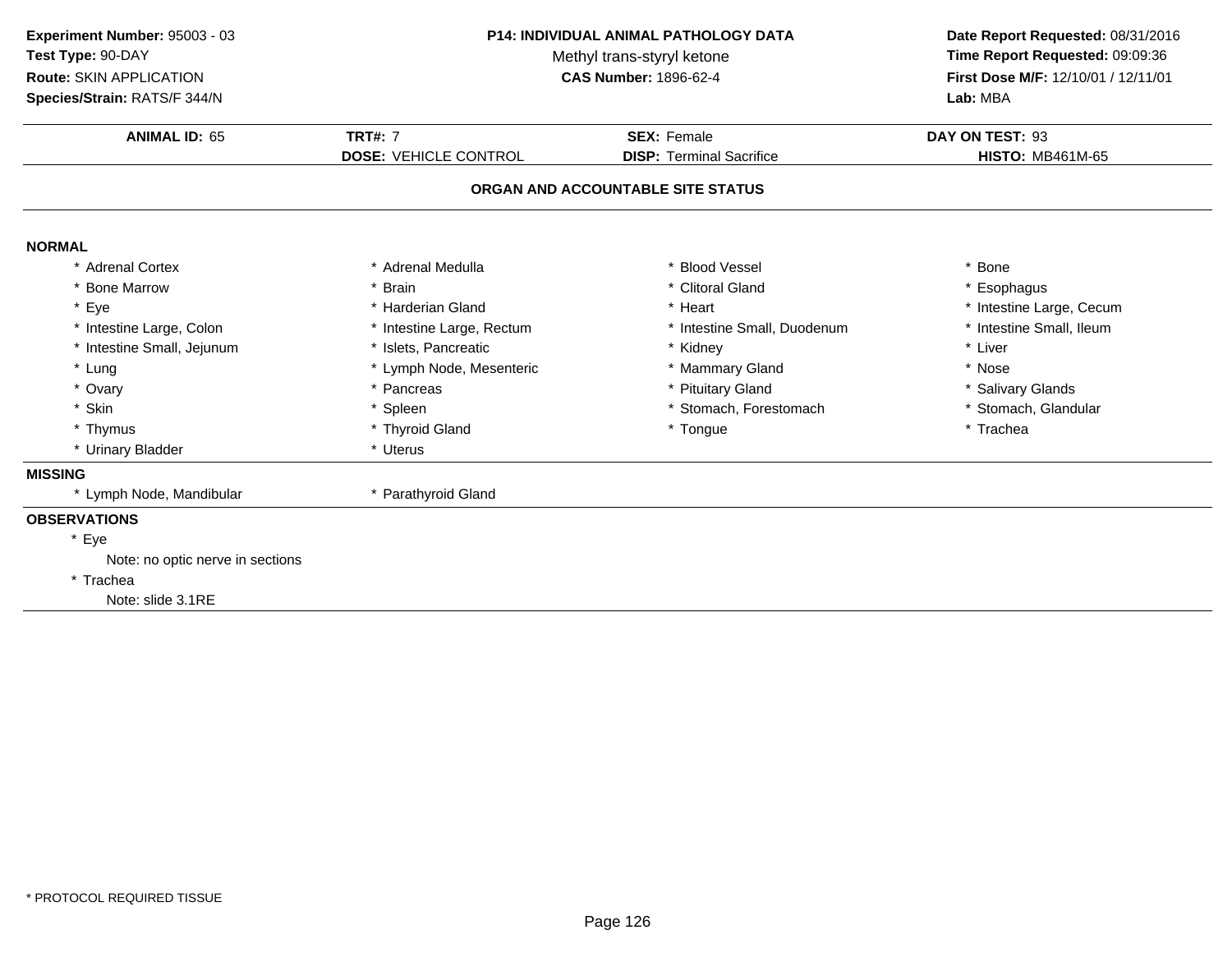**Experiment Number:** 95003 - 03
**Test Type:** 90-DAY
**Route:** SKIN APPLICATION
**Species/Strain:** RATS/F 344/N

**P14: INDIVIDUAL ANIMAL PATHOLOGY DATA**
Methyl trans-styryl ketone
**CAS Number:** 1896-62-4

**Date Report Requested:** 08/31/2016
**Time Report Requested:** 09:09:36
**First Dose M/F:** 12/10/01 / 12/11/01
**Lab:** MBA

| **ANIMAL ID:** 65 | **TRT#:** 7 | **SEX:** Female | **DAY ON TEST:** 93 |
|---|---|---|---|
| | **DOSE:** VEHICLE CONTROL | **DISP:** Terminal Sacrifice | **HISTO:** MB461M-65 |

## ORGAN AND ACCOUNTABLE SITE STATUS

**NORMAL**

| | | | |
|---|---|---|---|
| * Adrenal Cortex | * Adrenal Medulla | * Blood Vessel | * Bone |
| * Bone Marrow | * Brain | * Clitoral Gland | * Esophagus |
| * Eye | * Harderian Gland | * Heart | * Intestine Large, Cecum |
| * Intestine Large, Colon | * Intestine Large, Rectum | * Intestine Small, Duodenum | * Intestine Small, Ileum |
| * Intestine Small, Jejunum | * Islets, Pancreatic | * Kidney | * Liver |
| * Lung | * Lymph Node, Mesenteric | * Mammary Gland | * Nose |
| * Ovary | * Pancreas | * Pituitary Gland | * Salivary Glands |
| * Skin | * Spleen | * Stomach, Forestomach | * Stomach, Glandular |
| * Thymus | * Thyroid Gland | * Tongue | * Trachea |
| * Urinary Bladder | * Uterus | | |

**MISSING**

* Lymph Node, Mandibular
* Parathyroid Gland

**OBSERVATIONS**

* Eye
  Note: no optic nerve in sections
* Trachea
  Note: slide 3.1RE

* PROTOCOL REQUIRED TISSUE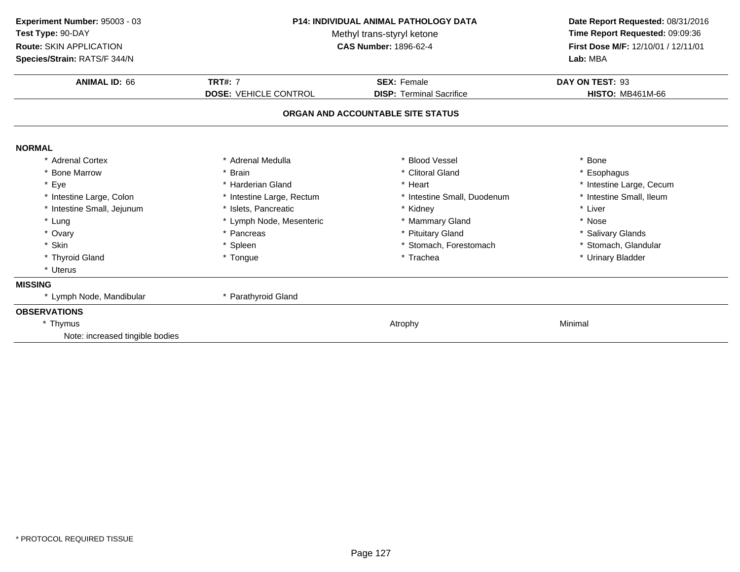**Experiment Number:** 95003 - 03
**Test Type:** 90-DAY
**Route:** SKIN APPLICATION
**Species/Strain:** RATS/F 344/N

**P14: INDIVIDUAL ANIMAL PATHOLOGY DATA**
Methyl trans-styryl ketone
**CAS Number:** 1896-62-4

**Date Report Requested:** 08/31/2016
**Time Report Requested:** 09:09:36
**First Dose M/F:** 12/10/01 / 12/11/01
**Lab:** MBA

| **ANIMAL ID:** 66 | **TRT#:** 7 | **SEX:** Female | **DAY ON TEST:** 93 |
|---|---|---|---|
| | **DOSE:** VEHICLE CONTROL | **DISP:** Terminal Sacrifice | **HISTO:** MB461M-66 |

**ORGAN AND ACCOUNTABLE SITE STATUS**

**NORMAL**

| | | | |
|---|---|---|---|
| * Adrenal Cortex | * Adrenal Medulla | * Blood Vessel | * Bone |
| * Bone Marrow | * Brain | * Clitoral Gland | * Esophagus |
| * Eye | * Harderian Gland | * Heart | * Intestine Large, Cecum |
| * Intestine Large, Colon | * Intestine Large, Rectum | * Intestine Small, Duodenum | * Intestine Small, Ileum |
| * Intestine Small, Jejunum | * Islets, Pancreatic | * Kidney | * Liver |
| * Lung | * Lymph Node, Mesenteric | * Mammary Gland | * Nose |
| * Ovary | * Pancreas | * Pituitary Gland | * Salivary Glands |
| * Skin | * Spleen | * Stomach, Forestomach | * Stomach, Glandular |
| * Thyroid Gland | * Tongue | * Trachea | * Urinary Bladder |
| * Uterus | | | |

**MISSING**

| | |
|---|---|
| * Lymph Node, Mandibular | * Parathyroid Gland |

**OBSERVATIONS**

| | | |
|---|---|---|
| * Thymus | Atrophy | Minimal |
| Note: increased tingible bodies | | |

* PROTOCOL REQUIRED TISSUE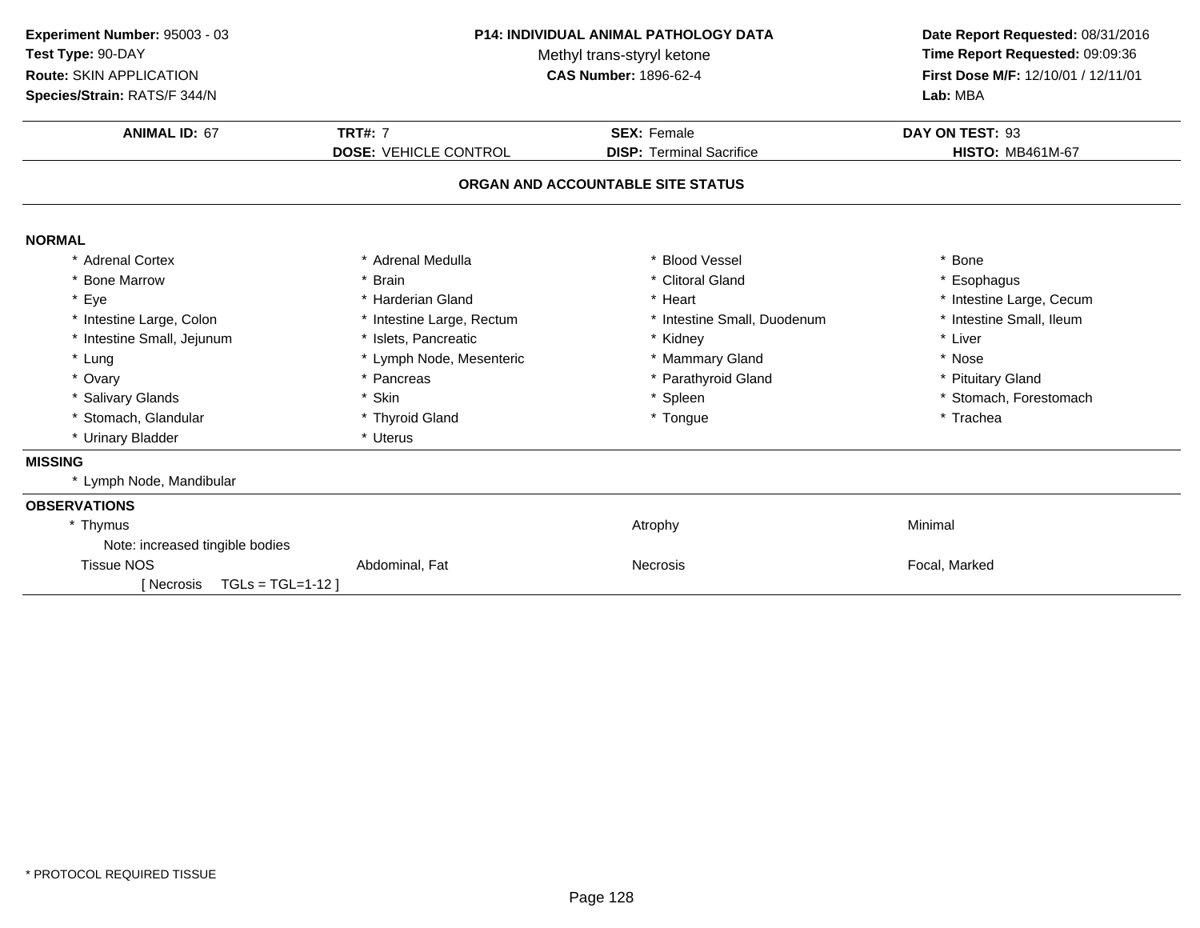**Experiment Number:** 95003 - 03
**Test Type:** 90-DAY
**Route:** SKIN APPLICATION
**Species/Strain:** RATS/F 344/N

**P14: INDIVIDUAL ANIMAL PATHOLOGY DATA**
Methyl trans-styryl ketone
**CAS Number:** 1896-62-4

**Date Report Requested:** 08/31/2016
**Time Report Requested:** 09:09:36
**First Dose M/F:** 12/10/01 / 12/11/01
**Lab:** MBA

| **ANIMAL ID:** 67 | **TRT#:** 7 | **SEX:** Female | **DAY ON TEST:** 93 |
|---|---|---|---|
| | **DOSE:** VEHICLE CONTROL | **DISP:** Terminal Sacrifice | **HISTO:** MB461M-67 |

**ORGAN AND ACCOUNTABLE SITE STATUS**

**NORMAL**

| | | | |
|---|---|---|---|
| * Adrenal Cortex | * Adrenal Medulla | * Blood Vessel | * Bone |
| * Bone Marrow | * Brain | * Clitoral Gland | * Esophagus |
| * Eye | * Harderian Gland | * Heart | * Intestine Large, Cecum |
| * Intestine Large, Colon | * Intestine Large, Rectum | * Intestine Small, Duodenum | * Intestine Small, Ileum |
| * Intestine Small, Jejunum | * Islets, Pancreatic | * Kidney | * Liver |
| * Lung | * Lymph Node, Mesenteric | * Mammary Gland | * Nose |
| * Ovary | * Pancreas | * Parathyroid Gland | * Pituitary Gland |
| * Salivary Glands | * Skin | * Spleen | * Stomach, Forestomach |
| * Stomach, Glandular | * Thyroid Gland | * Tongue | * Trachea |
| * Urinary Bladder | * Uterus | | |

**MISSING**

* Lymph Node, Mandibular

**OBSERVATIONS**

| | | | |
|---|---|---|---|
| * Thymus | | Atrophy | Minimal |
| Note: increased tingible bodies | | | |
| Tissue NOS | Abdominal, Fat | Necrosis | Focal, Marked |
| [ Necrosis TGLs = TGL=1-12 ] | | | |

* PROTOCOL REQUIRED TISSUE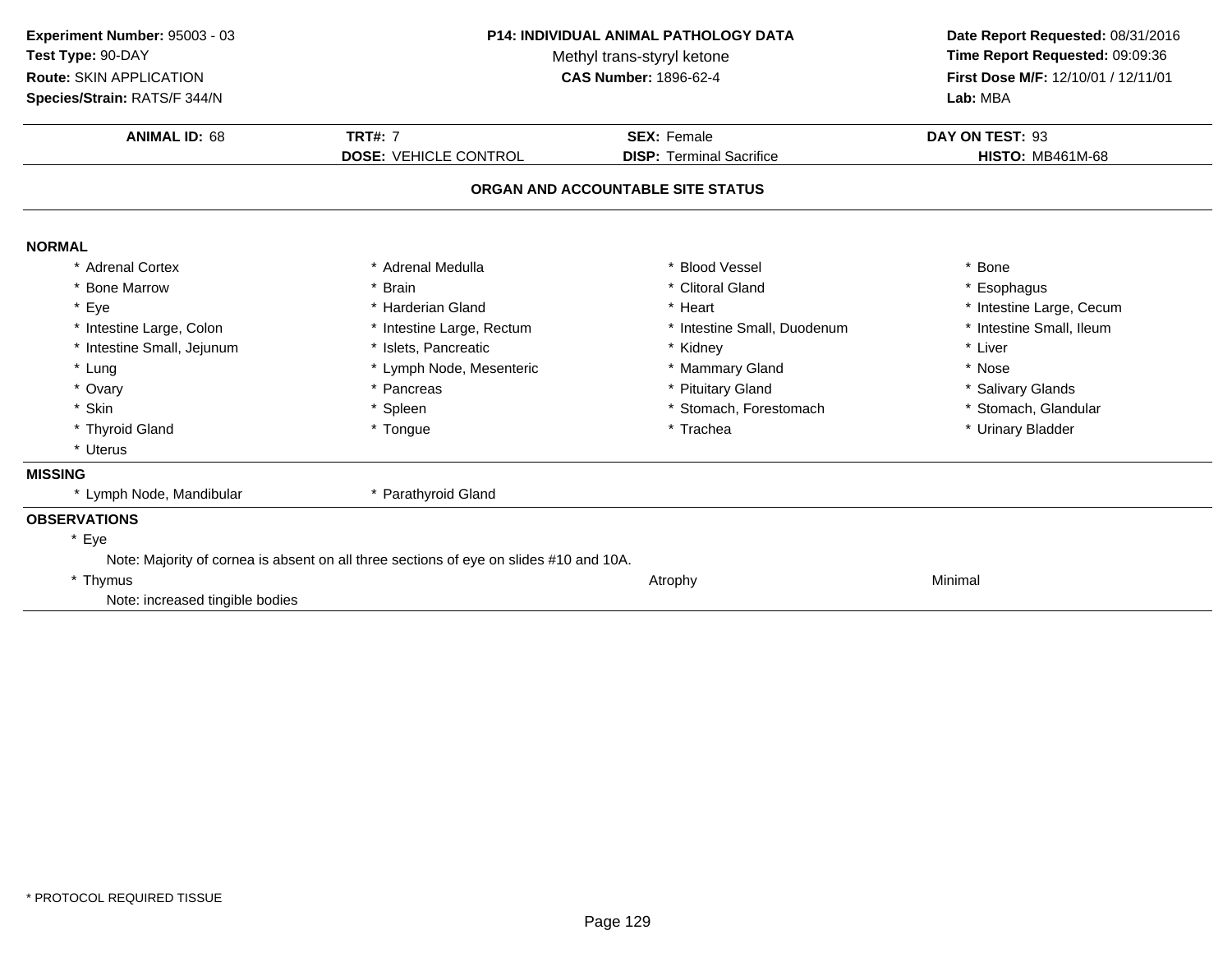**Experiment Number:** 95003 - 03
**Test Type:** 90-DAY
**Route:** SKIN APPLICATION
**Species/Strain:** RATS/F 344/N

**P14: INDIVIDUAL ANIMAL PATHOLOGY DATA**
Methyl trans-styryl ketone
**CAS Number:** 1896-62-4

**Date Report Requested:** 08/31/2016
**Time Report Requested:** 09:09:36
**First Dose M/F:** 12/10/01 / 12/11/01
**Lab:** MBA

| **ANIMAL ID:** 68 | **TRT#:** 7 | **SEX:** Female | **DAY ON TEST:** 93 |
|---|---|---|---|
| | **DOSE:** VEHICLE CONTROL | **DISP:** Terminal Sacrifice | **HISTO:** MB461M-68 |

**ORGAN AND ACCOUNTABLE SITE STATUS**

**NORMAL**

| | | | |
|---|---|---|---|
| * Adrenal Cortex | * Adrenal Medulla | * Blood Vessel | * Bone |
| * Bone Marrow | * Brain | * Clitoral Gland | * Esophagus |
| * Eye | * Harderian Gland | * Heart | * Intestine Large, Cecum |
| * Intestine Large, Colon | * Intestine Large, Rectum | * Intestine Small, Duodenum | * Intestine Small, Ileum |
| * Intestine Small, Jejunum | * Islets, Pancreatic | * Kidney | * Liver |
| * Lung | * Lymph Node, Mesenteric | * Mammary Gland | * Nose |
| * Ovary | * Pancreas | * Pituitary Gland | * Salivary Glands |
| * Skin | * Spleen | * Stomach, Forestomach | * Stomach, Glandular |
| * Thyroid Gland | * Tongue | * Trachea | * Urinary Bladder |
| * Uterus | | | |

**MISSING**

* Lymph Node, Mandibular
* Parathyroid Gland

**OBSERVATIONS**

* Eye
  Note: Majority of cornea is absent on all three sections of eye on slides #10 and 10A.
* Thymus — Atrophy — Minimal
  Note: increased tingible bodies

* PROTOCOL REQUIRED TISSUE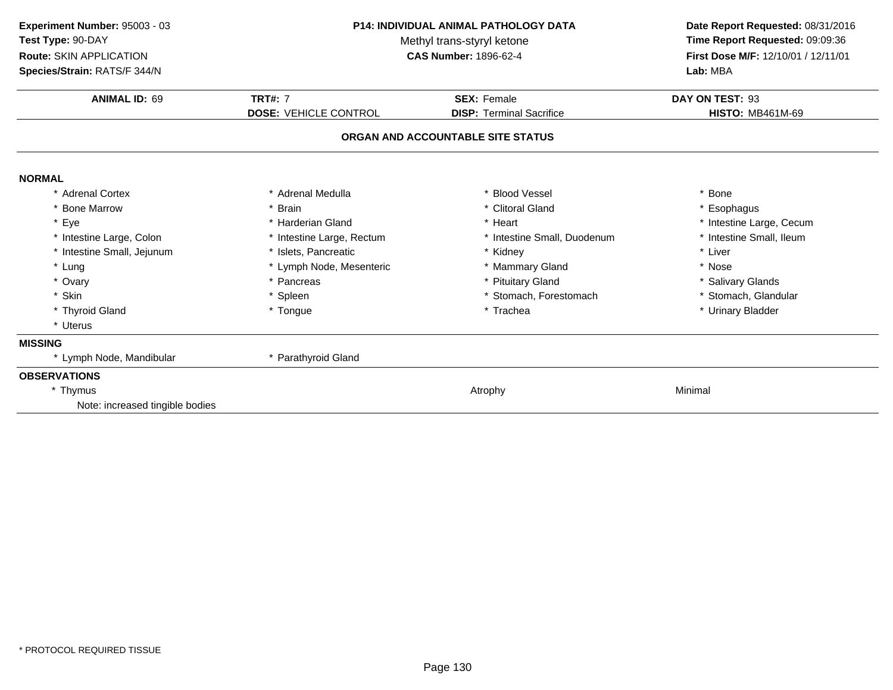**Experiment Number:** 95003 - 03
**Test Type:** 90-DAY
**Route:** SKIN APPLICATION
**Species/Strain:** RATS/F 344/N

**P14: INDIVIDUAL ANIMAL PATHOLOGY DATA**
Methyl trans-styryl ketone
**CAS Number:** 1896-62-4

**Date Report Requested:** 08/31/2016
**Time Report Requested:** 09:09:36
**First Dose M/F:** 12/10/01 / 12/11/01
**Lab:** MBA

| **ANIMAL ID:** 69 | **TRT#:** 7 | **SEX:** Female | **DAY ON TEST:** 93 |
|---|---|---|---|
| | **DOSE:** VEHICLE CONTROL | **DISP:** Terminal Sacrifice | **HISTO:** MB461M-69 |

## ORGAN AND ACCOUNTABLE SITE STATUS

**NORMAL**

| | | | |
|---|---|---|---|
| * Adrenal Cortex | * Adrenal Medulla | * Blood Vessel | * Bone |
| * Bone Marrow | * Brain | * Clitoral Gland | * Esophagus |
| * Eye | * Harderian Gland | * Heart | * Intestine Large, Cecum |
| * Intestine Large, Colon | * Intestine Large, Rectum | * Intestine Small, Duodenum | * Intestine Small, Ileum |
| * Intestine Small, Jejunum | * Islets, Pancreatic | * Kidney | * Liver |
| * Lung | * Lymph Node, Mesenteric | * Mammary Gland | * Nose |
| * Ovary | * Pancreas | * Pituitary Gland | * Salivary Glands |
| * Skin | * Spleen | * Stomach, Forestomach | * Stomach, Glandular |
| * Thyroid Gland | * Tongue | * Trachea | * Urinary Bladder |
| * Uterus | | | |

**MISSING**

| | |
|---|---|
| * Lymph Node, Mandibular | * Parathyroid Gland |

**OBSERVATIONS**

| | | |
|---|---|---|
| * Thymus | Atrophy | Minimal |
| Note: increased tingible bodies | | |

* PROTOCOL REQUIRED TISSUE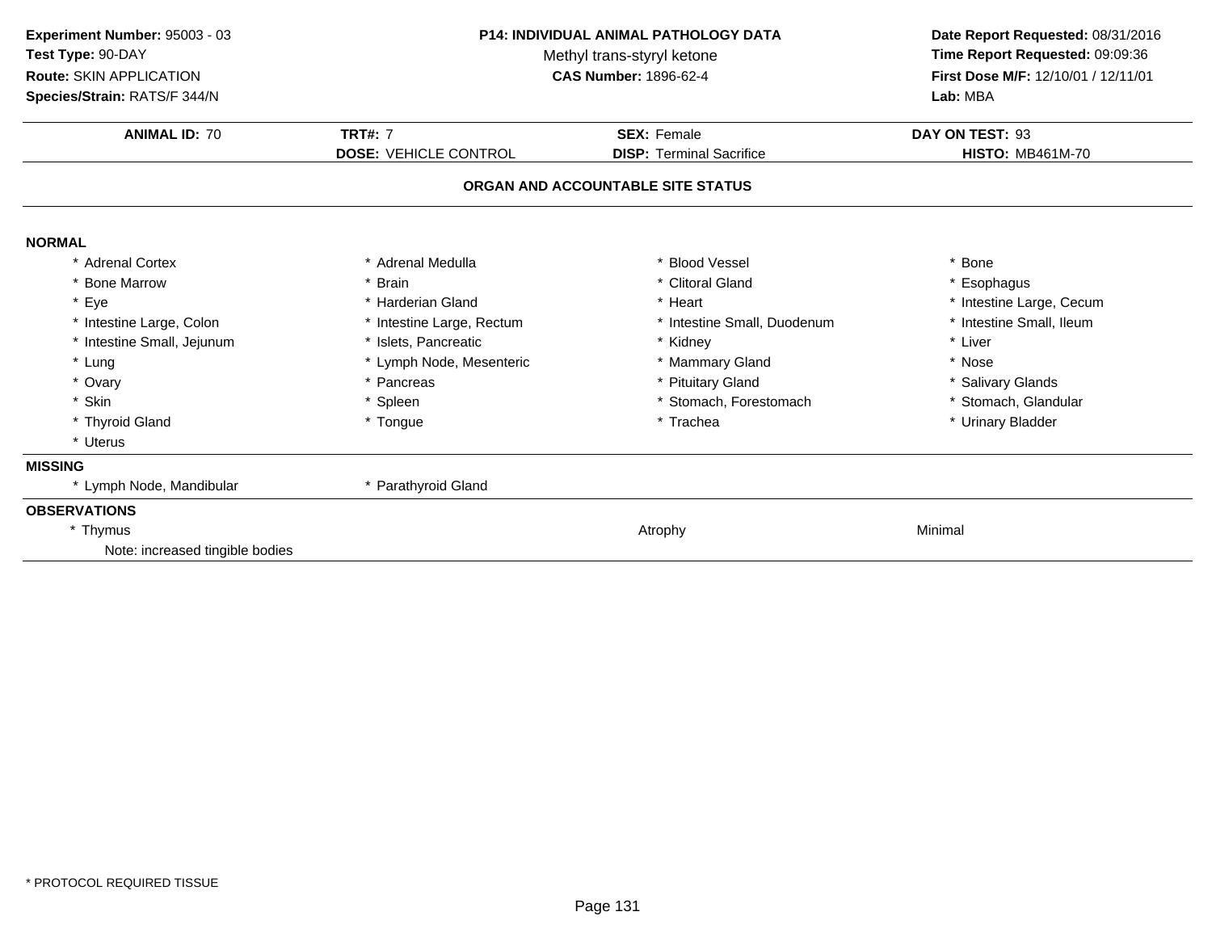**Experiment Number:** 95003 - 03
**Test Type:** 90-DAY
**Route:** SKIN APPLICATION
**Species/Strain:** RATS/F 344/N

**P14: INDIVIDUAL ANIMAL PATHOLOGY DATA**
Methyl trans-styryl ketone
**CAS Number:** 1896-62-4

**Date Report Requested:** 08/31/2016
**Time Report Requested:** 09:09:36
**First Dose M/F:** 12/10/01 / 12/11/01
**Lab:** MBA

| **ANIMAL ID:** 70 | **TRT#:** 7 | **SEX:** Female | **DAY ON TEST:** 93 |
|---|---|---|---|
| | **DOSE:** VEHICLE CONTROL | **DISP:** Terminal Sacrifice | **HISTO:** MB461M-70 |

## ORGAN AND ACCOUNTABLE SITE STATUS

### NORMAL

| | | | |
|---|---|---|---|
| * Adrenal Cortex | * Adrenal Medulla | * Blood Vessel | * Bone |
| * Bone Marrow | * Brain | * Clitoral Gland | * Esophagus |
| * Eye | * Harderian Gland | * Heart | * Intestine Large, Cecum |
| * Intestine Large, Colon | * Intestine Large, Rectum | * Intestine Small, Duodenum | * Intestine Small, Ileum |
| * Intestine Small, Jejunum | * Islets, Pancreatic | * Kidney | * Liver |
| * Lung | * Lymph Node, Mesenteric | * Mammary Gland | * Nose |
| * Ovary | * Pancreas | * Pituitary Gland | * Salivary Glands |
| * Skin | * Spleen | * Stomach, Forestomach | * Stomach, Glandular |
| * Thyroid Gland | * Tongue | * Trachea | * Urinary Bladder |
| * Uterus | | | |

### MISSING

* Lymph Node, Mandibular
* Parathyroid Gland

### OBSERVATIONS

| | | |
|---|---|---|
| * Thymus | Atrophy | Minimal |
| Note: increased tingible bodies | | |

* PROTOCOL REQUIRED TISSUE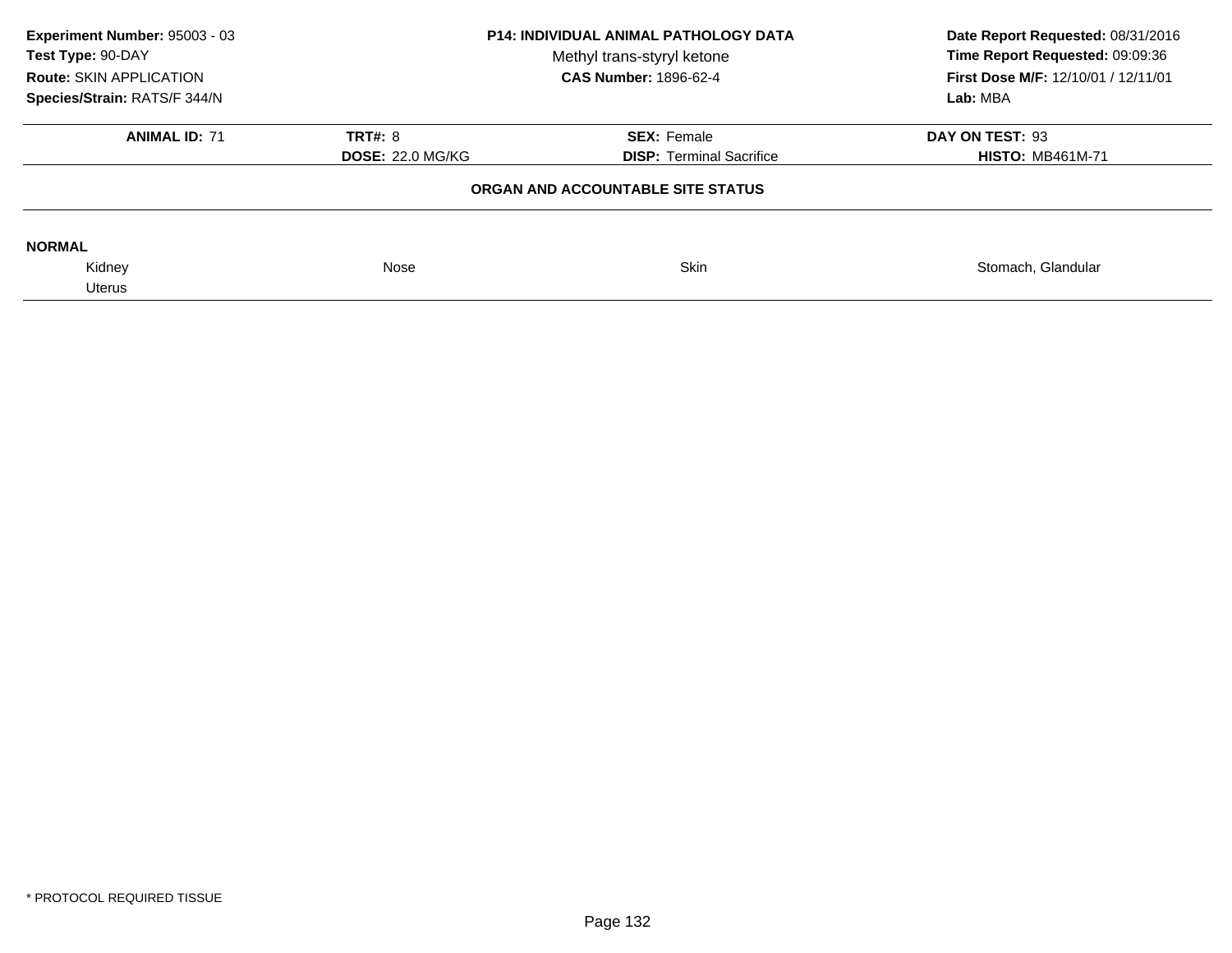**Experiment Number:** 95003 - 03
**Test Type:** 90-DAY
**Route:** SKIN APPLICATION
**Species/Strain:** RATS/F 344/N

**P14: INDIVIDUAL ANIMAL PATHOLOGY DATA**
Methyl trans-styryl ketone
**CAS Number:** 1896-62-4

**Date Report Requested:** 08/31/2016
**Time Report Requested:** 09:09:36
**First Dose M/F:** 12/10/01 / 12/11/01
**Lab:** MBA

| **ANIMAL ID:** 71 | **TRT#:** 8 | **SEX:** Female | **DAY ON TEST:** 93 |
|---|---|---|---|
| | **DOSE:** 22.0 MG/KG | **DISP:** Terminal Sacrifice | **HISTO:** MB461M-71 |

**ORGAN AND ACCOUNTABLE SITE STATUS**

**NORMAL**

| | | | |
|---|---|---|---|
| Kidney | Nose | Skin | Stomach, Glandular |
| Uterus | | | |

* PROTOCOL REQUIRED TISSUE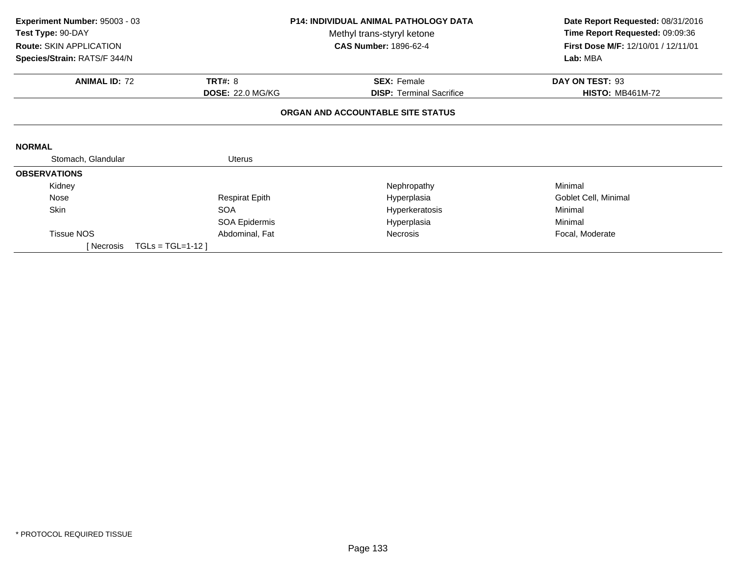**Experiment Number:** 95003 - 03
**Test Type:** 90-DAY
**Route:** SKIN APPLICATION
**Species/Strain:** RATS/F 344/N

**P14: INDIVIDUAL ANIMAL PATHOLOGY DATA**
Methyl trans-styryl ketone
**CAS Number:** 1896-62-4

**Date Report Requested:** 08/31/2016
**Time Report Requested:** 09:09:36
**First Dose M/F:** 12/10/01 / 12/11/01
**Lab:** MBA

| **ANIMAL ID:** 72 | **TRT#:** 8 | **SEX:** Female | **DAY ON TEST:** 93 |
|---|---|---|---|
| | **DOSE:** 22.0 MG/KG | **DISP:** Terminal Sacrifice | **HISTO:** MB461M-72 |

**ORGAN AND ACCOUNTABLE SITE STATUS**

**NORMAL**

| Stomach, Glandular | Uterus |
|---|---|

**OBSERVATIONS**

| Organ | Site | Observation | Qualifier |
|---|---|---|---|
| Kidney | | Nephropathy | Minimal |
| Nose | Respirat Epith | Hyperplasia | Goblet Cell, Minimal |
| Skin | SOA | Hyperkeratosis | Minimal |
| | SOA Epidermis | Hyperplasia | Minimal |
| Tissue NOS | Abdominal, Fat | Necrosis | Focal, Moderate |

[ Necrosis TGLs = TGL=1-12 ]

* PROTOCOL REQUIRED TISSUE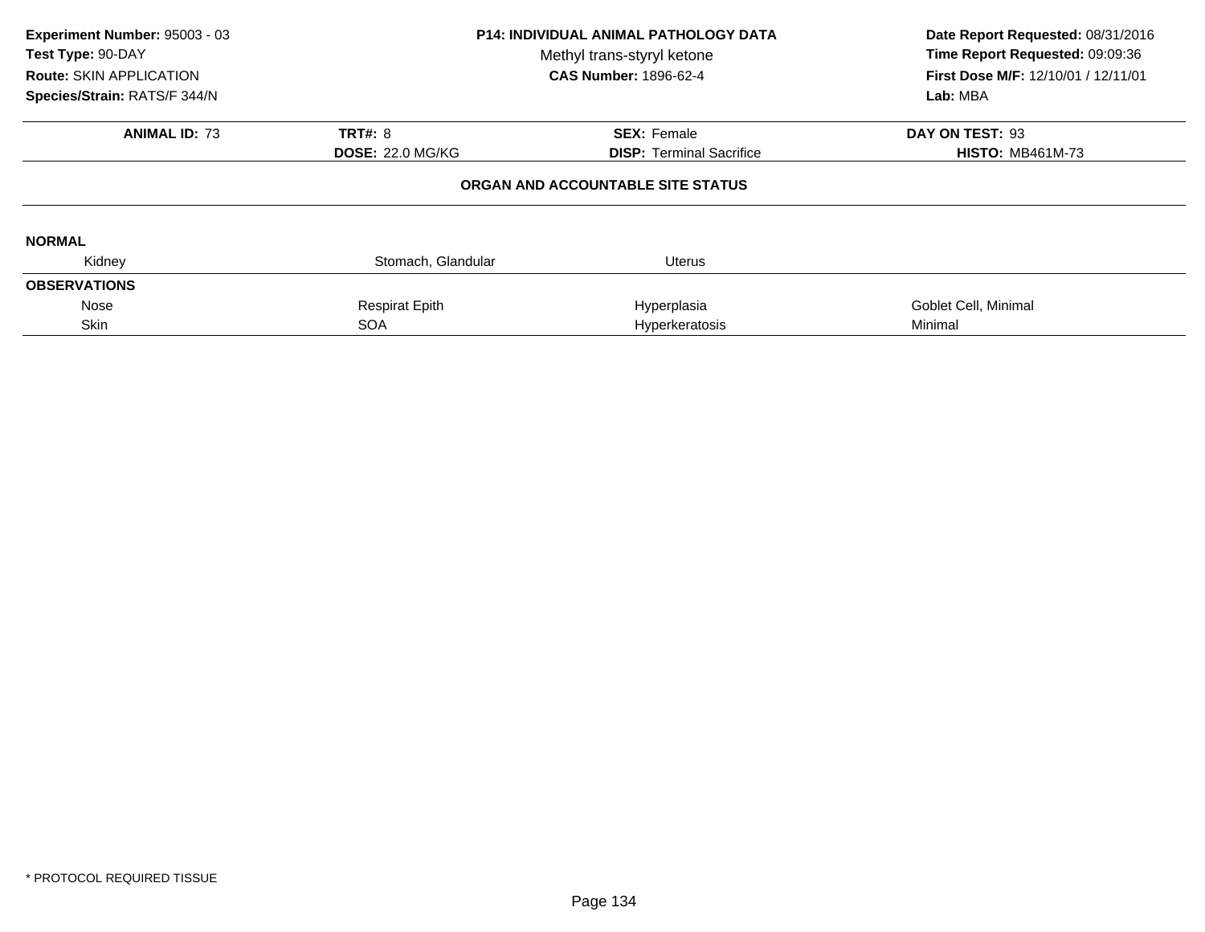**Experiment Number:** 95003 - 03
**Test Type:** 90-DAY
**Route:** SKIN APPLICATION
**Species/Strain:** RATS/F 344/N

**P14: INDIVIDUAL ANIMAL PATHOLOGY DATA**
Methyl trans-styryl ketone
**CAS Number:** 1896-62-4

**Date Report Requested:** 08/31/2016
**Time Report Requested:** 09:09:36
**First Dose M/F:** 12/10/01 / 12/11/01
**Lab:** MBA

| **ANIMAL ID:** 73 | **TRT#:** 8 | **SEX:** Female | **DAY ON TEST:** 93 |
|---|---|---|---|
| | **DOSE:** 22.0 MG/KG | **DISP:** Terminal Sacrifice | **HISTO:** MB461M-73 |

**ORGAN AND ACCOUNTABLE SITE STATUS**

**NORMAL**

| Kidney | Stomach, Glandular | Uterus | |
|---|---|---|---|

**OBSERVATIONS**

| | | | |
|---|---|---|---|
| Nose | Respirat Epith | Hyperplasia | Goblet Cell, Minimal |
| Skin | SOA | Hyperkeratosis | Minimal |

\* PROTOCOL REQUIRED TISSUE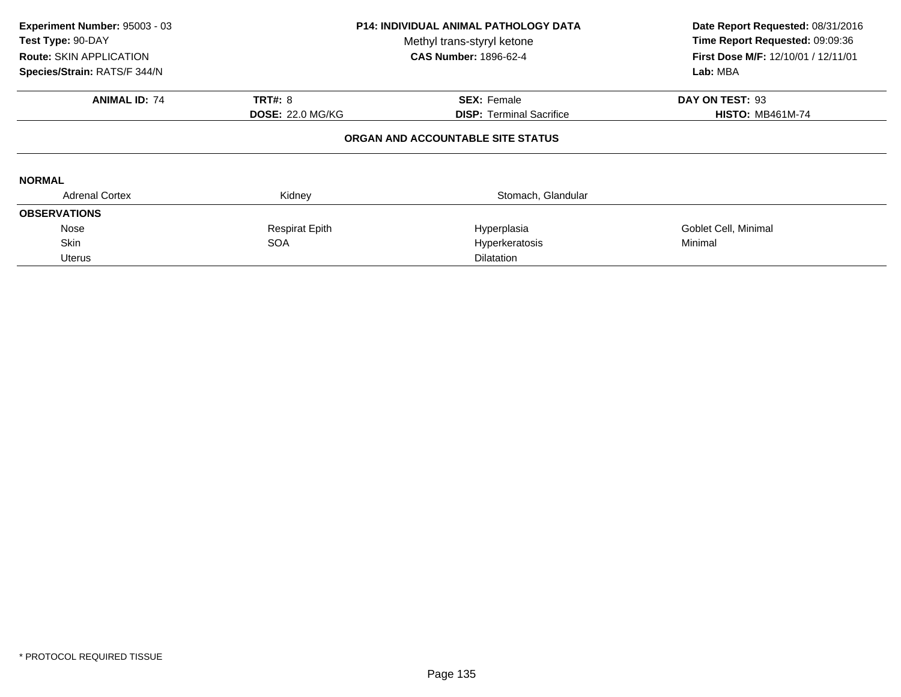**Experiment Number:** 95003 - 03
**Test Type:** 90-DAY
**Route:** SKIN APPLICATION
**Species/Strain:** RATS/F 344/N

**P14: INDIVIDUAL ANIMAL PATHOLOGY DATA**
Methyl trans-styryl ketone
**CAS Number:** 1896-62-4

**Date Report Requested:** 08/31/2016
**Time Report Requested:** 09:09:36
**First Dose M/F:** 12/10/01 / 12/11/01
**Lab:** MBA

| **ANIMAL ID:** 74 | **TRT#:** 8 | **SEX:** Female | **DAY ON TEST:** 93 |
|---|---|---|---|
| | **DOSE:** 22.0 MG/KG | **DISP:** Terminal Sacrifice | **HISTO:** MB461M-74 |

### ORGAN AND ACCOUNTABLE SITE STATUS

**NORMAL**

| Adrenal Cortex | Kidney | Stomach, Glandular | |
|---|---|---|---|

**OBSERVATIONS**

| | | | |
|---|---|---|---|
| Nose | Respirat Epith | Hyperplasia | Goblet Cell, Minimal |
| Skin | SOA | Hyperkeratosis | Minimal |
| Uterus | | Dilatation | |

* PROTOCOL REQUIRED TISSUE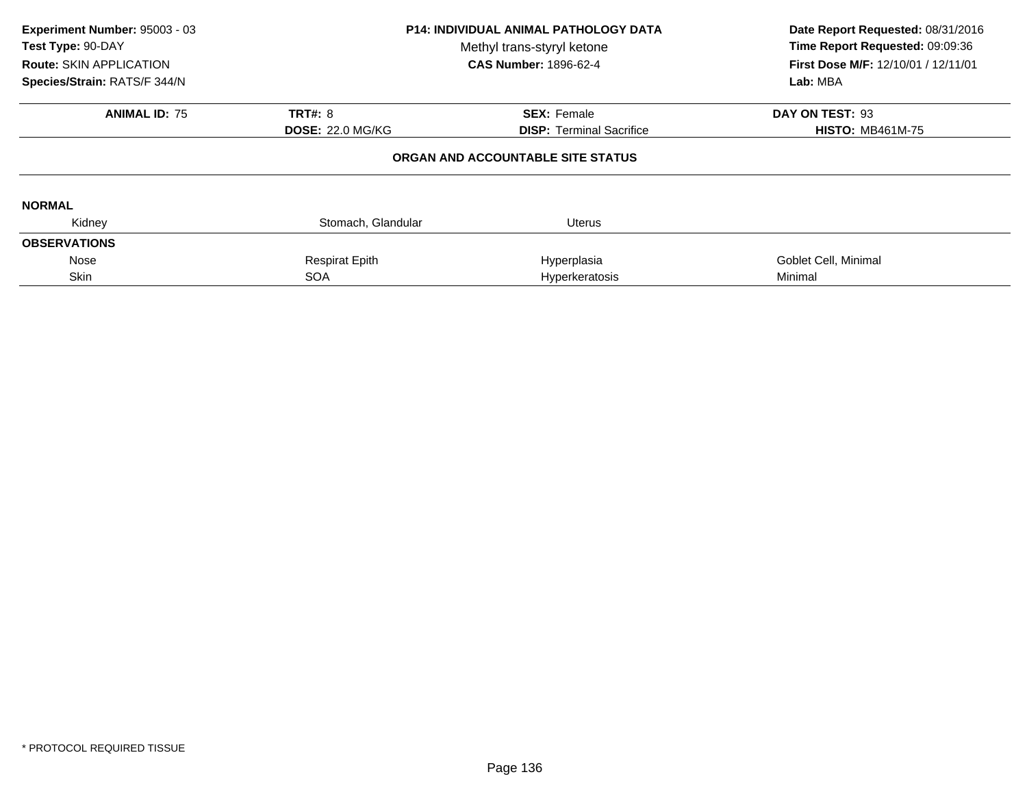**Experiment Number:** 95003 - 03
**Test Type:** 90-DAY
**Route:** SKIN APPLICATION
**Species/Strain:** RATS/F 344/N

**P14: INDIVIDUAL ANIMAL PATHOLOGY DATA**
Methyl trans-styryl ketone
**CAS Number:** 1896-62-4

**Date Report Requested:** 08/31/2016
**Time Report Requested:** 09:09:36
**First Dose M/F:** 12/10/01 / 12/11/01
**Lab:** MBA

| **ANIMAL ID:** 75 | **TRT#:** 8 | **SEX:** Female | **DAY ON TEST:** 93 |
|---|---|---|---|
| | **DOSE:** 22.0 MG/KG | **DISP:** Terminal Sacrifice | **HISTO:** MB461M-75 |

**ORGAN AND ACCOUNTABLE SITE STATUS**

**NORMAL**

| | | | |
|---|---|---|---|
| Kidney | Stomach, Glandular | Uterus | |

**OBSERVATIONS**

| | | | |
|---|---|---|---|
| Nose | Respirat Epith | Hyperplasia | Goblet Cell, Minimal |
| Skin | SOA | Hyperkeratosis | Minimal |

\* PROTOCOL REQUIRED TISSUE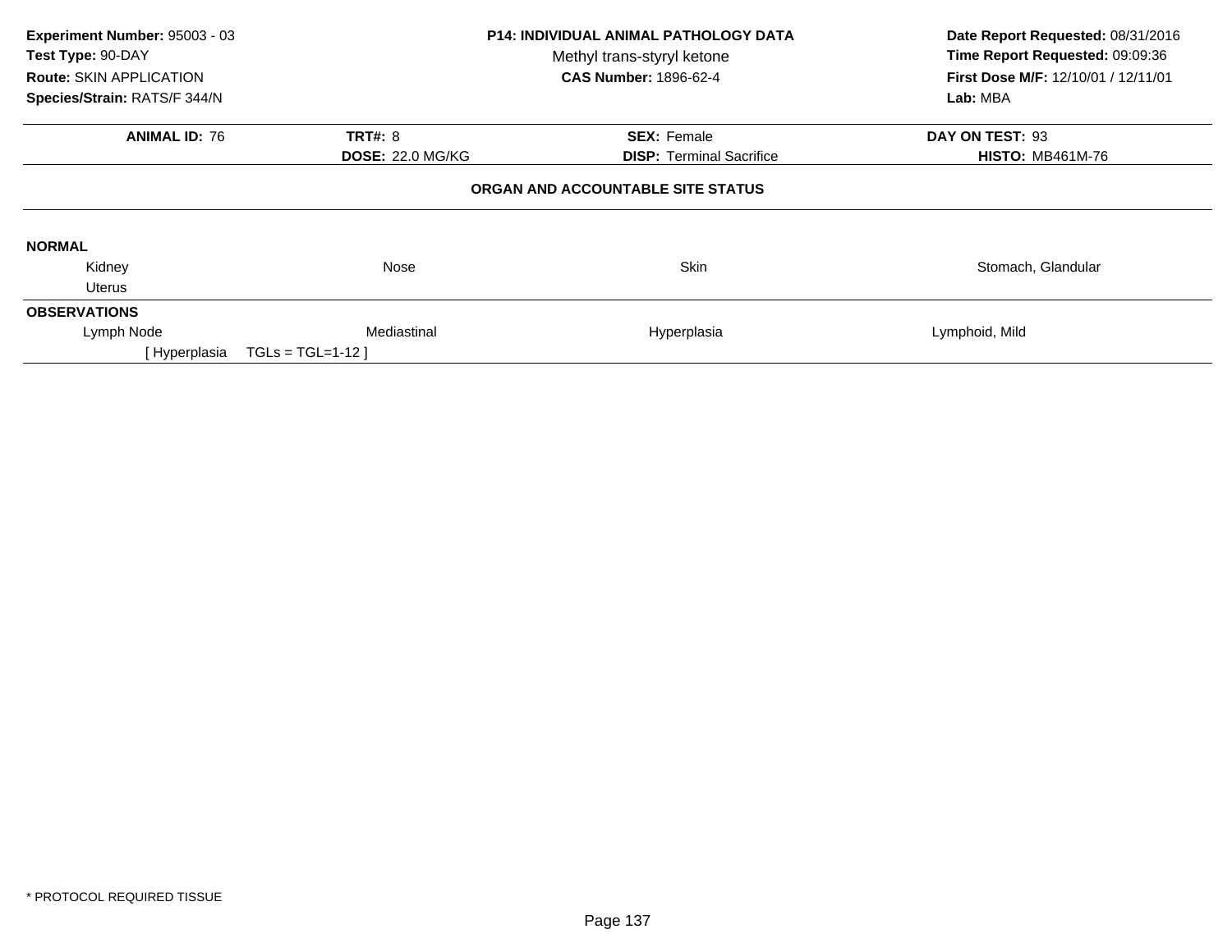**Experiment Number:** 95003 - 03
**Test Type:** 90-DAY
**Route:** SKIN APPLICATION
**Species/Strain:** RATS/F 344/N

**P14: INDIVIDUAL ANIMAL PATHOLOGY DATA**
Methyl trans-styryl ketone
**CAS Number:** 1896-62-4

**Date Report Requested:** 08/31/2016
**Time Report Requested:** 09:09:36
**First Dose M/F:** 12/10/01 / 12/11/01
**Lab:** MBA

| **ANIMAL ID:** 76 | **TRT#:** 8 | **SEX:** Female | **DAY ON TEST:** 93 |
|---|---|---|---|
| | **DOSE:** 22.0 MG/KG | **DISP:** Terminal Sacrifice | **HISTO:** MB461M-76 |

**ORGAN AND ACCOUNTABLE SITE STATUS**

**NORMAL**

| | | | |
|---|---|---|---|
| Kidney | Nose | Skin | Stomach, Glandular |
| Uterus | | | |

**OBSERVATIONS**

| | | | |
|---|---|---|---|
| Lymph Node | Mediastinal | Hyperplasia | Lymphoid, Mild |
| [ Hyperplasia | TGLs = TGL=1-12 ] | | |

* PROTOCOL REQUIRED TISSUE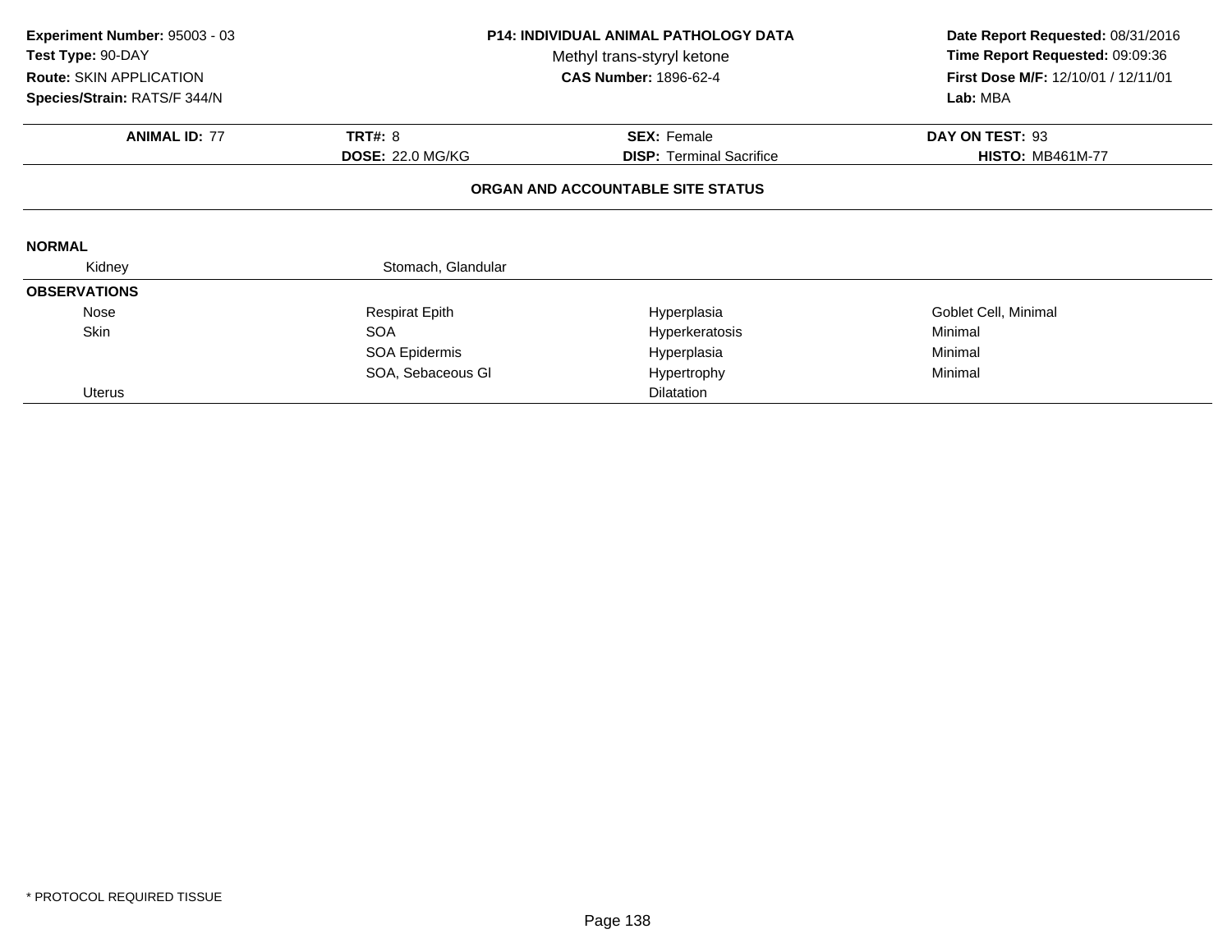**Experiment Number:** 95003 - 03
**Test Type:** 90-DAY
**Route:** SKIN APPLICATION
**Species/Strain:** RATS/F 344/N

**P14: INDIVIDUAL ANIMAL PATHOLOGY DATA**
Methyl trans-styryl ketone
**CAS Number:** 1896-62-4

**Date Report Requested:** 08/31/2016
**Time Report Requested:** 09:09:36
**First Dose M/F:** 12/10/01 / 12/11/01
**Lab:** MBA

| **ANIMAL ID:** 77 | **TRT#:** 8 | **SEX:** Female | **DAY ON TEST:** 93 |
|---|---|---|---|
| | **DOSE:** 22.0 MG/KG | **DISP:** Terminal Sacrifice | **HISTO:** MB461M-77 |

**ORGAN AND ACCOUNTABLE SITE STATUS**

**NORMAL**

| | | | |
|---|---|---|---|
| Kidney | Stomach, Glandular | | |

**OBSERVATIONS**

| | | | |
|---|---|---|---|
| Nose | Respirat Epith | Hyperplasia | Goblet Cell, Minimal |
| Skin | SOA | Hyperkeratosis | Minimal |
| | SOA Epidermis | Hyperplasia | Minimal |
| | SOA, Sebaceous Gl | Hypertrophy | Minimal |
| Uterus | | Dilatation | |

* PROTOCOL REQUIRED TISSUE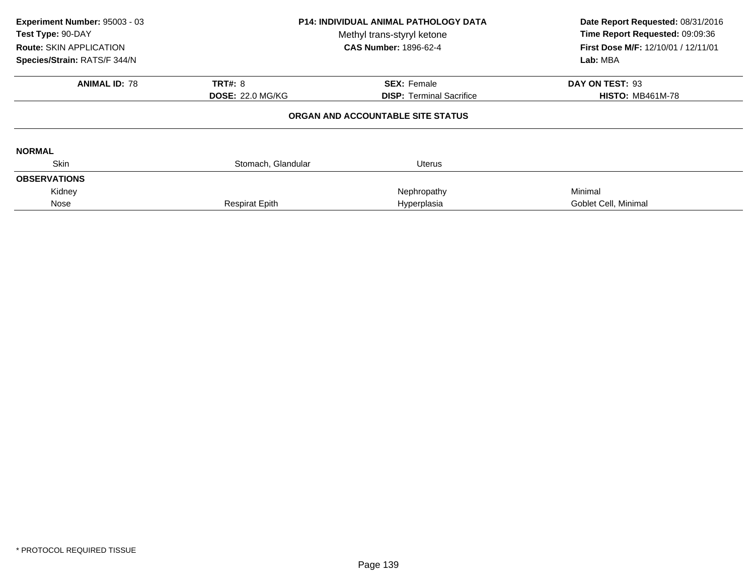**Experiment Number:** 95003 - 03
**Test Type:** 90-DAY
**Route:** SKIN APPLICATION
**Species/Strain:** RATS/F 344/N

**P14: INDIVIDUAL ANIMAL PATHOLOGY DATA**
Methyl trans-styryl ketone
**CAS Number:** 1896-62-4

**Date Report Requested:** 08/31/2016
**Time Report Requested:** 09:09:36
**First Dose M/F:** 12/10/01 / 12/11/01
**Lab:** MBA

| **ANIMAL ID:** 78 | **TRT#:** 8 | **SEX:** Female | **DAY ON TEST:** 93 |
|---|---|---|---|
| | **DOSE:** 22.0 MG/KG | **DISP:** Terminal Sacrifice | **HISTO:** MB461M-78 |

**ORGAN AND ACCOUNTABLE SITE STATUS**

| | | | |
|---|---|---|---|
| **NORMAL** | | | |
| Skin | Stomach, Glandular | Uterus | |
| **OBSERVATIONS** | | | |
| Kidney | | Nephropathy | Minimal |
| Nose | Respirat Epith | Hyperplasia | Goblet Cell, Minimal |

* PROTOCOL REQUIRED TISSUE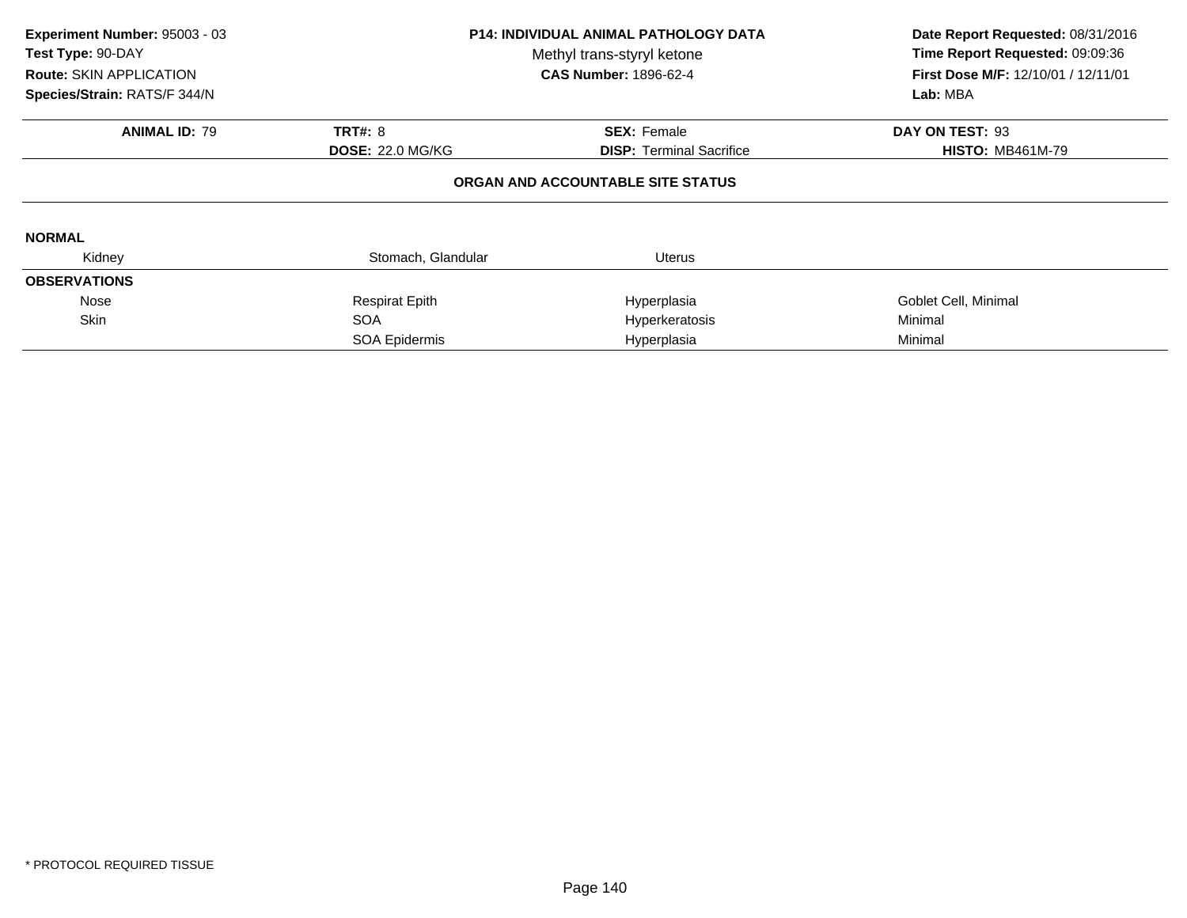**Experiment Number:** 95003 - 03
**Test Type:** 90-DAY
**Route:** SKIN APPLICATION
**Species/Strain:** RATS/F 344/N

**P14: INDIVIDUAL ANIMAL PATHOLOGY DATA**
Methyl trans-styryl ketone
**CAS Number:** 1896-62-4

**Date Report Requested:** 08/31/2016
**Time Report Requested:** 09:09:36
**First Dose M/F:** 12/10/01 / 12/11/01
**Lab:** MBA

| **ANIMAL ID:** 79 | **TRT#:** 8 | **SEX:** Female | **DAY ON TEST:** 93 |
|---|---|---|---|
| | **DOSE:** 22.0 MG/KG | **DISP:** Terminal Sacrifice | **HISTO:** MB461M-79 |

**ORGAN AND ACCOUNTABLE SITE STATUS**

**NORMAL**

| Kidney | Stomach, Glandular | Uterus | |
|---|---|---|---|

**OBSERVATIONS**

| | | | |
|---|---|---|---|
| Nose | Respirat Epith | Hyperplasia | Goblet Cell, Minimal |
| Skin | SOA | Hyperkeratosis | Minimal |
| | SOA Epidermis | Hyperplasia | Minimal |

* PROTOCOL REQUIRED TISSUE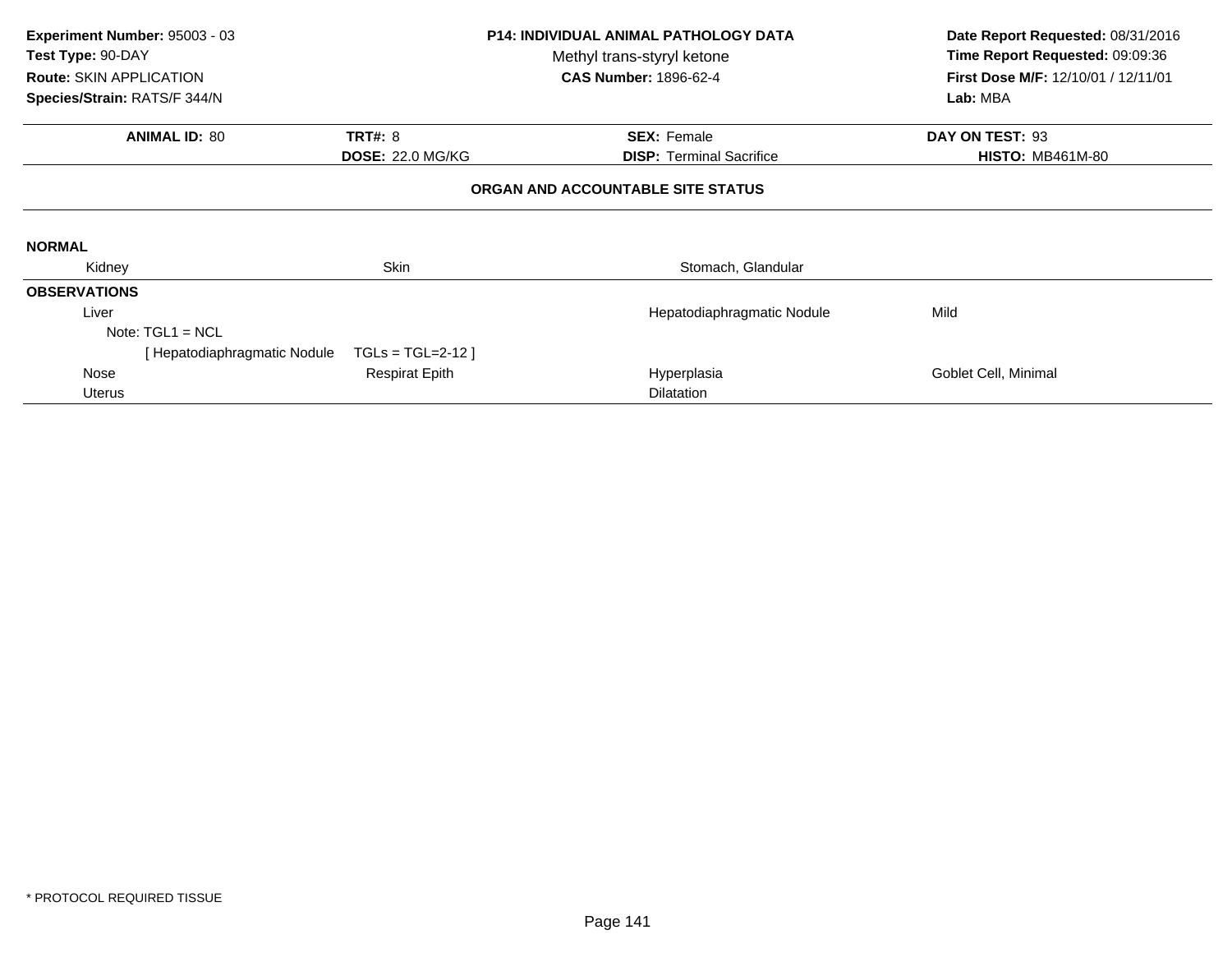**Experiment Number:** 95003 - 03
**Test Type:** 90-DAY
**Route:** SKIN APPLICATION
**Species/Strain:** RATS/F 344/N

**P14: INDIVIDUAL ANIMAL PATHOLOGY DATA**
Methyl trans-styryl ketone
**CAS Number:** 1896-62-4

**Date Report Requested:** 08/31/2016
**Time Report Requested:** 09:09:36
**First Dose M/F:** 12/10/01 / 12/11/01
**Lab:** MBA

| **ANIMAL ID:** 80 | **TRT#:** 8 | **SEX:** Female | **DAY ON TEST:** 93 |
|---|---|---|---|
| | **DOSE:** 22.0 MG/KG | **DISP:** Terminal Sacrifice | **HISTO:** MB461M-80 |

**ORGAN AND ACCOUNTABLE SITE STATUS**

**NORMAL**

| Kidney | Skin | Stomach, Glandular | |
|---|---|---|---|

**OBSERVATIONS**

| | | | |
|---|---|---|---|
| Liver | | Hepatodiaphragmatic Nodule | Mild |
| Note: TGL1 = NCL | | | |
| [ Hepatodiaphragmatic Nodule | TGLs = TGL=2-12 ] | | |
| Nose | Respirat Epith | Hyperplasia | Goblet Cell, Minimal |
| Uterus | | Dilatation | |

* PROTOCOL REQUIRED TISSUE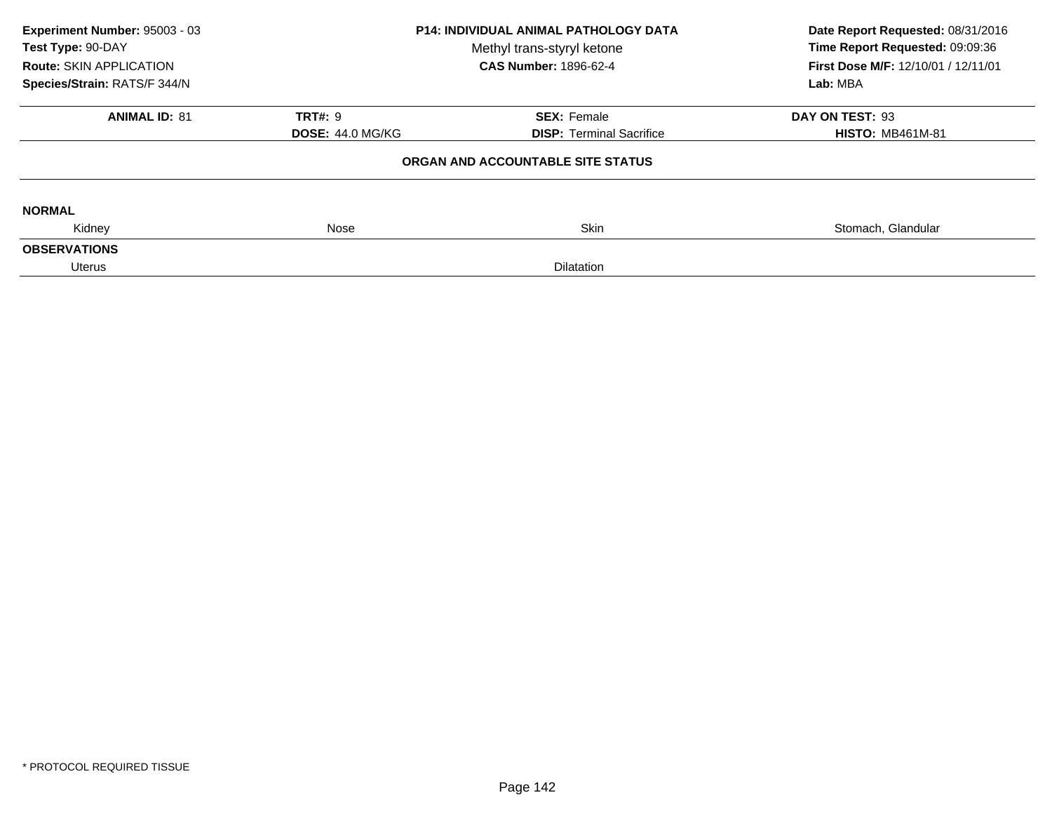**Experiment Number:** 95003 - 03
**Test Type:** 90-DAY
**Route:** SKIN APPLICATION
**Species/Strain:** RATS/F 344/N

**P14: INDIVIDUAL ANIMAL PATHOLOGY DATA**
Methyl trans-styryl ketone
**CAS Number:** 1896-62-4

**Date Report Requested:** 08/31/2016
**Time Report Requested:** 09:09:36
**First Dose M/F:** 12/10/01 / 12/11/01
**Lab:** MBA

| **ANIMAL ID:** 81 | **TRT#:** 9 | **SEX:** Female | **DAY ON TEST:** 93 |
|---|---|---|---|
| | **DOSE:** 44.0 MG/KG | **DISP:** Terminal Sacrifice | **HISTO:** MB461M-81 |

**ORGAN AND ACCOUNTABLE SITE STATUS**

**NORMAL**

| Kidney | Nose | Skin | Stomach, Glandular |
|---|---|---|---|

**OBSERVATIONS**

| Uterus | Dilatation |
|---|---|

* PROTOCOL REQUIRED TISSUE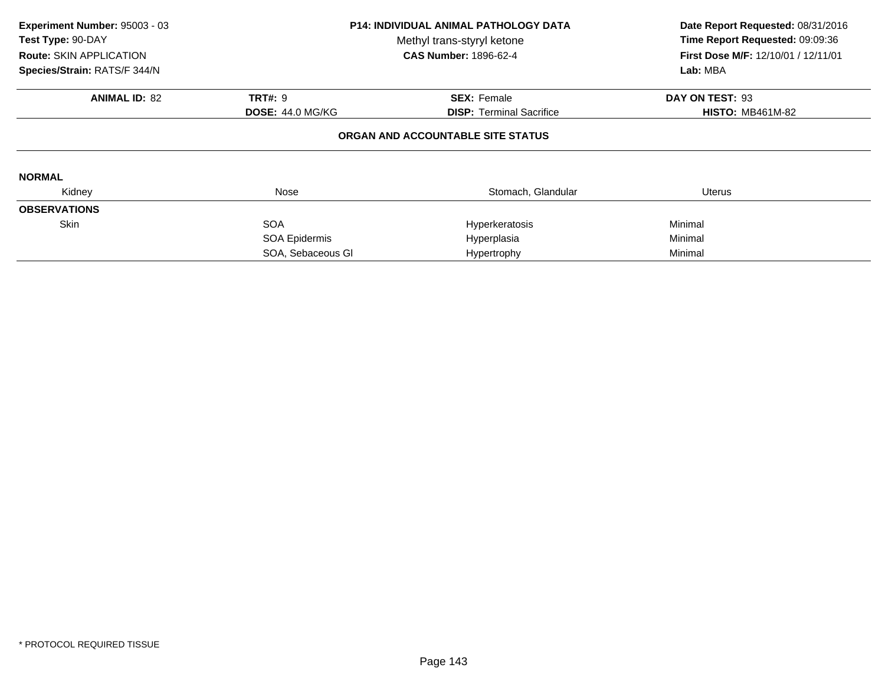**Experiment Number:** 95003 - 03
**Test Type:** 90-DAY
**Route:** SKIN APPLICATION
**Species/Strain:** RATS/F 344/N

**P14: INDIVIDUAL ANIMAL PATHOLOGY DATA**
Methyl trans-styryl ketone
**CAS Number:** 1896-62-4

**Date Report Requested:** 08/31/2016
**Time Report Requested:** 09:09:36
**First Dose M/F:** 12/10/01 / 12/11/01
**Lab:** MBA

| **ANIMAL ID:** 82 | **TRT#:** 9 | **SEX:** Female | **DAY ON TEST:** 93 |
|---|---|---|---|
| | **DOSE:** 44.0 MG/KG | **DISP:** Terminal Sacrifice | **HISTO:** MB461M-82 |

**ORGAN AND ACCOUNTABLE SITE STATUS**

**NORMAL**

| Kidney | Nose | Stomach, Glandular | Uterus |
|---|---|---|---|

**OBSERVATIONS**

| Organ | Site | Observation | Severity |
|---|---|---|---|
| Skin | SOA | Hyperkeratosis | Minimal |
| | SOA Epidermis | Hyperplasia | Minimal |
| | SOA, Sebaceous Gl | Hypertrophy | Minimal |

\* PROTOCOL REQUIRED TISSUE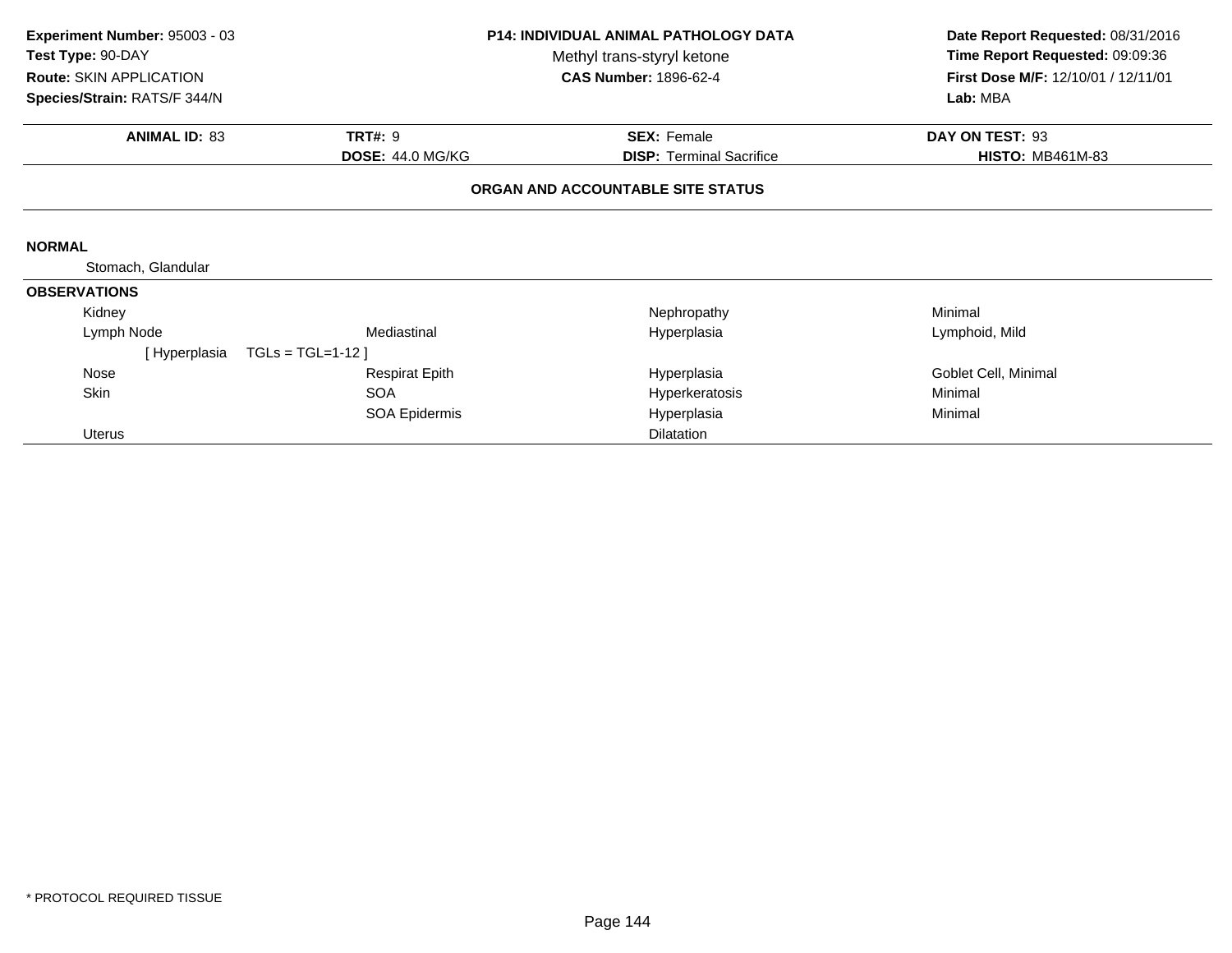**Experiment Number:** 95003 - 03
**Test Type:** 90-DAY
**Route:** SKIN APPLICATION
**Species/Strain:** RATS/F 344/N

**P14: INDIVIDUAL ANIMAL PATHOLOGY DATA**
Methyl trans-styryl ketone
**CAS Number:** 1896-62-4

**Date Report Requested:** 08/31/2016
**Time Report Requested:** 09:09:36
**First Dose M/F:** 12/10/01 / 12/11/01
**Lab:** MBA

| **ANIMAL ID:** 83 | **TRT#:** 9 | **SEX:** Female | **DAY ON TEST:** 93 |
|---|---|---|---|
| | **DOSE:** 44.0 MG/KG | **DISP:** Terminal Sacrifice | **HISTO:** MB461M-83 |

## ORGAN AND ACCOUNTABLE SITE STATUS

**NORMAL**

Stomach, Glandular

**OBSERVATIONS**

| | | | |
|---|---|---|---|
| Kidney | | Nephropathy | Minimal |
| Lymph Node | Mediastinal | Hyperplasia | Lymphoid, Mild |
| [ Hyperplasia TGLs = TGL=1-12 ] | | | |
| Nose | Respirat Epith | Hyperplasia | Goblet Cell, Minimal |
| Skin | SOA | Hyperkeratosis | Minimal |
| | SOA Epidermis | Hyperplasia | Minimal |
| Uterus | | Dilatation | |

* PROTOCOL REQUIRED TISSUE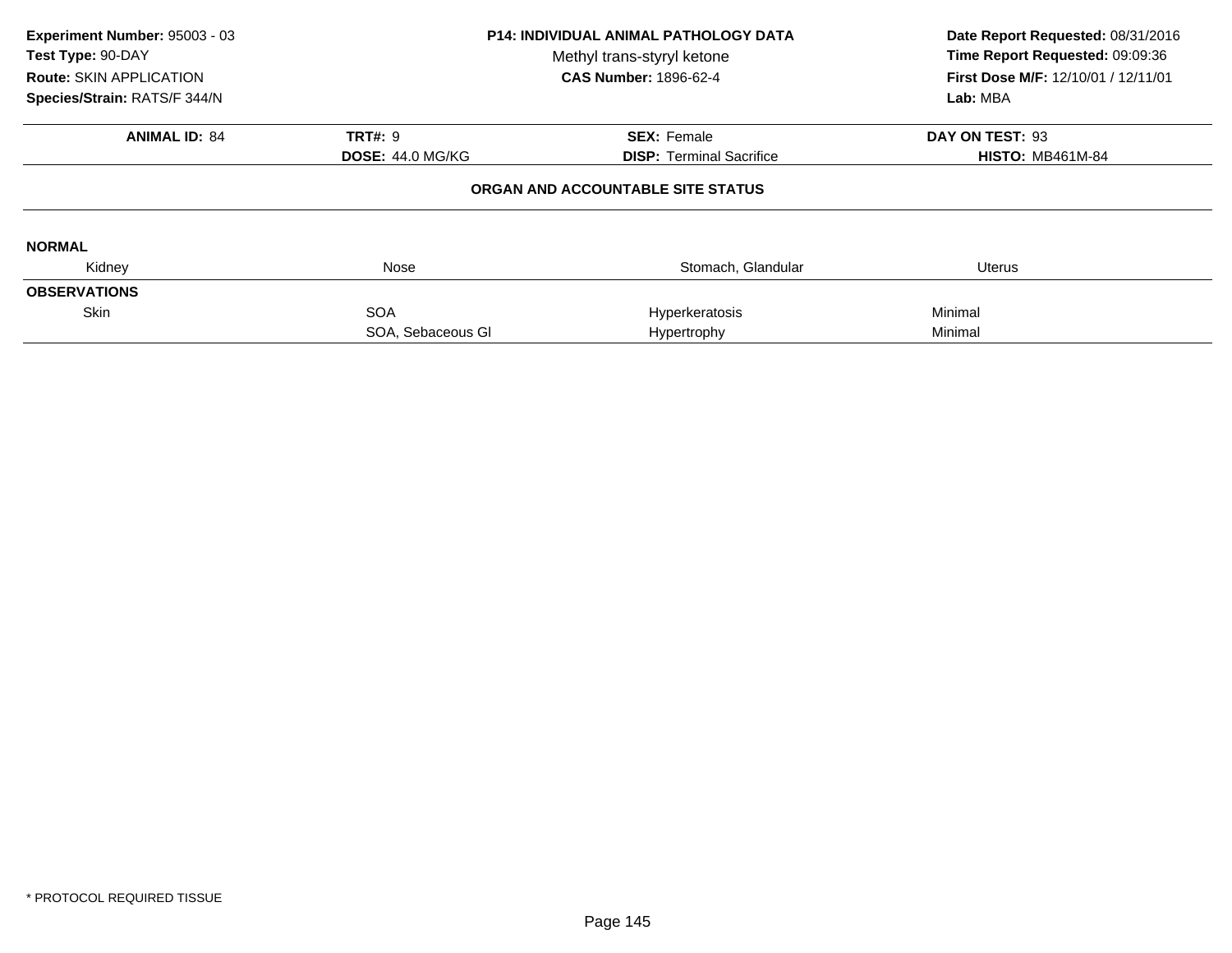**Experiment Number:** 95003 - 03
**Test Type:** 90-DAY
**Route:** SKIN APPLICATION
**Species/Strain:** RATS/F 344/N

**P14: INDIVIDUAL ANIMAL PATHOLOGY DATA**
Methyl trans-styryl ketone
**CAS Number:** 1896-62-4

**Date Report Requested:** 08/31/2016
**Time Report Requested:** 09:09:36
**First Dose M/F:** 12/10/01 / 12/11/01
**Lab:** MBA

| **ANIMAL ID:** 84 | **TRT#:** 9 | **SEX:** Female | **DAY ON TEST:** 93 |
|---|---|---|---|
| | **DOSE:** 44.0 MG/KG | **DISP:** Terminal Sacrifice | **HISTO:** MB461M-84 |

## ORGAN AND ACCOUNTABLE SITE STATUS

**NORMAL**

| Kidney | Nose | Stomach, Glandular | Uterus |
|---|---|---|---|

**OBSERVATIONS**

| | | | |
|---|---|---|---|
| Skin | SOA | Hyperkeratosis | Minimal |
| | SOA, Sebaceous Gl | Hypertrophy | Minimal |

\* PROTOCOL REQUIRED TISSUE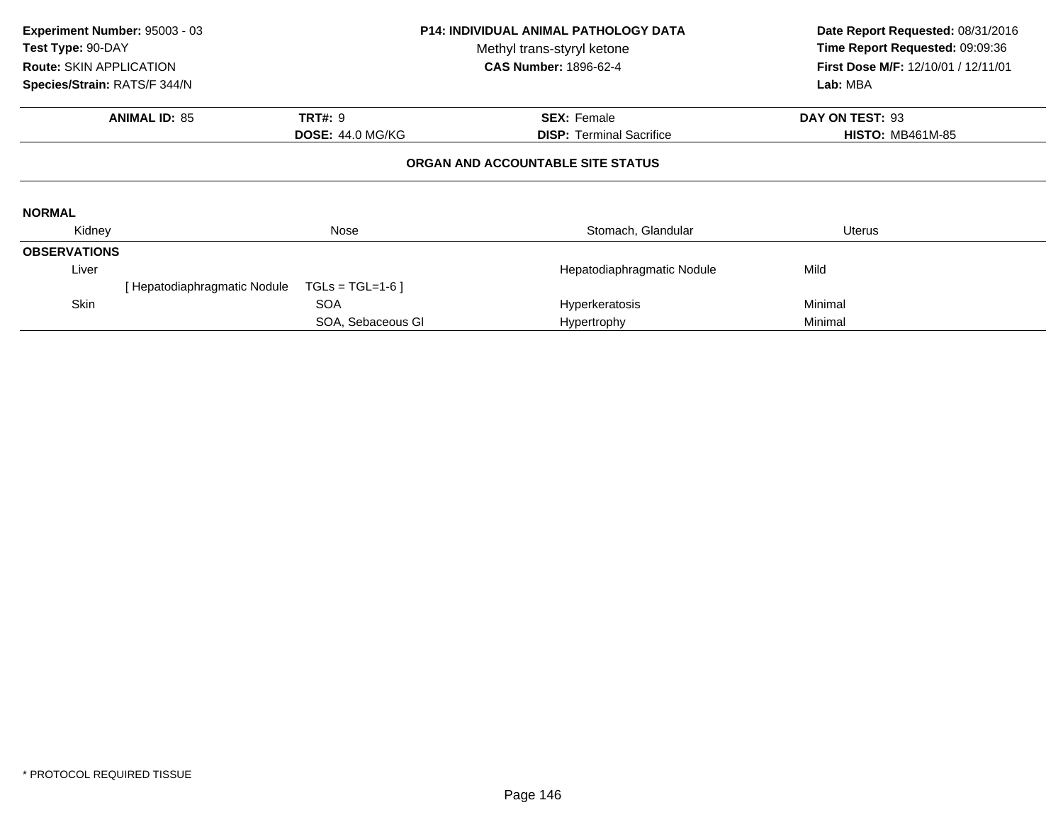**Experiment Number:** 95003 - 03
**Test Type:** 90-DAY
**Route:** SKIN APPLICATION
**Species/Strain:** RATS/F 344/N

**P14: INDIVIDUAL ANIMAL PATHOLOGY DATA**
Methyl trans-styryl ketone
**CAS Number:** 1896-62-4

**Date Report Requested:** 08/31/2016
**Time Report Requested:** 09:09:36
**First Dose M/F:** 12/10/01 / 12/11/01
**Lab:** MBA

| **ANIMAL ID:** 85 | **TRT#:** 9 | **SEX:** Female | **DAY ON TEST:** 93 |
|---|---|---|---|
| | **DOSE:** 44.0 MG/KG | **DISP:** Terminal Sacrifice | **HISTO:** MB461M-85 |

**ORGAN AND ACCOUNTABLE SITE STATUS**

**NORMAL**

| Kidney | Nose | Stomach, Glandular | Uterus |
|---|---|---|---|

**OBSERVATIONS**

| Organ | Site | Observation | Severity |
|---|---|---|---|
| Liver | | Hepatodiaphragmatic Nodule | Mild |
| [ Hepatodiaphragmatic Nodule | TGLs = TGL=1-6 ] | | |
| Skin | SOA | Hyperkeratosis | Minimal |
| | SOA, Sebaceous Gl | Hypertrophy | Minimal |

* PROTOCOL REQUIRED TISSUE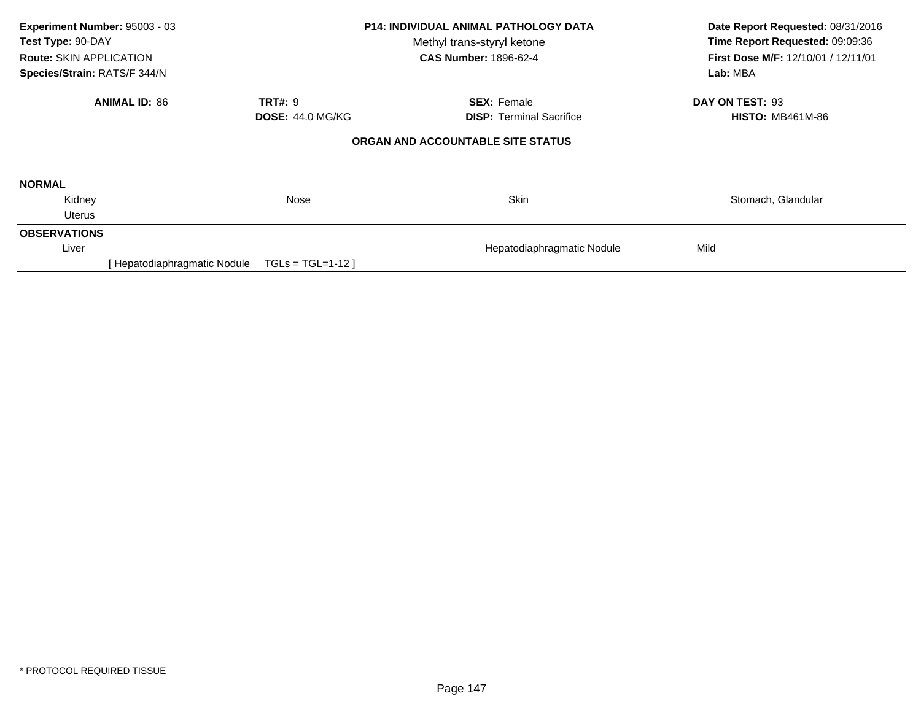**Experiment Number:** 95003 - 03
**Test Type:** 90-DAY
**Route:** SKIN APPLICATION
**Species/Strain:** RATS/F 344/N

**P14: INDIVIDUAL ANIMAL PATHOLOGY DATA**
Methyl trans-styryl ketone
**CAS Number:** 1896-62-4

**Date Report Requested:** 08/31/2016
**Time Report Requested:** 09:09:36
**First Dose M/F:** 12/10/01 / 12/11/01
**Lab:** MBA

| **ANIMAL ID:** 86 | **TRT#:** 9 | **SEX:** Female | **DAY ON TEST:** 93 |
|---|---|---|---|
| | **DOSE:** 44.0 MG/KG | **DISP:** Terminal Sacrifice | **HISTO:** MB461M-86 |

**ORGAN AND ACCOUNTABLE SITE STATUS**

**NORMAL**

| Kidney | Nose | Skin | Stomach, Glandular |
|---|---|---|---|
| Uterus | | | |

**OBSERVATIONS**

| Liver | | Hepatodiaphragmatic Nodule | Mild |
|---|---|---|---|
| [ Hepatodiaphragmatic Nodule | TGLs = TGL=1-12 ] | | |

* PROTOCOL REQUIRED TISSUE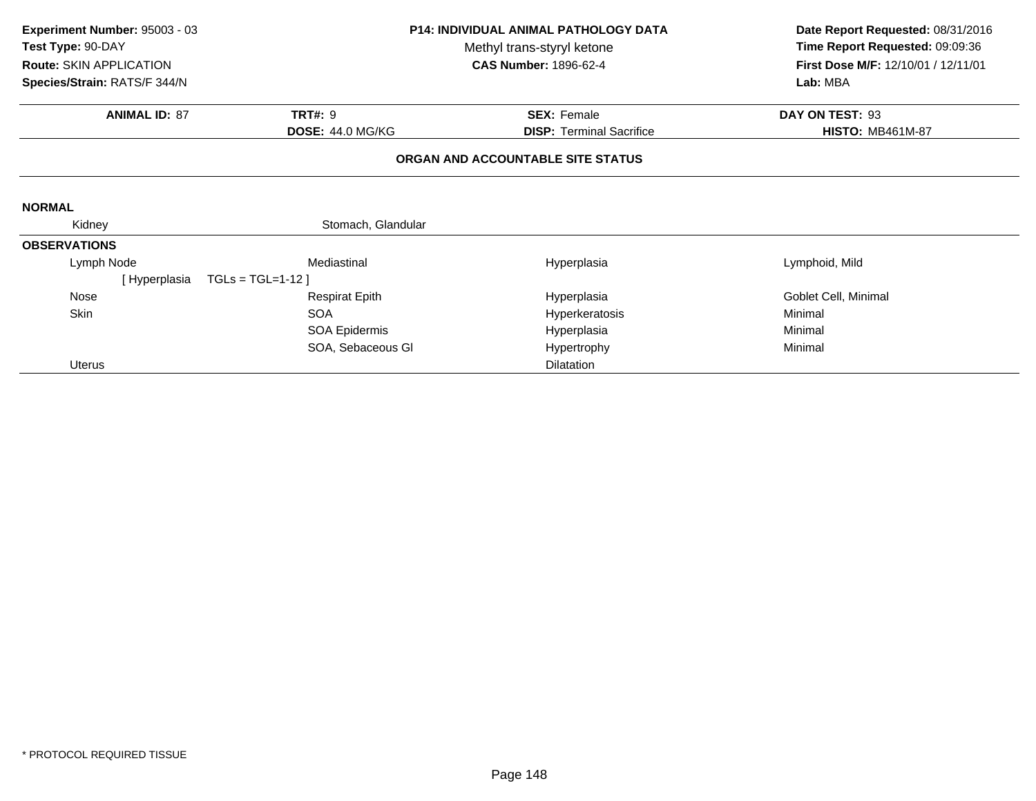**Experiment Number:** 95003 - 03
**Test Type:** 90-DAY
**Route:** SKIN APPLICATION
**Species/Strain:** RATS/F 344/N

**P14: INDIVIDUAL ANIMAL PATHOLOGY DATA**
Methyl trans-styryl ketone
**CAS Number:** 1896-62-4

**Date Report Requested:** 08/31/2016
**Time Report Requested:** 09:09:36
**First Dose M/F:** 12/10/01 / 12/11/01
**Lab:** MBA

| **ANIMAL ID:** 87 | **TRT#:** 9 | **SEX:** Female | **DAY ON TEST:** 93 |
|---|---|---|---|
| | **DOSE:** 44.0 MG/KG | **DISP:** Terminal Sacrifice | **HISTO:** MB461M-87 |

**ORGAN AND ACCOUNTABLE SITE STATUS**

**NORMAL**

| Kidney | Stomach, Glandular | | |
|---|---|---|---|

**OBSERVATIONS**

| | | | |
|---|---|---|---|
| Lymph Node | Mediastinal | Hyperplasia | Lymphoid, Mild |
| [ Hyperplasia TGLs = TGL=1-12 ] | | | |
| Nose | Respirat Epith | Hyperplasia | Goblet Cell, Minimal |
| Skin | SOA | Hyperkeratosis | Minimal |
| | SOA Epidermis | Hyperplasia | Minimal |
| | SOA, Sebaceous Gl | Hypertrophy | Minimal |
| Uterus | | Dilatation | |

* PROTOCOL REQUIRED TISSUE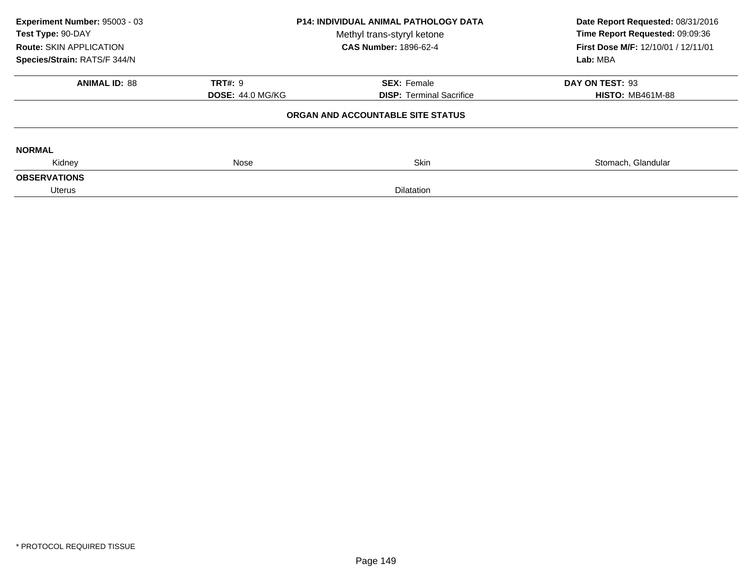**Experiment Number:** 95003 - 03
**Test Type:** 90-DAY
**Route:** SKIN APPLICATION
**Species/Strain:** RATS/F 344/N

**P14: INDIVIDUAL ANIMAL PATHOLOGY DATA**
Methyl trans-styryl ketone
**CAS Number:** 1896-62-4

**Date Report Requested:** 08/31/2016
**Time Report Requested:** 09:09:36
**First Dose M/F:** 12/10/01 / 12/11/01
**Lab:** MBA

| **ANIMAL ID:** 88 | **TRT#:** 9 | **SEX:** Female | **DAY ON TEST:** 93 |
|---|---|---|---|
| | **DOSE:** 44.0 MG/KG | **DISP:** Terminal Sacrifice | **HISTO:** MB461M-88 |

**ORGAN AND ACCOUNTABLE SITE STATUS**

**NORMAL**

| Kidney | Nose | Skin | Stomach, Glandular |
|---|---|---|---|

**OBSERVATIONS**

| Uterus | Dilatation |
|---|---|

* PROTOCOL REQUIRED TISSUE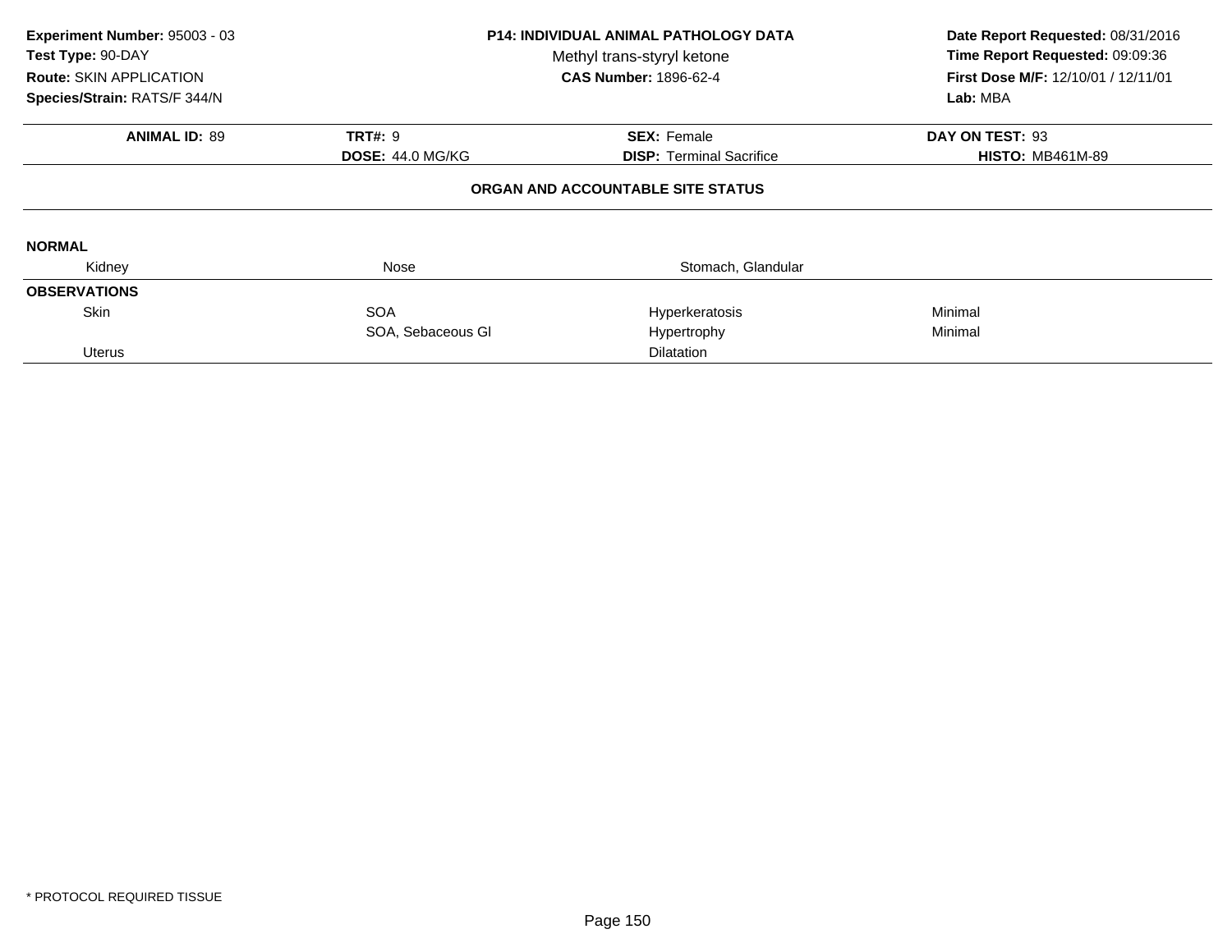**Experiment Number:** 95003 - 03
**Test Type:** 90-DAY
**Route:** SKIN APPLICATION
**Species/Strain:** RATS/F 344/N

**P14: INDIVIDUAL ANIMAL PATHOLOGY DATA**
Methyl trans-styryl ketone
**CAS Number:** 1896-62-4

**Date Report Requested:** 08/31/2016
**Time Report Requested:** 09:09:36
**First Dose M/F:** 12/10/01 / 12/11/01
**Lab:** MBA

| **ANIMAL ID:** 89 | **TRT#:** 9 | **SEX:** Female | **DAY ON TEST:** 93 |
|---|---|---|---|
| | **DOSE:** 44.0 MG/KG | **DISP:** Terminal Sacrifice | **HISTO:** MB461M-89 |

## ORGAN AND ACCOUNTABLE SITE STATUS

**NORMAL**

| Kidney | Nose | Stomach, Glandular | |
|---|---|---|---|

**OBSERVATIONS**

| | | | |
|---|---|---|---|
| Skin | SOA | Hyperkeratosis | Minimal |
| | SOA, Sebaceous Gl | Hypertrophy | Minimal |
| Uterus | | Dilatation | |

* PROTOCOL REQUIRED TISSUE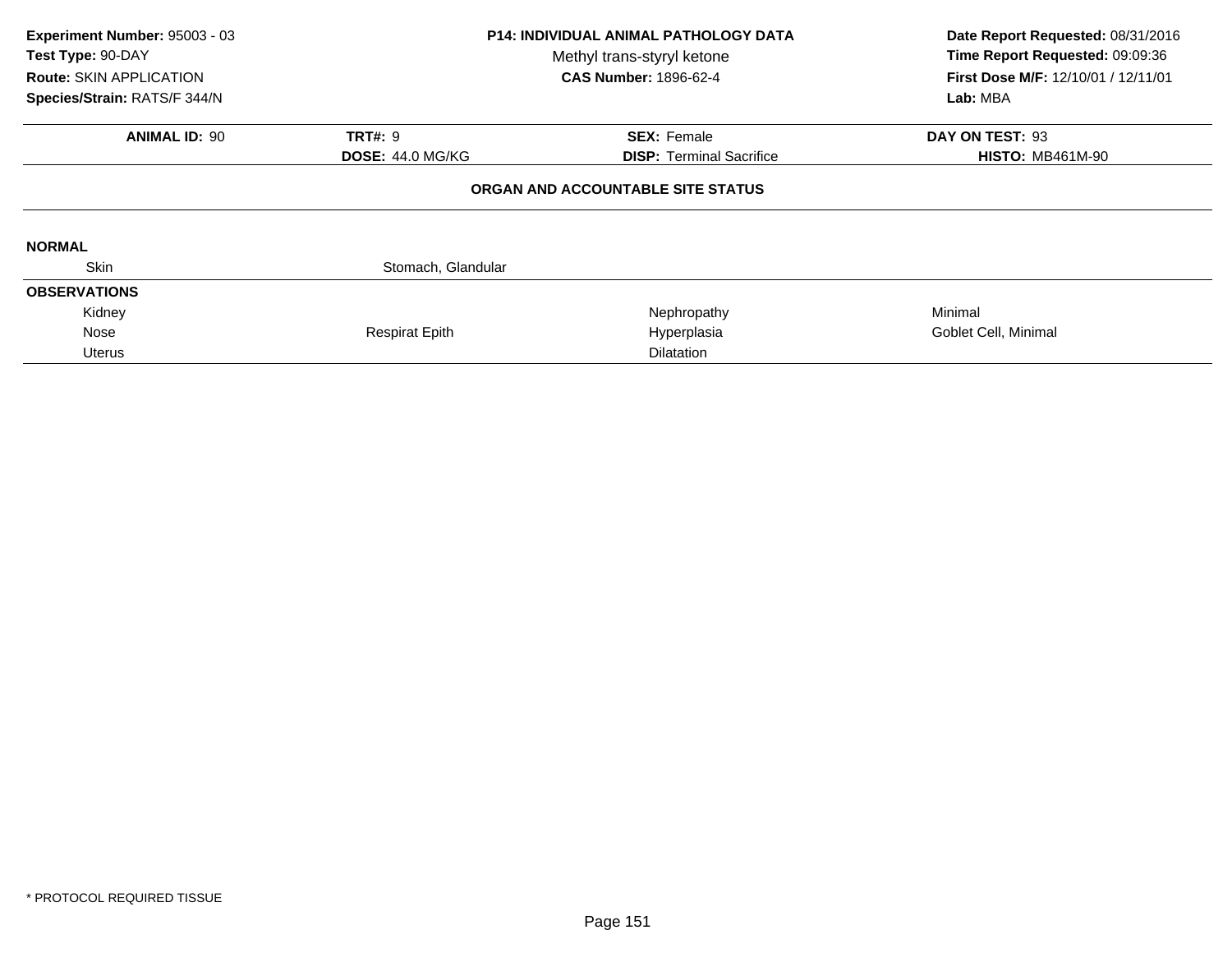**Experiment Number:** 95003 - 03
**Test Type:** 90-DAY
**Route:** SKIN APPLICATION
**Species/Strain:** RATS/F 344/N

**P14: INDIVIDUAL ANIMAL PATHOLOGY DATA**
Methyl trans-styryl ketone
**CAS Number:** 1896-62-4

**Date Report Requested:** 08/31/2016
**Time Report Requested:** 09:09:36
**First Dose M/F:** 12/10/01 / 12/11/01
**Lab:** MBA

| **ANIMAL ID:** 90 | **TRT#:** 9 | **SEX:** Female | **DAY ON TEST:** 93 |
|---|---|---|---|
| | **DOSE:** 44.0 MG/KG | **DISP:** Terminal Sacrifice | **HISTO:** MB461M-90 |

**ORGAN AND ACCOUNTABLE SITE STATUS**

**NORMAL**

| Skin | Stomach, Glandular | | |
|---|---|---|---|

**OBSERVATIONS**

| Organ | Site | Finding | Qualifier |
|---|---|---|---|
| Kidney | | Nephropathy | Minimal |
| Nose | Respirat Epith | Hyperplasia | Goblet Cell, Minimal |
| Uterus | | Dilatation | |

\* PROTOCOL REQUIRED TISSUE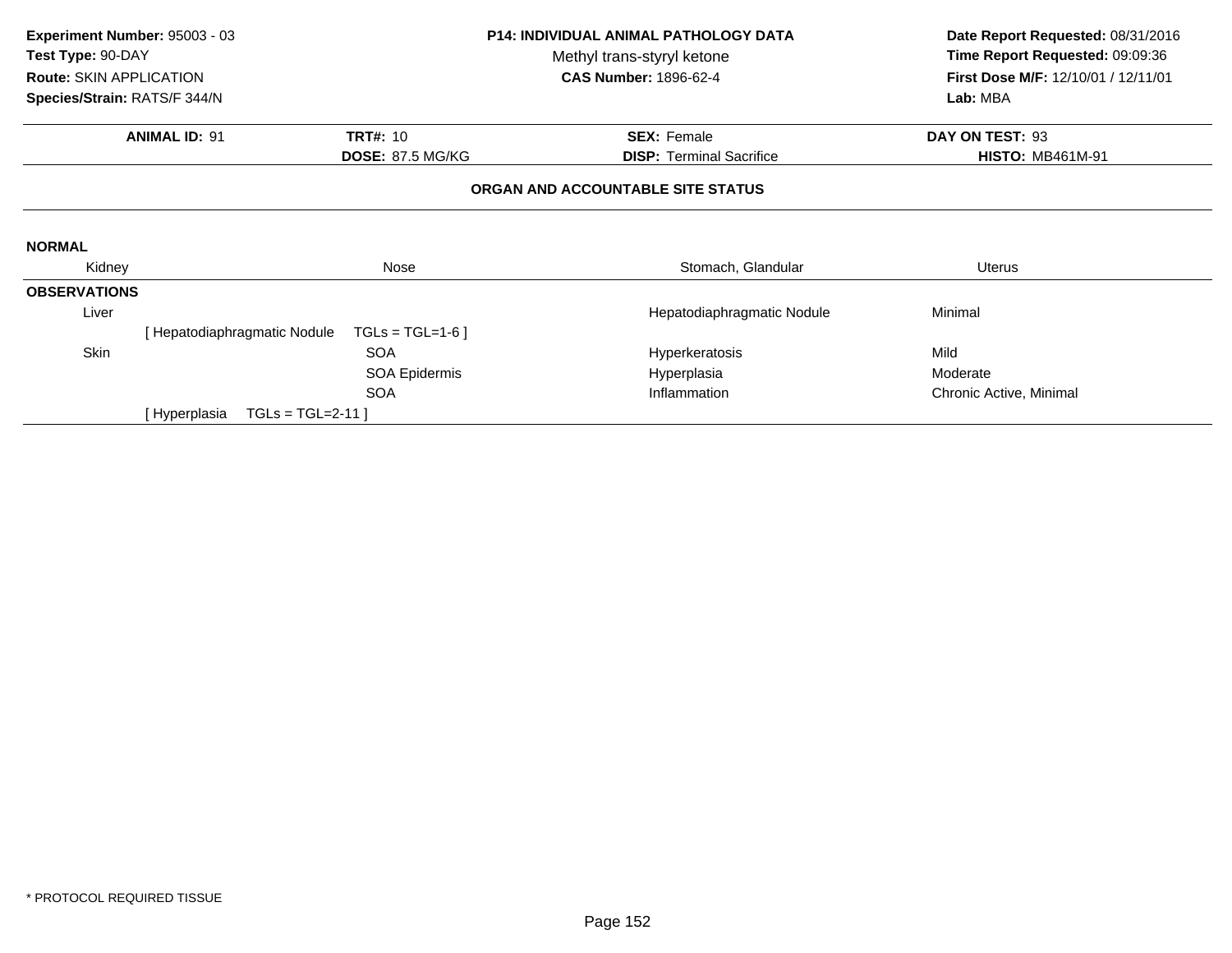**Experiment Number:** 95003 - 03
**Test Type:** 90-DAY
**Route:** SKIN APPLICATION
**Species/Strain:** RATS/F 344/N

**P14: INDIVIDUAL ANIMAL PATHOLOGY DATA**
Methyl trans-styryl ketone
**CAS Number:** 1896-62-4

**Date Report Requested:** 08/31/2016
**Time Report Requested:** 09:09:36
**First Dose M/F:** 12/10/01 / 12/11/01
**Lab:** MBA

| **ANIMAL ID:** 91 | **TRT#:** 10 | **SEX:** Female | **DAY ON TEST:** 93 |
|---|---|---|---|
| | **DOSE:** 87.5 MG/KG | **DISP:** Terminal Sacrifice | **HISTO:** MB461M-91 |

**ORGAN AND ACCOUNTABLE SITE STATUS**

**NORMAL**

| Kidney | Nose | Stomach, Glandular | Uterus |
|---|---|---|---|

**OBSERVATIONS**

| Organ | Site | Observation | Severity |
|---|---|---|---|
| Liver | | Hepatodiaphragmatic Nodule | Minimal |
| [ Hepatodiaphragmatic Nodule TGLs = TGL=1-6 ] | | | |
| Skin | SOA | Hyperkeratosis | Mild |
| | SOA Epidermis | Hyperplasia | Moderate |
| | SOA | Inflammation | Chronic Active, Minimal |
| [ Hyperplasia TGLs = TGL=2-11 ] | | | |

* PROTOCOL REQUIRED TISSUE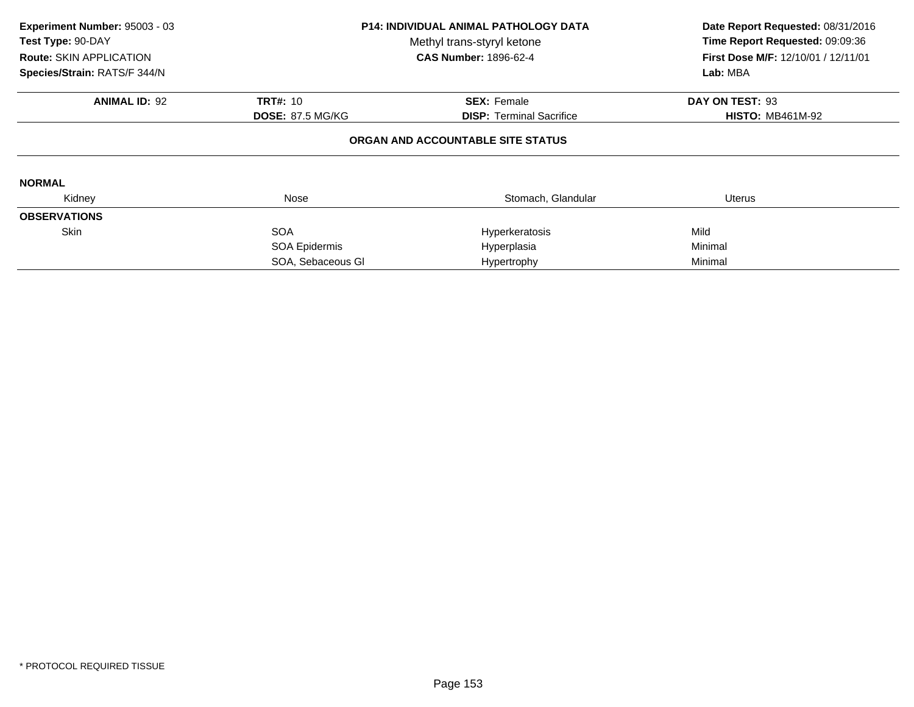**Experiment Number:** 95003 - 03
**Test Type:** 90-DAY
**Route:** SKIN APPLICATION
**Species/Strain:** RATS/F 344/N

**P14: INDIVIDUAL ANIMAL PATHOLOGY DATA**
Methyl trans-styryl ketone
**CAS Number:** 1896-62-4

**Date Report Requested:** 08/31/2016
**Time Report Requested:** 09:09:36
**First Dose M/F:** 12/10/01 / 12/11/01
**Lab:** MBA

| **ANIMAL ID:** 92 | **TRT#:** 10 | **SEX:** Female | **DAY ON TEST:** 93 |
|---|---|---|---|
| | **DOSE:** 87.5 MG/KG | **DISP:** Terminal Sacrifice | **HISTO:** MB461M-92 |

**ORGAN AND ACCOUNTABLE SITE STATUS**

**NORMAL**

| Kidney | Nose | Stomach, Glandular | Uterus |
|---|---|---|---|

**OBSERVATIONS**

| Organ | Site | Observation | Severity |
|---|---|---|---|
| Skin | SOA | Hyperkeratosis | Mild |
| | SOA Epidermis | Hyperplasia | Minimal |
| | SOA, Sebaceous Gl | Hypertrophy | Minimal |

* PROTOCOL REQUIRED TISSUE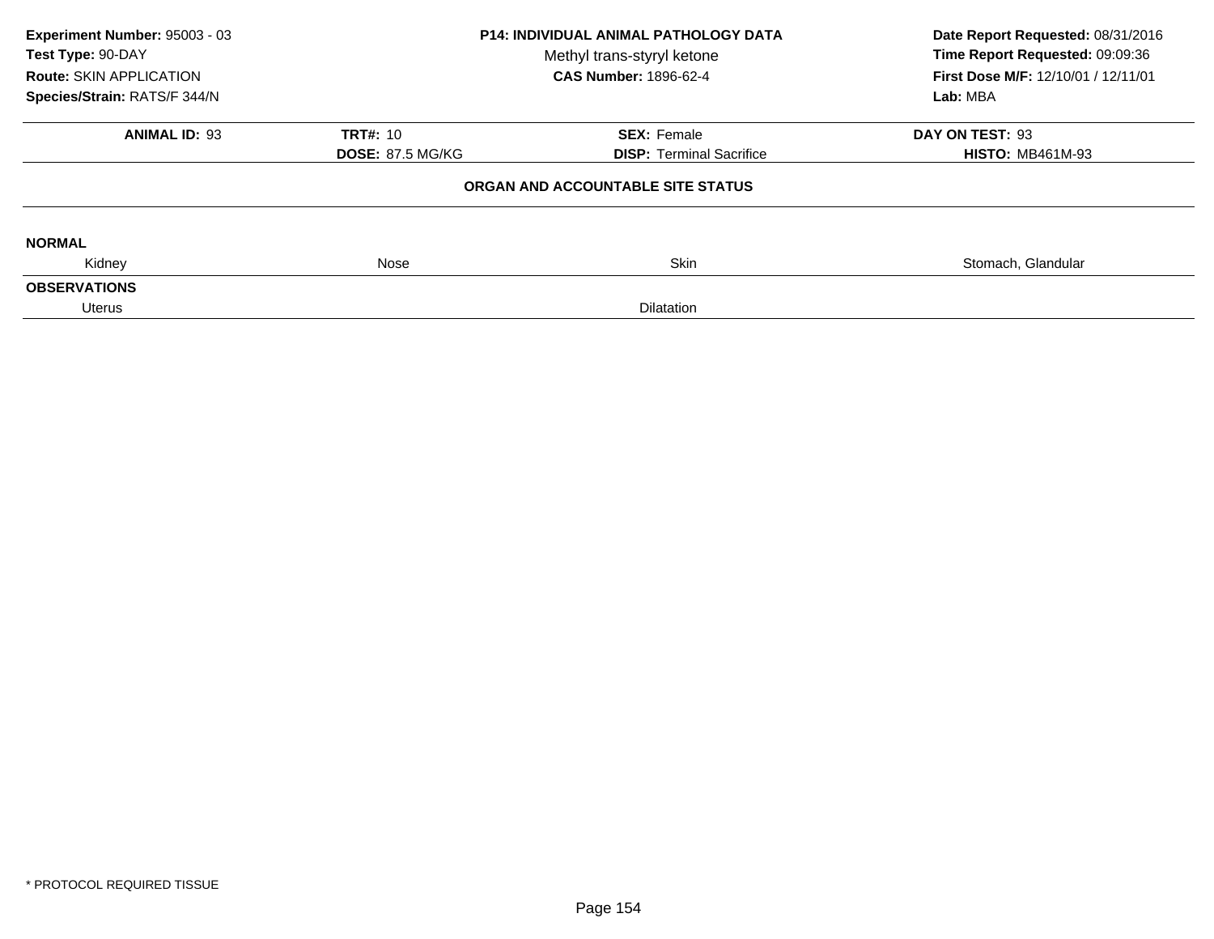**Experiment Number:** 95003 - 03
**Test Type:** 90-DAY
**Route:** SKIN APPLICATION
**Species/Strain:** RATS/F 344/N

**P14: INDIVIDUAL ANIMAL PATHOLOGY DATA**
Methyl trans-styryl ketone
**CAS Number:** 1896-62-4

**Date Report Requested:** 08/31/2016
**Time Report Requested:** 09:09:36
**First Dose M/F:** 12/10/01 / 12/11/01
**Lab:** MBA

| **ANIMAL ID:** 93 | **TRT#:** 10 | **SEX:** Female | **DAY ON TEST:** 93 |
|---|---|---|---|
| | **DOSE:** 87.5 MG/KG | **DISP:** Terminal Sacrifice | **HISTO:** MB461M-93 |

**ORGAN AND ACCOUNTABLE SITE STATUS**

**NORMAL**

| Kidney | Nose | Skin | Stomach, Glandular |
|---|---|---|---|

**OBSERVATIONS**

| Uterus | Dilatation |
|---|---|

* PROTOCOL REQUIRED TISSUE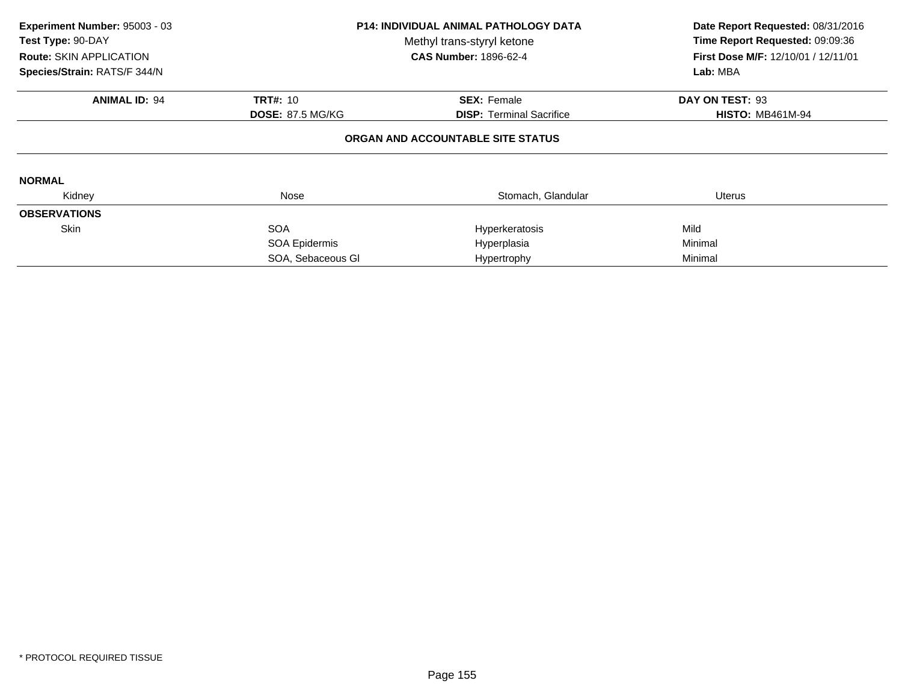**Experiment Number:** 95003 - 03
**Test Type:** 90-DAY
**Route:** SKIN APPLICATION
**Species/Strain:** RATS/F 344/N

**P14: INDIVIDUAL ANIMAL PATHOLOGY DATA**
Methyl trans-styryl ketone
**CAS Number:** 1896-62-4

**Date Report Requested:** 08/31/2016
**Time Report Requested:** 09:09:36
**First Dose M/F:** 12/10/01 / 12/11/01
**Lab:** MBA

| **ANIMAL ID:** 94 | **TRT#:** 10 | **SEX:** Female | **DAY ON TEST:** 93 |
|---|---|---|---|
| | **DOSE:** 87.5 MG/KG | **DISP:** Terminal Sacrifice | **HISTO:** MB461M-94 |

**ORGAN AND ACCOUNTABLE SITE STATUS**

**NORMAL**

| Kidney | Nose | Stomach, Glandular | Uterus |
|---|---|---|---|

**OBSERVATIONS**

| Organ | Site | Observation | Severity |
|---|---|---|---|
| Skin | SOA | Hyperkeratosis | Mild |
| | SOA Epidermis | Hyperplasia | Minimal |
| | SOA, Sebaceous Gl | Hypertrophy | Minimal |

\* PROTOCOL REQUIRED TISSUE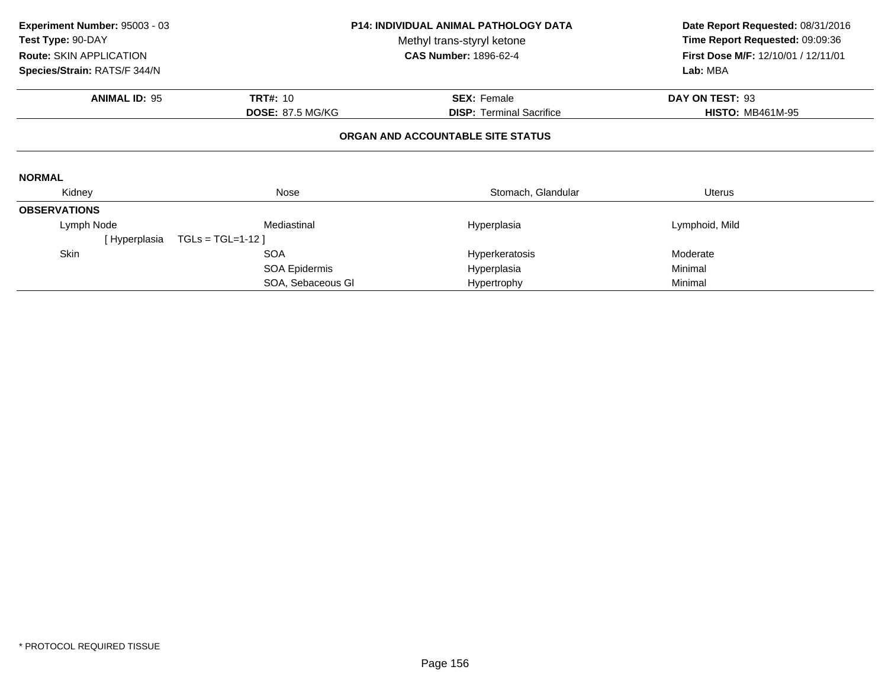**Experiment Number:** 95003 - 03
**Test Type:** 90-DAY
**Route:** SKIN APPLICATION
**Species/Strain:** RATS/F 344/N

**P14: INDIVIDUAL ANIMAL PATHOLOGY DATA**
Methyl trans-styryl ketone
**CAS Number:** 1896-62-4

**Date Report Requested:** 08/31/2016
**Time Report Requested:** 09:09:36
**First Dose M/F:** 12/10/01 / 12/11/01
**Lab:** MBA

| **ANIMAL ID:** 95 | **TRT#:** 10 | **SEX:** Female | **DAY ON TEST:** 93 |
|---|---|---|---|
| | **DOSE:** 87.5 MG/KG | **DISP:** Terminal Sacrifice | **HISTO:** MB461M-95 |

## ORGAN AND ACCOUNTABLE SITE STATUS

**NORMAL**

| Kidney | Nose | Stomach, Glandular | Uterus |
|---|---|---|---|

**OBSERVATIONS**

| | | | |
|---|---|---|---|
| Lymph Node | Mediastinal | Hyperplasia | Lymphoid, Mild |
| [ Hyperplasia TGLs = TGL=1-12 ] | | | |
| Skin | SOA | Hyperkeratosis | Moderate |
| | SOA Epidermis | Hyperplasia | Minimal |
| | SOA, Sebaceous Gl | Hypertrophy | Minimal |

* PROTOCOL REQUIRED TISSUE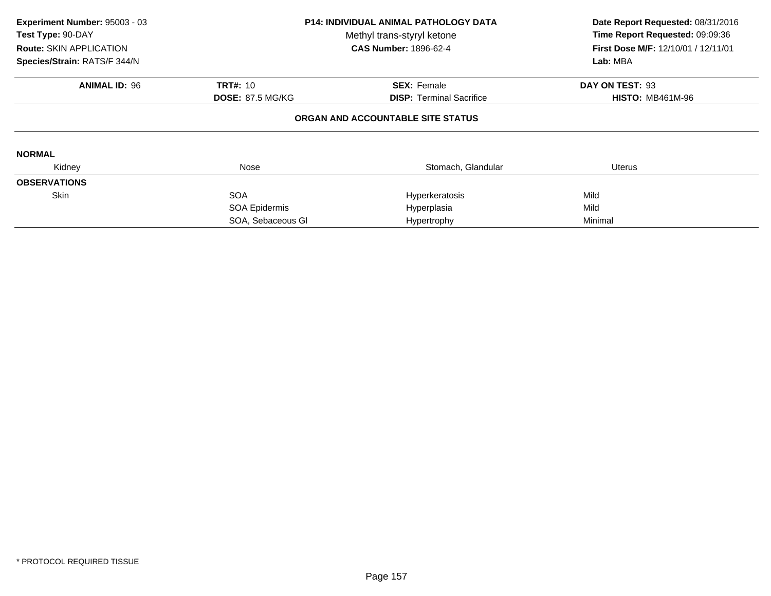**Experiment Number:** 95003 - 03
**Test Type:** 90-DAY
**Route:** SKIN APPLICATION
**Species/Strain:** RATS/F 344/N

**P14: INDIVIDUAL ANIMAL PATHOLOGY DATA**
Methyl trans-styryl ketone
**CAS Number:** 1896-62-4

**Date Report Requested:** 08/31/2016
**Time Report Requested:** 09:09:36
**First Dose M/F:** 12/10/01 / 12/11/01
**Lab:** MBA

| **ANIMAL ID:** 96 | **TRT#:** 10 | **SEX:** Female | **DAY ON TEST:** 93 |
|---|---|---|---|
| | **DOSE:** 87.5 MG/KG | **DISP:** Terminal Sacrifice | **HISTO:** MB461M-96 |

**ORGAN AND ACCOUNTABLE SITE STATUS**

**NORMAL**

| | | | |
|---|---|---|---|
| Kidney | Nose | Stomach, Glandular | Uterus |

**OBSERVATIONS**

| | | | |
|---|---|---|---|
| Skin | SOA | Hyperkeratosis | Mild |
| | SOA Epidermis | Hyperplasia | Mild |
| | SOA, Sebaceous Gl | Hypertrophy | Minimal |

* PROTOCOL REQUIRED TISSUE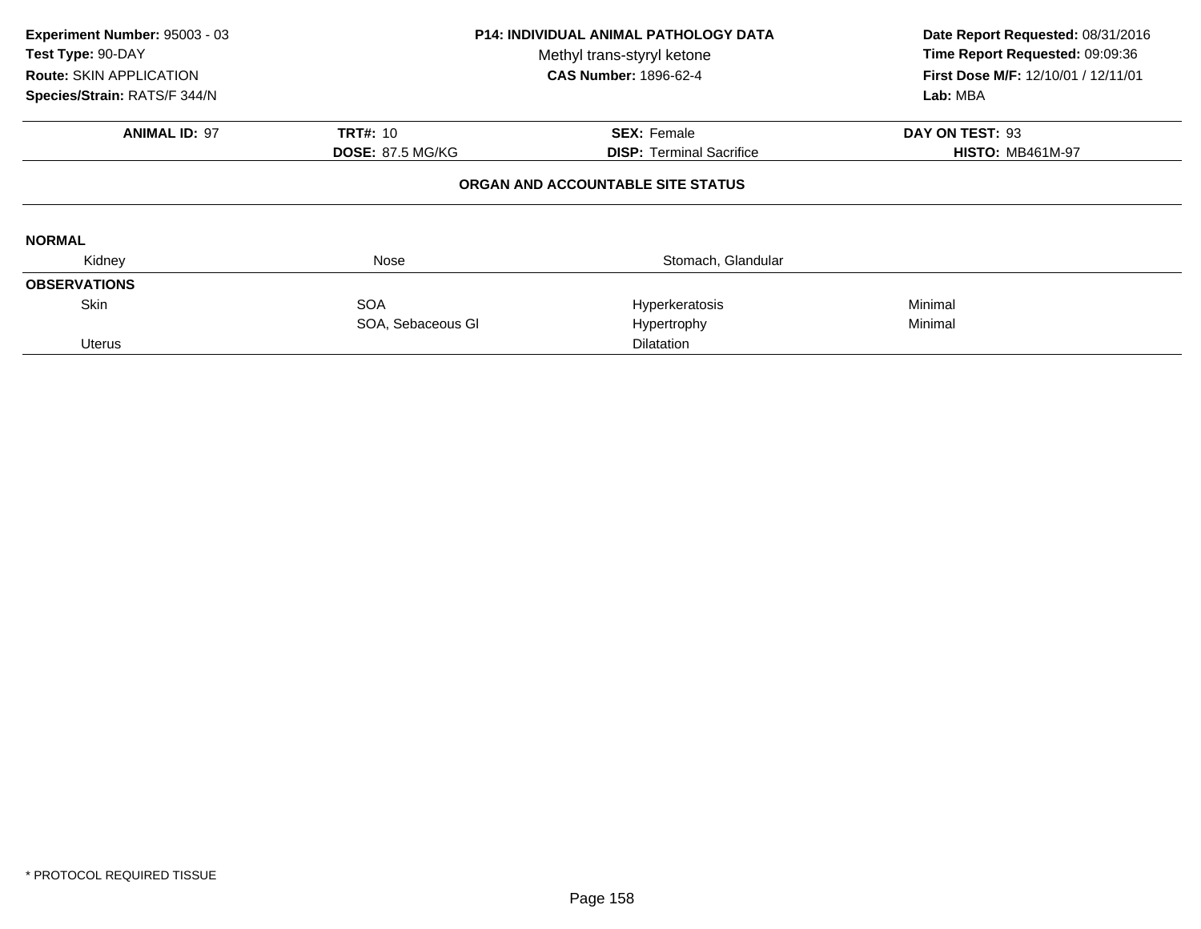**Experiment Number:** 95003 - 03
**Test Type:** 90-DAY
**Route:** SKIN APPLICATION
**Species/Strain:** RATS/F 344/N

**P14: INDIVIDUAL ANIMAL PATHOLOGY DATA**
Methyl trans-styryl ketone
**CAS Number:** 1896-62-4

**Date Report Requested:** 08/31/2016
**Time Report Requested:** 09:09:36
**First Dose M/F:** 12/10/01 / 12/11/01
**Lab:** MBA

| **ANIMAL ID:** 97 | **TRT#:** 10 | **SEX:** Female | **DAY ON TEST:** 93 |
|---|---|---|---|
| | **DOSE:** 87.5 MG/KG | **DISP:** Terminal Sacrifice | **HISTO:** MB461M-97 |

## ORGAN AND ACCOUNTABLE SITE STATUS

**NORMAL**

| Kidney | Nose | Stomach, Glandular | |
|---|---|---|---|

**OBSERVATIONS**

| Organ | Site | Observation | Severity |
|---|---|---|---|
| Skin | SOA | Hyperkeratosis | Minimal |
| | SOA, Sebaceous Gl | Hypertrophy | Minimal |
| Uterus | | Dilatation | |

\* PROTOCOL REQUIRED TISSUE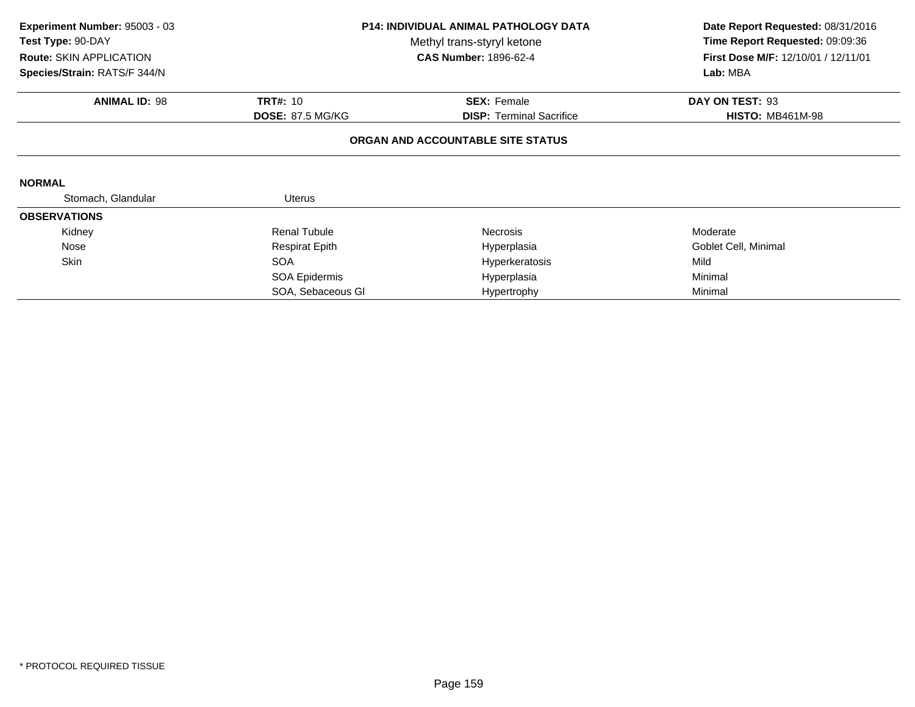**Experiment Number:** 95003 - 03
**Test Type:** 90-DAY
**Route:** SKIN APPLICATION
**Species/Strain:** RATS/F 344/N

**P14: INDIVIDUAL ANIMAL PATHOLOGY DATA**
Methyl trans-styryl ketone
**CAS Number:** 1896-62-4

**Date Report Requested:** 08/31/2016
**Time Report Requested:** 09:09:36
**First Dose M/F:** 12/10/01 / 12/11/01
**Lab:** MBA

| **ANIMAL ID:** 98 | **TRT#:** 10 | **SEX:** Female | **DAY ON TEST:** 93 |
|---|---|---|---|
| | **DOSE:** 87.5 MG/KG | **DISP:** Terminal Sacrifice | **HISTO:** MB461M-98 |

**ORGAN AND ACCOUNTABLE SITE STATUS**

**NORMAL**

| | | | |
|---|---|---|---|
| Stomach, Glandular | Uterus | | |

**OBSERVATIONS**

| | | | |
|---|---|---|---|
| Kidney | Renal Tubule | Necrosis | Moderate |
| Nose | Respirat Epith | Hyperplasia | Goblet Cell, Minimal |
| Skin | SOA | Hyperkeratosis | Mild |
| | SOA Epidermis | Hyperplasia | Minimal |
| | SOA, Sebaceous Gl | Hypertrophy | Minimal |

* PROTOCOL REQUIRED TISSUE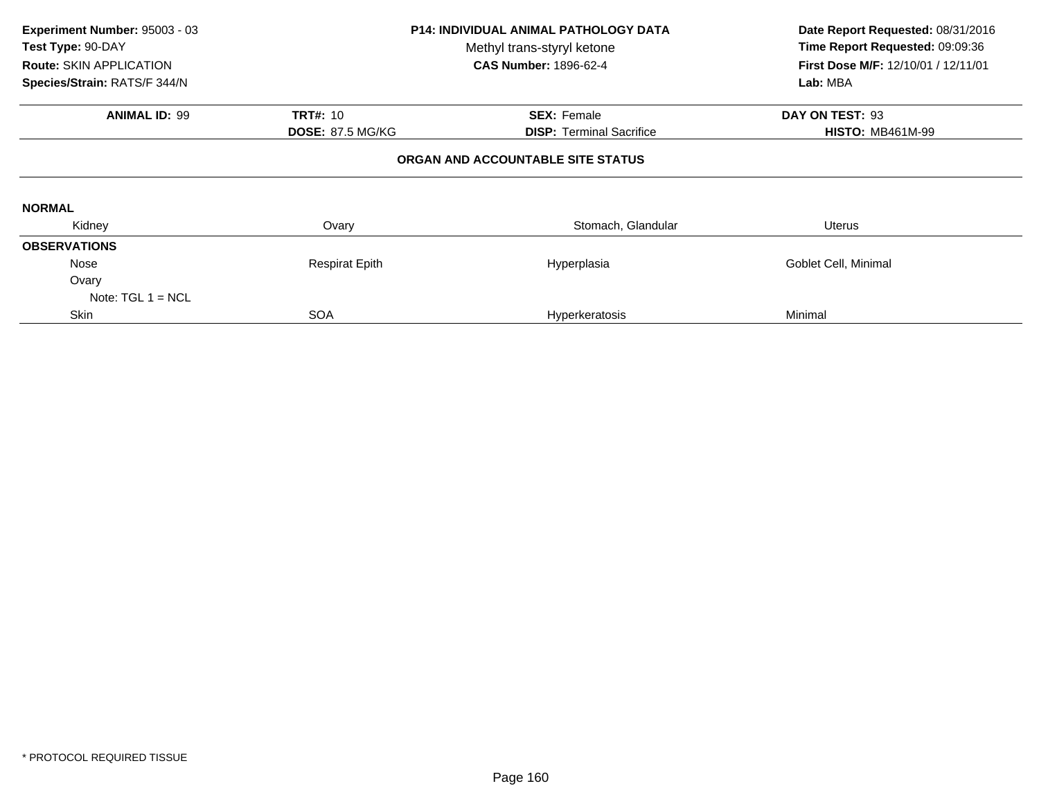**Experiment Number:** 95003 - 03
**Test Type:** 90-DAY
**Route:** SKIN APPLICATION
**Species/Strain:** RATS/F 344/N

**P14: INDIVIDUAL ANIMAL PATHOLOGY DATA**
Methyl trans-styryl ketone
**CAS Number:** 1896-62-4

**Date Report Requested:** 08/31/2016
**Time Report Requested:** 09:09:36
**First Dose M/F:** 12/10/01 / 12/11/01
**Lab:** MBA

| **ANIMAL ID:** 99 | **TRT#:** 10 | **SEX:** Female | **DAY ON TEST:** 93 |
|---|---|---|---|
| | **DOSE:** 87.5 MG/KG | **DISP:** Terminal Sacrifice | **HISTO:** MB461M-99 |

**ORGAN AND ACCOUNTABLE SITE STATUS**

**NORMAL**

| Kidney | Ovary | Stomach, Glandular | Uterus |
|---|---|---|---|

**OBSERVATIONS**

| | | | |
|---|---|---|---|
| Nose | Respirat Epith | Hyperplasia | Goblet Cell, Minimal |
| Ovary | | | |
| Note: TGL 1 = NCL | | | |
| Skin | SOA | Hyperkeratosis | Minimal |

* PROTOCOL REQUIRED TISSUE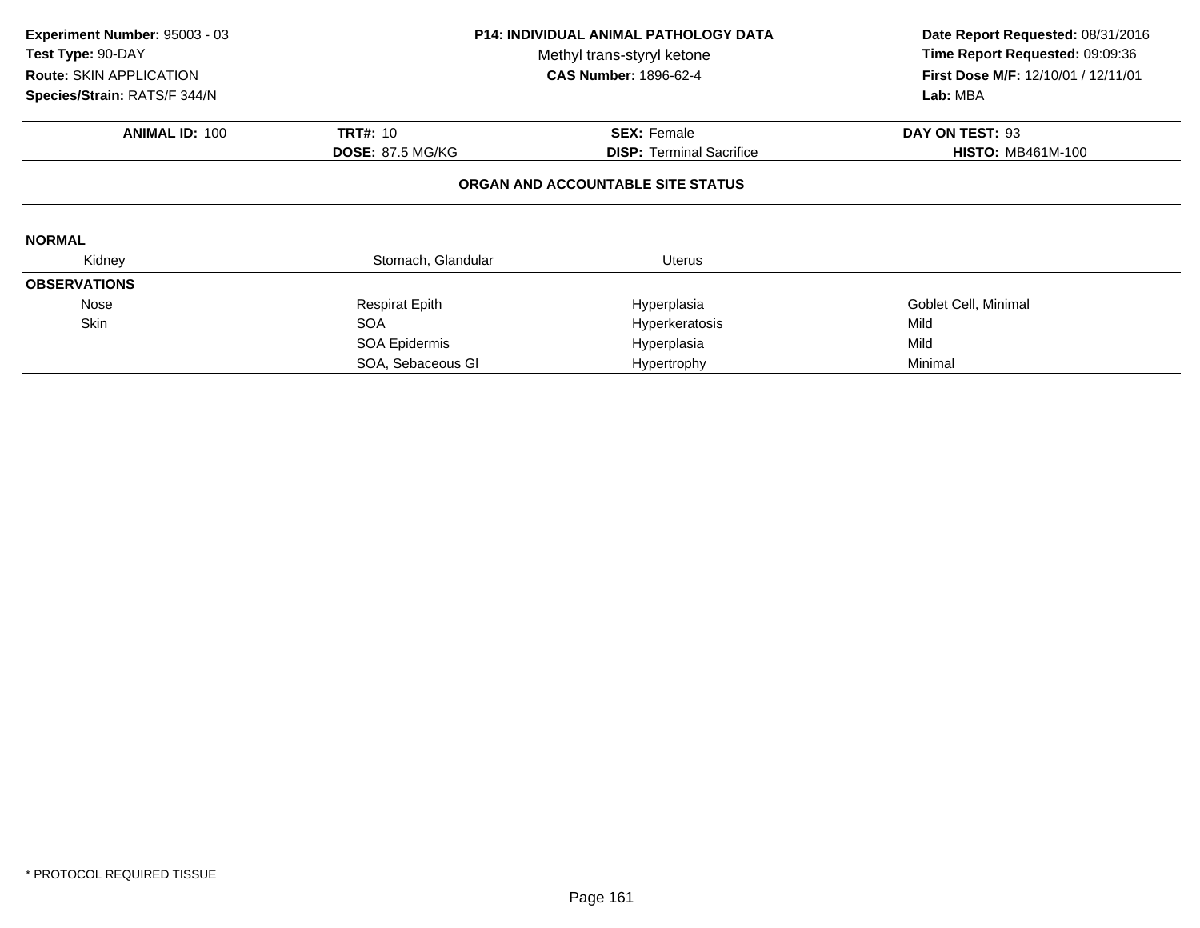**Experiment Number:** 95003 - 03
**Test Type:** 90-DAY
**Route:** SKIN APPLICATION
**Species/Strain:** RATS/F 344/N

**P14: INDIVIDUAL ANIMAL PATHOLOGY DATA**
Methyl trans-styryl ketone
**CAS Number:** 1896-62-4

**Date Report Requested:** 08/31/2016
**Time Report Requested:** 09:09:36
**First Dose M/F:** 12/10/01 / 12/11/01
**Lab:** MBA

| **ANIMAL ID:** 100 | **TRT#:** 10 | **SEX:** Female | **DAY ON TEST:** 93 |
|---|---|---|---|
| | **DOSE:** 87.5 MG/KG | **DISP:** Terminal Sacrifice | **HISTO:** MB461M-100 |

**ORGAN AND ACCOUNTABLE SITE STATUS**

**NORMAL**

| Kidney | Stomach, Glandular | Uterus | |
|---|---|---|---|

**OBSERVATIONS**

| | | | |
|---|---|---|---|
| Nose | Respirat Epith | Hyperplasia | Goblet Cell, Minimal |
| Skin | SOA | Hyperkeratosis | Mild |
| | SOA Epidermis | Hyperplasia | Mild |
| | SOA, Sebaceous Gl | Hypertrophy | Minimal |

* PROTOCOL REQUIRED TISSUE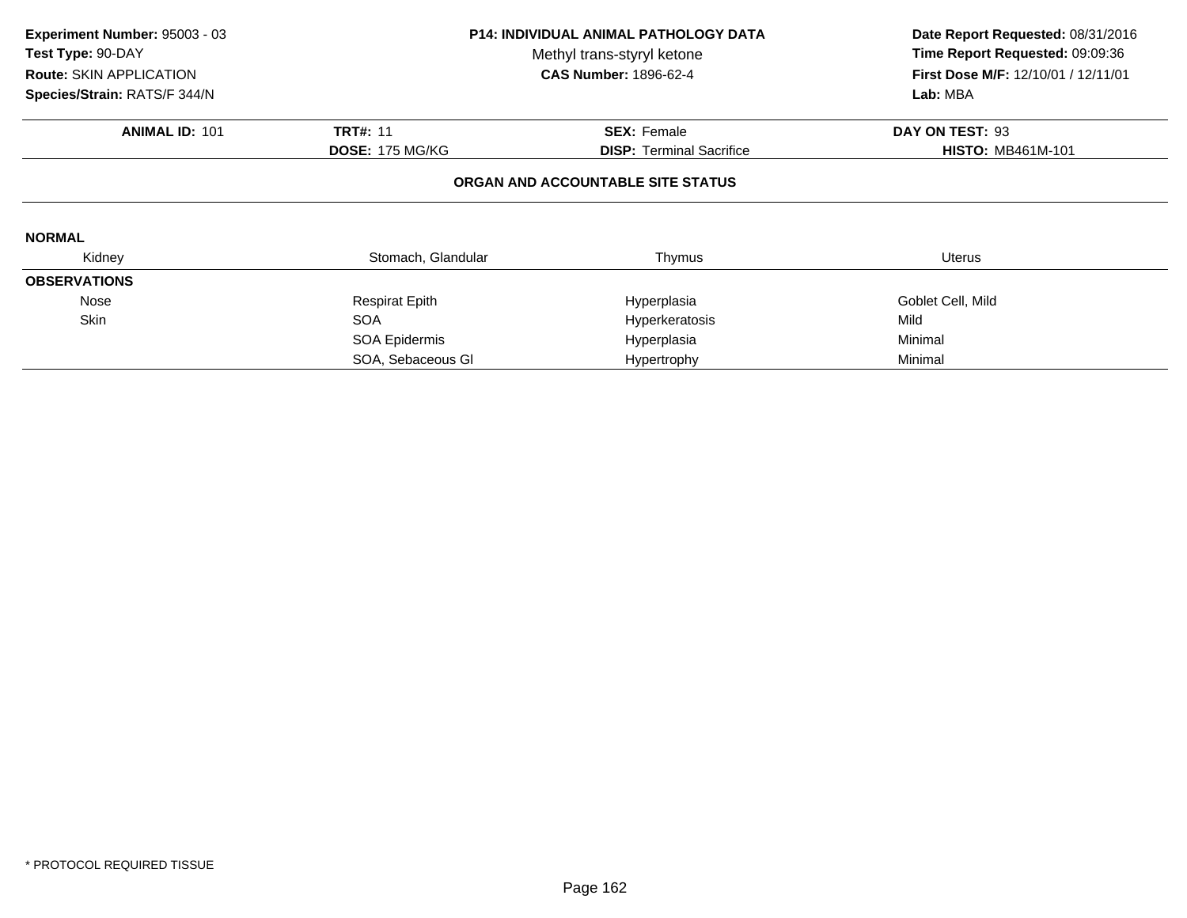**Experiment Number:** 95003 - 03
**Test Type:** 90-DAY
**Route:** SKIN APPLICATION
**Species/Strain:** RATS/F 344/N

**P14: INDIVIDUAL ANIMAL PATHOLOGY DATA**
Methyl trans-styryl ketone
**CAS Number:** 1896-62-4

**Date Report Requested:** 08/31/2016
**Time Report Requested:** 09:09:36
**First Dose M/F:** 12/10/01 / 12/11/01
**Lab:** MBA

| **ANIMAL ID:** 101 | **TRT#:** 11 | **SEX:** Female | **DAY ON TEST:** 93 |
|---|---|---|---|
| | **DOSE:** 175 MG/KG | **DISP:** Terminal Sacrifice | **HISTO:** MB461M-101 |

**ORGAN AND ACCOUNTABLE SITE STATUS**

| | | | |
|---|---|---|---|
| **NORMAL** | | | |
| Kidney | Stomach, Glandular | Thymus | Uterus |
| **OBSERVATIONS** | | | |
| Nose | Respirat Epith | Hyperplasia | Goblet Cell, Mild |
| Skin | SOA | Hyperkeratosis | Mild |
| | SOA Epidermis | Hyperplasia | Minimal |
| | SOA, Sebaceous Gl | Hypertrophy | Minimal |

* PROTOCOL REQUIRED TISSUE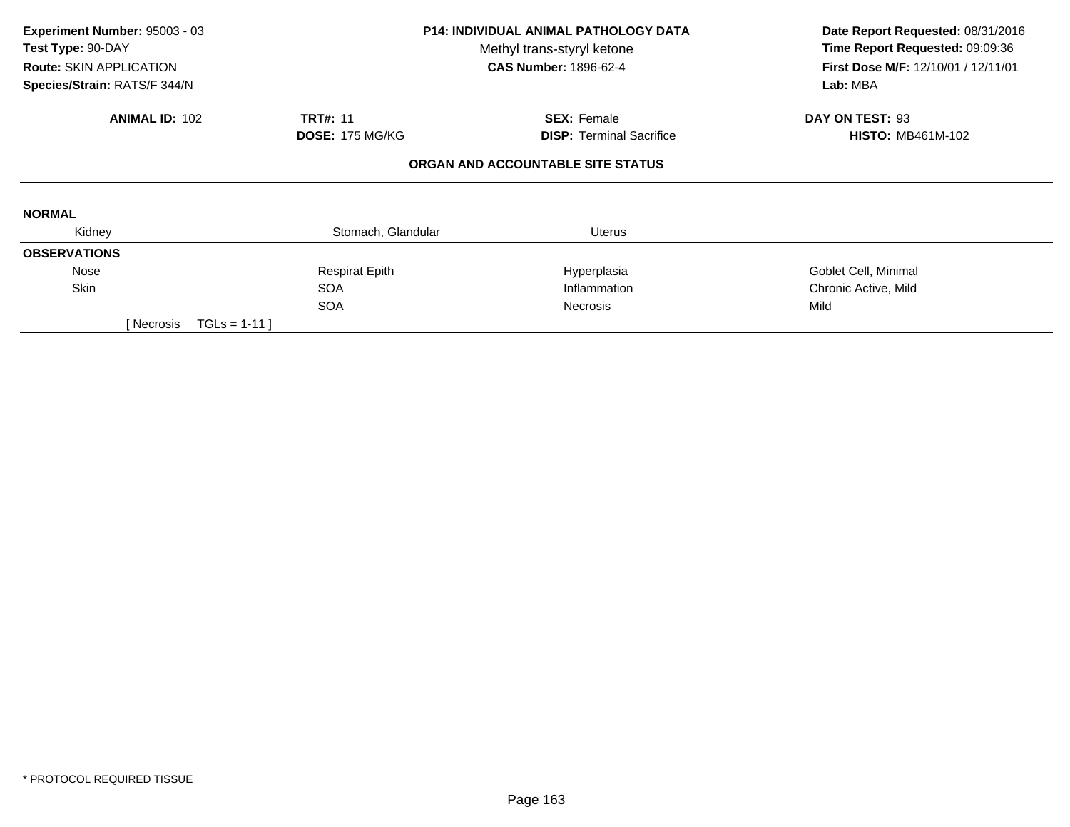**Experiment Number:** 95003 - 03
**Test Type:** 90-DAY
**Route:** SKIN APPLICATION
**Species/Strain:** RATS/F 344/N

**P14: INDIVIDUAL ANIMAL PATHOLOGY DATA**
Methyl trans-styryl ketone
**CAS Number:** 1896-62-4

**Date Report Requested:** 08/31/2016
**Time Report Requested:** 09:09:36
**First Dose M/F:** 12/10/01 / 12/11/01
**Lab:** MBA

| **ANIMAL ID:** 102 | **TRT#:** 11 | **SEX:** Female | **DAY ON TEST:** 93 |
|---|---|---|---|
| | **DOSE:** 175 MG/KG | **DISP:** Terminal Sacrifice | **HISTO:** MB461M-102 |

**ORGAN AND ACCOUNTABLE SITE STATUS**

**NORMAL**

| Kidney | Stomach, Glandular | Uterus | |
|---|---|---|---|

**OBSERVATIONS**

| | | | |
|---|---|---|---|
| Nose | Respirat Epith | Hyperplasia | Goblet Cell, Minimal |
| Skin | SOA | Inflammation | Chronic Active, Mild |
| | SOA | Necrosis | Mild |

[ Necrosis TGLs = 1-11 ]

* PROTOCOL REQUIRED TISSUE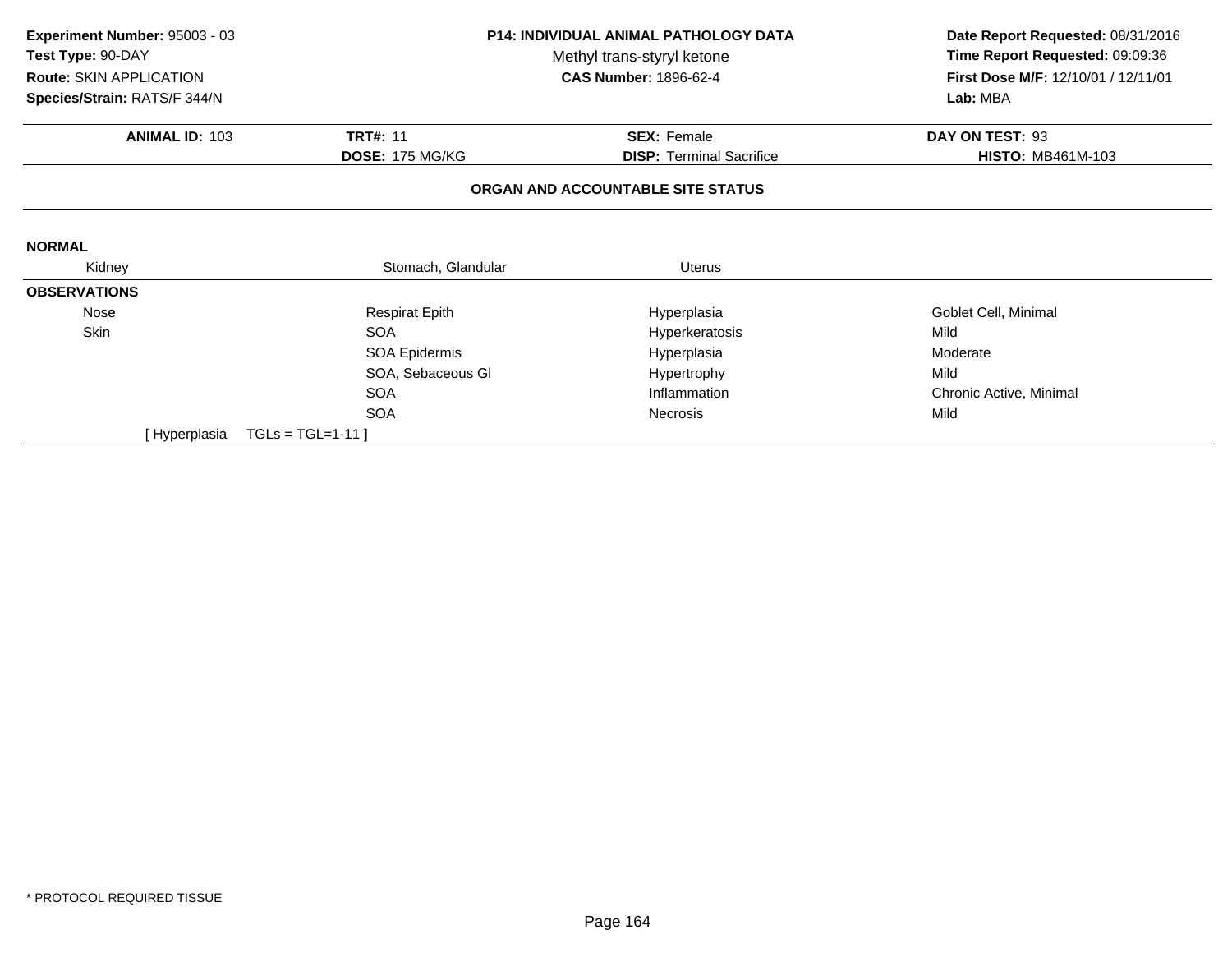**Experiment Number:** 95003 - 03
**Test Type:** 90-DAY
**Route:** SKIN APPLICATION
**Species/Strain:** RATS/F 344/N

**P14: INDIVIDUAL ANIMAL PATHOLOGY DATA**
Methyl trans-styryl ketone
**CAS Number:** 1896-62-4

**Date Report Requested:** 08/31/2016
**Time Report Requested:** 09:09:36
**First Dose M/F:** 12/10/01 / 12/11/01
**Lab:** MBA

| **ANIMAL ID:** 103 | **TRT#:** 11 | **SEX:** Female | **DAY ON TEST:** 93 |
|---|---|---|---|
| | **DOSE:** 175 MG/KG | **DISP:** Terminal Sacrifice | **HISTO:** MB461M-103 |

**ORGAN AND ACCOUNTABLE SITE STATUS**

**NORMAL**

| Kidney | Stomach, Glandular | Uterus | |
|---|---|---|---|

**OBSERVATIONS**

| Organ | Site | Observation | Qualifier |
|---|---|---|---|
| Nose | Respirat Epith | Hyperplasia | Goblet Cell, Minimal |
| Skin | SOA | Hyperkeratosis | Mild |
| | SOA Epidermis | Hyperplasia | Moderate |
| | SOA, Sebaceous Gl | Hypertrophy | Mild |
| | SOA | Inflammation | Chronic Active, Minimal |
| | SOA | Necrosis | Mild |

[ Hyperplasia TGLs = TGL=1-11 ]

* PROTOCOL REQUIRED TISSUE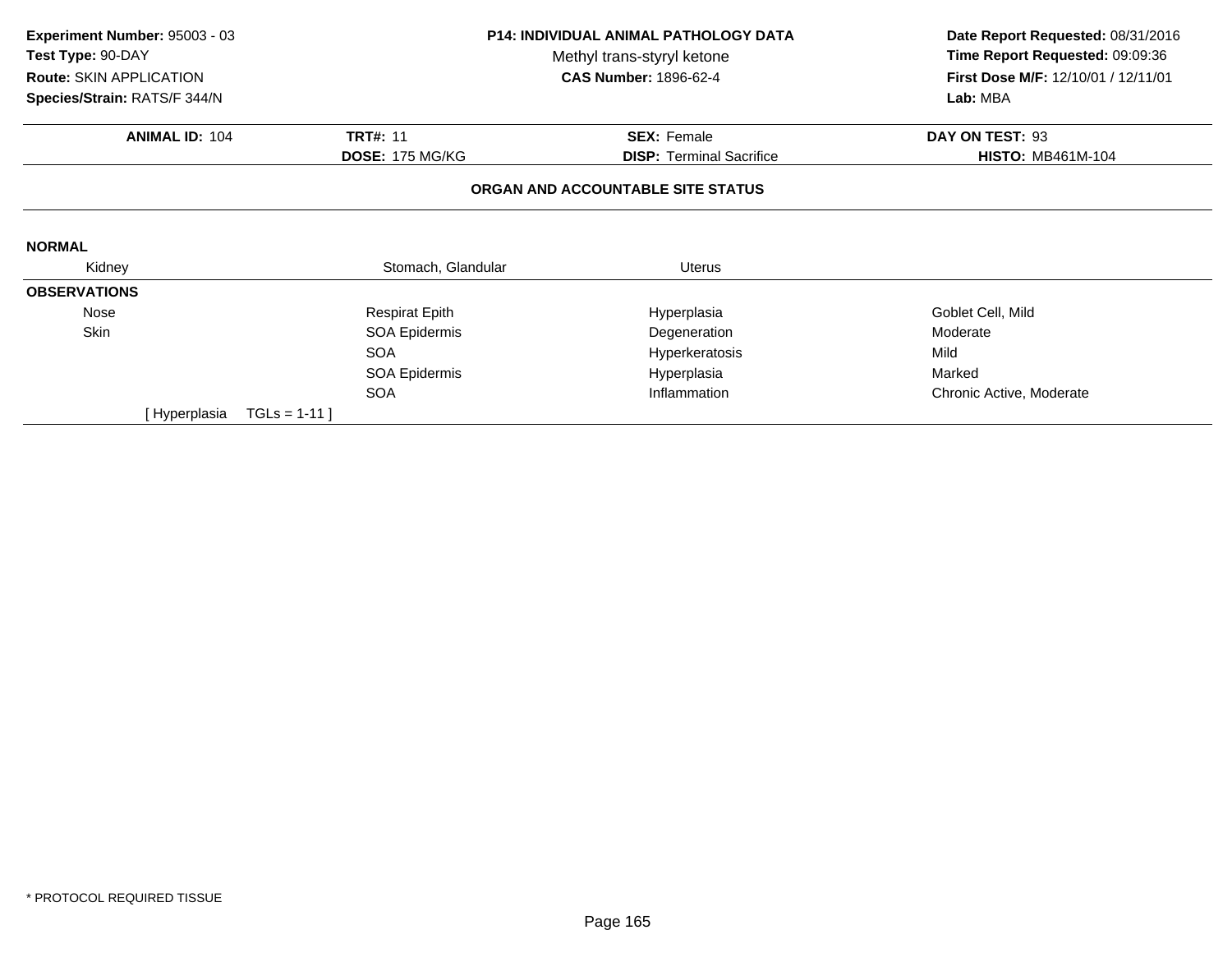**Experiment Number:** 95003 - 03
**Test Type:** 90-DAY
**Route:** SKIN APPLICATION
**Species/Strain:** RATS/F 344/N

**P14: INDIVIDUAL ANIMAL PATHOLOGY DATA**
Methyl trans-styryl ketone
**CAS Number:** 1896-62-4

**Date Report Requested:** 08/31/2016
**Time Report Requested:** 09:09:36
**First Dose M/F:** 12/10/01 / 12/11/01
**Lab:** MBA

| **ANIMAL ID:** 104 | **TRT#:** 11 | **SEX:** Female | **DAY ON TEST:** 93 |
|---|---|---|---|
| | **DOSE:** 175 MG/KG | **DISP:** Terminal Sacrifice | **HISTO:** MB461M-104 |

**ORGAN AND ACCOUNTABLE SITE STATUS**

**NORMAL**

| Kidney | Stomach, Glandular | Uterus | |
|---|---|---|---|

**OBSERVATIONS**

| Organ | Site | Finding | Qualifier |
|---|---|---|---|
| Nose | Respirat Epith | Hyperplasia | Goblet Cell, Mild |
| Skin | SOA Epidermis | Degeneration | Moderate |
| | SOA | Hyperkeratosis | Mild |
| | SOA Epidermis | Hyperplasia | Marked |
| | SOA | Inflammation | Chronic Active, Moderate |

[ Hyperplasia TGLs = 1-11 ]

* PROTOCOL REQUIRED TISSUE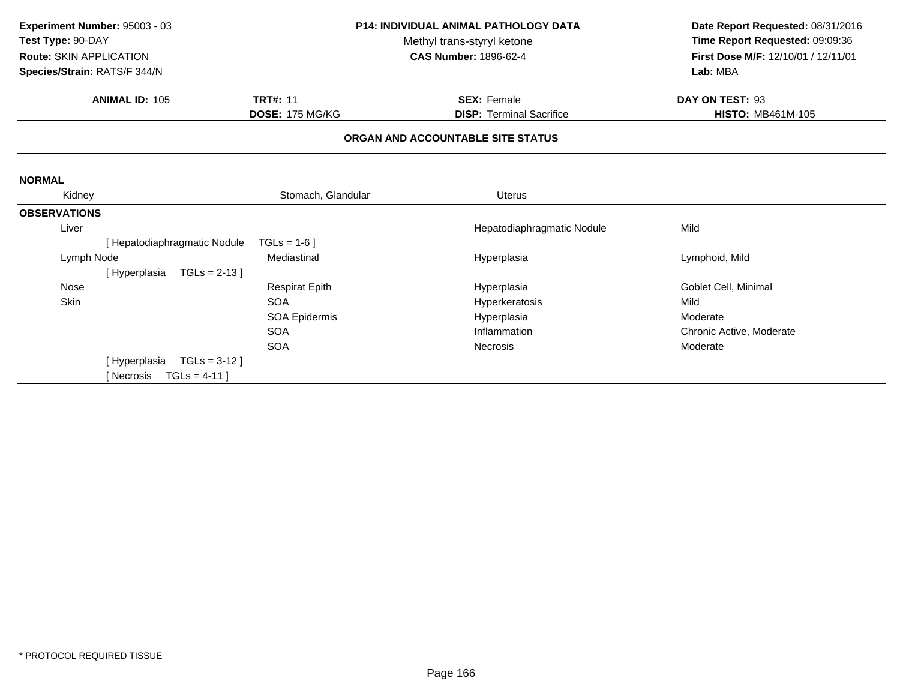**Experiment Number:** 95003 - 03
**Test Type:** 90-DAY
**Route:** SKIN APPLICATION
**Species/Strain:** RATS/F 344/N

**P14: INDIVIDUAL ANIMAL PATHOLOGY DATA**
Methyl trans-styryl ketone
**CAS Number:** 1896-62-4

**Date Report Requested:** 08/31/2016
**Time Report Requested:** 09:09:36
**First Dose M/F:** 12/10/01 / 12/11/01
**Lab:** MBA

| **ANIMAL ID:** 105 | **TRT#:** 11 | **SEX:** Female | **DAY ON TEST:** 93 |
|---|---|---|---|
| | **DOSE:** 175 MG/KG | **DISP:** Terminal Sacrifice | **HISTO:** MB461M-105 |

## ORGAN AND ACCOUNTABLE SITE STATUS

**NORMAL**

| Kidney | Stomach, Glandular | Uterus | |
|---|---|---|---|

**OBSERVATIONS**

| Organ | Site | Observation | Qualifier |
|---|---|---|---|
| Liver | | Hepatodiaphragmatic Nodule | Mild |
| [ Hepatodiaphragmatic Nodule TGLs = 1-6 ] | | | |
| Lymph Node | Mediastinal | Hyperplasia | Lymphoid, Mild |
| [ Hyperplasia TGLs = 2-13 ] | | | |
| Nose | Respirat Epith | Hyperplasia | Goblet Cell, Minimal |
| Skin | SOA | Hyperkeratosis | Mild |
| | SOA Epidermis | Hyperplasia | Moderate |
| | SOA | Inflammation | Chronic Active, Moderate |
| | SOA | Necrosis | Moderate |
| [ Hyperplasia TGLs = 3-12 ] | | | |
| [ Necrosis TGLs = 4-11 ] | | | |

* PROTOCOL REQUIRED TISSUE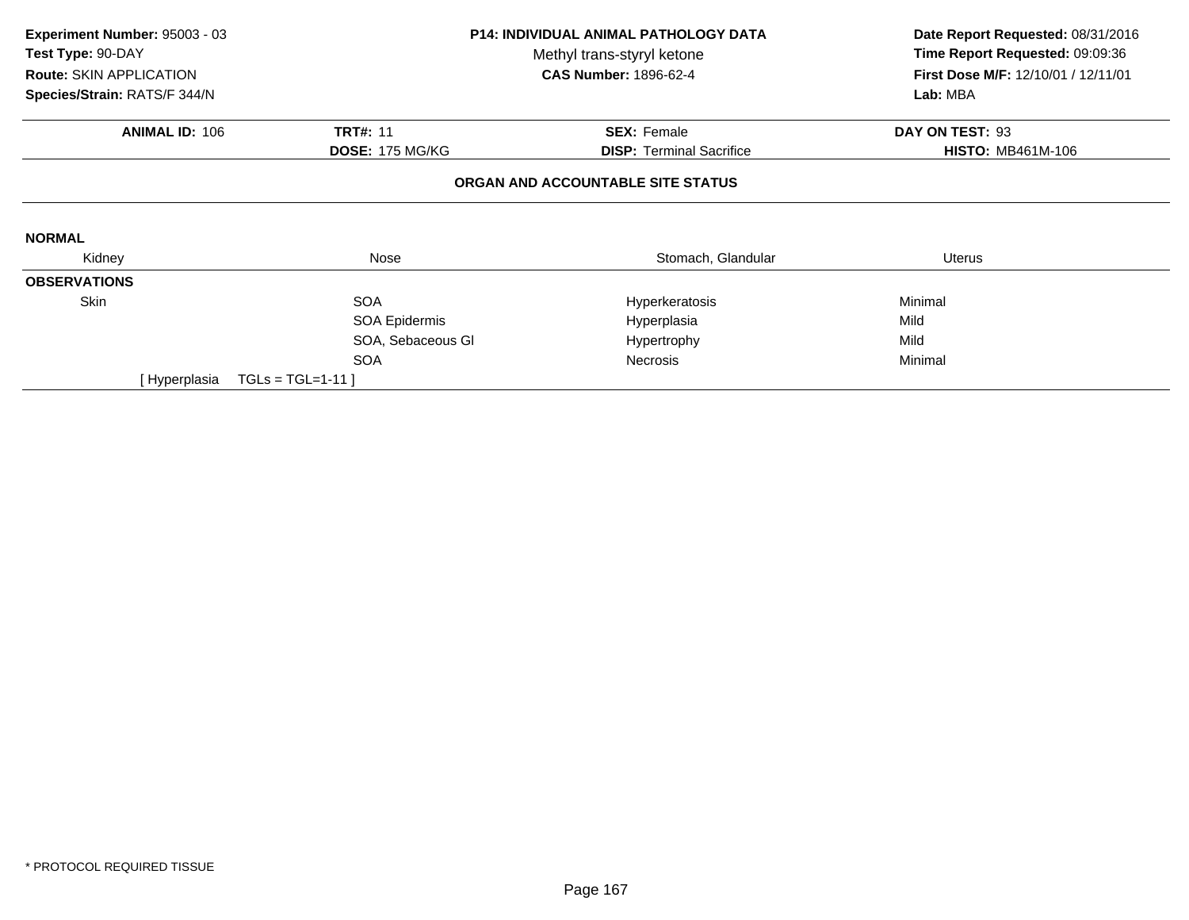**Experiment Number:** 95003 - 03
**Test Type:** 90-DAY
**Route:** SKIN APPLICATION
**Species/Strain:** RATS/F 344/N

**P14: INDIVIDUAL ANIMAL PATHOLOGY DATA**
Methyl trans-styryl ketone
**CAS Number:** 1896-62-4

**Date Report Requested:** 08/31/2016
**Time Report Requested:** 09:09:36
**First Dose M/F:** 12/10/01 / 12/11/01
**Lab:** MBA

| **ANIMAL ID:** 106 | **TRT#:** 11 | **SEX:** Female | **DAY ON TEST:** 93 |
|---|---|---|---|
| | **DOSE:** 175 MG/KG | **DISP:** Terminal Sacrifice | **HISTO:** MB461M-106 |

**ORGAN AND ACCOUNTABLE SITE STATUS**

**NORMAL**

| Kidney | Nose | Stomach, Glandular | Uterus |
|---|---|---|---|

**OBSERVATIONS**

| | | | |
|---|---|---|---|
| Skin | SOA | Hyperkeratosis | Minimal |
| | SOA Epidermis | Hyperplasia | Mild |
| | SOA, Sebaceous Gl | Hypertrophy | Mild |
| | SOA | Necrosis | Minimal |

[ Hyperplasia TGLs = TGL=1-11 ]

* PROTOCOL REQUIRED TISSUE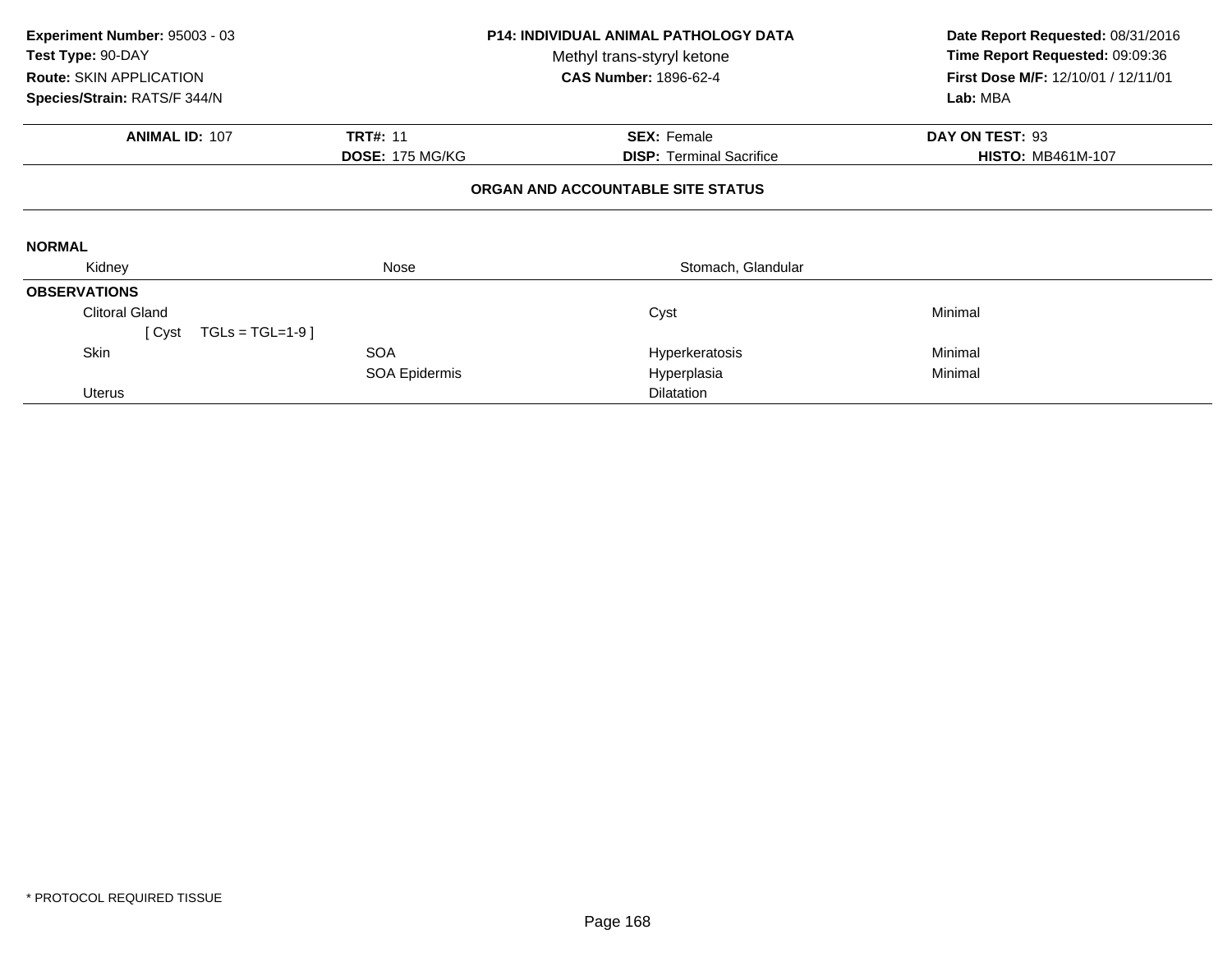**Experiment Number:** 95003 - 03
**Test Type:** 90-DAY
**Route:** SKIN APPLICATION
**Species/Strain:** RATS/F 344/N

**P14: INDIVIDUAL ANIMAL PATHOLOGY DATA**
Methyl trans-styryl ketone
**CAS Number:** 1896-62-4

**Date Report Requested:** 08/31/2016
**Time Report Requested:** 09:09:36
**First Dose M/F:** 12/10/01 / 12/11/01
**Lab:** MBA

| **ANIMAL ID:** 107 | **TRT#:** 11 | **SEX:** Female | **DAY ON TEST:** 93 |
|---|---|---|---|
| | **DOSE:** 175 MG/KG | **DISP:** Terminal Sacrifice | **HISTO:** MB461M-107 |

**ORGAN AND ACCOUNTABLE SITE STATUS**

**NORMAL**

| Kidney | Nose | Stomach, Glandular |
|---|---|---|

**OBSERVATIONS**

| Organ | Site | Observation | Severity |
|---|---|---|---|
| Clitoral Gland | | Cyst | Minimal |
| [ Cyst TGLs = TGL=1-9 ] | | | |
| Skin | SOA | Hyperkeratosis | Minimal |
| | SOA Epidermis | Hyperplasia | Minimal |
| Uterus | | Dilatation | |

* PROTOCOL REQUIRED TISSUE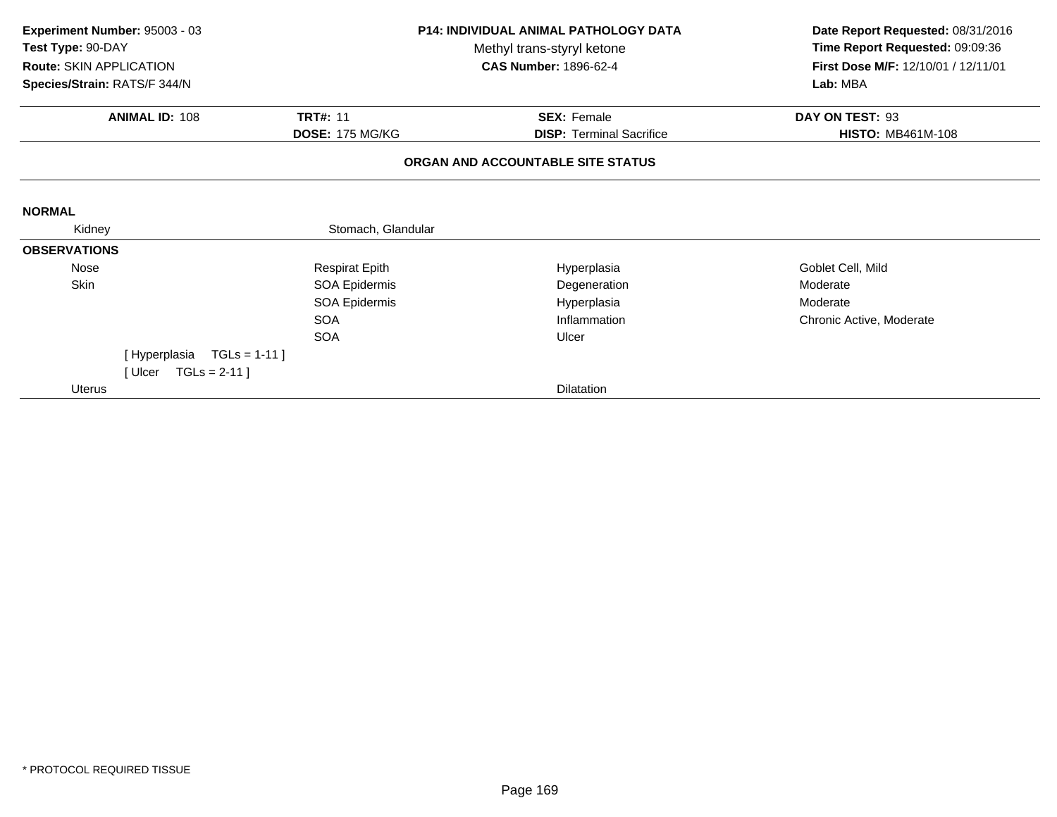**Experiment Number:** 95003 - 03
**Test Type:** 90-DAY
**Route:** SKIN APPLICATION
**Species/Strain:** RATS/F 344/N

**P14: INDIVIDUAL ANIMAL PATHOLOGY DATA**
Methyl trans-styryl ketone
**CAS Number:** 1896-62-4

**Date Report Requested:** 08/31/2016
**Time Report Requested:** 09:09:36
**First Dose M/F:** 12/10/01 / 12/11/01
**Lab:** MBA

| **ANIMAL ID:** 108 | **TRT#:** 11 | **SEX:** Female | **DAY ON TEST:** 93 |
|---|---|---|---|
| | **DOSE:** 175 MG/KG | **DISP:** Terminal Sacrifice | **HISTO:** MB461M-108 |

**ORGAN AND ACCOUNTABLE SITE STATUS**

**NORMAL**

| | | | |
|---|---|---|---|
| Kidney | Stomach, Glandular | | |

**OBSERVATIONS**

| | | | |
|---|---|---|---|
| Nose | Respirat Epith | Hyperplasia | Goblet Cell, Mild |
| Skin | SOA Epidermis | Degeneration | Moderate |
| | SOA Epidermis | Hyperplasia | Moderate |
| | SOA | Inflammation | Chronic Active, Moderate |
| | SOA | Ulcer | |
| [ Hyperplasia TGLs = 1-11 ] | | | |
| [ Ulcer TGLs = 2-11 ] | | | |
| Uterus | | Dilatation | |

* PROTOCOL REQUIRED TISSUE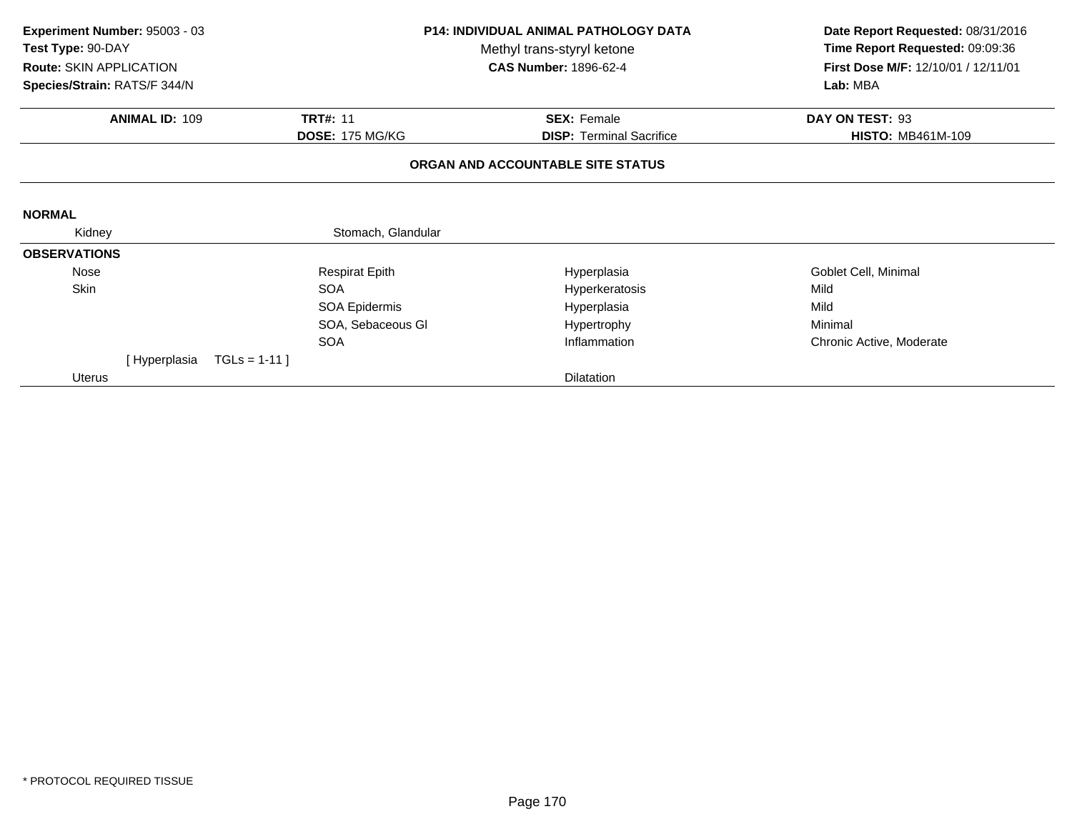**Experiment Number:** 95003 - 03
**Test Type:** 90-DAY
**Route:** SKIN APPLICATION
**Species/Strain:** RATS/F 344/N

**P14: INDIVIDUAL ANIMAL PATHOLOGY DATA**
Methyl trans-styryl ketone
**CAS Number:** 1896-62-4

**Date Report Requested:** 08/31/2016
**Time Report Requested:** 09:09:36
**First Dose M/F:** 12/10/01 / 12/11/01
**Lab:** MBA

| **ANIMAL ID:** 109 | **TRT#:** 11 | **SEX:** Female | **DAY ON TEST:** 93 |
|---|---|---|---|
| | **DOSE:** 175 MG/KG | **DISP:** Terminal Sacrifice | **HISTO:** MB461M-109 |

**ORGAN AND ACCOUNTABLE SITE STATUS**

**NORMAL**

| | | | |
|---|---|---|---|
| Kidney | Stomach, Glandular | | |

**OBSERVATIONS**

| | | | |
|---|---|---|---|
| Nose | Respirat Epith | Hyperplasia | Goblet Cell, Minimal |
| Skin | SOA | Hyperkeratosis | Mild |
| | SOA Epidermis | Hyperplasia | Mild |
| | SOA, Sebaceous Gl | Hypertrophy | Minimal |
| | SOA | Inflammation | Chronic Active, Moderate |
| [ Hyperplasia TGLs = 1-11 ] | | | |
| Uterus | | Dilatation | |

* PROTOCOL REQUIRED TISSUE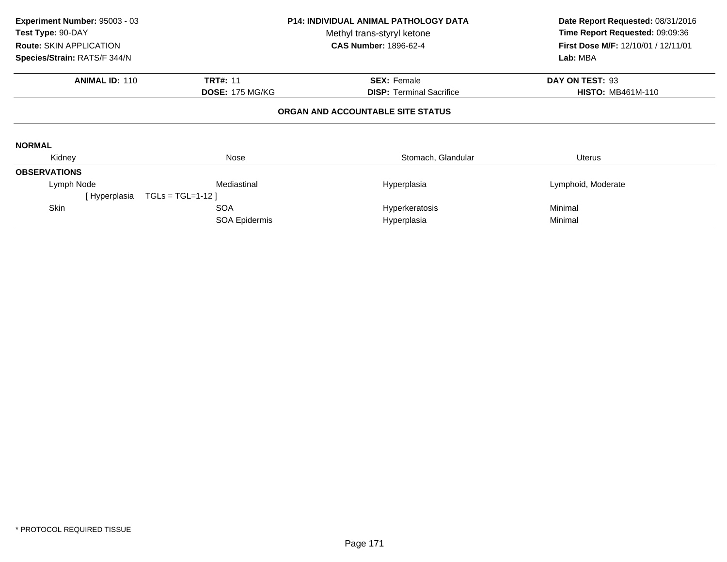**Experiment Number:** 95003 - 03
**Test Type:** 90-DAY
**Route:** SKIN APPLICATION
**Species/Strain:** RATS/F 344/N

**P14: INDIVIDUAL ANIMAL PATHOLOGY DATA**
Methyl trans-styryl ketone
**CAS Number:** 1896-62-4

**Date Report Requested:** 08/31/2016
**Time Report Requested:** 09:09:36
**First Dose M/F:** 12/10/01 / 12/11/01
**Lab:** MBA

| **ANIMAL ID:** 110 | **TRT#:** 11 | **SEX:** Female | **DAY ON TEST:** 93 |
|---|---|---|---|
| | **DOSE:** 175 MG/KG | **DISP:** Terminal Sacrifice | **HISTO:** MB461M-110 |

**ORGAN AND ACCOUNTABLE SITE STATUS**

**NORMAL**

| Kidney | Nose | Stomach, Glandular | Uterus |
|---|---|---|---|

**OBSERVATIONS**

| | | | |
|---|---|---|---|
| Lymph Node | Mediastinal | Hyperplasia | Lymphoid, Moderate |
| [ Hyperplasia TGLs = TGL=1-12 ] | | | |
| Skin | SOA | Hyperkeratosis | Minimal |
| | SOA Epidermis | Hyperplasia | Minimal |

\* PROTOCOL REQUIRED TISSUE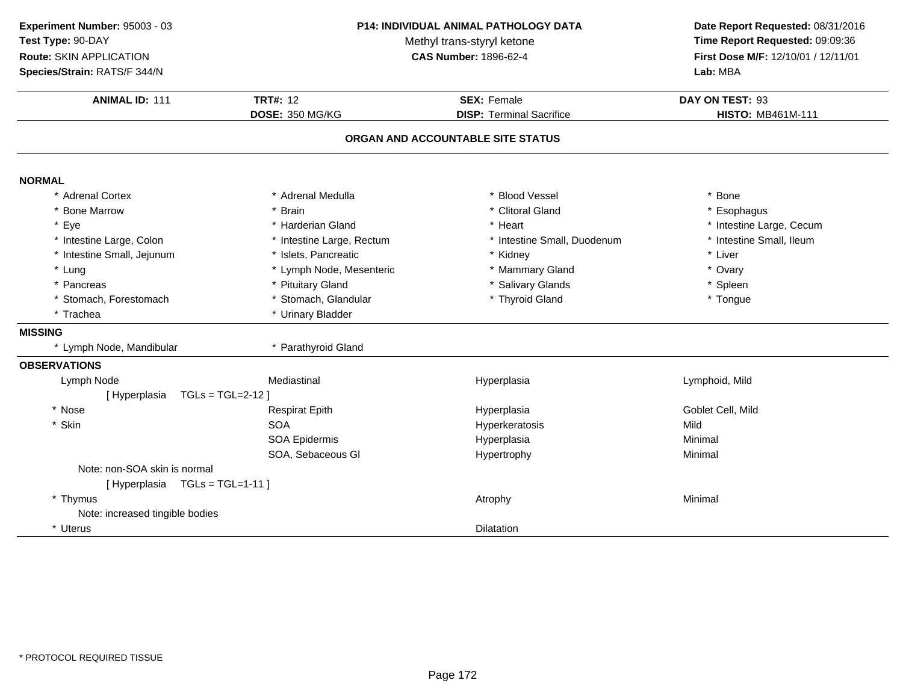**Experiment Number:** 95003 - 03
**Test Type:** 90-DAY
**Route:** SKIN APPLICATION
**Species/Strain:** RATS/F 344/N

**P14: INDIVIDUAL ANIMAL PATHOLOGY DATA**
Methyl trans-styryl ketone
**CAS Number:** 1896-62-4

**Date Report Requested:** 08/31/2016
**Time Report Requested:** 09:09:36
**First Dose M/F:** 12/10/01 / 12/11/01
**Lab:** MBA

| **ANIMAL ID:** 111 | **TRT#:** 12 | **SEX:** Female | **DAY ON TEST:** 93 |
|---|---|---|---|
| | **DOSE:** 350 MG/KG | **DISP:** Terminal Sacrifice | **HISTO:** MB461M-111 |

## ORGAN AND ACCOUNTABLE SITE STATUS

**NORMAL**

| | | | |
|---|---|---|---|
| * Adrenal Cortex | * Adrenal Medulla | * Blood Vessel | * Bone |
| * Bone Marrow | * Brain | * Clitoral Gland | * Esophagus |
| * Eye | * Harderian Gland | * Heart | * Intestine Large, Cecum |
| * Intestine Large, Colon | * Intestine Large, Rectum | * Intestine Small, Duodenum | * Intestine Small, Ileum |
| * Intestine Small, Jejunum | * Islets, Pancreatic | * Kidney | * Liver |
| * Lung | * Lymph Node, Mesenteric | * Mammary Gland | * Ovary |
| * Pancreas | * Pituitary Gland | * Salivary Glands | * Spleen |
| * Stomach, Forestomach | * Stomach, Glandular | * Thyroid Gland | * Tongue |
| * Trachea | * Urinary Bladder | | |

**MISSING**

| | |
|---|---|
| * Lymph Node, Mandibular | * Parathyroid Gland |

**OBSERVATIONS**

| | | | |
|---|---|---|---|
| Lymph Node | Mediastinal | Hyperplasia | Lymphoid, Mild |
| [ Hyperplasia TGLs = TGL=2-12 ] | | | |
| * Nose | Respirat Epith | Hyperplasia | Goblet Cell, Mild |
| * Skin | SOA | Hyperkeratosis | Mild |
| | SOA Epidermis | Hyperplasia | Minimal |
| | SOA, Sebaceous Gl | Hypertrophy | Minimal |
| Note: non-SOA skin is normal | | | |
| [ Hyperplasia TGLs = TGL=1-11 ] | | | |
| * Thymus | | Atrophy | Minimal |
| Note: increased tingible bodies | | | |
| * Uterus | | Dilatation | |

* PROTOCOL REQUIRED TISSUE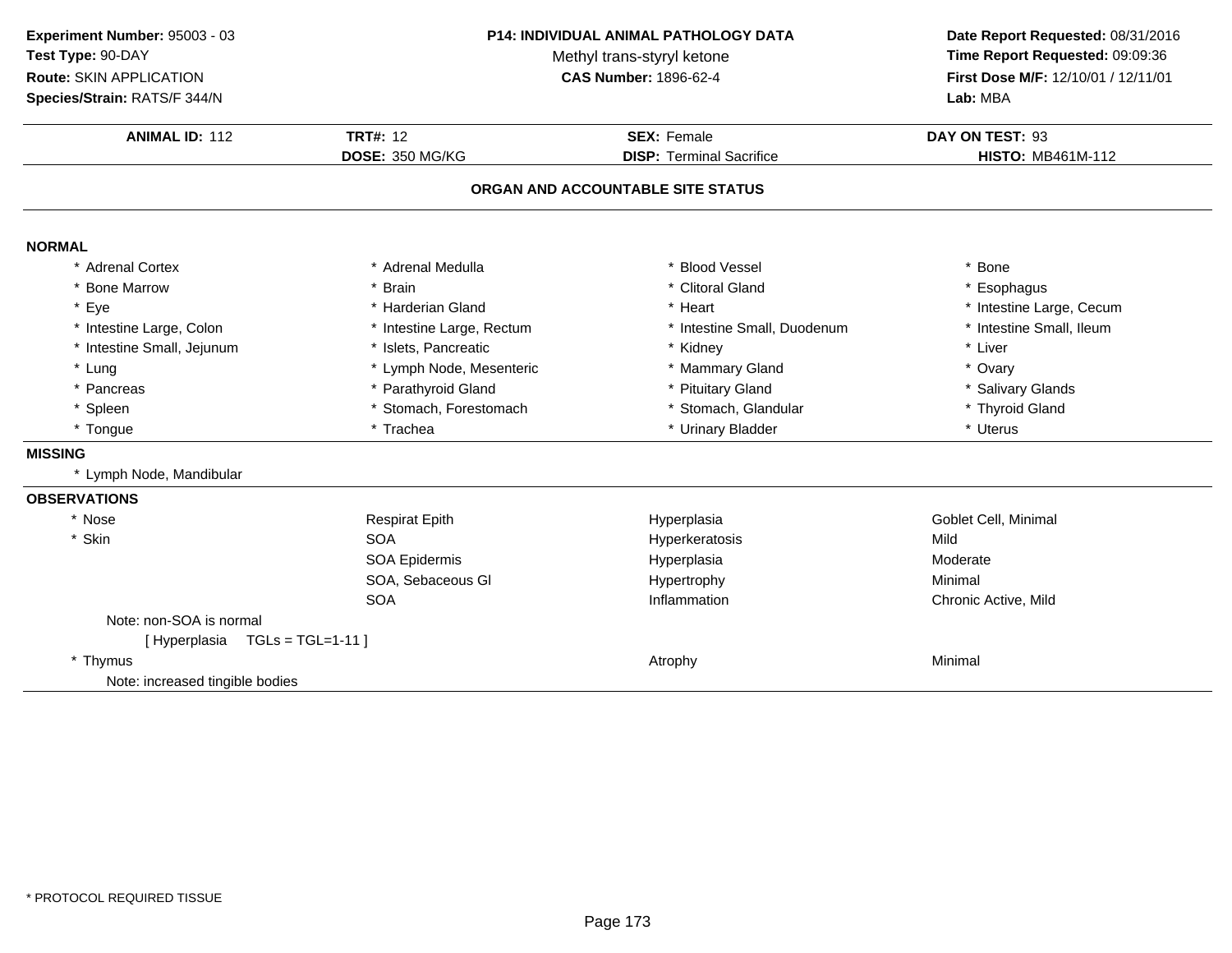**Experiment Number:** 95003 - 03
**Test Type:** 90-DAY
**Route:** SKIN APPLICATION
**Species/Strain:** RATS/F 344/N

**P14: INDIVIDUAL ANIMAL PATHOLOGY DATA**
Methyl trans-styryl ketone
**CAS Number:** 1896-62-4

**Date Report Requested:** 08/31/2016
**Time Report Requested:** 09:09:36
**First Dose M/F:** 12/10/01 / 12/11/01
**Lab:** MBA

| **ANIMAL ID:** 112 | **TRT#:** 12 | **SEX:** Female | **DAY ON TEST:** 93 |
|---|---|---|---|
| | **DOSE:** 350 MG/KG | **DISP:** Terminal Sacrifice | **HISTO:** MB461M-112 |

## ORGAN AND ACCOUNTABLE SITE STATUS

**NORMAL**

| | | | |
|---|---|---|---|
| * Adrenal Cortex | * Adrenal Medulla | * Blood Vessel | * Bone |
| * Bone Marrow | * Brain | * Clitoral Gland | * Esophagus |
| * Eye | * Harderian Gland | * Heart | * Intestine Large, Cecum |
| * Intestine Large, Colon | * Intestine Large, Rectum | * Intestine Small, Duodenum | * Intestine Small, Ileum |
| * Intestine Small, Jejunum | * Islets, Pancreatic | * Kidney | * Liver |
| * Lung | * Lymph Node, Mesenteric | * Mammary Gland | * Ovary |
| * Pancreas | * Parathyroid Gland | * Pituitary Gland | * Salivary Glands |
| * Spleen | * Stomach, Forestomach | * Stomach, Glandular | * Thyroid Gland |
| * Tongue | * Trachea | * Urinary Bladder | * Uterus |

**MISSING**

* Lymph Node, Mandibular

**OBSERVATIONS**

| | | | |
|---|---|---|---|
| * Nose | Respirat Epith | Hyperplasia | Goblet Cell, Minimal |
| * Skin | SOA | Hyperkeratosis | Mild |
| | SOA Epidermis | Hyperplasia | Moderate |
| | SOA, Sebaceous Gl | Hypertrophy | Minimal |
| | SOA | Inflammation | Chronic Active, Mild |
| Note: non-SOA is normal | | | |
| [ Hyperplasia TGLs = TGL=1-11 ] | | | |
| * Thymus | | Atrophy | Minimal |
| Note: increased tingible bodies | | | |

* PROTOCOL REQUIRED TISSUE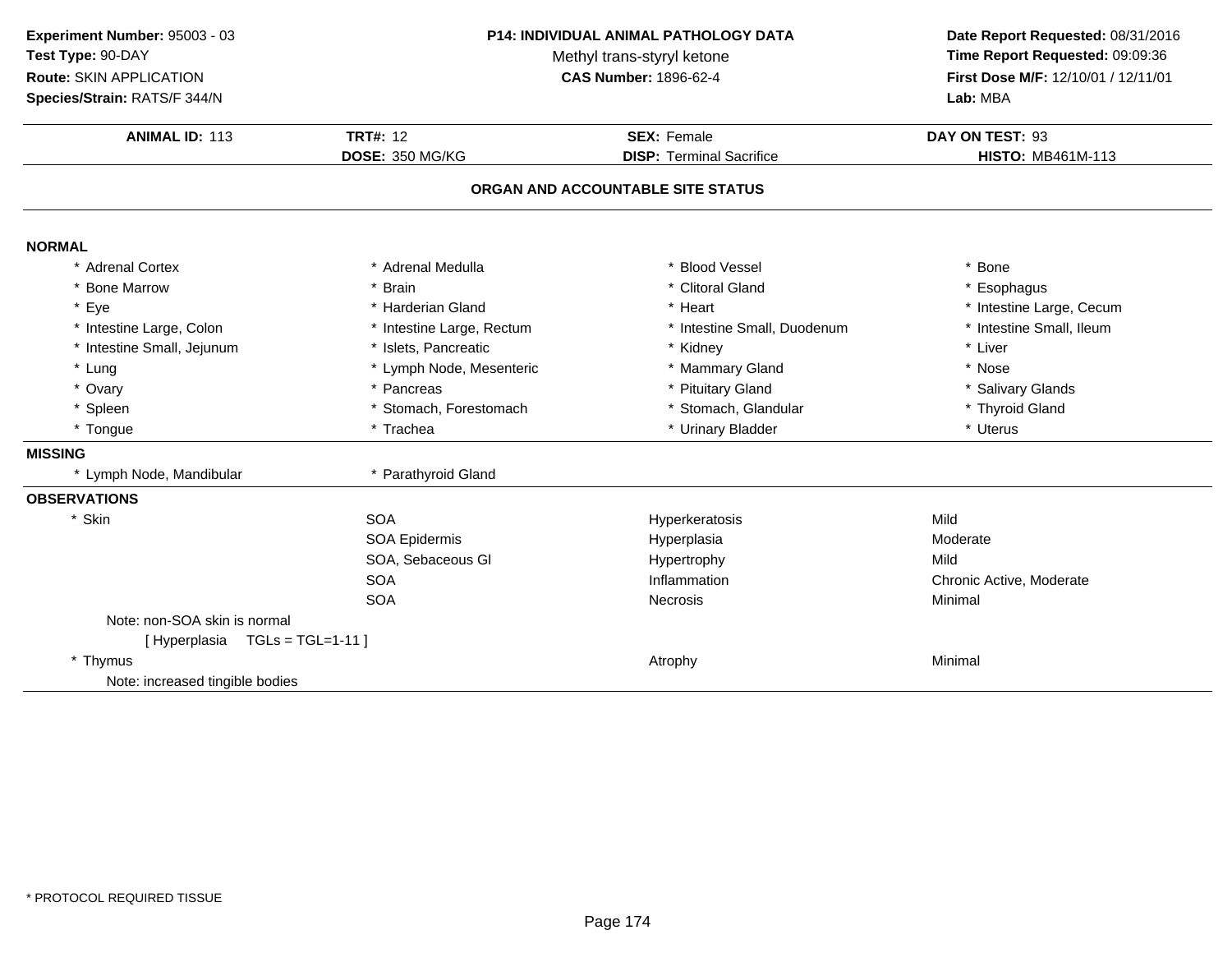**Experiment Number:** 95003 - 03
**Test Type:** 90-DAY
**Route:** SKIN APPLICATION
**Species/Strain:** RATS/F 344/N

**P14: INDIVIDUAL ANIMAL PATHOLOGY DATA**
Methyl trans-styryl ketone
**CAS Number:** 1896-62-4

**Date Report Requested:** 08/31/2016
**Time Report Requested:** 09:09:36
**First Dose M/F:** 12/10/01 / 12/11/01
**Lab:** MBA

| **ANIMAL ID:** 113 | **TRT#:** 12 | **SEX:** Female | **DAY ON TEST:** 93 |
|---|---|---|---|
| | **DOSE:** 350 MG/KG | **DISP:** Terminal Sacrifice | **HISTO:** MB461M-113 |

## ORGAN AND ACCOUNTABLE SITE STATUS

**NORMAL**

| | | | |
|---|---|---|---|
| * Adrenal Cortex | * Adrenal Medulla | * Blood Vessel | * Bone |
| * Bone Marrow | * Brain | * Clitoral Gland | * Esophagus |
| * Eye | * Harderian Gland | * Heart | * Intestine Large, Cecum |
| * Intestine Large, Colon | * Intestine Large, Rectum | * Intestine Small, Duodenum | * Intestine Small, Ileum |
| * Intestine Small, Jejunum | * Islets, Pancreatic | * Kidney | * Liver |
| * Lung | * Lymph Node, Mesenteric | * Mammary Gland | * Nose |
| * Ovary | * Pancreas | * Pituitary Gland | * Salivary Glands |
| * Spleen | * Stomach, Forestomach | * Stomach, Glandular | * Thyroid Gland |
| * Tongue | * Trachea | * Urinary Bladder | * Uterus |

**MISSING**

| | |
|---|---|
| * Lymph Node, Mandibular | * Parathyroid Gland |

**OBSERVATIONS**

| | | | |
|---|---|---|---|
| * Skin | SOA | Hyperkeratosis | Mild |
| | SOA Epidermis | Hyperplasia | Moderate |
| | SOA, Sebaceous Gl | Hypertrophy | Mild |
| | SOA | Inflammation | Chronic Active, Moderate |
| | SOA | Necrosis | Minimal |
| Note: non-SOA skin is normal | | | |
| [ Hyperplasia TGLs = TGL=1-11 ] | | | |
| * Thymus | | Atrophy | Minimal |
| Note: increased tingible bodies | | | |

* PROTOCOL REQUIRED TISSUE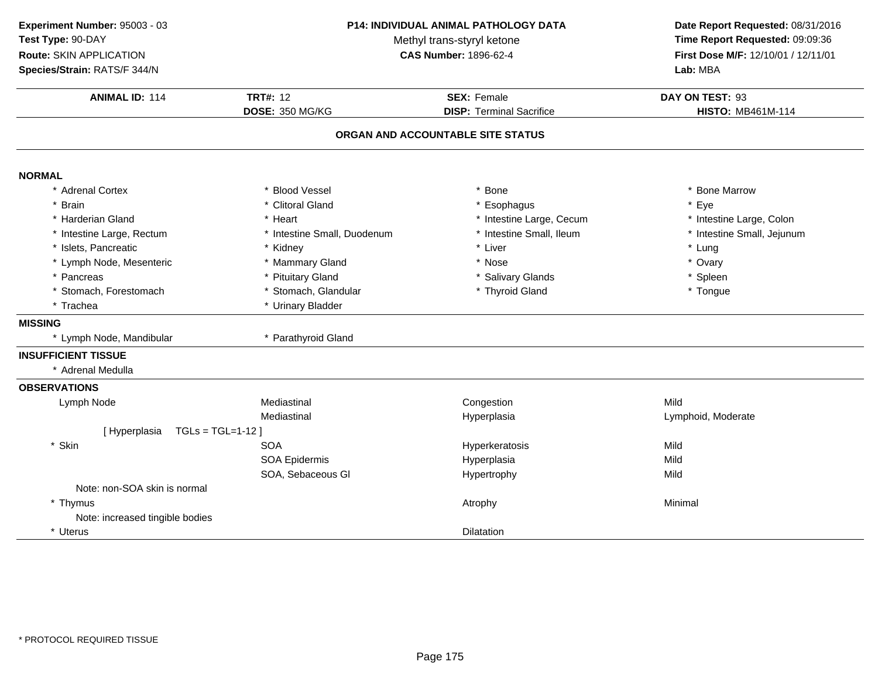**Experiment Number:** 95003 - 03
**Test Type:** 90-DAY
**Route:** SKIN APPLICATION
**Species/Strain:** RATS/F 344/N

**P14: INDIVIDUAL ANIMAL PATHOLOGY DATA**
Methyl trans-styryl ketone
**CAS Number:** 1896-62-4

**Date Report Requested:** 08/31/2016
**Time Report Requested:** 09:09:36
**First Dose M/F:** 12/10/01 / 12/11/01
**Lab:** MBA

| **ANIMAL ID:** 114 | **TRT#:** 12 | **SEX:** Female | **DAY ON TEST:** 93 |
|---|---|---|---|
| | **DOSE:** 350 MG/KG | **DISP:** Terminal Sacrifice | **HISTO:** MB461M-114 |

## ORGAN AND ACCOUNTABLE SITE STATUS

**NORMAL**

| | | | |
|---|---|---|---|
| * Adrenal Cortex | * Blood Vessel | * Bone | * Bone Marrow |
| * Brain | * Clitoral Gland | * Esophagus | * Eye |
| * Harderian Gland | * Heart | * Intestine Large, Cecum | * Intestine Large, Colon |
| * Intestine Large, Rectum | * Intestine Small, Duodenum | * Intestine Small, Ileum | * Intestine Small, Jejunum |
| * Islets, Pancreatic | * Kidney | * Liver | * Lung |
| * Lymph Node, Mesenteric | * Mammary Gland | * Nose | * Ovary |
| * Pancreas | * Pituitary Gland | * Salivary Glands | * Spleen |
| * Stomach, Forestomach | * Stomach, Glandular | * Thyroid Gland | * Tongue |
| * Trachea | * Urinary Bladder | | |

**MISSING**

* Lymph Node, Mandibular
* Parathyroid Gland

**INSUFFICIENT TISSUE**

* Adrenal Medulla

**OBSERVATIONS**

| | | | |
|---|---|---|---|
| Lymph Node | Mediastinal | Congestion | Mild |
| | Mediastinal | Hyperplasia | Lymphoid, Moderate |
| [ Hyperplasia TGLs = TGL=1-12 ] | | | |
| * Skin | SOA | Hyperkeratosis | Mild |
| | SOA Epidermis | Hyperplasia | Mild |
| | SOA, Sebaceous Gl | Hypertrophy | Mild |
| Note: non-SOA skin is normal | | | |
| * Thymus | | Atrophy | Minimal |
| Note: increased tingible bodies | | | |
| * Uterus | | Dilatation | |

* PROTOCOL REQUIRED TISSUE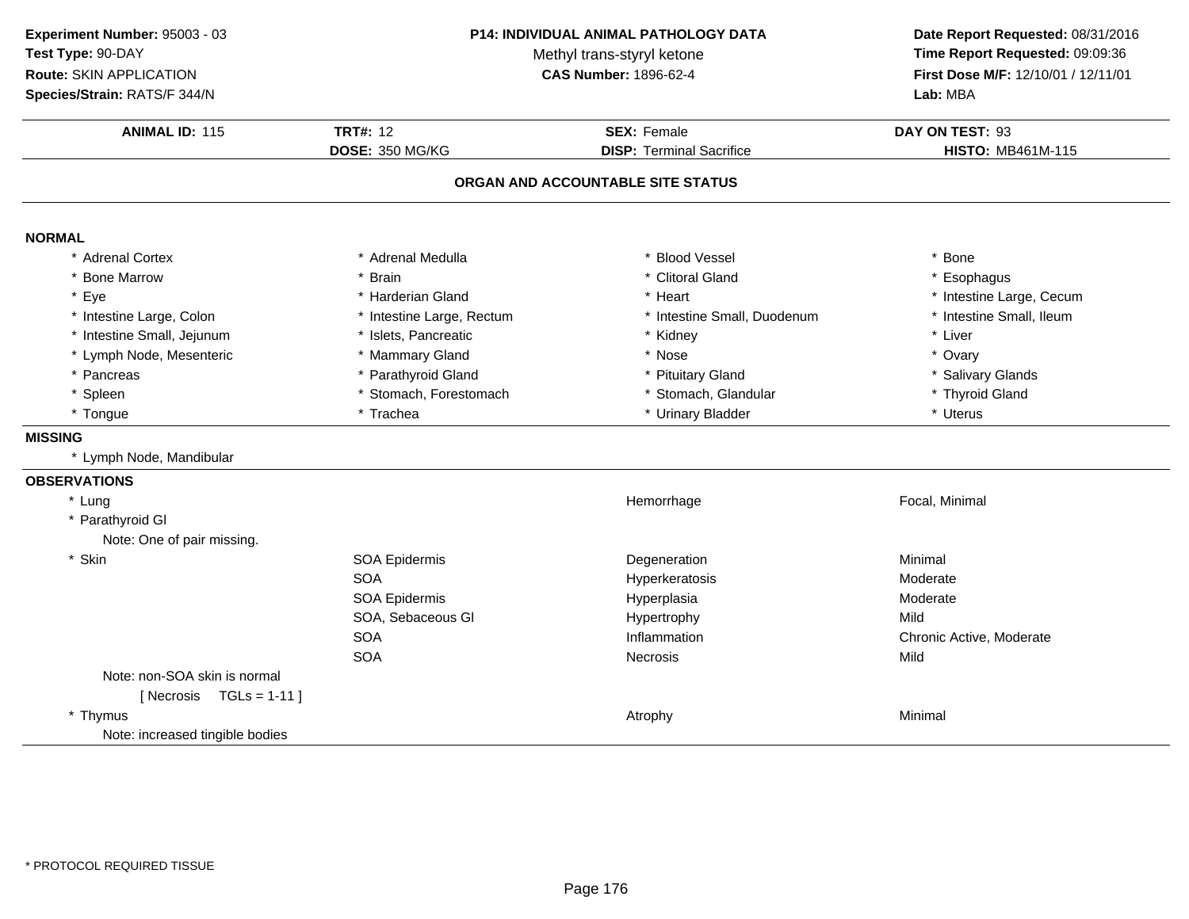**Experiment Number:** 95003 - 03
**Test Type:** 90-DAY
**Route:** SKIN APPLICATION
**Species/Strain:** RATS/F 344/N

**P14: INDIVIDUAL ANIMAL PATHOLOGY DATA**
Methyl trans-styryl ketone
**CAS Number:** 1896-62-4

**Date Report Requested:** 08/31/2016
**Time Report Requested:** 09:09:36
**First Dose M/F:** 12/10/01 / 12/11/01
**Lab:** MBA

| **ANIMAL ID:** 115 | **TRT#:** 12 | **SEX:** Female | **DAY ON TEST:** 93 |
|---|---|---|---|
| | **DOSE:** 350 MG/KG | **DISP:** Terminal Sacrifice | **HISTO:** MB461M-115 |

## ORGAN AND ACCOUNTABLE SITE STATUS

### NORMAL

| | | | |
|---|---|---|---|
| * Adrenal Cortex | * Adrenal Medulla | * Blood Vessel | * Bone |
| * Bone Marrow | * Brain | * Clitoral Gland | * Esophagus |
| * Eye | * Harderian Gland | * Heart | * Intestine Large, Cecum |
| * Intestine Large, Colon | * Intestine Large, Rectum | * Intestine Small, Duodenum | * Intestine Small, Ileum |
| * Intestine Small, Jejunum | * Islets, Pancreatic | * Kidney | * Liver |
| * Lymph Node, Mesenteric | * Mammary Gland | * Nose | * Ovary |
| * Pancreas | * Parathyroid Gland | * Pituitary Gland | * Salivary Glands |
| * Spleen | * Stomach, Forestomach | * Stomach, Glandular | * Thyroid Gland |
| * Tongue | * Trachea | * Urinary Bladder | * Uterus |

### MISSING

* Lymph Node, Mandibular

### OBSERVATIONS

| | | | |
|---|---|---|---|
| * Lung | | Hemorrhage | Focal, Minimal |
| * Parathyroid Gl | | | |
| Note: One of pair missing. | | | |
| * Skin | SOA Epidermis | Degeneration | Minimal |
| | SOA | Hyperkeratosis | Moderate |
| | SOA Epidermis | Hyperplasia | Moderate |
| | SOA, Sebaceous Gl | Hypertrophy | Mild |
| | SOA | Inflammation | Chronic Active, Moderate |
| | SOA | Necrosis | Mild |
| Note: non-SOA skin is normal | | | |
| [ Necrosis TGLs = 1-11 ] | | | |
| * Thymus | | Atrophy | Minimal |
| Note: increased tingible bodies | | | |

* PROTOCOL REQUIRED TISSUE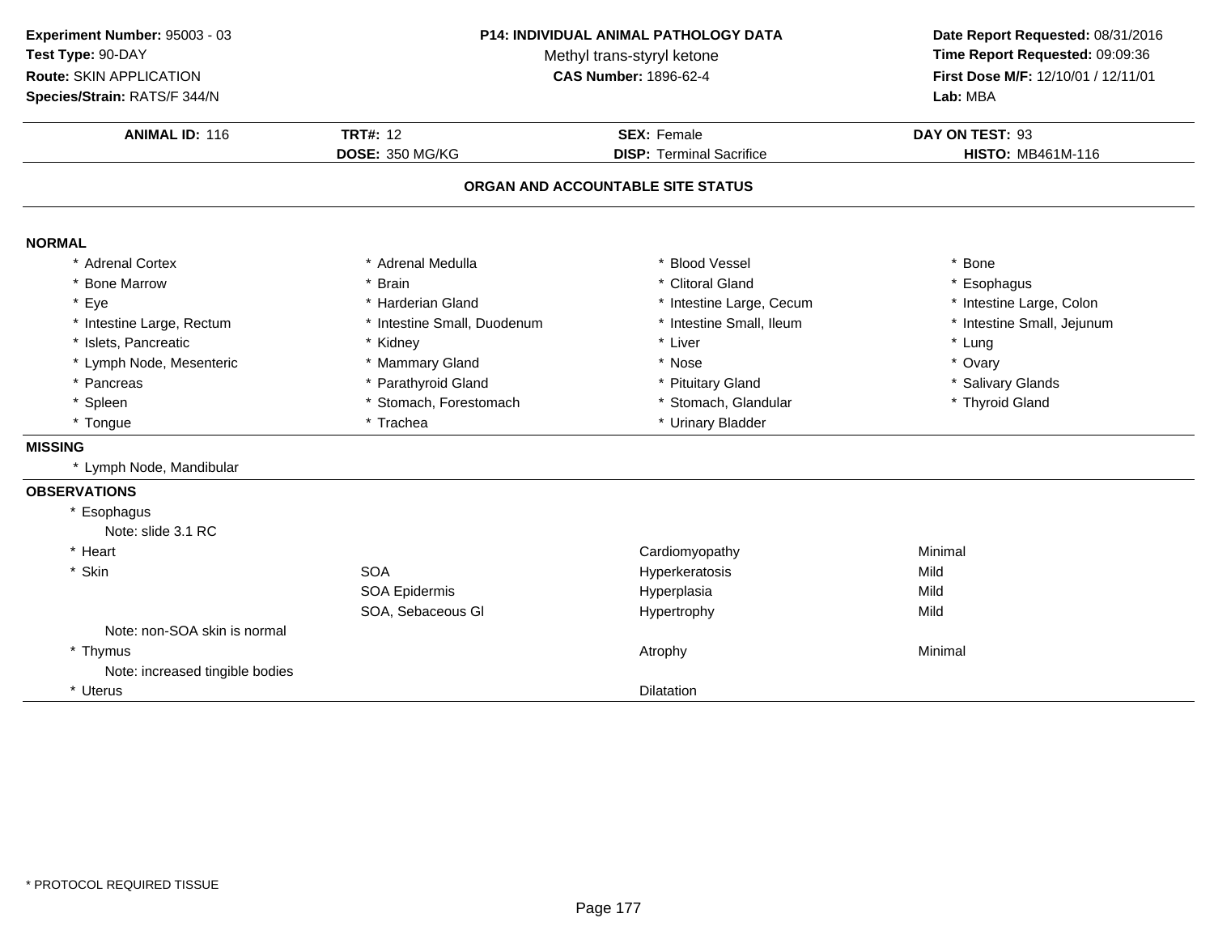**Experiment Number:** 95003 - 03
**Test Type:** 90-DAY
**Route:** SKIN APPLICATION
**Species/Strain:** RATS/F 344/N

**P14: INDIVIDUAL ANIMAL PATHOLOGY DATA**
Methyl trans-styryl ketone
**CAS Number:** 1896-62-4

**Date Report Requested:** 08/31/2016
**Time Report Requested:** 09:09:36
**First Dose M/F:** 12/10/01 / 12/11/01
**Lab:** MBA

| **ANIMAL ID:** 116 | **TRT#:** 12 | **SEX:** Female | **DAY ON TEST:** 93 |
|---|---|---|---|
| | **DOSE:** 350 MG/KG | **DISP:** Terminal Sacrifice | **HISTO:** MB461M-116 |

## ORGAN AND ACCOUNTABLE SITE STATUS

**NORMAL**

| | | | |
|---|---|---|---|
| * Adrenal Cortex | * Adrenal Medulla | * Blood Vessel | * Bone |
| * Bone Marrow | * Brain | * Clitoral Gland | * Esophagus |
| * Eye | * Harderian Gland | * Intestine Large, Cecum | * Intestine Large, Colon |
| * Intestine Large, Rectum | * Intestine Small, Duodenum | * Intestine Small, Ileum | * Intestine Small, Jejunum |
| * Islets, Pancreatic | * Kidney | * Liver | * Lung |
| * Lymph Node, Mesenteric | * Mammary Gland | * Nose | * Ovary |
| * Pancreas | * Parathyroid Gland | * Pituitary Gland | * Salivary Glands |
| * Spleen | * Stomach, Forestomach | * Stomach, Glandular | * Thyroid Gland |
| * Tongue | * Trachea | * Urinary Bladder | |

**MISSING**

* Lymph Node, Mandibular

**OBSERVATIONS**

| | | | |
|---|---|---|---|
| * Esophagus | | | |
| Note: slide 3.1 RC | | | |
| * Heart | | Cardiomyopathy | Minimal |
| * Skin | SOA | Hyperkeratosis | Mild |
| | SOA Epidermis | Hyperplasia | Mild |
| | SOA, Sebaceous Gl | Hypertrophy | Mild |
| Note: non-SOA skin is normal | | | |
| * Thymus | | Atrophy | Minimal |
| Note: increased tingible bodies | | | |
| * Uterus | | Dilatation | |

* PROTOCOL REQUIRED TISSUE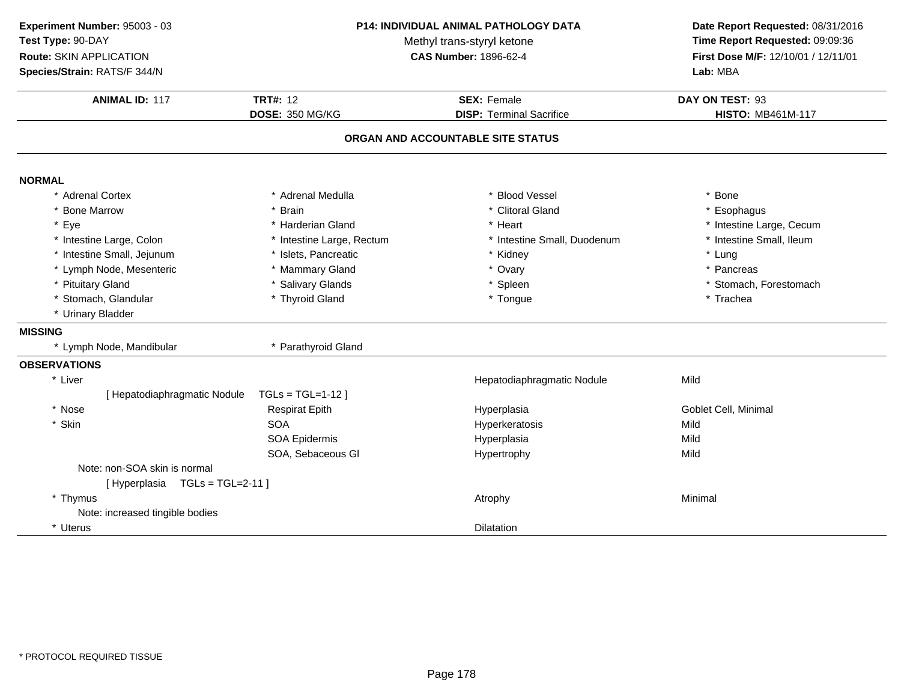**Experiment Number:** 95003 - 03
**Test Type:** 90-DAY
**Route:** SKIN APPLICATION
**Species/Strain:** RATS/F 344/N

**P14: INDIVIDUAL ANIMAL PATHOLOGY DATA**
Methyl trans-styryl ketone
**CAS Number:** 1896-62-4

**Date Report Requested:** 08/31/2016
**Time Report Requested:** 09:09:36
**First Dose M/F:** 12/10/01 / 12/11/01
**Lab:** MBA

| **ANIMAL ID:** 117 | **TRT#:** 12 | **SEX:** Female | **DAY ON TEST:** 93 |
|---|---|---|---|
| | **DOSE:** 350 MG/KG | **DISP:** Terminal Sacrifice | **HISTO:** MB461M-117 |

## ORGAN AND ACCOUNTABLE SITE STATUS

**NORMAL**

| | | | |
|---|---|---|---|
| * Adrenal Cortex | * Adrenal Medulla | * Blood Vessel | * Bone |
| * Bone Marrow | * Brain | * Clitoral Gland | * Esophagus |
| * Eye | * Harderian Gland | * Heart | * Intestine Large, Cecum |
| * Intestine Large, Colon | * Intestine Large, Rectum | * Intestine Small, Duodenum | * Intestine Small, Ileum |
| * Intestine Small, Jejunum | * Islets, Pancreatic | * Kidney | * Lung |
| * Lymph Node, Mesenteric | * Mammary Gland | * Ovary | * Pancreas |
| * Pituitary Gland | * Salivary Glands | * Spleen | * Stomach, Forestomach |
| * Stomach, Glandular | * Thyroid Gland | * Tongue | * Trachea |
| * Urinary Bladder | | | |

**MISSING**

| | |
|---|---|
| * Lymph Node, Mandibular | * Parathyroid Gland |

**OBSERVATIONS**

| | | | |
|---|---|---|---|
| * Liver | | Hepatodiaphragmatic Nodule | Mild |
| [ Hepatodiaphragmatic Nodule TGLs = TGL=1-12 ] | | | |
| * Nose | Respirat Epith | Hyperplasia | Goblet Cell, Minimal |
| * Skin | SOA | Hyperkeratosis | Mild |
| | SOA Epidermis | Hyperplasia | Mild |
| | SOA, Sebaceous Gl | Hypertrophy | Mild |
| Note: non-SOA skin is normal | | | |
| [ Hyperplasia TGLs = TGL=2-11 ] | | | |
| * Thymus | | Atrophy | Minimal |
| Note: increased tingible bodies | | | |
| * Uterus | | Dilatation | |

\* PROTOCOL REQUIRED TISSUE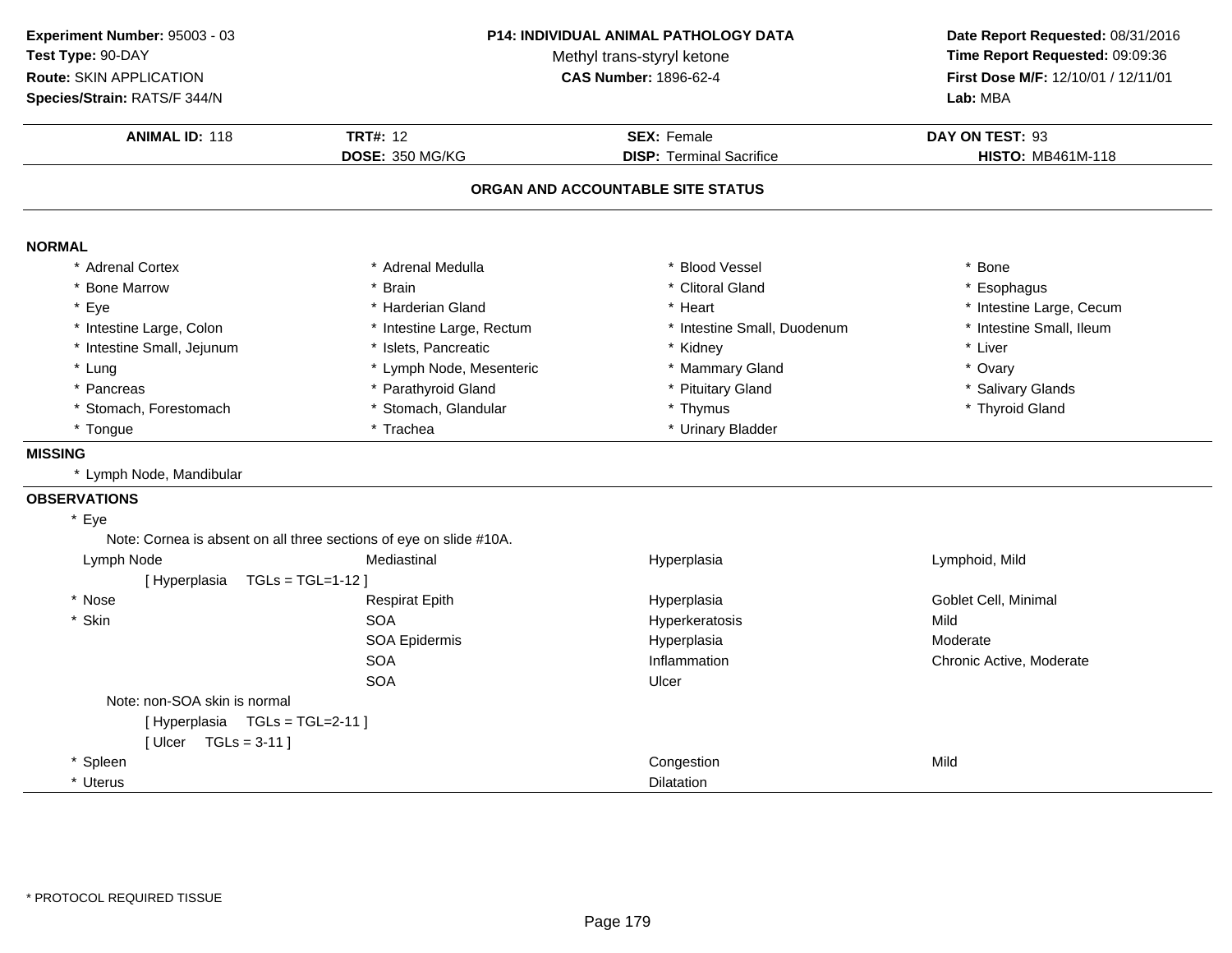**Experiment Number:** 95003 - 03
**Test Type:** 90-DAY
**Route:** SKIN APPLICATION
**Species/Strain:** RATS/F 344/N

**P14: INDIVIDUAL ANIMAL PATHOLOGY DATA**
Methyl trans-styryl ketone
**CAS Number:** 1896-62-4

**Date Report Requested:** 08/31/2016
**Time Report Requested:** 09:09:36
**First Dose M/F:** 12/10/01 / 12/11/01
**Lab:** MBA

| **ANIMAL ID:** 118 | **TRT#:** 12 | **SEX:** Female | **DAY ON TEST:** 93 |
|---|---|---|---|
| | **DOSE:** 350 MG/KG | **DISP:** Terminal Sacrifice | **HISTO:** MB461M-118 |

## ORGAN AND ACCOUNTABLE SITE STATUS

**NORMAL**

| | | | |
|---|---|---|---|
| * Adrenal Cortex | * Adrenal Medulla | * Blood Vessel | * Bone |
| * Bone Marrow | * Brain | * Clitoral Gland | * Esophagus |
| * Eye | * Harderian Gland | * Heart | * Intestine Large, Cecum |
| * Intestine Large, Colon | * Intestine Large, Rectum | * Intestine Small, Duodenum | * Intestine Small, Ileum |
| * Intestine Small, Jejunum | * Islets, Pancreatic | * Kidney | * Liver |
| * Lung | * Lymph Node, Mesenteric | * Mammary Gland | * Ovary |
| * Pancreas | * Parathyroid Gland | * Pituitary Gland | * Salivary Glands |
| * Stomach, Forestomach | * Stomach, Glandular | * Thymus | * Thyroid Gland |
| * Tongue | * Trachea | * Urinary Bladder | |

**MISSING**

* Lymph Node, Mandibular

**OBSERVATIONS**

* Eye
  Note: Cornea is absent on all three sections of eye on slide #10A.

| | | | |
|---|---|---|---|
| Lymph Node | Mediastinal | Hyperplasia | Lymphoid, Mild |
| [ Hyperplasia TGLs = TGL=1-12 ] | | | |
| * Nose | Respirat Epith | Hyperplasia | Goblet Cell, Minimal |
| * Skin | SOA | Hyperkeratosis | Mild |
| | SOA Epidermis | Hyperplasia | Moderate |
| | SOA | Inflammation | Chronic Active, Moderate |
| | SOA | Ulcer | |

Note: non-SOA skin is normal
[ Hyperplasia TGLs = TGL=2-11 ]
[ Ulcer TGLs = 3-11 ]

| | | | |
|---|---|---|---|
| * Spleen | | Congestion | Mild |
| * Uterus | | Dilatation | |

* PROTOCOL REQUIRED TISSUE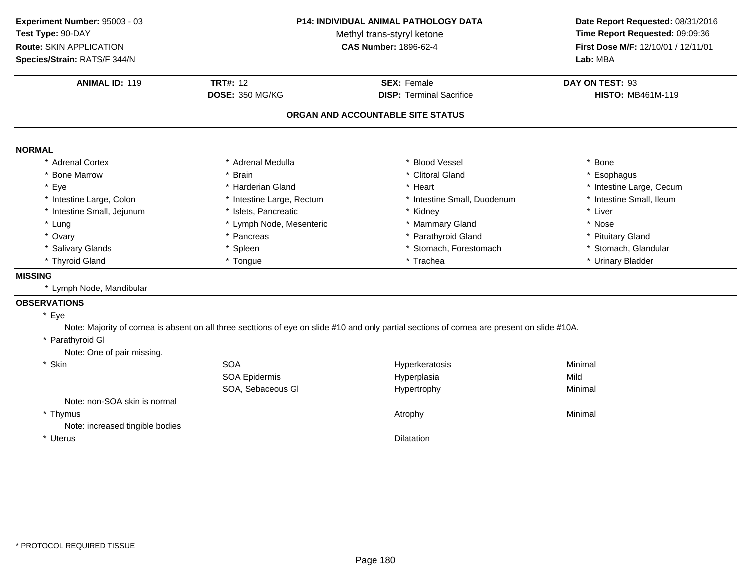**Experiment Number:** 95003 - 03
**Test Type:** 90-DAY
**Route:** SKIN APPLICATION
**Species/Strain:** RATS/F 344/N

**P14: INDIVIDUAL ANIMAL PATHOLOGY DATA**
Methyl trans-styryl ketone
**CAS Number:** 1896-62-4

**Date Report Requested:** 08/31/2016
**Time Report Requested:** 09:09:36
**First Dose M/F:** 12/10/01 / 12/11/01
**Lab:** MBA

| **ANIMAL ID:** 119 | **TRT#:** 12 | **SEX:** Female | **DAY ON TEST:** 93 |
|---|---|---|---|
| | **DOSE:** 350 MG/KG | **DISP:** Terminal Sacrifice | **HISTO:** MB461M-119 |

## ORGAN AND ACCOUNTABLE SITE STATUS

### NORMAL

| | | | |
|---|---|---|---|
| * Adrenal Cortex | * Adrenal Medulla | * Blood Vessel | * Bone |
| * Bone Marrow | * Brain | * Clitoral Gland | * Esophagus |
| * Eye | * Harderian Gland | * Heart | * Intestine Large, Cecum |
| * Intestine Large, Colon | * Intestine Large, Rectum | * Intestine Small, Duodenum | * Intestine Small, Ileum |
| * Intestine Small, Jejunum | * Islets, Pancreatic | * Kidney | * Liver |
| * Lung | * Lymph Node, Mesenteric | * Mammary Gland | * Nose |
| * Ovary | * Pancreas | * Parathyroid Gland | * Pituitary Gland |
| * Salivary Glands | * Spleen | * Stomach, Forestomach | * Stomach, Glandular |
| * Thyroid Gland | * Tongue | * Trachea | * Urinary Bladder |

### MISSING

* Lymph Node, Mandibular

### OBSERVATIONS

* Eye
  Note: Majority of cornea is absent on all three secttions of eye on slide #10 and only partial sections of cornea are present on slide #10A.
* Parathyroid Gl
  Note: One of pair missing.

| | | | |
|---|---|---|---|
| * Skin | SOA | Hyperkeratosis | Minimal |
| | SOA Epidermis | Hyperplasia | Mild |
| | SOA, Sebaceous Gl | Hypertrophy | Minimal |
| Note: non-SOA skin is normal | | | |
| * Thymus | | Atrophy | Minimal |
| Note: increased tingible bodies | | | |
| * Uterus | | Dilatation | |

* PROTOCOL REQUIRED TISSUE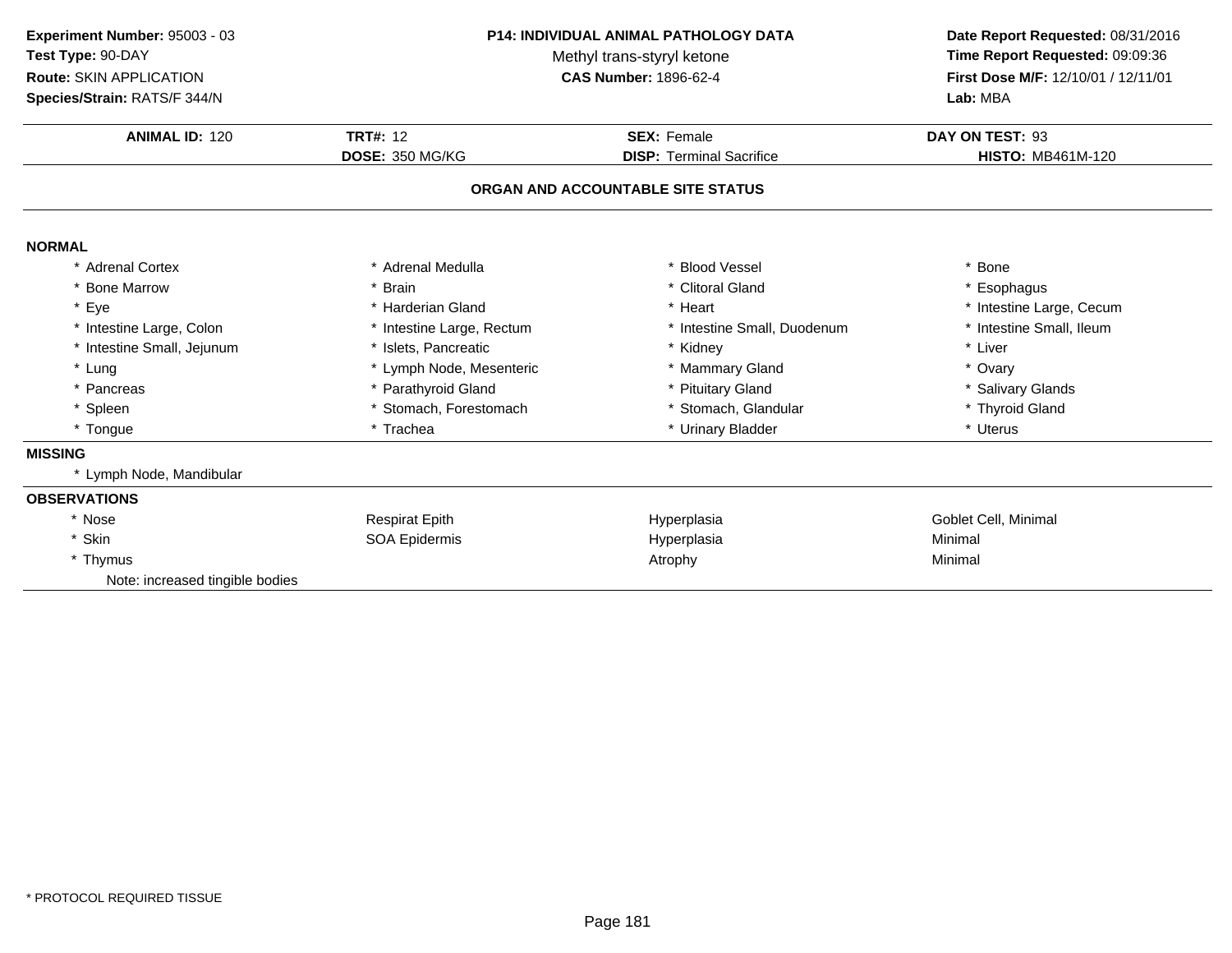**Experiment Number:** 95003 - 03
**Test Type:** 90-DAY
**Route:** SKIN APPLICATION
**Species/Strain:** RATS/F 344/N

**P14: INDIVIDUAL ANIMAL PATHOLOGY DATA**
Methyl trans-styryl ketone
**CAS Number:** 1896-62-4

**Date Report Requested:** 08/31/2016
**Time Report Requested:** 09:09:36
**First Dose M/F:** 12/10/01 / 12/11/01
**Lab:** MBA

| **ANIMAL ID:** 120 | **TRT#:** 12 | **SEX:** Female | **DAY ON TEST:** 93 |
|---|---|---|---|
| | **DOSE:** 350 MG/KG | **DISP:** Terminal Sacrifice | **HISTO:** MB461M-120 |

## ORGAN AND ACCOUNTABLE SITE STATUS

**NORMAL**

| | | | |
|---|---|---|---|
| * Adrenal Cortex | * Adrenal Medulla | * Blood Vessel | * Bone |
| * Bone Marrow | * Brain | * Clitoral Gland | * Esophagus |
| * Eye | * Harderian Gland | * Heart | * Intestine Large, Cecum |
| * Intestine Large, Colon | * Intestine Large, Rectum | * Intestine Small, Duodenum | * Intestine Small, Ileum |
| * Intestine Small, Jejunum | * Islets, Pancreatic | * Kidney | * Liver |
| * Lung | * Lymph Node, Mesenteric | * Mammary Gland | * Ovary |
| * Pancreas | * Parathyroid Gland | * Pituitary Gland | * Salivary Glands |
| * Spleen | * Stomach, Forestomach | * Stomach, Glandular | * Thyroid Gland |
| * Tongue | * Trachea | * Urinary Bladder | * Uterus |

**MISSING**

* Lymph Node, Mandibular

**OBSERVATIONS**

| | | | |
|---|---|---|---|
| * Nose | Respirat Epith | Hyperplasia | Goblet Cell, Minimal |
| * Skin | SOA Epidermis | Hyperplasia | Minimal |
| * Thymus | | Atrophy | Minimal |

Note: increased tingible bodies

* PROTOCOL REQUIRED TISSUE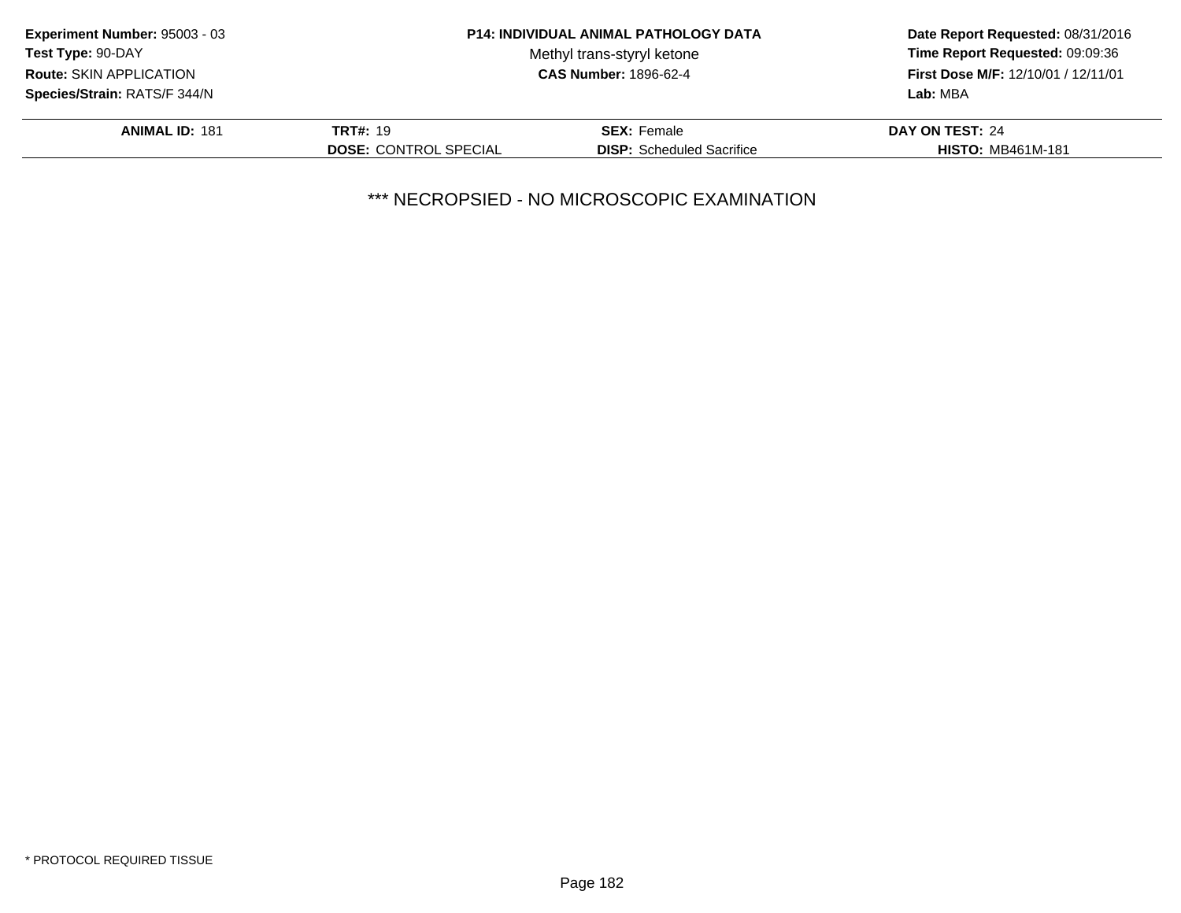**Experiment Number:** 95003 - 03
**Test Type:** 90-DAY
**Route:** SKIN APPLICATION
**Species/Strain:** RATS/F 344/N

**P14: INDIVIDUAL ANIMAL PATHOLOGY DATA**
Methyl trans-styryl ketone
**CAS Number:** 1896-62-4

**Date Report Requested:** 08/31/2016
**Time Report Requested:** 09:09:36
**First Dose M/F:** 12/10/01 / 12/11/01
**Lab:** MBA

| **ANIMAL ID:** 181 | **TRT#:** 19 | **SEX:** Female | **DAY ON TEST:** 24 |
|---|---|---|---|
| | **DOSE:** CONTROL SPECIAL | **DISP:** Scheduled Sacrifice | **HISTO:** MB461M-181 |

*** NECROPSIED - NO MICROSCOPIC EXAMINATION

* PROTOCOL REQUIRED TISSUE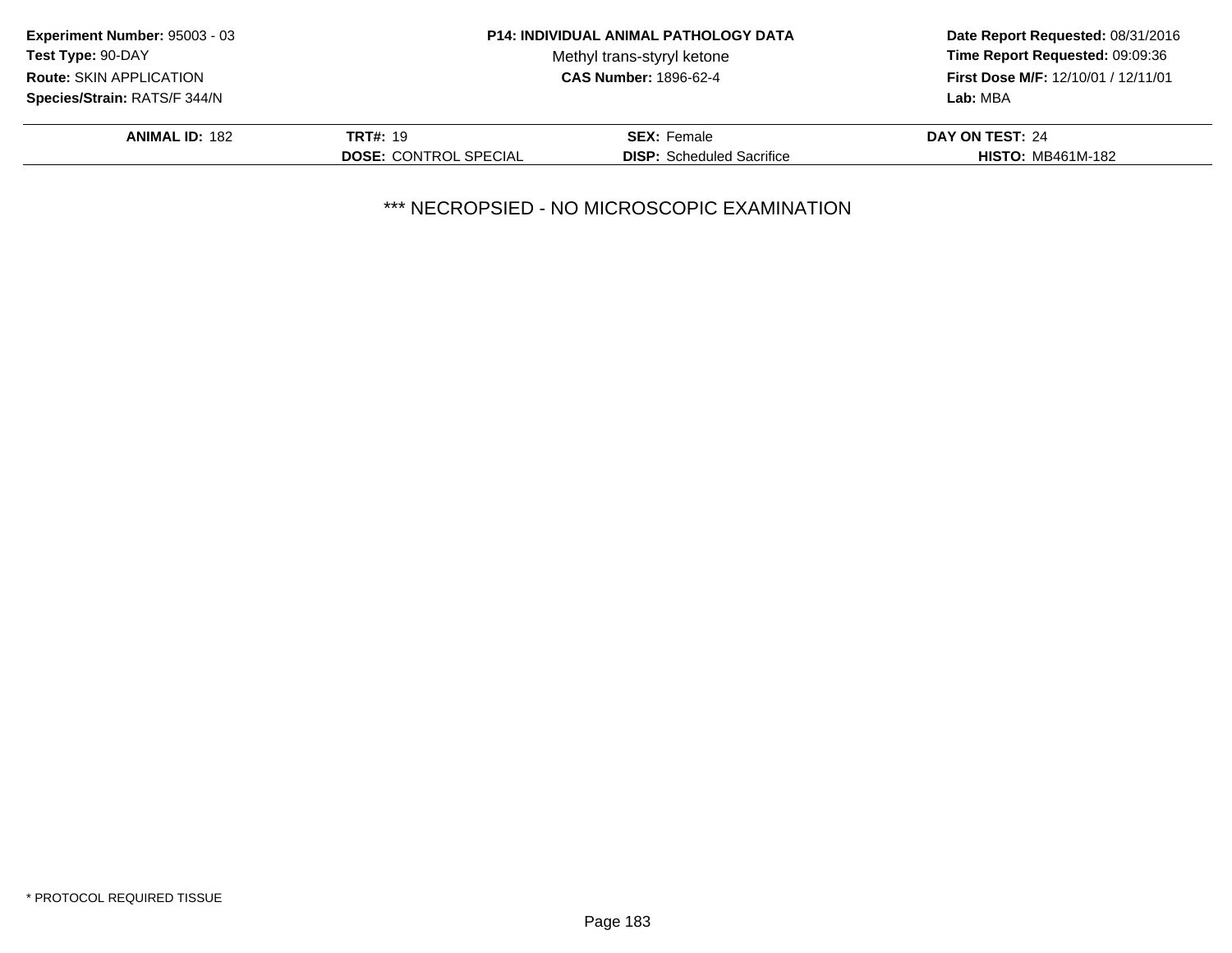**Experiment Number:** 95003 - 03
**Test Type:** 90-DAY
**Route:** SKIN APPLICATION
**Species/Strain:** RATS/F 344/N

**P14: INDIVIDUAL ANIMAL PATHOLOGY DATA**
Methyl trans-styryl ketone
**CAS Number:** 1896-62-4

**Date Report Requested:** 08/31/2016
**Time Report Requested:** 09:09:36
**First Dose M/F:** 12/10/01 / 12/11/01
**Lab:** MBA

| **ANIMAL ID:** 182 | **TRT#:** 19 | **SEX:** Female | **DAY ON TEST:** 24 |
|---|---|---|---|
| | **DOSE:** CONTROL SPECIAL | **DISP:** Scheduled Sacrifice | **HISTO:** MB461M-182 |

*** NECROPSIED - NO MICROSCOPIC EXAMINATION

* PROTOCOL REQUIRED TISSUE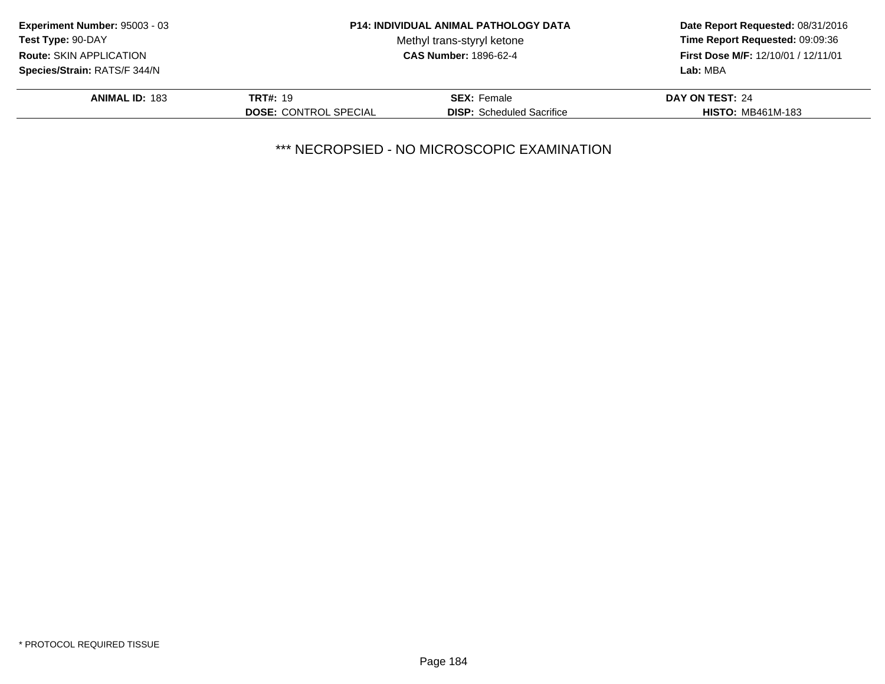**Experiment Number:** 95003 - 03
**Test Type:** 90-DAY
**Route:** SKIN APPLICATION
**Species/Strain:** RATS/F 344/N

**P14: INDIVIDUAL ANIMAL PATHOLOGY DATA**
Methyl trans-styryl ketone
**CAS Number:** 1896-62-4

**Date Report Requested:** 08/31/2016
**Time Report Requested:** 09:09:36
**First Dose M/F:** 12/10/01 / 12/11/01
**Lab:** MBA

| **ANIMAL ID:** 183 | **TRT#:** 19 | **SEX:** Female | **DAY ON TEST:** 24 |
|---|---|---|---|
| | **DOSE:** CONTROL SPECIAL | **DISP:** Scheduled Sacrifice | **HISTO:** MB461M-183 |

*** NECROPSIED - NO MICROSCOPIC EXAMINATION

* PROTOCOL REQUIRED TISSUE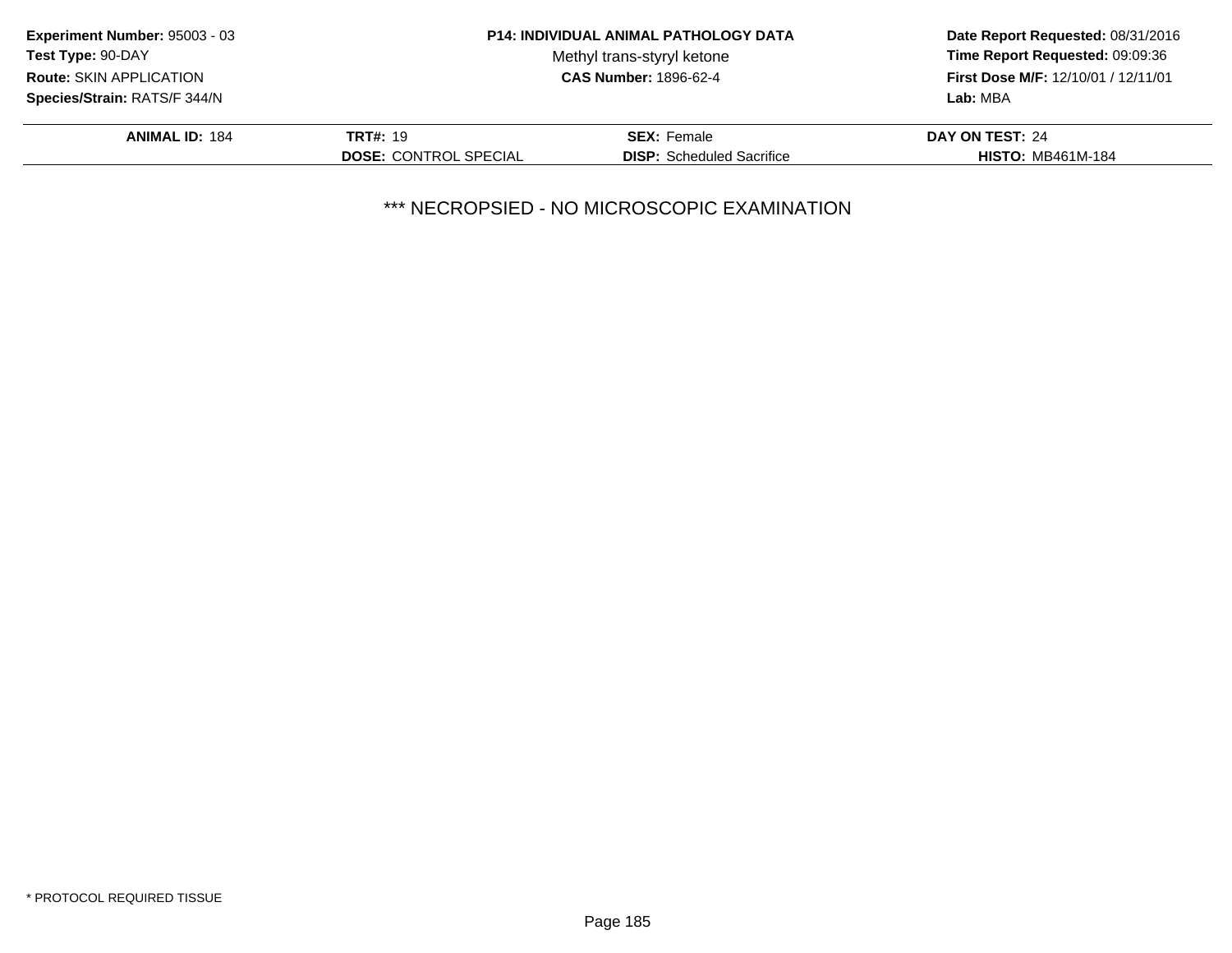**Experiment Number:** 95003 - 03
**Test Type:** 90-DAY
**Route:** SKIN APPLICATION
**Species/Strain:** RATS/F 344/N

**P14: INDIVIDUAL ANIMAL PATHOLOGY DATA**
Methyl trans-styryl ketone
**CAS Number:** 1896-62-4

**Date Report Requested:** 08/31/2016
**Time Report Requested:** 09:09:36
**First Dose M/F:** 12/10/01 / 12/11/01
**Lab:** MBA

| **ANIMAL ID:** 184 | **TRT#:** 19 | **SEX:** Female | **DAY ON TEST:** 24 |
|---|---|---|---|
| | **DOSE:** CONTROL SPECIAL | **DISP:** Scheduled Sacrifice | **HISTO:** MB461M-184 |

*** NECROPSIED - NO MICROSCOPIC EXAMINATION

* PROTOCOL REQUIRED TISSUE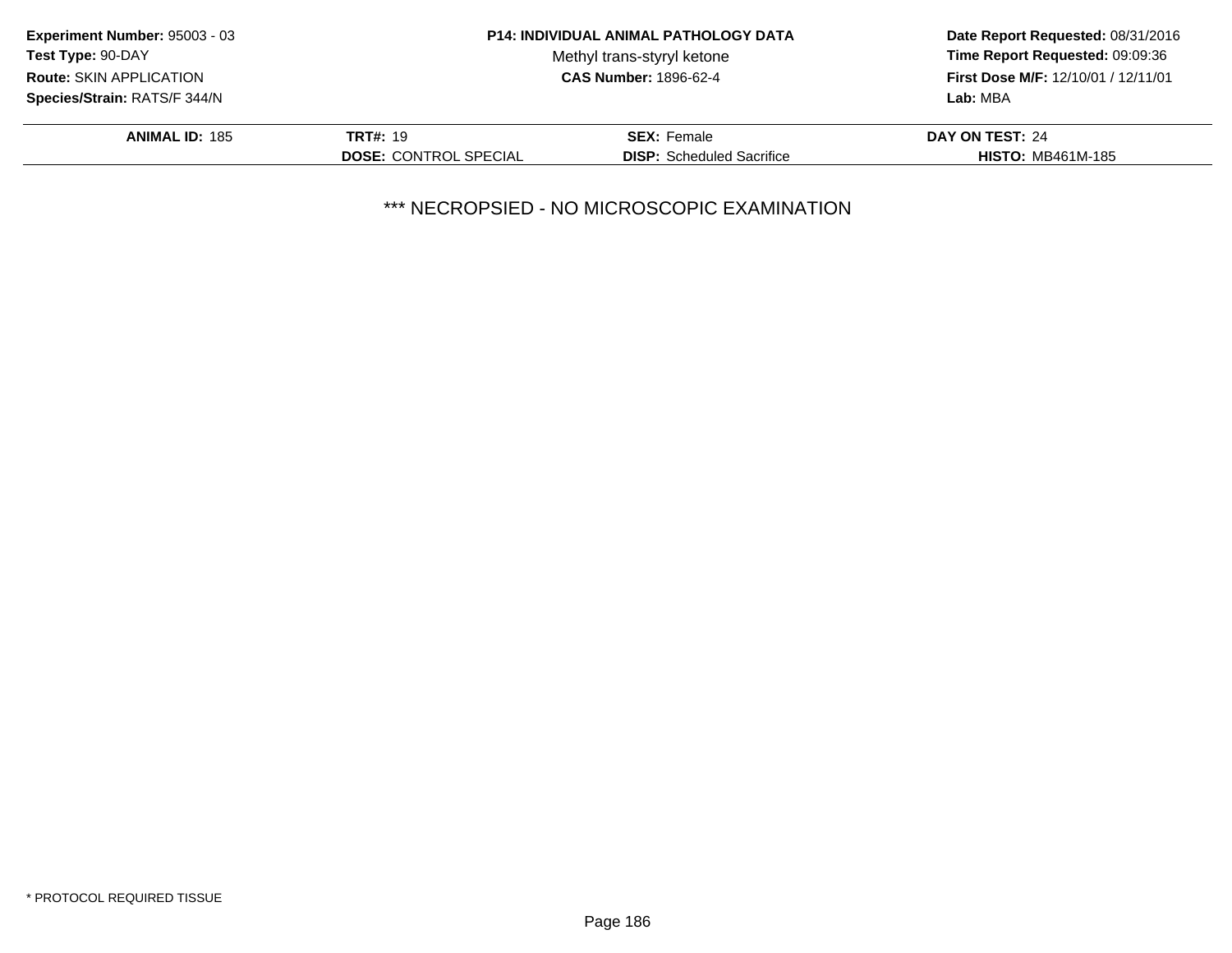**Experiment Number:** 95003 - 03
**Test Type:** 90-DAY
**Route:** SKIN APPLICATION
**Species/Strain:** RATS/F 344/N

**P14: INDIVIDUAL ANIMAL PATHOLOGY DATA**
Methyl trans-styryl ketone
**CAS Number:** 1896-62-4

**Date Report Requested:** 08/31/2016
**Time Report Requested:** 09:09:36
**First Dose M/F:** 12/10/01 / 12/11/01
**Lab:** MBA

| **ANIMAL ID:** 185 | **TRT#:** 19 | **SEX:** Female | **DAY ON TEST:** 24 |
|---|---|---|---|
| | **DOSE:** CONTROL SPECIAL | **DISP:** Scheduled Sacrifice | **HISTO:** MB461M-185 |

*** NECROPSIED - NO MICROSCOPIC EXAMINATION

* PROTOCOL REQUIRED TISSUE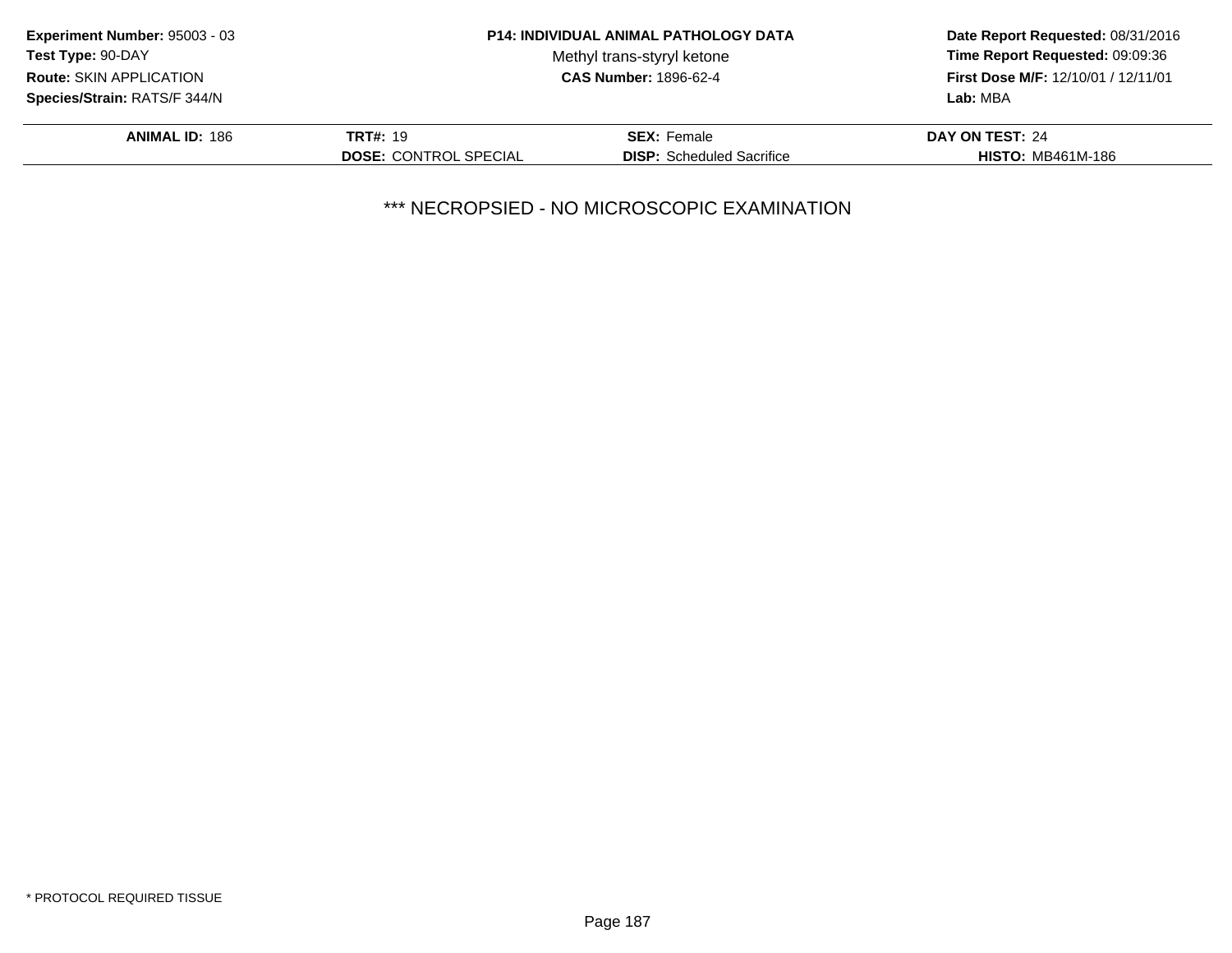**Experiment Number:** 95003 - 03
**Test Type:** 90-DAY
**Route:** SKIN APPLICATION
**Species/Strain:** RATS/F 344/N

**P14: INDIVIDUAL ANIMAL PATHOLOGY DATA**
Methyl trans-styryl ketone
**CAS Number:** 1896-62-4

**Date Report Requested:** 08/31/2016
**Time Report Requested:** 09:09:36
**First Dose M/F:** 12/10/01 / 12/11/01
**Lab:** MBA

| **ANIMAL ID:** 186 | **TRT#:** 19 | **SEX:** Female | **DAY ON TEST:** 24 |
|---|---|---|---|
| | **DOSE:** CONTROL SPECIAL | **DISP:** Scheduled Sacrifice | **HISTO:** MB461M-186 |

*** NECROPSIED - NO MICROSCOPIC EXAMINATION

* PROTOCOL REQUIRED TISSUE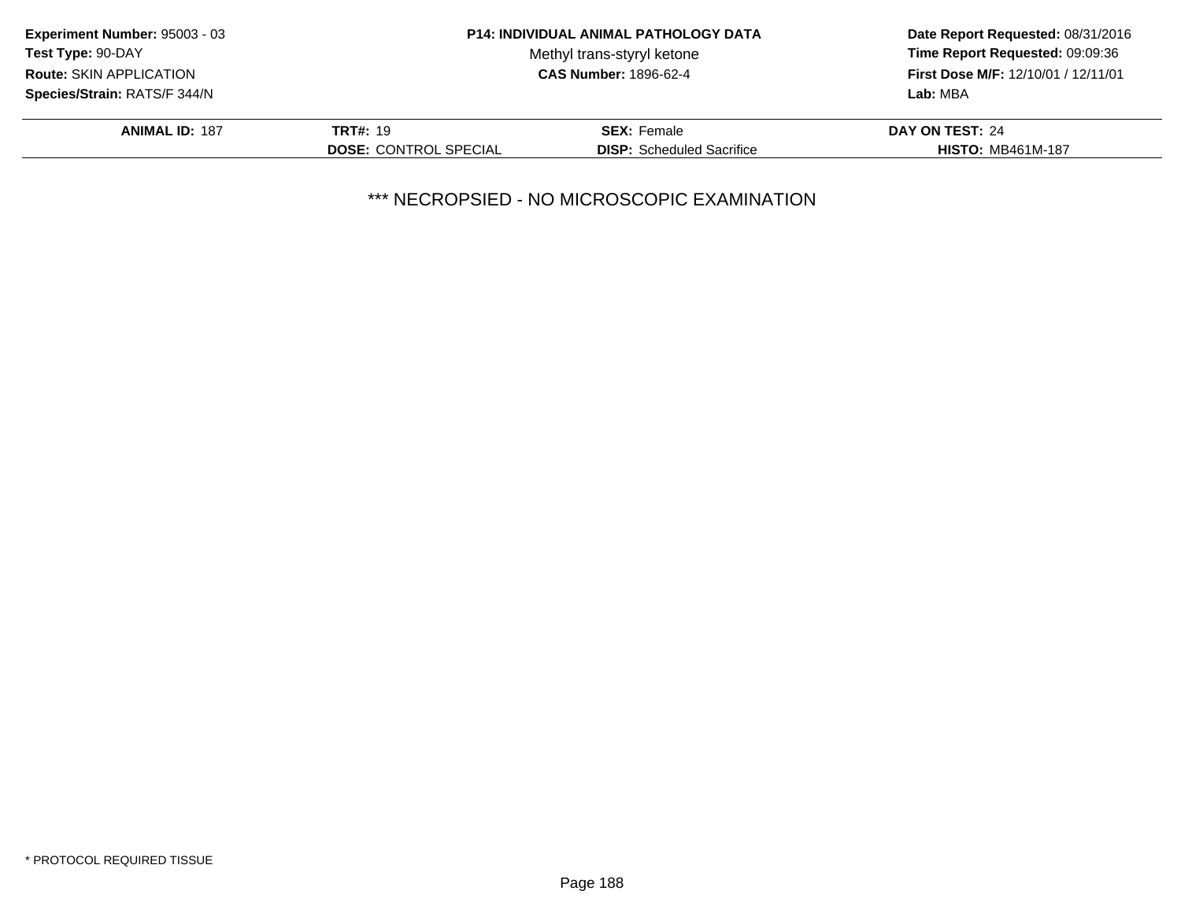**Experiment Number:** 95003 - 03
**Test Type:** 90-DAY
**Route:** SKIN APPLICATION
**Species/Strain:** RATS/F 344/N

**P14: INDIVIDUAL ANIMAL PATHOLOGY DATA**
Methyl trans-styryl ketone
**CAS Number:** 1896-62-4

**Date Report Requested:** 08/31/2016
**Time Report Requested:** 09:09:36
**First Dose M/F:** 12/10/01 / 12/11/01
**Lab:** MBA

| **ANIMAL ID:** 187 | **TRT#:** 19 | **SEX:** Female | **DAY ON TEST:** 24 |
|---|---|---|---|
| | **DOSE:** CONTROL SPECIAL | **DISP:** Scheduled Sacrifice | **HISTO:** MB461M-187 |

*** NECROPSIED - NO MICROSCOPIC EXAMINATION

* PROTOCOL REQUIRED TISSUE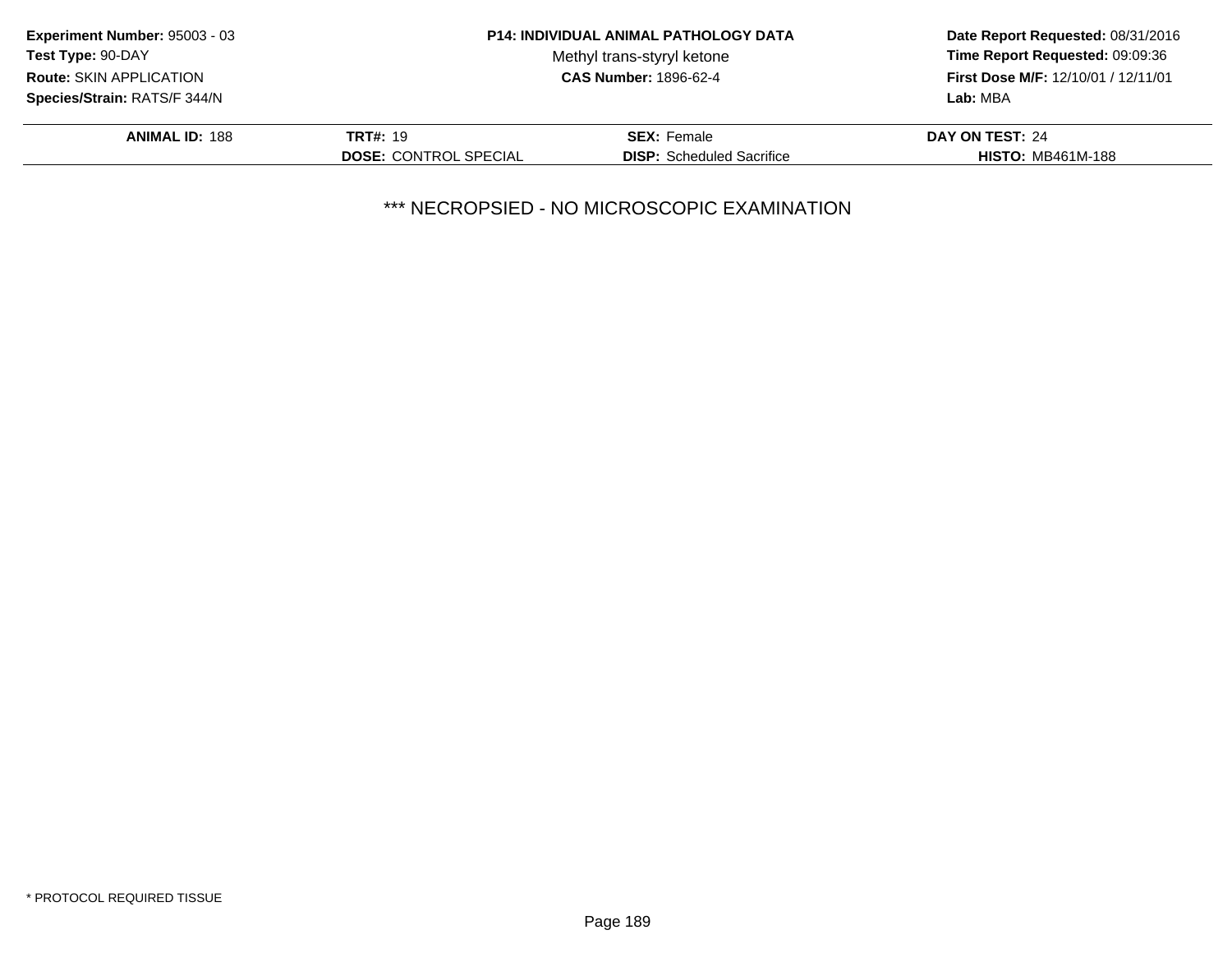**Experiment Number:** 95003 - 03
**Test Type:** 90-DAY
**Route:** SKIN APPLICATION
**Species/Strain:** RATS/F 344/N

**P14: INDIVIDUAL ANIMAL PATHOLOGY DATA**
Methyl trans-styryl ketone
**CAS Number:** 1896-62-4

**Date Report Requested:** 08/31/2016
**Time Report Requested:** 09:09:36
**First Dose M/F:** 12/10/01 / 12/11/01
**Lab:** MBA

| **ANIMAL ID:** 188 | **TRT#:** 19 | **SEX:** Female | **DAY ON TEST:** 24 |
|---|---|---|---|
| | **DOSE:** CONTROL SPECIAL | **DISP:** Scheduled Sacrifice | **HISTO:** MB461M-188 |

*** NECROPSIED - NO MICROSCOPIC EXAMINATION

* PROTOCOL REQUIRED TISSUE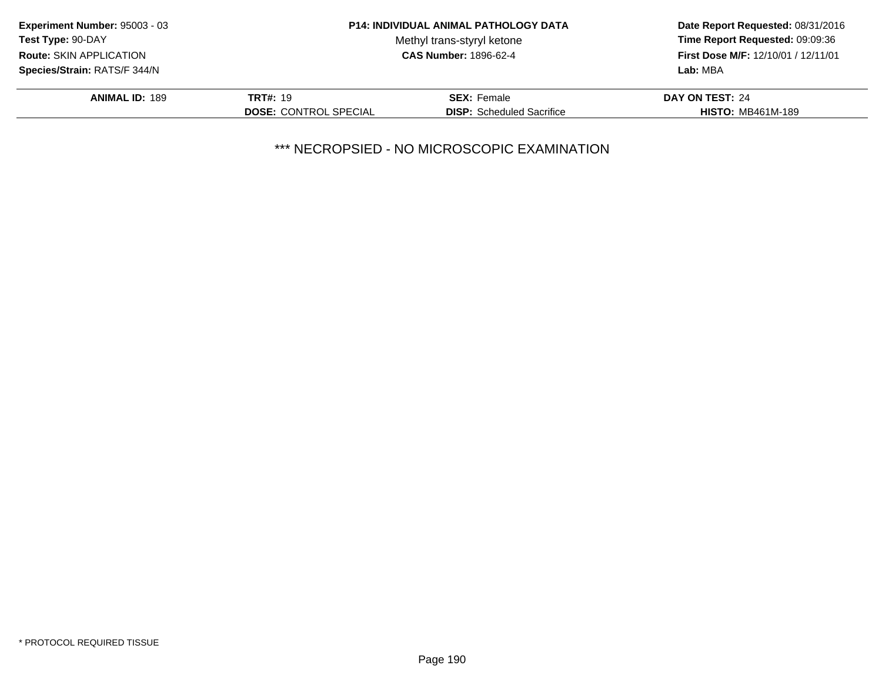**Experiment Number:** 95003 - 03
**Test Type:** 90-DAY
**Route:** SKIN APPLICATION
**Species/Strain:** RATS/F 344/N

**P14: INDIVIDUAL ANIMAL PATHOLOGY DATA**
Methyl trans-styryl ketone
**CAS Number:** 1896-62-4

**Date Report Requested:** 08/31/2016
**Time Report Requested:** 09:09:36
**First Dose M/F:** 12/10/01 / 12/11/01
**Lab:** MBA

| **ANIMAL ID:** 189 | **TRT#:** 19 | **SEX:** Female | **DAY ON TEST:** 24 |
|---|---|---|---|
| | **DOSE:** CONTROL SPECIAL | **DISP:** Scheduled Sacrifice | **HISTO:** MB461M-189 |

*** NECROPSIED - NO MICROSCOPIC EXAMINATION

* PROTOCOL REQUIRED TISSUE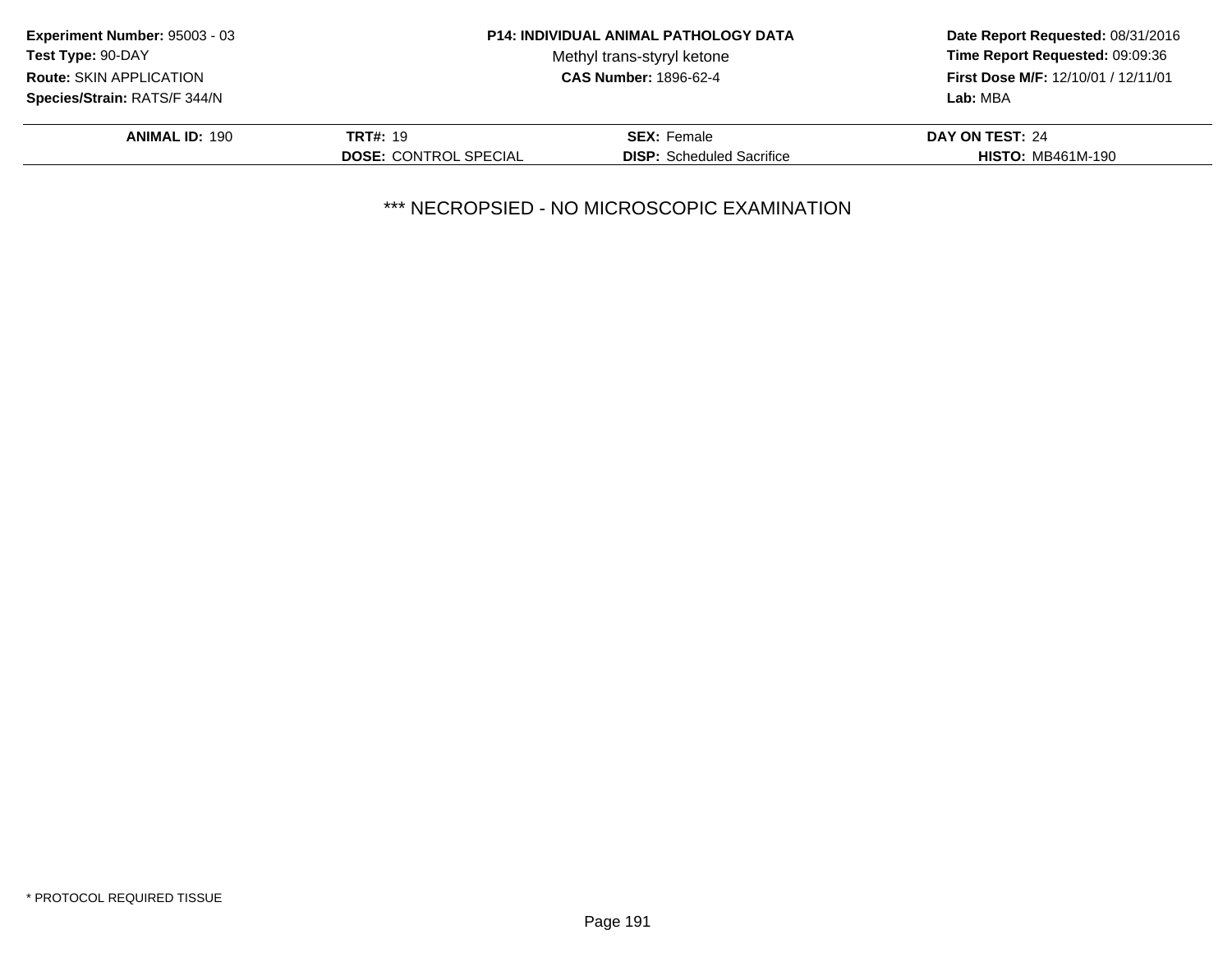**Experiment Number:** 95003 - 03
**Test Type:** 90-DAY
**Route:** SKIN APPLICATION
**Species/Strain:** RATS/F 344/N

**P14: INDIVIDUAL ANIMAL PATHOLOGY DATA**
Methyl trans-styryl ketone
**CAS Number:** 1896-62-4

**Date Report Requested:** 08/31/2016
**Time Report Requested:** 09:09:36
**First Dose M/F:** 12/10/01 / 12/11/01
**Lab:** MBA

| **ANIMAL ID:** 190 | **TRT#:** 19 | **SEX:** Female | **DAY ON TEST:** 24 |
|---|---|---|---|
| | **DOSE:** CONTROL SPECIAL | **DISP:** Scheduled Sacrifice | **HISTO:** MB461M-190 |

*** NECROPSIED - NO MICROSCOPIC EXAMINATION

* PROTOCOL REQUIRED TISSUE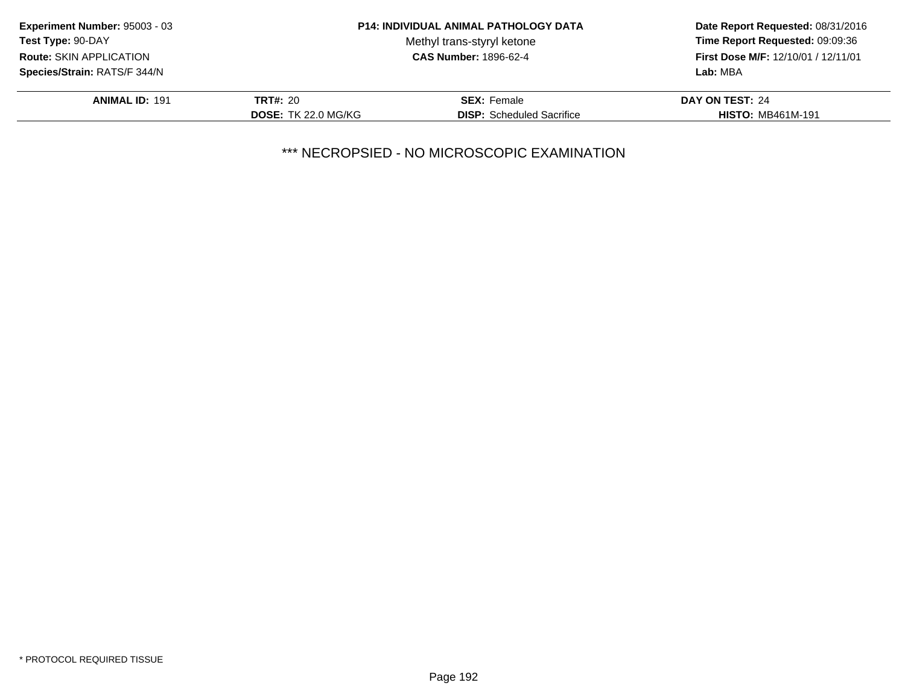**Experiment Number:** 95003 - 03
**Test Type:** 90-DAY
**Route:** SKIN APPLICATION
**Species/Strain:** RATS/F 344/N

**P14: INDIVIDUAL ANIMAL PATHOLOGY DATA**
Methyl trans-styryl ketone
**CAS Number:** 1896-62-4

**Date Report Requested:** 08/31/2016
**Time Report Requested:** 09:09:36
**First Dose M/F:** 12/10/01 / 12/11/01
**Lab:** MBA

| **ANIMAL ID:** 191 | **TRT#:** 20 | **SEX:** Female | **DAY ON TEST:** 24 |
|---|---|---|---|
| | **DOSE:** TK 22.0 MG/KG | **DISP:** Scheduled Sacrifice | **HISTO:** MB461M-191 |

*** NECROPSIED - NO MICROSCOPIC EXAMINATION

* PROTOCOL REQUIRED TISSUE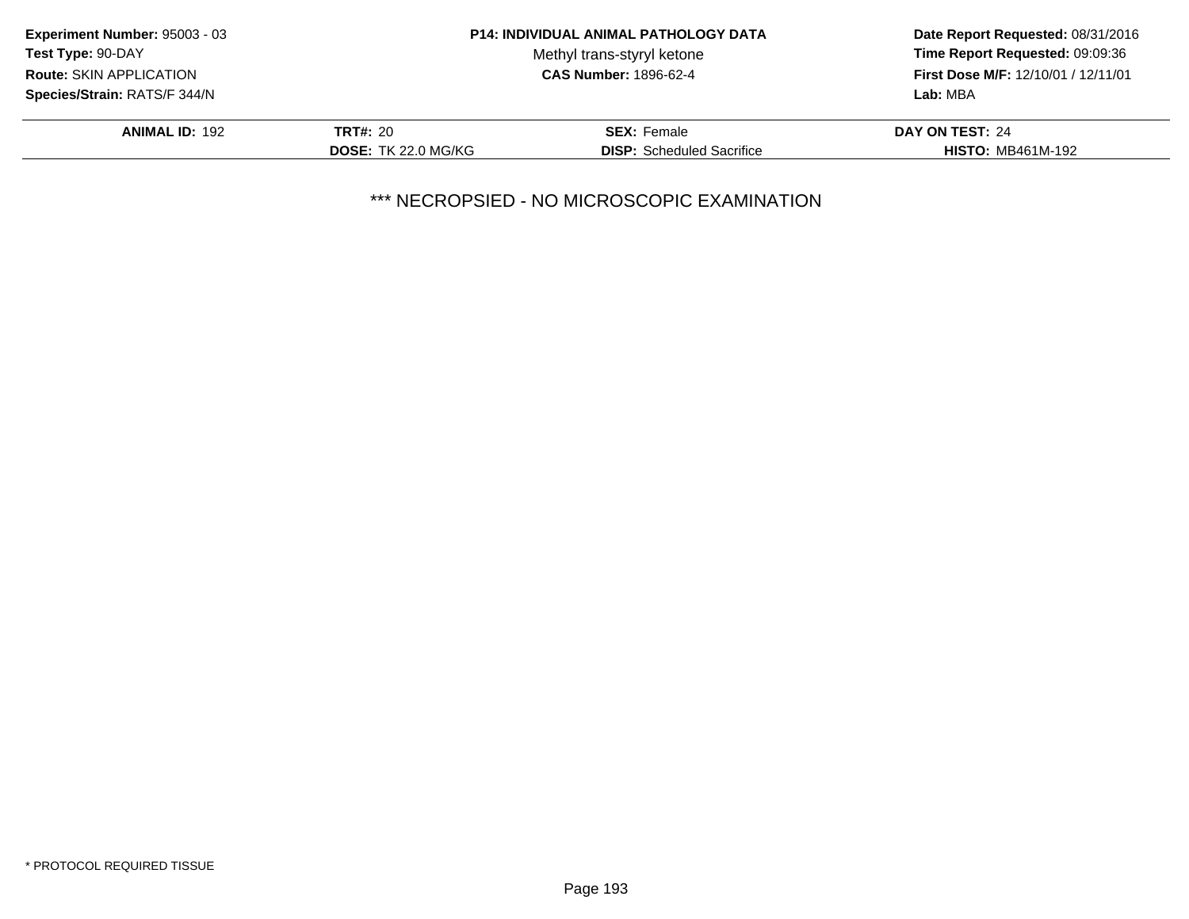**Experiment Number:** 95003 - 03
**Test Type:** 90-DAY
**Route:** SKIN APPLICATION
**Species/Strain:** RATS/F 344/N

**P14: INDIVIDUAL ANIMAL PATHOLOGY DATA**
Methyl trans-styryl ketone
**CAS Number:** 1896-62-4

**Date Report Requested:** 08/31/2016
**Time Report Requested:** 09:09:36
**First Dose M/F:** 12/10/01 / 12/11/01
**Lab:** MBA

| **ANIMAL ID:** 192 | **TRT#:** 20 | **SEX:** Female | **DAY ON TEST:** 24 |
|---|---|---|---|
| | **DOSE:** TK 22.0 MG/KG | **DISP:** Scheduled Sacrifice | **HISTO:** MB461M-192 |

*** NECROPSIED - NO MICROSCOPIC EXAMINATION

* PROTOCOL REQUIRED TISSUE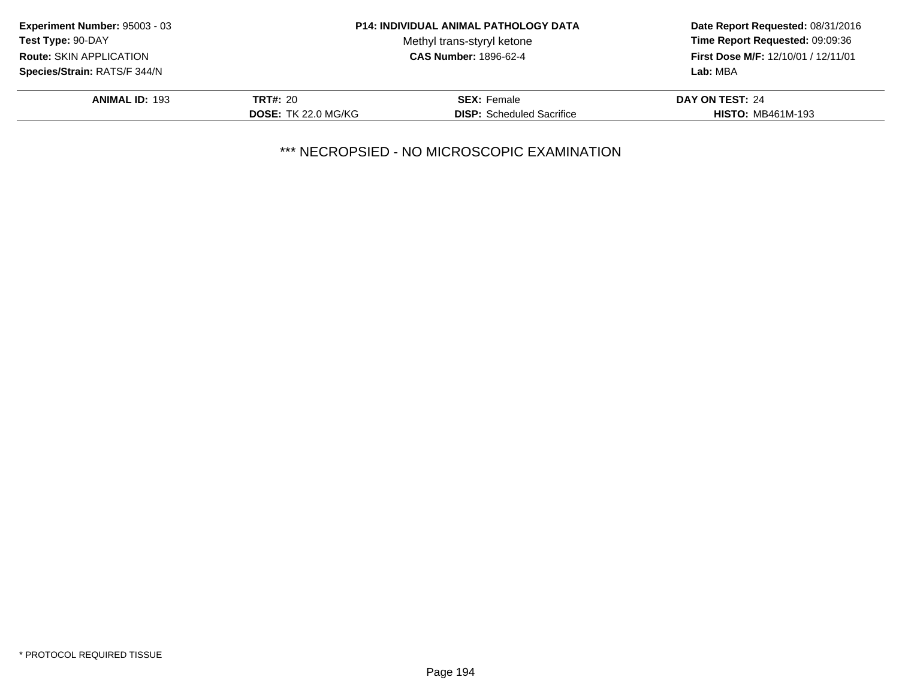**Experiment Number:** 95003 - 03
**Test Type:** 90-DAY
**Route:** SKIN APPLICATION
**Species/Strain:** RATS/F 344/N

**P14: INDIVIDUAL ANIMAL PATHOLOGY DATA**
Methyl trans-styryl ketone
**CAS Number:** 1896-62-4

**Date Report Requested:** 08/31/2016
**Time Report Requested:** 09:09:36
**First Dose M/F:** 12/10/01 / 12/11/01
**Lab:** MBA

| **ANIMAL ID:** 193 | **TRT#:** 20 | **SEX:** Female | **DAY ON TEST:** 24 |
|---|---|---|---|
| | **DOSE:** TK 22.0 MG/KG | **DISP:** Scheduled Sacrifice | **HISTO:** MB461M-193 |

*** NECROPSIED - NO MICROSCOPIC EXAMINATION

* PROTOCOL REQUIRED TISSUE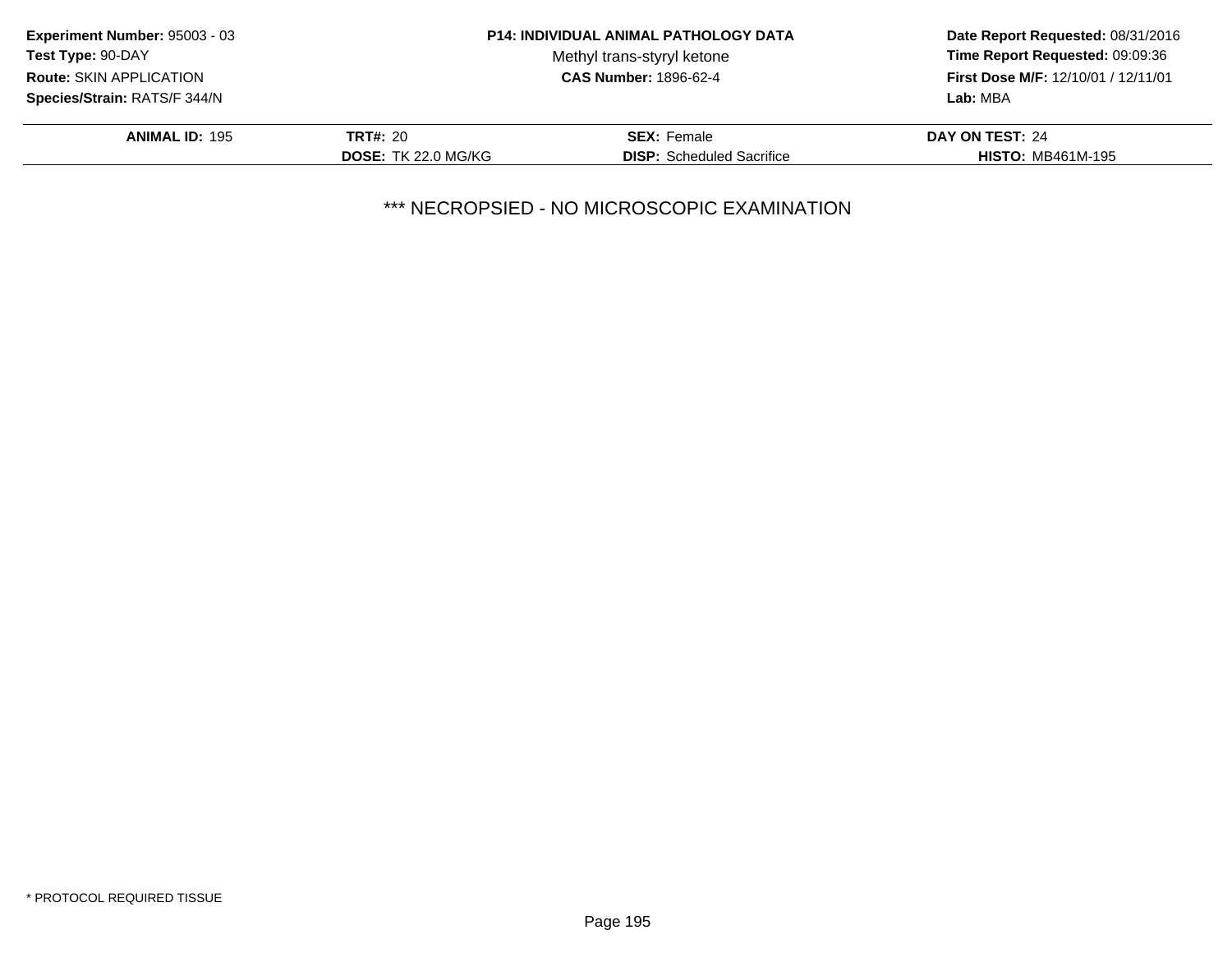**Experiment Number:** 95003 - 03
**Test Type:** 90-DAY
**Route:** SKIN APPLICATION
**Species/Strain:** RATS/F 344/N

**P14: INDIVIDUAL ANIMAL PATHOLOGY DATA**
Methyl trans-styryl ketone
**CAS Number:** 1896-62-4

**Date Report Requested:** 08/31/2016
**Time Report Requested:** 09:09:36
**First Dose M/F:** 12/10/01 / 12/11/01
**Lab:** MBA

| **ANIMAL ID:** 195 | **TRT#:** 20 | **SEX:** Female | **DAY ON TEST:** 24 |
|---|---|---|---|
| | **DOSE:** TK 22.0 MG/KG | **DISP:** Scheduled Sacrifice | **HISTO:** MB461M-195 |

*** NECROPSIED - NO MICROSCOPIC EXAMINATION

* PROTOCOL REQUIRED TISSUE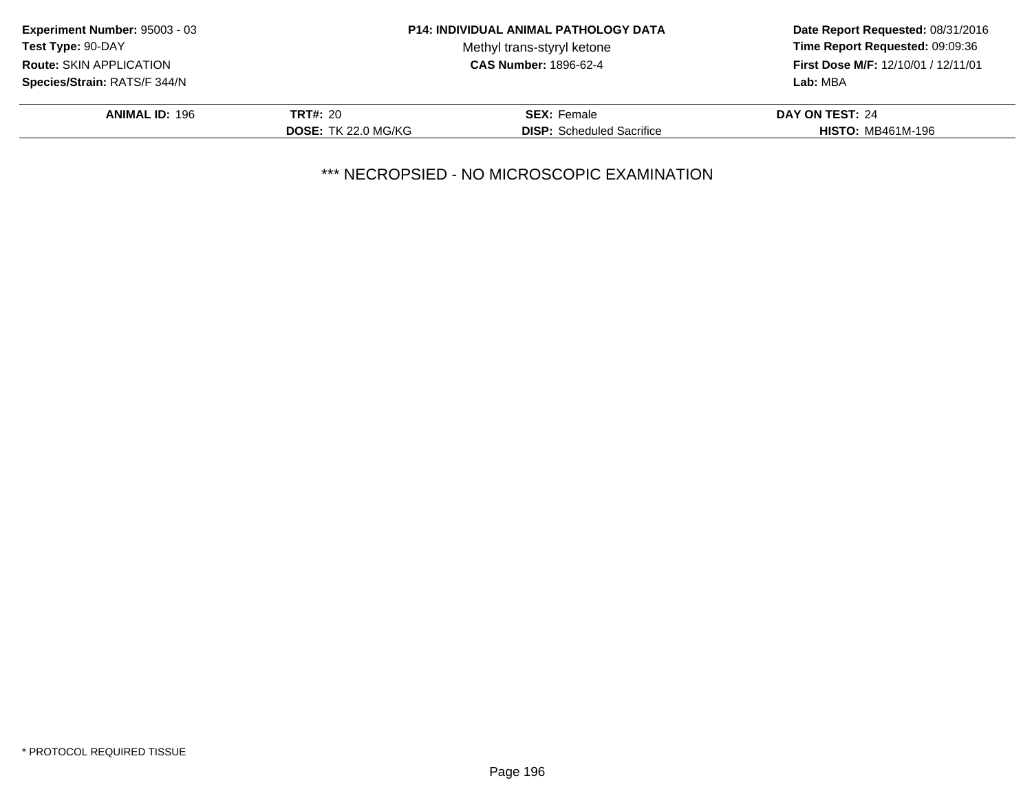**Experiment Number:** 95003 - 03
**Test Type:** 90-DAY
**Route:** SKIN APPLICATION
**Species/Strain:** RATS/F 344/N

**P14: INDIVIDUAL ANIMAL PATHOLOGY DATA**
Methyl trans-styryl ketone
**CAS Number:** 1896-62-4

**Date Report Requested:** 08/31/2016
**Time Report Requested:** 09:09:36
**First Dose M/F:** 12/10/01 / 12/11/01
**Lab:** MBA

| **ANIMAL ID:** 196 | **TRT#:** 20 | **SEX:** Female | **DAY ON TEST:** 24 |
|---|---|---|---|
| | **DOSE:** TK 22.0 MG/KG | **DISP:** Scheduled Sacrifice | **HISTO:** MB461M-196 |

*** NECROPSIED - NO MICROSCOPIC EXAMINATION

* PROTOCOL REQUIRED TISSUE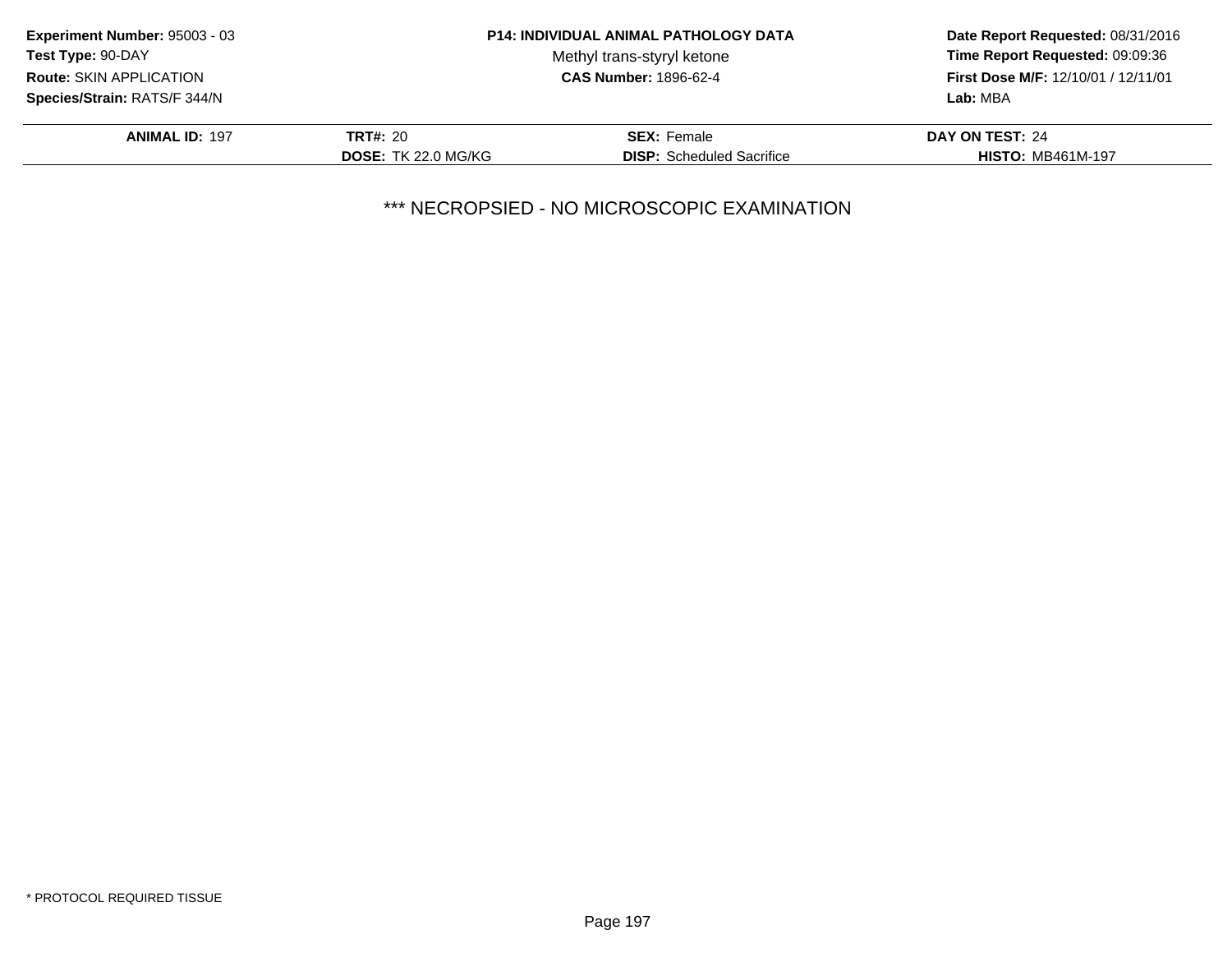**Experiment Number:** 95003 - 03
**Test Type:** 90-DAY
**Route:** SKIN APPLICATION
**Species/Strain:** RATS/F 344/N

**P14: INDIVIDUAL ANIMAL PATHOLOGY DATA**
Methyl trans-styryl ketone
**CAS Number:** 1896-62-4

**Date Report Requested:** 08/31/2016
**Time Report Requested:** 09:09:36
**First Dose M/F:** 12/10/01 / 12/11/01
**Lab:** MBA

| **ANIMAL ID:** 197 | **TRT#:** 20 | **SEX:** Female | **DAY ON TEST:** 24 |
|---|---|---|---|
| | **DOSE:** TK 22.0 MG/KG | **DISP:** Scheduled Sacrifice | **HISTO:** MB461M-197 |

*** NECROPSIED - NO MICROSCOPIC EXAMINATION

* PROTOCOL REQUIRED TISSUE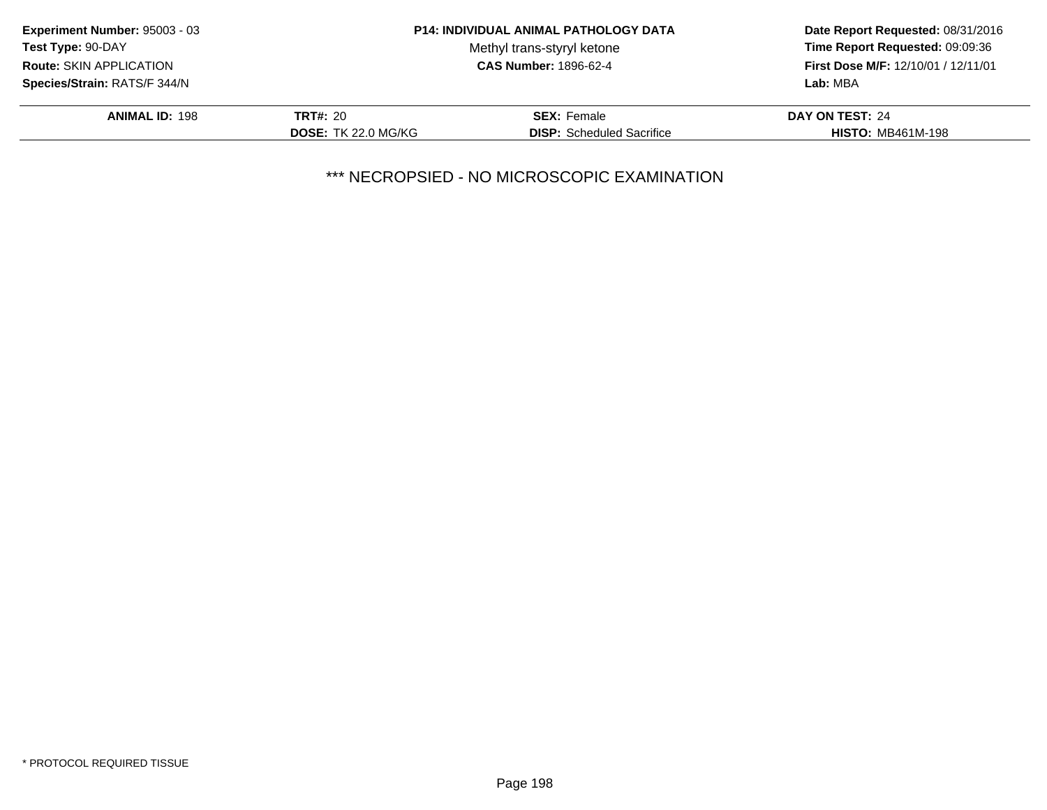**Experiment Number:** 95003 - 03
**Test Type:** 90-DAY
**Route:** SKIN APPLICATION
**Species/Strain:** RATS/F 344/N

**P14: INDIVIDUAL ANIMAL PATHOLOGY DATA**
Methyl trans-styryl ketone
**CAS Number:** 1896-62-4

**Date Report Requested:** 08/31/2016
**Time Report Requested:** 09:09:36
**First Dose M/F:** 12/10/01 / 12/11/01
**Lab:** MBA

| **ANIMAL ID:** 198 | **TRT#:** 20 | **SEX:** Female | **DAY ON TEST:** 24 |
|---|---|---|---|
| | **DOSE:** TK 22.0 MG/KG | **DISP:** Scheduled Sacrifice | **HISTO:** MB461M-198 |

*** NECROPSIED - NO MICROSCOPIC EXAMINATION

* PROTOCOL REQUIRED TISSUE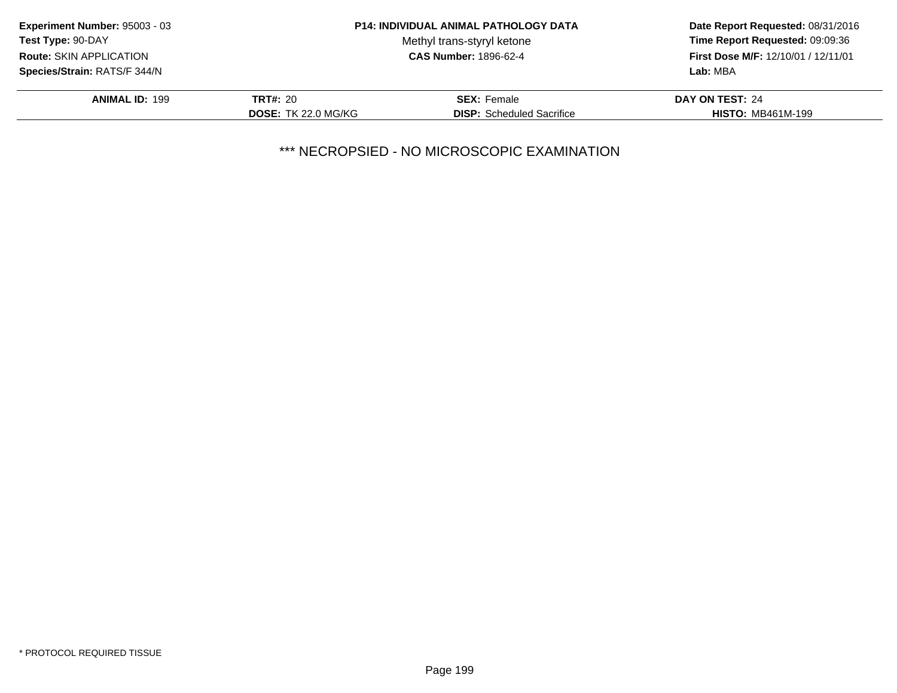**Experiment Number:** 95003 - 03
**Test Type:** 90-DAY
**Route:** SKIN APPLICATION
**Species/Strain:** RATS/F 344/N

**P14: INDIVIDUAL ANIMAL PATHOLOGY DATA**
Methyl trans-styryl ketone
**CAS Number:** 1896-62-4

**Date Report Requested:** 08/31/2016
**Time Report Requested:** 09:09:36
**First Dose M/F:** 12/10/01 / 12/11/01
**Lab:** MBA

| **ANIMAL ID:** 199 | **TRT#:** 20 | **SEX:** Female | **DAY ON TEST:** 24 |
|---|---|---|---|
| | **DOSE:** TK 22.0 MG/KG | **DISP:** Scheduled Sacrifice | **HISTO:** MB461M-199 |

*** NECROPSIED - NO MICROSCOPIC EXAMINATION

* PROTOCOL REQUIRED TISSUE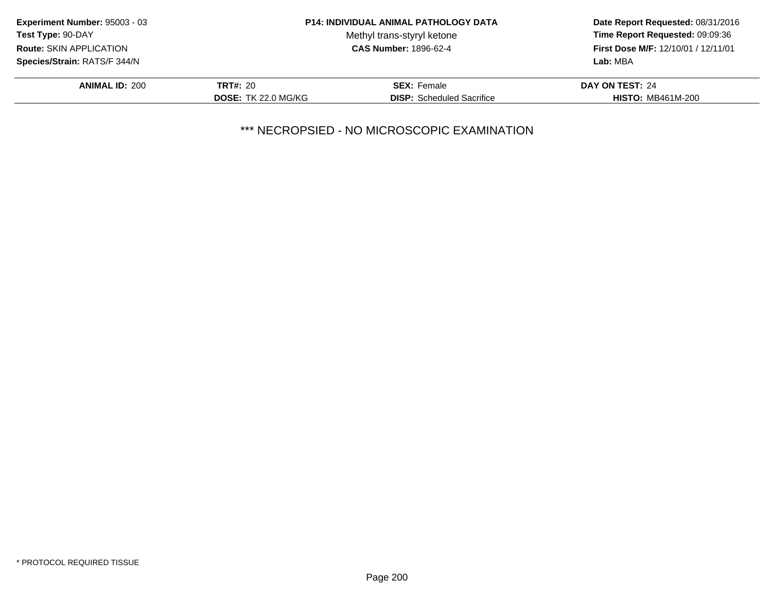**Experiment Number:** 95003 - 03
**Test Type:** 90-DAY
**Route:** SKIN APPLICATION
**Species/Strain:** RATS/F 344/N

**P14: INDIVIDUAL ANIMAL PATHOLOGY DATA**
Methyl trans-styryl ketone
**CAS Number:** 1896-62-4

**Date Report Requested:** 08/31/2016
**Time Report Requested:** 09:09:36
**First Dose M/F:** 12/10/01 / 12/11/01
**Lab:** MBA

| **ANIMAL ID:** 200 | **TRT#:** 20 | **SEX:** Female | **DAY ON TEST:** 24 |
|---|---|---|---|
| | **DOSE:** TK 22.0 MG/KG | **DISP:** Scheduled Sacrifice | **HISTO:** MB461M-200 |

*** NECROPSIED - NO MICROSCOPIC EXAMINATION

* PROTOCOL REQUIRED TISSUE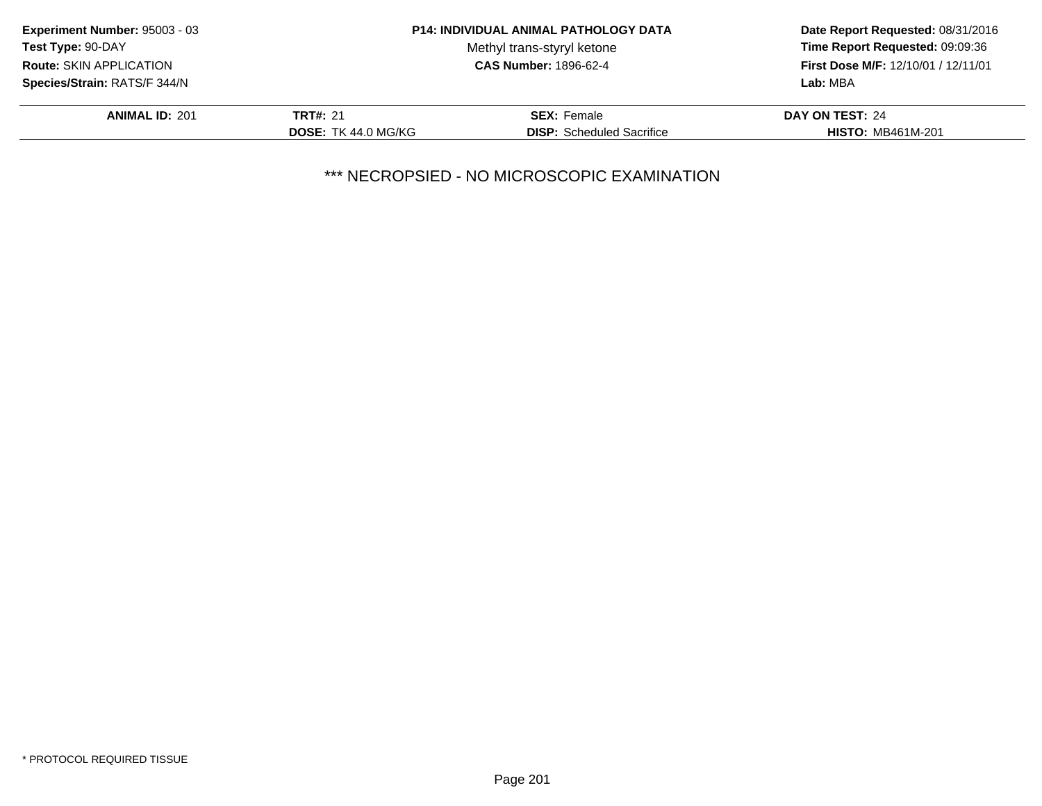**Experiment Number:** 95003 - 03
**Test Type:** 90-DAY
**Route:** SKIN APPLICATION
**Species/Strain:** RATS/F 344/N

**P14: INDIVIDUAL ANIMAL PATHOLOGY DATA**
Methyl trans-styryl ketone
**CAS Number:** 1896-62-4

**Date Report Requested:** 08/31/2016
**Time Report Requested:** 09:09:36
**First Dose M/F:** 12/10/01 / 12/11/01
**Lab:** MBA

| **ANIMAL ID:** 201 | **TRT#:** 21 | **SEX:** Female | **DAY ON TEST:** 24 |
|---|---|---|---|
| | **DOSE:** TK 44.0 MG/KG | **DISP:** Scheduled Sacrifice | **HISTO:** MB461M-201 |

*** NECROPSIED - NO MICROSCOPIC EXAMINATION

* PROTOCOL REQUIRED TISSUE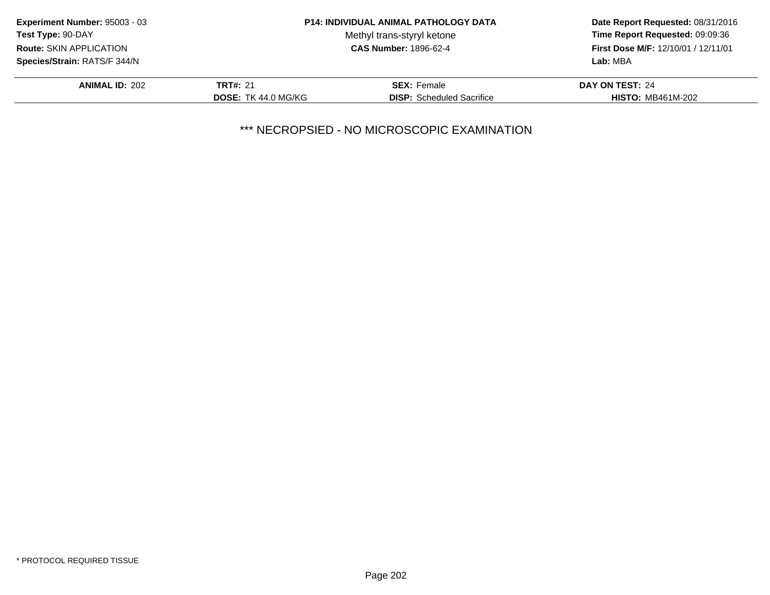**Experiment Number:** 95003 - 03
**Test Type:** 90-DAY
**Route:** SKIN APPLICATION
**Species/Strain:** RATS/F 344/N

**P14: INDIVIDUAL ANIMAL PATHOLOGY DATA**
Methyl trans-styryl ketone
**CAS Number:** 1896-62-4

**Date Report Requested:** 08/31/2016
**Time Report Requested:** 09:09:36
**First Dose M/F:** 12/10/01 / 12/11/01
**Lab:** MBA

| **ANIMAL ID:** 202 | **TRT#:** 21 | **SEX:** Female | **DAY ON TEST:** 24 |
|---|---|---|---|
| | **DOSE:** TK 44.0 MG/KG | **DISP:** Scheduled Sacrifice | **HISTO:** MB461M-202 |

*** NECROPSIED - NO MICROSCOPIC EXAMINATION

* PROTOCOL REQUIRED TISSUE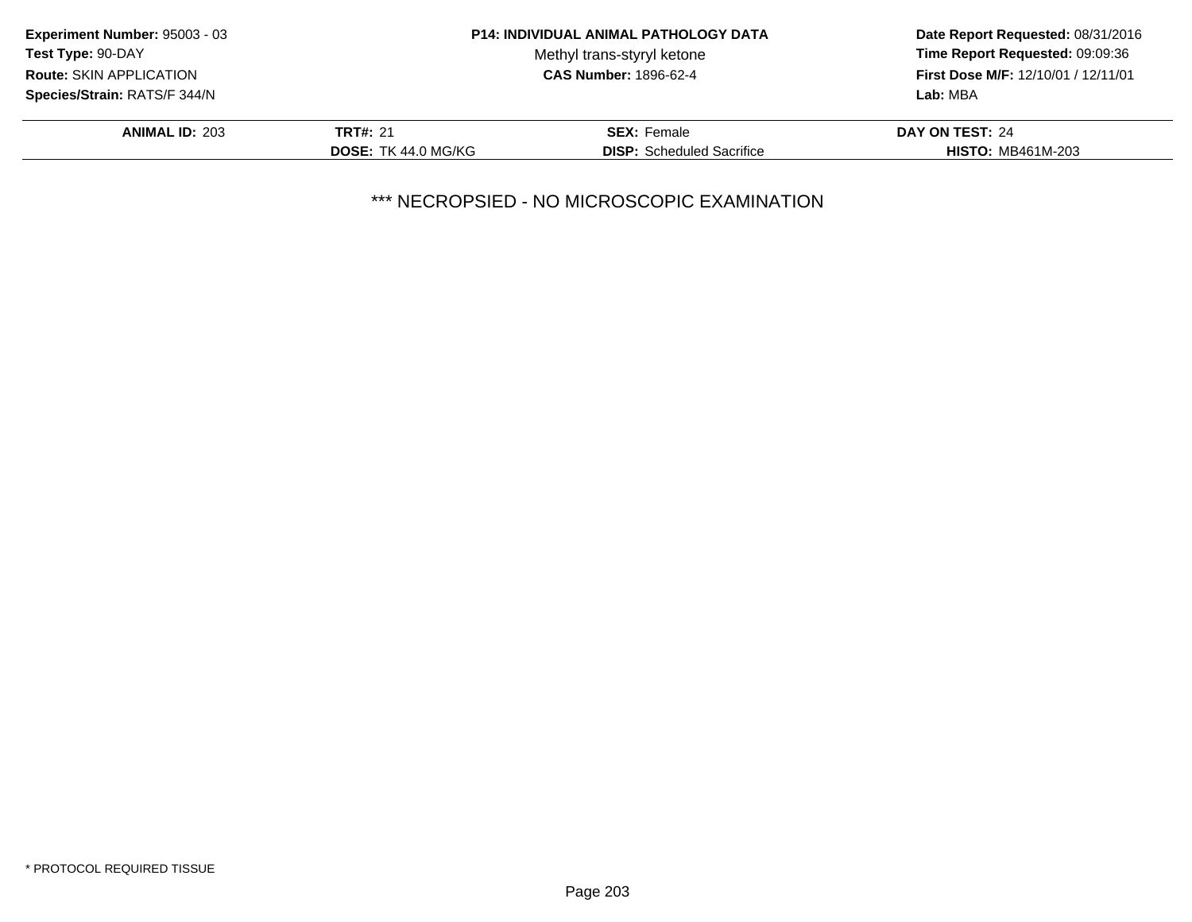**Experiment Number:** 95003 - 03
**Test Type:** 90-DAY
**Route:** SKIN APPLICATION
**Species/Strain:** RATS/F 344/N

**P14: INDIVIDUAL ANIMAL PATHOLOGY DATA**
Methyl trans-styryl ketone
**CAS Number:** 1896-62-4

**Date Report Requested:** 08/31/2016
**Time Report Requested:** 09:09:36
**First Dose M/F:** 12/10/01 / 12/11/01
**Lab:** MBA

| **ANIMAL ID:** 203 | **TRT#:** 21 | **SEX:** Female | **DAY ON TEST:** 24 |
|---|---|---|---|
| | **DOSE:** TK 44.0 MG/KG | **DISP:** Scheduled Sacrifice | **HISTO:** MB461M-203 |

*** NECROPSIED - NO MICROSCOPIC EXAMINATION

* PROTOCOL REQUIRED TISSUE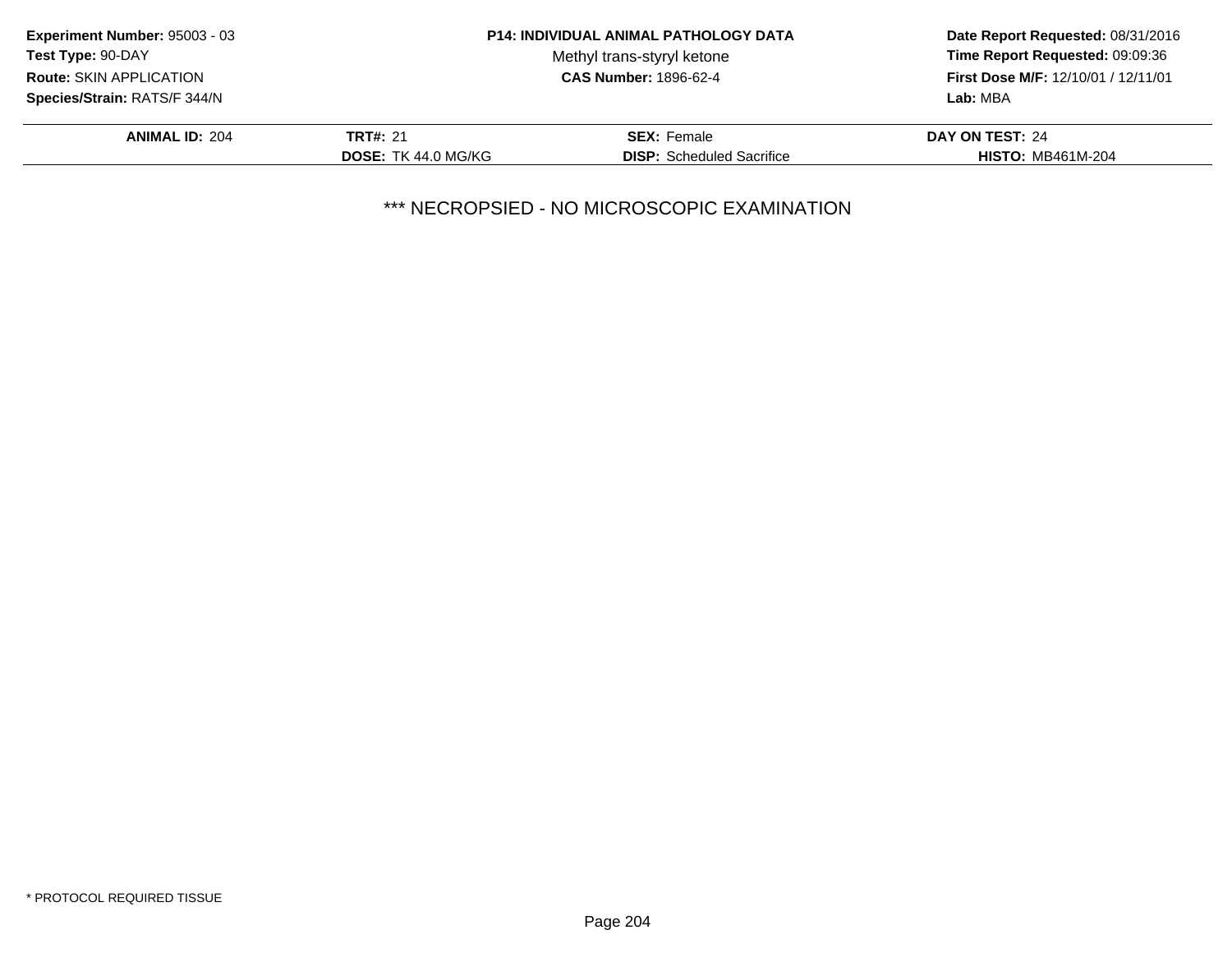**Experiment Number:** 95003 - 03
**Test Type:** 90-DAY
**Route:** SKIN APPLICATION
**Species/Strain:** RATS/F 344/N

**P14: INDIVIDUAL ANIMAL PATHOLOGY DATA**
Methyl trans-styryl ketone
**CAS Number:** 1896-62-4

**Date Report Requested:** 08/31/2016
**Time Report Requested:** 09:09:36
**First Dose M/F:** 12/10/01 / 12/11/01
**Lab:** MBA

| **ANIMAL ID:** 204 | **TRT#:** 21 | **SEX:** Female | **DAY ON TEST:** 24 |
|---|---|---|---|
| | **DOSE:** TK 44.0 MG/KG | **DISP:** Scheduled Sacrifice | **HISTO:** MB461M-204 |

*** NECROPSIED - NO MICROSCOPIC EXAMINATION

* PROTOCOL REQUIRED TISSUE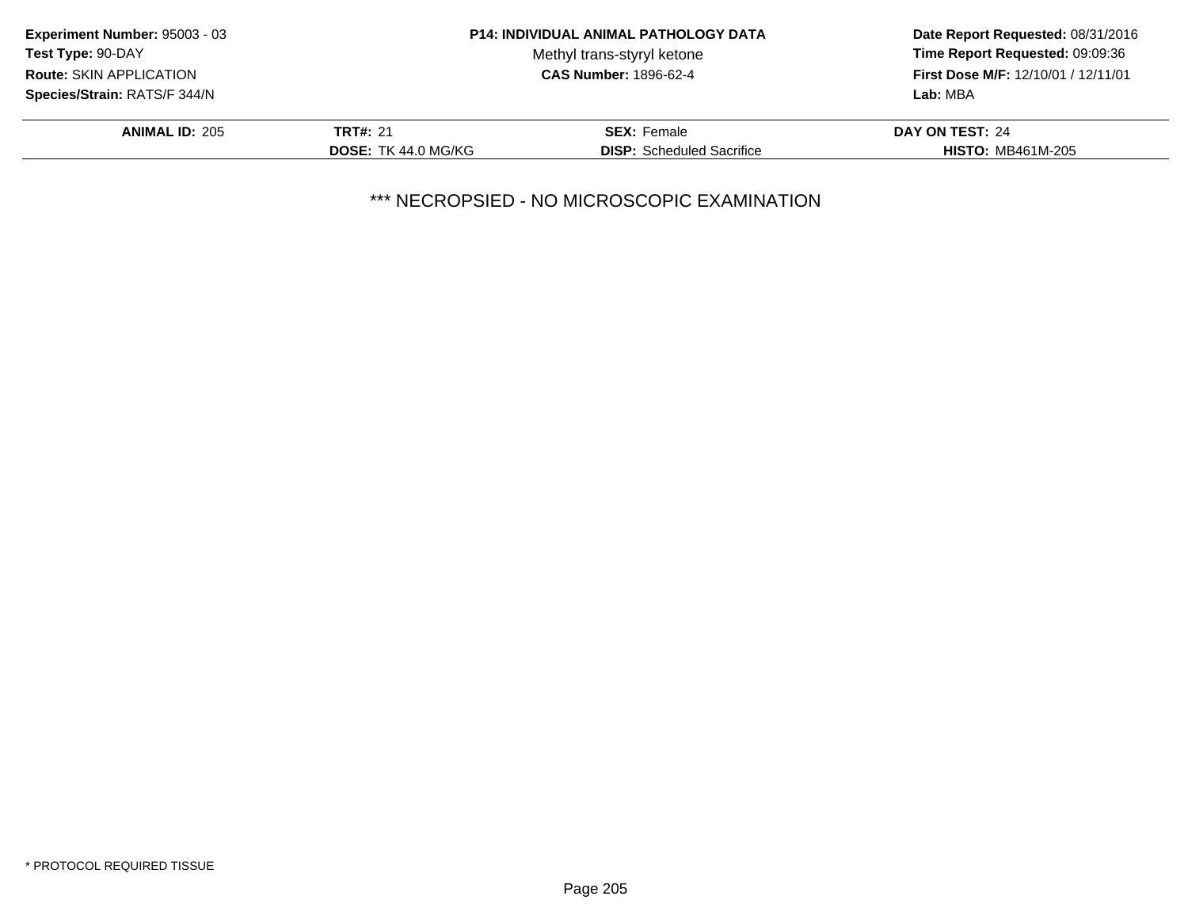**Experiment Number:** 95003 - 03
**Test Type:** 90-DAY
**Route:** SKIN APPLICATION
**Species/Strain:** RATS/F 344/N

**P14: INDIVIDUAL ANIMAL PATHOLOGY DATA**
Methyl trans-styryl ketone
**CAS Number:** 1896-62-4

**Date Report Requested:** 08/31/2016
**Time Report Requested:** 09:09:36
**First Dose M/F:** 12/10/01 / 12/11/01
**Lab:** MBA

| **ANIMAL ID:** 205 | **TRT#:** 21 | **SEX:** Female | **DAY ON TEST:** 24 |
|---|---|---|---|
| | **DOSE:** TK 44.0 MG/KG | **DISP:** Scheduled Sacrifice | **HISTO:** MB461M-205 |

*** NECROPSIED - NO MICROSCOPIC EXAMINATION

* PROTOCOL REQUIRED TISSUE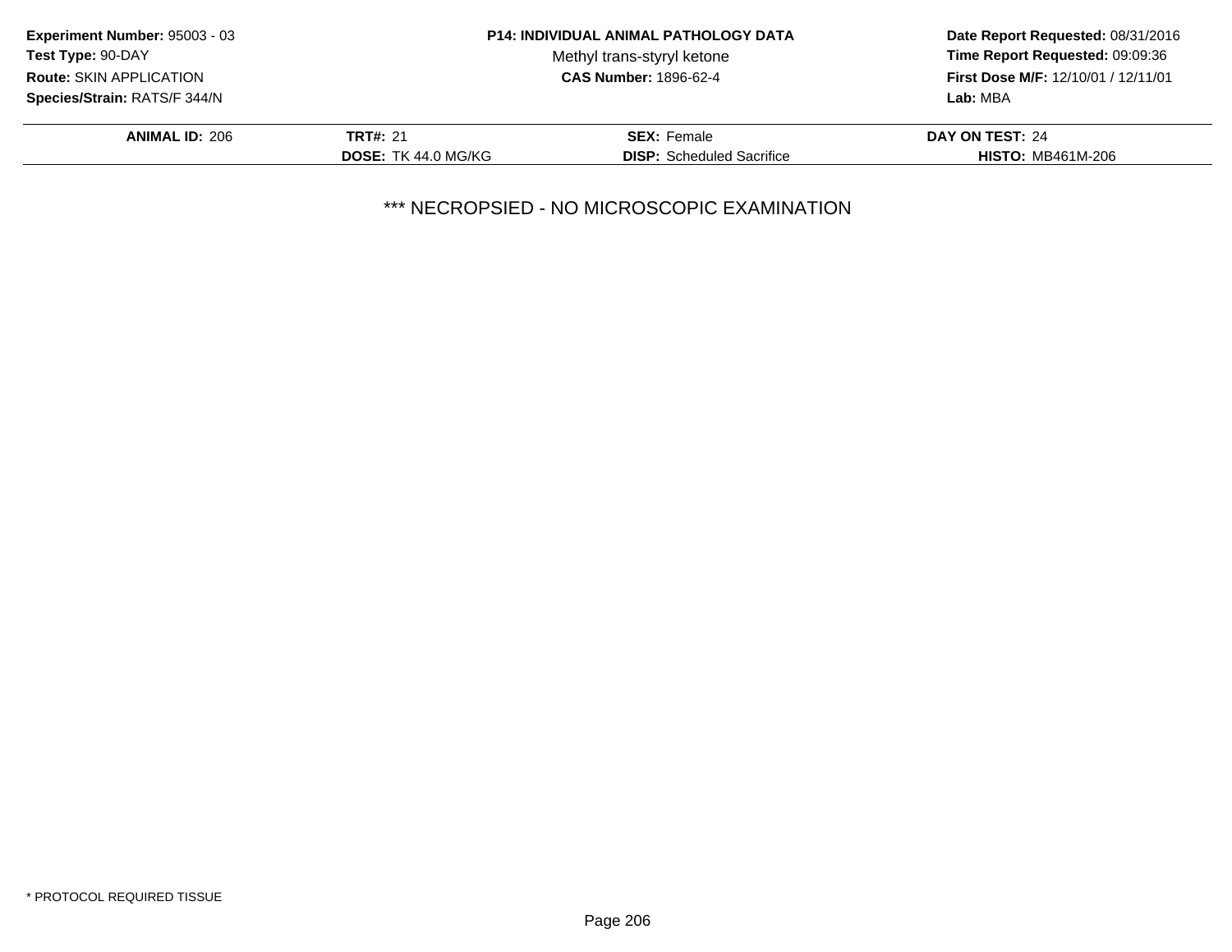**Experiment Number:** 95003 - 03
**Test Type:** 90-DAY
**Route:** SKIN APPLICATION
**Species/Strain:** RATS/F 344/N

**P14: INDIVIDUAL ANIMAL PATHOLOGY DATA**
Methyl trans-styryl ketone
**CAS Number:** 1896-62-4

**Date Report Requested:** 08/31/2016
**Time Report Requested:** 09:09:36
**First Dose M/F:** 12/10/01 / 12/11/01
**Lab:** MBA

| **ANIMAL ID:** 206 | **TRT#:** 21 | **SEX:** Female | **DAY ON TEST:** 24 |
|---|---|---|---|
| | **DOSE:** TK 44.0 MG/KG | **DISP:** Scheduled Sacrifice | **HISTO:** MB461M-206 |

*** NECROPSIED - NO MICROSCOPIC EXAMINATION

* PROTOCOL REQUIRED TISSUE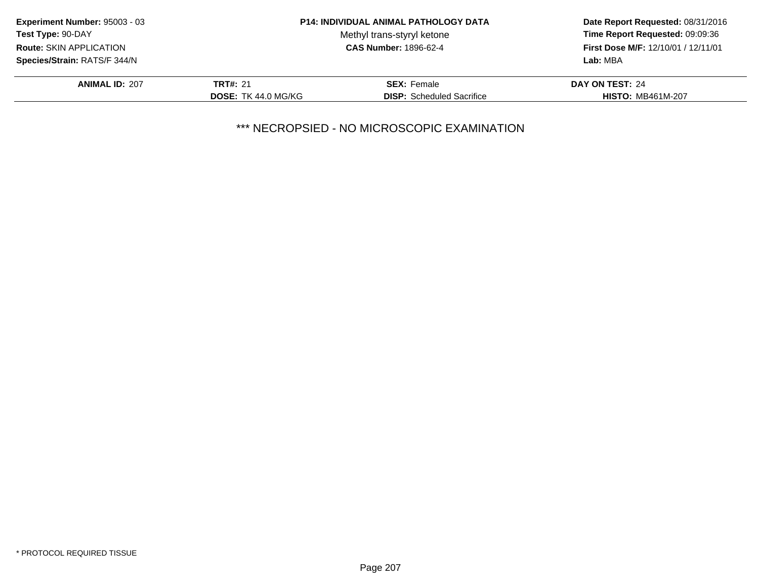**Experiment Number:** 95003 - 03
**Test Type:** 90-DAY
**Route:** SKIN APPLICATION
**Species/Strain:** RATS/F 344/N

**P14: INDIVIDUAL ANIMAL PATHOLOGY DATA**
Methyl trans-styryl ketone
**CAS Number:** 1896-62-4

**Date Report Requested:** 08/31/2016
**Time Report Requested:** 09:09:36
**First Dose M/F:** 12/10/01 / 12/11/01
**Lab:** MBA

| **ANIMAL ID:** 207 | **TRT#:** 21 | **SEX:** Female | **DAY ON TEST:** 24 |
|---|---|---|---|
| | **DOSE:** TK 44.0 MG/KG | **DISP:** Scheduled Sacrifice | **HISTO:** MB461M-207 |

*** NECROPSIED - NO MICROSCOPIC EXAMINATION

* PROTOCOL REQUIRED TISSUE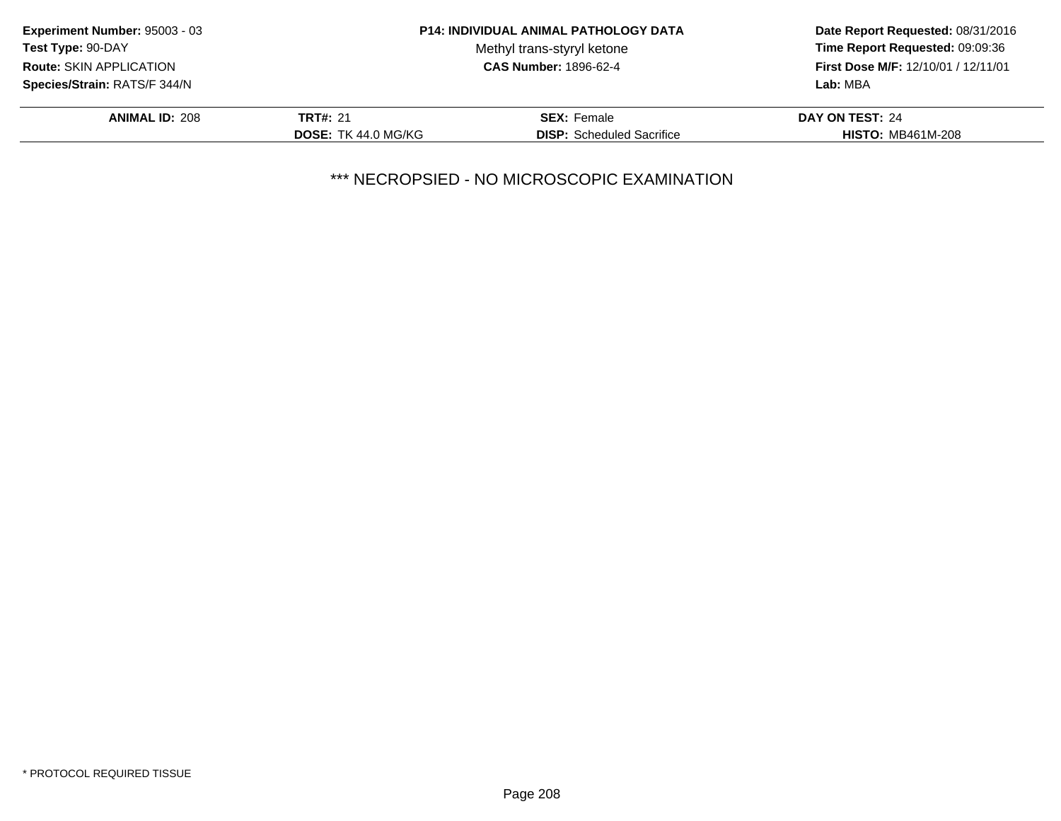**Experiment Number:** 95003 - 03
**Test Type:** 90-DAY
**Route:** SKIN APPLICATION
**Species/Strain:** RATS/F 344/N

**P14: INDIVIDUAL ANIMAL PATHOLOGY DATA**
Methyl trans-styryl ketone
**CAS Number:** 1896-62-4

**Date Report Requested:** 08/31/2016
**Time Report Requested:** 09:09:36
**First Dose M/F:** 12/10/01 / 12/11/01
**Lab:** MBA

| **ANIMAL ID:** 208 | **TRT#:** 21 | **SEX:** Female | **DAY ON TEST:** 24 |
|---|---|---|---|
| | **DOSE:** TK 44.0 MG/KG | **DISP:** Scheduled Sacrifice | **HISTO:** MB461M-208 |

*** NECROPSIED - NO MICROSCOPIC EXAMINATION

* PROTOCOL REQUIRED TISSUE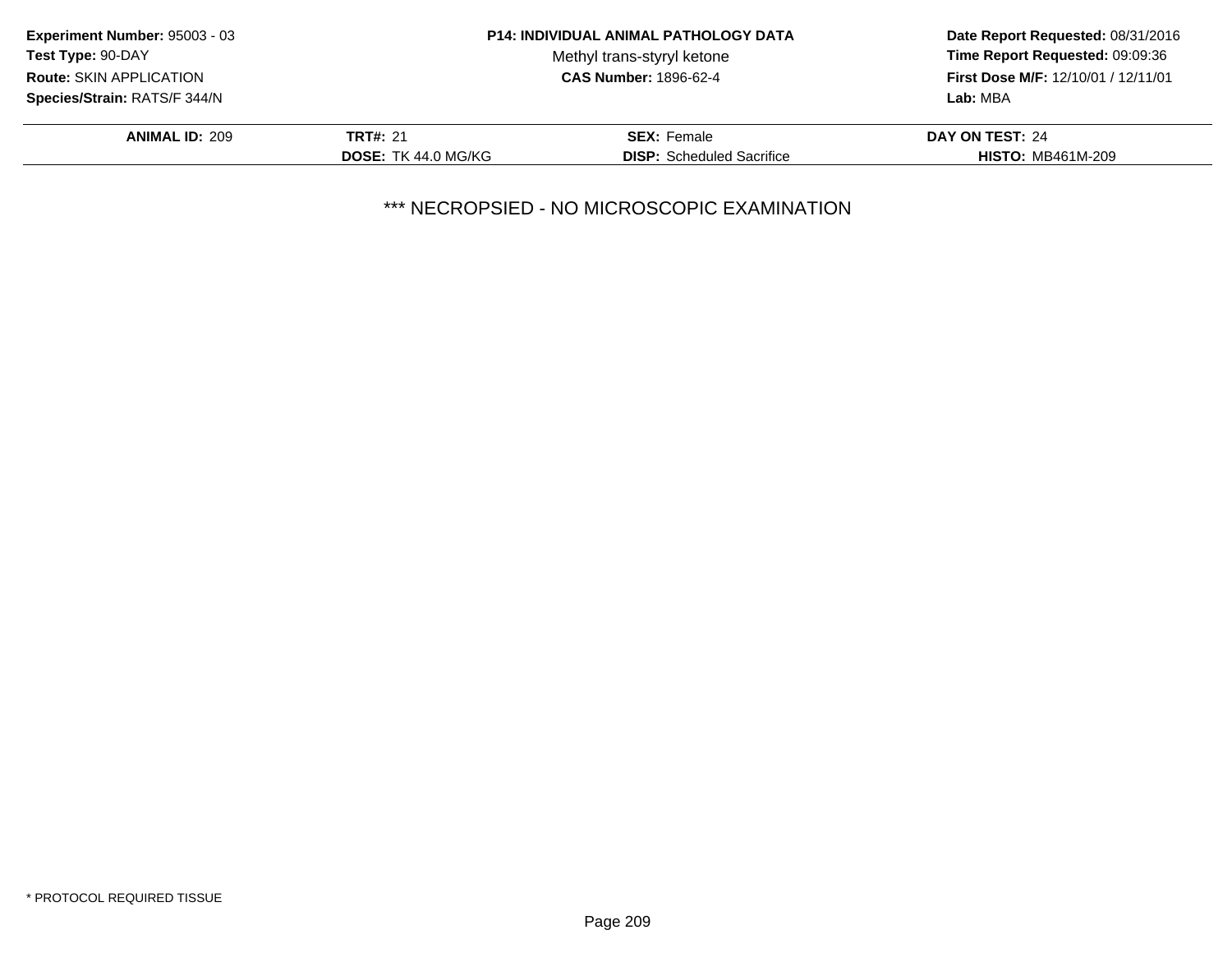**Experiment Number:** 95003 - 03
**Test Type:** 90-DAY
**Route:** SKIN APPLICATION
**Species/Strain:** RATS/F 344/N

**P14: INDIVIDUAL ANIMAL PATHOLOGY DATA**
Methyl trans-styryl ketone
**CAS Number:** 1896-62-4

**Date Report Requested:** 08/31/2016
**Time Report Requested:** 09:09:36
**First Dose M/F:** 12/10/01 / 12/11/01
**Lab:** MBA

| **ANIMAL ID:** 209 | **TRT#:** 21 | **SEX:** Female | **DAY ON TEST:** 24 |
|---|---|---|---|
| | **DOSE:** TK 44.0 MG/KG | **DISP:** Scheduled Sacrifice | **HISTO:** MB461M-209 |

*** NECROPSIED - NO MICROSCOPIC EXAMINATION

* PROTOCOL REQUIRED TISSUE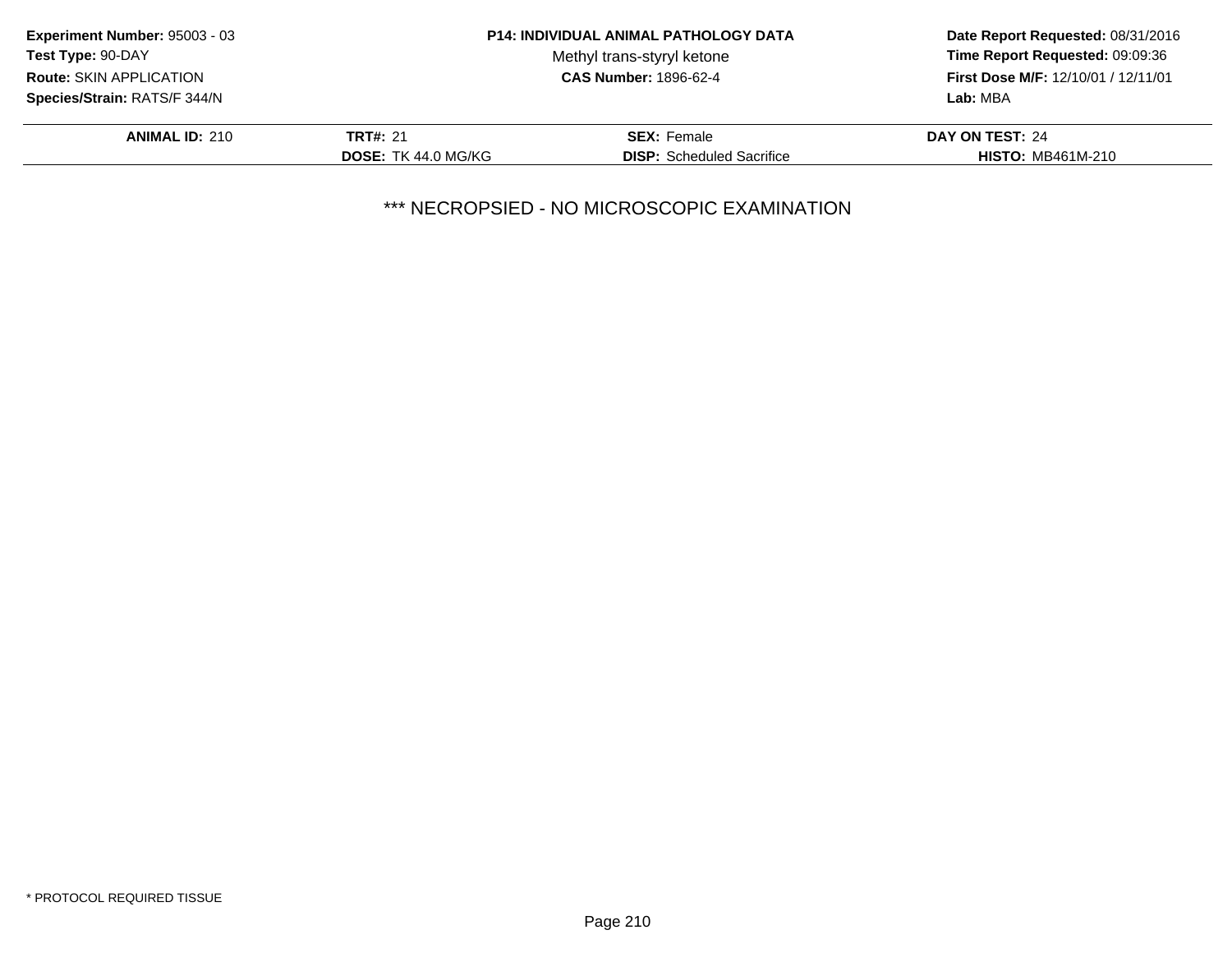**Experiment Number:** 95003 - 03
**Test Type:** 90-DAY
**Route:** SKIN APPLICATION
**Species/Strain:** RATS/F 344/N

**P14: INDIVIDUAL ANIMAL PATHOLOGY DATA**
Methyl trans-styryl ketone
**CAS Number:** 1896-62-4

**Date Report Requested:** 08/31/2016
**Time Report Requested:** 09:09:36
**First Dose M/F:** 12/10/01 / 12/11/01
**Lab:** MBA

| **ANIMAL ID:** 210 | **TRT#:** 21 | **SEX:** Female | **DAY ON TEST:** 24 |
|---|---|---|---|
| | **DOSE:** TK 44.0 MG/KG | **DISP:** Scheduled Sacrifice | **HISTO:** MB461M-210 |

\*\*\* NECROPSIED - NO MICROSCOPIC EXAMINATION

\* PROTOCOL REQUIRED TISSUE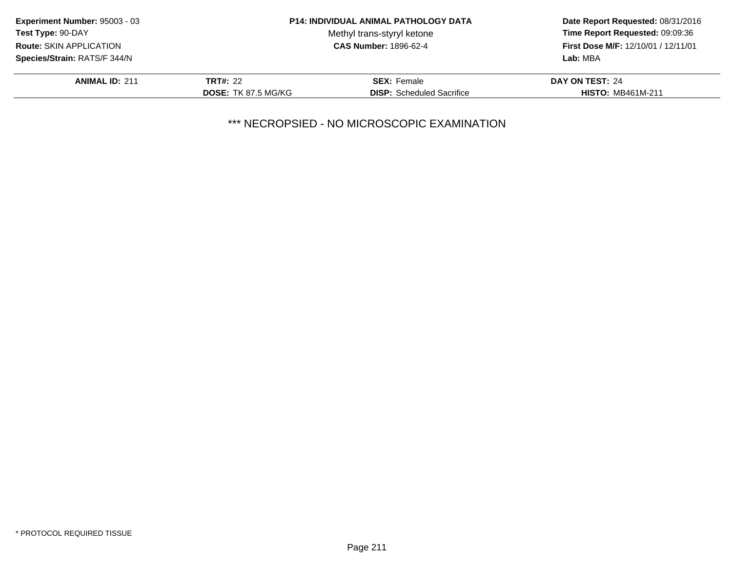**Experiment Number:** 95003 - 03
**Test Type:** 90-DAY
**Route:** SKIN APPLICATION
**Species/Strain:** RATS/F 344/N

**P14: INDIVIDUAL ANIMAL PATHOLOGY DATA**
Methyl trans-styryl ketone
**CAS Number:** 1896-62-4

**Date Report Requested:** 08/31/2016
**Time Report Requested:** 09:09:36
**First Dose M/F:** 12/10/01 / 12/11/01
**Lab:** MBA

| **ANIMAL ID:** 211 | **TRT#:** 22 | **SEX:** Female | **DAY ON TEST:** 24 |
|---|---|---|---|
| | **DOSE:** TK 87.5 MG/KG | **DISP:** Scheduled Sacrifice | **HISTO:** MB461M-211 |

*** NECROPSIED - NO MICROSCOPIC EXAMINATION

* PROTOCOL REQUIRED TISSUE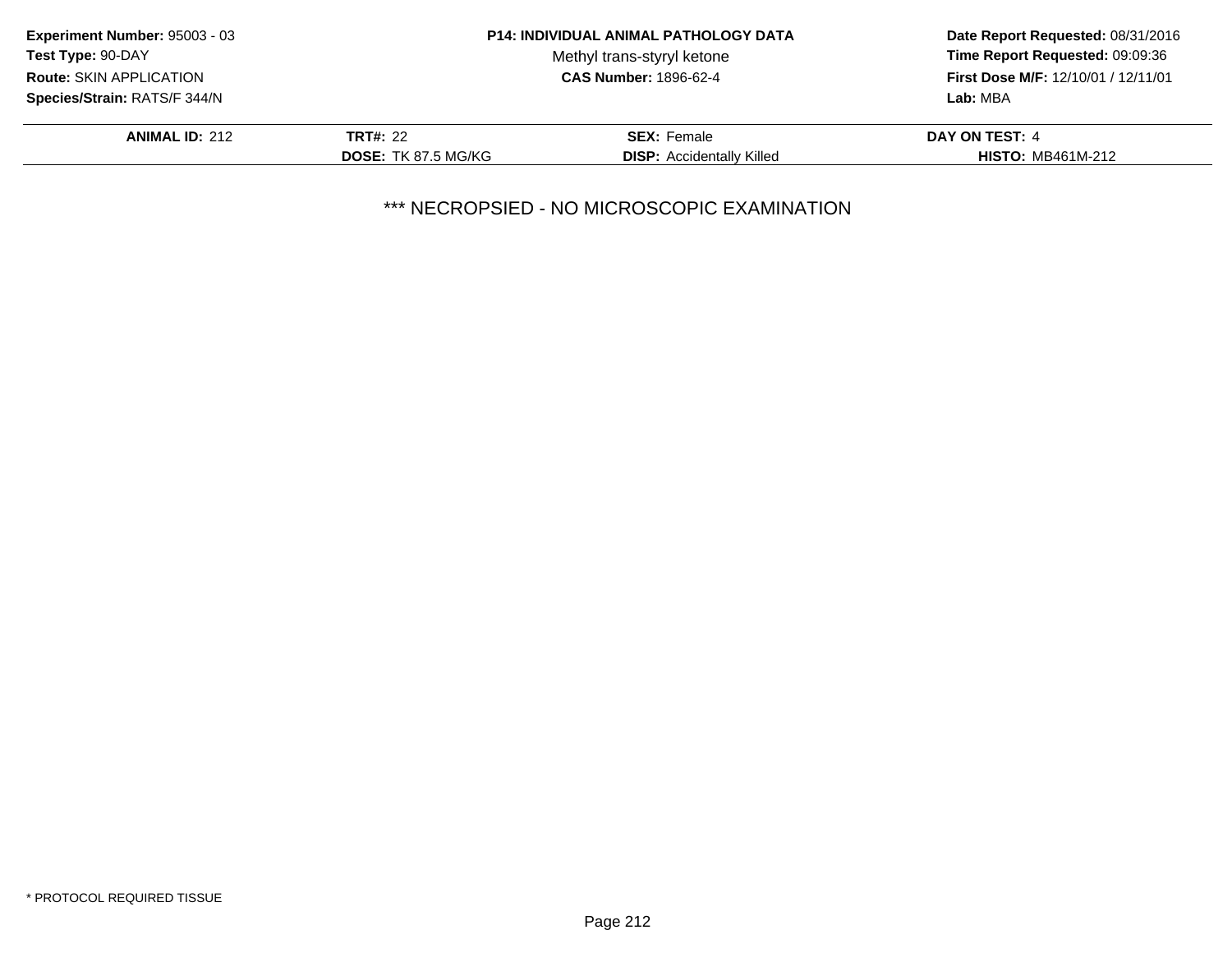**Experiment Number:** 95003 - 03
**Test Type:** 90-DAY
**Route:** SKIN APPLICATION
**Species/Strain:** RATS/F 344/N

**P14: INDIVIDUAL ANIMAL PATHOLOGY DATA**
Methyl trans-styryl ketone
**CAS Number:** 1896-62-4

**Date Report Requested:** 08/31/2016
**Time Report Requested:** 09:09:36
**First Dose M/F:** 12/10/01 / 12/11/01
**Lab:** MBA

| **ANIMAL ID:** 212 | **TRT#:** 22 | **SEX:** Female | **DAY ON TEST:** 4 |
|---|---|---|---|
| | **DOSE:** TK 87.5 MG/KG | **DISP:** Accidentally Killed | **HISTO:** MB461M-212 |

*** NECROPSIED - NO MICROSCOPIC EXAMINATION

* PROTOCOL REQUIRED TISSUE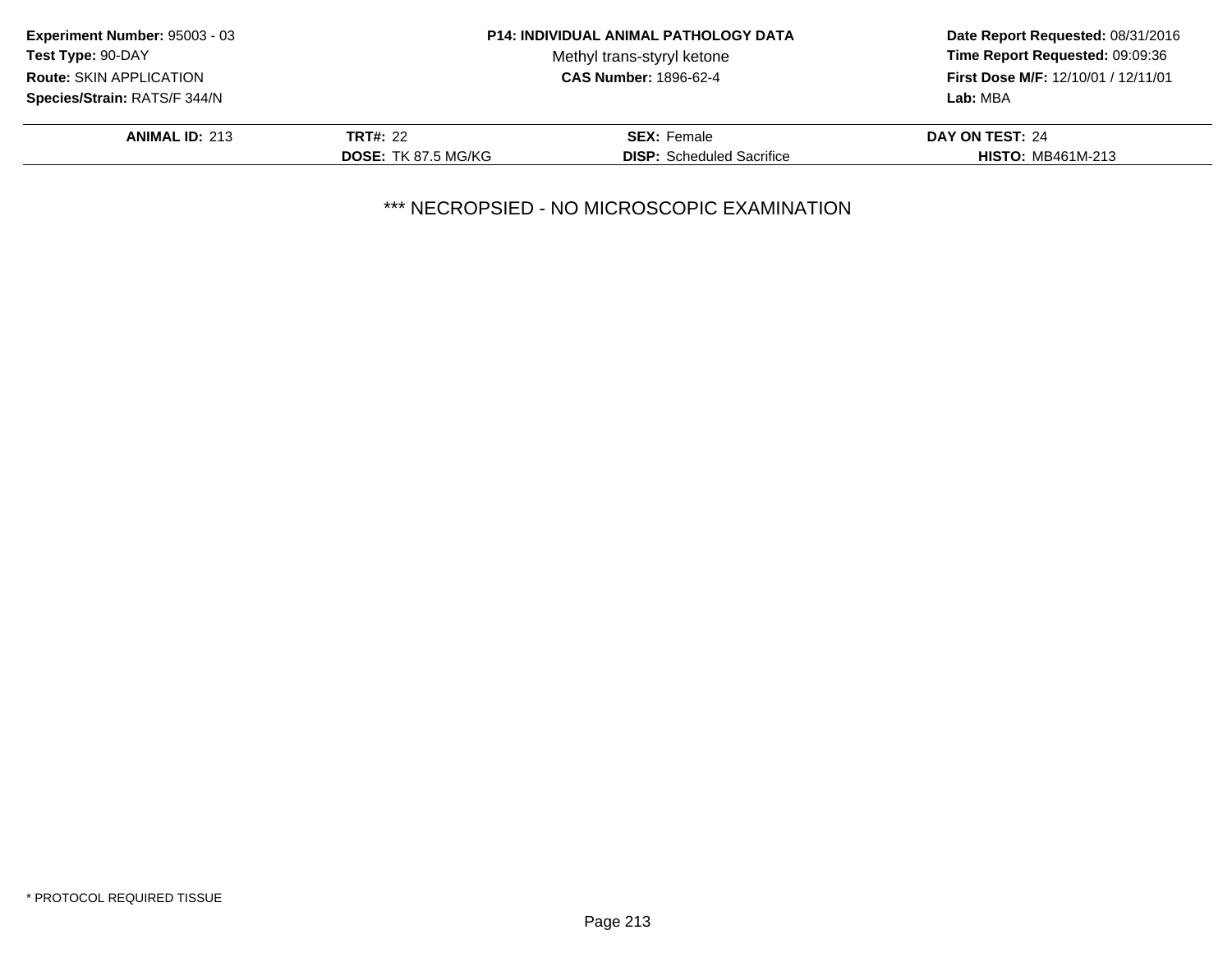**Experiment Number:** 95003 - 03
**Test Type:** 90-DAY
**Route:** SKIN APPLICATION
**Species/Strain:** RATS/F 344/N

**P14: INDIVIDUAL ANIMAL PATHOLOGY DATA**
Methyl trans-styryl ketone
**CAS Number:** 1896-62-4

**Date Report Requested:** 08/31/2016
**Time Report Requested:** 09:09:36
**First Dose M/F:** 12/10/01 / 12/11/01
**Lab:** MBA

| **ANIMAL ID:** 213 | **TRT#:** 22 | **SEX:** Female | **DAY ON TEST:** 24 |
|---|---|---|---|
| | **DOSE:** TK 87.5 MG/KG | **DISP:** Scheduled Sacrifice | **HISTO:** MB461M-213 |

*** NECROPSIED - NO MICROSCOPIC EXAMINATION

* PROTOCOL REQUIRED TISSUE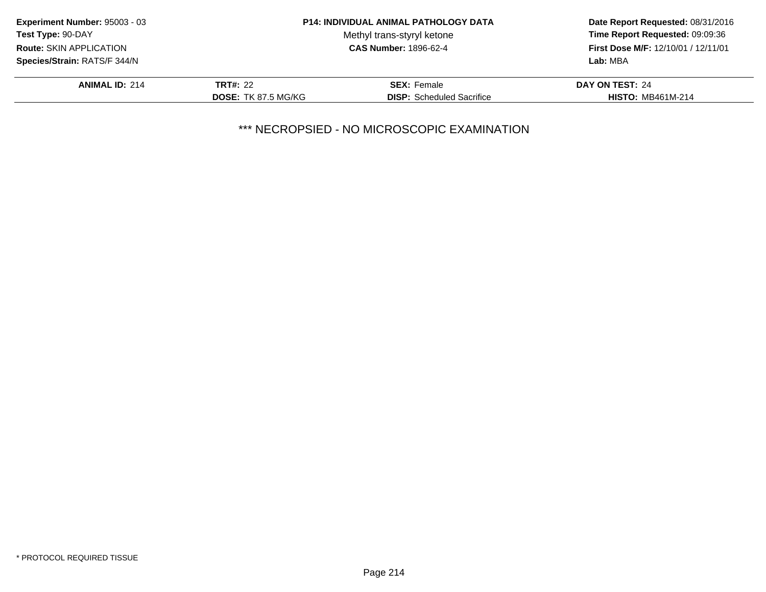**Experiment Number:** 95003 - 03
**Test Type:** 90-DAY
**Route:** SKIN APPLICATION
**Species/Strain:** RATS/F 344/N

**P14: INDIVIDUAL ANIMAL PATHOLOGY DATA**
Methyl trans-styryl ketone
**CAS Number:** 1896-62-4

**Date Report Requested:** 08/31/2016
**Time Report Requested:** 09:09:36
**First Dose M/F:** 12/10/01 / 12/11/01
**Lab:** MBA

| **ANIMAL ID:** 214 | **TRT#:** 22 | **SEX:** Female | **DAY ON TEST:** 24 |
|---|---|---|---|
| | **DOSE:** TK 87.5 MG/KG | **DISP:** Scheduled Sacrifice | **HISTO:** MB461M-214 |

*** NECROPSIED - NO MICROSCOPIC EXAMINATION

* PROTOCOL REQUIRED TISSUE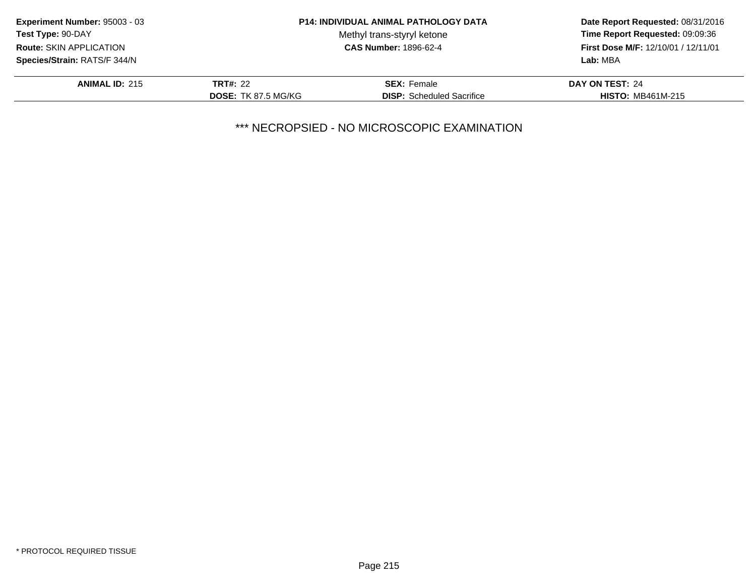**Experiment Number:** 95003 - 03
**Test Type:** 90-DAY
**Route:** SKIN APPLICATION
**Species/Strain:** RATS/F 344/N

**P14: INDIVIDUAL ANIMAL PATHOLOGY DATA**
Methyl trans-styryl ketone
**CAS Number:** 1896-62-4

**Date Report Requested:** 08/31/2016
**Time Report Requested:** 09:09:36
**First Dose M/F:** 12/10/01 / 12/11/01
**Lab:** MBA

| **ANIMAL ID:** 215 | **TRT#:** 22 | **SEX:** Female | **DAY ON TEST:** 24 |
|---|---|---|---|
| | **DOSE:** TK 87.5 MG/KG | **DISP:** Scheduled Sacrifice | **HISTO:** MB461M-215 |

*** NECROPSIED - NO MICROSCOPIC EXAMINATION

* PROTOCOL REQUIRED TISSUE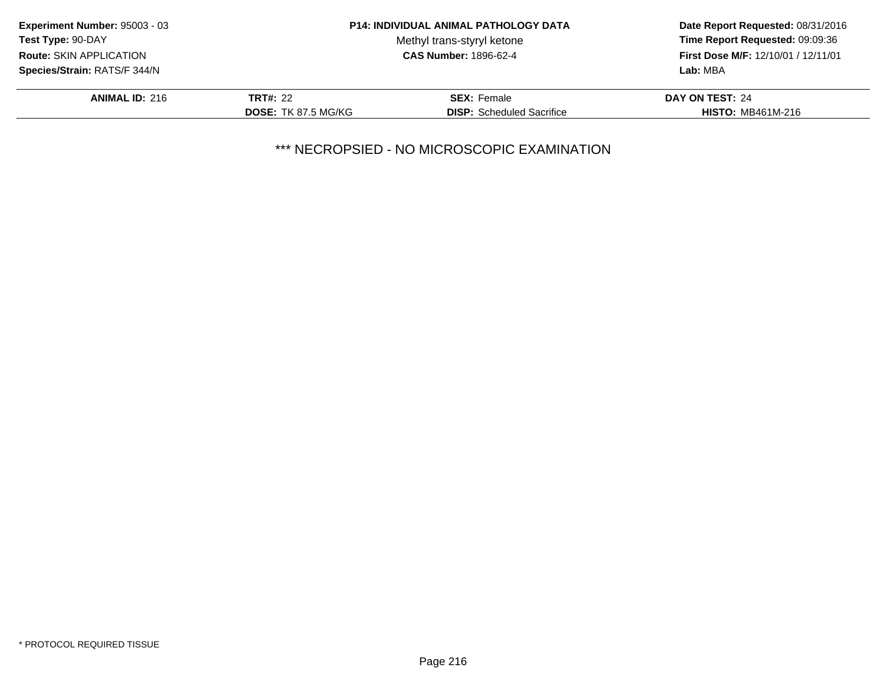**Experiment Number:** 95003 - 03
**Test Type:** 90-DAY
**Route:** SKIN APPLICATION
**Species/Strain:** RATS/F 344/N

**P14: INDIVIDUAL ANIMAL PATHOLOGY DATA**
Methyl trans-styryl ketone
**CAS Number:** 1896-62-4

**Date Report Requested:** 08/31/2016
**Time Report Requested:** 09:09:36
**First Dose M/F:** 12/10/01 / 12/11/01
**Lab:** MBA

| **ANIMAL ID:** 216 | **TRT#:** 22 | **SEX:** Female | **DAY ON TEST:** 24 |
|---|---|---|---|
| | **DOSE:** TK 87.5 MG/KG | **DISP:** Scheduled Sacrifice | **HISTO:** MB461M-216 |

*** NECROPSIED - NO MICROSCOPIC EXAMINATION

* PROTOCOL REQUIRED TISSUE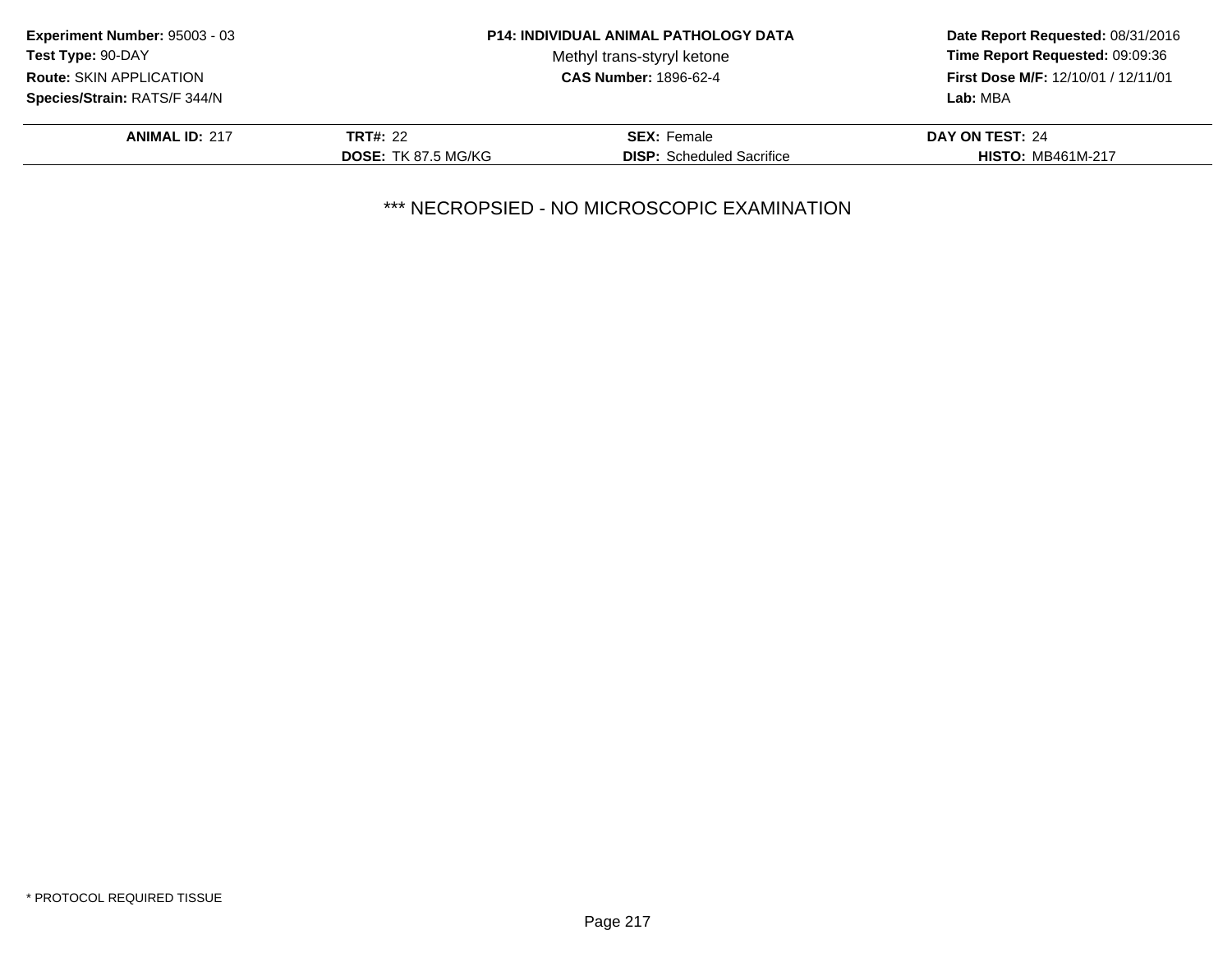**Experiment Number:** 95003 - 03
**Test Type:** 90-DAY
**Route:** SKIN APPLICATION
**Species/Strain:** RATS/F 344/N

**P14: INDIVIDUAL ANIMAL PATHOLOGY DATA**
Methyl trans-styryl ketone
**CAS Number:** 1896-62-4

**Date Report Requested:** 08/31/2016
**Time Report Requested:** 09:09:36
**First Dose M/F:** 12/10/01 / 12/11/01
**Lab:** MBA

| **ANIMAL ID:** 217 | **TRT#:** 22 | **SEX:** Female | **DAY ON TEST:** 24 |
|---|---|---|---|
| | **DOSE:** TK 87.5 MG/KG | **DISP:** Scheduled Sacrifice | **HISTO:** MB461M-217 |

*** NECROPSIED - NO MICROSCOPIC EXAMINATION

* PROTOCOL REQUIRED TISSUE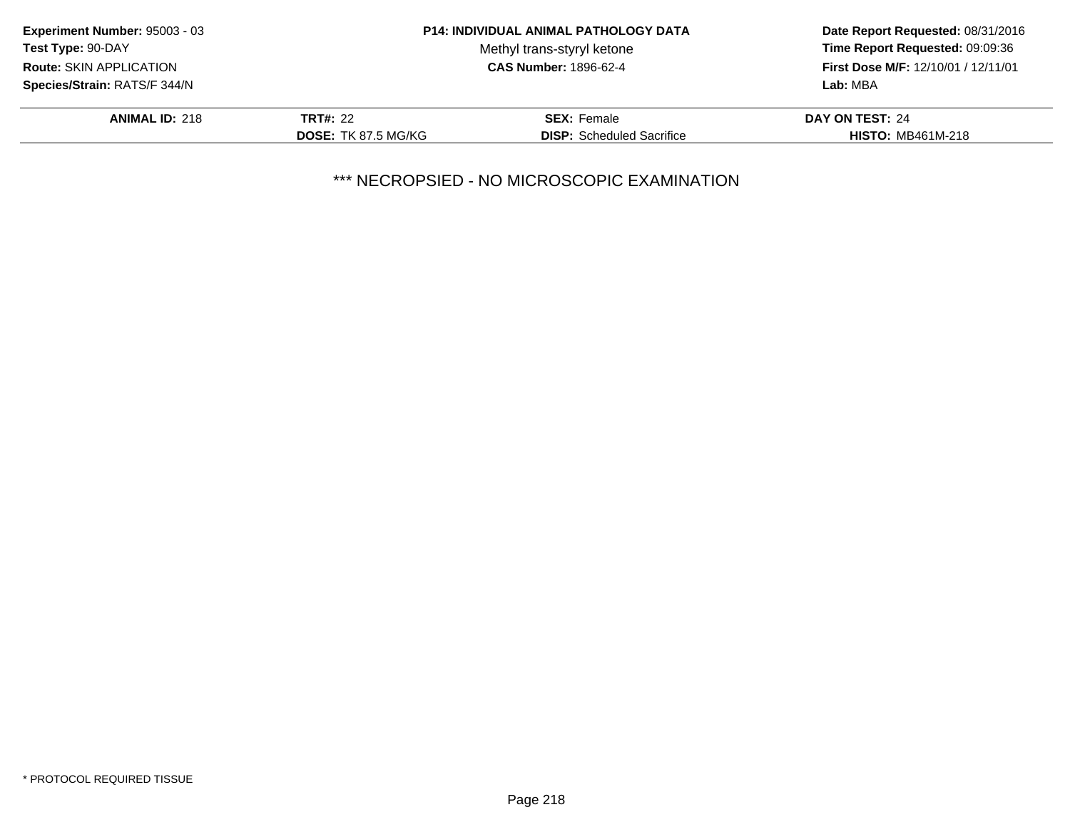**Experiment Number:** 95003 - 03
**Test Type:** 90-DAY
**Route:** SKIN APPLICATION
**Species/Strain:** RATS/F 344/N

**P14: INDIVIDUAL ANIMAL PATHOLOGY DATA**
Methyl trans-styryl ketone
**CAS Number:** 1896-62-4

**Date Report Requested:** 08/31/2016
**Time Report Requested:** 09:09:36
**First Dose M/F:** 12/10/01 / 12/11/01
**Lab:** MBA

| **ANIMAL ID:** 218 | **TRT#:** 22 | **SEX:** Female | **DAY ON TEST:** 24 |
|---|---|---|---|
| | **DOSE:** TK 87.5 MG/KG | **DISP:** Scheduled Sacrifice | **HISTO:** MB461M-218 |

*** NECROPSIED - NO MICROSCOPIC EXAMINATION

* PROTOCOL REQUIRED TISSUE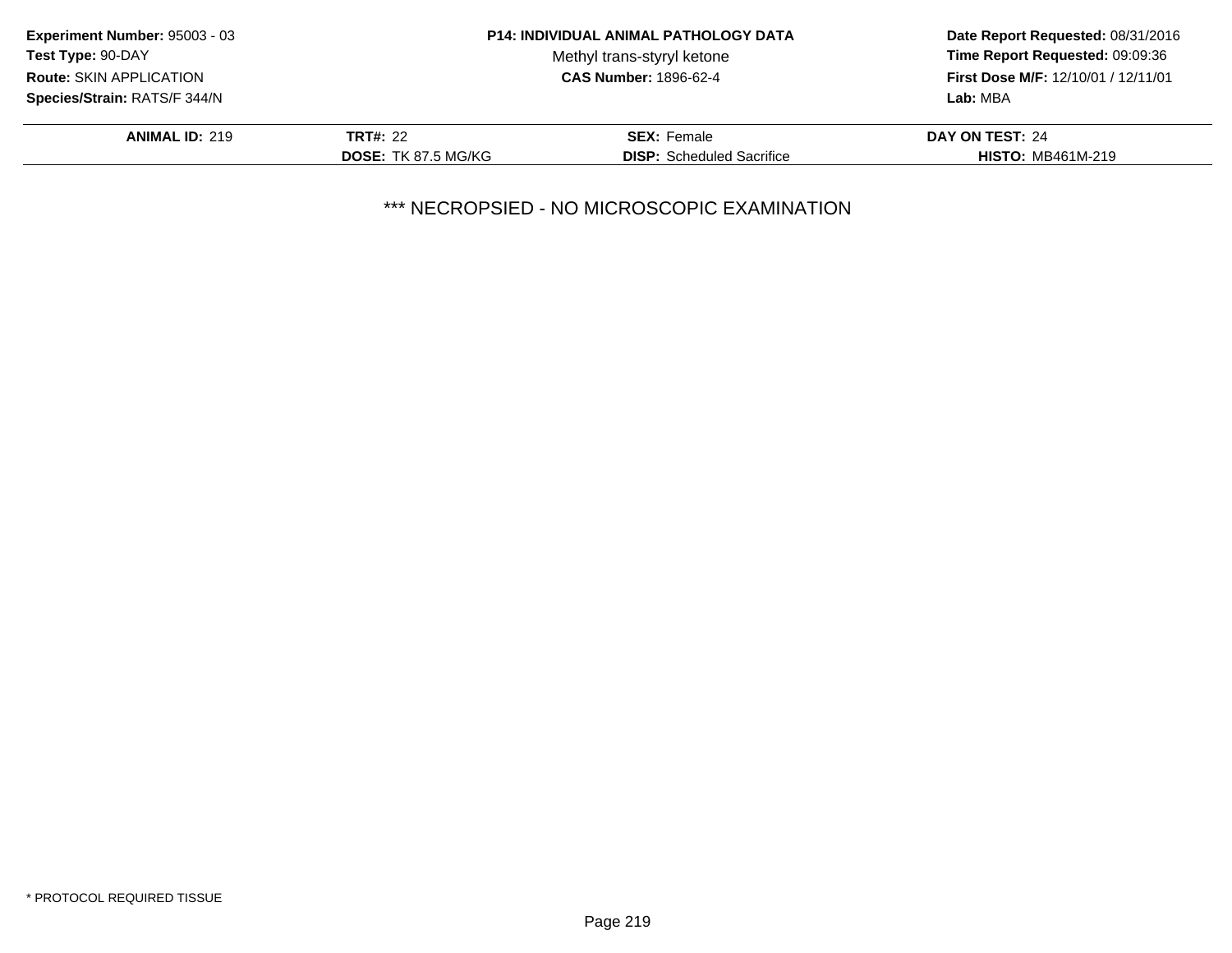**Experiment Number:** 95003 - 03
**Test Type:** 90-DAY
**Route:** SKIN APPLICATION
**Species/Strain:** RATS/F 344/N

**P14: INDIVIDUAL ANIMAL PATHOLOGY DATA**
Methyl trans-styryl ketone
**CAS Number:** 1896-62-4

**Date Report Requested:** 08/31/2016
**Time Report Requested:** 09:09:36
**First Dose M/F:** 12/10/01 / 12/11/01
**Lab:** MBA

| **ANIMAL ID:** 219 | **TRT#:** 22 | **SEX:** Female | **DAY ON TEST:** 24 |
|---|---|---|---|
| | **DOSE:** TK 87.5 MG/KG | **DISP:** Scheduled Sacrifice | **HISTO:** MB461M-219 |

*** NECROPSIED - NO MICROSCOPIC EXAMINATION

* PROTOCOL REQUIRED TISSUE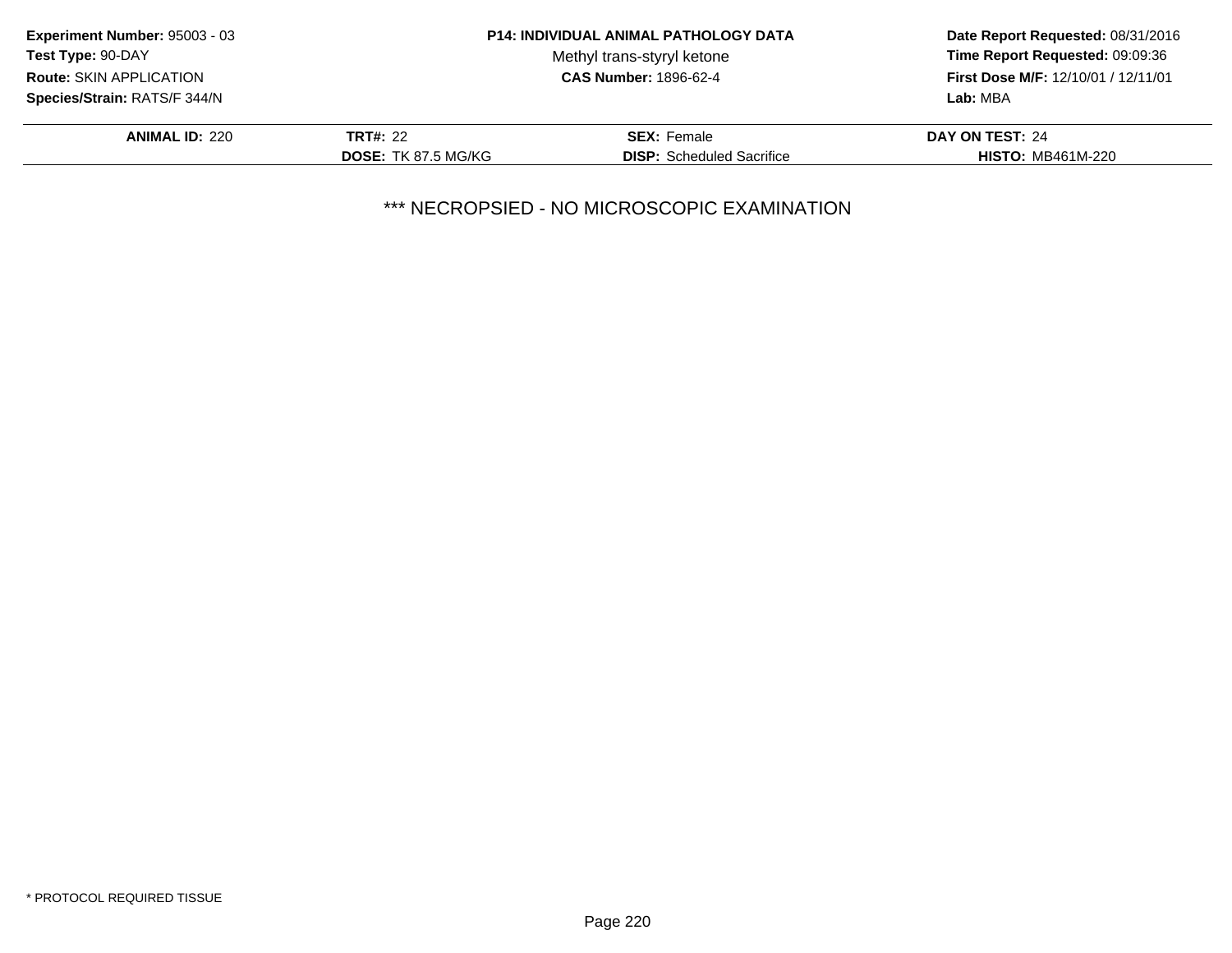**Experiment Number:** 95003 - 03
**Test Type:** 90-DAY
**Route:** SKIN APPLICATION
**Species/Strain:** RATS/F 344/N

**P14: INDIVIDUAL ANIMAL PATHOLOGY DATA**
Methyl trans-styryl ketone
**CAS Number:** 1896-62-4

**Date Report Requested:** 08/31/2016
**Time Report Requested:** 09:09:36
**First Dose M/F:** 12/10/01 / 12/11/01
**Lab:** MBA

| **ANIMAL ID:** 220 | **TRT#:** 22 | **SEX:** Female | **DAY ON TEST:** 24 |
|---|---|---|---|
| | **DOSE:** TK 87.5 MG/KG | **DISP:** Scheduled Sacrifice | **HISTO:** MB461M-220 |

*** NECROPSIED - NO MICROSCOPIC EXAMINATION

* PROTOCOL REQUIRED TISSUE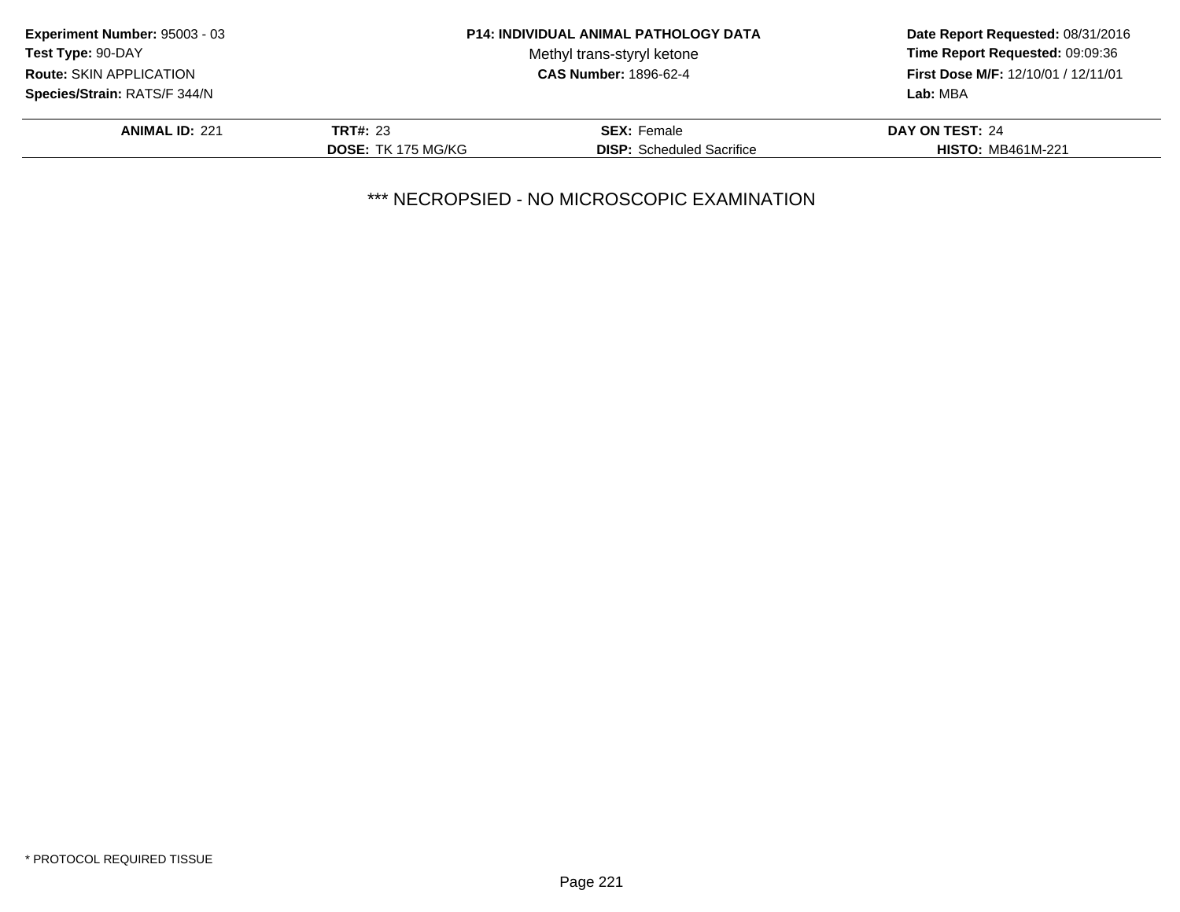**Experiment Number:** 95003 - 03
**Test Type:** 90-DAY
**Route:** SKIN APPLICATION
**Species/Strain:** RATS/F 344/N

**P14: INDIVIDUAL ANIMAL PATHOLOGY DATA**
Methyl trans-styryl ketone
**CAS Number:** 1896-62-4

**Date Report Requested:** 08/31/2016
**Time Report Requested:** 09:09:36
**First Dose M/F:** 12/10/01 / 12/11/01
**Lab:** MBA

| | | | |
|---|---|---|---|
| **ANIMAL ID:** 221 | **TRT#:** 23 | **SEX:** Female | **DAY ON TEST:** 24 |
| | **DOSE:** TK 175 MG/KG | **DISP:** Scheduled Sacrifice | **HISTO:** MB461M-221 |

*** NECROPSIED - NO MICROSCOPIC EXAMINATION

* PROTOCOL REQUIRED TISSUE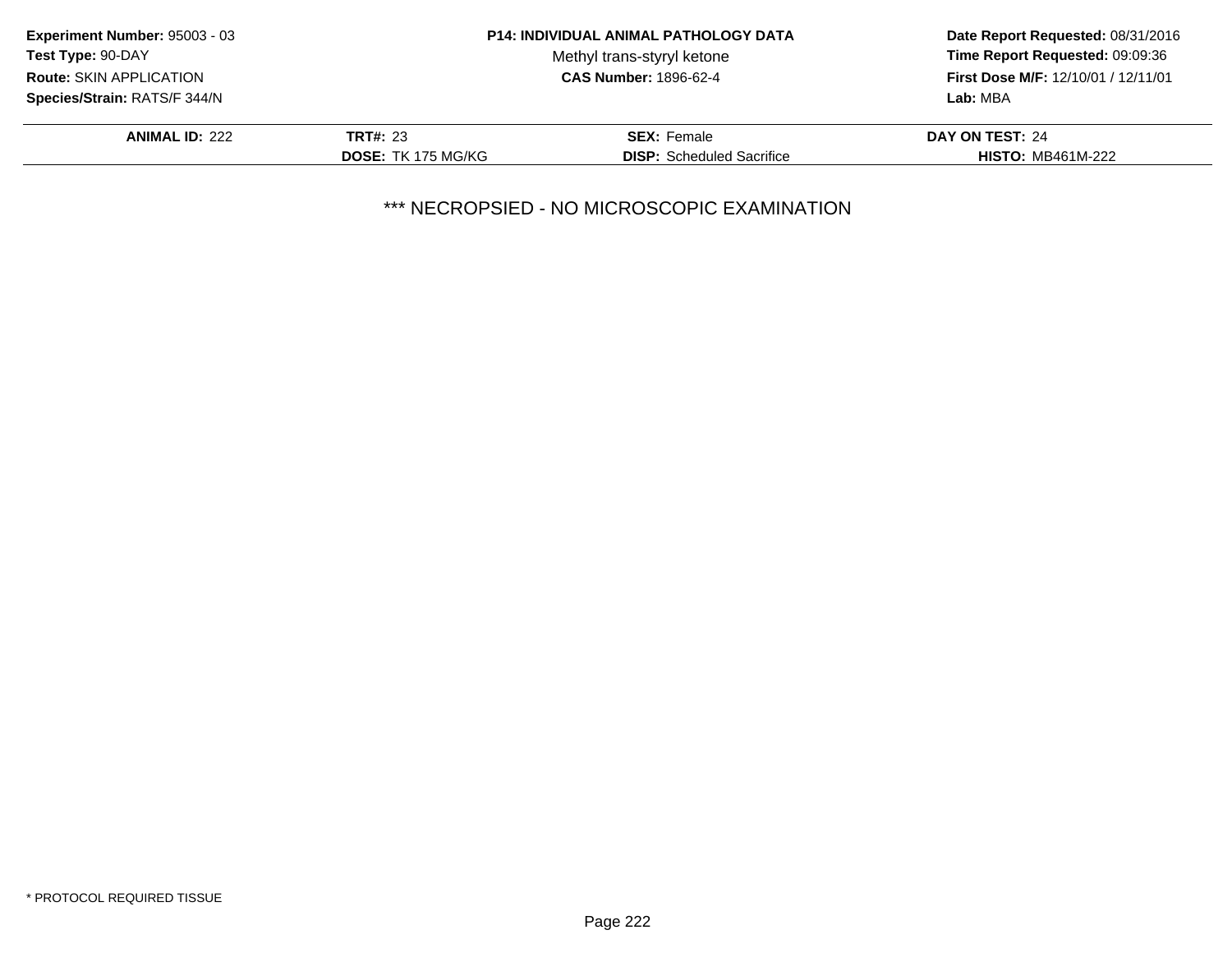**Experiment Number:** 95003 - 03
**Test Type:** 90-DAY
**Route:** SKIN APPLICATION
**Species/Strain:** RATS/F 344/N

**P14: INDIVIDUAL ANIMAL PATHOLOGY DATA**
Methyl trans-styryl ketone
**CAS Number:** 1896-62-4

**Date Report Requested:** 08/31/2016
**Time Report Requested:** 09:09:36
**First Dose M/F:** 12/10/01 / 12/11/01
**Lab:** MBA

| **ANIMAL ID:** 222 | **TRT#:** 23 | **SEX:** Female | **DAY ON TEST:** 24 |
|---|---|---|---|
| | **DOSE:** TK 175 MG/KG | **DISP:** Scheduled Sacrifice | **HISTO:** MB461M-222 |

*** NECROPSIED - NO MICROSCOPIC EXAMINATION

* PROTOCOL REQUIRED TISSUE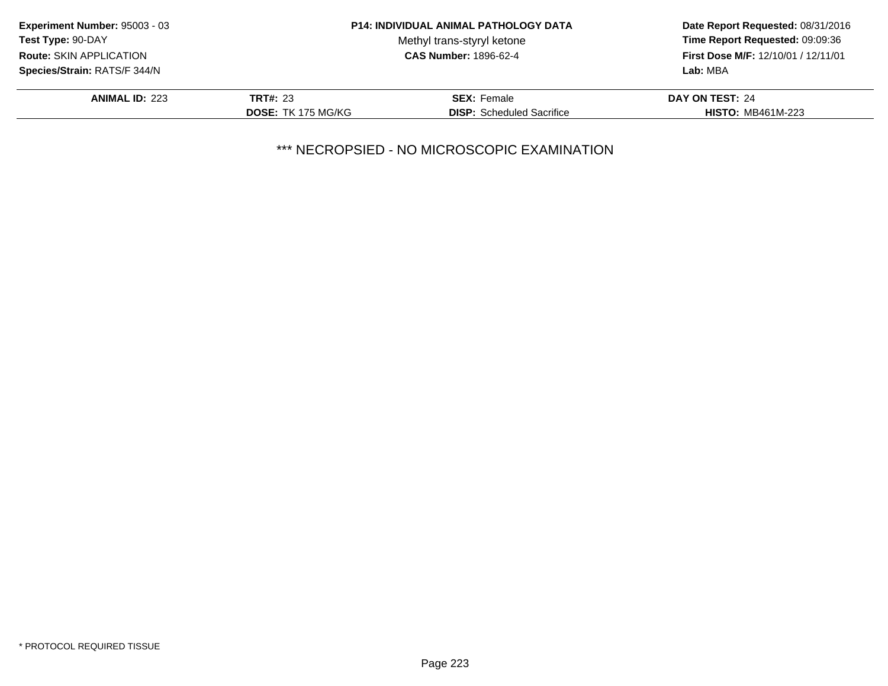**Experiment Number:** 95003 - 03
**Test Type:** 90-DAY
**Route:** SKIN APPLICATION
**Species/Strain:** RATS/F 344/N

**P14: INDIVIDUAL ANIMAL PATHOLOGY DATA**
Methyl trans-styryl ketone
**CAS Number:** 1896-62-4

**Date Report Requested:** 08/31/2016
**Time Report Requested:** 09:09:36
**First Dose M/F:** 12/10/01 / 12/11/01
**Lab:** MBA

| **ANIMAL ID:** 223 | **TRT#:** 23 | **SEX:** Female | **DAY ON TEST:** 24 |
|---|---|---|---|
| | **DOSE:** TK 175 MG/KG | **DISP:** Scheduled Sacrifice | **HISTO:** MB461M-223 |

*** NECROPSIED - NO MICROSCOPIC EXAMINATION

* PROTOCOL REQUIRED TISSUE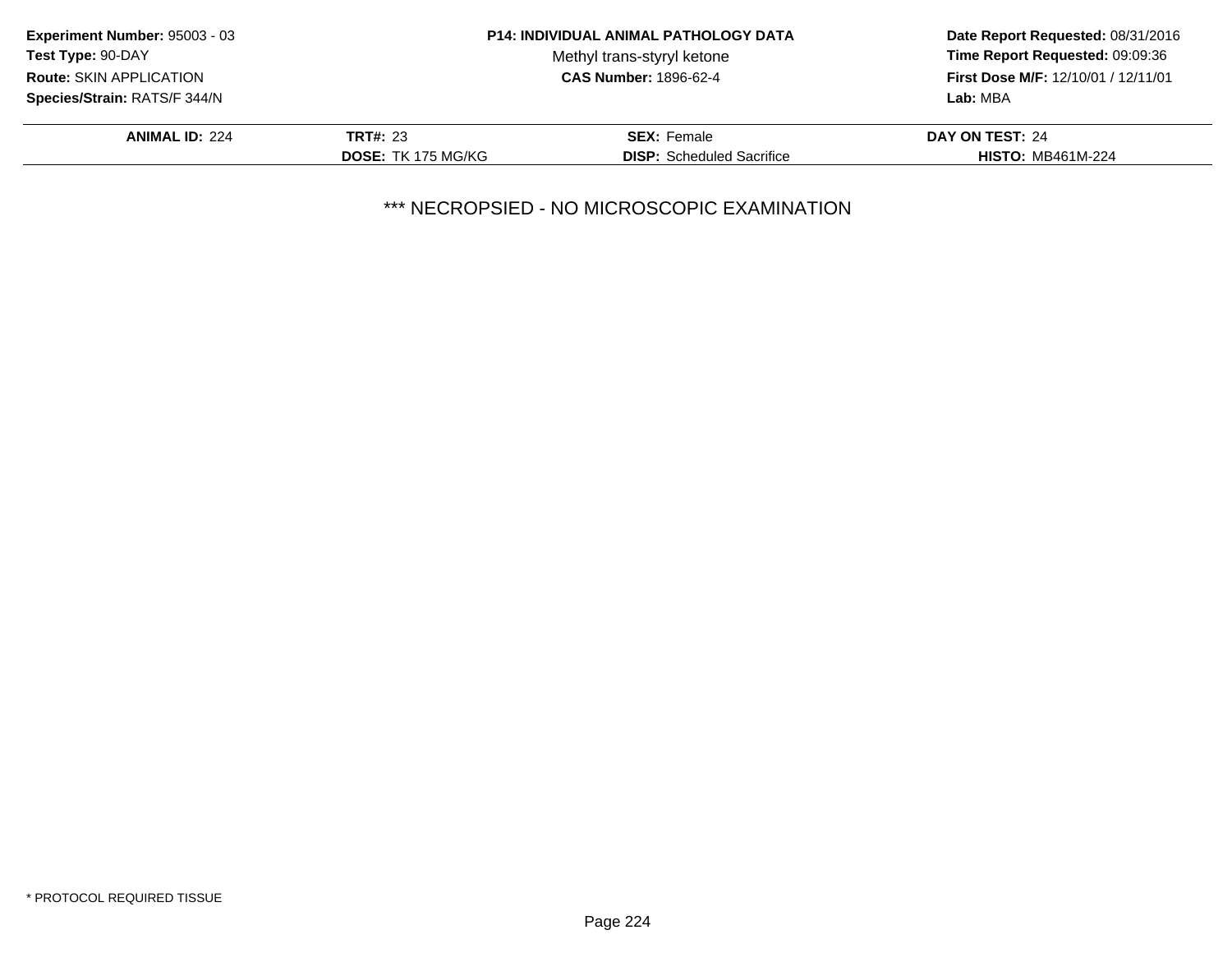**Experiment Number:** 95003 - 03
**Test Type:** 90-DAY
**Route:** SKIN APPLICATION
**Species/Strain:** RATS/F 344/N

**P14: INDIVIDUAL ANIMAL PATHOLOGY DATA**
Methyl trans-styryl ketone
**CAS Number:** 1896-62-4

**Date Report Requested:** 08/31/2016
**Time Report Requested:** 09:09:36
**First Dose M/F:** 12/10/01 / 12/11/01
**Lab:** MBA

| **ANIMAL ID:** 224 | **TRT#:** 23 | **SEX:** Female | **DAY ON TEST:** 24 |
|---|---|---|---|
| | **DOSE:** TK 175 MG/KG | **DISP:** Scheduled Sacrifice | **HISTO:** MB461M-224 |

*** NECROPSIED - NO MICROSCOPIC EXAMINATION

* PROTOCOL REQUIRED TISSUE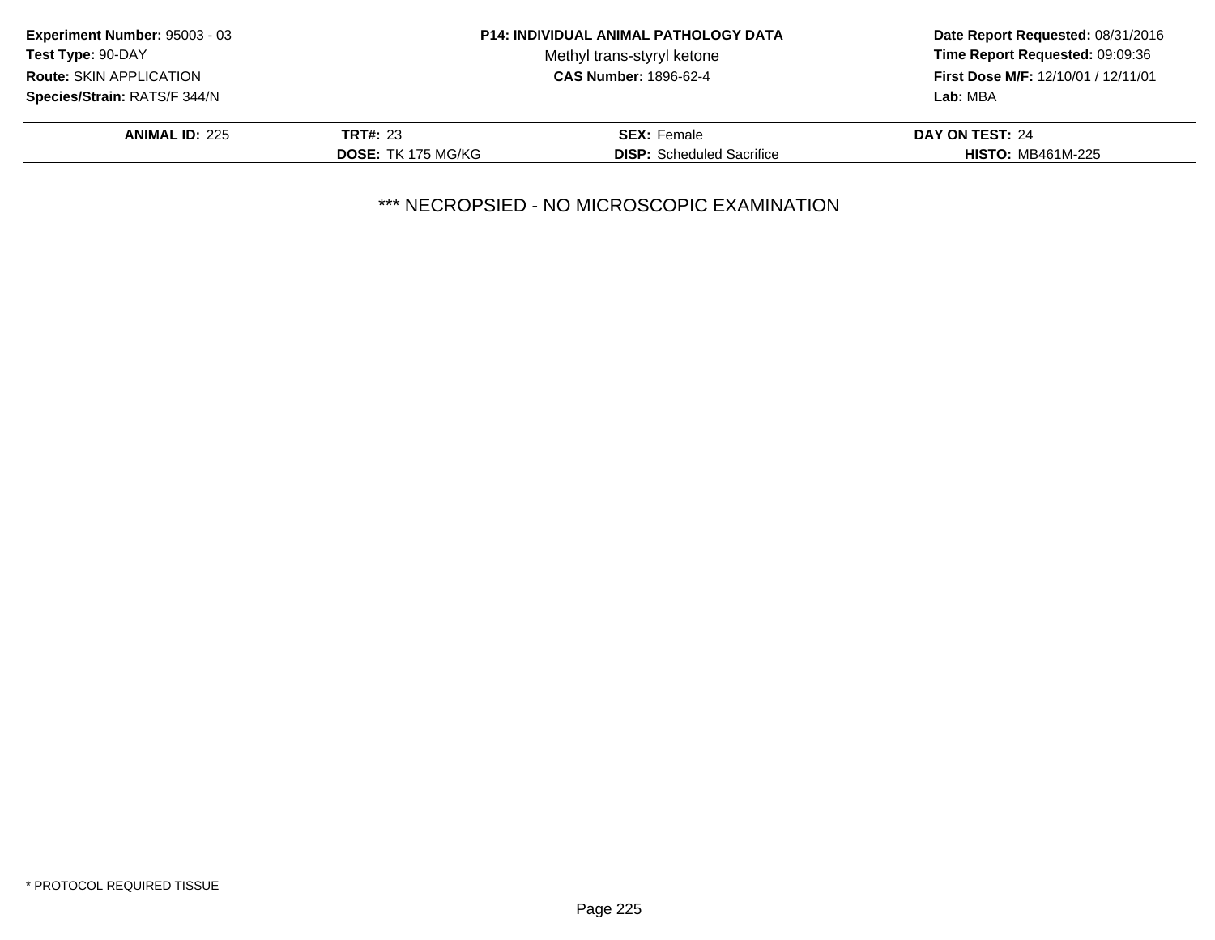**Experiment Number:** 95003 - 03
**Test Type:** 90-DAY
**Route:** SKIN APPLICATION
**Species/Strain:** RATS/F 344/N

**P14: INDIVIDUAL ANIMAL PATHOLOGY DATA**
Methyl trans-styryl ketone
**CAS Number:** 1896-62-4

**Date Report Requested:** 08/31/2016
**Time Report Requested:** 09:09:36
**First Dose M/F:** 12/10/01 / 12/11/01
**Lab:** MBA

| **ANIMAL ID:** 225 | **TRT#:** 23 | **SEX:** Female | **DAY ON TEST:** 24 |
|---|---|---|---|
| | **DOSE:** TK 175 MG/KG | **DISP:** Scheduled Sacrifice | **HISTO:** MB461M-225 |

*** NECROPSIED - NO MICROSCOPIC EXAMINATION

* PROTOCOL REQUIRED TISSUE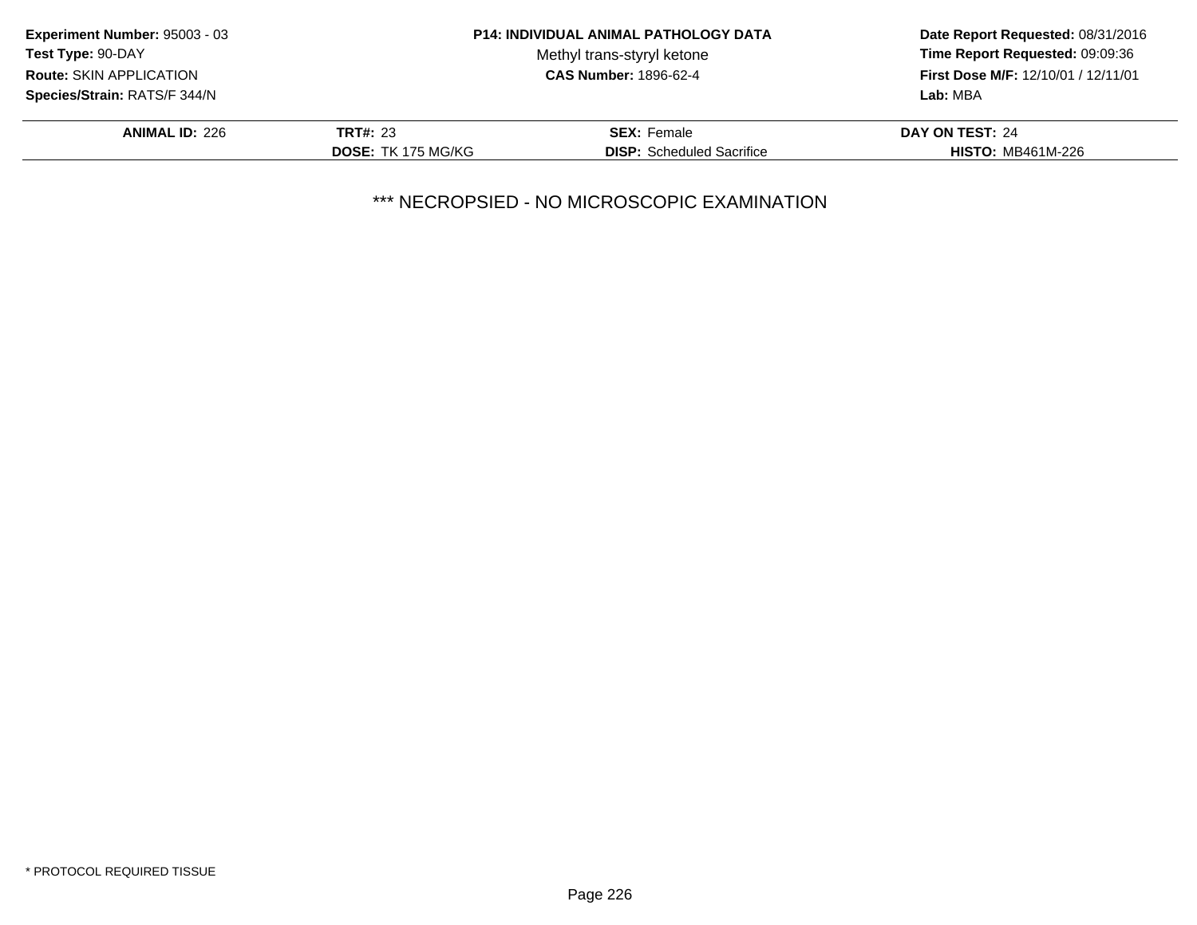**Experiment Number:** 95003 - 03
**Test Type:** 90-DAY
**Route:** SKIN APPLICATION
**Species/Strain:** RATS/F 344/N

**P14: INDIVIDUAL ANIMAL PATHOLOGY DATA**
Methyl trans-styryl ketone
**CAS Number:** 1896-62-4

**Date Report Requested:** 08/31/2016
**Time Report Requested:** 09:09:36
**First Dose M/F:** 12/10/01 / 12/11/01
**Lab:** MBA

| **ANIMAL ID:** 226 | **TRT#:** 23 | **SEX:** Female | **DAY ON TEST:** 24 |
|---|---|---|---|
| | **DOSE:** TK 175 MG/KG | **DISP:** Scheduled Sacrifice | **HISTO:** MB461M-226 |

*** NECROPSIED - NO MICROSCOPIC EXAMINATION

* PROTOCOL REQUIRED TISSUE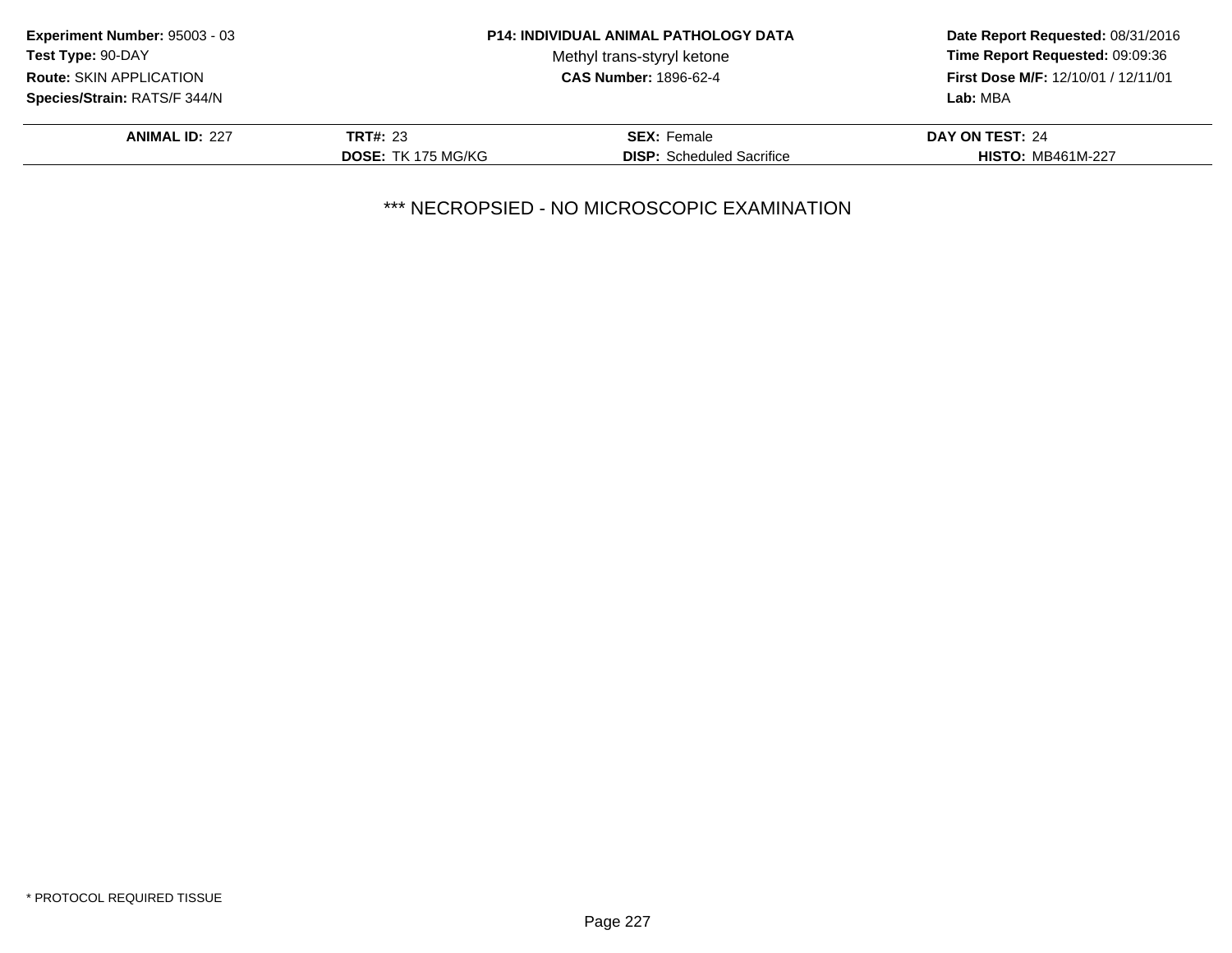**Experiment Number:** 95003 - 03
**Test Type:** 90-DAY
**Route:** SKIN APPLICATION
**Species/Strain:** RATS/F 344/N

**P14: INDIVIDUAL ANIMAL PATHOLOGY DATA**
Methyl trans-styryl ketone
**CAS Number:** 1896-62-4

**Date Report Requested:** 08/31/2016
**Time Report Requested:** 09:09:36
**First Dose M/F:** 12/10/01 / 12/11/01
**Lab:** MBA

| **ANIMAL ID:** 227 | **TRT#:** 23 | **SEX:** Female | **DAY ON TEST:** 24 |
|---|---|---|---|
| | **DOSE:** TK 175 MG/KG | **DISP:** Scheduled Sacrifice | **HISTO:** MB461M-227 |

*** NECROPSIED - NO MICROSCOPIC EXAMINATION

* PROTOCOL REQUIRED TISSUE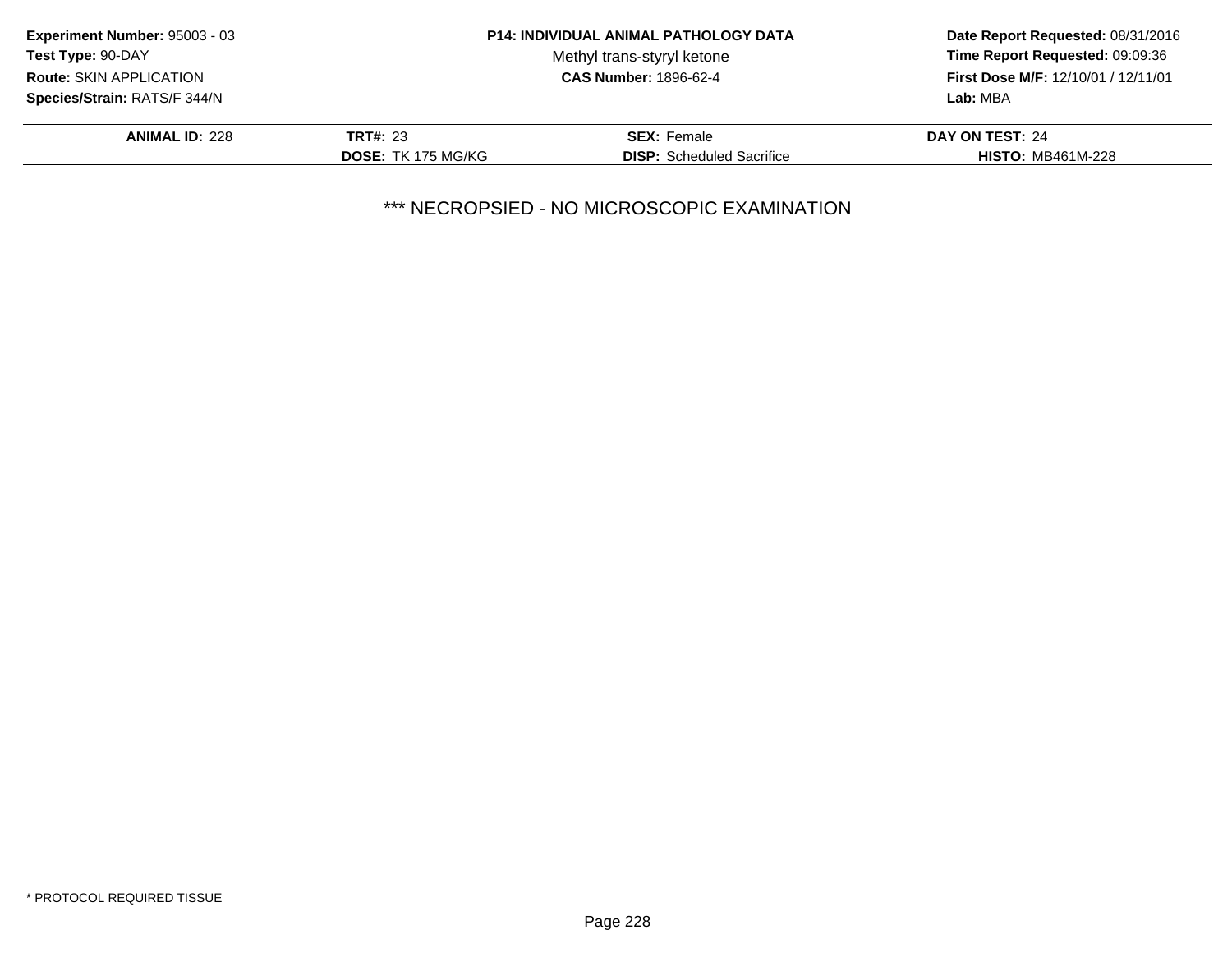**Experiment Number:** 95003 - 03
**Test Type:** 90-DAY
**Route:** SKIN APPLICATION
**Species/Strain:** RATS/F 344/N

**P14: INDIVIDUAL ANIMAL PATHOLOGY DATA**
Methyl trans-styryl ketone
**CAS Number:** 1896-62-4

**Date Report Requested:** 08/31/2016
**Time Report Requested:** 09:09:36
**First Dose M/F:** 12/10/01 / 12/11/01
**Lab:** MBA

| **ANIMAL ID:** 228 | **TRT#:** 23 | **SEX:** Female | **DAY ON TEST:** 24 |
|---|---|---|---|
| | **DOSE:** TK 175 MG/KG | **DISP:** Scheduled Sacrifice | **HISTO:** MB461M-228 |

*** NECROPSIED - NO MICROSCOPIC EXAMINATION

* PROTOCOL REQUIRED TISSUE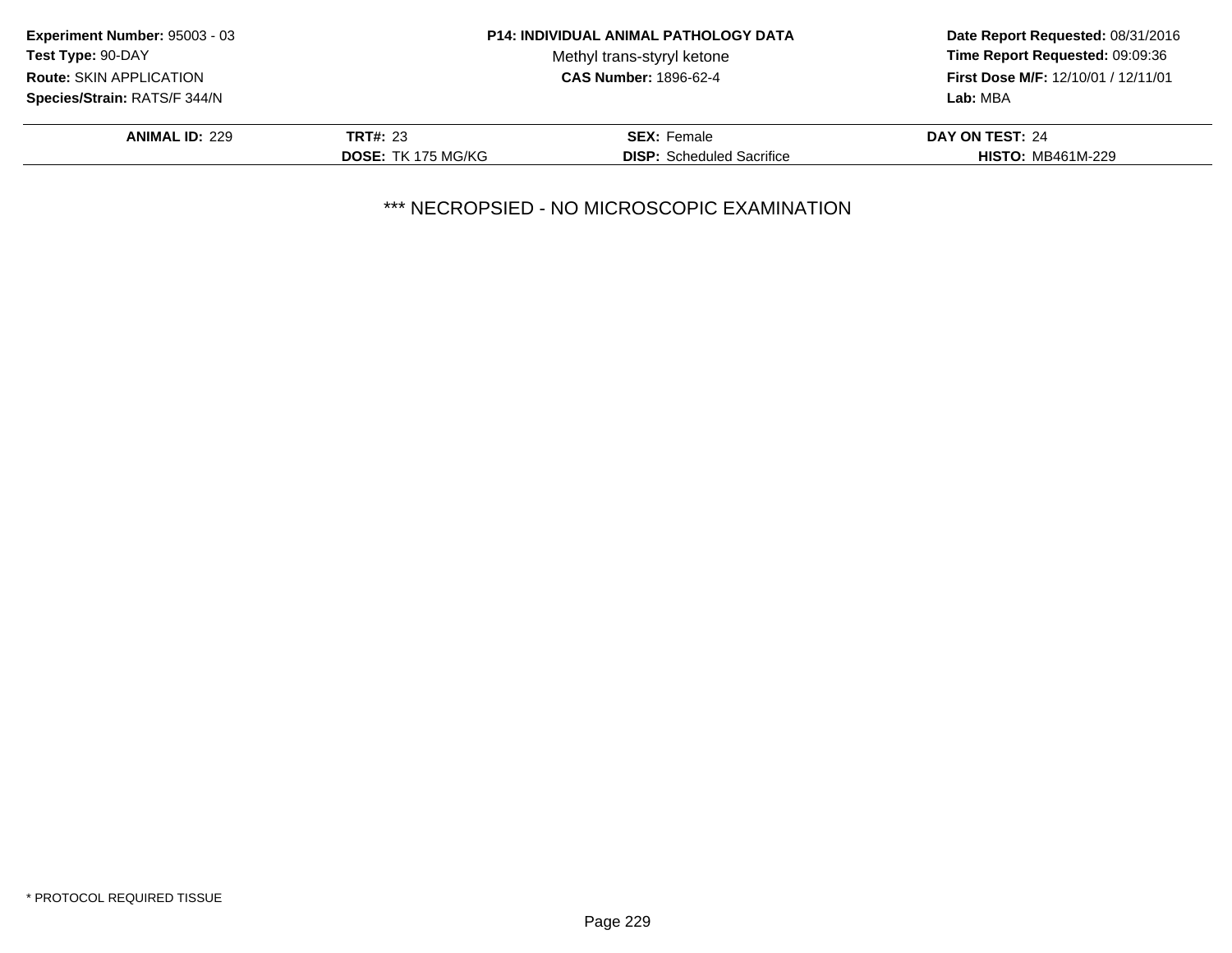**Experiment Number:** 95003 - 03
**Test Type:** 90-DAY
**Route:** SKIN APPLICATION
**Species/Strain:** RATS/F 344/N

**P14: INDIVIDUAL ANIMAL PATHOLOGY DATA**
Methyl trans-styryl ketone
**CAS Number:** 1896-62-4

**Date Report Requested:** 08/31/2016
**Time Report Requested:** 09:09:36
**First Dose M/F:** 12/10/01 / 12/11/01
**Lab:** MBA

| **ANIMAL ID:** 229 | **TRT#:** 23 | **SEX:** Female | **DAY ON TEST:** 24 |
|---|---|---|---|
| | **DOSE:** TK 175 MG/KG | **DISP:** Scheduled Sacrifice | **HISTO:** MB461M-229 |

*** NECROPSIED - NO MICROSCOPIC EXAMINATION

* PROTOCOL REQUIRED TISSUE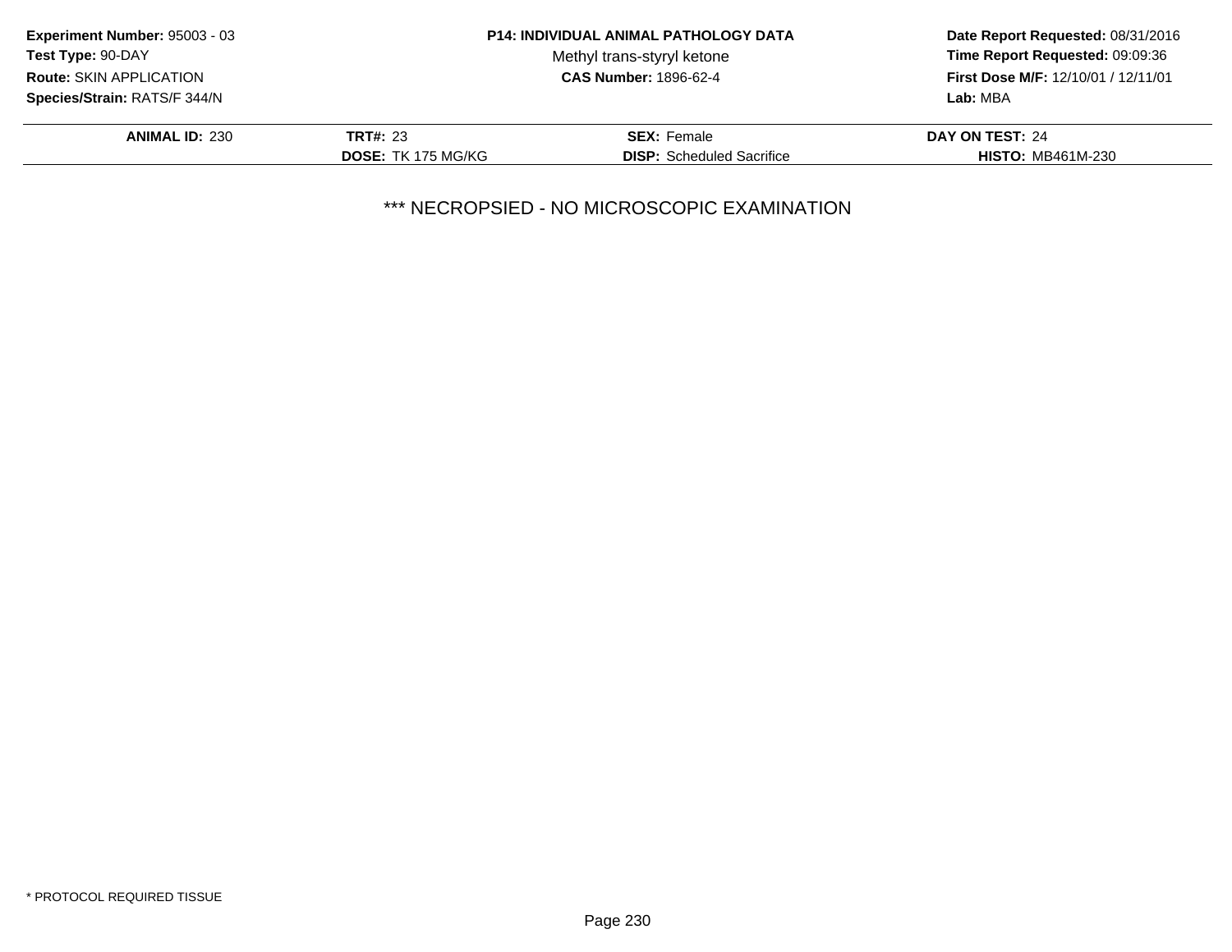**Experiment Number:** 95003 - 03
**Test Type:** 90-DAY
**Route:** SKIN APPLICATION
**Species/Strain:** RATS/F 344/N

**P14: INDIVIDUAL ANIMAL PATHOLOGY DATA**
Methyl trans-styryl ketone
**CAS Number:** 1896-62-4

**Date Report Requested:** 08/31/2016
**Time Report Requested:** 09:09:36
**First Dose M/F:** 12/10/01 / 12/11/01
**Lab:** MBA

| **ANIMAL ID:** 230 | **TRT#:** 23 | **SEX:** Female | **DAY ON TEST:** 24 |
|---|---|---|---|
| | **DOSE:** TK 175 MG/KG | **DISP:** Scheduled Sacrifice | **HISTO:** MB461M-230 |

*** NECROPSIED - NO MICROSCOPIC EXAMINATION

* PROTOCOL REQUIRED TISSUE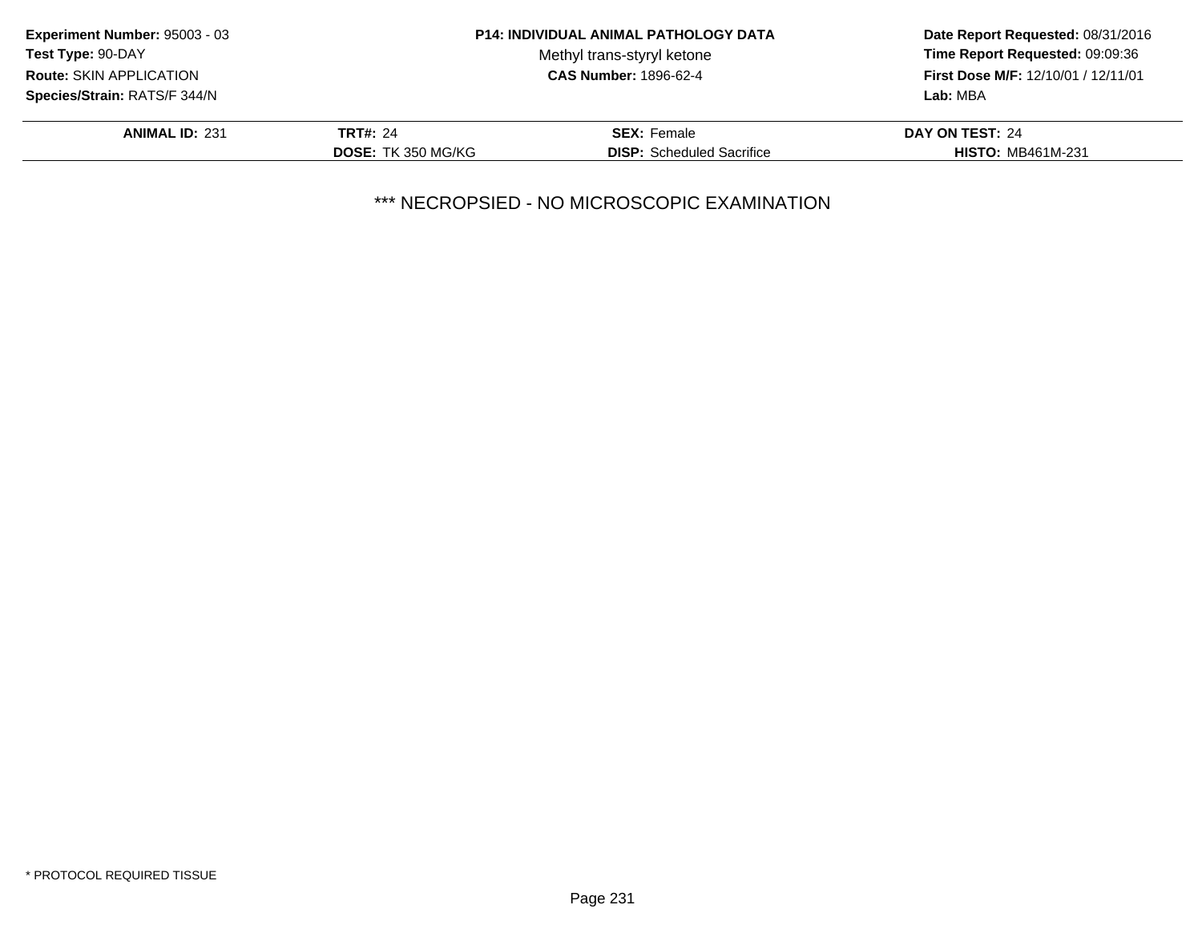**Experiment Number:** 95003 - 03
**Test Type:** 90-DAY
**Route:** SKIN APPLICATION
**Species/Strain:** RATS/F 344/N

**P14: INDIVIDUAL ANIMAL PATHOLOGY DATA**
Methyl trans-styryl ketone
**CAS Number:** 1896-62-4

**Date Report Requested:** 08/31/2016
**Time Report Requested:** 09:09:36
**First Dose M/F:** 12/10/01 / 12/11/01
**Lab:** MBA

| **ANIMAL ID:** 231 | **TRT#:** 24 | **SEX:** Female | **DAY ON TEST:** 24 |
|---|---|---|---|
| | **DOSE:** TK 350 MG/KG | **DISP:** Scheduled Sacrifice | **HISTO:** MB461M-231 |

*** NECROPSIED - NO MICROSCOPIC EXAMINATION

* PROTOCOL REQUIRED TISSUE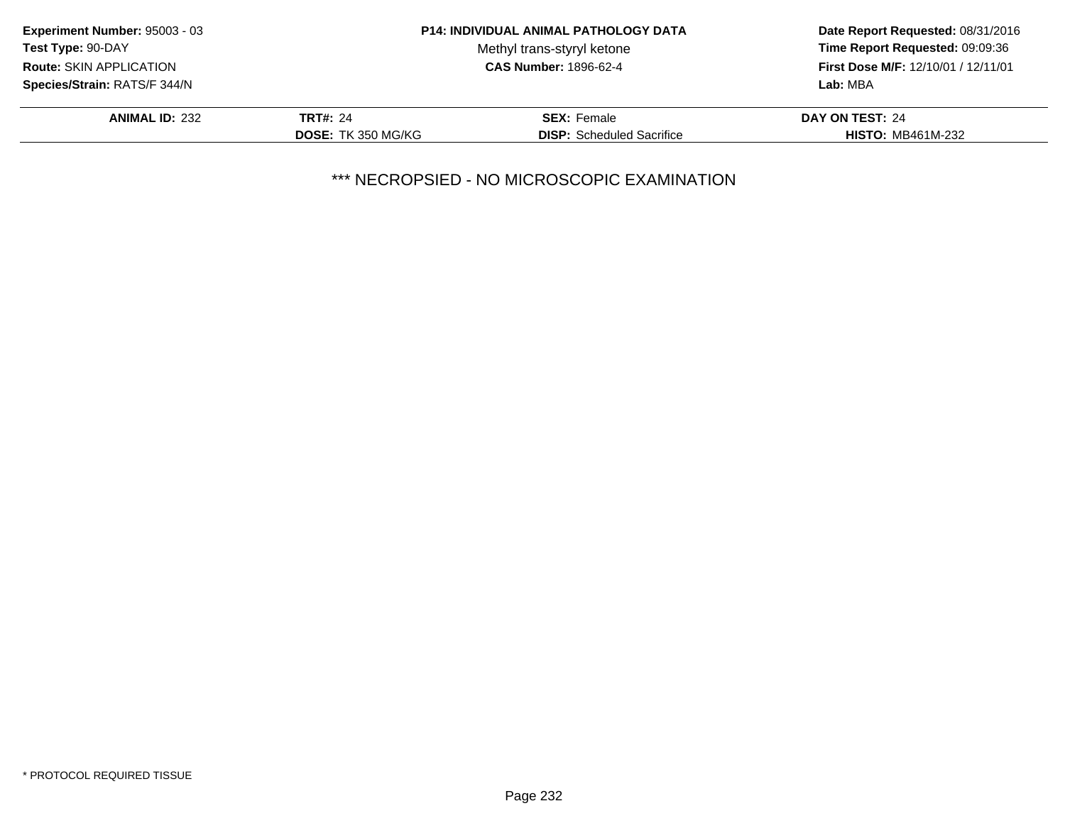**Experiment Number:** 95003 - 03
**Test Type:** 90-DAY
**Route:** SKIN APPLICATION
**Species/Strain:** RATS/F 344/N

**P14: INDIVIDUAL ANIMAL PATHOLOGY DATA**
Methyl trans-styryl ketone
**CAS Number:** 1896-62-4

**Date Report Requested:** 08/31/2016
**Time Report Requested:** 09:09:36
**First Dose M/F:** 12/10/01 / 12/11/01
**Lab:** MBA

| **ANIMAL ID:** 232 | **TRT#:** 24 | **SEX:** Female | **DAY ON TEST:** 24 |
|---|---|---|---|
| | **DOSE:** TK 350 MG/KG | **DISP:** Scheduled Sacrifice | **HISTO:** MB461M-232 |

*** NECROPSIED - NO MICROSCOPIC EXAMINATION

* PROTOCOL REQUIRED TISSUE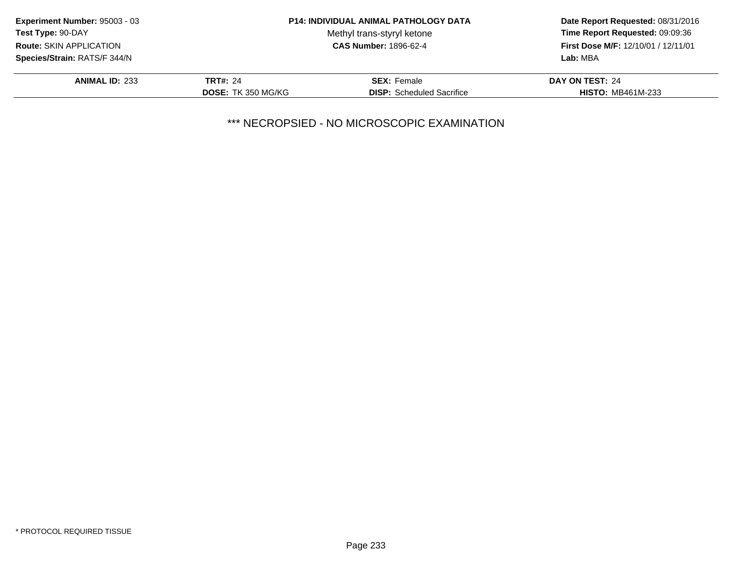**Experiment Number:** 95003 - 03
**Test Type:** 90-DAY
**Route:** SKIN APPLICATION
**Species/Strain:** RATS/F 344/N

**P14: INDIVIDUAL ANIMAL PATHOLOGY DATA**
Methyl trans-styryl ketone
**CAS Number:** 1896-62-4

**Date Report Requested:** 08/31/2016
**Time Report Requested:** 09:09:36
**First Dose M/F:** 12/10/01 / 12/11/01
**Lab:** MBA

| **ANIMAL ID:** 233 | **TRT#:** 24 | **SEX:** Female | **DAY ON TEST:** 24 |
|---|---|---|---|
| | **DOSE:** TK 350 MG/KG | **DISP:** Scheduled Sacrifice | **HISTO:** MB461M-233 |

*** NECROPSIED - NO MICROSCOPIC EXAMINATION

* PROTOCOL REQUIRED TISSUE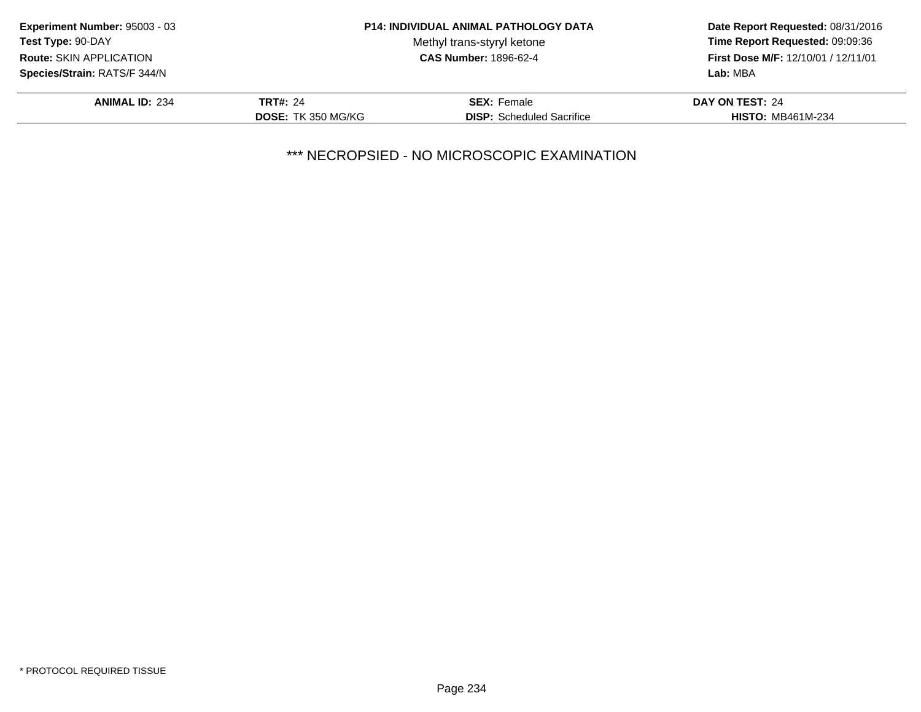**Experiment Number:** 95003 - 03
**Test Type:** 90-DAY
**Route:** SKIN APPLICATION
**Species/Strain:** RATS/F 344/N

**P14: INDIVIDUAL ANIMAL PATHOLOGY DATA**
Methyl trans-styryl ketone
**CAS Number:** 1896-62-4

**Date Report Requested:** 08/31/2016
**Time Report Requested:** 09:09:36
**First Dose M/F:** 12/10/01 / 12/11/01
**Lab:** MBA

| **ANIMAL ID:** 234 | **TRT#:** 24 | **SEX:** Female | **DAY ON TEST:** 24 |
|---|---|---|---|
| | **DOSE:** TK 350 MG/KG | **DISP:** Scheduled Sacrifice | **HISTO:** MB461M-234 |

\*\*\* NECROPSIED - NO MICROSCOPIC EXAMINATION

\* PROTOCOL REQUIRED TISSUE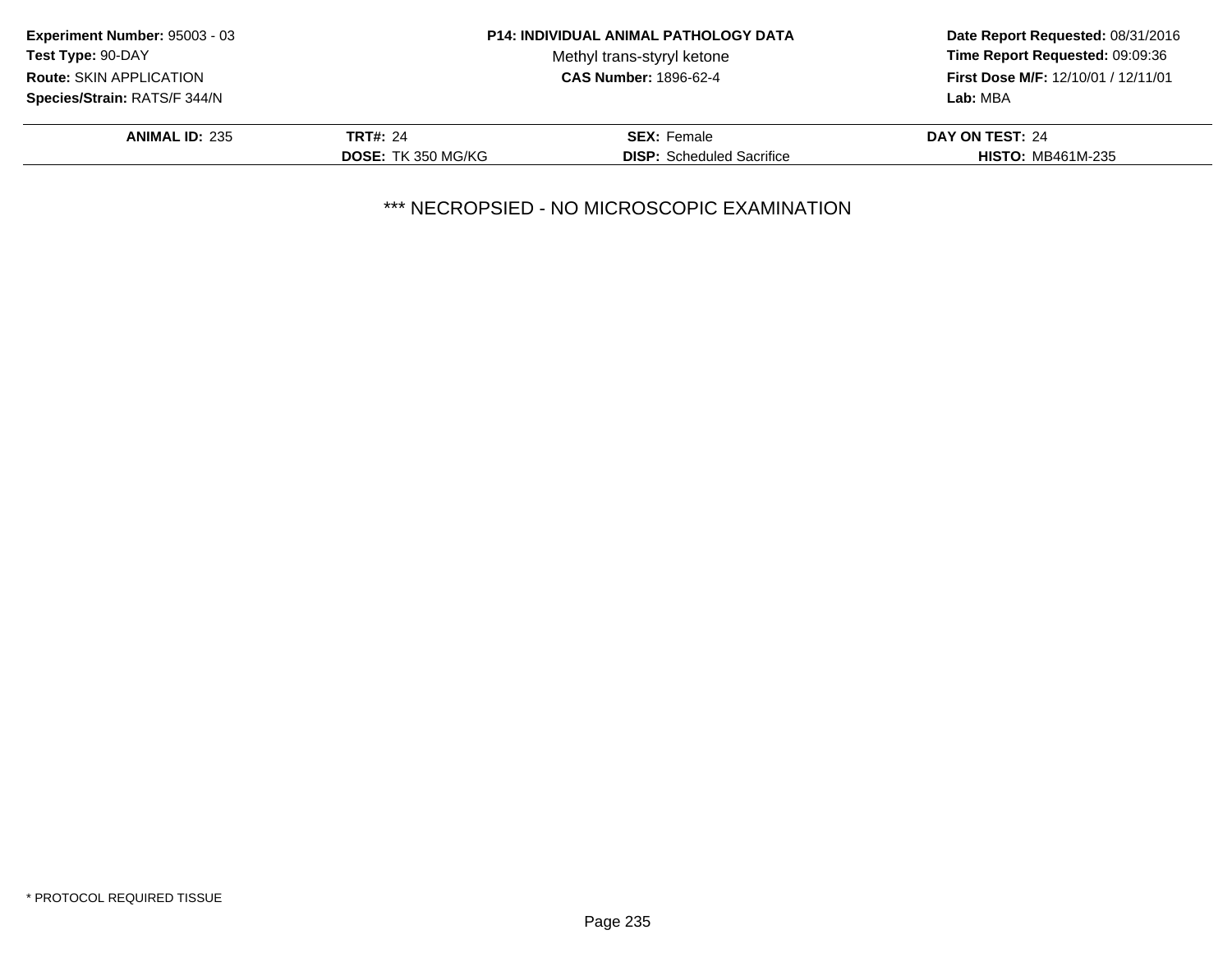**Experiment Number:** 95003 - 03
**Test Type:** 90-DAY
**Route:** SKIN APPLICATION
**Species/Strain:** RATS/F 344/N

**P14: INDIVIDUAL ANIMAL PATHOLOGY DATA**
Methyl trans-styryl ketone
**CAS Number:** 1896-62-4

**Date Report Requested:** 08/31/2016
**Time Report Requested:** 09:09:36
**First Dose M/F:** 12/10/01 / 12/11/01
**Lab:** MBA

| **ANIMAL ID:** 235 | **TRT#:** 24 | **SEX:** Female | **DAY ON TEST:** 24 |
|---|---|---|---|
| | **DOSE:** TK 350 MG/KG | **DISP:** Scheduled Sacrifice | **HISTO:** MB461M-235 |

*** NECROPSIED - NO MICROSCOPIC EXAMINATION

* PROTOCOL REQUIRED TISSUE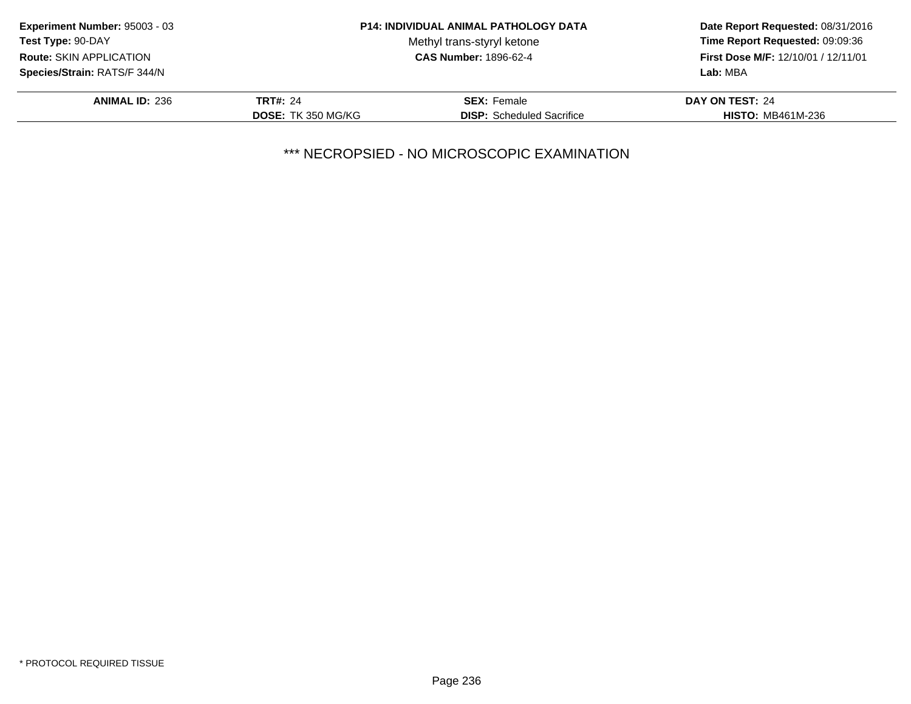**Experiment Number:** 95003 - 03
**Test Type:** 90-DAY
**Route:** SKIN APPLICATION
**Species/Strain:** RATS/F 344/N

**P14: INDIVIDUAL ANIMAL PATHOLOGY DATA**
Methyl trans-styryl ketone
**CAS Number:** 1896-62-4

**Date Report Requested:** 08/31/2016
**Time Report Requested:** 09:09:36
**First Dose M/F:** 12/10/01 / 12/11/01
**Lab:** MBA

| **ANIMAL ID:** 236 | **TRT#:** 24 | **SEX:** Female | **DAY ON TEST:** 24 |
|---|---|---|---|
| | **DOSE:** TK 350 MG/KG | **DISP:** Scheduled Sacrifice | **HISTO:** MB461M-236 |

*** NECROPSIED - NO MICROSCOPIC EXAMINATION

* PROTOCOL REQUIRED TISSUE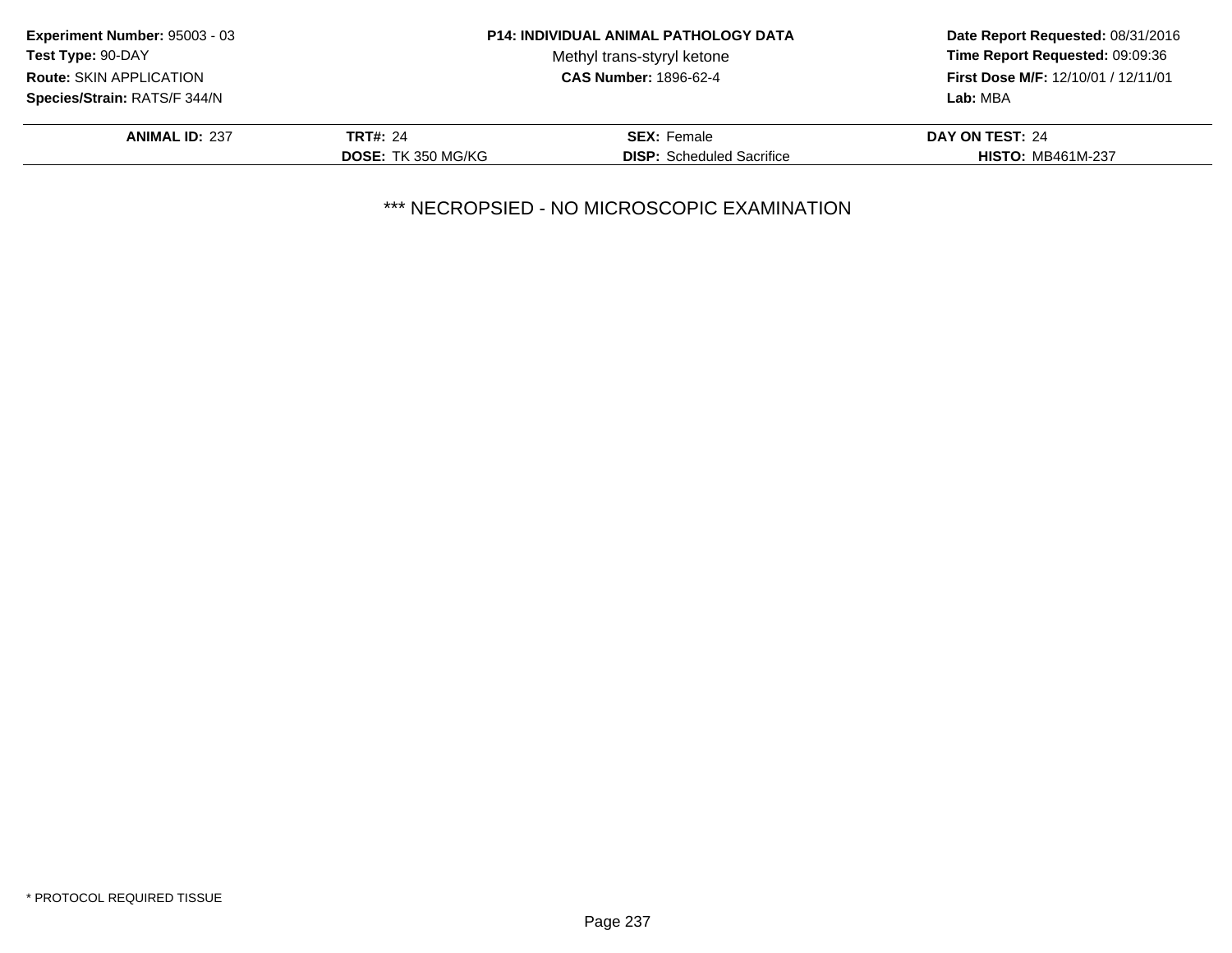**Experiment Number:** 95003 - 03
**Test Type:** 90-DAY
**Route:** SKIN APPLICATION
**Species/Strain:** RATS/F 344/N

**P14: INDIVIDUAL ANIMAL PATHOLOGY DATA**
Methyl trans-styryl ketone
**CAS Number:** 1896-62-4

**Date Report Requested:** 08/31/2016
**Time Report Requested:** 09:09:36
**First Dose M/F:** 12/10/01 / 12/11/01
**Lab:** MBA

| **ANIMAL ID:** 237 | **TRT#:** 24 | **SEX:** Female | **DAY ON TEST:** 24 |
|---|---|---|---|
| | **DOSE:** TK 350 MG/KG | **DISP:** Scheduled Sacrifice | **HISTO:** MB461M-237 |

*** NECROPSIED - NO MICROSCOPIC EXAMINATION

* PROTOCOL REQUIRED TISSUE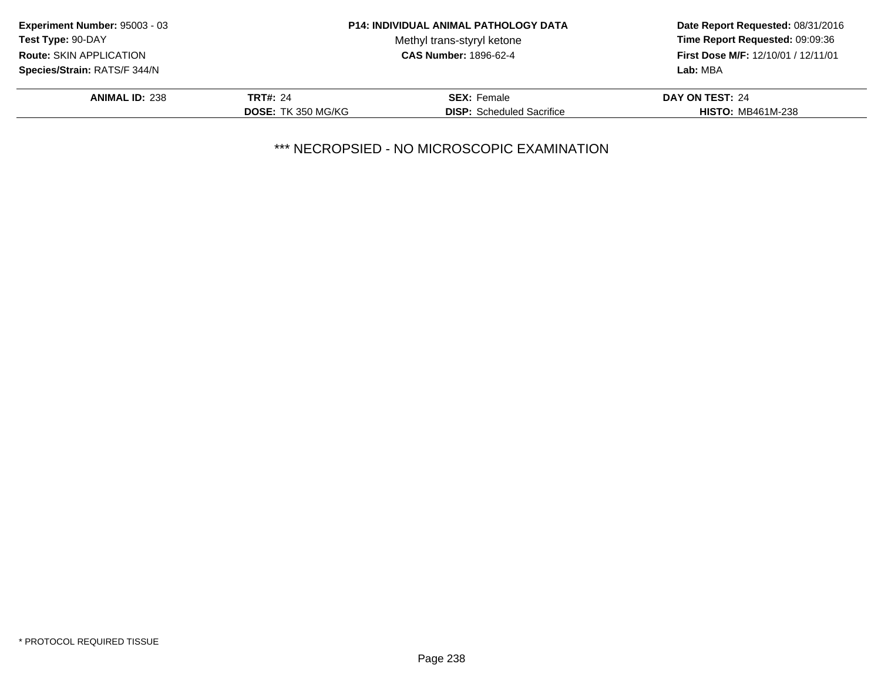**Experiment Number:** 95003 - 03
**Test Type:** 90-DAY
**Route:** SKIN APPLICATION
**Species/Strain:** RATS/F 344/N

**P14: INDIVIDUAL ANIMAL PATHOLOGY DATA**
Methyl trans-styryl ketone
**CAS Number:** 1896-62-4

**Date Report Requested:** 08/31/2016
**Time Report Requested:** 09:09:36
**First Dose M/F:** 12/10/01 / 12/11/01
**Lab:** MBA

| **ANIMAL ID:** 238 | **TRT#:** 24 | **SEX:** Female | **DAY ON TEST:** 24 |
|---|---|---|---|
| | **DOSE:** TK 350 MG/KG | **DISP:** Scheduled Sacrifice | **HISTO:** MB461M-238 |

*** NECROPSIED - NO MICROSCOPIC EXAMINATION

* PROTOCOL REQUIRED TISSUE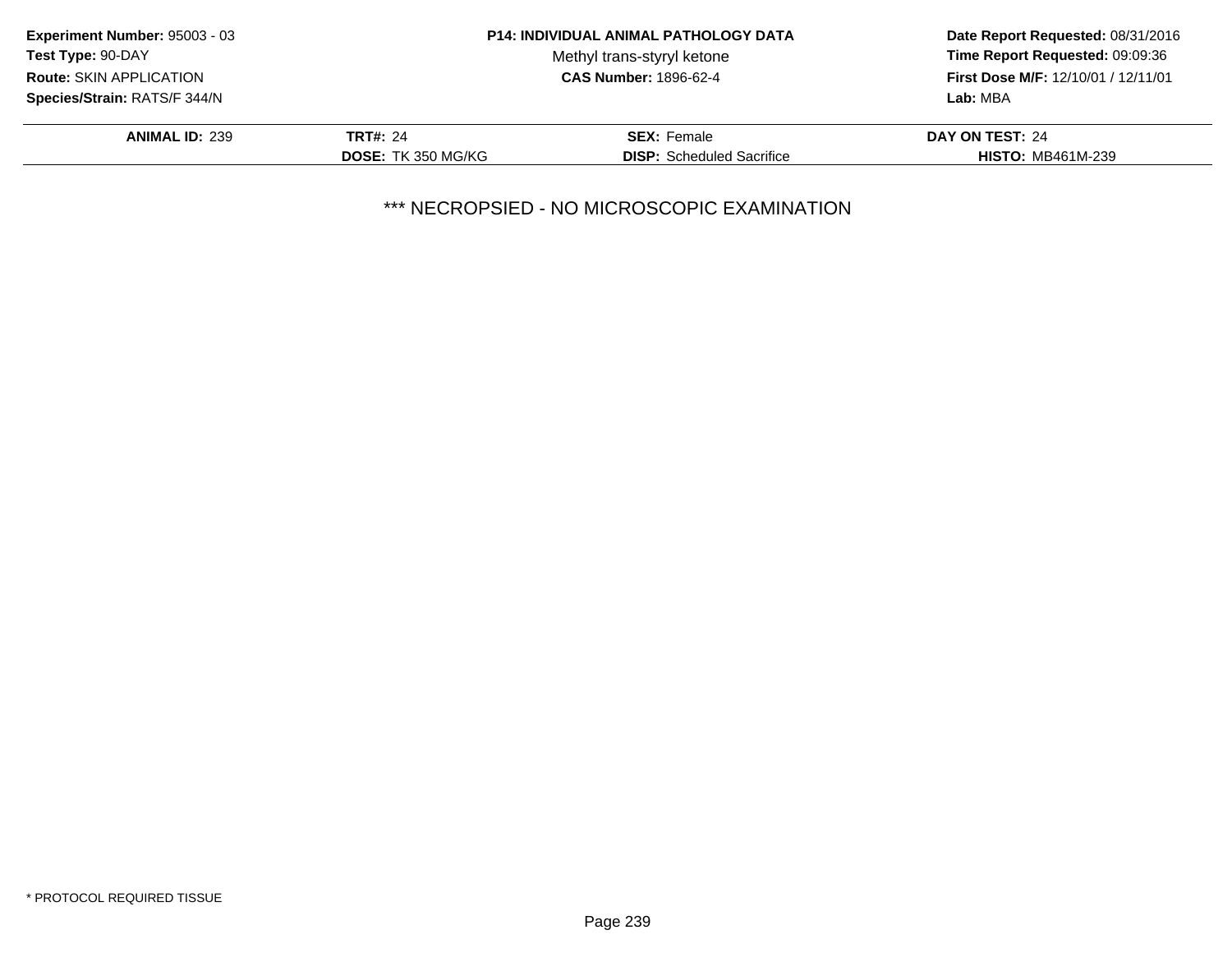**Experiment Number:** 95003 - 03
**Test Type:** 90-DAY
**Route:** SKIN APPLICATION
**Species/Strain:** RATS/F 344/N

**P14: INDIVIDUAL ANIMAL PATHOLOGY DATA**
Methyl trans-styryl ketone
**CAS Number:** 1896-62-4

**Date Report Requested:** 08/31/2016
**Time Report Requested:** 09:09:36
**First Dose M/F:** 12/10/01 / 12/11/01
**Lab:** MBA

| **ANIMAL ID:** 239 | **TRT#:** 24 | **SEX:** Female | **DAY ON TEST:** 24 |
|---|---|---|---|
| | **DOSE:** TK 350 MG/KG | **DISP:** Scheduled Sacrifice | **HISTO:** MB461M-239 |

*** NECROPSIED - NO MICROSCOPIC EXAMINATION

* PROTOCOL REQUIRED TISSUE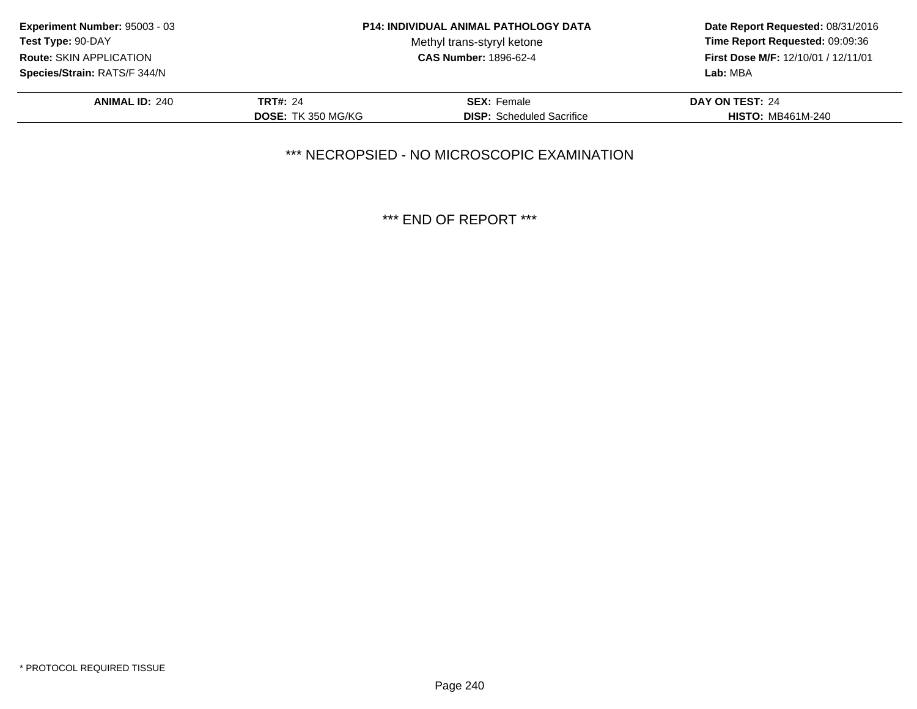**Experiment Number:** 95003 - 03
**Test Type:** 90-DAY
**Route:** SKIN APPLICATION
**Species/Strain:** RATS/F 344/N

**P14: INDIVIDUAL ANIMAL PATHOLOGY DATA**
Methyl trans-styryl ketone
**CAS Number:** 1896-62-4

**Date Report Requested:** 08/31/2016
**Time Report Requested:** 09:09:36
**First Dose M/F:** 12/10/01 / 12/11/01
**Lab:** MBA

| | | | |
|---|---|---|---|
| **ANIMAL ID:** 240 | **TRT#:** 24 | **SEX:** Female | **DAY ON TEST:** 24 |
| | **DOSE:** TK 350 MG/KG | **DISP:** Scheduled Sacrifice | **HISTO:** MB461M-240 |

*** NECROPSIED - NO MICROSCOPIC EXAMINATION

*** END OF REPORT ***

* PROTOCOL REQUIRED TISSUE